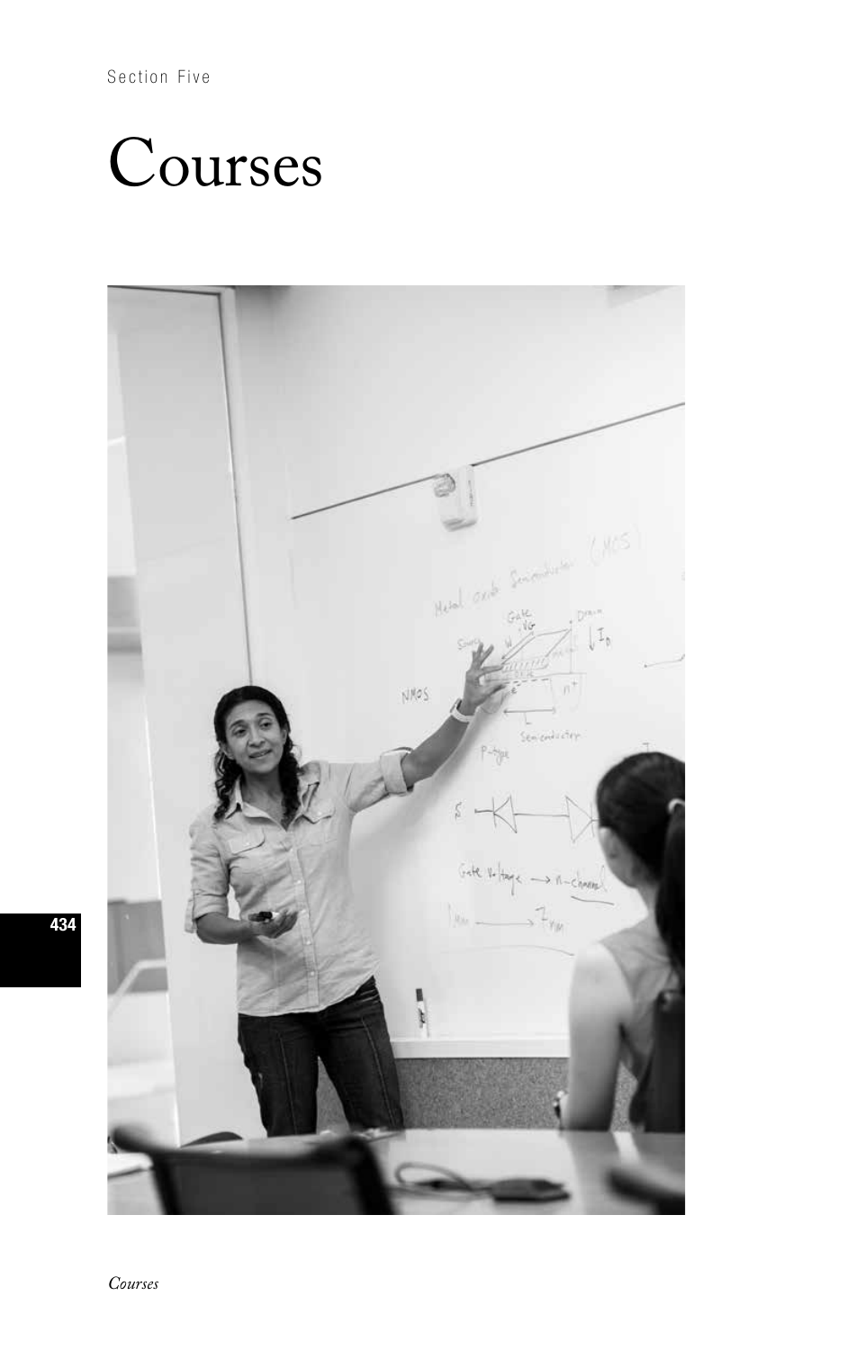Section Five

# Courses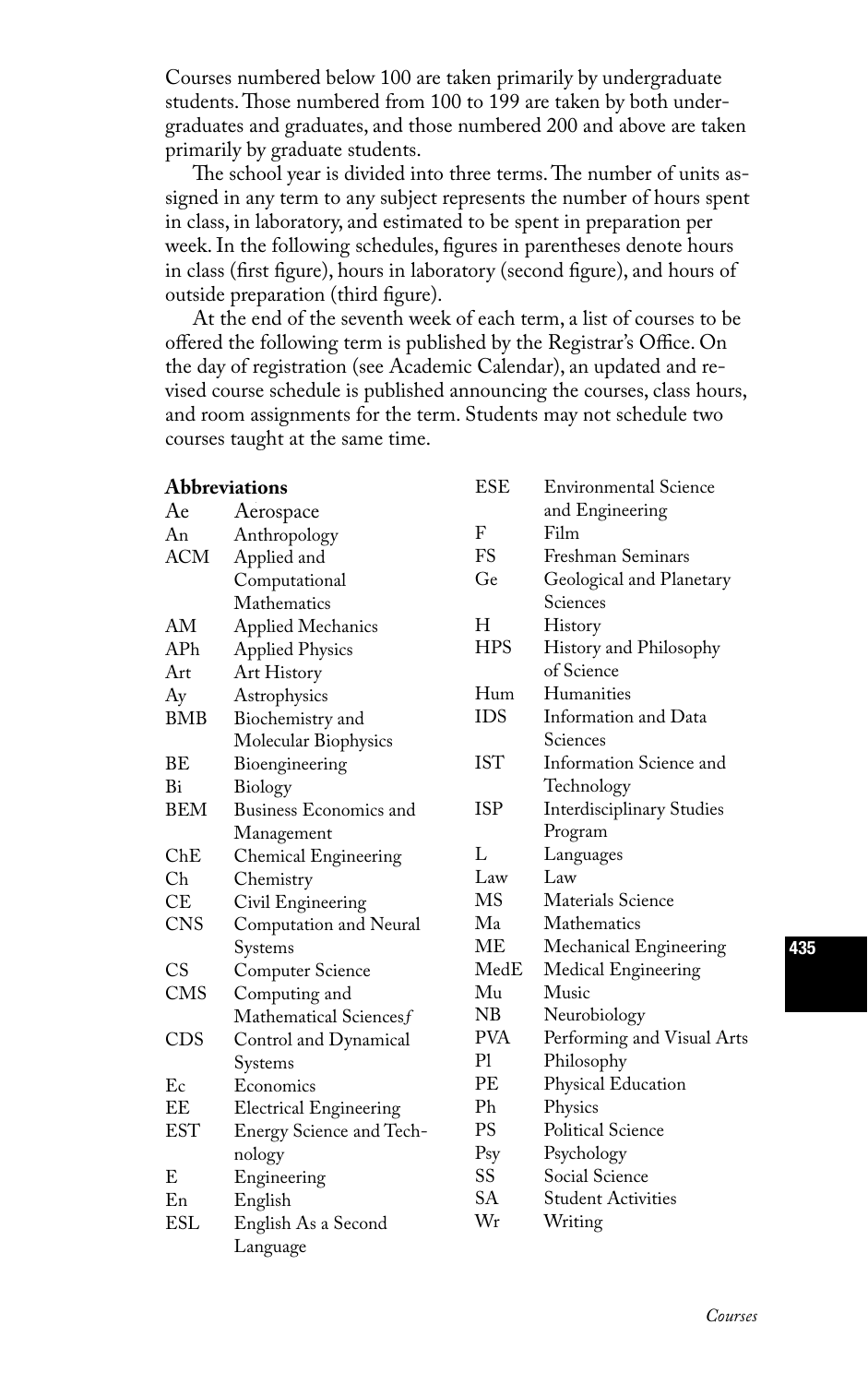Courses numbered below 100 are taken primarily by undergraduate students. Those numbered from 100 to 199 are taken by both undergraduates and graduates, and those numbered 200 and above are taken primarily by graduate students.

The school year is divided into three terms. The number of units assigned in any term to any subject represents the number of hours spent in class, in laboratory, and estimated to be spent in preparation per week. In the following schedules, figures in parentheses denote hours in class (first figure), hours in laboratory (second figure), and hours of outside preparation (third figure).

At the end of the seventh week of each term, a list of courses to be offered the following term is published by the Registrar's Office. On the day of registration (see Academic Calendar), an updated and revised course schedule is published announcing the courses, class hours, and room assignments for the term. Students may not schedule two courses taught at the same time.

### Abbreviations

| | |
|---|---|
| Ae | Aerospace |
| An | Anthropology |
| ACM | Applied and Computational Mathematics |
| AM | Applied Mechanics |
| APh | Applied Physics |
| Art | Art History |
| Ay | Astrophysics |
| BMB | Biochemistry and Molecular Biophysics |
| BE | Bioengineering |
| Bi | Biology |
| BEM | Business Economics and Management |
| ChE | Chemical Engineering |
| Ch | Chemistry |
| CE | Civil Engineering |
| CNS | Computation and Neural Systems |
| CS | Computer Science |
| CMS | Computing and Mathematical Sciences*f* |
| CDS | Control and Dynamical Systems |
| Ec | Economics |
| EE | Electrical Engineering |
| EST | Energy Science and Technology |
| E | Engineering |
| En | English |
| ESL | English As a Second Language |
| ESE | Environmental Science and Engineering |
| F | Film |
| FS | Freshman Seminars |
| Ge | Geological and Planetary Sciences |
| H | History |
| HPS | History and Philosophy of Science |
| Hum | Humanities |
| IDS | Information and Data Sciences |
| IST | Information Science and Technology |
| ISP | Interdisciplinary Studies Program |
| L | Languages |
| Law | Law |
| MS | Materials Science |
| Ma | Mathematics |
| ME | Mechanical Engineering |
| MedE | Medical Engineering |
| Mu | Music |
| NB | Neurobiology |
| PVA | Performing and Visual Arts |
| Pl | Philosophy |
| PE | Physical Education |
| Ph | Physics |
| PS | Political Science |
| Psy | Psychology |
| SS | Social Science |
| SA | Student Activities |
| Wr | Writing |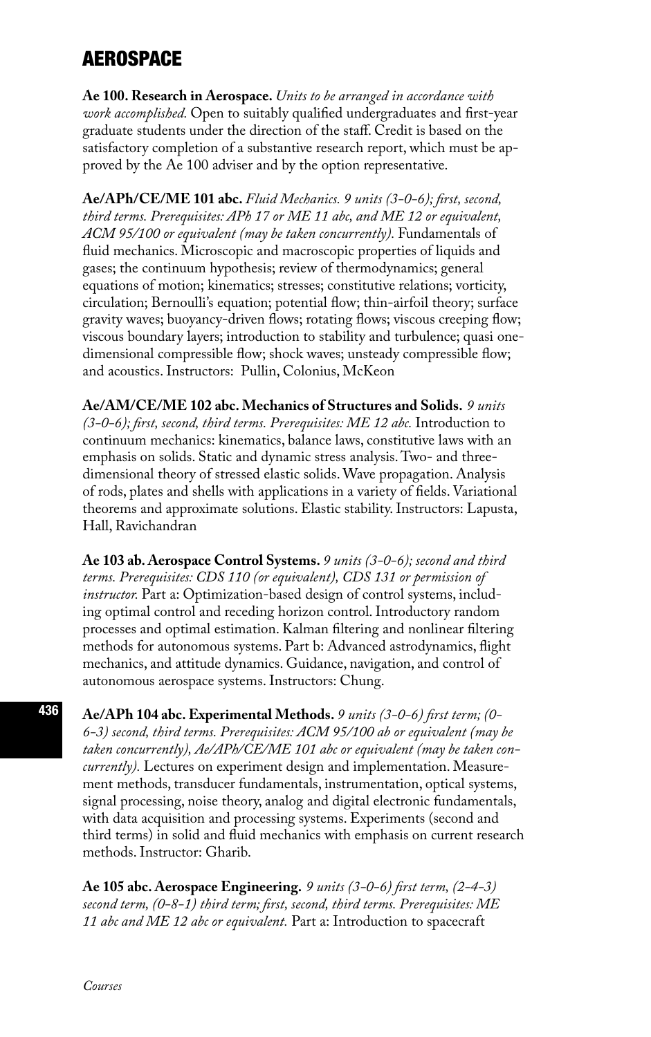# AEROSPACE

**Ae 100. Research in Aerospace.** *Units to be arranged in accordance with work accomplished.* Open to suitably qualified undergraduates and first-year graduate students under the direction of the staff. Credit is based on the satisfactory completion of a substantive research report, which must be approved by the Ae 100 adviser and by the option representative.

**Ae/APh/CE/ME 101 abc.** *Fluid Mechanics. 9 units (3-0-6); first, second, third terms. Prerequisites: APh 17 or ME 11 abc, and ME 12 or equivalent, ACM 95/100 or equivalent (may be taken concurrently).* Fundamentals of fluid mechanics. Microscopic and macroscopic properties of liquids and gases; the continuum hypothesis; review of thermodynamics; general equations of motion; kinematics; stresses; constitutive relations; vorticity, circulation; Bernoulli's equation; potential flow; thin-airfoil theory; surface gravity waves; buoyancy-driven flows; rotating flows; viscous creeping flow; viscous boundary layers; introduction to stability and turbulence; quasi one-dimensional compressible flow; shock waves; unsteady compressible flow; and acoustics. Instructors: Pullin, Colonius, McKeon

**Ae/AM/CE/ME 102 abc. Mechanics of Structures and Solids.** *9 units (3-0-6); first, second, third terms. Prerequisites: ME 12 abc.* Introduction to continuum mechanics: kinematics, balance laws, constitutive laws with an emphasis on solids. Static and dynamic stress analysis. Two- and three-dimensional theory of stressed elastic solids. Wave propagation. Analysis of rods, plates and shells with applications in a variety of fields. Variational theorems and approximate solutions. Elastic stability. Instructors: Lapusta, Hall, Ravichandran

**Ae 103 ab. Aerospace Control Systems.** *9 units (3-0-6); second and third terms. Prerequisites: CDS 110 (or equivalent), CDS 131 or permission of instructor.* Part a: Optimization-based design of control systems, including optimal control and receding horizon control. Introductory random processes and optimal estimation. Kalman filtering and nonlinear filtering methods for autonomous systems. Part b: Advanced astrodynamics, flight mechanics, and attitude dynamics. Guidance, navigation, and control of autonomous aerospace systems. Instructors: Chung.

**Ae/APh 104 abc. Experimental Methods.** *9 units (3-0-6) first term; (0-6-3) second, third terms. Prerequisites: ACM 95/100 ab or equivalent (may be taken concurrently), Ae/APh/CE/ME 101 abc or equivalent (may be taken concurrently).* Lectures on experiment design and implementation. Measurement methods, transducer fundamentals, instrumentation, optical systems, signal processing, noise theory, analog and digital electronic fundamentals, with data acquisition and processing systems. Experiments (second and third terms) in solid and fluid mechanics with emphasis on current research methods. Instructor: Gharib.

**Ae 105 abc. Aerospace Engineering.** *9 units (3-0-6) first term, (2-4-3) second term, (0-8-1) third term; first, second, third terms. Prerequisites: ME 11 abc and ME 12 abc or equivalent.* Part a: Introduction to spacecraft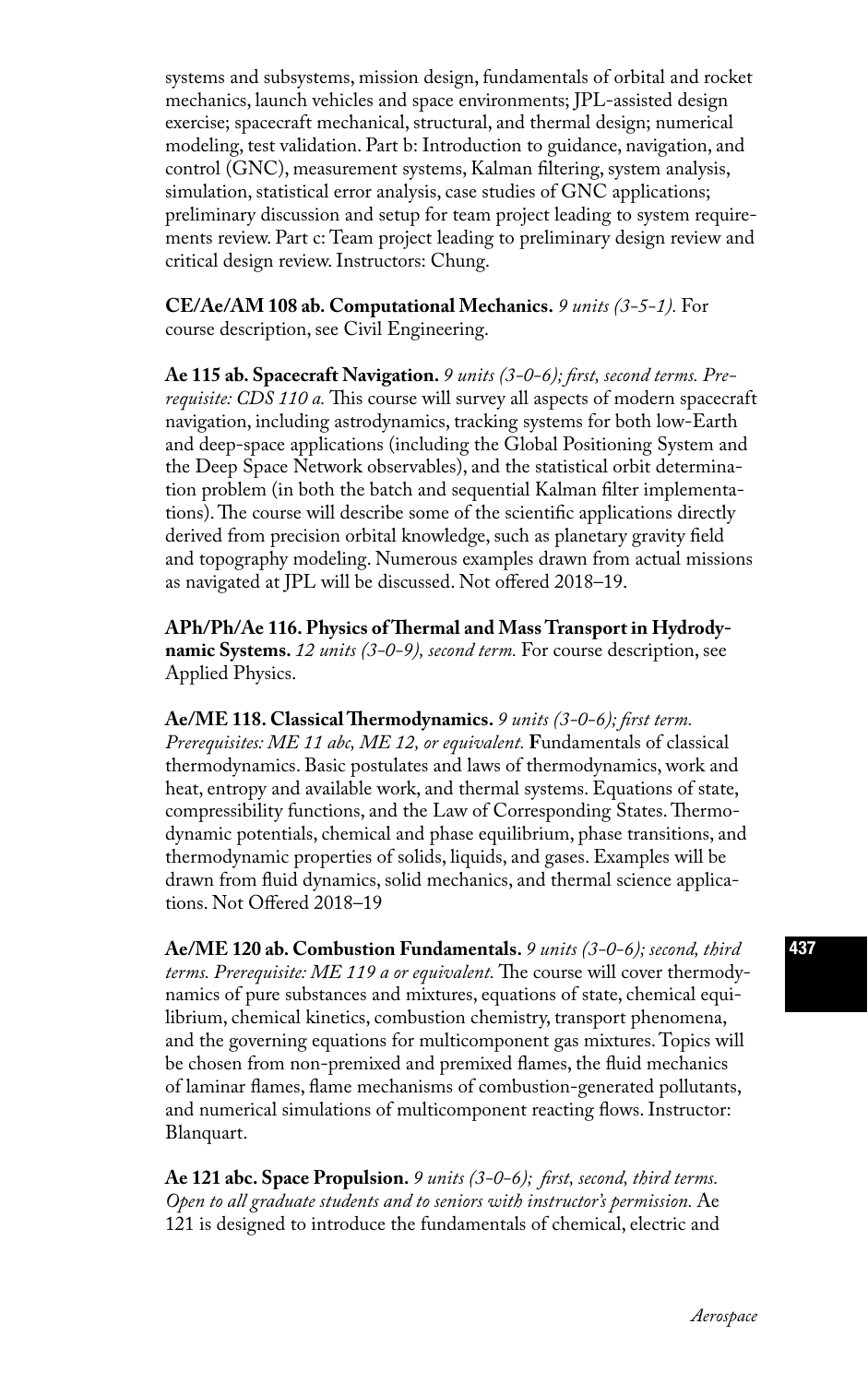systems and subsystems, mission design, fundamentals of orbital and rocket mechanics, launch vehicles and space environments; JPL-assisted design exercise; spacecraft mechanical, structural, and thermal design; numerical modeling, test validation. Part b: Introduction to guidance, navigation, and control (GNC), measurement systems, Kalman filtering, system analysis, simulation, statistical error analysis, case studies of GNC applications; preliminary discussion and setup for team project leading to system requirements review. Part c: Team project leading to preliminary design review and critical design review. Instructors: Chung.

**CE/Ae/AM 108 ab. Computational Mechanics.** *9 units (3-5-1).* For course description, see Civil Engineering.

**Ae 115 ab. Spacecraft Navigation.** *9 units (3-0-6); first, second terms. Prerequisite: CDS 110 a.* This course will survey all aspects of modern spacecraft navigation, including astrodynamics, tracking systems for both low-Earth and deep-space applications (including the Global Positioning System and the Deep Space Network observables), and the statistical orbit determination problem (in both the batch and sequential Kalman filter implementations). The course will describe some of the scientific applications directly derived from precision orbital knowledge, such as planetary gravity field and topography modeling. Numerous examples drawn from actual missions as navigated at JPL will be discussed. Not offered 2018–19.

**APh/Ph/Ae 116. Physics of Thermal and Mass Transport in Hydrodynamic Systems.** *12 units (3-0-9), second term.* For course description, see Applied Physics.

**Ae/ME 118. Classical Thermodynamics.** *9 units (3-0-6); first term. Prerequisites: ME 11 abc, ME 12, or equivalent.* Fundamentals of classical thermodynamics. Basic postulates and laws of thermodynamics, work and heat, entropy and available work, and thermal systems. Equations of state, compressibility functions, and the Law of Corresponding States. Thermodynamic potentials, chemical and phase equilibrium, phase transitions, and thermodynamic properties of solids, liquids, and gases. Examples will be drawn from fluid dynamics, solid mechanics, and thermal science applications. Not Offered 2018–19

**Ae/ME 120 ab. Combustion Fundamentals.** *9 units (3-0-6); second, third terms. Prerequisite: ME 119 a or equivalent.* The course will cover thermodynamics of pure substances and mixtures, equations of state, chemical equilibrium, chemical kinetics, combustion chemistry, transport phenomena, and the governing equations for multicomponent gas mixtures. Topics will be chosen from non-premixed and premixed flames, the fluid mechanics of laminar flames, flame mechanisms of combustion-generated pollutants, and numerical simulations of multicomponent reacting flows. Instructor: Blanquart.

**Ae 121 abc. Space Propulsion.** *9 units (3-0-6); first, second, third terms. Open to all graduate students and to seniors with instructor's permission.* Ae 121 is designed to introduce the fundamentals of chemical, electric and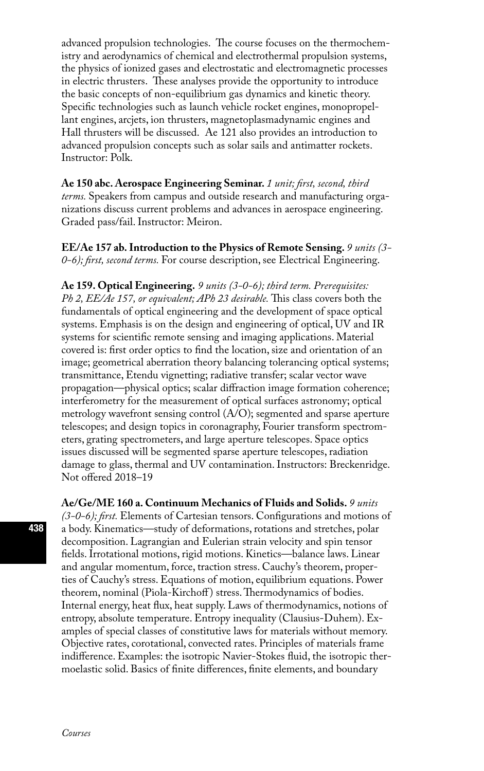advanced propulsion technologies. The course focuses on the thermochemistry and aerodynamics of chemical and electrothermal propulsion systems, the physics of ionized gases and electrostatic and electromagnetic processes in electric thrusters. These analyses provide the opportunity to introduce the basic concepts of non-equilibrium gas dynamics and kinetic theory. Specific technologies such as launch vehicle rocket engines, monopropellant engines, arcjets, ion thrusters, magnetoplasmadynamic engines and Hall thrusters will be discussed. Ae 121 also provides an introduction to advanced propulsion concepts such as solar sails and antimatter rockets. Instructor: Polk.

**Ae 150 abc. Aerospace Engineering Seminar.** *1 unit; first, second, third terms.* Speakers from campus and outside research and manufacturing organizations discuss current problems and advances in aerospace engineering. Graded pass/fail. Instructor: Meiron.

**EE/Ae 157 ab. Introduction to the Physics of Remote Sensing.** *9 units (3-0-6); first, second terms.* For course description, see Electrical Engineering.

**Ae 159. Optical Engineering.** *9 units (3-0-6); third term. Prerequisites: Ph 2, EE/Ae 157, or equivalent; APh 23 desirable.* This class covers both the fundamentals of optical engineering and the development of space optical systems. Emphasis is on the design and engineering of optical, UV and IR systems for scientific remote sensing and imaging applications. Material covered is: first order optics to find the location, size and orientation of an image; geometrical aberration theory balancing tolerancing optical systems; transmittance, Etendu vignetting; radiative transfer; scalar vector wave propagation—physical optics; scalar diffraction image formation coherence; interferometry for the measurement of optical surfaces astronomy; optical metrology wavefront sensing control (A/O); segmented and sparse aperture telescopes; and design topics in coronagraphy, Fourier transform spectrometers, grating spectrometers, and large aperture telescopes. Space optics issues discussed will be segmented sparse aperture telescopes, radiation damage to glass, thermal and UV contamination. Instructors: Breckenridge. Not offered 2018–19

**Ae/Ge/ME 160 a. Continuum Mechanics of Fluids and Solids.** *9 units (3-0-6); first.* Elements of Cartesian tensors. Configurations and motions of a body. Kinematics—study of deformations, rotations and stretches, polar decomposition. Lagrangian and Eulerian strain velocity and spin tensor fields. Irrotational motions, rigid motions. Kinetics—balance laws. Linear and angular momentum, force, traction stress. Cauchy's theorem, properties of Cauchy's stress. Equations of motion, equilibrium equations. Power theorem, nominal (Piola-Kirchoff) stress. Thermodynamics of bodies. Internal energy, heat flux, heat supply. Laws of thermodynamics, notions of entropy, absolute temperature. Entropy inequality (Clausius-Duhem). Examples of special classes of constitutive laws for materials without memory. Objective rates, corotational, convected rates. Principles of materials frame indifference. Examples: the isotropic Navier-Stokes fluid, the isotropic thermoelastic solid. Basics of finite differences, finite elements, and boundary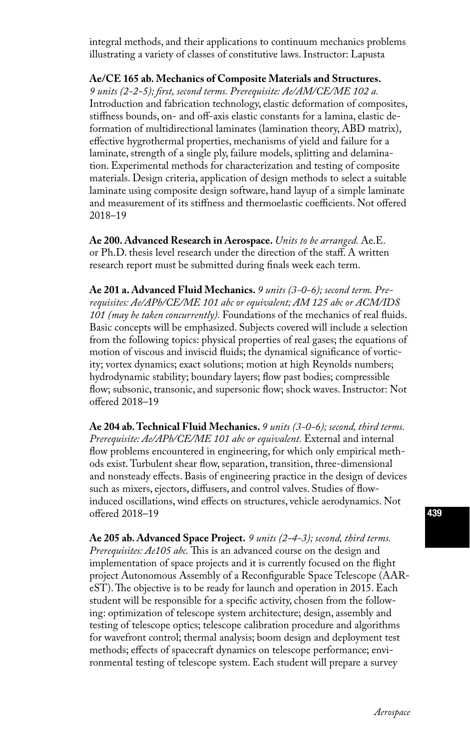integral methods, and their applications to continuum mechanics problems illustrating a variety of classes of constitutive laws. Instructor: Lapusta

**Ae/CE 165 ab. Mechanics of Composite Materials and Structures.** *9 units (2-2-5); first, second terms. Prerequisite: Ae/AM/CE/ME 102 a.* Introduction and fabrication technology, elastic deformation of composites, stiffness bounds, on- and off-axis elastic constants for a lamina, elastic deformation of multidirectional laminates (lamination theory, ABD matrix), effective hygrothermal properties, mechanisms of yield and failure for a laminate, strength of a single ply, failure models, splitting and delamination. Experimental methods for characterization and testing of composite materials. Design criteria, application of design methods to select a suitable laminate using composite design software, hand layup of a simple laminate and measurement of its stiffness and thermoelastic coefficients. Not offered 2018–19

**Ae 200. Advanced Research in Aerospace.** *Units to be arranged.* Ae.E. or Ph.D. thesis level research under the direction of the staff. A written research report must be submitted during finals week each term.

**Ae 201 a. Advanced Fluid Mechanics.** *9 units (3-0-6); second term. Prerequisites: Ae/APh/CE/ME 101 abc or equivalent; AM 125 abc or ACM/IDS 101 (may be taken concurrently).* Foundations of the mechanics of real fluids. Basic concepts will be emphasized. Subjects covered will include a selection from the following topics: physical properties of real gases; the equations of motion of viscous and inviscid fluids; the dynamical significance of vorticity; vortex dynamics; exact solutions; motion at high Reynolds numbers; hydrodynamic stability; boundary layers; flow past bodies; compressible flow; subsonic, transonic, and supersonic flow; shock waves. Instructor: Not offered 2018–19

**Ae 204 ab. Technical Fluid Mechanics.** *9 units (3-0-6); second, third terms. Prerequisite: Ae/APh/CE/ME 101 abc or equivalent.* External and internal flow problems encountered in engineering, for which only empirical methods exist. Turbulent shear flow, separation, transition, three-dimensional and nonsteady effects. Basis of engineering practice in the design of devices such as mixers, ejectors, diffusers, and control valves. Studies of flow-induced oscillations, wind effects on structures, vehicle aerodynamics. Not offered 2018–19

**Ae 205 ab. Advanced Space Project.** *9 units (2-4-3); second, third terms. Prerequisites: Ae105 abc.* This is an advanced course on the design and implementation of space projects and it is currently focused on the flight project Autonomous Assembly of a Reconfigurable Space Telescope (AAReST). The objective is to be ready for launch and operation in 2015. Each student will be responsible for a specific activity, chosen from the following: optimization of telescope system architecture; design, assembly and testing of telescope optics; telescope calibration procedure and algorithms for wavefront control; thermal analysis; boom design and deployment test methods; effects of spacecraft dynamics on telescope performance; environmental testing of telescope system. Each student will prepare a survey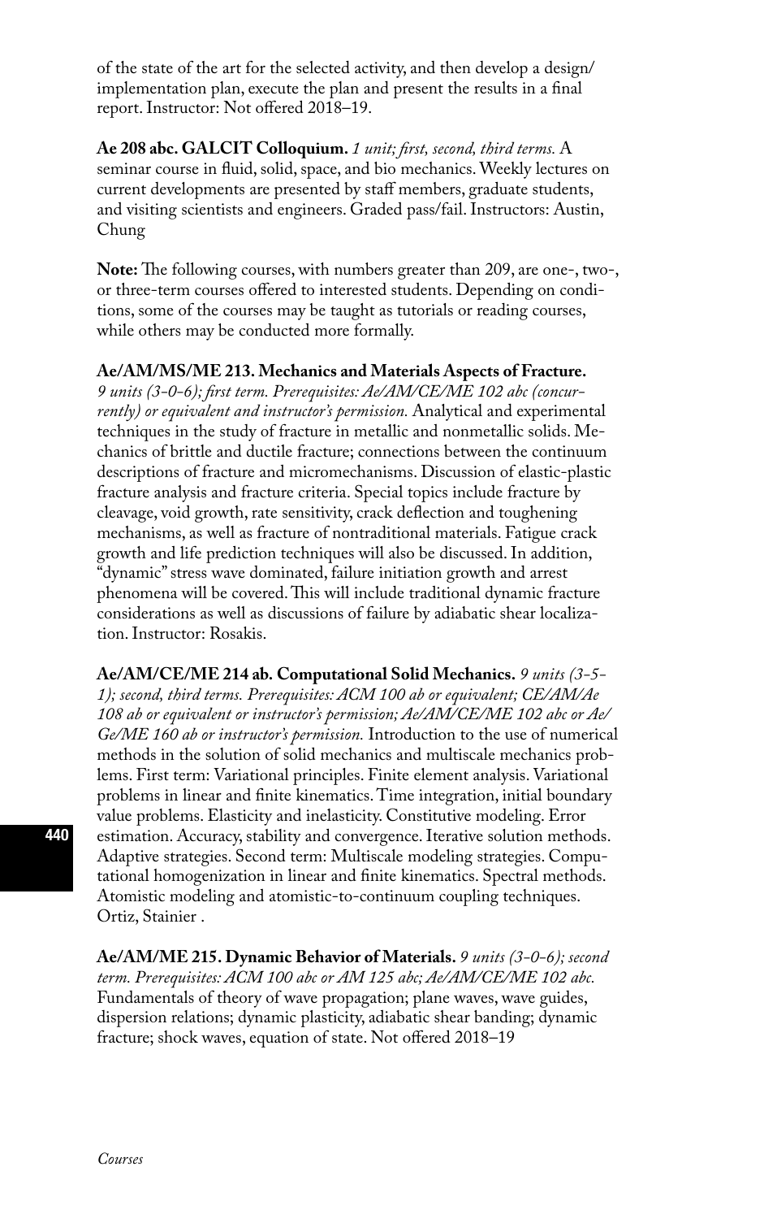of the state of the art for the selected activity, and then develop a design/implementation plan, execute the plan and present the results in a final report. Instructor: Not offered 2018–19.

**Ae 208 abc. GALCIT Colloquium.** *1 unit; first, second, third terms.* A seminar course in fluid, solid, space, and bio mechanics. Weekly lectures on current developments are presented by staff members, graduate students, and visiting scientists and engineers. Graded pass/fail. Instructors: Austin, Chung

**Note:** The following courses, with numbers greater than 209, are one-, two-, or three-term courses offered to interested students. Depending on conditions, some of the courses may be taught as tutorials or reading courses, while others may be conducted more formally.

**Ae/AM/MS/ME 213. Mechanics and Materials Aspects of Fracture.** *9 units (3-0-6); first term. Prerequisites: Ae/AM/CE/ME 102 abc (concurrently) or equivalent and instructor's permission.* Analytical and experimental techniques in the study of fracture in metallic and nonmetallic solids. Mechanics of brittle and ductile fracture; connections between the continuum descriptions of fracture and micromechanisms. Discussion of elastic-plastic fracture analysis and fracture criteria. Special topics include fracture by cleavage, void growth, rate sensitivity, crack deflection and toughening mechanisms, as well as fracture of nontraditional materials. Fatigue crack growth and life prediction techniques will also be discussed. In addition, "dynamic" stress wave dominated, failure initiation growth and arrest phenomena will be covered. This will include traditional dynamic fracture considerations as well as discussions of failure by adiabatic shear localization. Instructor: Rosakis.

**Ae/AM/CE/ME 214 ab. Computational Solid Mechanics.** *9 units (3-5-1); second, third terms. Prerequisites: ACM 100 ab or equivalent; CE/AM/Ae 108 ab or equivalent or instructor's permission; Ae/AM/CE/ME 102 abc or Ae/Ge/ME 160 ab or instructor's permission.* Introduction to the use of numerical methods in the solution of solid mechanics and multiscale mechanics problems. First term: Variational principles. Finite element analysis. Variational problems in linear and finite kinematics. Time integration, initial boundary value problems. Elasticity and inelasticity. Constitutive modeling. Error estimation. Accuracy, stability and convergence. Iterative solution methods. Adaptive strategies. Second term: Multiscale modeling strategies. Computational homogenization in linear and finite kinematics. Spectral methods. Atomistic modeling and atomistic-to-continuum coupling techniques. Ortiz, Stainier .

**Ae/AM/ME 215. Dynamic Behavior of Materials.** *9 units (3-0-6); second term. Prerequisites: ACM 100 abc or AM 125 abc; Ae/AM/CE/ME 102 abc.* Fundamentals of theory of wave propagation; plane waves, wave guides, dispersion relations; dynamic plasticity, adiabatic shear banding; dynamic fracture; shock waves, equation of state. Not offered 2018–19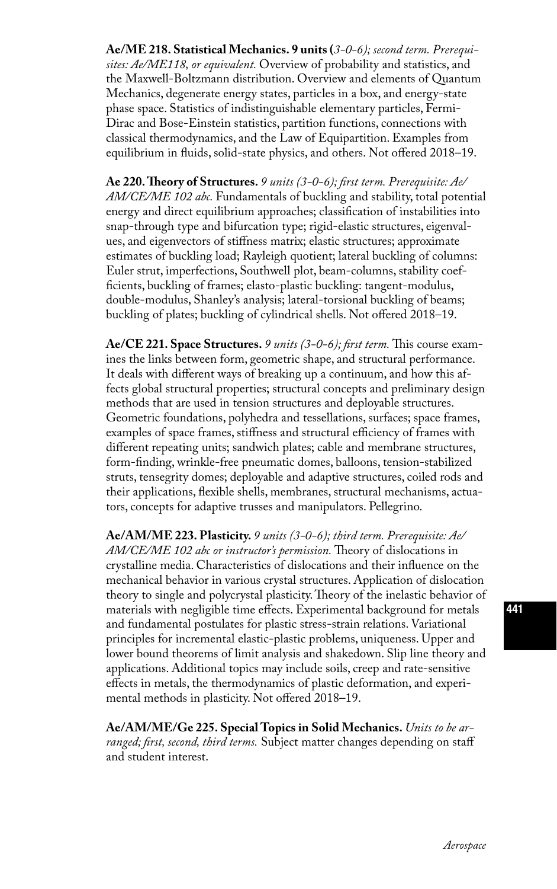**Ae/ME 218. Statistical Mechanics. 9 units (***3-0-6); second term. Prerequisites: Ae/ME118, or equivalent.* Overview of probability and statistics, and the Maxwell-Boltzmann distribution. Overview and elements of Quantum Mechanics, degenerate energy states, particles in a box, and energy-state phase space. Statistics of indistinguishable elementary particles, Fermi-Dirac and Bose-Einstein statistics, partition functions, connections with classical thermodynamics, and the Law of Equipartition. Examples from equilibrium in fluids, solid-state physics, and others. Not offered 2018–19.

**Ae 220. Theory of Structures.** *9 units (3-0-6); first term. Prerequisite: Ae/AM/CE/ME 102 abc.* Fundamentals of buckling and stability, total potential energy and direct equilibrium approaches; classification of instabilities into snap-through type and bifurcation type; rigid-elastic structures, eigenvalues, and eigenvectors of stiffness matrix; elastic structures; approximate estimates of buckling load; Rayleigh quotient; lateral buckling of columns: Euler strut, imperfections, Southwell plot, beam-columns, stability coefficients, buckling of frames; elasto-plastic buckling: tangent-modulus, double-modulus, Shanley's analysis; lateral-torsional buckling of beams; buckling of plates; buckling of cylindrical shells. Not offered 2018–19.

**Ae/CE 221. Space Structures.** *9 units (3-0-6); first term.* This course examines the links between form, geometric shape, and structural performance. It deals with different ways of breaking up a continuum, and how this affects global structural properties; structural concepts and preliminary design methods that are used in tension structures and deployable structures. Geometric foundations, polyhedra and tessellations, surfaces; space frames, examples of space frames, stiffness and structural efficiency of frames with different repeating units; sandwich plates; cable and membrane structures, form-finding, wrinkle-free pneumatic domes, balloons, tension-stabilized struts, tensegrity domes; deployable and adaptive structures, coiled rods and their applications, flexible shells, membranes, structural mechanisms, actuators, concepts for adaptive trusses and manipulators. Pellegrino.

**Ae/AM/ME 223. Plasticity.** *9 units (3-0-6); third term. Prerequisite: Ae/AM/CE/ME 102 abc or instructor's permission.* Theory of dislocations in crystalline media. Characteristics of dislocations and their influence on the mechanical behavior in various crystal structures. Application of dislocation theory to single and polycrystal plasticity. Theory of the inelastic behavior of materials with negligible time effects. Experimental background for metals and fundamental postulates for plastic stress-strain relations. Variational principles for incremental elastic-plastic problems, uniqueness. Upper and lower bound theorems of limit analysis and shakedown. Slip line theory and applications. Additional topics may include soils, creep and rate-sensitive effects in metals, the thermodynamics of plastic deformation, and experimental methods in plasticity. Not offered 2018–19.

**Ae/AM/ME/Ge 225. Special Topics in Solid Mechanics.** *Units to be arranged; first, second, third terms.* Subject matter changes depending on staff and student interest.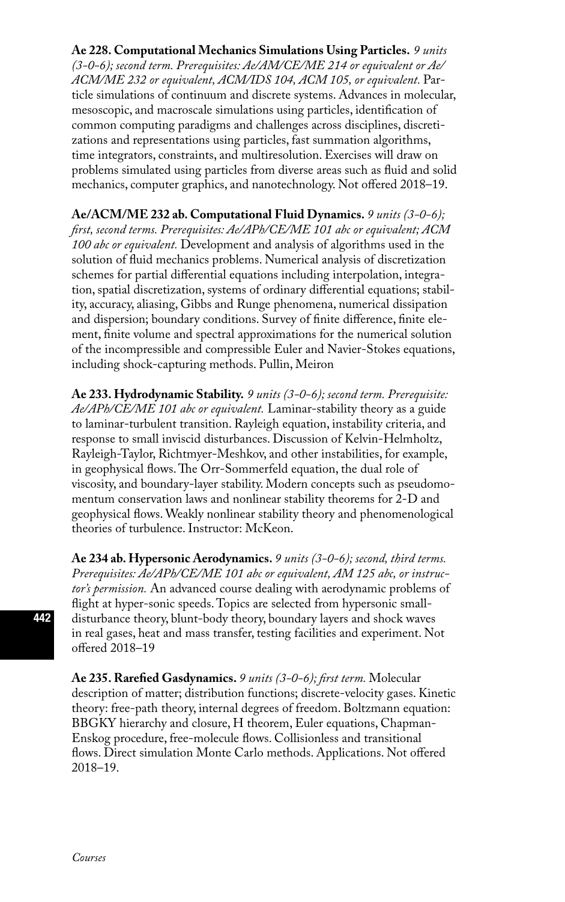**Ae 228. Computational Mechanics Simulations Using Particles.** *9 units (3-0-6); second term. Prerequisites: Ae/AM/CE/ME 214 or equivalent or Ae/ACM/ME 232 or equivalent, ACM/IDS 104, ACM 105, or equivalent.* Particle simulations of continuum and discrete systems. Advances in molecular, mesoscopic, and macroscale simulations using particles, identification of common computing paradigms and challenges across disciplines, discretizations and representations using particles, fast summation algorithms, time integrators, constraints, and multiresolution. Exercises will draw on problems simulated using particles from diverse areas such as fluid and solid mechanics, computer graphics, and nanotechnology. Not offered 2018–19.

**Ae/ACM/ME 232 ab. Computational Fluid Dynamics.** *9 units (3-0-6); first, second terms. Prerequisites: Ae/APh/CE/ME 101 abc or equivalent; ACM 100 abc or equivalent.* Development and analysis of algorithms used in the solution of fluid mechanics problems. Numerical analysis of discretization schemes for partial differential equations including interpolation, integration, spatial discretization, systems of ordinary differential equations; stability, accuracy, aliasing, Gibbs and Runge phenomena, numerical dissipation and dispersion; boundary conditions. Survey of finite difference, finite element, finite volume and spectral approximations for the numerical solution of the incompressible and compressible Euler and Navier-Stokes equations, including shock-capturing methods. Pullin, Meiron

**Ae 233. Hydrodynamic Stability.** *9 units (3-0-6); second term. Prerequisite: Ae/APh/CE/ME 101 abc or equivalent.* Laminar-stability theory as a guide to laminar-turbulent transition. Rayleigh equation, instability criteria, and response to small inviscid disturbances. Discussion of Kelvin-Helmholtz, Rayleigh-Taylor, Richtmyer-Meshkov, and other instabilities, for example, in geophysical flows. The Orr-Sommerfeld equation, the dual role of viscosity, and boundary-layer stability. Modern concepts such as pseudomomentum conservation laws and nonlinear stability theorems for 2-D and geophysical flows. Weakly nonlinear stability theory and phenomenological theories of turbulence. Instructor: McKeon.

**Ae 234 ab. Hypersonic Aerodynamics.** *9 units (3-0-6); second, third terms. Prerequisites: Ae/APh/CE/ME 101 abc or equivalent, AM 125 abc, or instructor's permission.* An advanced course dealing with aerodynamic problems of flight at hyper-sonic speeds. Topics are selected from hypersonic small-disturbance theory, blunt-body theory, boundary layers and shock waves in real gases, heat and mass transfer, testing facilities and experiment. Not offered 2018–19

**Ae 235. Rarefied Gasdynamics.** *9 units (3-0-6); first term.* Molecular description of matter; distribution functions; discrete-velocity gases. Kinetic theory: free-path theory, internal degrees of freedom. Boltzmann equation: BBGKY hierarchy and closure, H theorem, Euler equations, Chapman-Enskog procedure, free-molecule flows. Collisionless and transitional flows. Direct simulation Monte Carlo methods. Applications. Not offered 2018–19.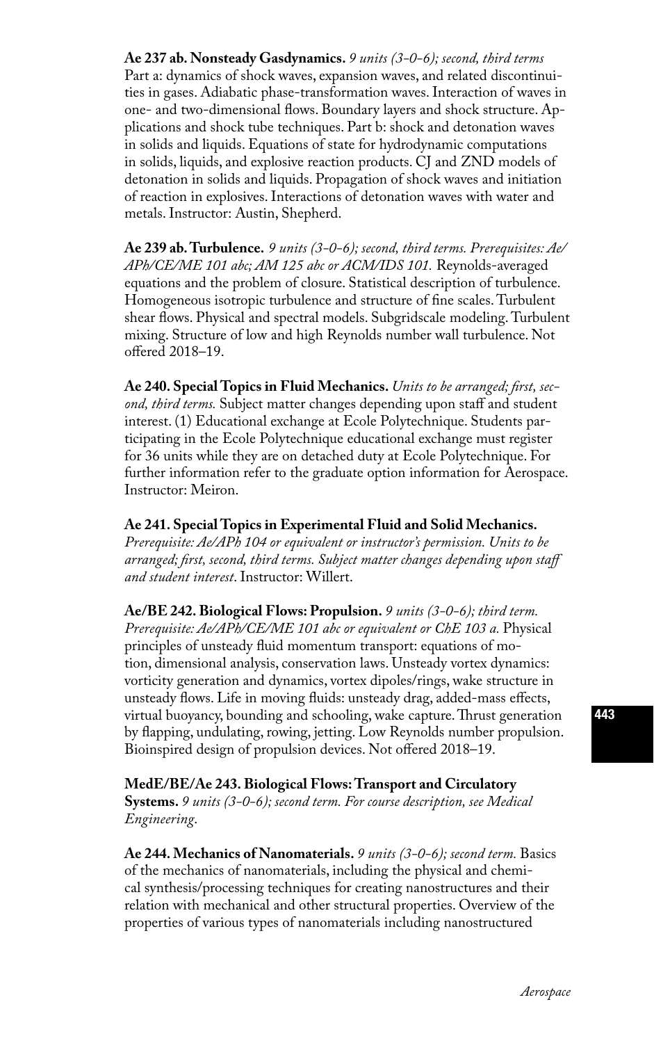**Ae 237 ab. Nonsteady Gasdynamics.** *9 units (3-0-6); second, third terms* Part a: dynamics of shock waves, expansion waves, and related discontinuities in gases. Adiabatic phase-transformation waves. Interaction of waves in one- and two-dimensional flows. Boundary layers and shock structure. Applications and shock tube techniques. Part b: shock and detonation waves in solids and liquids. Equations of state for hydrodynamic computations in solids, liquids, and explosive reaction products. CJ and ZND models of detonation in solids and liquids. Propagation of shock waves and initiation of reaction in explosives. Interactions of detonation waves with water and metals. Instructor: Austin, Shepherd.

**Ae 239 ab. Turbulence.** *9 units (3-0-6); second, third terms. Prerequisites: Ae/APh/CE/ME 101 abc; AM 125 abc or ACM/IDS 101.* Reynolds-averaged equations and the problem of closure. Statistical description of turbulence. Homogeneous isotropic turbulence and structure of fine scales. Turbulent shear flows. Physical and spectral models. Subgridscale modeling. Turbulent mixing. Structure of low and high Reynolds number wall turbulence. Not offered 2018–19.

**Ae 240. Special Topics in Fluid Mechanics.** *Units to be arranged; first, second, third terms.* Subject matter changes depending upon staff and student interest. (1) Educational exchange at Ecole Polytechnique. Students participating in the Ecole Polytechnique educational exchange must register for 36 units while they are on detached duty at Ecole Polytechnique. For further information refer to the graduate option information for Aerospace. Instructor: Meiron.

**Ae 241. Special Topics in Experimental Fluid and Solid Mechanics.** *Prerequisite: Ae/APh 104 or equivalent or instructor's permission. Units to be arranged; first, second, third terms. Subject matter changes depending upon staff and student interest*. Instructor: Willert.

**Ae/BE 242. Biological Flows: Propulsion.** *9 units (3-0-6); third term. Prerequisite: Ae/APh/CE/ME 101 abc or equivalent or ChE 103 a.* Physical principles of unsteady fluid momentum transport: equations of motion, dimensional analysis, conservation laws. Unsteady vortex dynamics: vorticity generation and dynamics, vortex dipoles/rings, wake structure in unsteady flows. Life in moving fluids: unsteady drag, added-mass effects, virtual buoyancy, bounding and schooling, wake capture. Thrust generation by flapping, undulating, rowing, jetting. Low Reynolds number propulsion. Bioinspired design of propulsion devices. Not offered 2018–19.

**MedE/BE/Ae 243. Biological Flows: Transport and Circulatory Systems.** *9 units (3-0-6); second term. For course description, see Medical Engineering.*

**Ae 244. Mechanics of Nanomaterials.** *9 units (3-0-6); second term.* Basics of the mechanics of nanomaterials, including the physical and chemical synthesis/processing techniques for creating nanostructures and their relation with mechanical and other structural properties. Overview of the properties of various types of nanomaterials including nanostructured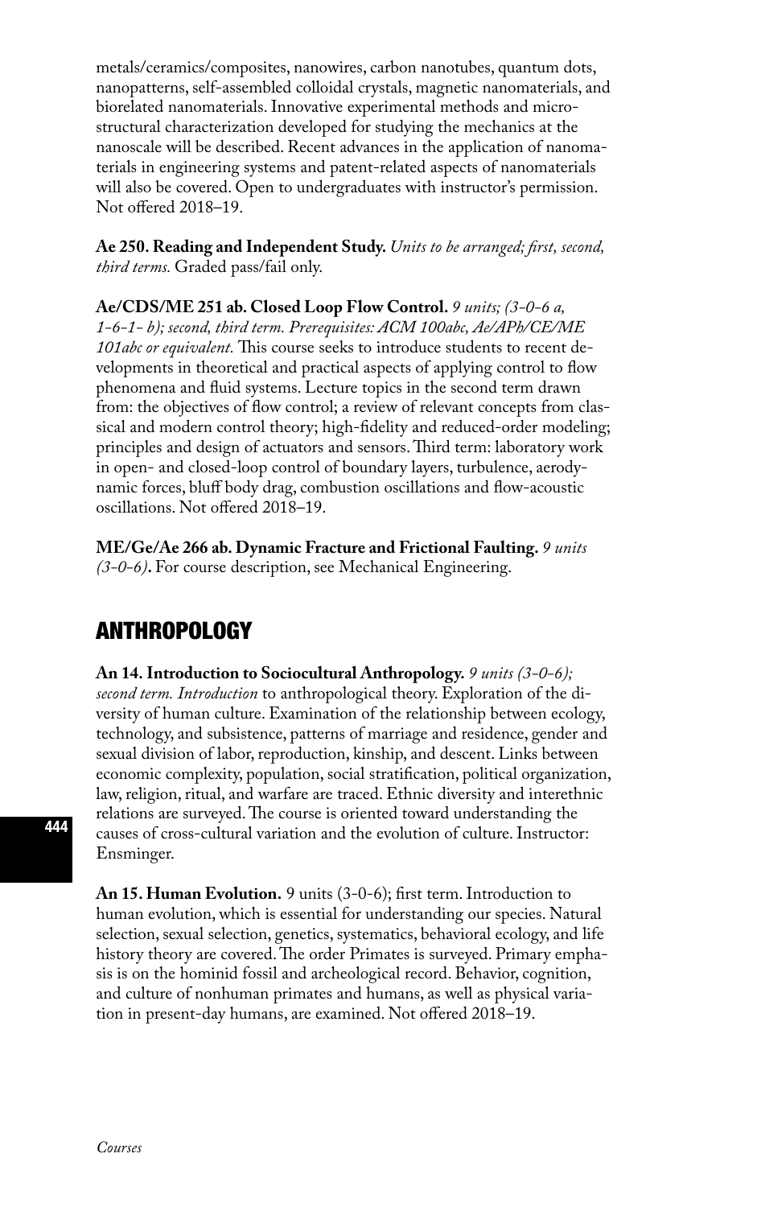metals/ceramics/composites, nanowires, carbon nanotubes, quantum dots, nanopatterns, self-assembled colloidal crystals, magnetic nanomaterials, and biorelated nanomaterials. Innovative experimental methods and microstructural characterization developed for studying the mechanics at the nanoscale will be described. Recent advances in the application of nanomaterials in engineering systems and patent-related aspects of nanomaterials will also be covered. Open to undergraduates with instructor's permission. Not offered 2018–19.

**Ae 250. Reading and Independent Study.** *Units to be arranged; first, second, third terms.* Graded pass/fail only.

**Ae/CDS/ME 251 ab. Closed Loop Flow Control.** *9 units; (3-0-6 a, 1-6-1- b); second, third term. Prerequisites: ACM 100abc, Ae/APh/CE/ME 101abc or equivalent.* This course seeks to introduce students to recent developments in theoretical and practical aspects of applying control to flow phenomena and fluid systems. Lecture topics in the second term drawn from: the objectives of flow control; a review of relevant concepts from classical and modern control theory; high-fidelity and reduced-order modeling; principles and design of actuators and sensors. Third term: laboratory work in open- and closed-loop control of boundary layers, turbulence, aerodynamic forces, bluff body drag, combustion oscillations and flow-acoustic oscillations. Not offered 2018–19.

**ME/Ge/Ae 266 ab. Dynamic Fracture and Frictional Faulting.** *9 units (3-0-6)***.** For course description, see Mechanical Engineering.

## ANTHROPOLOGY

**An 14. Introduction to Sociocultural Anthropology.** *9 units (3-0-6); second term. Introduction* to anthropological theory. Exploration of the diversity of human culture. Examination of the relationship between ecology, technology, and subsistence, patterns of marriage and residence, gender and sexual division of labor, reproduction, kinship, and descent. Links between economic complexity, population, social stratification, political organization, law, religion, ritual, and warfare are traced. Ethnic diversity and interethnic relations are surveyed. The course is oriented toward understanding the causes of cross-cultural variation and the evolution of culture. Instructor: Ensminger.

**An 15. Human Evolution.** 9 units (3-0-6); first term. Introduction to human evolution, which is essential for understanding our species. Natural selection, sexual selection, genetics, systematics, behavioral ecology, and life history theory are covered. The order Primates is surveyed. Primary emphasis is on the hominid fossil and archeological record. Behavior, cognition, and culture of nonhuman primates and humans, as well as physical variation in present-day humans, are examined. Not offered 2018–19.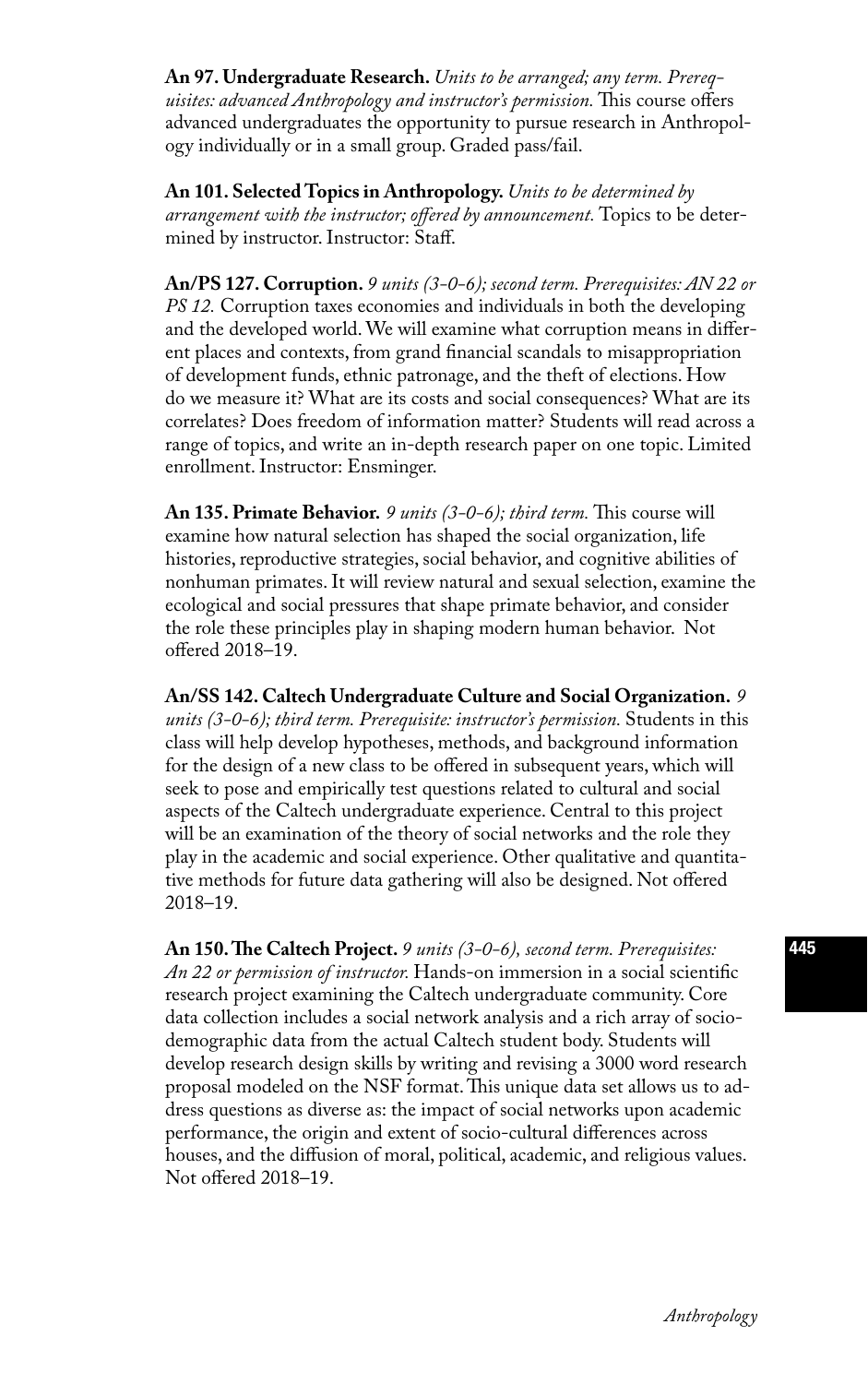**An 97. Undergraduate Research.** *Units to be arranged; any term. Prerequisites: advanced Anthropology and instructor's permission.* This course offers advanced undergraduates the opportunity to pursue research in Anthropology individually or in a small group. Graded pass/fail.

**An 101. Selected Topics in Anthropology.** *Units to be determined by arrangement with the instructor; offered by announcement.* Topics to be determined by instructor. Instructor: Staff.

**An/PS 127. Corruption.** *9 units (3-0-6); second term. Prerequisites: AN 22 or PS 12.* Corruption taxes economies and individuals in both the developing and the developed world. We will examine what corruption means in different places and contexts, from grand financial scandals to misappropriation of development funds, ethnic patronage, and the theft of elections. How do we measure it? What are its costs and social consequences? What are its correlates? Does freedom of information matter? Students will read across a range of topics, and write an in-depth research paper on one topic. Limited enrollment. Instructor: Ensminger.

**An 135. Primate Behavior.** *9 units (3-0-6); third term.* This course will examine how natural selection has shaped the social organization, life histories, reproductive strategies, social behavior, and cognitive abilities of nonhuman primates. It will review natural and sexual selection, examine the ecological and social pressures that shape primate behavior, and consider the role these principles play in shaping modern human behavior. Not offered 2018–19.

**An/SS 142. Caltech Undergraduate Culture and Social Organization.** *9 units (3-0-6); third term. Prerequisite: instructor's permission.* Students in this class will help develop hypotheses, methods, and background information for the design of a new class to be offered in subsequent years, which will seek to pose and empirically test questions related to cultural and social aspects of the Caltech undergraduate experience. Central to this project will be an examination of the theory of social networks and the role they play in the academic and social experience. Other qualitative and quantitative methods for future data gathering will also be designed. Not offered 2018–19.

**An 150. The Caltech Project.** *9 units (3-0-6), second term. Prerequisites: An 22 or permission of instructor.* Hands-on immersion in a social scientific research project examining the Caltech undergraduate community. Core data collection includes a social network analysis and a rich array of socio-demographic data from the actual Caltech student body. Students will develop research design skills by writing and revising a 3000 word research proposal modeled on the NSF format. This unique data set allows us to address questions as diverse as: the impact of social networks upon academic performance, the origin and extent of socio-cultural differences across houses, and the diffusion of moral, political, academic, and religious values. Not offered 2018–19.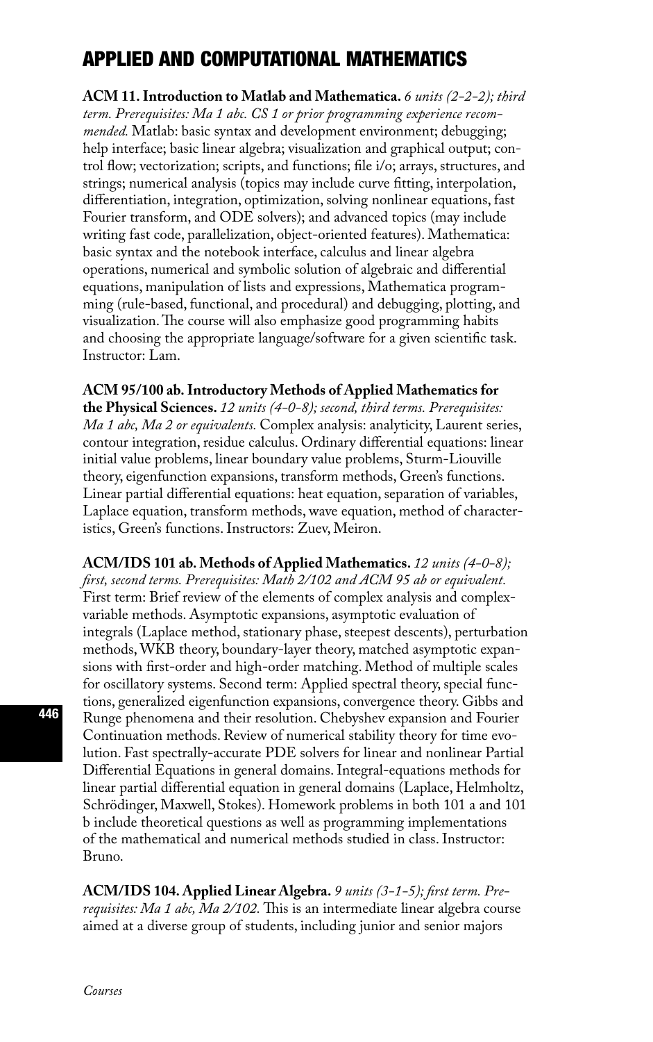# APPLIED AND COMPUTATIONAL MATHEMATICS

**ACM 11. Introduction to Matlab and Mathematica.** *6 units (2-2-2); third term. Prerequisites: Ma 1 abc. CS 1 or prior programming experience recommended.* Matlab: basic syntax and development environment; debugging; help interface; basic linear algebra; visualization and graphical output; control flow; vectorization; scripts, and functions; file i/o; arrays, structures, and strings; numerical analysis (topics may include curve fitting, interpolation, differentiation, integration, optimization, solving nonlinear equations, fast Fourier transform, and ODE solvers); and advanced topics (may include writing fast code, parallelization, object-oriented features). Mathematica: basic syntax and the notebook interface, calculus and linear algebra operations, numerical and symbolic solution of algebraic and differential equations, manipulation of lists and expressions, Mathematica programming (rule-based, functional, and procedural) and debugging, plotting, and visualization. The course will also emphasize good programming habits and choosing the appropriate language/software for a given scientific task. Instructor: Lam.

**ACM 95/100 ab. Introductory Methods of Applied Mathematics for the Physical Sciences.** *12 units (4-0-8); second, third terms. Prerequisites: Ma 1 abc, Ma 2 or equivalents.* Complex analysis: analyticity, Laurent series, contour integration, residue calculus. Ordinary differential equations: linear initial value problems, linear boundary value problems, Sturm-Liouville theory, eigenfunction expansions, transform methods, Green's functions. Linear partial differential equations: heat equation, separation of variables, Laplace equation, transform methods, wave equation, method of characteristics, Green's functions. Instructors: Zuev, Meiron.

**ACM/IDS 101 ab. Methods of Applied Mathematics.** *12 units (4-0-8); first, second terms. Prerequisites: Math 2/102 and ACM 95 ab or equivalent.* First term: Brief review of the elements of complex analysis and complex-variable methods. Asymptotic expansions, asymptotic evaluation of integrals (Laplace method, stationary phase, steepest descents), perturbation methods, WKB theory, boundary-layer theory, matched asymptotic expansions with first-order and high-order matching. Method of multiple scales for oscillatory systems. Second term: Applied spectral theory, special functions, generalized eigenfunction expansions, convergence theory. Gibbs and Runge phenomena and their resolution. Chebyshev expansion and Fourier Continuation methods. Review of numerical stability theory for time evolution. Fast spectrally-accurate PDE solvers for linear and nonlinear Partial Differential Equations in general domains. Integral-equations methods for linear partial differential equation in general domains (Laplace, Helmholtz, Schrödinger, Maxwell, Stokes). Homework problems in both 101 a and 101 b include theoretical questions as well as programming implementations of the mathematical and numerical methods studied in class. Instructor: Bruno.

**ACM/IDS 104. Applied Linear Algebra.** *9 units (3-1-5); first term. Prerequisites: Ma 1 abc, Ma 2/102.* This is an intermediate linear algebra course aimed at a diverse group of students, including junior and senior majors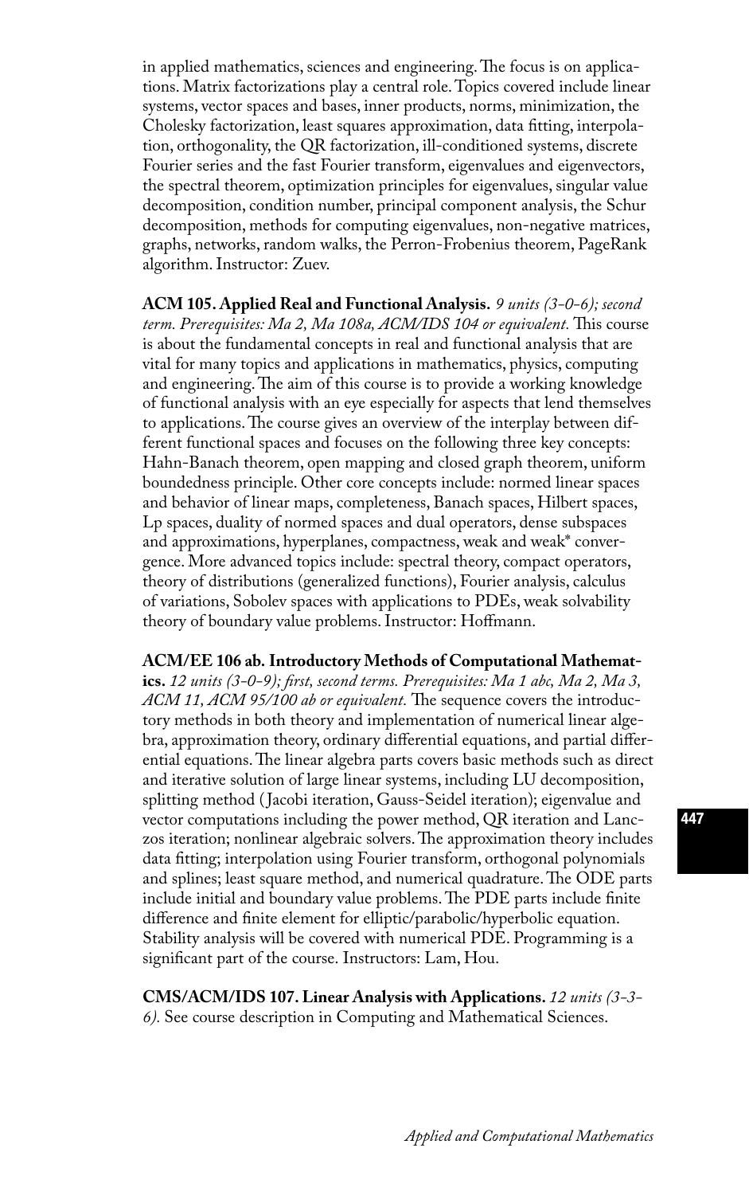in applied mathematics, sciences and engineering. The focus is on applications. Matrix factorizations play a central role. Topics covered include linear systems, vector spaces and bases, inner products, norms, minimization, the Cholesky factorization, least squares approximation, data fitting, interpolation, orthogonality, the QR factorization, ill-conditioned systems, discrete Fourier series and the fast Fourier transform, eigenvalues and eigenvectors, the spectral theorem, optimization principles for eigenvalues, singular value decomposition, condition number, principal component analysis, the Schur decomposition, methods for computing eigenvalues, non-negative matrices, graphs, networks, random walks, the Perron-Frobenius theorem, PageRank algorithm. Instructor: Zuev.

**ACM 105. Applied Real and Functional Analysis.** *9 units (3-0-6); second term. Prerequisites: Ma 2, Ma 108a, ACM/IDS 104 or equivalent.* This course is about the fundamental concepts in real and functional analysis that are vital for many topics and applications in mathematics, physics, computing and engineering. The aim of this course is to provide a working knowledge of functional analysis with an eye especially for aspects that lend themselves to applications. The course gives an overview of the interplay between different functional spaces and focuses on the following three key concepts: Hahn-Banach theorem, open mapping and closed graph theorem, uniform boundedness principle. Other core concepts include: normed linear spaces and behavior of linear maps, completeness, Banach spaces, Hilbert spaces, Lp spaces, duality of normed spaces and dual operators, dense subspaces and approximations, hyperplanes, compactness, weak and weak* convergence. More advanced topics include: spectral theory, compact operators, theory of distributions (generalized functions), Fourier analysis, calculus of variations, Sobolev spaces with applications to PDEs, weak solvability theory of boundary value problems. Instructor: Hoffmann.

**ACM/EE 106 ab. Introductory Methods of Computational Mathematics.** *12 units (3-0-9); first, second terms. Prerequisites: Ma 1 abc, Ma 2, Ma 3, ACM 11, ACM 95/100 ab or equivalent.* The sequence covers the introductory methods in both theory and implementation of numerical linear algebra, approximation theory, ordinary differential equations, and partial differential equations. The linear algebra parts covers basic methods such as direct and iterative solution of large linear systems, including LU decomposition, splitting method (Jacobi iteration, Gauss-Seidel iteration); eigenvalue and vector computations including the power method, QR iteration and Lanczos iteration; nonlinear algebraic solvers. The approximation theory includes data fitting; interpolation using Fourier transform, orthogonal polynomials and splines; least square method, and numerical quadrature. The ODE parts include initial and boundary value problems. The PDE parts include finite difference and finite element for elliptic/parabolic/hyperbolic equation. Stability analysis will be covered with numerical PDE. Programming is a significant part of the course. Instructors: Lam, Hou.

**CMS/ACM/IDS 107. Linear Analysis with Applications.** *12 units (3-3-6).* See course description in Computing and Mathematical Sciences.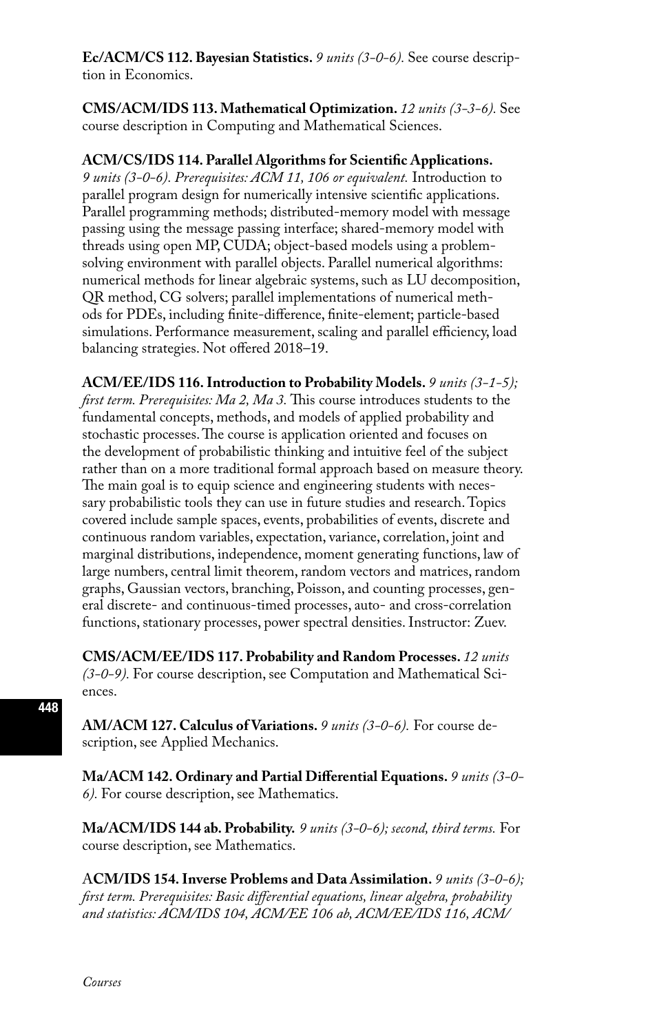**Ec/ACM/CS 112. Bayesian Statistics.** *9 units (3-0-6).* See course description in Economics.

**CMS/ACM/IDS 113. Mathematical Optimization.** *12 units (3-3-6).* See course description in Computing and Mathematical Sciences.

**ACM/CS/IDS 114. Parallel Algorithms for Scientific Applications.** *9 units (3-0-6). Prerequisites: ACM 11, 106 or equivalent.* Introduction to parallel program design for numerically intensive scientific applications. Parallel programming methods; distributed-memory model with message passing using the message passing interface; shared-memory model with threads using open MP, CUDA; object-based models using a problem-solving environment with parallel objects. Parallel numerical algorithms: numerical methods for linear algebraic systems, such as LU decomposition, QR method, CG solvers; parallel implementations of numerical methods for PDEs, including finite-difference, finite-element; particle-based simulations. Performance measurement, scaling and parallel efficiency, load balancing strategies. Not offered 2018–19.

**ACM/EE/IDS 116. Introduction to Probability Models.** *9 units (3-1-5); first term. Prerequisites: Ma 2, Ma 3.* This course introduces students to the fundamental concepts, methods, and models of applied probability and stochastic processes. The course is application oriented and focuses on the development of probabilistic thinking and intuitive feel of the subject rather than on a more traditional formal approach based on measure theory. The main goal is to equip science and engineering students with necessary probabilistic tools they can use in future studies and research. Topics covered include sample spaces, events, probabilities of events, discrete and continuous random variables, expectation, variance, correlation, joint and marginal distributions, independence, moment generating functions, law of large numbers, central limit theorem, random vectors and matrices, random graphs, Gaussian vectors, branching, Poisson, and counting processes, general discrete- and continuous-timed processes, auto- and cross-correlation functions, stationary processes, power spectral densities. Instructor: Zuev.

**CMS/ACM/EE/IDS 117. Probability and Random Processes.** *12 units (3-0-9).* For course description, see Computation and Mathematical Sciences.

**AM/ACM 127. Calculus of Variations.** *9 units (3-0-6).* For course description, see Applied Mechanics.

**Ma/ACM 142. Ordinary and Partial Differential Equations.** *9 units (3-0-6).* For course description, see Mathematics.

**Ma/ACM/IDS 144 ab. Probability.** *9 units (3-0-6); second, third terms.* For course description, see Mathematics.

**ACM/IDS 154. Inverse Problems and Data Assimilation.** *9 units (3-0-6); first term. Prerequisites: Basic differential equations, linear algebra, probability and statistics: ACM/IDS 104, ACM/EE 106 ab, ACM/EE/IDS 116, ACM/*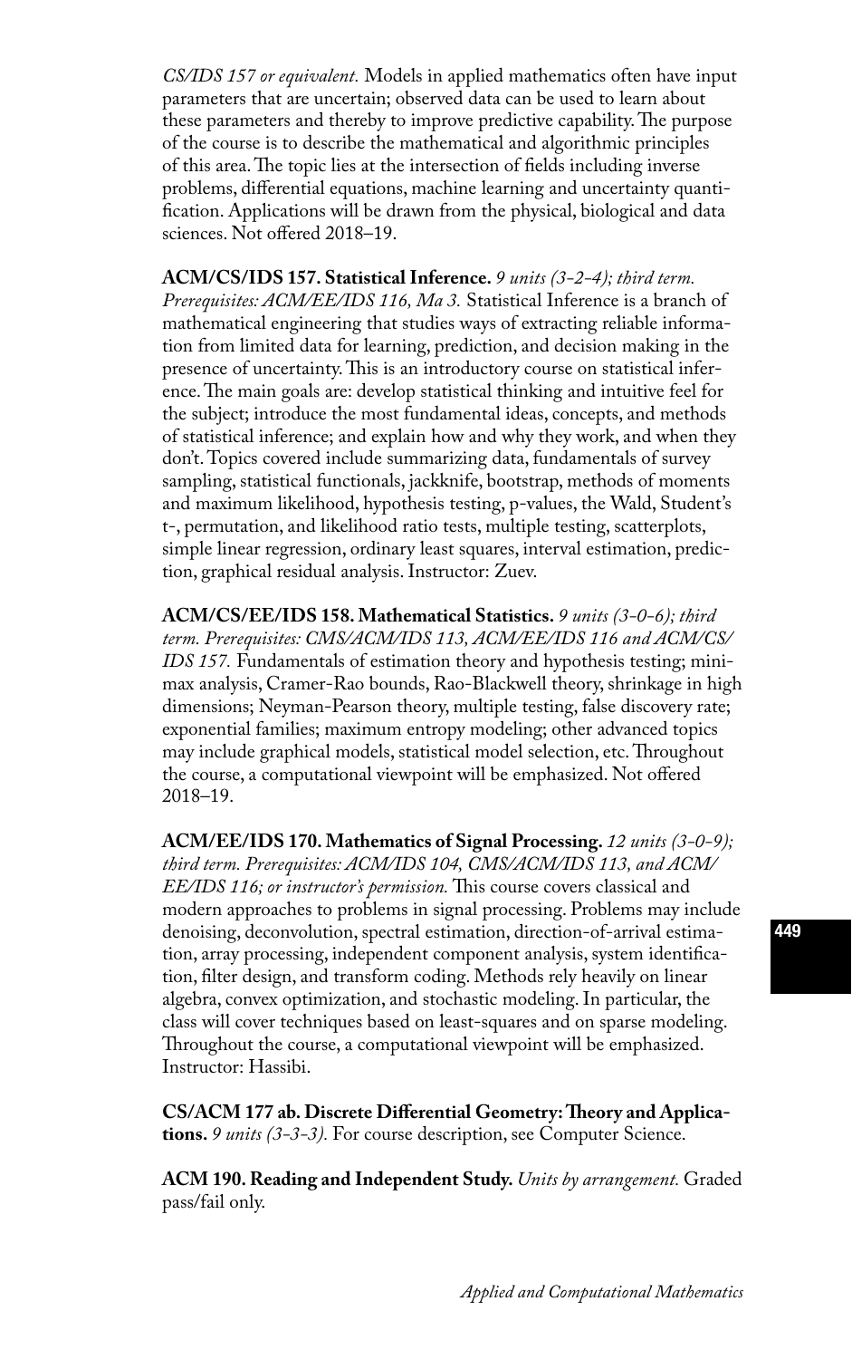*CS/IDS 157 or equivalent.* Models in applied mathematics often have input parameters that are uncertain; observed data can be used to learn about these parameters and thereby to improve predictive capability. The purpose of the course is to describe the mathematical and algorithmic principles of this area. The topic lies at the intersection of fields including inverse problems, differential equations, machine learning and uncertainty quantification. Applications will be drawn from the physical, biological and data sciences. Not offered 2018–19.

**ACM/CS/IDS 157. Statistical Inference.** *9 units (3-2-4); third term. Prerequisites: ACM/EE/IDS 116, Ma 3.* Statistical Inference is a branch of mathematical engineering that studies ways of extracting reliable information from limited data for learning, prediction, and decision making in the presence of uncertainty. This is an introductory course on statistical inference. The main goals are: develop statistical thinking and intuitive feel for the subject; introduce the most fundamental ideas, concepts, and methods of statistical inference; and explain how and why they work, and when they don't. Topics covered include summarizing data, fundamentals of survey sampling, statistical functionals, jackknife, bootstrap, methods of moments and maximum likelihood, hypothesis testing, p-values, the Wald, Student's t-, permutation, and likelihood ratio tests, multiple testing, scatterplots, simple linear regression, ordinary least squares, interval estimation, prediction, graphical residual analysis. Instructor: Zuev.

**ACM/CS/EE/IDS 158. Mathematical Statistics.** *9 units (3-0-6); third term. Prerequisites: CMS/ACM/IDS 113, ACM/EE/IDS 116 and ACM/CS/IDS 157.* Fundamentals of estimation theory and hypothesis testing; minimax analysis, Cramer-Rao bounds, Rao-Blackwell theory, shrinkage in high dimensions; Neyman-Pearson theory, multiple testing, false discovery rate; exponential families; maximum entropy modeling; other advanced topics may include graphical models, statistical model selection, etc. Throughout the course, a computational viewpoint will be emphasized. Not offered 2018–19.

**ACM/EE/IDS 170. Mathematics of Signal Processing.** *12 units (3-0-9); third term. Prerequisites: ACM/IDS 104, CMS/ACM/IDS 113, and ACM/EE/IDS 116; or instructor's permission.* This course covers classical and modern approaches to problems in signal processing. Problems may include denoising, deconvolution, spectral estimation, direction-of-arrival estimation, array processing, independent component analysis, system identification, filter design, and transform coding. Methods rely heavily on linear algebra, convex optimization, and stochastic modeling. In particular, the class will cover techniques based on least-squares and on sparse modeling. Throughout the course, a computational viewpoint will be emphasized. Instructor: Hassibi.

**CS/ACM 177 ab. Discrete Differential Geometry: Theory and Applications.** *9 units (3-3-3).* For course description, see Computer Science.

**ACM 190. Reading and Independent Study.** *Units by arrangement.* Graded pass/fail only.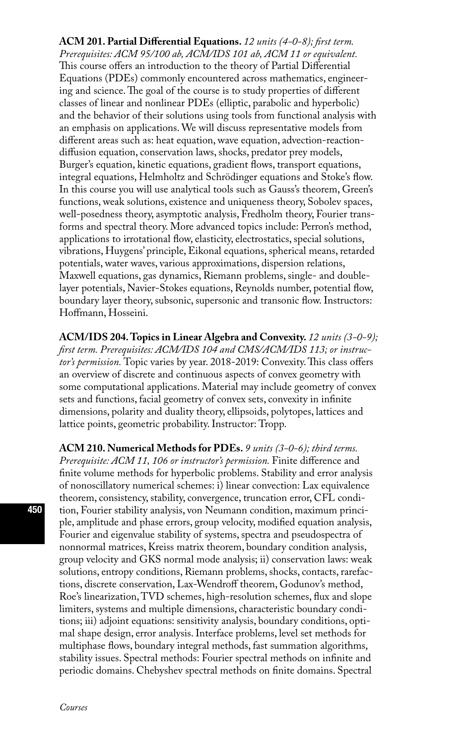**ACM 201. Partial Differential Equations.** *12 units (4-0-8); first term. Prerequisites: ACM 95/100 ab, ACM/IDS 101 ab, ACM 11 or equivalent.* This course offers an introduction to the theory of Partial Differential Equations (PDEs) commonly encountered across mathematics, engineering and science. The goal of the course is to study properties of different classes of linear and nonlinear PDEs (elliptic, parabolic and hyperbolic) and the behavior of their solutions using tools from functional analysis with an emphasis on applications. We will discuss representative models from different areas such as: heat equation, wave equation, advection-reaction-diffusion equation, conservation laws, shocks, predator prey models, Burger's equation, kinetic equations, gradient flows, transport equations, integral equations, Helmholtz and Schrödinger equations and Stoke's flow. In this course you will use analytical tools such as Gauss's theorem, Green's functions, weak solutions, existence and uniqueness theory, Sobolev spaces, well-posedness theory, asymptotic analysis, Fredholm theory, Fourier transforms and spectral theory. More advanced topics include: Perron's method, applications to irrotational flow, elasticity, electrostatics, special solutions, vibrations, Huygens' principle, Eikonal equations, spherical means, retarded potentials, water waves, various approximations, dispersion relations, Maxwell equations, gas dynamics, Riemann problems, single- and double-layer potentials, Navier-Stokes equations, Reynolds number, potential flow, boundary layer theory, subsonic, supersonic and transonic flow. Instructors: Hoffmann, Hosseini.

**ACM/IDS 204. Topics in Linear Algebra and Convexity.** *12 units (3-0-9); first term. Prerequisites: ACM/IDS 104 and CMS/ACM/IDS 113; or instructor's permission.* Topic varies by year. 2018-2019: Convexity. This class offers an overview of discrete and continuous aspects of convex geometry with some computational applications. Material may include geometry of convex sets and functions, facial geometry of convex sets, convexity in infinite dimensions, polarity and duality theory, ellipsoids, polytopes, lattices and lattice points, geometric probability. Instructor: Tropp.

**ACM 210. Numerical Methods for PDEs.** *9 units (3-0-6); third terms. Prerequisite: ACM 11, 106 or instructor's permission.* Finite difference and finite volume methods for hyperbolic problems. Stability and error analysis of nonoscillatory numerical schemes: i) linear convection: Lax equivalence theorem, consistency, stability, convergence, truncation error, CFL condition, Fourier stability analysis, von Neumann condition, maximum principle, amplitude and phase errors, group velocity, modified equation analysis, Fourier and eigenvalue stability of systems, spectra and pseudospectra of nonnormal matrices, Kreiss matrix theorem, boundary condition analysis, group velocity and GKS normal mode analysis; ii) conservation laws: weak solutions, entropy conditions, Riemann problems, shocks, contacts, rarefactions, discrete conservation, Lax-Wendroff theorem, Godunov's method, Roe's linearization, TVD schemes, high-resolution schemes, flux and slope limiters, systems and multiple dimensions, characteristic boundary conditions; iii) adjoint equations: sensitivity analysis, boundary conditions, optimal shape design, error analysis. Interface problems, level set methods for multiphase flows, boundary integral methods, fast summation algorithms, stability issues. Spectral methods: Fourier spectral methods on infinite and periodic domains. Chebyshev spectral methods on finite domains. Spectral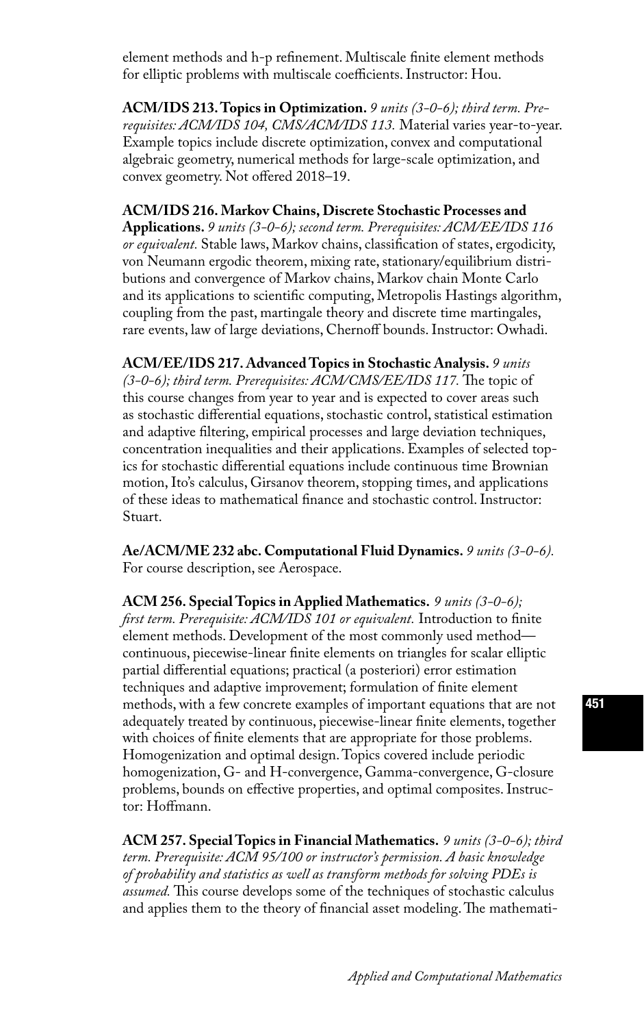element methods and h-p refinement. Multiscale finite element methods for elliptic problems with multiscale coefficients. Instructor: Hou.

**ACM/IDS 213. Topics in Optimization.** *9 units (3-0-6); third term. Prerequisites: ACM/IDS 104, CMS/ACM/IDS 113.* Material varies year-to-year. Example topics include discrete optimization, convex and computational algebraic geometry, numerical methods for large-scale optimization, and convex geometry. Not offered 2018–19.

**ACM/IDS 216. Markov Chains, Discrete Stochastic Processes and Applications.** *9 units (3-0-6); second term. Prerequisites: ACM/EE/IDS 116 or equivalent.* Stable laws, Markov chains, classification of states, ergodicity, von Neumann ergodic theorem, mixing rate, stationary/equilibrium distributions and convergence of Markov chains, Markov chain Monte Carlo and its applications to scientific computing, Metropolis Hastings algorithm, coupling from the past, martingale theory and discrete time martingales, rare events, law of large deviations, Chernoff bounds. Instructor: Owhadi.

**ACM/EE/IDS 217. Advanced Topics in Stochastic Analysis.** *9 units (3-0-6); third term. Prerequisites: ACM/CMS/EE/IDS 117.* The topic of this course changes from year to year and is expected to cover areas such as stochastic differential equations, stochastic control, statistical estimation and adaptive filtering, empirical processes and large deviation techniques, concentration inequalities and their applications. Examples of selected topics for stochastic differential equations include continuous time Brownian motion, Ito's calculus, Girsanov theorem, stopping times, and applications of these ideas to mathematical finance and stochastic control. Instructor: Stuart.

**Ae/ACM/ME 232 abc. Computational Fluid Dynamics.** *9 units (3-0-6).* For course description, see Aerospace.

**ACM 256. Special Topics in Applied Mathematics.** *9 units (3-0-6); first term. Prerequisite: ACM/IDS 101 or equivalent.* Introduction to finite element methods. Development of the most commonly used method—continuous, piecewise-linear finite elements on triangles for scalar elliptic partial differential equations; practical (a posteriori) error estimation techniques and adaptive improvement; formulation of finite element methods, with a few concrete examples of important equations that are not adequately treated by continuous, piecewise-linear finite elements, together with choices of finite elements that are appropriate for those problems. Homogenization and optimal design. Topics covered include periodic homogenization, G- and H-convergence, Gamma-convergence, G-closure problems, bounds on effective properties, and optimal composites. Instructor: Hoffmann.

**ACM 257. Special Topics in Financial Mathematics.** *9 units (3-0-6); third term. Prerequisite: ACM 95/100 or instructor's permission. A basic knowledge of probability and statistics as well as transform methods for solving PDEs is assumed.* This course develops some of the techniques of stochastic calculus and applies them to the theory of financial asset modeling. The mathemati-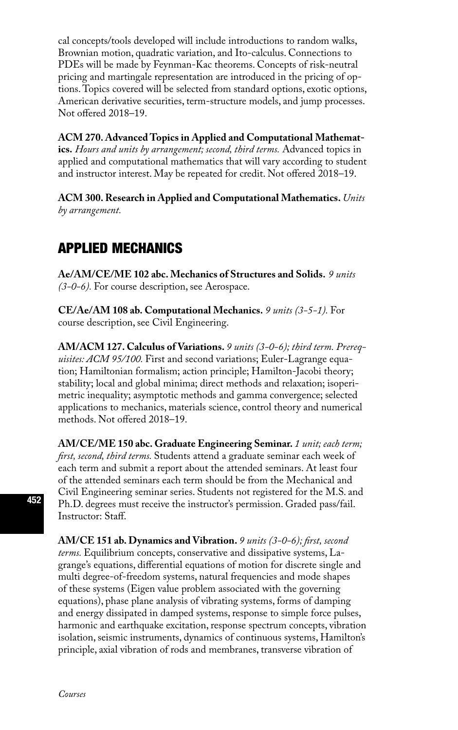cal concepts/tools developed will include introductions to random walks, Brownian motion, quadratic variation, and Ito-calculus. Connections to PDEs will be made by Feynman-Kac theorems. Concepts of risk-neutral pricing and martingale representation are introduced in the pricing of options. Topics covered will be selected from standard options, exotic options, American derivative securities, term-structure models, and jump processes. Not offered 2018–19.

**ACM 270. Advanced Topics in Applied and Computational Mathematics.** *Hours and units by arrangement; second, third terms.* Advanced topics in applied and computational mathematics that will vary according to student and instructor interest. May be repeated for credit. Not offered 2018–19.

**ACM 300. Research in Applied and Computational Mathematics.** *Units by arrangement.*

## APPLIED MECHANICS

**Ae/AM/CE/ME 102 abc. Mechanics of Structures and Solids.** *9 units (3-0-6).* For course description, see Aerospace.

**CE/Ae/AM 108 ab. Computational Mechanics.** *9 units (3-5-1).* For course description, see Civil Engineering.

**AM/ACM 127. Calculus of Variations.** *9 units (3-0-6); third term. Prerequisites: ACM 95/100.* First and second variations; Euler-Lagrange equation; Hamiltonian formalism; action principle; Hamilton-Jacobi theory; stability; local and global minima; direct methods and relaxation; isoperimetric inequality; asymptotic methods and gamma convergence; selected applications to mechanics, materials science, control theory and numerical methods. Not offered 2018–19.

**AM/CE/ME 150 abc. Graduate Engineering Seminar.** *1 unit; each term; first, second, third terms.* Students attend a graduate seminar each week of each term and submit a report about the attended seminars. At least four of the attended seminars each term should be from the Mechanical and Civil Engineering seminar series. Students not registered for the M.S. and Ph.D. degrees must receive the instructor's permission. Graded pass/fail. Instructor: Staff.

**AM/CE 151 ab. Dynamics and Vibration.** *9 units (3-0-6); first, second terms.* Equilibrium concepts, conservative and dissipative systems, Lagrange's equations, differential equations of motion for discrete single and multi degree-of-freedom systems, natural frequencies and mode shapes of these systems (Eigen value problem associated with the governing equations), phase plane analysis of vibrating systems, forms of damping and energy dissipated in damped systems, response to simple force pulses, harmonic and earthquake excitation, response spectrum concepts, vibration isolation, seismic instruments, dynamics of continuous systems, Hamilton's principle, axial vibration of rods and membranes, transverse vibration of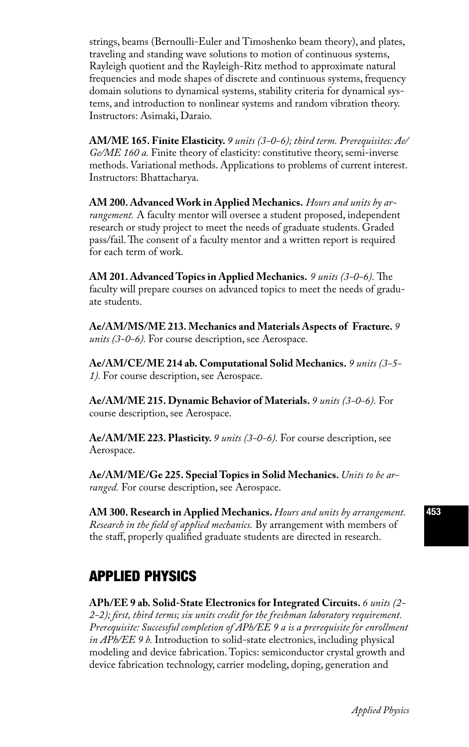strings, beams (Bernoulli-Euler and Timoshenko beam theory), and plates, traveling and standing wave solutions to motion of continuous systems, Rayleigh quotient and the Rayleigh-Ritz method to approximate natural frequencies and mode shapes of discrete and continuous systems, frequency domain solutions to dynamical systems, stability criteria for dynamical systems, and introduction to nonlinear systems and random vibration theory. Instructors: Asimaki, Daraio.

**AM/ME 165. Finite Elasticity.** *9 units (3-0-6); third term. Prerequisites: Ae/Ge/ME 160 a.* Finite theory of elasticity: constitutive theory, semi-inverse methods. Variational methods. Applications to problems of current interest. Instructors: Bhattacharya.

**AM 200. Advanced Work in Applied Mechanics.** *Hours and units by arrangement.* A faculty mentor will oversee a student proposed, independent research or study project to meet the needs of graduate students. Graded pass/fail. The consent of a faculty mentor and a written report is required for each term of work.

**AM 201. Advanced Topics in Applied Mechanics.** *9 units (3-0-6).* The faculty will prepare courses on advanced topics to meet the needs of graduate students.

**Ae/AM/MS/ME 213. Mechanics and Materials Aspects of Fracture.** *9 units (3-0-6).* For course description, see Aerospace.

**Ae/AM/CE/ME 214 ab. Computational Solid Mechanics.** *9 units (3-5-1).* For course description, see Aerospace.

**Ae/AM/ME 215. Dynamic Behavior of Materials.** *9 units (3-0-6).* For course description, see Aerospace.

**Ae/AM/ME 223. Plasticity.** *9 units (3-0-6).* For course description, see Aerospace.

**Ae/AM/ME/Ge 225. Special Topics in Solid Mechanics.** *Units to be arranged.* For course description, see Aerospace.

**AM 300. Research in Applied Mechanics.** *Hours and units by arrangement. Research in the field of applied mechanics.* By arrangement with members of the staff, properly qualified graduate students are directed in research.

## APPLIED PHYSICS

**APh/EE 9 ab. Solid-State Electronics for Integrated Circuits.** *6 units (2-2-2); first, third terms; six units credit for the freshman laboratory requirement. Prerequisite: Successful completion of APh/EE 9 a is a prerequisite for enrollment in APh/EE 9 b.* Introduction to solid-state electronics, including physical modeling and device fabrication. Topics: semiconductor crystal growth and device fabrication technology, carrier modeling, doping, generation and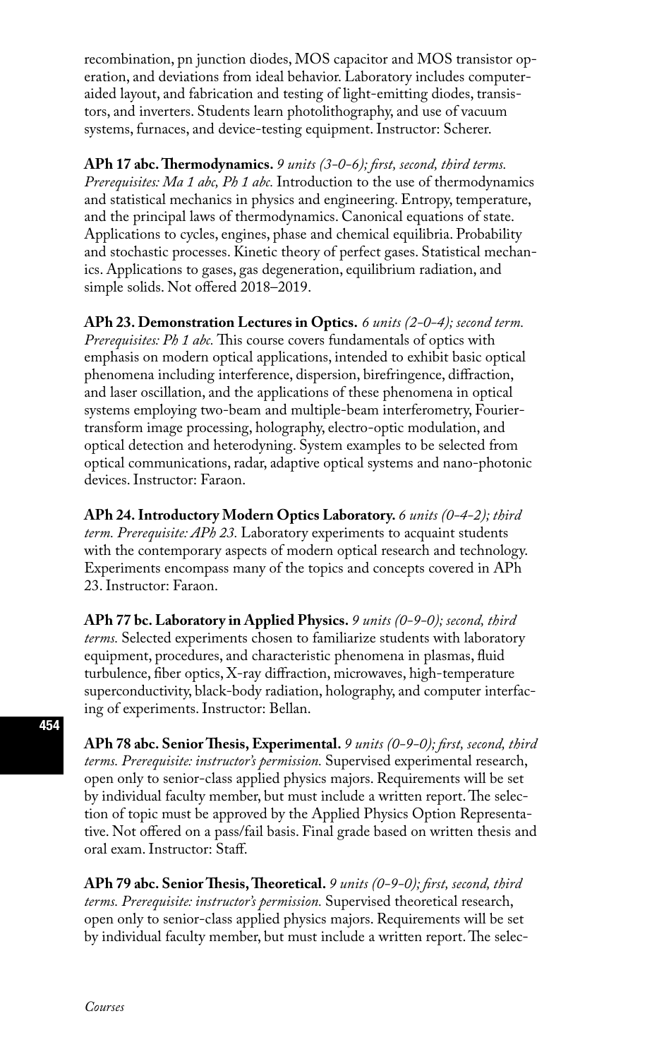recombination, pn junction diodes, MOS capacitor and MOS transistor operation, and deviations from ideal behavior. Laboratory includes computer-aided layout, and fabrication and testing of light-emitting diodes, transistors, and inverters. Students learn photolithography, and use of vacuum systems, furnaces, and device-testing equipment. Instructor: Scherer.

**APh 17 abc. Thermodynamics.** *9 units (3-0-6); first, second, third terms. Prerequisites: Ma 1 abc, Ph 1 abc.* Introduction to the use of thermodynamics and statistical mechanics in physics and engineering. Entropy, temperature, and the principal laws of thermodynamics. Canonical equations of state. Applications to cycles, engines, phase and chemical equilibria. Probability and stochastic processes. Kinetic theory of perfect gases. Statistical mechanics. Applications to gases, gas degeneration, equilibrium radiation, and simple solids. Not offered 2018–2019.

**APh 23. Demonstration Lectures in Optics.** *6 units (2-0-4); second term. Prerequisites: Ph 1 abc.* This course covers fundamentals of optics with emphasis on modern optical applications, intended to exhibit basic optical phenomena including interference, dispersion, birefringence, diffraction, and laser oscillation, and the applications of these phenomena in optical systems employing two-beam and multiple-beam interferometry, Fourier-transform image processing, holography, electro-optic modulation, and optical detection and heterodyning. System examples to be selected from optical communications, radar, adaptive optical systems and nano-photonic devices. Instructor: Faraon.

**APh 24. Introductory Modern Optics Laboratory.** *6 units (0-4-2); third term. Prerequisite: APh 23.* Laboratory experiments to acquaint students with the contemporary aspects of modern optical research and technology. Experiments encompass many of the topics and concepts covered in APh 23. Instructor: Faraon.

**APh 77 bc. Laboratory in Applied Physics.** *9 units (0-9-0); second, third terms.* Selected experiments chosen to familiarize students with laboratory equipment, procedures, and characteristic phenomena in plasmas, fluid turbulence, fiber optics, X-ray diffraction, microwaves, high-temperature superconductivity, black-body radiation, holography, and computer interfacing of experiments. Instructor: Bellan.

**APh 78 abc. Senior Thesis, Experimental.** *9 units (0-9-0); first, second, third terms. Prerequisite: instructor's permission.* Supervised experimental research, open only to senior-class applied physics majors. Requirements will be set by individual faculty member, but must include a written report. The selection of topic must be approved by the Applied Physics Option Representative. Not offered on a pass/fail basis. Final grade based on written thesis and oral exam. Instructor: Staff.

**APh 79 abc. Senior Thesis, Theoretical.** *9 units (0-9-0); first, second, third terms. Prerequisite: instructor's permission.* Supervised theoretical research, open only to senior-class applied physics majors. Requirements will be set by individual faculty member, but must include a written report. The selec-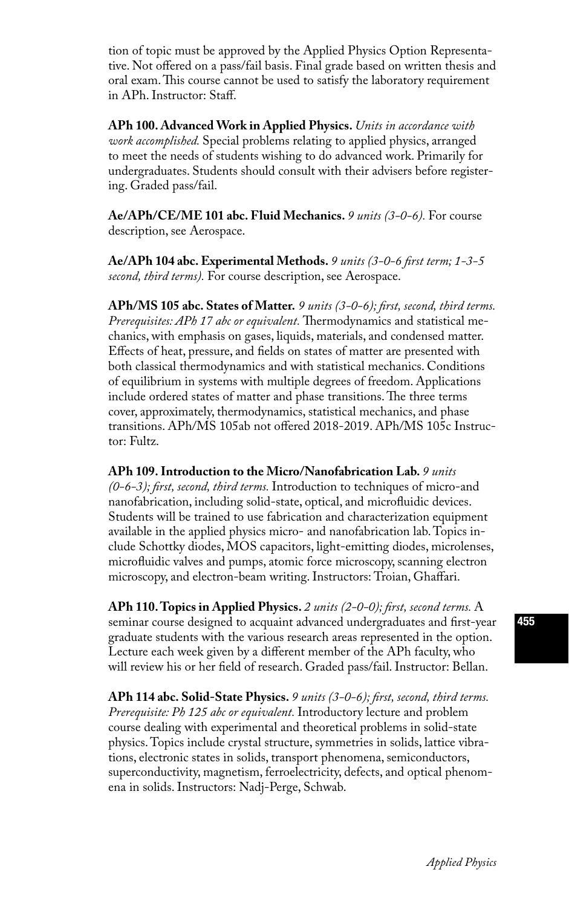tion of topic must be approved by the Applied Physics Option Representative. Not offered on a pass/fail basis. Final grade based on written thesis and oral exam. This course cannot be used to satisfy the laboratory requirement in APh. Instructor: Staff.

**APh 100. Advanced Work in Applied Physics.** *Units in accordance with work accomplished.* Special problems relating to applied physics, arranged to meet the needs of students wishing to do advanced work. Primarily for undergraduates. Students should consult with their advisers before registering. Graded pass/fail.

**Ae/APh/CE/ME 101 abc. Fluid Mechanics.** *9 units (3-0-6).* For course description, see Aerospace.

**Ae/APh 104 abc. Experimental Methods.** *9 units (3-0-6 first term; 1-3-5 second, third terms).* For course description, see Aerospace.

**APh/MS 105 abc. States of Matter.** *9 units (3-0-6); first, second, third terms. Prerequisites: APh 17 abc or equivalent.* Thermodynamics and statistical mechanics, with emphasis on gases, liquids, materials, and condensed matter. Effects of heat, pressure, and fields on states of matter are presented with both classical thermodynamics and with statistical mechanics. Conditions of equilibrium in systems with multiple degrees of freedom. Applications include ordered states of matter and phase transitions. The three terms cover, approximately, thermodynamics, statistical mechanics, and phase transitions. APh/MS 105ab not offered 2018-2019. APh/MS 105c Instructor: Fultz.

**APh 109. Introduction to the Micro/Nanofabrication Lab.** *9 units (0-6-3); first, second, third terms.* Introduction to techniques of micro-and nanofabrication, including solid-state, optical, and microfluidic devices. Students will be trained to use fabrication and characterization equipment available in the applied physics micro- and nanofabrication lab. Topics include Schottky diodes, MOS capacitors, light-emitting diodes, microlenses, microfluidic valves and pumps, atomic force microscopy, scanning electron microscopy, and electron-beam writing. Instructors: Troian, Ghaffari.

**APh 110. Topics in Applied Physics.** *2 units (2-0-0); first, second terms.* A seminar course designed to acquaint advanced undergraduates and first-year graduate students with the various research areas represented in the option. Lecture each week given by a different member of the APh faculty, who will review his or her field of research. Graded pass/fail. Instructor: Bellan.

**APh 114 abc. Solid-State Physics.** *9 units (3-0-6); first, second, third terms. Prerequisite: Ph 125 abc or equivalent.* Introductory lecture and problem course dealing with experimental and theoretical problems in solid-state physics. Topics include crystal structure, symmetries in solids, lattice vibrations, electronic states in solids, transport phenomena, semiconductors, superconductivity, magnetism, ferroelectricity, defects, and optical phenomena in solids. Instructors: Nadj-Perge, Schwab.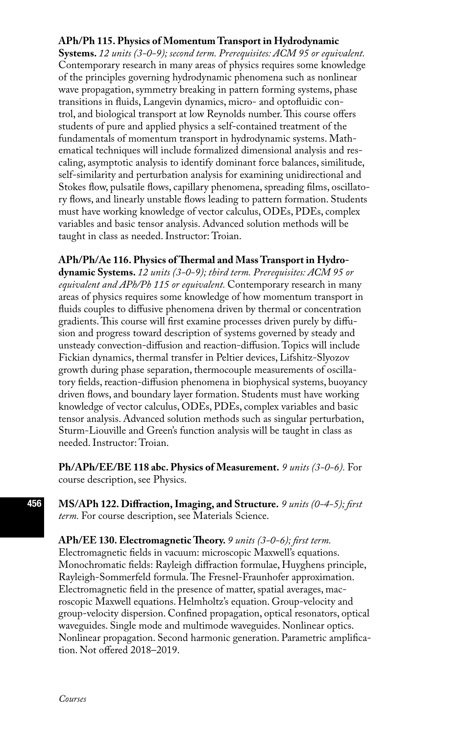**APh/Ph 115. Physics of Momentum Transport in Hydrodynamic Systems.** *12 units (3-0-9); second term. Prerequisites: ACM 95 or equivalent.* Contemporary research in many areas of physics requires some knowledge of the principles governing hydrodynamic phenomena such as nonlinear wave propagation, symmetry breaking in pattern forming systems, phase transitions in fluids, Langevin dynamics, micro- and optofluidic control, and biological transport at low Reynolds number. This course offers students of pure and applied physics a self-contained treatment of the fundamentals of momentum transport in hydrodynamic systems. Mathematical techniques will include formalized dimensional analysis and rescaling, asymptotic analysis to identify dominant force balances, similitude, self-similarity and perturbation analysis for examining unidirectional and Stokes flow, pulsatile flows, capillary phenomena, spreading films, oscillatory flows, and linearly unstable flows leading to pattern formation. Students must have working knowledge of vector calculus, ODEs, PDEs, complex variables and basic tensor analysis. Advanced solution methods will be taught in class as needed. Instructor: Troian.

**APh/Ph/Ae 116. Physics of Thermal and Mass Transport in Hydrodynamic Systems.** *12 units (3-0-9); third term. Prerequisites: ACM 95 or equivalent and APh/Ph 115 or equivalent.* Contemporary research in many areas of physics requires some knowledge of how momentum transport in fluids couples to diffusive phenomena driven by thermal or concentration gradients. This course will first examine processes driven purely by diffusion and progress toward description of systems governed by steady and unsteady convection-diffusion and reaction-diffusion. Topics will include Fickian dynamics, thermal transfer in Peltier devices, Lifshitz-Slyozov growth during phase separation, thermocouple measurements of oscillatory fields, reaction-diffusion phenomena in biophysical systems, buoyancy driven flows, and boundary layer formation. Students must have working knowledge of vector calculus, ODEs, PDEs, complex variables and basic tensor analysis. Advanced solution methods such as singular perturbation, Sturm-Liouville and Green's function analysis will be taught in class as needed. Instructor: Troian.

**Ph/APh/EE/BE 118 abc. Physics of Measurement.** *9 units (3-0-6).* For course description, see Physics.

**MS/APh 122. Diffraction, Imaging, and Structure.** *9 units (0-4-5); first term.* For course description, see Materials Science.

**APh/EE 130. Electromagnetic Theory.** *9 units (3-0-6); first term.* Electromagnetic fields in vacuum: microscopic Maxwell's equations. Monochromatic fields: Rayleigh diffraction formulae, Huyghens principle, Rayleigh-Sommerfeld formula. The Fresnel-Fraunhofer approximation. Electromagnetic field in the presence of matter, spatial averages, macroscopic Maxwell equations. Helmholtz's equation. Group-velocity and group-velocity dispersion. Confined propagation, optical resonators, optical waveguides. Single mode and multimode waveguides. Nonlinear optics. Nonlinear propagation. Second harmonic generation. Parametric amplification. Not offered 2018–2019.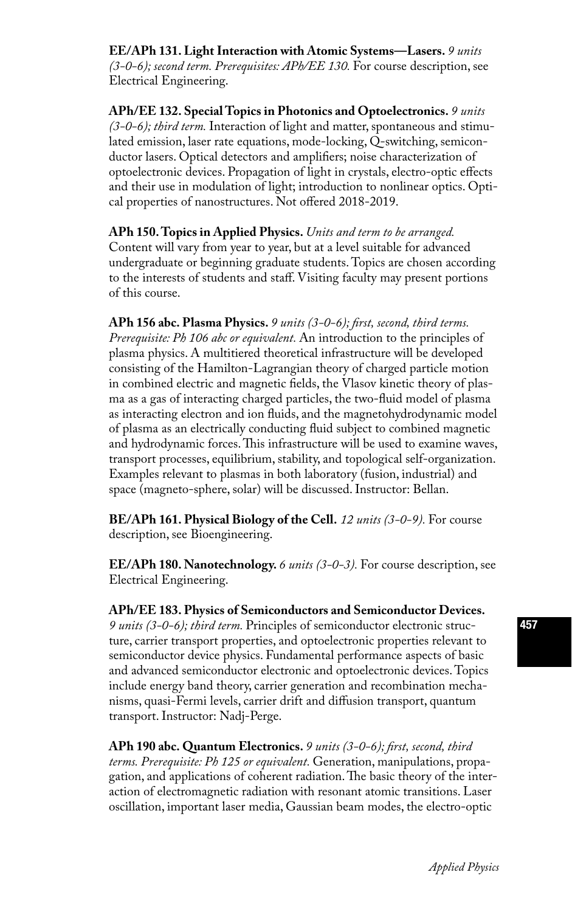**EE/APh 131. Light Interaction with Atomic Systems—Lasers.** *9 units (3-0-6); second term. Prerequisites: APh/EE 130.* For course description, see Electrical Engineering.

**APh/EE 132. Special Topics in Photonics and Optoelectronics.** *9 units (3-0-6); third term.* Interaction of light and matter, spontaneous and stimulated emission, laser rate equations, mode-locking, Q-switching, semiconductor lasers. Optical detectors and amplifiers; noise characterization of optoelectronic devices. Propagation of light in crystals, electro-optic effects and their use in modulation of light; introduction to nonlinear optics. Optical properties of nanostructures. Not offered 2018-2019.

**APh 150. Topics in Applied Physics.** *Units and term to be arranged.* Content will vary from year to year, but at a level suitable for advanced undergraduate or beginning graduate students. Topics are chosen according to the interests of students and staff. Visiting faculty may present portions of this course.

**APh 156 abc. Plasma Physics.** *9 units (3-0-6); first, second, third terms. Prerequisite: Ph 106 abc or equivalent.* An introduction to the principles of plasma physics. A multitiered theoretical infrastructure will be developed consisting of the Hamilton-Lagrangian theory of charged particle motion in combined electric and magnetic fields, the Vlasov kinetic theory of plasma as a gas of interacting charged particles, the two-fluid model of plasma as interacting electron and ion fluids, and the magnetohydrodynamic model of plasma as an electrically conducting fluid subject to combined magnetic and hydrodynamic forces. This infrastructure will be used to examine waves, transport processes, equilibrium, stability, and topological self-organization. Examples relevant to plasmas in both laboratory (fusion, industrial) and space (magneto-sphere, solar) will be discussed. Instructor: Bellan.

**BE/APh 161. Physical Biology of the Cell.** *12 units (3-0-9).* For course description, see Bioengineering.

**EE/APh 180. Nanotechnology.** *6 units (3-0-3).* For course description, see Electrical Engineering.

**APh/EE 183. Physics of Semiconductors and Semiconductor Devices.** *9 units (3-0-6); third term.* Principles of semiconductor electronic structure, carrier transport properties, and optoelectronic properties relevant to semiconductor device physics. Fundamental performance aspects of basic and advanced semiconductor electronic and optoelectronic devices. Topics include energy band theory, carrier generation and recombination mechanisms, quasi-Fermi levels, carrier drift and diffusion transport, quantum transport. Instructor: Nadj-Perge.

**APh 190 abc. Quantum Electronics.** *9 units (3-0-6); first, second, third terms. Prerequisite: Ph 125 or equivalent.* Generation, manipulations, propagation, and applications of coherent radiation. The basic theory of the interaction of electromagnetic radiation with resonant atomic transitions. Laser oscillation, important laser media, Gaussian beam modes, the electro-optic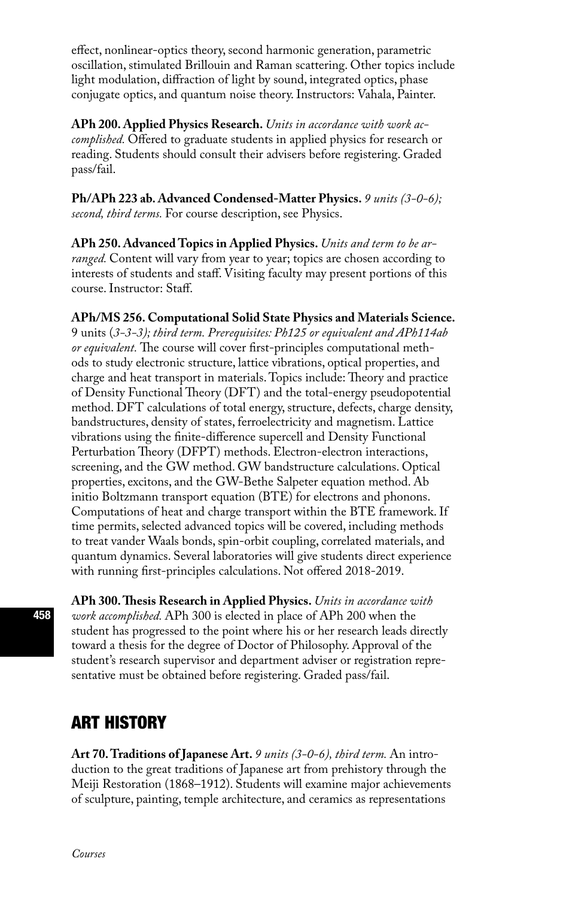effect, nonlinear-optics theory, second harmonic generation, parametric oscillation, stimulated Brillouin and Raman scattering. Other topics include light modulation, diffraction of light by sound, integrated optics, phase conjugate optics, and quantum noise theory. Instructors: Vahala, Painter.

**APh 200. Applied Physics Research.** *Units in accordance with work accomplished.* Offered to graduate students in applied physics for research or reading. Students should consult their advisers before registering. Graded pass/fail.

**Ph/APh 223 ab. Advanced Condensed-Matter Physics.** *9 units (3-0-6); second, third terms.* For course description, see Physics.

**APh 250. Advanced Topics in Applied Physics.** *Units and term to be arranged.* Content will vary from year to year; topics are chosen according to interests of students and staff. Visiting faculty may present portions of this course. Instructor: Staff.

**APh/MS 256. Computational Solid State Physics and Materials Science.** 9 units (*3-3-3); third term. Prerequisites: Ph125 or equivalent and APh114ab or equivalent.* The course will cover first-principles computational methods to study electronic structure, lattice vibrations, optical properties, and charge and heat transport in materials. Topics include: Theory and practice of Density Functional Theory (DFT) and the total-energy pseudopotential method. DFT calculations of total energy, structure, defects, charge density, bandstructures, density of states, ferroelectricity and magnetism. Lattice vibrations using the finite-difference supercell and Density Functional Perturbation Theory (DFPT) methods. Electron-electron interactions, screening, and the GW method. GW bandstructure calculations. Optical properties, excitons, and the GW-Bethe Salpeter equation method. Ab initio Boltzmann transport equation (BTE) for electrons and phonons. Computations of heat and charge transport within the BTE framework. If time permits, selected advanced topics will be covered, including methods to treat vander Waals bonds, spin-orbit coupling, correlated materials, and quantum dynamics. Several laboratories will give students direct experience with running first-principles calculations. Not offered 2018-2019.

**APh 300. Thesis Research in Applied Physics.** *Units in accordance with work accomplished.* APh 300 is elected in place of APh 200 when the student has progressed to the point where his or her research leads directly toward a thesis for the degree of Doctor of Philosophy. Approval of the student's research supervisor and department adviser or registration representative must be obtained before registering. Graded pass/fail.

## ART HISTORY

**Art 70. Traditions of Japanese Art.** *9 units (3-0-6), third term.* An introduction to the great traditions of Japanese art from prehistory through the Meiji Restoration (1868–1912). Students will examine major achievements of sculpture, painting, temple architecture, and ceramics as representations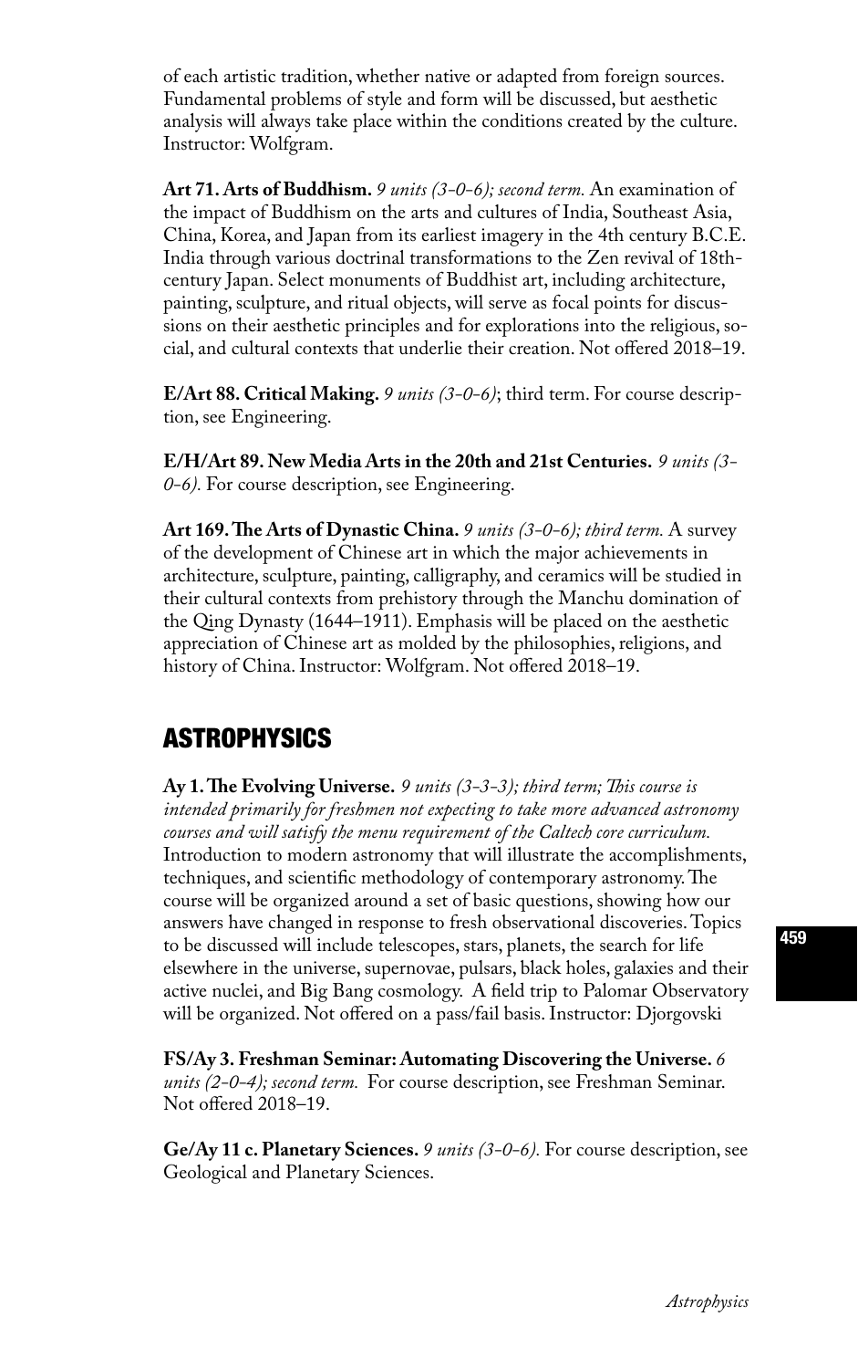of each artistic tradition, whether native or adapted from foreign sources. Fundamental problems of style and form will be discussed, but aesthetic analysis will always take place within the conditions created by the culture. Instructor: Wolfgram.

**Art 71. Arts of Buddhism.** *9 units (3-0-6); second term.* An examination of the impact of Buddhism on the arts and cultures of India, Southeast Asia, China, Korea, and Japan from its earliest imagery in the 4th century B.C.E. India through various doctrinal transformations to the Zen revival of 18th-century Japan. Select monuments of Buddhist art, including architecture, painting, sculpture, and ritual objects, will serve as focal points for discussions on their aesthetic principles and for explorations into the religious, social, and cultural contexts that underlie their creation. Not offered 2018–19.

**E/Art 88. Critical Making.** *9 units (3-0-6)*; third term. For course description, see Engineering.

**E/H/Art 89. New Media Arts in the 20th and 21st Centuries.** *9 units (3-0-6).* For course description, see Engineering.

**Art 169. The Arts of Dynastic China.** *9 units (3-0-6); third term.* A survey of the development of Chinese art in which the major achievements in architecture, sculpture, painting, calligraphy, and ceramics will be studied in their cultural contexts from prehistory through the Manchu domination of the Qing Dynasty (1644–1911). Emphasis will be placed on the aesthetic appreciation of Chinese art as molded by the philosophies, religions, and history of China. Instructor: Wolfgram. Not offered 2018–19.

## ASTROPHYSICS

**Ay 1. The Evolving Universe.** *9 units (3-3-3); third term; This course is intended primarily for freshmen not expecting to take more advanced astronomy courses and will satisfy the menu requirement of the Caltech core curriculum.* Introduction to modern astronomy that will illustrate the accomplishments, techniques, and scientific methodology of contemporary astronomy. The course will be organized around a set of basic questions, showing how our answers have changed in response to fresh observational discoveries. Topics to be discussed will include telescopes, stars, planets, the search for life elsewhere in the universe, supernovae, pulsars, black holes, galaxies and their active nuclei, and Big Bang cosmology. A field trip to Palomar Observatory will be organized. Not offered on a pass/fail basis. Instructor: Djorgovski

**FS/Ay 3. Freshman Seminar: Automating Discovering the Universe.** *6 units (2-0-4); second term.* For course description, see Freshman Seminar. Not offered 2018–19.

**Ge/Ay 11 c. Planetary Sciences.** *9 units (3-0-6).* For course description, see Geological and Planetary Sciences.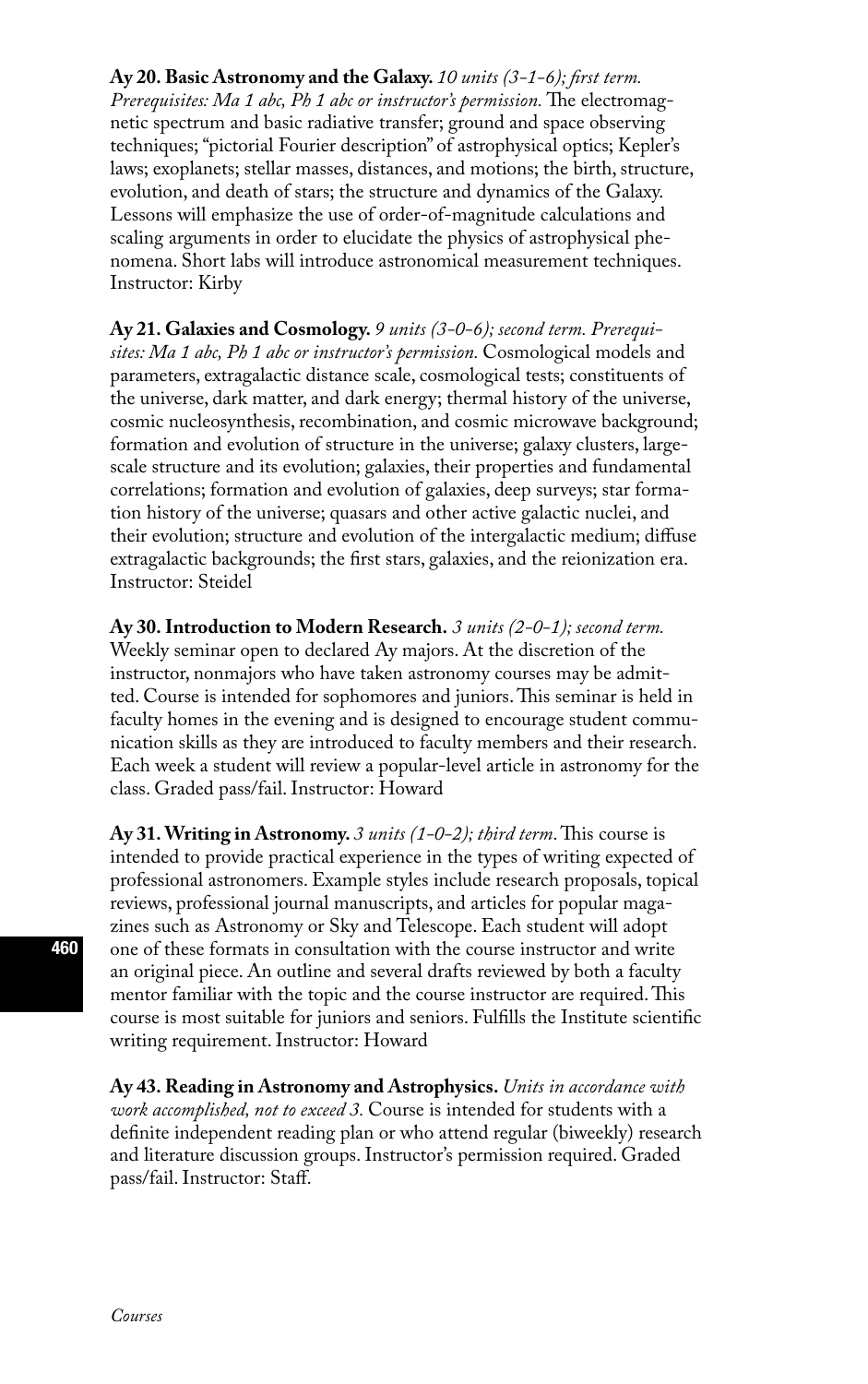**Ay 20. Basic Astronomy and the Galaxy.** *10 units (3-1-6); first term. Prerequisites: Ma 1 abc, Ph 1 abc or instructor's permission.* The electromagnetic spectrum and basic radiative transfer; ground and space observing techniques; "pictorial Fourier description" of astrophysical optics; Kepler's laws; exoplanets; stellar masses, distances, and motions; the birth, structure, evolution, and death of stars; the structure and dynamics of the Galaxy. Lessons will emphasize the use of order-of-magnitude calculations and scaling arguments in order to elucidate the physics of astrophysical phenomena. Short labs will introduce astronomical measurement techniques. Instructor: Kirby

**Ay 21. Galaxies and Cosmology.** *9 units (3-0-6); second term. Prerequisites: Ma 1 abc, Ph 1 abc or instructor's permission.* Cosmological models and parameters, extragalactic distance scale, cosmological tests; constituents of the universe, dark matter, and dark energy; thermal history of the universe, cosmic nucleosynthesis, recombination, and cosmic microwave background; formation and evolution of structure in the universe; galaxy clusters, large-scale structure and its evolution; galaxies, their properties and fundamental correlations; formation and evolution of galaxies, deep surveys; star formation history of the universe; quasars and other active galactic nuclei, and their evolution; structure and evolution of the intergalactic medium; diffuse extragalactic backgrounds; the first stars, galaxies, and the reionization era. Instructor: Steidel

**Ay 30. Introduction to Modern Research.** *3 units (2-0-1); second term.* Weekly seminar open to declared Ay majors. At the discretion of the instructor, nonmajors who have taken astronomy courses may be admitted. Course is intended for sophomores and juniors. This seminar is held in faculty homes in the evening and is designed to encourage student communication skills as they are introduced to faculty members and their research. Each week a student will review a popular-level article in astronomy for the class. Graded pass/fail. Instructor: Howard

**Ay 31. Writing in Astronomy.** *3 units (1-0-2); third term*. This course is intended to provide practical experience in the types of writing expected of professional astronomers. Example styles include research proposals, topical reviews, professional journal manuscripts, and articles for popular magazines such as Astronomy or Sky and Telescope. Each student will adopt one of these formats in consultation with the course instructor and write an original piece. An outline and several drafts reviewed by both a faculty mentor familiar with the topic and the course instructor are required. This course is most suitable for juniors and seniors. Fulfills the Institute scientific writing requirement. Instructor: Howard

**Ay 43. Reading in Astronomy and Astrophysics.** *Units in accordance with work accomplished, not to exceed 3.* Course is intended for students with a definite independent reading plan or who attend regular (biweekly) research and literature discussion groups. Instructor's permission required. Graded pass/fail. Instructor: Staff.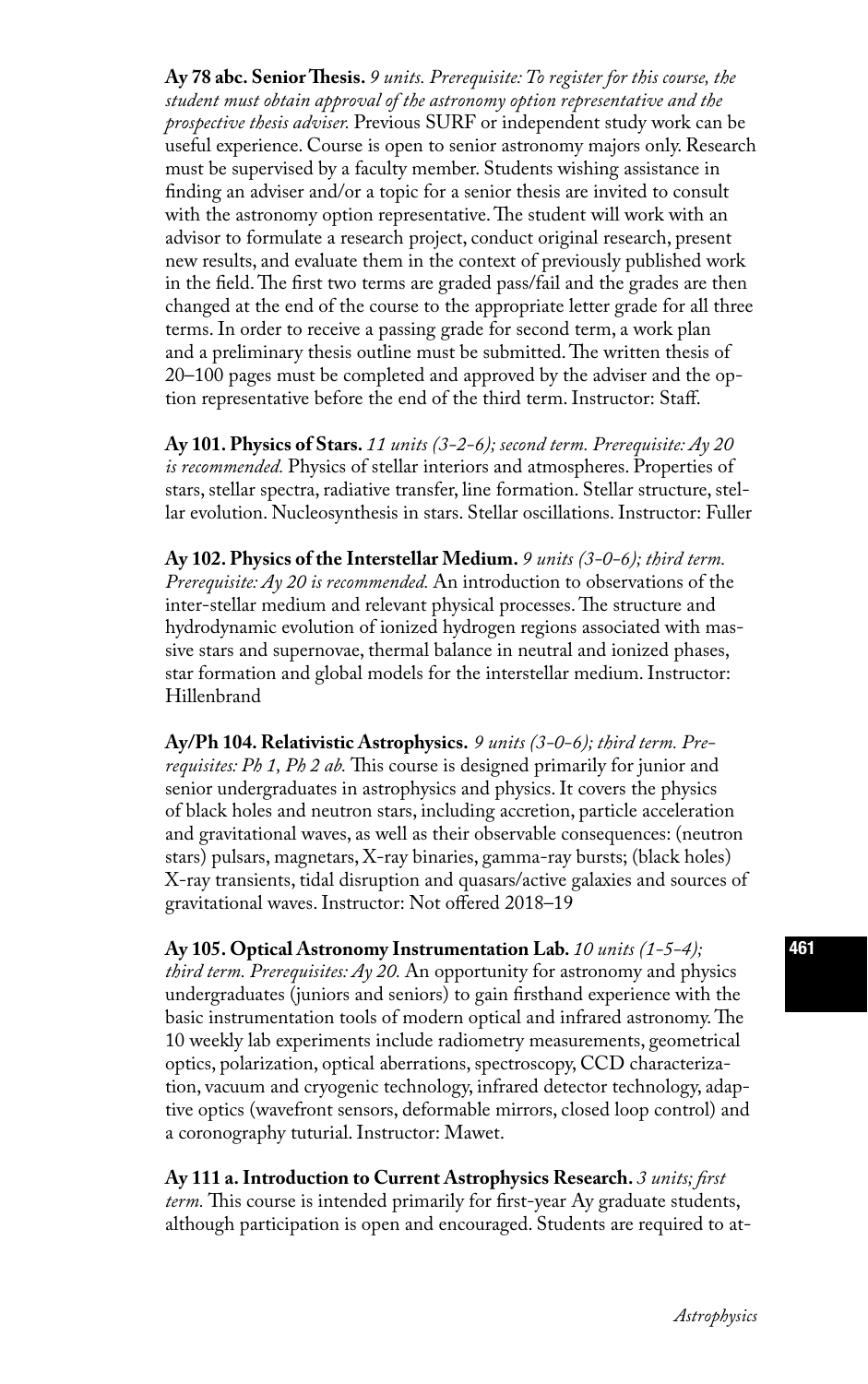**Ay 78 abc. Senior Thesis.** *9 units. Prerequisite: To register for this course, the student must obtain approval of the astronomy option representative and the prospective thesis adviser.* Previous SURF or independent study work can be useful experience. Course is open to senior astronomy majors only. Research must be supervised by a faculty member. Students wishing assistance in finding an adviser and/or a topic for a senior thesis are invited to consult with the astronomy option representative. The student will work with an advisor to formulate a research project, conduct original research, present new results, and evaluate them in the context of previously published work in the field. The first two terms are graded pass/fail and the grades are then changed at the end of the course to the appropriate letter grade for all three terms. In order to receive a passing grade for second term, a work plan and a preliminary thesis outline must be submitted. The written thesis of 20–100 pages must be completed and approved by the adviser and the option representative before the end of the third term. Instructor: Staff.

**Ay 101. Physics of Stars.** *11 units (3-2-6); second term. Prerequisite: Ay 20 is recommended.* Physics of stellar interiors and atmospheres. Properties of stars, stellar spectra, radiative transfer, line formation. Stellar structure, stellar evolution. Nucleosynthesis in stars. Stellar oscillations. Instructor: Fuller

**Ay 102. Physics of the Interstellar Medium.** *9 units (3-0-6); third term. Prerequisite: Ay 20 is recommended.* An introduction to observations of the inter-stellar medium and relevant physical processes. The structure and hydrodynamic evolution of ionized hydrogen regions associated with massive stars and supernovae, thermal balance in neutral and ionized phases, star formation and global models for the interstellar medium. Instructor: Hillenbrand

**Ay/Ph 104. Relativistic Astrophysics.** *9 units (3-0-6); third term. Prerequisites: Ph 1, Ph 2 ab.* This course is designed primarily for junior and senior undergraduates in astrophysics and physics. It covers the physics of black holes and neutron stars, including accretion, particle acceleration and gravitational waves, as well as their observable consequences: (neutron stars) pulsars, magnetars, X-ray binaries, gamma-ray bursts; (black holes) X-ray transients, tidal disruption and quasars/active galaxies and sources of gravitational waves. Instructor: Not offered 2018–19

**Ay 105. Optical Astronomy Instrumentation Lab.** *10 units (1-5-4); third term. Prerequisites: Ay 20.* An opportunity for astronomy and physics undergraduates (juniors and seniors) to gain firsthand experience with the basic instrumentation tools of modern optical and infrared astronomy. The 10 weekly lab experiments include radiometry measurements, geometrical optics, polarization, optical aberrations, spectroscopy, CCD characterization, vacuum and cryogenic technology, infrared detector technology, adaptive optics (wavefront sensors, deformable mirrors, closed loop control) and a coronography tuturial. Instructor: Mawet.

**Ay 111 a. Introduction to Current Astrophysics Research.** *3 units; first term.* This course is intended primarily for first-year Ay graduate students, although participation is open and encouraged. Students are required to at-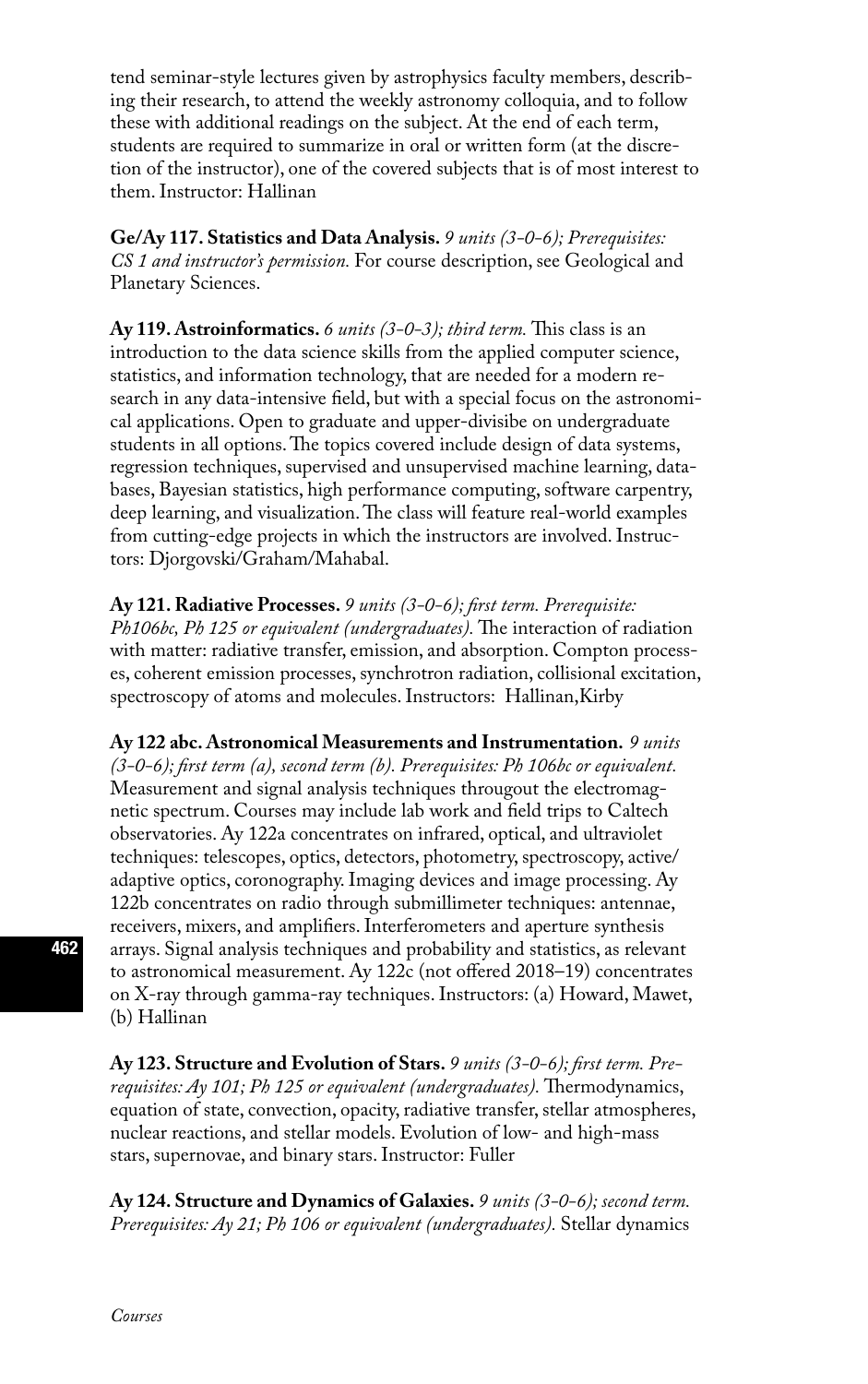tend seminar-style lectures given by astrophysics faculty members, describing their research, to attend the weekly astronomy colloquia, and to follow these with additional readings on the subject. At the end of each term, students are required to summarize in oral or written form (at the discretion of the instructor), one of the covered subjects that is of most interest to them. Instructor: Hallinan

**Ge/Ay 117. Statistics and Data Analysis.** *9 units (3-0-6); Prerequisites: CS 1 and instructor's permission.* For course description, see Geological and Planetary Sciences.

**Ay 119. Astroinformatics.** *6 units (3-0-3); third term.* This class is an introduction to the data science skills from the applied computer science, statistics, and information technology, that are needed for a modern research in any data-intensive field, but with a special focus on the astronomical applications. Open to graduate and upper-divisibe on undergraduate students in all options. The topics covered include design of data systems, regression techniques, supervised and unsupervised machine learning, databases, Bayesian statistics, high performance computing, software carpentry, deep learning, and visualization. The class will feature real-world examples from cutting-edge projects in which the instructors are involved. Instructors: Djorgovski/Graham/Mahabal.

**Ay 121. Radiative Processes.** *9 units (3-0-6); first term. Prerequisite: Ph106bc, Ph 125 or equivalent (undergraduates).* The interaction of radiation with matter: radiative transfer, emission, and absorption. Compton processes, coherent emission processes, synchrotron radiation, collisional excitation, spectroscopy of atoms and molecules. Instructors: Hallinan,Kirby

**Ay 122 abc. Astronomical Measurements and Instrumentation.** *9 units (3-0-6); first term (a), second term (b). Prerequisites: Ph 106bc or equivalent.* Measurement and signal analysis techniques througout the electromagnetic spectrum. Courses may include lab work and field trips to Caltech observatories. Ay 122a concentrates on infrared, optical, and ultraviolet techniques: telescopes, optics, detectors, photometry, spectroscopy, active/adaptive optics, coronography. Imaging devices and image processing. Ay 122b concentrates on radio through submillimeter techniques: antennae, receivers, mixers, and amplifiers. Interferometers and aperture synthesis arrays. Signal analysis techniques and probability and statistics, as relevant to astronomical measurement. Ay 122c (not offered 2018–19) concentrates on X-ray through gamma-ray techniques. Instructors: (a) Howard, Mawet, (b) Hallinan

**Ay 123. Structure and Evolution of Stars.** *9 units (3-0-6); first term. Prerequisites: Ay 101; Ph 125 or equivalent (undergraduates).* Thermodynamics, equation of state, convection, opacity, radiative transfer, stellar atmospheres, nuclear reactions, and stellar models. Evolution of low- and high-mass stars, supernovae, and binary stars. Instructor: Fuller

**Ay 124. Structure and Dynamics of Galaxies.** *9 units (3-0-6); second term. Prerequisites: Ay 21; Ph 106 or equivalent (undergraduates).* Stellar dynamics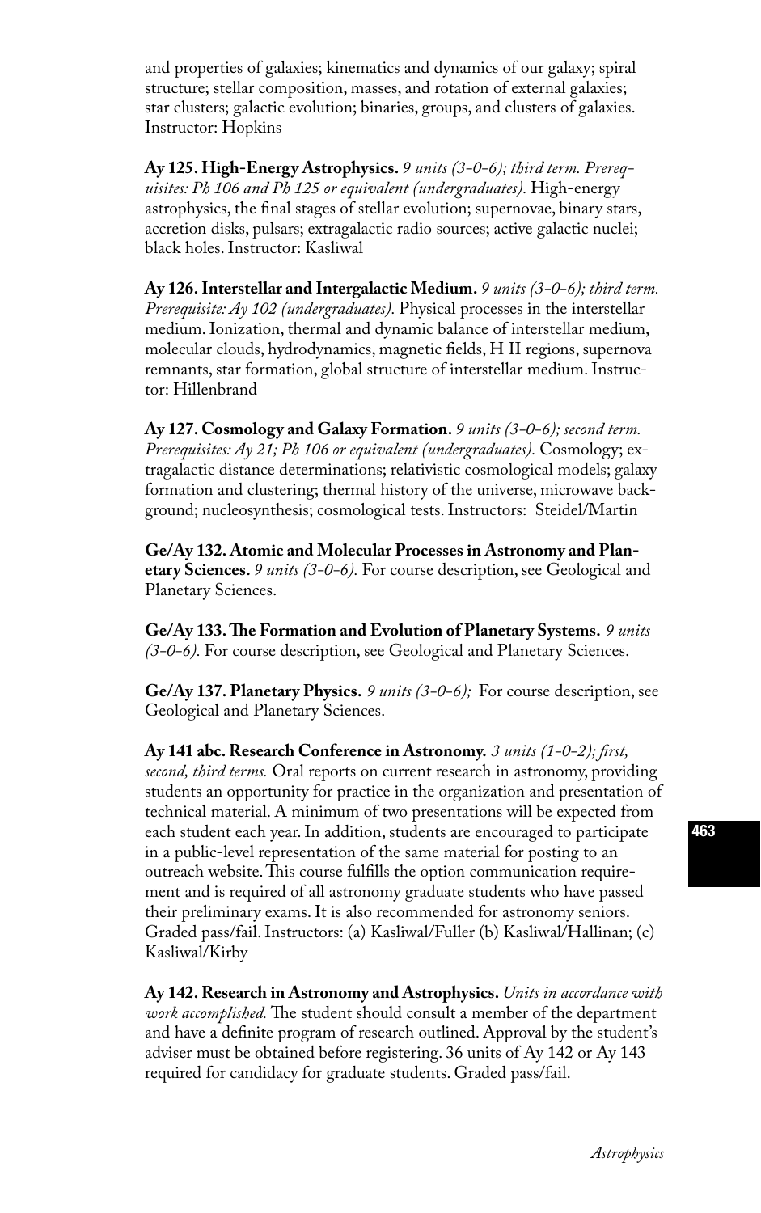and properties of galaxies; kinematics and dynamics of our galaxy; spiral structure; stellar composition, masses, and rotation of external galaxies; star clusters; galactic evolution; binaries, groups, and clusters of galaxies. Instructor: Hopkins

**Ay 125. High-Energy Astrophysics.** *9 units (3-0-6); third term. Prerequisites: Ph 106 and Ph 125 or equivalent (undergraduates).* High-energy astrophysics, the final stages of stellar evolution; supernovae, binary stars, accretion disks, pulsars; extragalactic radio sources; active galactic nuclei; black holes. Instructor: Kasliwal

**Ay 126. Interstellar and Intergalactic Medium.** *9 units (3-0-6); third term. Prerequisite: Ay 102 (undergraduates).* Physical processes in the interstellar medium. Ionization, thermal and dynamic balance of interstellar medium, molecular clouds, hydrodynamics, magnetic fields, H II regions, supernova remnants, star formation, global structure of interstellar medium. Instructor: Hillenbrand

**Ay 127. Cosmology and Galaxy Formation.** *9 units (3-0-6); second term. Prerequisites: Ay 21; Ph 106 or equivalent (undergraduates).* Cosmology; extragalactic distance determinations; relativistic cosmological models; galaxy formation and clustering; thermal history of the universe, microwave background; nucleosynthesis; cosmological tests. Instructors: Steidel/Martin

**Ge/Ay 132. Atomic and Molecular Processes in Astronomy and Planetary Sciences.** *9 units (3-0-6).* For course description, see Geological and Planetary Sciences.

**Ge/Ay 133. The Formation and Evolution of Planetary Systems.** *9 units (3-0-6).* For course description, see Geological and Planetary Sciences.

**Ge/Ay 137. Planetary Physics.** *9 units (3-0-6);* For course description, see Geological and Planetary Sciences.

**Ay 141 abc. Research Conference in Astronomy.** *3 units (1-0-2); first, second, third terms.* Oral reports on current research in astronomy, providing students an opportunity for practice in the organization and presentation of technical material. A minimum of two presentations will be expected from each student each year. In addition, students are encouraged to participate in a public-level representation of the same material for posting to an outreach website. This course fulfills the option communication requirement and is required of all astronomy graduate students who have passed their preliminary exams. It is also recommended for astronomy seniors. Graded pass/fail. Instructors: (a) Kasliwal/Fuller (b) Kasliwal/Hallinan; (c) Kasliwal/Kirby

**Ay 142. Research in Astronomy and Astrophysics.** *Units in accordance with work accomplished.* The student should consult a member of the department and have a definite program of research outlined. Approval by the student's adviser must be obtained before registering. 36 units of Ay 142 or Ay 143 required for candidacy for graduate students. Graded pass/fail.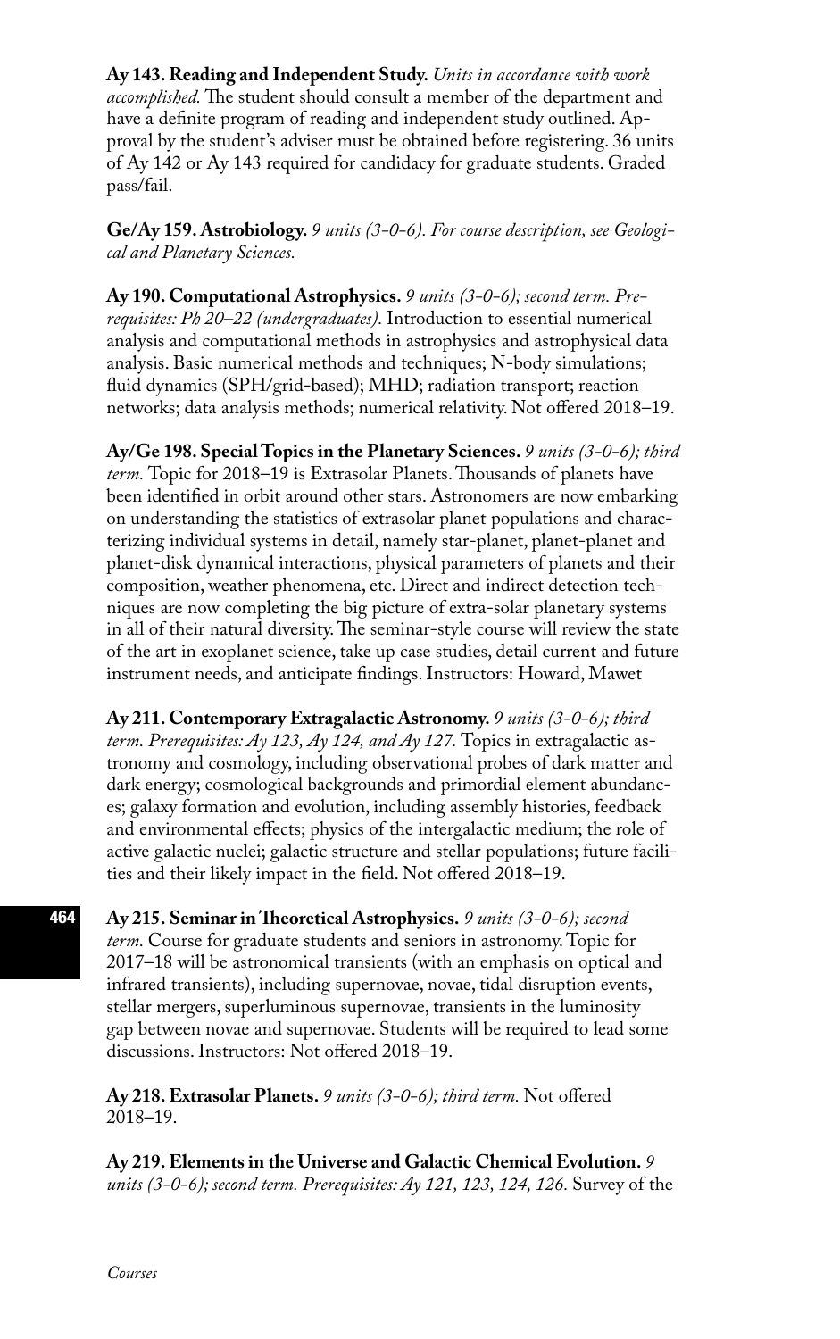**Ay 143. Reading and Independent Study.** *Units in accordance with work accomplished.* The student should consult a member of the department and have a definite program of reading and independent study outlined. Approval by the student's adviser must be obtained before registering. 36 units of Ay 142 or Ay 143 required for candidacy for graduate students. Graded pass/fail.

**Ge/Ay 159. Astrobiology.** *9 units (3-0-6). For course description, see Geological and Planetary Sciences.*

**Ay 190. Computational Astrophysics.** *9 units (3-0-6); second term. Prerequisites: Ph 20–22 (undergraduates).* Introduction to essential numerical analysis and computational methods in astrophysics and astrophysical data analysis. Basic numerical methods and techniques; N-body simulations; fluid dynamics (SPH/grid-based); MHD; radiation transport; reaction networks; data analysis methods; numerical relativity. Not offered 2018–19.

**Ay/Ge 198. Special Topics in the Planetary Sciences.** *9 units (3-0-6); third term.* Topic for 2018–19 is Extrasolar Planets. Thousands of planets have been identified in orbit around other stars. Astronomers are now embarking on understanding the statistics of extrasolar planet populations and characterizing individual systems in detail, namely star-planet, planet-planet and planet-disk dynamical interactions, physical parameters of planets and their composition, weather phenomena, etc. Direct and indirect detection techniques are now completing the big picture of extra-solar planetary systems in all of their natural diversity. The seminar-style course will review the state of the art in exoplanet science, take up case studies, detail current and future instrument needs, and anticipate findings. Instructors: Howard, Mawet

**Ay 211. Contemporary Extragalactic Astronomy.** *9 units (3-0-6); third term. Prerequisites: Ay 123, Ay 124, and Ay 127.* Topics in extragalactic astronomy and cosmology, including observational probes of dark matter and dark energy; cosmological backgrounds and primordial element abundances; galaxy formation and evolution, including assembly histories, feedback and environmental effects; physics of the intergalactic medium; the role of active galactic nuclei; galactic structure and stellar populations; future facilities and their likely impact in the field. Not offered 2018–19.

**Ay 215. Seminar in Theoretical Astrophysics.** *9 units (3-0-6); second term.* Course for graduate students and seniors in astronomy. Topic for 2017–18 will be astronomical transients (with an emphasis on optical and infrared transients), including supernovae, novae, tidal disruption events, stellar mergers, superluminous supernovae, transients in the luminosity gap between novae and supernovae. Students will be required to lead some discussions. Instructors: Not offered 2018–19.

**Ay 218. Extrasolar Planets.** *9 units (3-0-6); third term.* Not offered 2018–19.

**Ay 219. Elements in the Universe and Galactic Chemical Evolution.** *9 units (3-0-6); second term. Prerequisites: Ay 121, 123, 124, 126.* Survey of the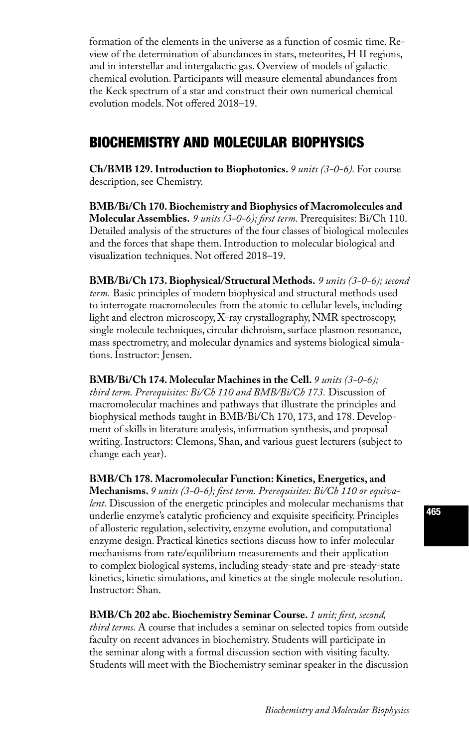formation of the elements in the universe as a function of cosmic time. Review of the determination of abundances in stars, meteorites, H II regions, and in interstellar and intergalactic gas. Overview of models of galactic chemical evolution. Participants will measure elemental abundances from the Keck spectrum of a star and construct their own numerical chemical evolution models. Not offered 2018–19.

## BIOCHEMISTRY AND MOLECULAR BIOPHYSICS

**Ch/BMB 129. Introduction to Biophotonics.** *9 units (3-0-6).* For course description, see Chemistry.

**BMB/Bi/Ch 170. Biochemistry and Biophysics of Macromolecules and Molecular Assemblies.** *9 units (3-0-6); first term.* Prerequisites: Bi/Ch 110. Detailed analysis of the structures of the four classes of biological molecules and the forces that shape them. Introduction to molecular biological and visualization techniques. Not offered 2018–19.

**BMB/Bi/Ch 173. Biophysical/Structural Methods.** *9 units (3-0-6); second term.* Basic principles of modern biophysical and structural methods used to interrogate macromolecules from the atomic to cellular levels, including light and electron microscopy, X-ray crystallography, NMR spectroscopy, single molecule techniques, circular dichroism, surface plasmon resonance, mass spectrometry, and molecular dynamics and systems biological simulations. Instructor: Jensen.

**BMB/Bi/Ch 174. Molecular Machines in the Cell.** *9 units (3-0-6); third term. Prerequisites: Bi/Ch 110 and BMB/Bi/Ch 173.* Discussion of macromolecular machines and pathways that illustrate the principles and biophysical methods taught in BMB/Bi/Ch 170, 173, and 178. Development of skills in literature analysis, information synthesis, and proposal writing. Instructors: Clemons, Shan, and various guest lecturers (subject to change each year).

**BMB/Ch 178. Macromolecular Function: Kinetics, Energetics, and Mechanisms.** *9 units (3-0-6); first term. Prerequisites: Bi/Ch 110 or equivalent.* Discussion of the energetic principles and molecular mechanisms that underlie enzyme's catalytic proficiency and exquisite specificity. Principles of allosteric regulation, selectivity, enzyme evolution, and computational enzyme design. Practical kinetics sections discuss how to infer molecular mechanisms from rate/equilibrium measurements and their application to complex biological systems, including steady-state and pre-steady-state kinetics, kinetic simulations, and kinetics at the single molecule resolution. Instructor: Shan.

**BMB/Ch 202 abc. Biochemistry Seminar Course.** *1 unit; first, second, third terms.* A course that includes a seminar on selected topics from outside faculty on recent advances in biochemistry. Students will participate in the seminar along with a formal discussion section with visiting faculty. Students will meet with the Biochemistry seminar speaker in the discussion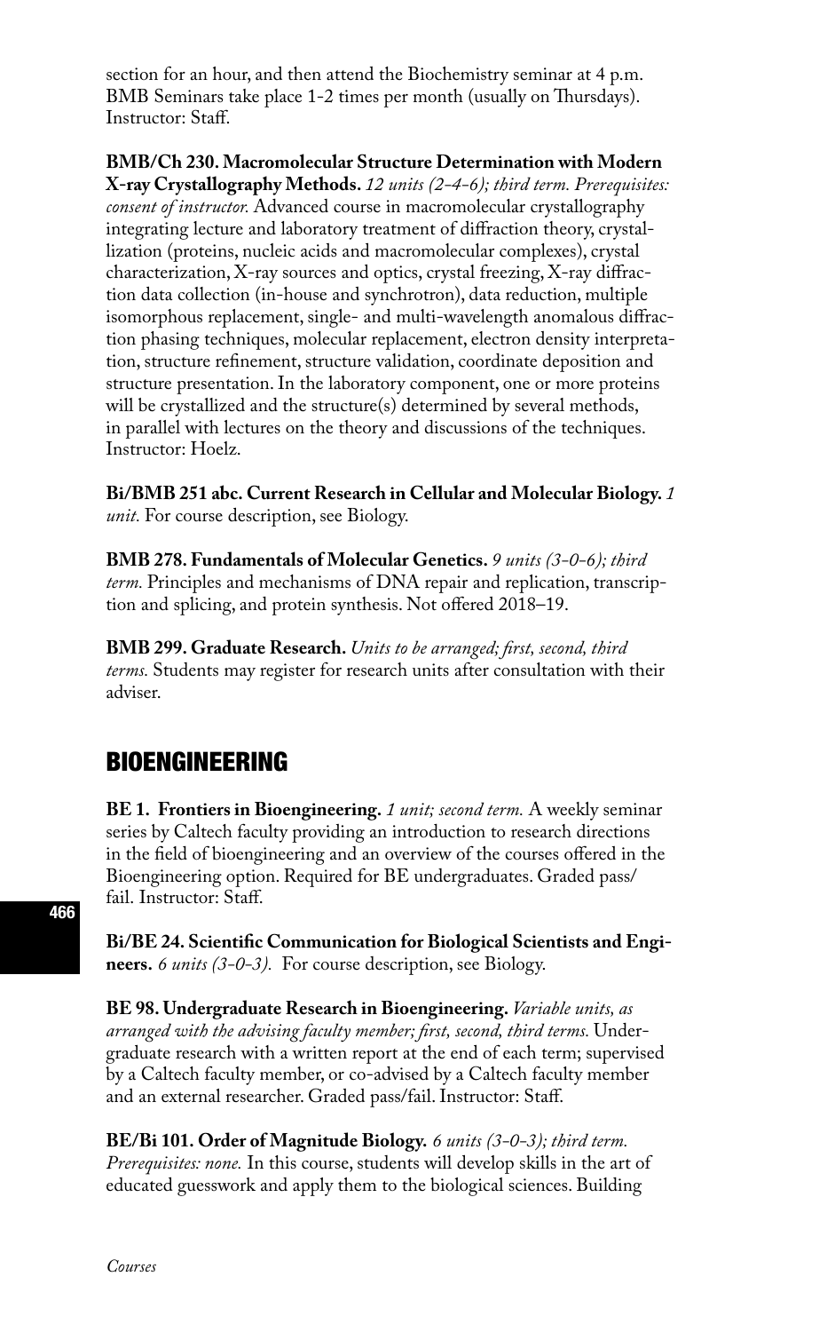section for an hour, and then attend the Biochemistry seminar at 4 p.m. BMB Seminars take place 1-2 times per month (usually on Thursdays). Instructor: Staff.

**BMB/Ch 230. Macromolecular Structure Determination with Modern X-ray Crystallography Methods.** *12 units (2-4-6); third term. Prerequisites: consent of instructor.* Advanced course in macromolecular crystallography integrating lecture and laboratory treatment of diffraction theory, crystallization (proteins, nucleic acids and macromolecular complexes), crystal characterization, X-ray sources and optics, crystal freezing, X-ray diffraction data collection (in-house and synchrotron), data reduction, multiple isomorphous replacement, single- and multi-wavelength anomalous diffraction phasing techniques, molecular replacement, electron density interpretation, structure refinement, structure validation, coordinate deposition and structure presentation. In the laboratory component, one or more proteins will be crystallized and the structure(s) determined by several methods, in parallel with lectures on the theory and discussions of the techniques. Instructor: Hoelz.

**Bi/BMB 251 abc. Current Research in Cellular and Molecular Biology.** *1 unit.* For course description, see Biology.

**BMB 278. Fundamentals of Molecular Genetics.** *9 units (3-0-6); third term.* Principles and mechanisms of DNA repair and replication, transcription and splicing, and protein synthesis. Not offered 2018–19.

**BMB 299. Graduate Research.** *Units to be arranged; first, second, third terms.* Students may register for research units after consultation with their adviser.

## BIOENGINEERING

**BE 1. Frontiers in Bioengineering.** *1 unit; second term.* A weekly seminar series by Caltech faculty providing an introduction to research directions in the field of bioengineering and an overview of the courses offered in the Bioengineering option. Required for BE undergraduates. Graded pass/fail. Instructor: Staff.

**Bi/BE 24. Scientific Communication for Biological Scientists and Engineers.** *6 units (3-0-3).* For course description, see Biology.

**BE 98. Undergraduate Research in Bioengineering.** *Variable units, as arranged with the advising faculty member; first, second, third terms.* Undergraduate research with a written report at the end of each term; supervised by a Caltech faculty member, or co-advised by a Caltech faculty member and an external researcher. Graded pass/fail. Instructor: Staff.

**BE/Bi 101. Order of Magnitude Biology.** *6 units (3-0-3); third term. Prerequisites: none.* In this course, students will develop skills in the art of educated guesswork and apply them to the biological sciences. Building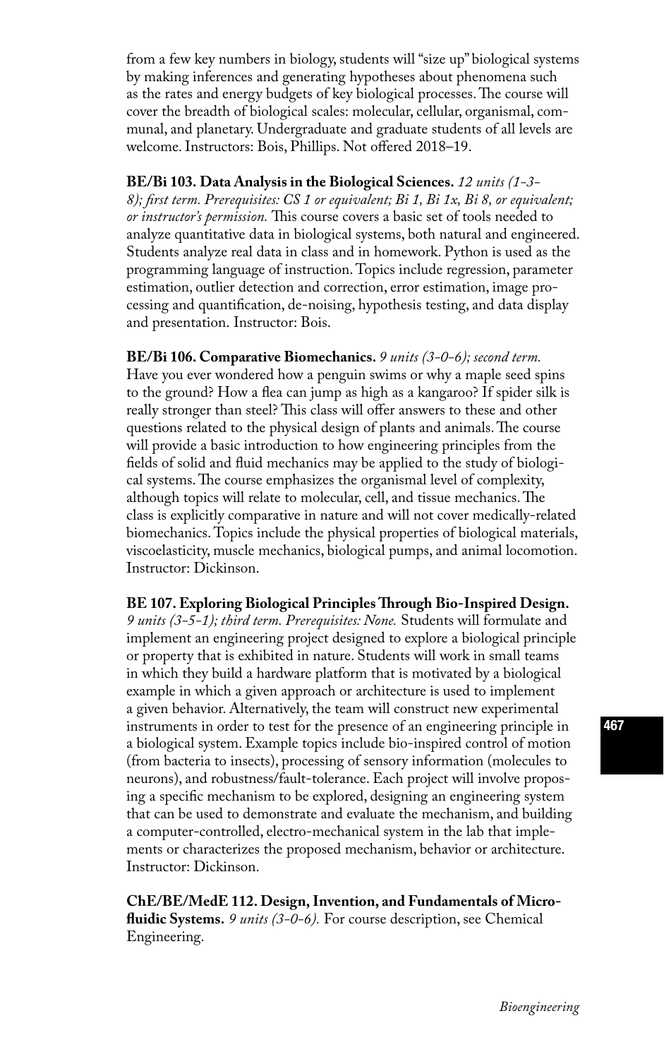from a few key numbers in biology, students will "size up" biological systems by making inferences and generating hypotheses about phenomena such as the rates and energy budgets of key biological processes. The course will cover the breadth of biological scales: molecular, cellular, organismal, communal, and planetary. Undergraduate and graduate students of all levels are welcome. Instructors: Bois, Phillips. Not offered 2018–19.

**BE/Bi 103. Data Analysis in the Biological Sciences.** *12 units (1-3-8); first term. Prerequisites: CS 1 or equivalent; Bi 1, Bi 1x, Bi 8, or equivalent; or instructor's permission.* This course covers a basic set of tools needed to analyze quantitative data in biological systems, both natural and engineered. Students analyze real data in class and in homework. Python is used as the programming language of instruction. Topics include regression, parameter estimation, outlier detection and correction, error estimation, image processing and quantification, de-noising, hypothesis testing, and data display and presentation. Instructor: Bois.

**BE/Bi 106. Comparative Biomechanics.** *9 units (3-0-6); second term.* Have you ever wondered how a penguin swims or why a maple seed spins to the ground? How a flea can jump as high as a kangaroo? If spider silk is really stronger than steel? This class will offer answers to these and other questions related to the physical design of plants and animals. The course will provide a basic introduction to how engineering principles from the fields of solid and fluid mechanics may be applied to the study of biological systems. The course emphasizes the organismal level of complexity, although topics will relate to molecular, cell, and tissue mechanics. The class is explicitly comparative in nature and will not cover medically-related biomechanics. Topics include the physical properties of biological materials, viscoelasticity, muscle mechanics, biological pumps, and animal locomotion. Instructor: Dickinson.

**BE 107. Exploring Biological Principles Through Bio-Inspired Design.** *9 units (3-5-1); third term. Prerequisites: None.* Students will formulate and implement an engineering project designed to explore a biological principle or property that is exhibited in nature. Students will work in small teams in which they build a hardware platform that is motivated by a biological example in which a given approach or architecture is used to implement a given behavior. Alternatively, the team will construct new experimental instruments in order to test for the presence of an engineering principle in a biological system. Example topics include bio-inspired control of motion (from bacteria to insects), processing of sensory information (molecules to neurons), and robustness/fault-tolerance. Each project will involve proposing a specific mechanism to be explored, designing an engineering system that can be used to demonstrate and evaluate the mechanism, and building a computer-controlled, electro-mechanical system in the lab that implements or characterizes the proposed mechanism, behavior or architecture. Instructor: Dickinson.

**ChE/BE/MedE 112. Design, Invention, and Fundamentals of Microfluidic Systems.** *9 units (3-0-6).* For course description, see Chemical Engineering.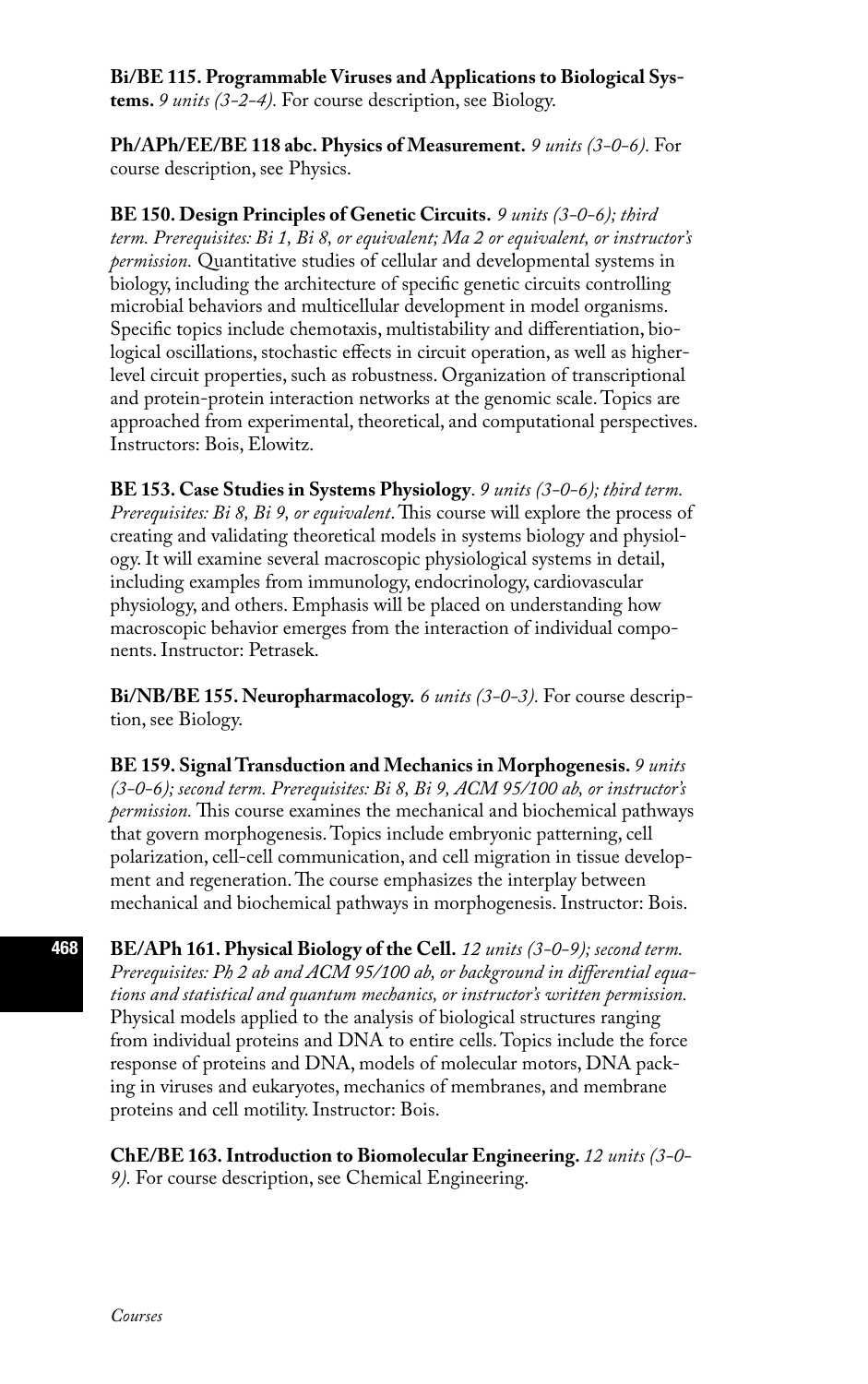**Bi/BE 115. Programmable Viruses and Applications to Biological Systems.** *9 units (3-2-4).* For course description, see Biology.

**Ph/APh/EE/BE 118 abc. Physics of Measurement.** *9 units (3-0-6).* For course description, see Physics.

**BE 150. Design Principles of Genetic Circuits.** *9 units (3-0-6); third term. Prerequisites: Bi 1, Bi 8, or equivalent; Ma 2 or equivalent, or instructor's permission.* Quantitative studies of cellular and developmental systems in biology, including the architecture of specific genetic circuits controlling microbial behaviors and multicellular development in model organisms. Specific topics include chemotaxis, multistability and differentiation, biological oscillations, stochastic effects in circuit operation, as well as higher-level circuit properties, such as robustness. Organization of transcriptional and protein-protein interaction networks at the genomic scale. Topics are approached from experimental, theoretical, and computational perspectives. Instructors: Bois, Elowitz.

**BE 153. Case Studies in Systems Physiology**. *9 units (3-0-6); third term. Prerequisites: Bi 8, Bi 9, or equivalent*. This course will explore the process of creating and validating theoretical models in systems biology and physiology. It will examine several macroscopic physiological systems in detail, including examples from immunology, endocrinology, cardiovascular physiology, and others. Emphasis will be placed on understanding how macroscopic behavior emerges from the interaction of individual components. Instructor: Petrasek.

**Bi/NB/BE 155. Neuropharmacology.** *6 units (3-0-3).* For course description, see Biology.

**BE 159. Signal Transduction and Mechanics in Morphogenesis.** *9 units (3-0-6); second term. Prerequisites: Bi 8, Bi 9, ACM 95/100 ab, or instructor's permission.* This course examines the mechanical and biochemical pathways that govern morphogenesis. Topics include embryonic patterning, cell polarization, cell-cell communication, and cell migration in tissue development and regeneration. The course emphasizes the interplay between mechanical and biochemical pathways in morphogenesis. Instructor: Bois.

**BE/APh 161. Physical Biology of the Cell.** *12 units (3-0-9); second term. Prerequisites: Ph 2 ab and ACM 95/100 ab, or background in differential equations and statistical and quantum mechanics, or instructor's written permission.* Physical models applied to the analysis of biological structures ranging from individual proteins and DNA to entire cells. Topics include the force response of proteins and DNA, models of molecular motors, DNA packing in viruses and eukaryotes, mechanics of membranes, and membrane proteins and cell motility. Instructor: Bois.

**ChE/BE 163. Introduction to Biomolecular Engineering.** *12 units (3-0-9).* For course description, see Chemical Engineering.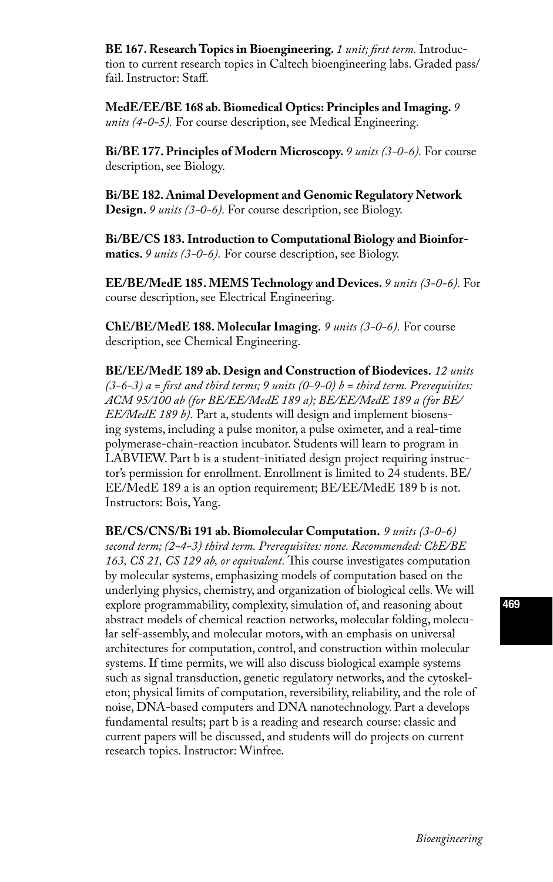**BE 167. Research Topics in Bioengineering.** *1 unit; first term.* Introduction to current research topics in Caltech bioengineering labs. Graded pass/fail. Instructor: Staff.

**MedE/EE/BE 168 ab. Biomedical Optics: Principles and Imaging.** *9 units (4-0-5).* For course description, see Medical Engineering.

**Bi/BE 177. Principles of Modern Microscopy.** *9 units (3-0-6).* For course description, see Biology.

**Bi/BE 182. Animal Development and Genomic Regulatory Network Design.** *9 units (3-0-6).* For course description, see Biology.

**Bi/BE/CS 183. Introduction to Computational Biology and Bioinformatics.** *9 units (3-0-6).* For course description, see Biology.

**EE/BE/MedE 185. MEMS Technology and Devices.** *9 units (3-0-6).* For course description, see Electrical Engineering.

**ChE/BE/MedE 188. Molecular Imaging.** *9 units (3-0-6).* For course description, see Chemical Engineering.

**BE/EE/MedE 189 ab. Design and Construction of Biodevices.** *12 units (3-6-3) a = first and third terms; 9 units (0-9-0) b = third term. Prerequisites: ACM 95/100 ab (for BE/EE/MedE 189 a); BE/EE/MedE 189 a (for BE/EE/MedE 189 b).* Part a, students will design and implement biosensing systems, including a pulse monitor, a pulse oximeter, and a real-time polymerase-chain-reaction incubator. Students will learn to program in LABVIEW. Part b is a student-initiated design project requiring instructor's permission for enrollment. Enrollment is limited to 24 students. BE/EE/MedE 189 a is an option requirement; BE/EE/MedE 189 b is not. Instructors: Bois, Yang.

**BE/CS/CNS/Bi 191 ab. Biomolecular Computation.** *9 units (3-0-6) second term; (2-4-3) third term. Prerequisites: none. Recommended: ChE/BE 163, CS 21, CS 129 ab, or equivalent.* This course investigates computation by molecular systems, emphasizing models of computation based on the underlying physics, chemistry, and organization of biological cells. We will explore programmability, complexity, simulation of, and reasoning about abstract models of chemical reaction networks, molecular folding, molecular self-assembly, and molecular motors, with an emphasis on universal architectures for computation, control, and construction within molecular systems. If time permits, we will also discuss biological example systems such as signal transduction, genetic regulatory networks, and the cytoskeleton; physical limits of computation, reversibility, reliability, and the role of noise, DNA-based computers and DNA nanotechnology. Part a develops fundamental results; part b is a reading and research course: classic and current papers will be discussed, and students will do projects on current research topics. Instructor: Winfree.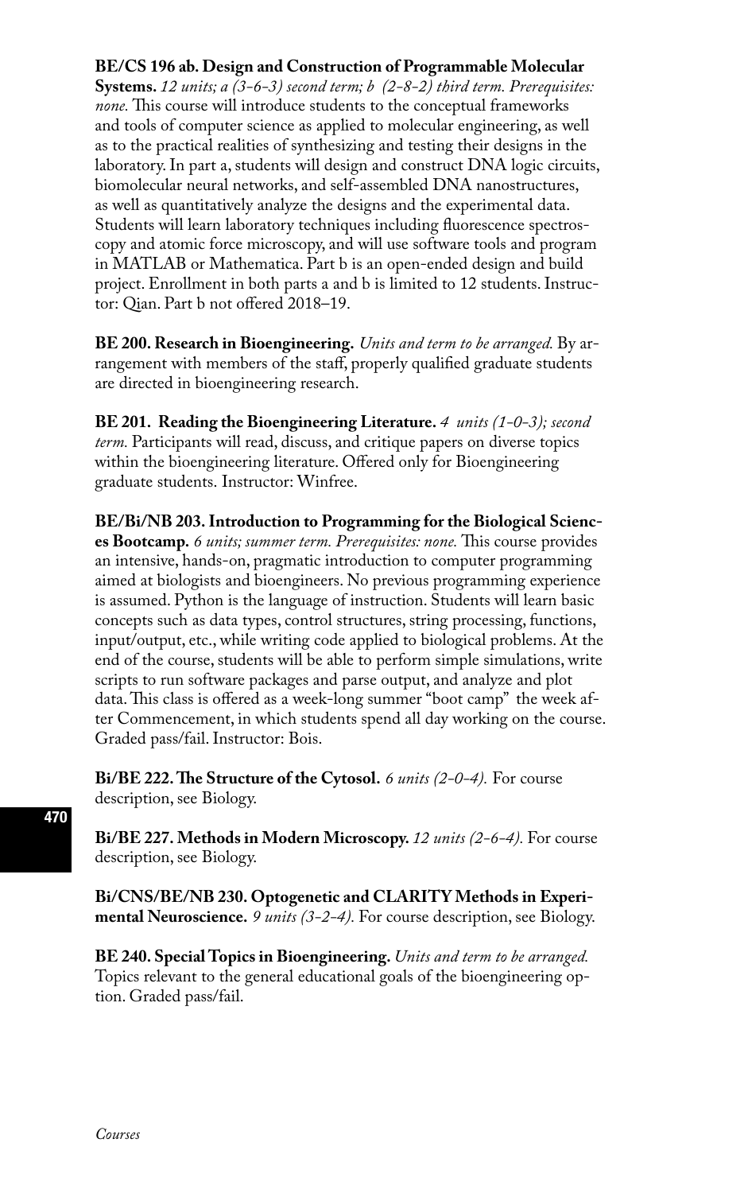**BE/CS 196 ab. Design and Construction of Programmable Molecular Systems.** *12 units; a (3-6-3) second term; b (2-8-2) third term. Prerequisites: none.* This course will introduce students to the conceptual frameworks and tools of computer science as applied to molecular engineering, as well as to the practical realities of synthesizing and testing their designs in the laboratory. In part a, students will design and construct DNA logic circuits, biomolecular neural networks, and self-assembled DNA nanostructures, as well as quantitatively analyze the designs and the experimental data. Students will learn laboratory techniques including fluorescence spectroscopy and atomic force microscopy, and will use software tools and program in MATLAB or Mathematica. Part b is an open-ended design and build project. Enrollment in both parts a and b is limited to 12 students. Instructor: Qian. Part b not offered 2018–19.

**BE 200. Research in Bioengineering.** *Units and term to be arranged.* By arrangement with members of the staff, properly qualified graduate students are directed in bioengineering research.

**BE 201. Reading the Bioengineering Literature.** *4 units (1-0-3); second term.* Participants will read, discuss, and critique papers on diverse topics within the bioengineering literature. Offered only for Bioengineering graduate students. Instructor: Winfree.

**BE/Bi/NB 203. Introduction to Programming for the Biological Sciences Bootcamp.** *6 units; summer term. Prerequisites: none.* This course provides an intensive, hands-on, pragmatic introduction to computer programming aimed at biologists and bioengineers. No previous programming experience is assumed. Python is the language of instruction. Students will learn basic concepts such as data types, control structures, string processing, functions, input/output, etc., while writing code applied to biological problems. At the end of the course, students will be able to perform simple simulations, write scripts to run software packages and parse output, and analyze and plot data. This class is offered as a week-long summer "boot camp" the week after Commencement, in which students spend all day working on the course. Graded pass/fail. Instructor: Bois.

**Bi/BE 222. The Structure of the Cytosol.** *6 units (2-0-4).* For course description, see Biology.

**Bi/BE 227. Methods in Modern Microscopy.** *12 units (2-6-4).* For course description, see Biology.

**Bi/CNS/BE/NB 230. Optogenetic and CLARITY Methods in Experimental Neuroscience.** *9 units (3-2-4).* For course description, see Biology.

**BE 240. Special Topics in Bioengineering.** *Units and term to be arranged.* Topics relevant to the general educational goals of the bioengineering option. Graded pass/fail.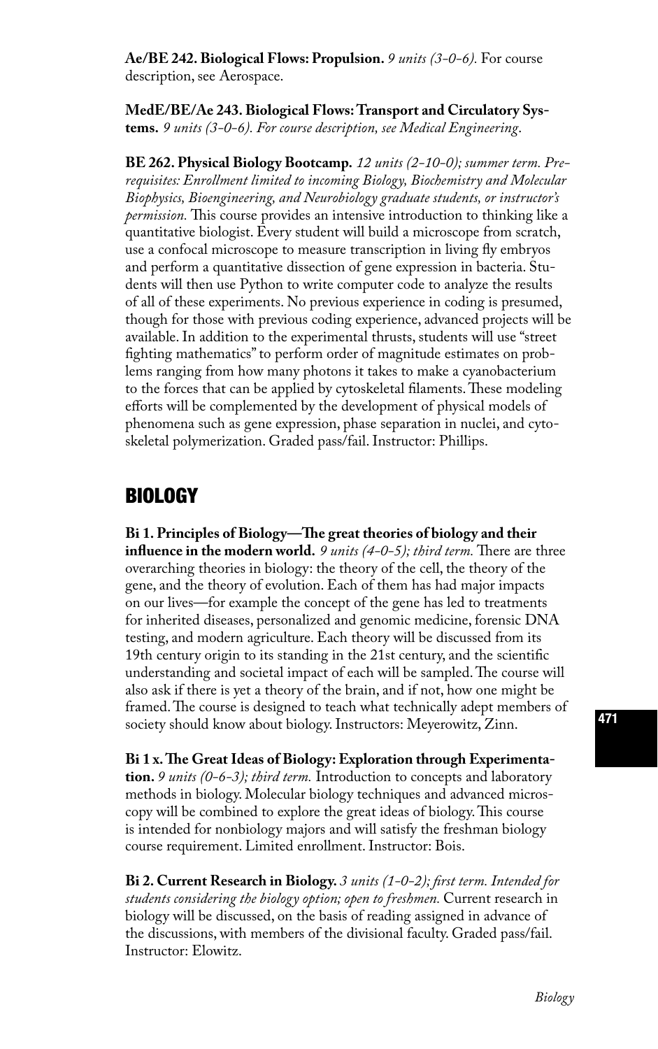**Ae/BE 242. Biological Flows: Propulsion.** *9 units (3-0-6).* For course description, see Aerospace.

**MedE/BE/Ae 243. Biological Flows: Transport and Circulatory Systems.** *9 units (3-0-6). For course description, see Medical Engineering.*

**BE 262. Physical Biology Bootcamp.** *12 units (2-10-0); summer term. Prerequisites: Enrollment limited to incoming Biology, Biochemistry and Molecular Biophysics, Bioengineering, and Neurobiology graduate students, or instructor's permission.* This course provides an intensive introduction to thinking like a quantitative biologist. Every student will build a microscope from scratch, use a confocal microscope to measure transcription in living fly embryos and perform a quantitative dissection of gene expression in bacteria. Students will then use Python to write computer code to analyze the results of all of these experiments. No previous experience in coding is presumed, though for those with previous coding experience, advanced projects will be available. In addition to the experimental thrusts, students will use "street fighting mathematics" to perform order of magnitude estimates on problems ranging from how many photons it takes to make a cyanobacterium to the forces that can be applied by cytoskeletal filaments. These modeling efforts will be complemented by the development of physical models of phenomena such as gene expression, phase separation in nuclei, and cytoskeletal polymerization. Graded pass/fail. Instructor: Phillips.

## BIOLOGY

**Bi 1. Principles of Biology—The great theories of biology and their influence in the modern world.** *9 units (4-0-5); third term.* There are three overarching theories in biology: the theory of the cell, the theory of the gene, and the theory of evolution. Each of them has had major impacts on our lives—for example the concept of the gene has led to treatments for inherited diseases, personalized and genomic medicine, forensic DNA testing, and modern agriculture. Each theory will be discussed from its 19th century origin to its standing in the 21st century, and the scientific understanding and societal impact of each will be sampled. The course will also ask if there is yet a theory of the brain, and if not, how one might be framed. The course is designed to teach what technically adept members of society should know about biology. Instructors: Meyerowitz, Zinn.

**Bi 1 x. The Great Ideas of Biology: Exploration through Experimentation.** *9 units (0-6-3); third term.* Introduction to concepts and laboratory methods in biology. Molecular biology techniques and advanced microscopy will be combined to explore the great ideas of biology. This course is intended for nonbiology majors and will satisfy the freshman biology course requirement. Limited enrollment. Instructor: Bois.

**Bi 2. Current Research in Biology.** *3 units (1-0-2); first term. Intended for students considering the biology option; open to freshmen.* Current research in biology will be discussed, on the basis of reading assigned in advance of the discussions, with members of the divisional faculty. Graded pass/fail. Instructor: Elowitz.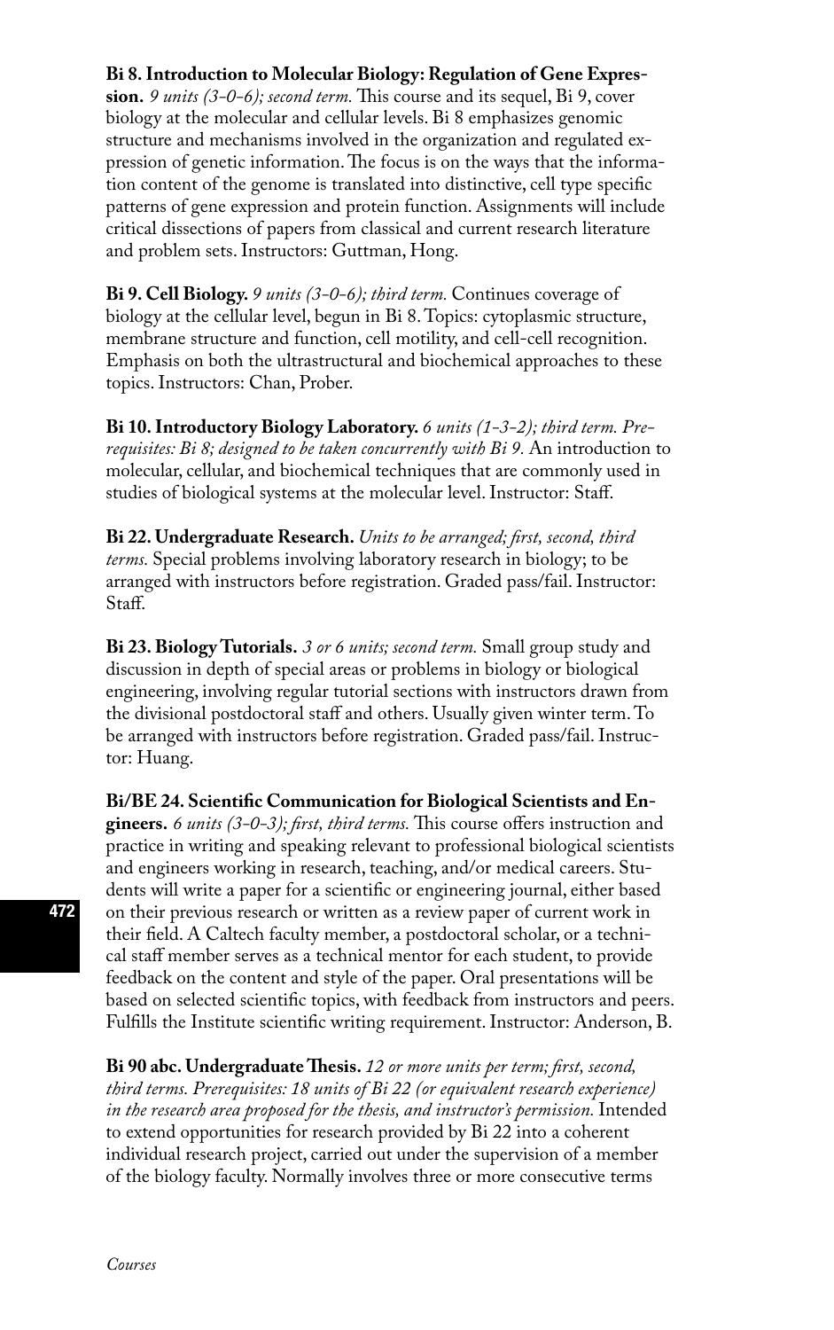**Bi 8. Introduction to Molecular Biology: Regulation of Gene Expression.** *9 units (3-0-6); second term.* This course and its sequel, Bi 9, cover biology at the molecular and cellular levels. Bi 8 emphasizes genomic structure and mechanisms involved in the organization and regulated expression of genetic information. The focus is on the ways that the information content of the genome is translated into distinctive, cell type specific patterns of gene expression and protein function. Assignments will include critical dissections of papers from classical and current research literature and problem sets. Instructors: Guttman, Hong.

**Bi 9. Cell Biology.** *9 units (3-0-6); third term.* Continues coverage of biology at the cellular level, begun in Bi 8. Topics: cytoplasmic structure, membrane structure and function, cell motility, and cell-cell recognition. Emphasis on both the ultrastructural and biochemical approaches to these topics. Instructors: Chan, Prober.

**Bi 10. Introductory Biology Laboratory.** *6 units (1-3-2); third term. Prerequisites: Bi 8; designed to be taken concurrently with Bi 9.* An introduction to molecular, cellular, and biochemical techniques that are commonly used in studies of biological systems at the molecular level. Instructor: Staff.

**Bi 22. Undergraduate Research.** *Units to be arranged; first, second, third terms.* Special problems involving laboratory research in biology; to be arranged with instructors before registration. Graded pass/fail. Instructor: Staff.

**Bi 23. Biology Tutorials.** *3 or 6 units; second term.* Small group study and discussion in depth of special areas or problems in biology or biological engineering, involving regular tutorial sections with instructors drawn from the divisional postdoctoral staff and others. Usually given winter term. To be arranged with instructors before registration. Graded pass/fail. Instructor: Huang.

**Bi/BE 24. Scientific Communication for Biological Scientists and Engineers.** *6 units (3-0-3); first, third terms.* This course offers instruction and practice in writing and speaking relevant to professional biological scientists and engineers working in research, teaching, and/or medical careers. Students will write a paper for a scientific or engineering journal, either based on their previous research or written as a review paper of current work in their field. A Caltech faculty member, a postdoctoral scholar, or a technical staff member serves as a technical mentor for each student, to provide feedback on the content and style of the paper. Oral presentations will be based on selected scientific topics, with feedback from instructors and peers. Fulfills the Institute scientific writing requirement. Instructor: Anderson, B.

**Bi 90 abc. Undergraduate Thesis.** *12 or more units per term; first, second, third terms. Prerequisites: 18 units of Bi 22 (or equivalent research experience) in the research area proposed for the thesis, and instructor's permission.* Intended to extend opportunities for research provided by Bi 22 into a coherent individual research project, carried out under the supervision of a member of the biology faculty. Normally involves three or more consecutive terms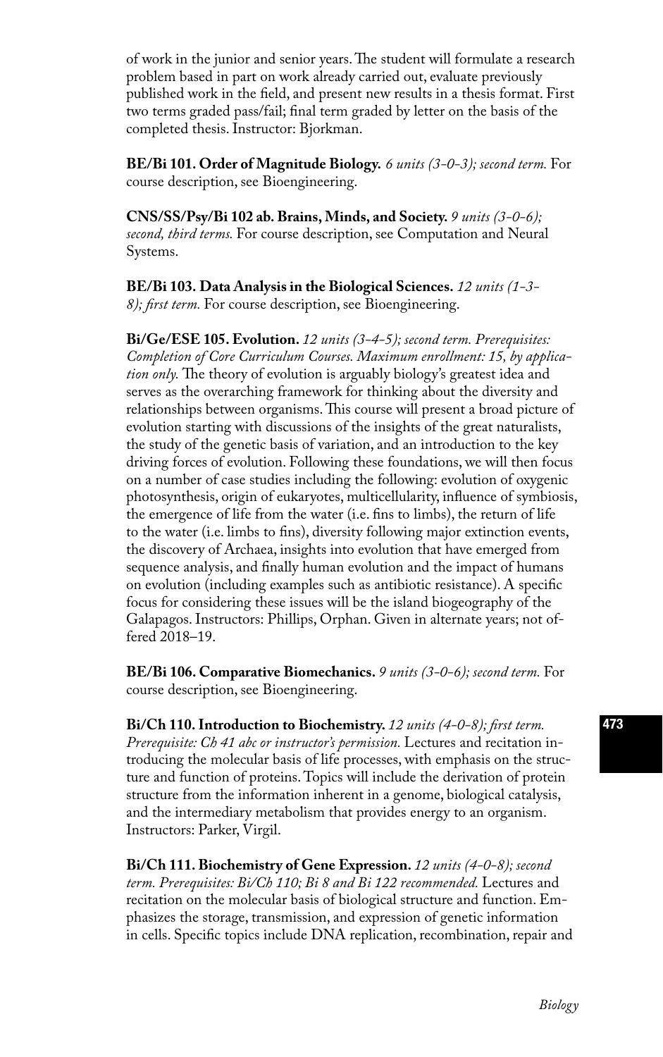of work in the junior and senior years. The student will formulate a research problem based in part on work already carried out, evaluate previously published work in the field, and present new results in a thesis format. First two terms graded pass/fail; final term graded by letter on the basis of the completed thesis. Instructor: Bjorkman.

**BE/Bi 101. Order of Magnitude Biology.** *6 units (3-0-3); second term.* For course description, see Bioengineering.

**CNS/SS/Psy/Bi 102 ab. Brains, Minds, and Society.** *9 units (3-0-6); second, third terms.* For course description, see Computation and Neural Systems.

**BE/Bi 103. Data Analysis in the Biological Sciences.** *12 units (1-3-8); first term.* For course description, see Bioengineering.

**Bi/Ge/ESE 105. Evolution.** *12 units (3-4-5); second term. Prerequisites: Completion of Core Curriculum Courses. Maximum enrollment: 15, by application only.* The theory of evolution is arguably biology's greatest idea and serves as the overarching framework for thinking about the diversity and relationships between organisms. This course will present a broad picture of evolution starting with discussions of the insights of the great naturalists, the study of the genetic basis of variation, and an introduction to the key driving forces of evolution. Following these foundations, we will then focus on a number of case studies including the following: evolution of oxygenic photosynthesis, origin of eukaryotes, multicellularity, influence of symbiosis, the emergence of life from the water (i.e. fins to limbs), the return of life to the water (i.e. limbs to fins), diversity following major extinction events, the discovery of Archaea, insights into evolution that have emerged from sequence analysis, and finally human evolution and the impact of humans on evolution (including examples such as antibiotic resistance). A specific focus for considering these issues will be the island biogeography of the Galapagos. Instructors: Phillips, Orphan. Given in alternate years; not offered 2018–19.

**BE/Bi 106. Comparative Biomechanics.** *9 units (3-0-6); second term.* For course description, see Bioengineering.

**Bi/Ch 110. Introduction to Biochemistry.** *12 units (4-0-8); first term. Prerequisite: Ch 41 abc or instructor's permission.* Lectures and recitation introducing the molecular basis of life processes, with emphasis on the structure and function of proteins. Topics will include the derivation of protein structure from the information inherent in a genome, biological catalysis, and the intermediary metabolism that provides energy to an organism. Instructors: Parker, Virgil.

**Bi/Ch 111. Biochemistry of Gene Expression.** *12 units (4-0-8); second term. Prerequisites: Bi/Ch 110; Bi 8 and Bi 122 recommended.* Lectures and recitation on the molecular basis of biological structure and function. Emphasizes the storage, transmission, and expression of genetic information in cells. Specific topics include DNA replication, recombination, repair and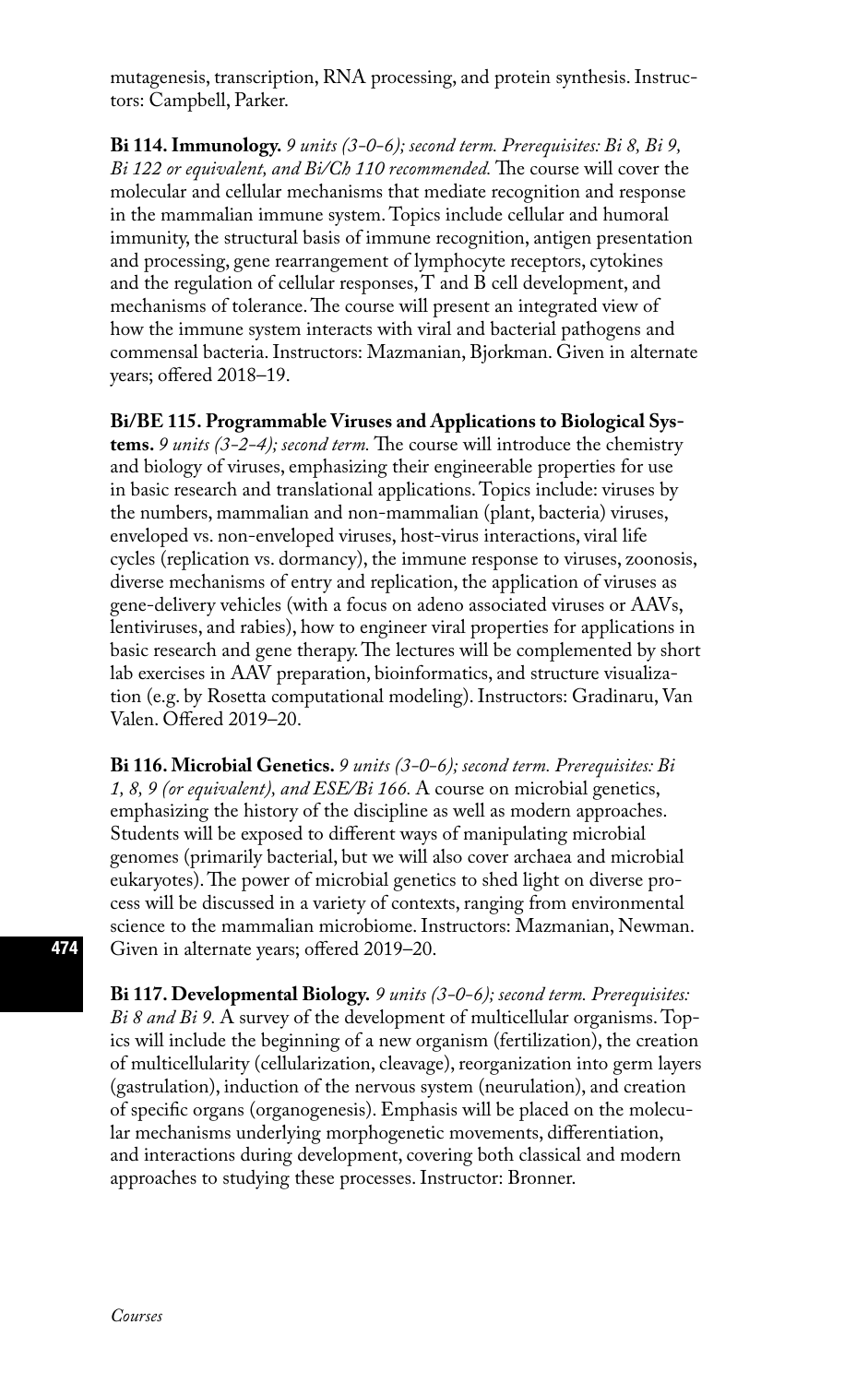mutagenesis, transcription, RNA processing, and protein synthesis. Instructors: Campbell, Parker.

**Bi 114. Immunology.** *9 units (3-0-6); second term. Prerequisites: Bi 8, Bi 9, Bi 122 or equivalent, and Bi/Ch 110 recommended.* The course will cover the molecular and cellular mechanisms that mediate recognition and response in the mammalian immune system. Topics include cellular and humoral immunity, the structural basis of immune recognition, antigen presentation and processing, gene rearrangement of lymphocyte receptors, cytokines and the regulation of cellular responses, T and B cell development, and mechanisms of tolerance. The course will present an integrated view of how the immune system interacts with viral and bacterial pathogens and commensal bacteria. Instructors: Mazmanian, Bjorkman. Given in alternate years; offered 2018–19.

**Bi/BE 115. Programmable Viruses and Applications to Biological Systems.** *9 units (3-2-4); second term.* The course will introduce the chemistry and biology of viruses, emphasizing their engineerable properties for use in basic research and translational applications. Topics include: viruses by the numbers, mammalian and non-mammalian (plant, bacteria) viruses, enveloped vs. non-enveloped viruses, host-virus interactions, viral life cycles (replication vs. dormancy), the immune response to viruses, zoonosis, diverse mechanisms of entry and replication, the application of viruses as gene-delivery vehicles (with a focus on adeno associated viruses or AAVs, lentiviruses, and rabies), how to engineer viral properties for applications in basic research and gene therapy. The lectures will be complemented by short lab exercises in AAV preparation, bioinformatics, and structure visualization (e.g. by Rosetta computational modeling). Instructors: Gradinaru, Van Valen. Offered 2019–20.

**Bi 116. Microbial Genetics.** *9 units (3-0-6); second term. Prerequisites: Bi 1, 8, 9 (or equivalent), and ESE/Bi 166.* A course on microbial genetics, emphasizing the history of the discipline as well as modern approaches. Students will be exposed to different ways of manipulating microbial genomes (primarily bacterial, but we will also cover archaea and microbial eukaryotes). The power of microbial genetics to shed light on diverse process will be discussed in a variety of contexts, ranging from environmental science to the mammalian microbiome. Instructors: Mazmanian, Newman. Given in alternate years; offered 2019–20.

**Bi 117. Developmental Biology.** *9 units (3-0-6); second term. Prerequisites: Bi 8 and Bi 9.* A survey of the development of multicellular organisms. Topics will include the beginning of a new organism (fertilization), the creation of multicellularity (cellularization, cleavage), reorganization into germ layers (gastrulation), induction of the nervous system (neurulation), and creation of specific organs (organogenesis). Emphasis will be placed on the molecular mechanisms underlying morphogenetic movements, differentiation, and interactions during development, covering both classical and modern approaches to studying these processes. Instructor: Bronner.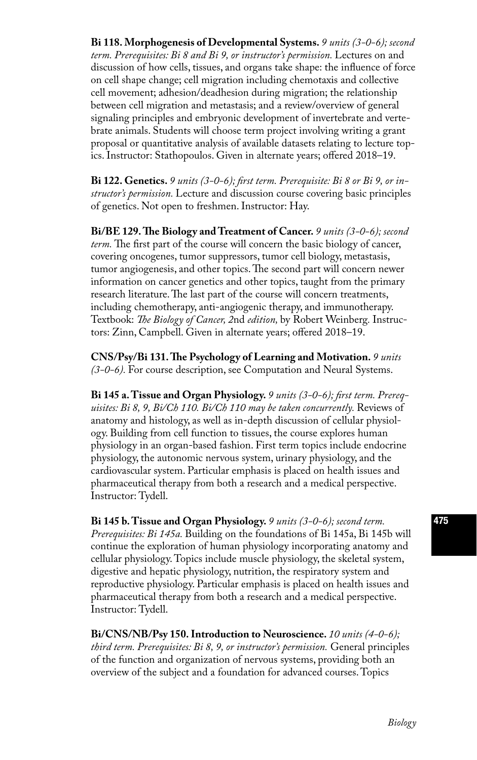**Bi 118. Morphogenesis of Developmental Systems.** *9 units (3-0-6); second term. Prerequisites: Bi 8 and Bi 9, or instructor's permission.* Lectures on and discussion of how cells, tissues, and organs take shape: the influence of force on cell shape change; cell migration including chemotaxis and collective cell movement; adhesion/deadhesion during migration; the relationship between cell migration and metastasis; and a review/overview of general signaling principles and embryonic development of invertebrate and vertebrate animals. Students will choose term project involving writing a grant proposal or quantitative analysis of available datasets relating to lecture topics. Instructor: Stathopoulos. Given in alternate years; offered 2018–19.

**Bi 122. Genetics.** *9 units (3-0-6); first term. Prerequisite: Bi 8 or Bi 9, or instructor's permission.* Lecture and discussion course covering basic principles of genetics. Not open to freshmen. Instructor: Hay.

**Bi/BE 129. The Biology and Treatment of Cancer.** *9 units (3-0-6); second term.* The first part of the course will concern the basic biology of cancer, covering oncogenes, tumor suppressors, tumor cell biology, metastasis, tumor angiogenesis, and other topics. The second part will concern newer information on cancer genetics and other topics, taught from the primary research literature. The last part of the course will concern treatments, including chemotherapy, anti-angiogenic therapy, and immunotherapy. Textbook: *The Biology of Cancer, 2*nd *edition,* by Robert Weinberg. Instructors: Zinn, Campbell. Given in alternate years; offered 2018–19.

**CNS/Psy/Bi 131. The Psychology of Learning and Motivation.** *9 units (3-0-6).* For course description, see Computation and Neural Systems.

**Bi 145 a. Tissue and Organ Physiology.** *9 units (3-0-6); first term. Prerequisites: Bi 8, 9, Bi/Ch 110. Bi/Ch 110 may be taken concurrently.* Reviews of anatomy and histology, as well as in-depth discussion of cellular physiology. Building from cell function to tissues, the course explores human physiology in an organ-based fashion. First term topics include endocrine physiology, the autonomic nervous system, urinary physiology, and the cardiovascular system. Particular emphasis is placed on health issues and pharmaceutical therapy from both a research and a medical perspective. Instructor: Tydell.

**Bi 145 b. Tissue and Organ Physiology.** *9 units (3-0-6); second term. Prerequisites: Bi 145a.* Building on the foundations of Bi 145a, Bi 145b will continue the exploration of human physiology incorporating anatomy and cellular physiology. Topics include muscle physiology, the skeletal system, digestive and hepatic physiology, nutrition, the respiratory system and reproductive physiology. Particular emphasis is placed on health issues and pharmaceutical therapy from both a research and a medical perspective. Instructor: Tydell.

**Bi/CNS/NB/Psy 150. Introduction to Neuroscience.** *10 units (4-0-6); third term. Prerequisites: Bi 8, 9, or instructor's permission.* General principles of the function and organization of nervous systems, providing both an overview of the subject and a foundation for advanced courses. Topics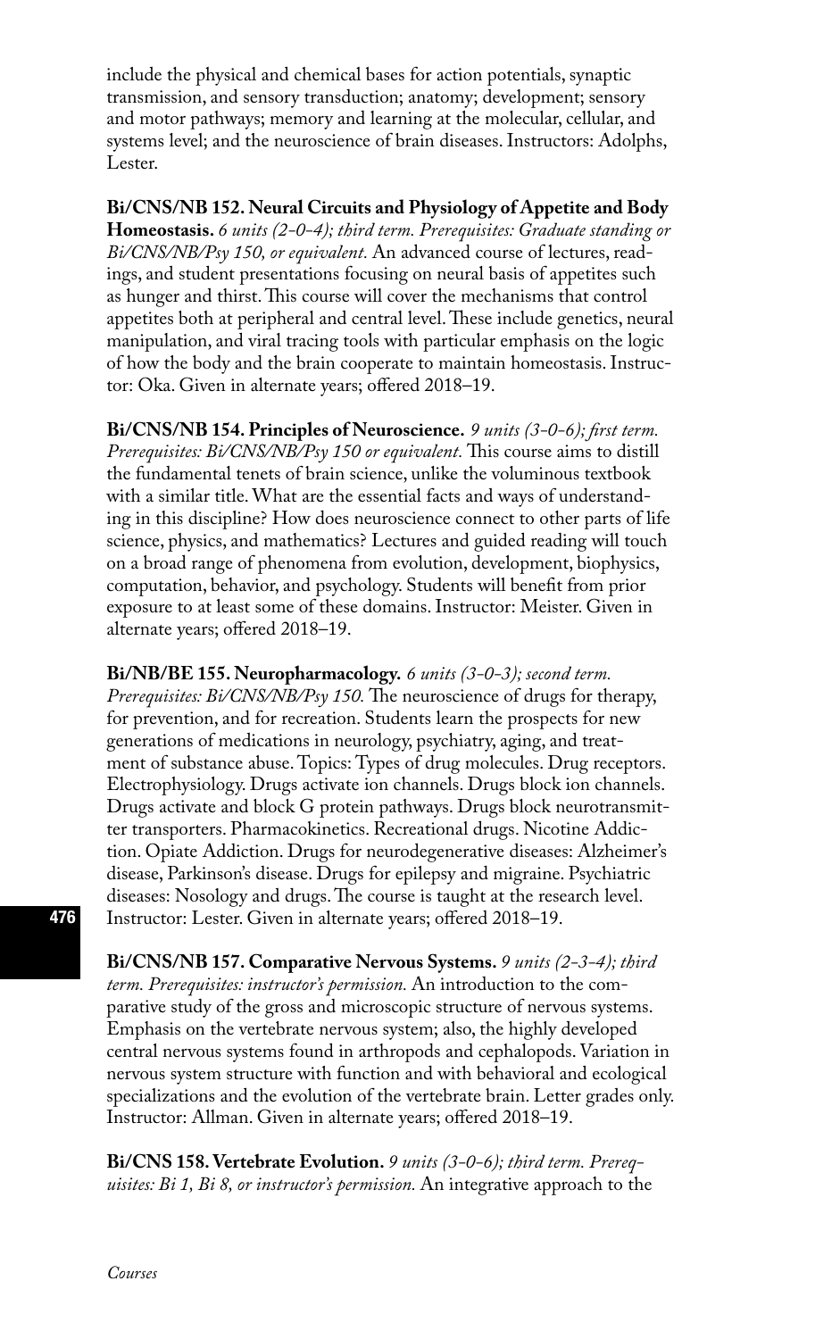include the physical and chemical bases for action potentials, synaptic transmission, and sensory transduction; anatomy; development; sensory and motor pathways; memory and learning at the molecular, cellular, and systems level; and the neuroscience of brain diseases. Instructors: Adolphs, Lester.

**Bi/CNS/NB 152. Neural Circuits and Physiology of Appetite and Body Homeostasis.** *6 units (2-0-4); third term. Prerequisites: Graduate standing or Bi/CNS/NB/Psy 150, or equivalent.* An advanced course of lectures, readings, and student presentations focusing on neural basis of appetites such as hunger and thirst. This course will cover the mechanisms that control appetites both at peripheral and central level. These include genetics, neural manipulation, and viral tracing tools with particular emphasis on the logic of how the body and the brain cooperate to maintain homeostasis. Instructor: Oka. Given in alternate years; offered 2018–19.

**Bi/CNS/NB 154. Principles of Neuroscience.** *9 units (3-0-6); first term. Prerequisites: Bi/CNS/NB/Psy 150 or equivalent.* This course aims to distill the fundamental tenets of brain science, unlike the voluminous textbook with a similar title. What are the essential facts and ways of understanding in this discipline? How does neuroscience connect to other parts of life science, physics, and mathematics? Lectures and guided reading will touch on a broad range of phenomena from evolution, development, biophysics, computation, behavior, and psychology. Students will benefit from prior exposure to at least some of these domains. Instructor: Meister. Given in alternate years; offered 2018–19.

**Bi/NB/BE 155. Neuropharmacology.** *6 units (3-0-3); second term. Prerequisites: Bi/CNS/NB/Psy 150.* The neuroscience of drugs for therapy, for prevention, and for recreation. Students learn the prospects for new generations of medications in neurology, psychiatry, aging, and treatment of substance abuse. Topics: Types of drug molecules. Drug receptors. Electrophysiology. Drugs activate ion channels. Drugs block ion channels. Drugs activate and block G protein pathways. Drugs block neurotransmitter transporters. Pharmacokinetics. Recreational drugs. Nicotine Addiction. Opiate Addiction. Drugs for neurodegenerative diseases: Alzheimer's disease, Parkinson's disease. Drugs for epilepsy and migraine. Psychiatric diseases: Nosology and drugs. The course is taught at the research level. Instructor: Lester. Given in alternate years; offered 2018–19.

**Bi/CNS/NB 157. Comparative Nervous Systems.** *9 units (2-3-4); third term. Prerequisites: instructor's permission.* An introduction to the comparative study of the gross and microscopic structure of nervous systems. Emphasis on the vertebrate nervous system; also, the highly developed central nervous systems found in arthropods and cephalopods. Variation in nervous system structure with function and with behavioral and ecological specializations and the evolution of the vertebrate brain. Letter grades only. Instructor: Allman. Given in alternate years; offered 2018–19.

**Bi/CNS 158. Vertebrate Evolution.** *9 units (3-0-6); third term. Prerequisites: Bi 1, Bi 8, or instructor's permission.* An integrative approach to the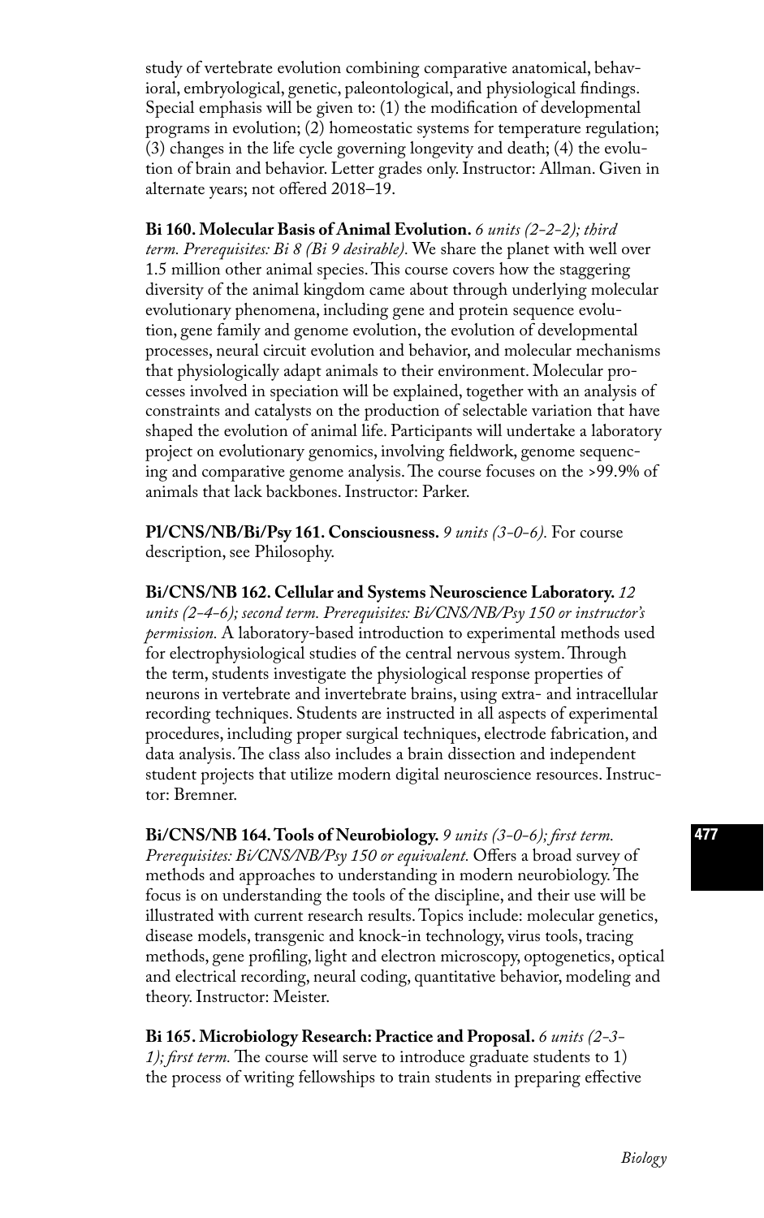study of vertebrate evolution combining comparative anatomical, behavioral, embryological, genetic, paleontological, and physiological findings. Special emphasis will be given to: (1) the modification of developmental programs in evolution; (2) homeostatic systems for temperature regulation; (3) changes in the life cycle governing longevity and death; (4) the evolution of brain and behavior. Letter grades only. Instructor: Allman. Given in alternate years; not offered 2018–19.

**Bi 160. Molecular Basis of Animal Evolution.** *6 units (2-2-2); third term. Prerequisites: Bi 8 (Bi 9 desirable).* We share the planet with well over 1.5 million other animal species. This course covers how the staggering diversity of the animal kingdom came about through underlying molecular evolutionary phenomena, including gene and protein sequence evolution, gene family and genome evolution, the evolution of developmental processes, neural circuit evolution and behavior, and molecular mechanisms that physiologically adapt animals to their environment. Molecular processes involved in speciation will be explained, together with an analysis of constraints and catalysts on the production of selectable variation that have shaped the evolution of animal life. Participants will undertake a laboratory project on evolutionary genomics, involving fieldwork, genome sequencing and comparative genome analysis. The course focuses on the >99.9% of animals that lack backbones. Instructor: Parker.

**Pl/CNS/NB/Bi/Psy 161. Consciousness.** *9 units (3-0-6).* For course description, see Philosophy.

**Bi/CNS/NB 162. Cellular and Systems Neuroscience Laboratory.** *12 units (2-4-6); second term. Prerequisites: Bi/CNS/NB/Psy 150 or instructor's permission.* A laboratory-based introduction to experimental methods used for electrophysiological studies of the central nervous system. Through the term, students investigate the physiological response properties of neurons in vertebrate and invertebrate brains, using extra- and intracellular recording techniques. Students are instructed in all aspects of experimental procedures, including proper surgical techniques, electrode fabrication, and data analysis. The class also includes a brain dissection and independent student projects that utilize modern digital neuroscience resources. Instructor: Bremner.

**Bi/CNS/NB 164. Tools of Neurobiology.** *9 units (3-0-6); first term. Prerequisites: Bi/CNS/NB/Psy 150 or equivalent.* Offers a broad survey of methods and approaches to understanding in modern neurobiology. The focus is on understanding the tools of the discipline, and their use will be illustrated with current research results. Topics include: molecular genetics, disease models, transgenic and knock-in technology, virus tools, tracing methods, gene profiling, light and electron microscopy, optogenetics, optical and electrical recording, neural coding, quantitative behavior, modeling and theory. Instructor: Meister.

**Bi 165. Microbiology Research: Practice and Proposal.** *6 units (2-3-1); first term.* The course will serve to introduce graduate students to 1) the process of writing fellowships to train students in preparing effective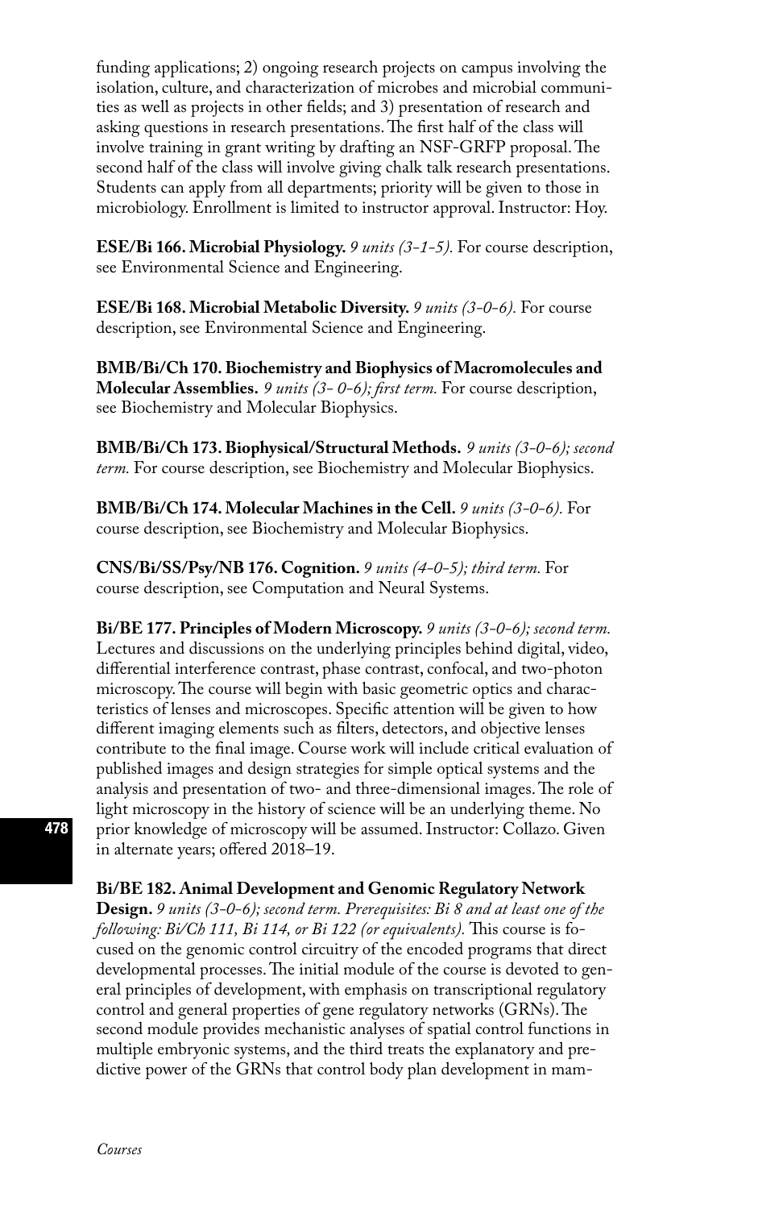funding applications; 2) ongoing research projects on campus involving the isolation, culture, and characterization of microbes and microbial communities as well as projects in other fields; and 3) presentation of research and asking questions in research presentations. The first half of the class will involve training in grant writing by drafting an NSF-GRFP proposal. The second half of the class will involve giving chalk talk research presentations. Students can apply from all departments; priority will be given to those in microbiology. Enrollment is limited to instructor approval. Instructor: Hoy.

**ESE/Bi 166. Microbial Physiology.** *9 units (3-1-5).* For course description, see Environmental Science and Engineering.

**ESE/Bi 168. Microbial Metabolic Diversity.** *9 units (3-0-6).* For course description, see Environmental Science and Engineering.

**BMB/Bi/Ch 170. Biochemistry and Biophysics of Macromolecules and Molecular Assemblies.** *9 units (3- 0-6); first term.* For course description, see Biochemistry and Molecular Biophysics.

**BMB/Bi/Ch 173. Biophysical/Structural Methods.** *9 units (3-0-6); second term.* For course description, see Biochemistry and Molecular Biophysics.

**BMB/Bi/Ch 174. Molecular Machines in the Cell.** *9 units (3-0-6).* For course description, see Biochemistry and Molecular Biophysics.

**CNS/Bi/SS/Psy/NB 176. Cognition.** *9 units (4-0-5); third term.* For course description, see Computation and Neural Systems.

**Bi/BE 177. Principles of Modern Microscopy.** *9 units (3-0-6); second term.* Lectures and discussions on the underlying principles behind digital, video, differential interference contrast, phase contrast, confocal, and two-photon microscopy. The course will begin with basic geometric optics and characteristics of lenses and microscopes. Specific attention will be given to how different imaging elements such as filters, detectors, and objective lenses contribute to the final image. Course work will include critical evaluation of published images and design strategies for simple optical systems and the analysis and presentation of two- and three-dimensional images. The role of light microscopy in the history of science will be an underlying theme. No prior knowledge of microscopy will be assumed. Instructor: Collazo. Given in alternate years; offered 2018–19.

**Bi/BE 182. Animal Development and Genomic Regulatory Network Design.** *9 units (3-0-6); second term. Prerequisites: Bi 8 and at least one of the following: Bi/Ch 111, Bi 114, or Bi 122 (or equivalents).* This course is focused on the genomic control circuitry of the encoded programs that direct developmental processes. The initial module of the course is devoted to general principles of development, with emphasis on transcriptional regulatory control and general properties of gene regulatory networks (GRNs). The second module provides mechanistic analyses of spatial control functions in multiple embryonic systems, and the third treats the explanatory and predictive power of the GRNs that control body plan development in mam-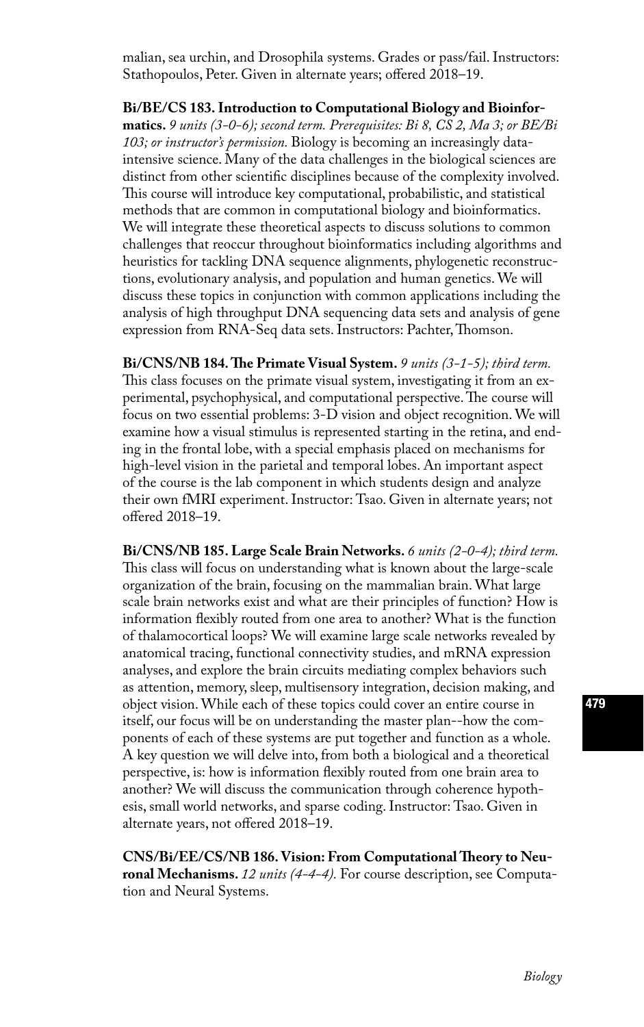malian, sea urchin, and Drosophila systems. Grades or pass/fail. Instructors: Stathopoulos, Peter. Given in alternate years; offered 2018–19.

**Bi/BE/CS 183. Introduction to Computational Biology and Bioinformatics.** *9 units (3-0-6); second term. Prerequisites: Bi 8, CS 2, Ma 3; or BE/Bi 103; or instructor's permission.* Biology is becoming an increasingly data-intensive science. Many of the data challenges in the biological sciences are distinct from other scientific disciplines because of the complexity involved. This course will introduce key computational, probabilistic, and statistical methods that are common in computational biology and bioinformatics. We will integrate these theoretical aspects to discuss solutions to common challenges that reoccur throughout bioinformatics including algorithms and heuristics for tackling DNA sequence alignments, phylogenetic reconstructions, evolutionary analysis, and population and human genetics. We will discuss these topics in conjunction with common applications including the analysis of high throughput DNA sequencing data sets and analysis of gene expression from RNA-Seq data sets. Instructors: Pachter, Thomson.

**Bi/CNS/NB 184. The Primate Visual System.** *9 units (3-1-5); third term.* This class focuses on the primate visual system, investigating it from an experimental, psychophysical, and computational perspective. The course will focus on two essential problems: 3-D vision and object recognition. We will examine how a visual stimulus is represented starting in the retina, and ending in the frontal lobe, with a special emphasis placed on mechanisms for high-level vision in the parietal and temporal lobes. An important aspect of the course is the lab component in which students design and analyze their own fMRI experiment. Instructor: Tsao. Given in alternate years; not offered 2018–19.

**Bi/CNS/NB 185. Large Scale Brain Networks.** *6 units (2-0-4); third term.* This class will focus on understanding what is known about the large-scale organization of the brain, focusing on the mammalian brain. What large scale brain networks exist and what are their principles of function? How is information flexibly routed from one area to another? What is the function of thalamocortical loops? We will examine large scale networks revealed by anatomical tracing, functional connectivity studies, and mRNA expression analyses, and explore the brain circuits mediating complex behaviors such as attention, memory, sleep, multisensory integration, decision making, and object vision. While each of these topics could cover an entire course in itself, our focus will be on understanding the master plan--how the components of each of these systems are put together and function as a whole. A key question we will delve into, from both a biological and a theoretical perspective, is: how is information flexibly routed from one brain area to another? We will discuss the communication through coherence hypothesis, small world networks, and sparse coding. Instructor: Tsao. Given in alternate years, not offered 2018–19.

**CNS/Bi/EE/CS/NB 186. Vision: From Computational Theory to Neuronal Mechanisms.** *12 units (4-4-4).* For course description, see Computation and Neural Systems.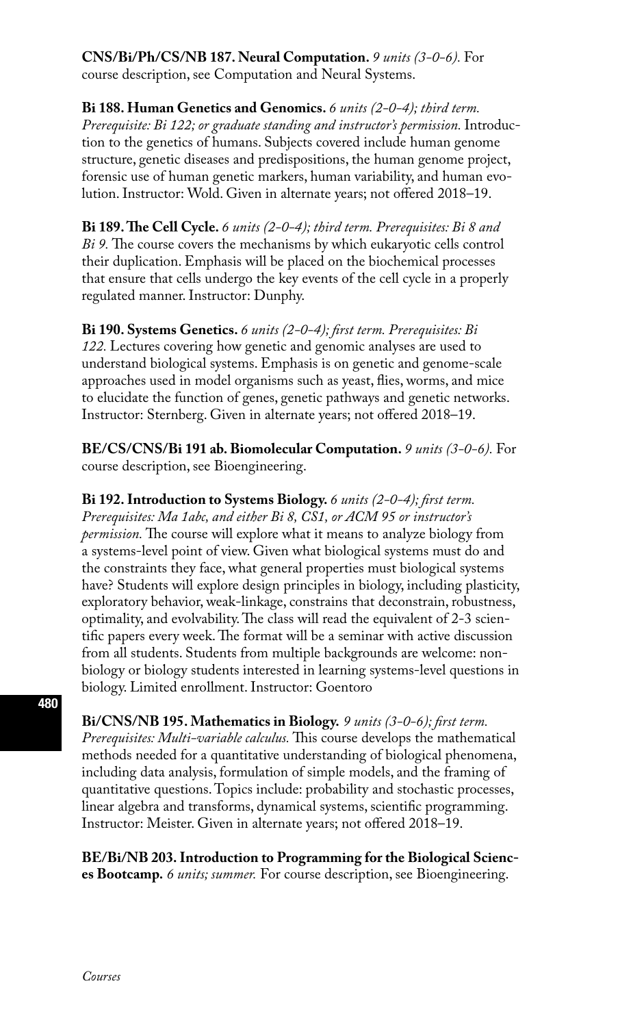**CNS/Bi/Ph/CS/NB 187. Neural Computation.** *9 units (3-0-6).* For course description, see Computation and Neural Systems.

**Bi 188. Human Genetics and Genomics.** *6 units (2-0-4); third term. Prerequisite: Bi 122; or graduate standing and instructor's permission.* Introduction to the genetics of humans. Subjects covered include human genome structure, genetic diseases and predispositions, the human genome project, forensic use of human genetic markers, human variability, and human evolution. Instructor: Wold. Given in alternate years; not offered 2018–19.

**Bi 189. The Cell Cycle.** *6 units (2-0-4); third term. Prerequisites: Bi 8 and Bi 9.* The course covers the mechanisms by which eukaryotic cells control their duplication. Emphasis will be placed on the biochemical processes that ensure that cells undergo the key events of the cell cycle in a properly regulated manner. Instructor: Dunphy.

**Bi 190. Systems Genetics.** *6 units (2-0-4); first term. Prerequisites: Bi 122.* Lectures covering how genetic and genomic analyses are used to understand biological systems. Emphasis is on genetic and genome-scale approaches used in model organisms such as yeast, flies, worms, and mice to elucidate the function of genes, genetic pathways and genetic networks. Instructor: Sternberg. Given in alternate years; not offered 2018–19.

**BE/CS/CNS/Bi 191 ab. Biomolecular Computation.** *9 units (3-0-6).* For course description, see Bioengineering.

**Bi 192. Introduction to Systems Biology.** *6 units (2-0-4); first term. Prerequisites: Ma 1abc, and either Bi 8, CS1, or ACM 95 or instructor's permission.* The course will explore what it means to analyze biology from a systems-level point of view. Given what biological systems must do and the constraints they face, what general properties must biological systems have? Students will explore design principles in biology, including plasticity, exploratory behavior, weak-linkage, constrains that deconstrain, robustness, optimality, and evolvability. The class will read the equivalent of 2-3 scientific papers every week. The format will be a seminar with active discussion from all students. Students from multiple backgrounds are welcome: non-biology or biology students interested in learning systems-level questions in biology. Limited enrollment. Instructor: Goentoro

**Bi/CNS/NB 195. Mathematics in Biology.** *9 units (3-0-6); first term. Prerequisites: Multi-variable calculus.* This course develops the mathematical methods needed for a quantitative understanding of biological phenomena, including data analysis, formulation of simple models, and the framing of quantitative questions. Topics include: probability and stochastic processes, linear algebra and transforms, dynamical systems, scientific programming. Instructor: Meister. Given in alternate years; not offered 2018–19.

**BE/Bi/NB 203. Introduction to Programming for the Biological Sciences Bootcamp.** *6 units; summer.* For course description, see Bioengineering.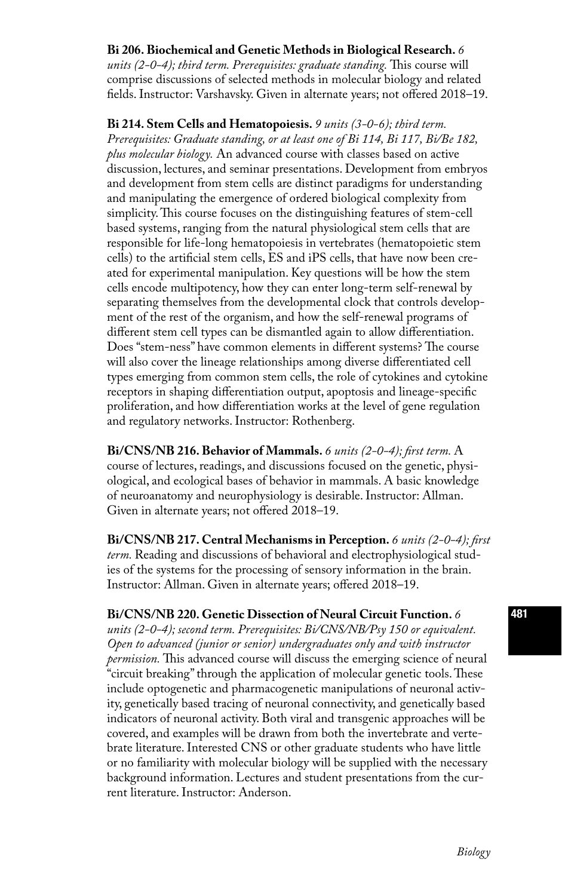**Bi 206. Biochemical and Genetic Methods in Biological Research.** *6 units (2-0-4); third term. Prerequisites: graduate standing.* This course will comprise discussions of selected methods in molecular biology and related fields. Instructor: Varshavsky. Given in alternate years; not offered 2018–19.

**Bi 214. Stem Cells and Hematopoiesis.** *9 units (3-0-6); third term. Prerequisites: Graduate standing, or at least one of Bi 114, Bi 117, Bi/Be 182, plus molecular biology.* An advanced course with classes based on active discussion, lectures, and seminar presentations. Development from embryos and development from stem cells are distinct paradigms for understanding and manipulating the emergence of ordered biological complexity from simplicity. This course focuses on the distinguishing features of stem-cell based systems, ranging from the natural physiological stem cells that are responsible for life-long hematopoiesis in vertebrates (hematopoietic stem cells) to the artificial stem cells, ES and iPS cells, that have now been created for experimental manipulation. Key questions will be how the stem cells encode multipotency, how they can enter long-term self-renewal by separating themselves from the developmental clock that controls development of the rest of the organism, and how the self-renewal programs of different stem cell types can be dismantled again to allow differentiation. Does "stem-ness" have common elements in different systems? The course will also cover the lineage relationships among diverse differentiated cell types emerging from common stem cells, the role of cytokines and cytokine receptors in shaping differentiation output, apoptosis and lineage-specific proliferation, and how differentiation works at the level of gene regulation and regulatory networks. Instructor: Rothenberg.

**Bi/CNS/NB 216. Behavior of Mammals.** *6 units (2-0-4); first term.* A course of lectures, readings, and discussions focused on the genetic, physiological, and ecological bases of behavior in mammals. A basic knowledge of neuroanatomy and neurophysiology is desirable. Instructor: Allman. Given in alternate years; not offered 2018–19.

**Bi/CNS/NB 217. Central Mechanisms in Perception.** *6 units (2-0-4); first term.* Reading and discussions of behavioral and electrophysiological studies of the systems for the processing of sensory information in the brain. Instructor: Allman. Given in alternate years; offered 2018–19.

**Bi/CNS/NB 220. Genetic Dissection of Neural Circuit Function.** *6 units (2-0-4); second term. Prerequisites: Bi/CNS/NB/Psy 150 or equivalent. Open to advanced (junior or senior) undergraduates only and with instructor permission.* This advanced course will discuss the emerging science of neural "circuit breaking" through the application of molecular genetic tools. These include optogenetic and pharmacogenetic manipulations of neuronal activity, genetically based tracing of neuronal connectivity, and genetically based indicators of neuronal activity. Both viral and transgenic approaches will be covered, and examples will be drawn from both the invertebrate and vertebrate literature. Interested CNS or other graduate students who have little or no familiarity with molecular biology will be supplied with the necessary background information. Lectures and student presentations from the current literature. Instructor: Anderson.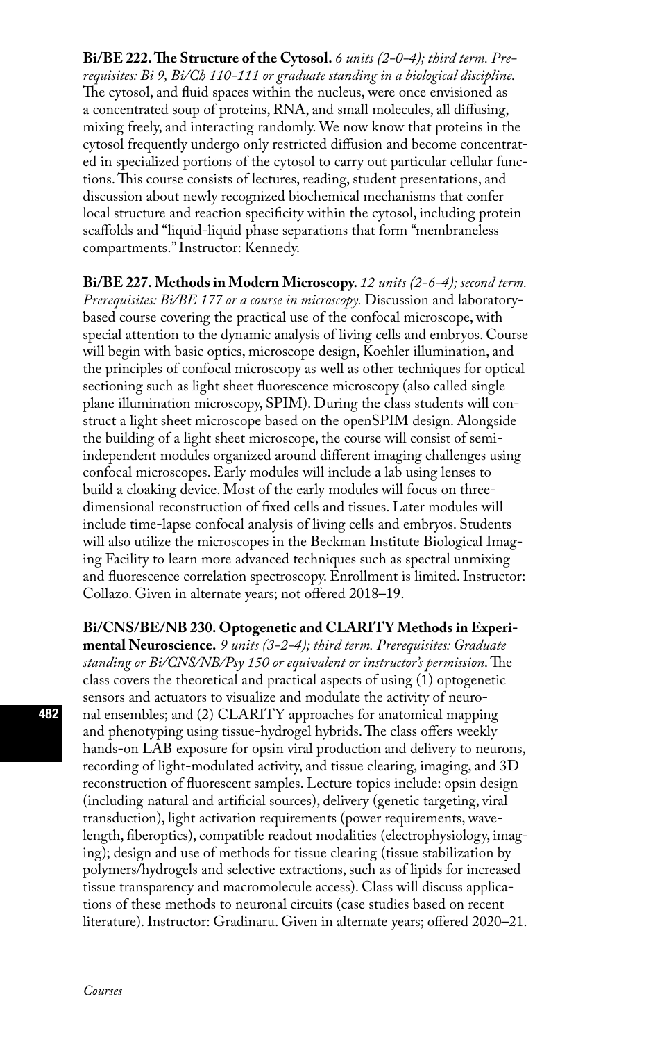**Bi/BE 222. The Structure of the Cytosol.** *6 units (2-0-4); third term. Prerequisites: Bi 9, Bi/Ch 110-111 or graduate standing in a biological discipline.* The cytosol, and fluid spaces within the nucleus, were once envisioned as a concentrated soup of proteins, RNA, and small molecules, all diffusing, mixing freely, and interacting randomly. We now know that proteins in the cytosol frequently undergo only restricted diffusion and become concentrated in specialized portions of the cytosol to carry out particular cellular functions. This course consists of lectures, reading, student presentations, and discussion about newly recognized biochemical mechanisms that confer local structure and reaction specificity within the cytosol, including protein scaffolds and "liquid-liquid phase separations that form "membraneless compartments." Instructor: Kennedy.

**Bi/BE 227. Methods in Modern Microscopy.** *12 units (2-6-4); second term. Prerequisites: Bi/BE 177 or a course in microscopy.* Discussion and laboratory-based course covering the practical use of the confocal microscope, with special attention to the dynamic analysis of living cells and embryos. Course will begin with basic optics, microscope design, Koehler illumination, and the principles of confocal microscopy as well as other techniques for optical sectioning such as light sheet fluorescence microscopy (also called single plane illumination microscopy, SPIM). During the class students will construct a light sheet microscope based on the openSPIM design. Alongside the building of a light sheet microscope, the course will consist of semi-independent modules organized around different imaging challenges using confocal microscopes. Early modules will include a lab using lenses to build a cloaking device. Most of the early modules will focus on three-dimensional reconstruction of fixed cells and tissues. Later modules will include time-lapse confocal analysis of living cells and embryos. Students will also utilize the microscopes in the Beckman Institute Biological Imaging Facility to learn more advanced techniques such as spectral unmixing and fluorescence correlation spectroscopy. Enrollment is limited. Instructor: Collazo. Given in alternate years; not offered 2018–19.

**Bi/CNS/BE/NB 230. Optogenetic and CLARITY Methods in Experimental Neuroscience.** *9 units (3-2-4); third term. Prerequisites: Graduate standing or Bi/CNS/NB/Psy 150 or equivalent or instructor's permission.* The class covers the theoretical and practical aspects of using (1) optogenetic sensors and actuators to visualize and modulate the activity of neuronal ensembles; and (2) CLARITY approaches for anatomical mapping and phenotyping using tissue-hydrogel hybrids. The class offers weekly hands-on LAB exposure for opsin viral production and delivery to neurons, recording of light-modulated activity, and tissue clearing, imaging, and 3D reconstruction of fluorescent samples. Lecture topics include: opsin design (including natural and artificial sources), delivery (genetic targeting, viral transduction), light activation requirements (power requirements, wavelength, fiberoptics), compatible readout modalities (electrophysiology, imaging); design and use of methods for tissue clearing (tissue stabilization by polymers/hydrogels and selective extractions, such as of lipids for increased tissue transparency and macromolecule access). Class will discuss applications of these methods to neuronal circuits (case studies based on recent literature). Instructor: Gradinaru. Given in alternate years; offered 2020–21.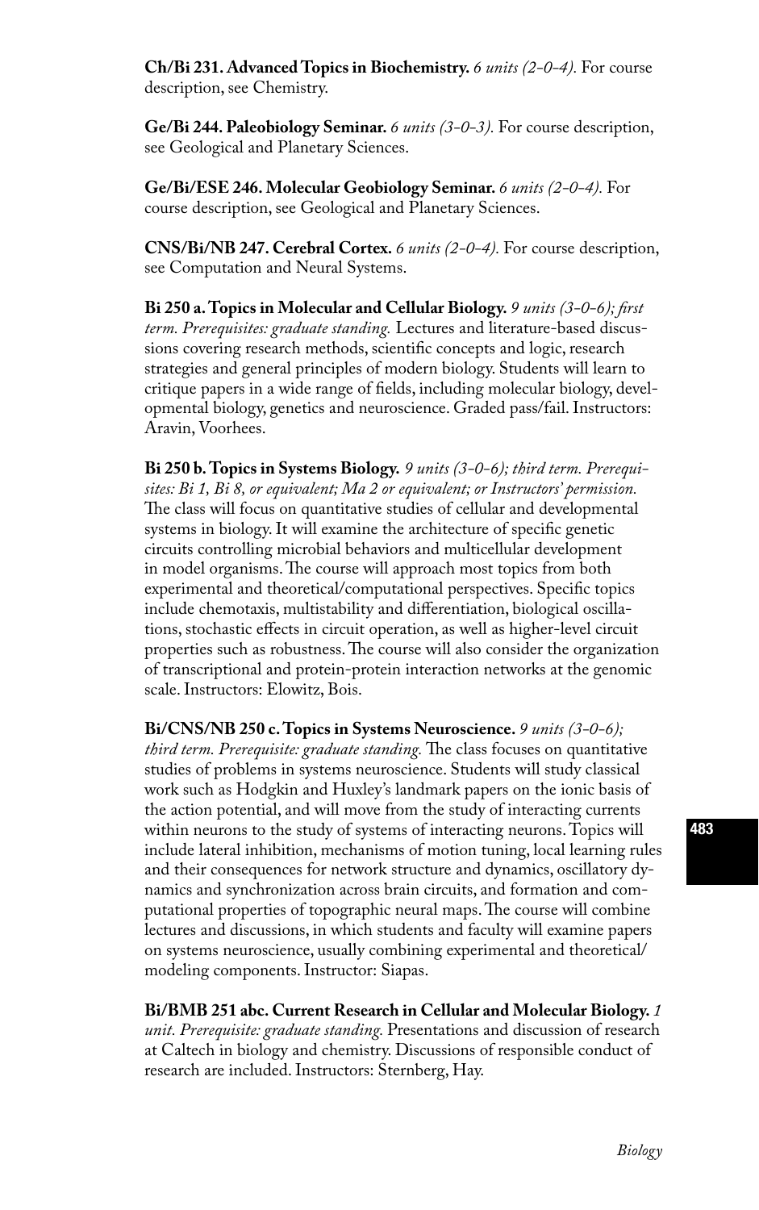**Ch/Bi 231. Advanced Topics in Biochemistry.** *6 units (2-0-4).* For course description, see Chemistry.

**Ge/Bi 244. Paleobiology Seminar.** *6 units (3-0-3).* For course description, see Geological and Planetary Sciences.

**Ge/Bi/ESE 246. Molecular Geobiology Seminar.** *6 units (2-0-4).* For course description, see Geological and Planetary Sciences.

**CNS/Bi/NB 247. Cerebral Cortex.** *6 units (2-0-4).* For course description, see Computation and Neural Systems.

**Bi 250 a. Topics in Molecular and Cellular Biology.** *9 units (3-0-6); first term. Prerequisites: graduate standing.* Lectures and literature-based discussions covering research methods, scientific concepts and logic, research strategies and general principles of modern biology. Students will learn to critique papers in a wide range of fields, including molecular biology, developmental biology, genetics and neuroscience. Graded pass/fail. Instructors: Aravin, Voorhees.

**Bi 250 b. Topics in Systems Biology.** *9 units (3-0-6); third term. Prerequisites: Bi 1, Bi 8, or equivalent; Ma 2 or equivalent; or Instructors' permission.* The class will focus on quantitative studies of cellular and developmental systems in biology. It will examine the architecture of specific genetic circuits controlling microbial behaviors and multicellular development in model organisms. The course will approach most topics from both experimental and theoretical/computational perspectives. Specific topics include chemotaxis, multistability and differentiation, biological oscillations, stochastic effects in circuit operation, as well as higher-level circuit properties such as robustness. The course will also consider the organization of transcriptional and protein-protein interaction networks at the genomic scale. Instructors: Elowitz, Bois.

**Bi/CNS/NB 250 c. Topics in Systems Neuroscience.** *9 units (3-0-6); third term. Prerequisite: graduate standing.* The class focuses on quantitative studies of problems in systems neuroscience. Students will study classical work such as Hodgkin and Huxley's landmark papers on the ionic basis of the action potential, and will move from the study of interacting currents within neurons to the study of systems of interacting neurons. Topics will include lateral inhibition, mechanisms of motion tuning, local learning rules and their consequences for network structure and dynamics, oscillatory dynamics and synchronization across brain circuits, and formation and computational properties of topographic neural maps. The course will combine lectures and discussions, in which students and faculty will examine papers on systems neuroscience, usually combining experimental and theoretical/modeling components. Instructor: Siapas.

**Bi/BMB 251 abc. Current Research in Cellular and Molecular Biology.** *1 unit. Prerequisite: graduate standing.* Presentations and discussion of research at Caltech in biology and chemistry. Discussions of responsible conduct of research are included. Instructors: Sternberg, Hay.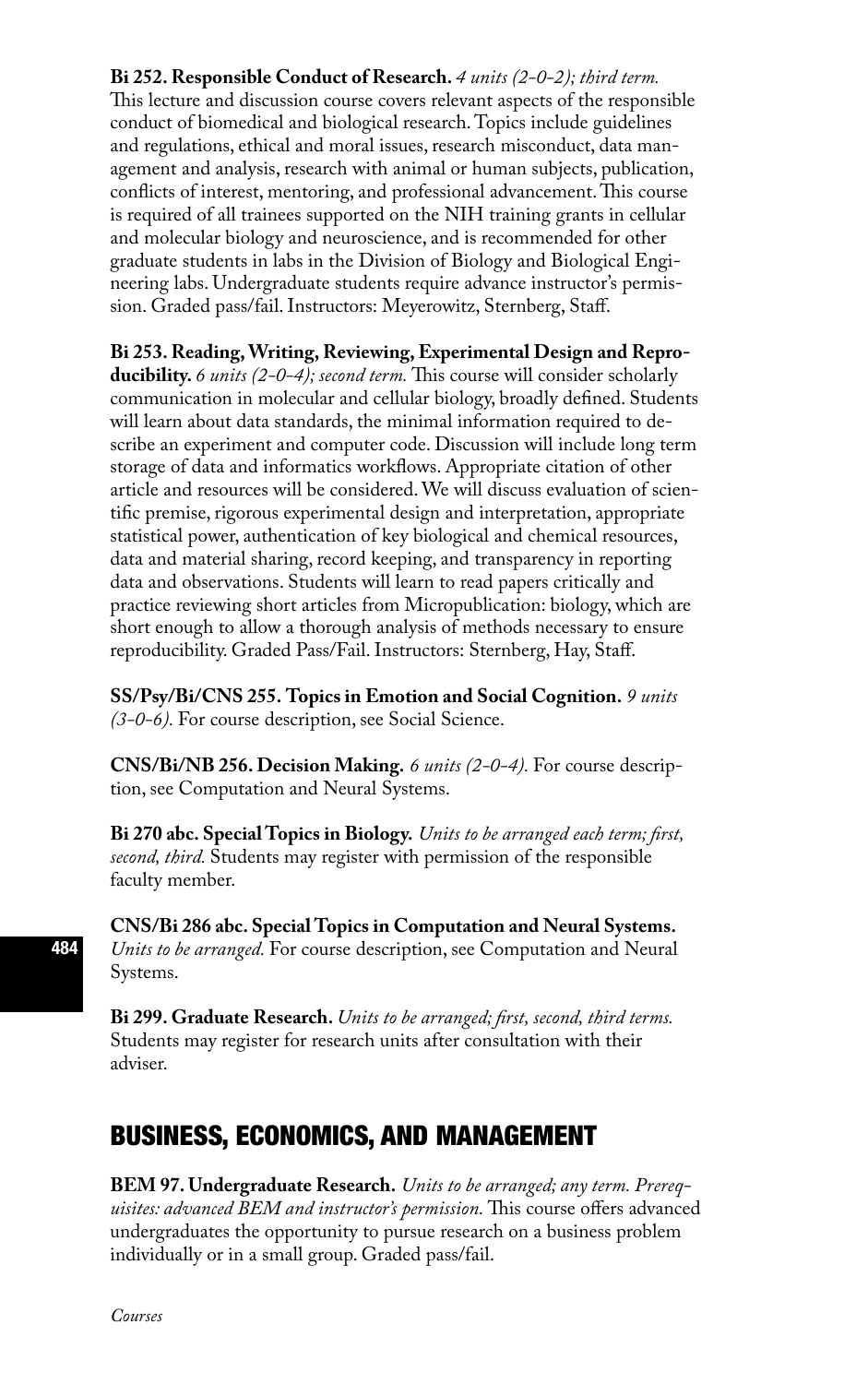**Bi 252. Responsible Conduct of Research.** *4 units (2-0-2); third term.* This lecture and discussion course covers relevant aspects of the responsible conduct of biomedical and biological research. Topics include guidelines and regulations, ethical and moral issues, research misconduct, data management and analysis, research with animal or human subjects, publication, conflicts of interest, mentoring, and professional advancement. This course is required of all trainees supported on the NIH training grants in cellular and molecular biology and neuroscience, and is recommended for other graduate students in labs in the Division of Biology and Biological Engineering labs. Undergraduate students require advance instructor's permission. Graded pass/fail. Instructors: Meyerowitz, Sternberg, Staff.

**Bi 253. Reading, Writing, Reviewing, Experimental Design and Reproducibility.** *6 units (2-0-4); second term.* This course will consider scholarly communication in molecular and cellular biology, broadly defined. Students will learn about data standards, the minimal information required to describe an experiment and computer code. Discussion will include long term storage of data and informatics workflows. Appropriate citation of other article and resources will be considered. We will discuss evaluation of scientific premise, rigorous experimental design and interpretation, appropriate statistical power, authentication of key biological and chemical resources, data and material sharing, record keeping, and transparency in reporting data and observations. Students will learn to read papers critically and practice reviewing short articles from Micropublication: biology, which are short enough to allow a thorough analysis of methods necessary to ensure reproducibility. Graded Pass/Fail. Instructors: Sternberg, Hay, Staff.

**SS/Psy/Bi/CNS 255. Topics in Emotion and Social Cognition.** *9 units (3-0-6).* For course description, see Social Science.

**CNS/Bi/NB 256. Decision Making.** *6 units (2-0-4).* For course description, see Computation and Neural Systems.

**Bi 270 abc. Special Topics in Biology.** *Units to be arranged each term; first, second, third.* Students may register with permission of the responsible faculty member.

**CNS/Bi 286 abc. Special Topics in Computation and Neural Systems.** *Units to be arranged.* For course description, see Computation and Neural Systems.

**Bi 299. Graduate Research.** *Units to be arranged; first, second, third terms.* Students may register for research units after consultation with their adviser.

## BUSINESS, ECONOMICS, AND MANAGEMENT

**BEM 97. Undergraduate Research.** *Units to be arranged; any term. Prerequisites: advanced BEM and instructor's permission.* This course offers advanced undergraduates the opportunity to pursue research on a business problem individually or in a small group. Graded pass/fail.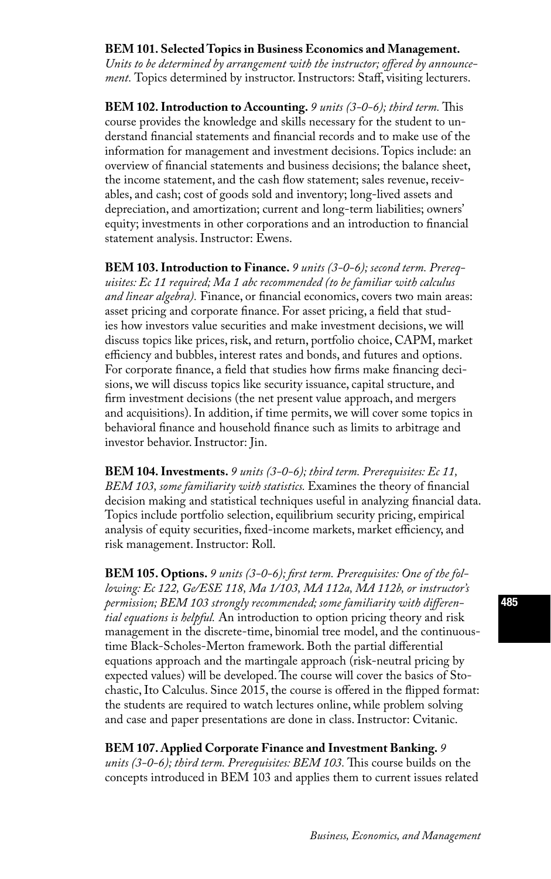**BEM 101. Selected Topics in Business Economics and Management.** *Units to be determined by arrangement with the instructor; offered by announcement.* Topics determined by instructor. Instructors: Staff, visiting lecturers.

**BEM 102. Introduction to Accounting.** *9 units (3-0-6); third term.* This course provides the knowledge and skills necessary for the student to understand financial statements and financial records and to make use of the information for management and investment decisions. Topics include: an overview of financial statements and business decisions; the balance sheet, the income statement, and the cash flow statement; sales revenue, receivables, and cash; cost of goods sold and inventory; long-lived assets and depreciation, and amortization; current and long-term liabilities; owners' equity; investments in other corporations and an introduction to financial statement analysis. Instructor: Ewens.

**BEM 103. Introduction to Finance.** *9 units (3-0-6); second term. Prerequisites: Ec 11 required; Ma 1 abc recommended (to be familiar with calculus and linear algebra).* Finance, or financial economics, covers two main areas: asset pricing and corporate finance. For asset pricing, a field that studies how investors value securities and make investment decisions, we will discuss topics like prices, risk, and return, portfolio choice, CAPM, market efficiency and bubbles, interest rates and bonds, and futures and options. For corporate finance, a field that studies how firms make financing decisions, we will discuss topics like security issuance, capital structure, and firm investment decisions (the net present value approach, and mergers and acquisitions). In addition, if time permits, we will cover some topics in behavioral finance and household finance such as limits to arbitrage and investor behavior. Instructor: Jin.

**BEM 104. Investments.** *9 units (3-0-6); third term. Prerequisites: Ec 11, BEM 103, some familiarity with statistics.* Examines the theory of financial decision making and statistical techniques useful in analyzing financial data. Topics include portfolio selection, equilibrium security pricing, empirical analysis of equity securities, fixed-income markets, market efficiency, and risk management. Instructor: Roll.

**BEM 105. Options.** *9 units (3-0-6); first term. Prerequisites: One of the following: Ec 122, Ge/ESE 118, Ma 1/103, MA 112a, MA 112b, or instructor's permission; BEM 103 strongly recommended; some familiarity with differential equations is helpful.* An introduction to option pricing theory and risk management in the discrete-time, binomial tree model, and the continuous-time Black-Scholes-Merton framework. Both the partial differential equations approach and the martingale approach (risk-neutral pricing by expected values) will be developed. The course will cover the basics of Stochastic, Ito Calculus. Since 2015, the course is offered in the flipped format: the students are required to watch lectures online, while problem solving and case and paper presentations are done in class. Instructor: Cvitanic.

**BEM 107. Applied Corporate Finance and Investment Banking.** *9 units (3-0-6); third term. Prerequisites: BEM 103.* This course builds on the concepts introduced in BEM 103 and applies them to current issues related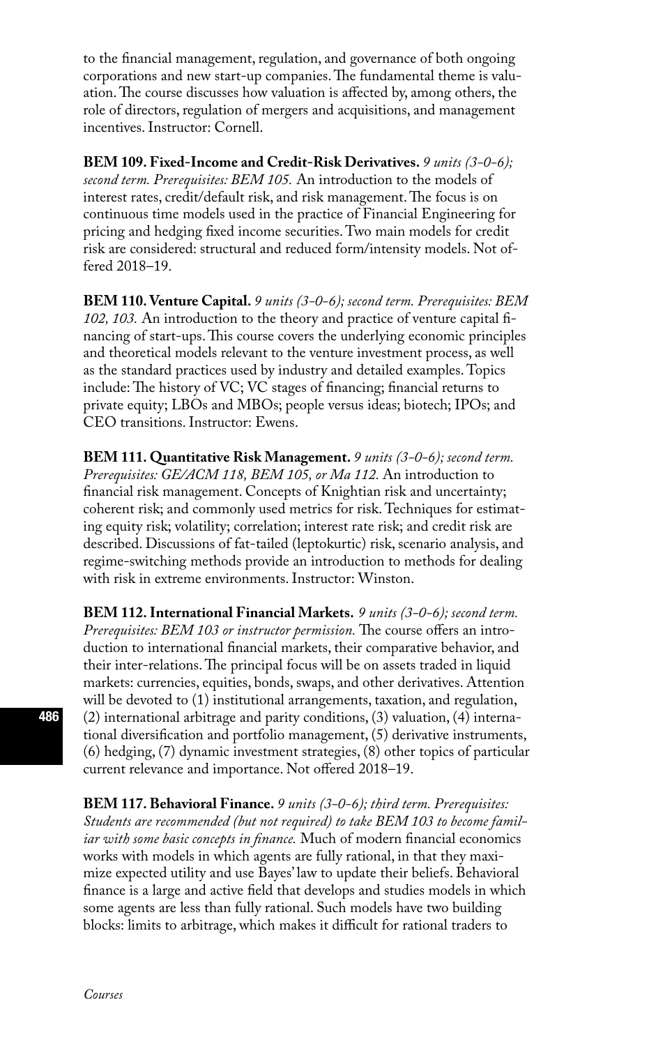to the financial management, regulation, and governance of both ongoing corporations and new start-up companies. The fundamental theme is valuation. The course discusses how valuation is affected by, among others, the role of directors, regulation of mergers and acquisitions, and management incentives. Instructor: Cornell.

**BEM 109. Fixed-Income and Credit-Risk Derivatives.** *9 units (3-0-6); second term. Prerequisites: BEM 105.* An introduction to the models of interest rates, credit/default risk, and risk management. The focus is on continuous time models used in the practice of Financial Engineering for pricing and hedging fixed income securities. Two main models for credit risk are considered: structural and reduced form/intensity models. Not offered 2018–19.

**BEM 110. Venture Capital.** *9 units (3-0-6); second term. Prerequisites: BEM 102, 103.* An introduction to the theory and practice of venture capital financing of start-ups. This course covers the underlying economic principles and theoretical models relevant to the venture investment process, as well as the standard practices used by industry and detailed examples. Topics include: The history of VC; VC stages of financing; financial returns to private equity; LBOs and MBOs; people versus ideas; biotech; IPOs; and CEO transitions. Instructor: Ewens.

**BEM 111. Quantitative Risk Management.** *9 units (3-0-6); second term. Prerequisites: GE/ACM 118, BEM 105, or Ma 112.* An introduction to financial risk management. Concepts of Knightian risk and uncertainty; coherent risk; and commonly used metrics for risk. Techniques for estimating equity risk; volatility; correlation; interest rate risk; and credit risk are described. Discussions of fat-tailed (leptokurtic) risk, scenario analysis, and regime-switching methods provide an introduction to methods for dealing with risk in extreme environments. Instructor: Winston.

**BEM 112. International Financial Markets.** *9 units (3-0-6); second term. Prerequisites: BEM 103 or instructor permission.* The course offers an introduction to international financial markets, their comparative behavior, and their inter-relations. The principal focus will be on assets traded in liquid markets: currencies, equities, bonds, swaps, and other derivatives. Attention will be devoted to (1) institutional arrangements, taxation, and regulation, (2) international arbitrage and parity conditions, (3) valuation, (4) international diversification and portfolio management, (5) derivative instruments, (6) hedging, (7) dynamic investment strategies, (8) other topics of particular current relevance and importance. Not offered 2018–19.

**BEM 117. Behavioral Finance.** *9 units (3-0-6); third term. Prerequisites: Students are recommended (but not required) to take BEM 103 to become familiar with some basic concepts in finance.* Much of modern financial economics works with models in which agents are fully rational, in that they maximize expected utility and use Bayes' law to update their beliefs. Behavioral finance is a large and active field that develops and studies models in which some agents are less than fully rational. Such models have two building blocks: limits to arbitrage, which makes it difficult for rational traders to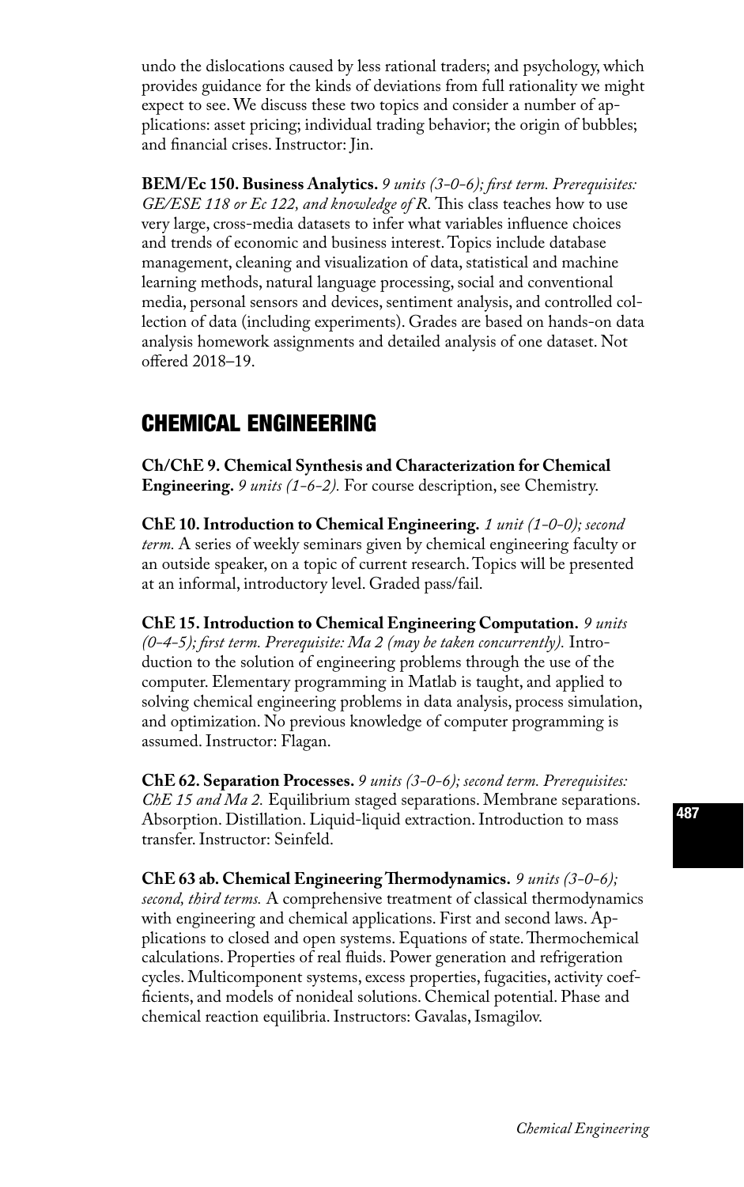undo the dislocations caused by less rational traders; and psychology, which provides guidance for the kinds of deviations from full rationality we might expect to see. We discuss these two topics and consider a number of applications: asset pricing; individual trading behavior; the origin of bubbles; and financial crises. Instructor: Jin.

**BEM/Ec 150. Business Analytics.** *9 units (3-0-6); first term. Prerequisites: GE/ESE 118 or Ec 122, and knowledge of R.* This class teaches how to use very large, cross-media datasets to infer what variables influence choices and trends of economic and business interest. Topics include database management, cleaning and visualization of data, statistical and machine learning methods, natural language processing, social and conventional media, personal sensors and devices, sentiment analysis, and controlled collection of data (including experiments). Grades are based on hands-on data analysis homework assignments and detailed analysis of one dataset. Not offered 2018–19.

## CHEMICAL ENGINEERING

**Ch/ChE 9. Chemical Synthesis and Characterization for Chemical Engineering.** *9 units (1-6-2).* For course description, see Chemistry.

**ChE 10. Introduction to Chemical Engineering.** *1 unit (1-0-0); second term.* A series of weekly seminars given by chemical engineering faculty or an outside speaker, on a topic of current research. Topics will be presented at an informal, introductory level. Graded pass/fail.

**ChE 15. Introduction to Chemical Engineering Computation.** *9 units (0-4-5); first term. Prerequisite: Ma 2 (may be taken concurrently).* Introduction to the solution of engineering problems through the use of the computer. Elementary programming in Matlab is taught, and applied to solving chemical engineering problems in data analysis, process simulation, and optimization. No previous knowledge of computer programming is assumed. Instructor: Flagan.

**ChE 62. Separation Processes.** *9 units (3-0-6); second term. Prerequisites: ChE 15 and Ma 2.* Equilibrium staged separations. Membrane separations. Absorption. Distillation. Liquid-liquid extraction. Introduction to mass transfer. Instructor: Seinfeld.

**ChE 63 ab. Chemical Engineering Thermodynamics.** *9 units (3-0-6); second, third terms.* A comprehensive treatment of classical thermodynamics with engineering and chemical applications. First and second laws. Applications to closed and open systems. Equations of state. Thermochemical calculations. Properties of real fluids. Power generation and refrigeration cycles. Multicomponent systems, excess properties, fugacities, activity coefficients, and models of nonideal solutions. Chemical potential. Phase and chemical reaction equilibria. Instructors: Gavalas, Ismagilov.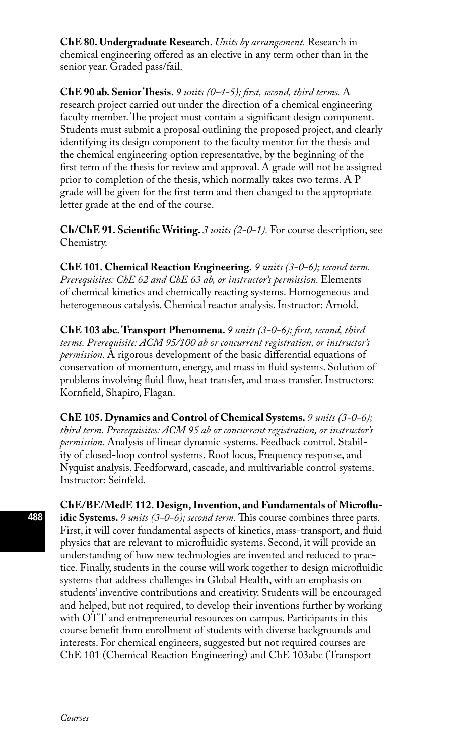**ChE 80. Undergraduate Research.** *Units by arrangement.* Research in chemical engineering offered as an elective in any term other than in the senior year. Graded pass/fail.

**ChE 90 ab. Senior Thesis.** *9 units (0-4-5); first, second, third terms.* A research project carried out under the direction of a chemical engineering faculty member. The project must contain a significant design component. Students must submit a proposal outlining the proposed project, and clearly identifying its design component to the faculty mentor for the thesis and the chemical engineering option representative, by the beginning of the first term of the thesis for review and approval. A grade will not be assigned prior to completion of the thesis, which normally takes two terms. A P grade will be given for the first term and then changed to the appropriate letter grade at the end of the course.

**Ch/ChE 91. Scientific Writing.** *3 units (2-0-1).* For course description, see Chemistry.

**ChE 101. Chemical Reaction Engineering.** *9 units (3-0-6); second term. Prerequisites: ChE 62 and ChE 63 ab, or instructor's permission.* Elements of chemical kinetics and chemically reacting systems. Homogeneous and heterogeneous catalysis. Chemical reactor analysis. Instructor: Arnold.

**ChE 103 abc. Transport Phenomena.** *9 units (3-0-6); first, second, third terms. Prerequisite: ACM 95/100 ab or concurrent registration, or instructor's permission*. A rigorous development of the basic differential equations of conservation of momentum, energy, and mass in fluid systems. Solution of problems involving fluid flow, heat transfer, and mass transfer. Instructors: Kornfield, Shapiro, Flagan.

**ChE 105. Dynamics and Control of Chemical Systems.** *9 units (3-0-6); third term. Prerequisites: ACM 95 ab or concurrent registration, or instructor's permission.* Analysis of linear dynamic systems. Feedback control. Stability of closed-loop control systems. Root locus, Frequency response, and Nyquist analysis. Feedforward, cascade, and multivariable control systems. Instructor: Seinfeld.

**ChE/BE/MedE 112. Design, Invention, and Fundamentals of Microfluidic Systems.** *9 units (3-0-6); second term.* This course combines three parts. First, it will cover fundamental aspects of kinetics, mass-transport, and fluid physics that are relevant to microfluidic systems. Second, it will provide an understanding of how new technologies are invented and reduced to practice. Finally, students in the course will work together to design microfluidic systems that address challenges in Global Health, with an emphasis on students' inventive contributions and creativity. Students will be encouraged and helped, but not required, to develop their inventions further by working with OTT and entrepreneurial resources on campus. Participants in this course benefit from enrollment of students with diverse backgrounds and interests. For chemical engineers, suggested but not required courses are ChE 101 (Chemical Reaction Engineering) and ChE 103abc (Transport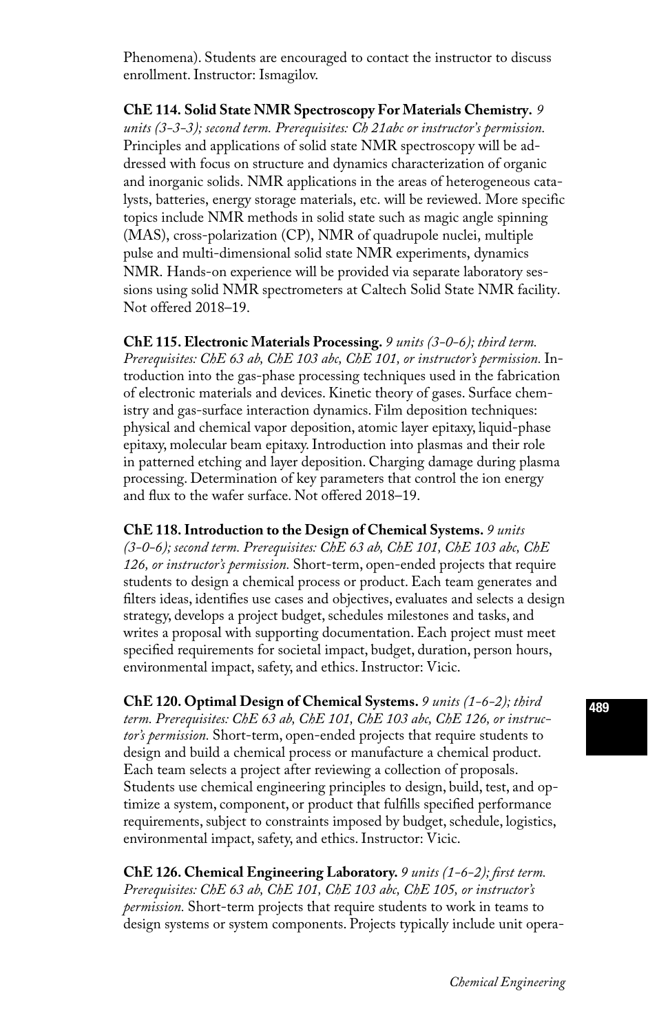Phenomena). Students are encouraged to contact the instructor to discuss enrollment. Instructor: Ismagilov.

**ChE 114. Solid State NMR Spectroscopy For Materials Chemistry.** *9 units (3-3-3); second term. Prerequisites: Ch 21abc or instructor's permission.* Principles and applications of solid state NMR spectroscopy will be addressed with focus on structure and dynamics characterization of organic and inorganic solids. NMR applications in the areas of heterogeneous catalysts, batteries, energy storage materials, etc. will be reviewed. More specific topics include NMR methods in solid state such as magic angle spinning (MAS), cross-polarization (CP), NMR of quadrupole nuclei, multiple pulse and multi-dimensional solid state NMR experiments, dynamics NMR. Hands-on experience will be provided via separate laboratory sessions using solid NMR spectrometers at Caltech Solid State NMR facility. Not offered 2018–19.

**ChE 115. Electronic Materials Processing.** *9 units (3-0-6); third term. Prerequisites: ChE 63 ab, ChE 103 abc, ChE 101, or instructor's permission.* Introduction into the gas-phase processing techniques used in the fabrication of electronic materials and devices. Kinetic theory of gases. Surface chemistry and gas-surface interaction dynamics. Film deposition techniques: physical and chemical vapor deposition, atomic layer epitaxy, liquid-phase epitaxy, molecular beam epitaxy. Introduction into plasmas and their role in patterned etching and layer deposition. Charging damage during plasma processing. Determination of key parameters that control the ion energy and flux to the wafer surface. Not offered 2018–19.

**ChE 118. Introduction to the Design of Chemical Systems.** *9 units (3-0-6); second term. Prerequisites: ChE 63 ab, ChE 101, ChE 103 abc, ChE 126, or instructor's permission.* Short-term, open-ended projects that require students to design a chemical process or product. Each team generates and filters ideas, identifies use cases and objectives, evaluates and selects a design strategy, develops a project budget, schedules milestones and tasks, and writes a proposal with supporting documentation. Each project must meet specified requirements for societal impact, budget, duration, person hours, environmental impact, safety, and ethics. Instructor: Vicic.

**ChE 120. Optimal Design of Chemical Systems.** *9 units (1-6-2); third term. Prerequisites: ChE 63 ab, ChE 101, ChE 103 abc, ChE 126, or instructor's permission.* Short-term, open-ended projects that require students to design and build a chemical process or manufacture a chemical product. Each team selects a project after reviewing a collection of proposals. Students use chemical engineering principles to design, build, test, and optimize a system, component, or product that fulfills specified performance requirements, subject to constraints imposed by budget, schedule, logistics, environmental impact, safety, and ethics. Instructor: Vicic.

**ChE 126. Chemical Engineering Laboratory.** *9 units (1-6-2); first term. Prerequisites: ChE 63 ab, ChE 101, ChE 103 abc, ChE 105, or instructor's permission.* Short-term projects that require students to work in teams to design systems or system components. Projects typically include unit opera-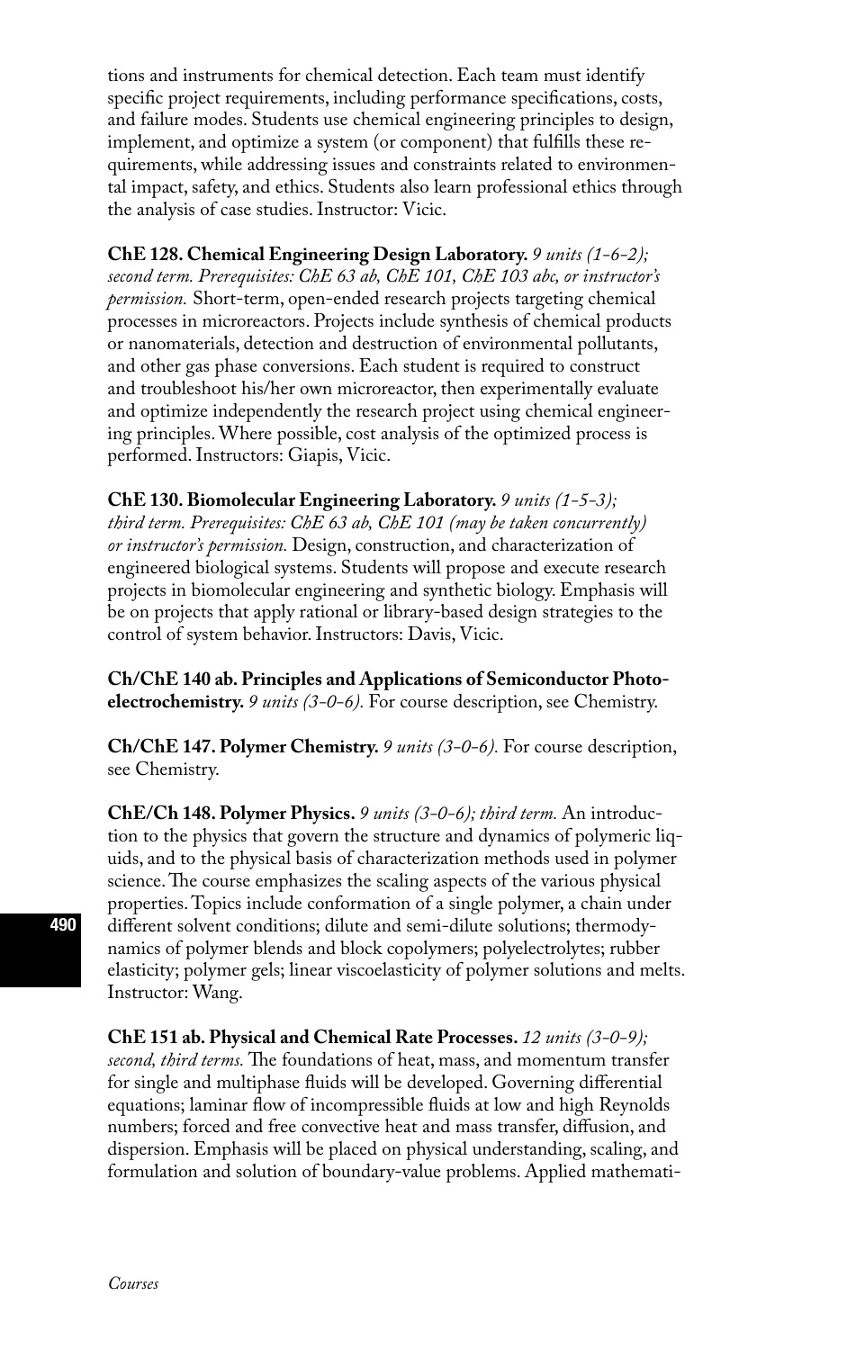tions and instruments for chemical detection. Each team must identify specific project requirements, including performance specifications, costs, and failure modes. Students use chemical engineering principles to design, implement, and optimize a system (or component) that fulfills these requirements, while addressing issues and constraints related to environmental impact, safety, and ethics. Students also learn professional ethics through the analysis of case studies. Instructor: Vicic.

**ChE 128. Chemical Engineering Design Laboratory.** *9 units (1-6-2); second term. Prerequisites: ChE 63 ab, ChE 101, ChE 103 abc, or instructor's permission.* Short-term, open-ended research projects targeting chemical processes in microreactors. Projects include synthesis of chemical products or nanomaterials, detection and destruction of environmental pollutants, and other gas phase conversions. Each student is required to construct and troubleshoot his/her own microreactor, then experimentally evaluate and optimize independently the research project using chemical engineering principles. Where possible, cost analysis of the optimized process is performed. Instructors: Giapis, Vicic.

**ChE 130. Biomolecular Engineering Laboratory.** *9 units (1-5-3); third term. Prerequisites: ChE 63 ab, ChE 101 (may be taken concurrently) or instructor's permission.* Design, construction, and characterization of engineered biological systems. Students will propose and execute research projects in biomolecular engineering and synthetic biology. Emphasis will be on projects that apply rational or library-based design strategies to the control of system behavior. Instructors: Davis, Vicic.

**Ch/ChE 140 ab. Principles and Applications of Semiconductor Photoelectrochemistry.** *9 units (3-0-6).* For course description, see Chemistry.

**Ch/ChE 147. Polymer Chemistry.** *9 units (3-0-6).* For course description, see Chemistry.

**ChE/Ch 148. Polymer Physics.** *9 units (3-0-6); third term.* An introduction to the physics that govern the structure and dynamics of polymeric liquids, and to the physical basis of characterization methods used in polymer science. The course emphasizes the scaling aspects of the various physical properties. Topics include conformation of a single polymer, a chain under different solvent conditions; dilute and semi-dilute solutions; thermodynamics of polymer blends and block copolymers; polyelectrolytes; rubber elasticity; polymer gels; linear viscoelasticity of polymer solutions and melts. Instructor: Wang.

**ChE 151 ab. Physical and Chemical Rate Processes.** *12 units (3-0-9); second, third terms.* The foundations of heat, mass, and momentum transfer for single and multiphase fluids will be developed. Governing differential equations; laminar flow of incompressible fluids at low and high Reynolds numbers; forced and free convective heat and mass transfer, diffusion, and dispersion. Emphasis will be placed on physical understanding, scaling, and formulation and solution of boundary-value problems. Applied mathemati-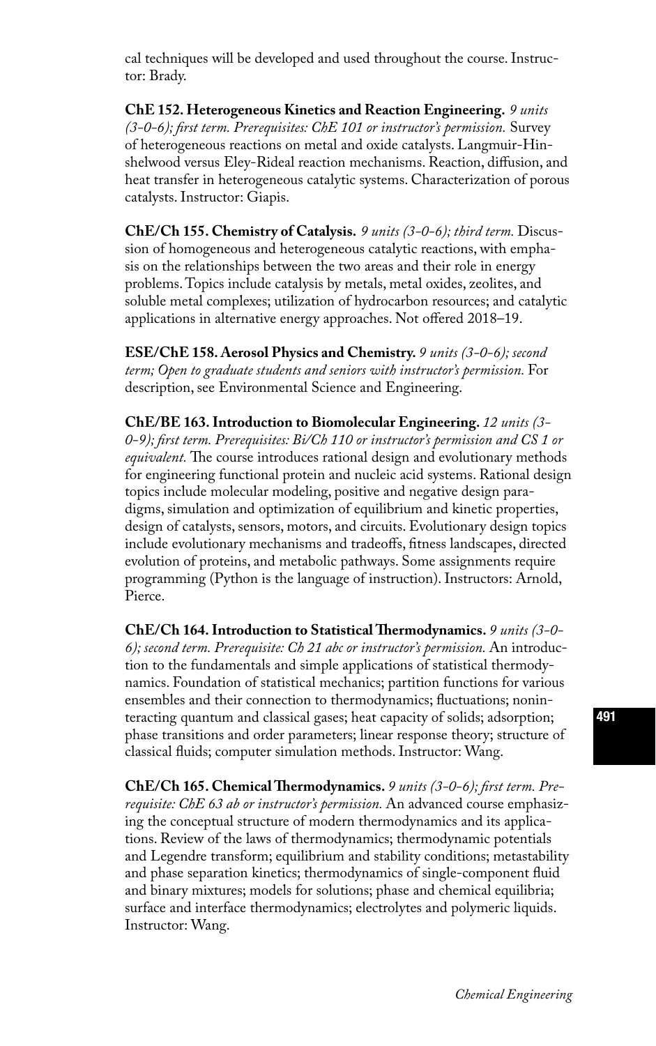cal techniques will be developed and used throughout the course. Instructor: Brady.

**ChE 152. Heterogeneous Kinetics and Reaction Engineering.** *9 units (3-0-6); first term. Prerequisites: ChE 101 or instructor's permission.* Survey of heterogeneous reactions on metal and oxide catalysts. Langmuir-Hinshelwood versus Eley-Rideal reaction mechanisms. Reaction, diffusion, and heat transfer in heterogeneous catalytic systems. Characterization of porous catalysts. Instructor: Giapis.

**ChE/Ch 155. Chemistry of Catalysis.** *9 units (3-0-6); third term.* Discussion of homogeneous and heterogeneous catalytic reactions, with emphasis on the relationships between the two areas and their role in energy problems. Topics include catalysis by metals, metal oxides, zeolites, and soluble metal complexes; utilization of hydrocarbon resources; and catalytic applications in alternative energy approaches. Not offered 2018–19.

**ESE/ChE 158. Aerosol Physics and Chemistry.** *9 units (3-0-6); second term; Open to graduate students and seniors with instructor's permission.* For description, see Environmental Science and Engineering.

**ChE/BE 163. Introduction to Biomolecular Engineering.** *12 units (3-0-9); first term. Prerequisites: Bi/Ch 110 or instructor's permission and CS 1 or equivalent.* The course introduces rational design and evolutionary methods for engineering functional protein and nucleic acid systems. Rational design topics include molecular modeling, positive and negative design paradigms, simulation and optimization of equilibrium and kinetic properties, design of catalysts, sensors, motors, and circuits. Evolutionary design topics include evolutionary mechanisms and tradeoffs, fitness landscapes, directed evolution of proteins, and metabolic pathways. Some assignments require programming (Python is the language of instruction). Instructors: Arnold, Pierce.

**ChE/Ch 164. Introduction to Statistical Thermodynamics.** *9 units (3-0-6); second term. Prerequisite: Ch 21 abc or instructor's permission.* An introduction to the fundamentals and simple applications of statistical thermodynamics. Foundation of statistical mechanics; partition functions for various ensembles and their connection to thermodynamics; fluctuations; noninteracting quantum and classical gases; heat capacity of solids; adsorption; phase transitions and order parameters; linear response theory; structure of classical fluids; computer simulation methods. Instructor: Wang.

**ChE/Ch 165. Chemical Thermodynamics.** *9 units (3-0-6); first term. Prerequisite: ChE 63 ab or instructor's permission.* An advanced course emphasizing the conceptual structure of modern thermodynamics and its applications. Review of the laws of thermodynamics; thermodynamic potentials and Legendre transform; equilibrium and stability conditions; metastability and phase separation kinetics; thermodynamics of single-component fluid and binary mixtures; models for solutions; phase and chemical equilibria; surface and interface thermodynamics; electrolytes and polymeric liquids. Instructor: Wang.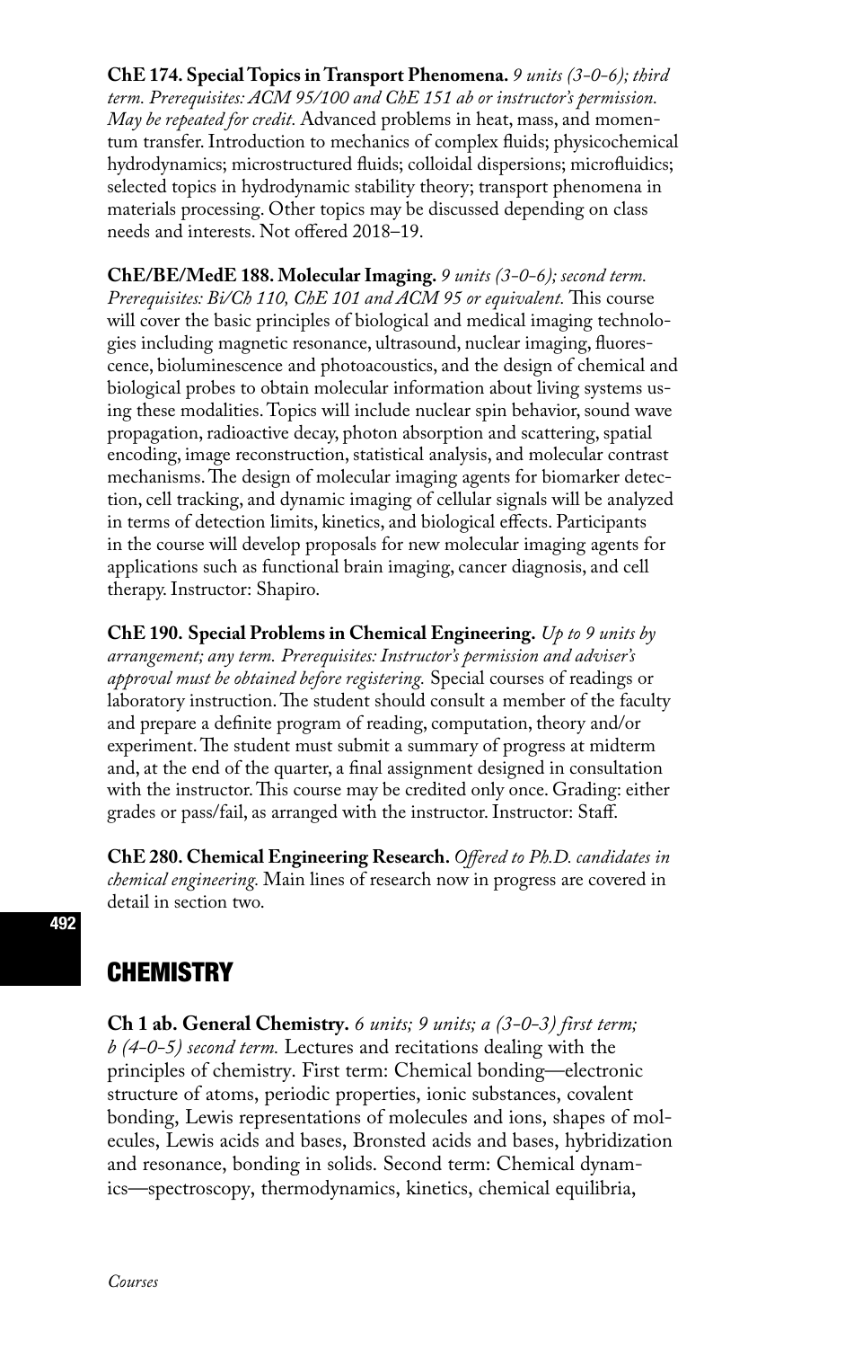**ChE 174. Special Topics in Transport Phenomena.** *9 units (3-0-6); third term. Prerequisites: ACM 95/100 and ChE 151 ab or instructor's permission. May be repeated for credit.* Advanced problems in heat, mass, and momentum transfer. Introduction to mechanics of complex fluids; physicochemical hydrodynamics; microstructured fluids; colloidal dispersions; microfluidics; selected topics in hydrodynamic stability theory; transport phenomena in materials processing. Other topics may be discussed depending on class needs and interests. Not offered 2018–19.

**ChE/BE/MedE 188. Molecular Imaging.** *9 units (3-0-6); second term. Prerequisites: Bi/Ch 110, ChE 101 and ACM 95 or equivalent.* This course will cover the basic principles of biological and medical imaging technologies including magnetic resonance, ultrasound, nuclear imaging, fluorescence, bioluminescence and photoacoustics, and the design of chemical and biological probes to obtain molecular information about living systems using these modalities. Topics will include nuclear spin behavior, sound wave propagation, radioactive decay, photon absorption and scattering, spatial encoding, image reconstruction, statistical analysis, and molecular contrast mechanisms. The design of molecular imaging agents for biomarker detection, cell tracking, and dynamic imaging of cellular signals will be analyzed in terms of detection limits, kinetics, and biological effects. Participants in the course will develop proposals for new molecular imaging agents for applications such as functional brain imaging, cancer diagnosis, and cell therapy. Instructor: Shapiro.

**ChE 190. Special Problems in Chemical Engineering.** *Up to 9 units by arrangement; any term. Prerequisites: Instructor's permission and adviser's approval must be obtained before registering.* Special courses of readings or laboratory instruction. The student should consult a member of the faculty and prepare a definite program of reading, computation, theory and/or experiment. The student must submit a summary of progress at midterm and, at the end of the quarter, a final assignment designed in consultation with the instructor. This course may be credited only once. Grading: either grades or pass/fail, as arranged with the instructor. Instructor: Staff.

**ChE 280. Chemical Engineering Research.** *Offered to Ph.D. candidates in chemical engineering.* Main lines of research now in progress are covered in detail in section two.

## CHEMISTRY

**Ch 1 ab. General Chemistry.** *6 units; 9 units; a (3-0-3) first term; b (4-0-5) second term.* Lectures and recitations dealing with the principles of chemistry. First term: Chemical bonding—electronic structure of atoms, periodic properties, ionic substances, covalent bonding, Lewis representations of molecules and ions, shapes of molecules, Lewis acids and bases, Bronsted acids and bases, hybridization and resonance, bonding in solids. Second term: Chemical dynamics—spectroscopy, thermodynamics, kinetics, chemical equilibria,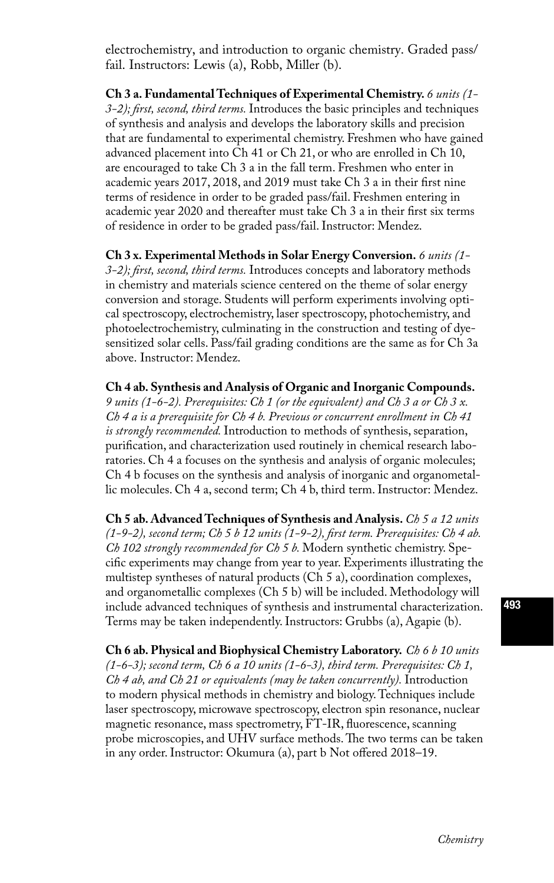electrochemistry, and introduction to organic chemistry. Graded pass/fail. Instructors: Lewis (a), Robb, Miller (b).

**Ch 3 a. Fundamental Techniques of Experimental Chemistry.** *6 units (1-3-2); first, second, third terms.* Introduces the basic principles and techniques of synthesis and analysis and develops the laboratory skills and precision that are fundamental to experimental chemistry. Freshmen who have gained advanced placement into Ch 41 or Ch 21, or who are enrolled in Ch 10, are encouraged to take Ch 3 a in the fall term. Freshmen who enter in academic years 2017, 2018, and 2019 must take Ch 3 a in their first nine terms of residence in order to be graded pass/fail. Freshmen entering in academic year 2020 and thereafter must take Ch 3 a in their first six terms of residence in order to be graded pass/fail. Instructor: Mendez.

**Ch 3 x. Experimental Methods in Solar Energy Conversion.** *6 units (1-3-2); first, second, third terms.* Introduces concepts and laboratory methods in chemistry and materials science centered on the theme of solar energy conversion and storage. Students will perform experiments involving optical spectroscopy, electrochemistry, laser spectroscopy, photochemistry, and photoelectrochemistry, culminating in the construction and testing of dye-sensitized solar cells. Pass/fail grading conditions are the same as for Ch 3a above. Instructor: Mendez.

**Ch 4 ab. Synthesis and Analysis of Organic and Inorganic Compounds.** *9 units (1-6-2). Prerequisites: Ch 1 (or the equivalent) and Ch 3 a or Ch 3 x. Ch 4 a is a prerequisite for Ch 4 b. Previous or concurrent enrollment in Ch 41 is strongly recommended.* Introduction to methods of synthesis, separation, purification, and characterization used routinely in chemical research laboratories. Ch 4 a focuses on the synthesis and analysis of organic molecules; Ch 4 b focuses on the synthesis and analysis of inorganic and organometallic molecules. Ch 4 a, second term; Ch 4 b, third term. Instructor: Mendez.

**Ch 5 ab. Advanced Techniques of Synthesis and Analysis.** *Ch 5 a 12 units (1-9-2), second term; Ch 5 b 12 units (1-9-2), first term. Prerequisites: Ch 4 ab. Ch 102 strongly recommended for Ch 5 b.* Modern synthetic chemistry. Specific experiments may change from year to year. Experiments illustrating the multistep syntheses of natural products (Ch 5 a), coordination complexes, and organometallic complexes (Ch 5 b) will be included. Methodology will include advanced techniques of synthesis and instrumental characterization. Terms may be taken independently. Instructors: Grubbs (a), Agapie (b).

**Ch 6 ab. Physical and Biophysical Chemistry Laboratory.** *Ch 6 b 10 units (1-6-3); second term, Ch 6 a 10 units (1-6-3), third term. Prerequisites: Ch 1, Ch 4 ab, and Ch 21 or equivalents (may be taken concurrently).* Introduction to modern physical methods in chemistry and biology. Techniques include laser spectroscopy, microwave spectroscopy, electron spin resonance, nuclear magnetic resonance, mass spectrometry, FT-IR, fluorescence, scanning probe microscopies, and UHV surface methods. The two terms can be taken in any order. Instructor: Okumura (a), part b Not offered 2018–19.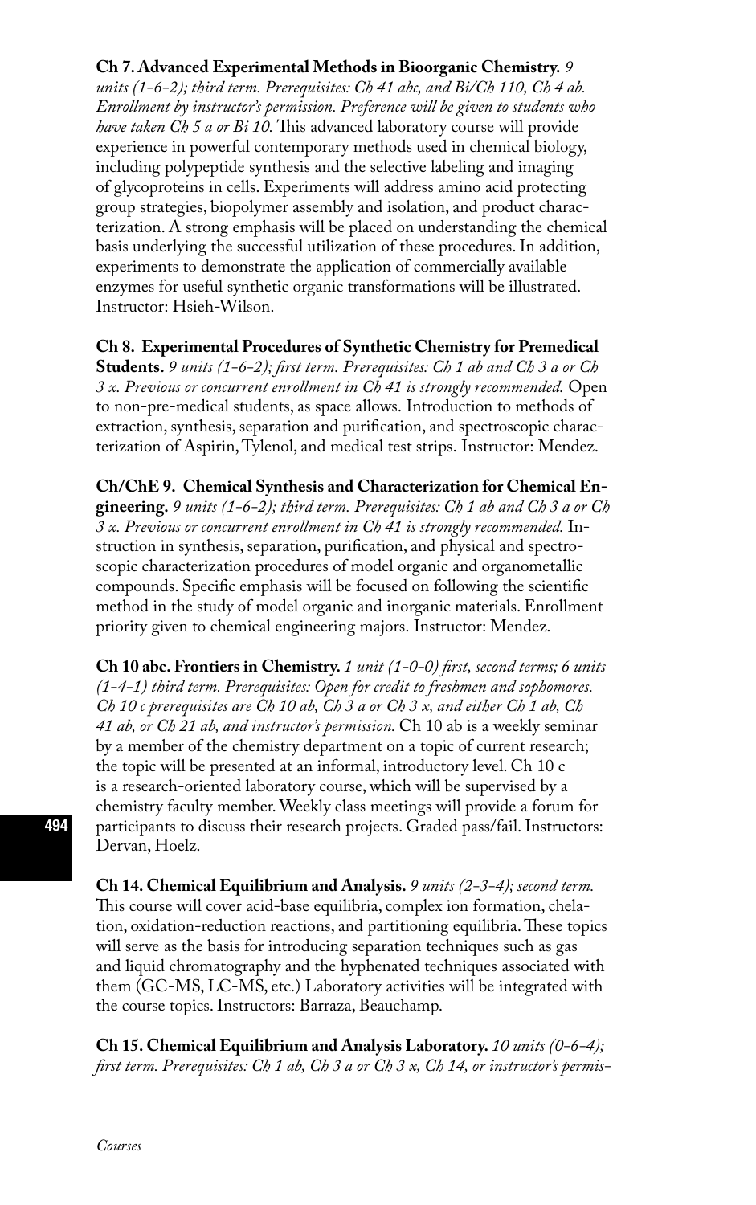**Ch 7. Advanced Experimental Methods in Bioorganic Chemistry.** *9 units (1-6-2); third term. Prerequisites: Ch 41 abc, and Bi/Ch 110, Ch 4 ab. Enrollment by instructor's permission. Preference will be given to students who have taken Ch 5 a or Bi 10.* This advanced laboratory course will provide experience in powerful contemporary methods used in chemical biology, including polypeptide synthesis and the selective labeling and imaging of glycoproteins in cells. Experiments will address amino acid protecting group strategies, biopolymer assembly and isolation, and product characterization. A strong emphasis will be placed on understanding the chemical basis underlying the successful utilization of these procedures. In addition, experiments to demonstrate the application of commercially available enzymes for useful synthetic organic transformations will be illustrated. Instructor: Hsieh-Wilson.

**Ch 8. Experimental Procedures of Synthetic Chemistry for Premedical Students.** *9 units (1-6-2); first term. Prerequisites: Ch 1 ab and Ch 3 a or Ch 3 x. Previous or concurrent enrollment in Ch 41 is strongly recommended.* Open to non-pre-medical students, as space allows. Introduction to methods of extraction, synthesis, separation and purification, and spectroscopic characterization of Aspirin, Tylenol, and medical test strips. Instructor: Mendez.

**Ch/ChE 9. Chemical Synthesis and Characterization for Chemical Engineering.** *9 units (1-6-2); third term. Prerequisites: Ch 1 ab and Ch 3 a or Ch 3 x. Previous or concurrent enrollment in Ch 41 is strongly recommended.* Instruction in synthesis, separation, purification, and physical and spectroscopic characterization procedures of model organic and organometallic compounds. Specific emphasis will be focused on following the scientific method in the study of model organic and inorganic materials. Enrollment priority given to chemical engineering majors. Instructor: Mendez.

**Ch 10 abc. Frontiers in Chemistry.** *1 unit (1-0-0) first, second terms; 6 units (1-4-1) third term. Prerequisites: Open for credit to freshmen and sophomores. Ch 10 c prerequisites are Ch 10 ab, Ch 3 a or Ch 3 x, and either Ch 1 ab, Ch 41 ab, or Ch 21 ab, and instructor's permission.* Ch 10 ab is a weekly seminar by a member of the chemistry department on a topic of current research; the topic will be presented at an informal, introductory level. Ch 10 c is a research-oriented laboratory course, which will be supervised by a chemistry faculty member. Weekly class meetings will provide a forum for participants to discuss their research projects. Graded pass/fail. Instructors: Dervan, Hoelz.

**Ch 14. Chemical Equilibrium and Analysis.** *9 units (2-3-4); second term.* This course will cover acid-base equilibria, complex ion formation, chelation, oxidation-reduction reactions, and partitioning equilibria. These topics will serve as the basis for introducing separation techniques such as gas and liquid chromatography and the hyphenated techniques associated with them (GC-MS, LC-MS, etc.) Laboratory activities will be integrated with the course topics. Instructors: Barraza, Beauchamp.

**Ch 15. Chemical Equilibrium and Analysis Laboratory.** *10 units (0-6-4); first term. Prerequisites: Ch 1 ab, Ch 3 a or Ch 3 x, Ch 14, or instructor's permis-*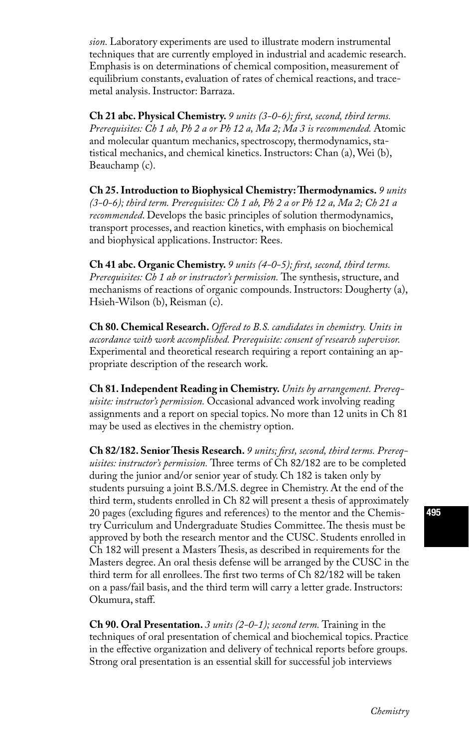*sion.* Laboratory experiments are used to illustrate modern instrumental techniques that are currently employed in industrial and academic research. Emphasis is on determinations of chemical composition, measurement of equilibrium constants, evaluation of rates of chemical reactions, and trace-metal analysis. Instructor: Barraza.

**Ch 21 abc. Physical Chemistry.** *9 units (3-0-6); first, second, third terms. Prerequisites: Ch 1 ab, Ph 2 a or Ph 12 a, Ma 2; Ma 3 is recommended.* Atomic and molecular quantum mechanics, spectroscopy, thermodynamics, statistical mechanics, and chemical kinetics. Instructors: Chan (a), Wei (b), Beauchamp (c).

**Ch 25. Introduction to Biophysical Chemistry: Thermodynamics.** *9 units (3-0-6); third term. Prerequisites: Ch 1 ab, Ph 2 a or Ph 12 a, Ma 2; Ch 21 a recommended*. Develops the basic principles of solution thermodynamics, transport processes, and reaction kinetics, with emphasis on biochemical and biophysical applications. Instructor: Rees.

**Ch 41 abc. Organic Chemistry.** *9 units (4-0-5); first, second, third terms. Prerequisites: Ch 1 ab or instructor's permission.* The synthesis, structure, and mechanisms of reactions of organic compounds. Instructors: Dougherty (a), Hsieh-Wilson (b), Reisman (c).

**Ch 80. Chemical Research.** *Offered to B.S. candidates in chemistry. Units in accordance with work accomplished. Prerequisite: consent of research supervisor.* Experimental and theoretical research requiring a report containing an appropriate description of the research work.

**Ch 81. Independent Reading in Chemistry.** *Units by arrangement. Prerequisite: instructor's permission.* Occasional advanced work involving reading assignments and a report on special topics. No more than 12 units in Ch 81 may be used as electives in the chemistry option.

**Ch 82/182. Senior Thesis Research.** *9 units; first, second, third terms. Prerequisites: instructor's permission.* Three terms of Ch 82/182 are to be completed during the junior and/or senior year of study. Ch 182 is taken only by students pursuing a joint B.S./M.S. degree in Chemistry. At the end of the third term, students enrolled in Ch 82 will present a thesis of approximately 20 pages (excluding figures and references) to the mentor and the Chemistry Curriculum and Undergraduate Studies Committee. The thesis must be approved by both the research mentor and the CUSC. Students enrolled in Ch 182 will present a Masters Thesis, as described in requirements for the Masters degree. An oral thesis defense will be arranged by the CUSC in the third term for all enrollees. The first two terms of Ch 82/182 will be taken on a pass/fail basis, and the third term will carry a letter grade. Instructors: Okumura, staff.

**Ch 90. Oral Presentation.** *3 units (2-0-1); second term.* Training in the techniques of oral presentation of chemical and biochemical topics. Practice in the effective organization and delivery of technical reports before groups. Strong oral presentation is an essential skill for successful job interviews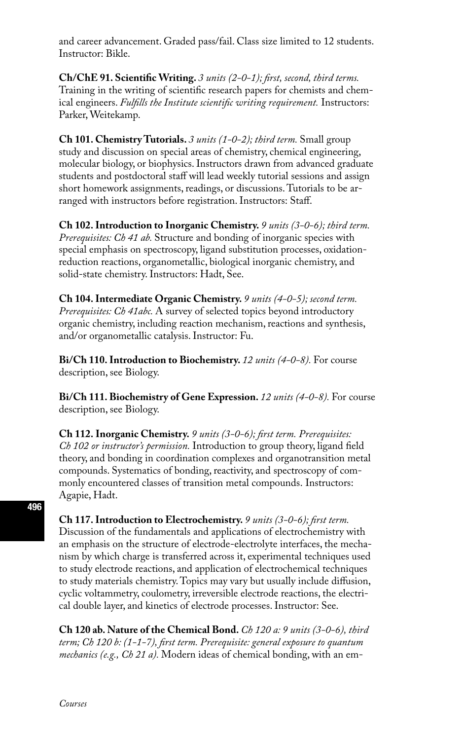and career advancement. Graded pass/fail. Class size limited to 12 students. Instructor: Bikle.

**Ch/ChE 91. Scientific Writing.** *3 units (2-0-1); first, second, third terms.* Training in the writing of scientific research papers for chemists and chemical engineers. *Fulfills the Institute scientific writing requirement.* Instructors: Parker, Weitekamp.

**Ch 101. Chemistry Tutorials.** *3 units (1-0-2); third term.* Small group study and discussion on special areas of chemistry, chemical engineering, molecular biology, or biophysics. Instructors drawn from advanced graduate students and postdoctoral staff will lead weekly tutorial sessions and assign short homework assignments, readings, or discussions. Tutorials to be arranged with instructors before registration. Instructors: Staff.

**Ch 102. Introduction to Inorganic Chemistry.** *9 units (3-0-6); third term. Prerequisites: Ch 41 ab.* Structure and bonding of inorganic species with special emphasis on spectroscopy, ligand substitution processes, oxidation-reduction reactions, organometallic, biological inorganic chemistry, and solid-state chemistry. Instructors: Hadt, See.

**Ch 104. Intermediate Organic Chemistry.** *9 units (4-0-5); second term. Prerequisites: Ch 41abc.* A survey of selected topics beyond introductory organic chemistry, including reaction mechanism, reactions and synthesis, and/or organometallic catalysis. Instructor: Fu.

**Bi/Ch 110. Introduction to Biochemistry.** *12 units (4-0-8).* For course description, see Biology.

**Bi/Ch 111. Biochemistry of Gene Expression.** *12 units (4-0-8).* For course description, see Biology.

**Ch 112. Inorganic Chemistry.** *9 units (3-0-6); first term. Prerequisites: Ch 102 or instructor's permission.* Introduction to group theory, ligand field theory, and bonding in coordination complexes and organotransition metal compounds. Systematics of bonding, reactivity, and spectroscopy of commonly encountered classes of transition metal compounds. Instructors: Agapie, Hadt.

**Ch 117. Introduction to Electrochemistry.** *9 units (3-0-6); first term.* Discussion of the fundamentals and applications of electrochemistry with an emphasis on the structure of electrode-electrolyte interfaces, the mechanism by which charge is transferred across it, experimental techniques used to study electrode reactions, and application of electrochemical techniques to study materials chemistry. Topics may vary but usually include diffusion, cyclic voltammetry, coulometry, irreversible electrode reactions, the electrical double layer, and kinetics of electrode processes. Instructor: See.

**Ch 120 ab. Nature of the Chemical Bond.** *Ch 120 a: 9 units (3-0-6), third term; Ch 120 b: (1-1-7), first term. Prerequisite: general exposure to quantum mechanics (e.g., Ch 21 a).* Modern ideas of chemical bonding, with an em-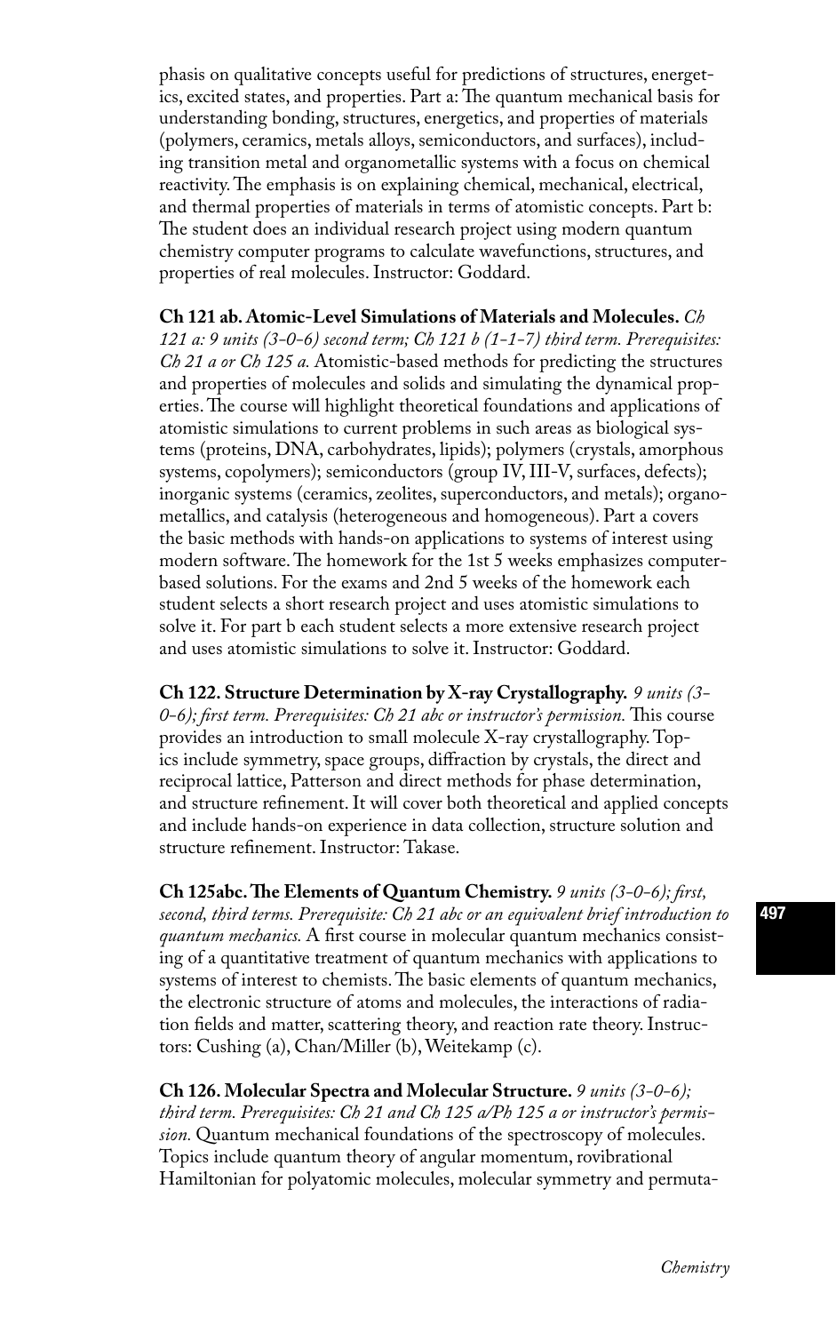phasis on qualitative concepts useful for predictions of structures, energetics, excited states, and properties. Part a: The quantum mechanical basis for understanding bonding, structures, energetics, and properties of materials (polymers, ceramics, metals alloys, semiconductors, and surfaces), including transition metal and organometallic systems with a focus on chemical reactivity. The emphasis is on explaining chemical, mechanical, electrical, and thermal properties of materials in terms of atomistic concepts. Part b: The student does an individual research project using modern quantum chemistry computer programs to calculate wavefunctions, structures, and properties of real molecules. Instructor: Goddard.

**Ch 121 ab. Atomic-Level Simulations of Materials and Molecules.** *Ch 121 a: 9 units (3-0-6) second term; Ch 121 b (1-1-7) third term. Prerequisites: Ch 21 a or Ch 125 a.* Atomistic-based methods for predicting the structures and properties of molecules and solids and simulating the dynamical properties. The course will highlight theoretical foundations and applications of atomistic simulations to current problems in such areas as biological systems (proteins, DNA, carbohydrates, lipids); polymers (crystals, amorphous systems, copolymers); semiconductors (group IV, III-V, surfaces, defects); inorganic systems (ceramics, zeolites, superconductors, and metals); organometallics, and catalysis (heterogeneous and homogeneous). Part a covers the basic methods with hands-on applications to systems of interest using modern software. The homework for the 1st 5 weeks emphasizes computer-based solutions. For the exams and 2nd 5 weeks of the homework each student selects a short research project and uses atomistic simulations to solve it. For part b each student selects a more extensive research project and uses atomistic simulations to solve it. Instructor: Goddard.

**Ch 122. Structure Determination by X-ray Crystallography.** *9 units (3-0-6); first term. Prerequisites: Ch 21 abc or instructor's permission.* This course provides an introduction to small molecule X-ray crystallography. Topics include symmetry, space groups, diffraction by crystals, the direct and reciprocal lattice, Patterson and direct methods for phase determination, and structure refinement. It will cover both theoretical and applied concepts and include hands-on experience in data collection, structure solution and structure refinement. Instructor: Takase.

**Ch 125abc. The Elements of Quantum Chemistry.** *9 units (3-0-6); first, second, third terms. Prerequisite: Ch 21 abc or an equivalent brief introduction to quantum mechanics.* A first course in molecular quantum mechanics consisting of a quantitative treatment of quantum mechanics with applications to systems of interest to chemists. The basic elements of quantum mechanics, the electronic structure of atoms and molecules, the interactions of radiation fields and matter, scattering theory, and reaction rate theory. Instructors: Cushing (a), Chan/Miller (b), Weitekamp (c).

**Ch 126. Molecular Spectra and Molecular Structure.** *9 units (3-0-6); third term. Prerequisites: Ch 21 and Ch 125 a/Ph 125 a or instructor's permission.* Quantum mechanical foundations of the spectroscopy of molecules. Topics include quantum theory of angular momentum, rovibrational Hamiltonian for polyatomic molecules, molecular symmetry and permuta-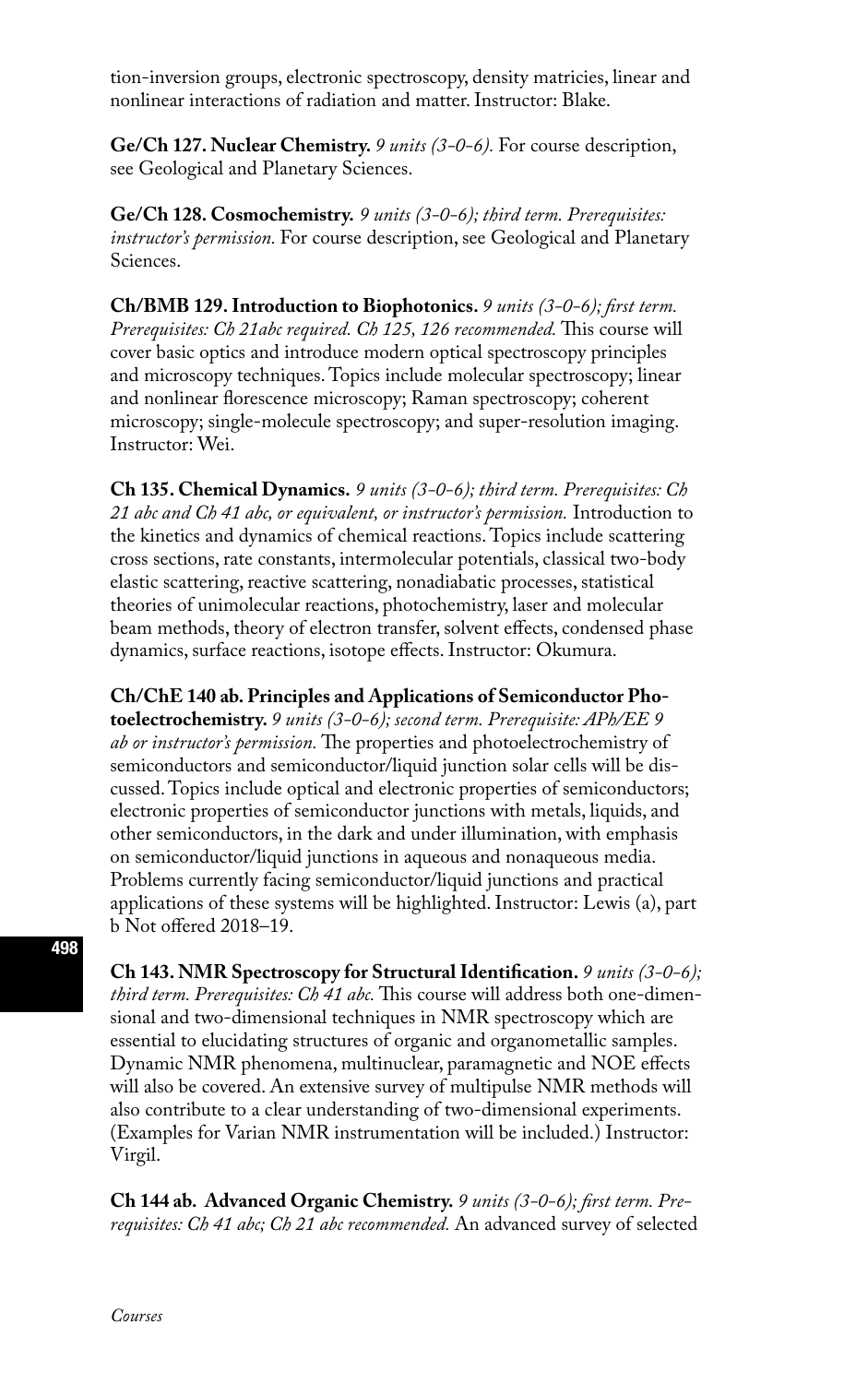tion-inversion groups, electronic spectroscopy, density matricies, linear and nonlinear interactions of radiation and matter. Instructor: Blake.

**Ge/Ch 127. Nuclear Chemistry.** *9 units (3-0-6).* For course description, see Geological and Planetary Sciences.

**Ge/Ch 128. Cosmochemistry.** *9 units (3-0-6); third term. Prerequisites: instructor's permission.* For course description, see Geological and Planetary Sciences.

**Ch/BMB 129. Introduction to Biophotonics.** *9 units (3-0-6); first term. Prerequisites: Ch 21abc required. Ch 125, 126 recommended.* This course will cover basic optics and introduce modern optical spectroscopy principles and microscopy techniques. Topics include molecular spectroscopy; linear and nonlinear florescence microscopy; Raman spectroscopy; coherent microscopy; single-molecule spectroscopy; and super-resolution imaging. Instructor: Wei.

**Ch 135. Chemical Dynamics.** *9 units (3-0-6); third term. Prerequisites: Ch 21 abc and Ch 41 abc, or equivalent, or instructor's permission.* Introduction to the kinetics and dynamics of chemical reactions. Topics include scattering cross sections, rate constants, intermolecular potentials, classical two-body elastic scattering, reactive scattering, nonadiabatic processes, statistical theories of unimolecular reactions, photochemistry, laser and molecular beam methods, theory of electron transfer, solvent effects, condensed phase dynamics, surface reactions, isotope effects. Instructor: Okumura.

**Ch/ChE 140 ab. Principles and Applications of Semiconductor Photoelectrochemistry.** *9 units (3-0-6); second term. Prerequisite: APh/EE 9 ab or instructor's permission.* The properties and photoelectrochemistry of semiconductors and semiconductor/liquid junction solar cells will be discussed. Topics include optical and electronic properties of semiconductors; electronic properties of semiconductor junctions with metals, liquids, and other semiconductors, in the dark and under illumination, with emphasis on semiconductor/liquid junctions in aqueous and nonaqueous media. Problems currently facing semiconductor/liquid junctions and practical applications of these systems will be highlighted. Instructor: Lewis (a), part b Not offered 2018–19.

**Ch 143. NMR Spectroscopy for Structural Identification.** *9 units (3-0-6); third term. Prerequisites: Ch 41 abc.* This course will address both one-dimensional and two-dimensional techniques in NMR spectroscopy which are essential to elucidating structures of organic and organometallic samples. Dynamic NMR phenomena, multinuclear, paramagnetic and NOE effects will also be covered. An extensive survey of multipulse NMR methods will also contribute to a clear understanding of two-dimensional experiments. (Examples for Varian NMR instrumentation will be included.) Instructor: Virgil.

**Ch 144 ab. Advanced Organic Chemistry.** *9 units (3-0-6); first term. Prerequisites: Ch 41 abc; Ch 21 abc recommended.* An advanced survey of selected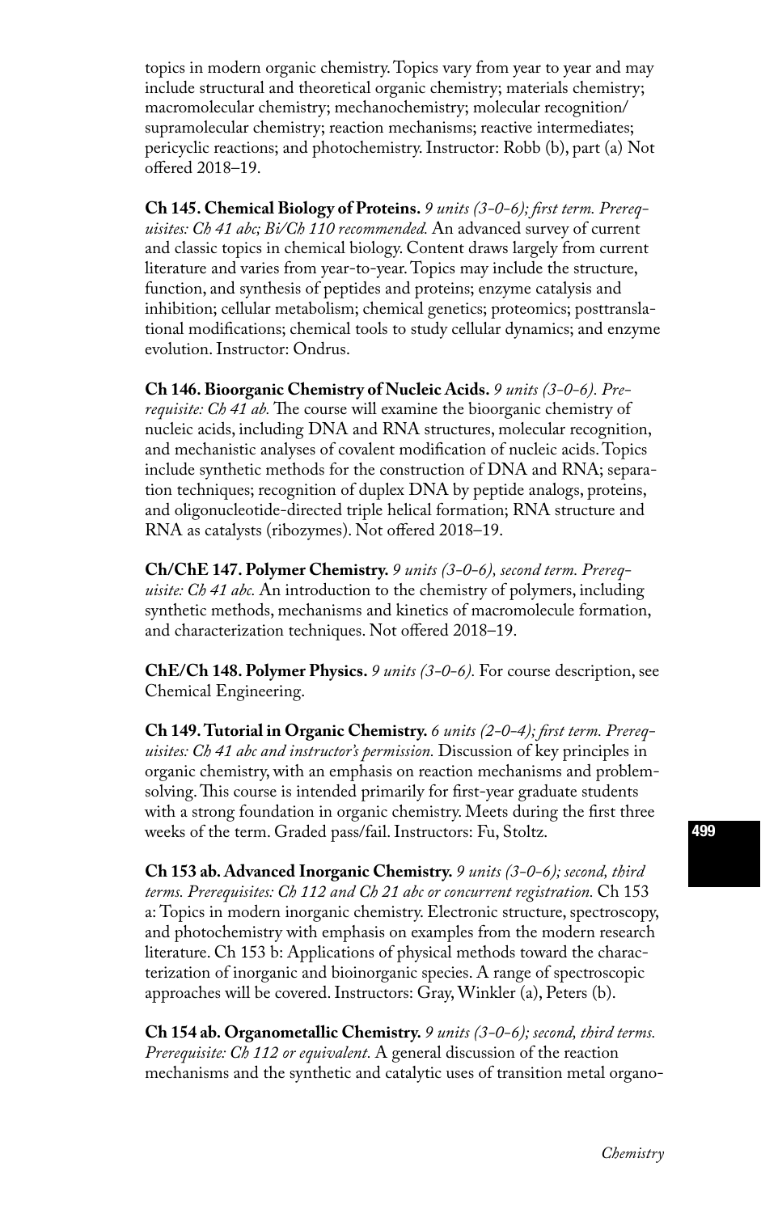topics in modern organic chemistry. Topics vary from year to year and may include structural and theoretical organic chemistry; materials chemistry; macromolecular chemistry; mechanochemistry; molecular recognition/ supramolecular chemistry; reaction mechanisms; reactive intermediates; pericyclic reactions; and photochemistry. Instructor: Robb (b), part (a) Not offered 2018–19.

**Ch 145. Chemical Biology of Proteins.** *9 units (3-0-6); first term. Prerequisites: Ch 41 abc; Bi/Ch 110 recommended.* An advanced survey of current and classic topics in chemical biology. Content draws largely from current literature and varies from year-to-year. Topics may include the structure, function, and synthesis of peptides and proteins; enzyme catalysis and inhibition; cellular metabolism; chemical genetics; proteomics; posttranslational modifications; chemical tools to study cellular dynamics; and enzyme evolution. Instructor: Ondrus.

**Ch 146. Bioorganic Chemistry of Nucleic Acids.** *9 units (3-0-6). Prerequisite: Ch 41 ab.* The course will examine the bioorganic chemistry of nucleic acids, including DNA and RNA structures, molecular recognition, and mechanistic analyses of covalent modification of nucleic acids. Topics include synthetic methods for the construction of DNA and RNA; separation techniques; recognition of duplex DNA by peptide analogs, proteins, and oligonucleotide-directed triple helical formation; RNA structure and RNA as catalysts (ribozymes). Not offered 2018–19.

**Ch/ChE 147. Polymer Chemistry.** *9 units (3-0-6), second term. Prerequisite: Ch 41 abc.* An introduction to the chemistry of polymers, including synthetic methods, mechanisms and kinetics of macromolecule formation, and characterization techniques. Not offered 2018–19.

**ChE/Ch 148. Polymer Physics.** *9 units (3-0-6).* For course description, see Chemical Engineering.

**Ch 149. Tutorial in Organic Chemistry.** *6 units (2-0-4); first term. Prerequisites: Ch 41 abc and instructor's permission.* Discussion of key principles in organic chemistry, with an emphasis on reaction mechanisms and problem-solving. This course is intended primarily for first-year graduate students with a strong foundation in organic chemistry. Meets during the first three weeks of the term. Graded pass/fail. Instructors: Fu, Stoltz.

**Ch 153 ab. Advanced Inorganic Chemistry.** *9 units (3-0-6); second, third terms. Prerequisites: Ch 112 and Ch 21 abc or concurrent registration.* Ch 153 a: Topics in modern inorganic chemistry. Electronic structure, spectroscopy, and photochemistry with emphasis on examples from the modern research literature. Ch 153 b: Applications of physical methods toward the characterization of inorganic and bioinorganic species. A range of spectroscopic approaches will be covered. Instructors: Gray, Winkler (a), Peters (b).

**Ch 154 ab. Organometallic Chemistry.** *9 units (3-0-6); second, third terms. Prerequisite: Ch 112 or equivalent.* A general discussion of the reaction mechanisms and the synthetic and catalytic uses of transition metal organo-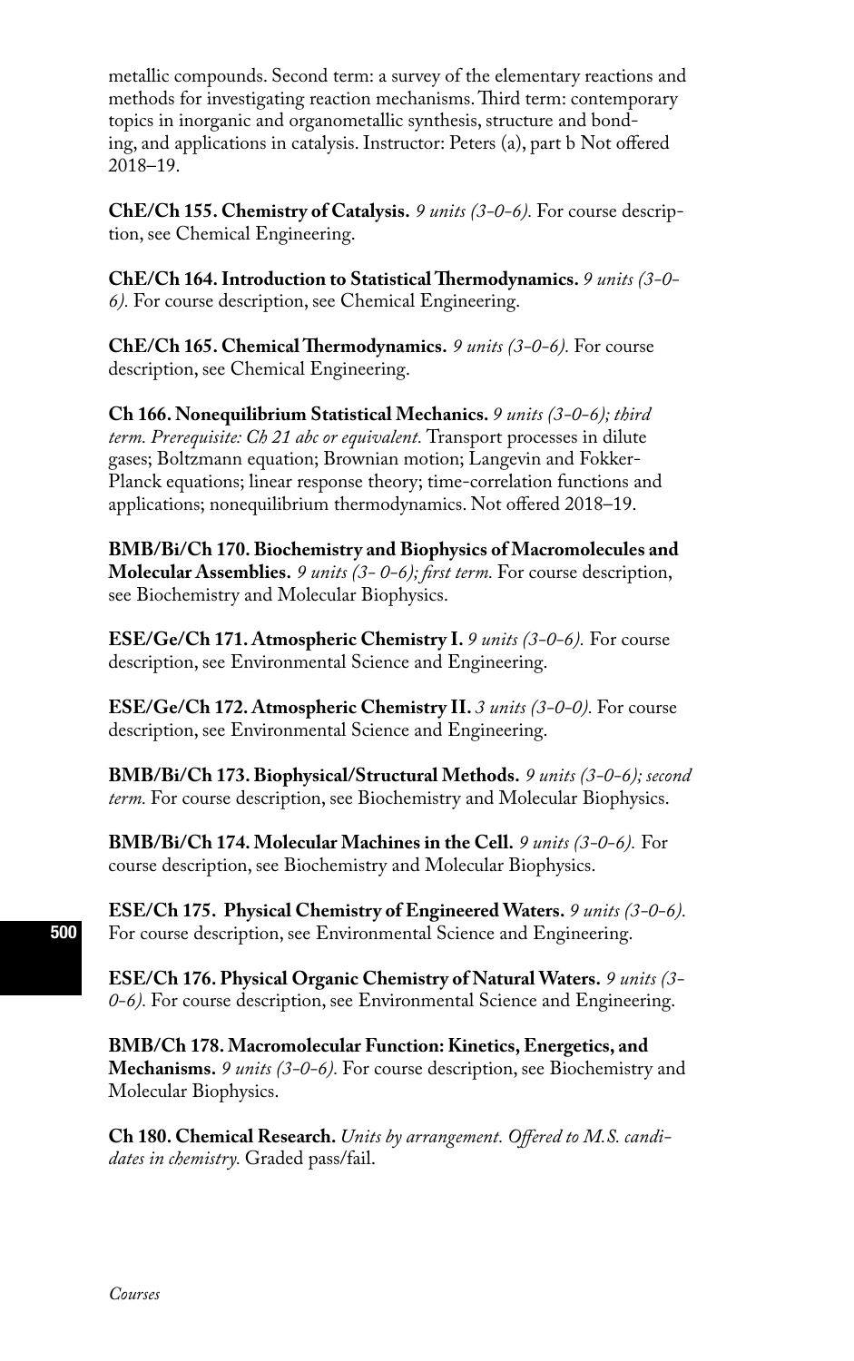metallic compounds. Second term: a survey of the elementary reactions and methods for investigating reaction mechanisms. Third term: contemporary topics in inorganic and organometallic synthesis, structure and bonding, and applications in catalysis. Instructor: Peters (a), part b Not offered 2018–19.

**ChE/Ch 155. Chemistry of Catalysis.** *9 units (3-0-6).* For course description, see Chemical Engineering.

**ChE/Ch 164. Introduction to Statistical Thermodynamics.** *9 units (3-0-6).* For course description, see Chemical Engineering.

**ChE/Ch 165. Chemical Thermodynamics.** *9 units (3-0-6).* For course description, see Chemical Engineering.

**Ch 166. Nonequilibrium Statistical Mechanics.** *9 units (3-0-6); third term. Prerequisite: Ch 21 abc or equivalent.* Transport processes in dilute gases; Boltzmann equation; Brownian motion; Langevin and Fokker-Planck equations; linear response theory; time-correlation functions and applications; nonequilibrium thermodynamics. Not offered 2018–19.

**BMB/Bi/Ch 170. Biochemistry and Biophysics of Macromolecules and Molecular Assemblies.** *9 units (3- 0-6); first term.* For course description, see Biochemistry and Molecular Biophysics.

**ESE/Ge/Ch 171. Atmospheric Chemistry I.** *9 units (3-0-6).* For course description, see Environmental Science and Engineering.

**ESE/Ge/Ch 172. Atmospheric Chemistry II.** *3 units (3-0-0).* For course description, see Environmental Science and Engineering.

**BMB/Bi/Ch 173. Biophysical/Structural Methods.** *9 units (3-0-6); second term.* For course description, see Biochemistry and Molecular Biophysics.

**BMB/Bi/Ch 174. Molecular Machines in the Cell.** *9 units (3-0-6).* For course description, see Biochemistry and Molecular Biophysics.

**ESE/Ch 175. Physical Chemistry of Engineered Waters.** *9 units (3-0-6).* For course description, see Environmental Science and Engineering.

**ESE/Ch 176. Physical Organic Chemistry of Natural Waters.** *9 units (3-0-6).* For course description, see Environmental Science and Engineering.

**BMB/Ch 178. Macromolecular Function: Kinetics, Energetics, and Mechanisms.** *9 units (3-0-6).* For course description, see Biochemistry and Molecular Biophysics.

**Ch 180. Chemical Research.** *Units by arrangement. Offered to M.S. candidates in chemistry.* Graded pass/fail.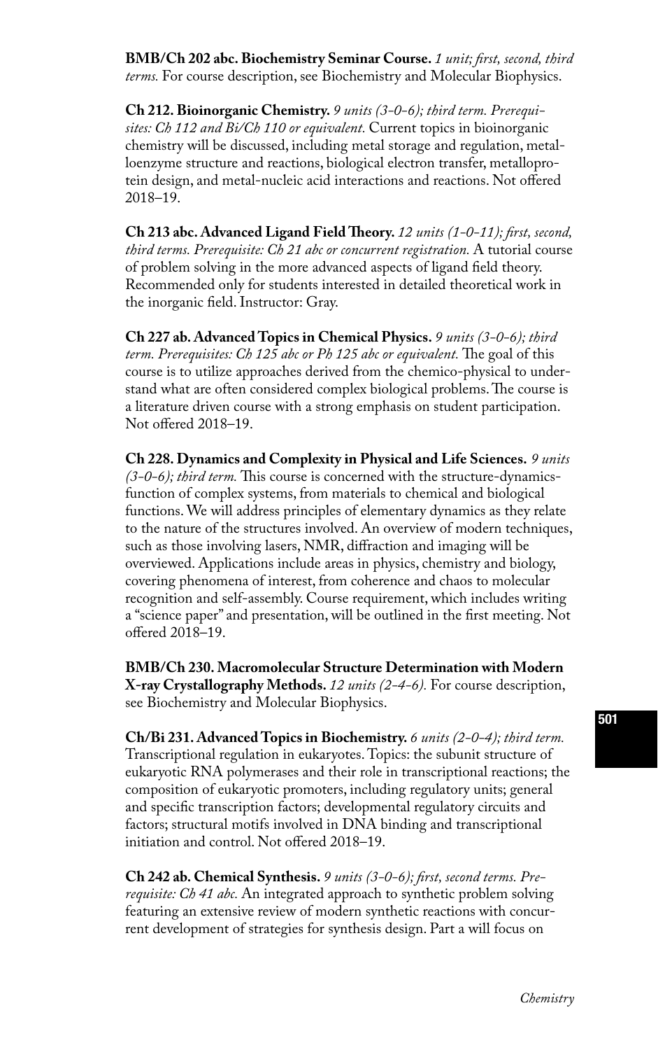**BMB/Ch 202 abc. Biochemistry Seminar Course.** *1 unit; first, second, third terms.* For course description, see Biochemistry and Molecular Biophysics.

**Ch 212. Bioinorganic Chemistry.** *9 units (3-0-6); third term. Prerequisites: Ch 112 and Bi/Ch 110 or equivalent.* Current topics in bioinorganic chemistry will be discussed, including metal storage and regulation, metalloenzyme structure and reactions, biological electron transfer, metalloprotein design, and metal-nucleic acid interactions and reactions. Not offered 2018–19.

**Ch 213 abc. Advanced Ligand Field Theory.** *12 units (1-0-11); first, second, third terms. Prerequisite: Ch 21 abc or concurrent registration.* A tutorial course of problem solving in the more advanced aspects of ligand field theory. Recommended only for students interested in detailed theoretical work in the inorganic field. Instructor: Gray.

**Ch 227 ab. Advanced Topics in Chemical Physics.** *9 units (3-0-6); third term. Prerequisites: Ch 125 abc or Ph 125 abc or equivalent.* The goal of this course is to utilize approaches derived from the chemico-physical to understand what are often considered complex biological problems. The course is a literature driven course with a strong emphasis on student participation. Not offered 2018–19.

**Ch 228. Dynamics and Complexity in Physical and Life Sciences.** *9 units (3-0-6); third term.* This course is concerned with the structure-dynamics-function of complex systems, from materials to chemical and biological functions. We will address principles of elementary dynamics as they relate to the nature of the structures involved. An overview of modern techniques, such as those involving lasers, NMR, diffraction and imaging will be overviewed. Applications include areas in physics, chemistry and biology, covering phenomena of interest, from coherence and chaos to molecular recognition and self-assembly. Course requirement, which includes writing a "science paper" and presentation, will be outlined in the first meeting. Not offered 2018–19.

**BMB/Ch 230. Macromolecular Structure Determination with Modern X-ray Crystallography Methods.** *12 units (2-4-6).* For course description, see Biochemistry and Molecular Biophysics.

**Ch/Bi 231. Advanced Topics in Biochemistry.** *6 units (2-0-4); third term.* Transcriptional regulation in eukaryotes. Topics: the subunit structure of eukaryotic RNA polymerases and their role in transcriptional reactions; the composition of eukaryotic promoters, including regulatory units; general and specific transcription factors; developmental regulatory circuits and factors; structural motifs involved in DNA binding and transcriptional initiation and control. Not offered 2018–19.

**Ch 242 ab. Chemical Synthesis.** *9 units (3-0-6); first, second terms. Prerequisite: Ch 41 abc.* An integrated approach to synthetic problem solving featuring an extensive review of modern synthetic reactions with concurrent development of strategies for synthesis design. Part a will focus on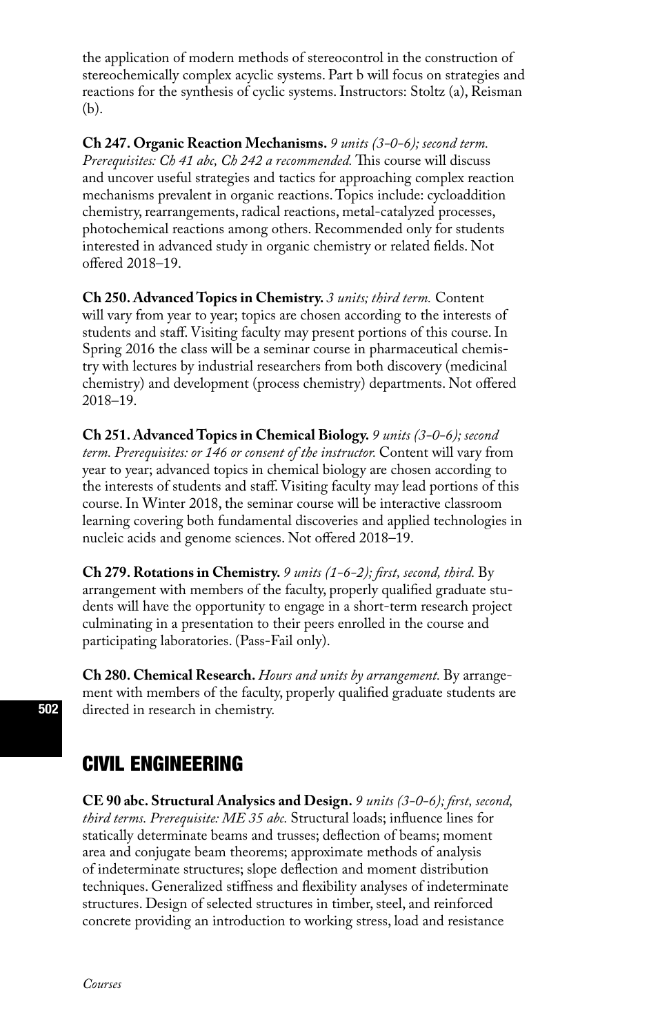the application of modern methods of stereocontrol in the construction of stereochemically complex acyclic systems. Part b will focus on strategies and reactions for the synthesis of cyclic systems. Instructors: Stoltz (a), Reisman (b).

**Ch 247. Organic Reaction Mechanisms.** *9 units (3-0-6); second term. Prerequisites: Ch 41 abc, Ch 242 a recommended.* This course will discuss and uncover useful strategies and tactics for approaching complex reaction mechanisms prevalent in organic reactions. Topics include: cycloaddition chemistry, rearrangements, radical reactions, metal-catalyzed processes, photochemical reactions among others. Recommended only for students interested in advanced study in organic chemistry or related fields. Not offered 2018–19.

**Ch 250. Advanced Topics in Chemistry.** *3 units; third term.* Content will vary from year to year; topics are chosen according to the interests of students and staff. Visiting faculty may present portions of this course. In Spring 2016 the class will be a seminar course in pharmaceutical chemistry with lectures by industrial researchers from both discovery (medicinal chemistry) and development (process chemistry) departments. Not offered 2018–19.

**Ch 251. Advanced Topics in Chemical Biology.** *9 units (3-0-6); second term. Prerequisites: or 146 or consent of the instructor.* Content will vary from year to year; advanced topics in chemical biology are chosen according to the interests of students and staff. Visiting faculty may lead portions of this course. In Winter 2018, the seminar course will be interactive classroom learning covering both fundamental discoveries and applied technologies in nucleic acids and genome sciences. Not offered 2018–19.

**Ch 279. Rotations in Chemistry.** *9 units (1-6-2); first, second, third.* By arrangement with members of the faculty, properly qualified graduate students will have the opportunity to engage in a short-term research project culminating in a presentation to their peers enrolled in the course and participating laboratories. (Pass-Fail only).

**Ch 280. Chemical Research.** *Hours and units by arrangement.* By arrangement with members of the faculty, properly qualified graduate students are directed in research in chemistry.

## CIVIL ENGINEERING

**CE 90 abc. Structural Analysics and Design.** *9 units (3-0-6); first, second, third terms. Prerequisite: ME 35 abc.* Structural loads; influence lines for statically determinate beams and trusses; deflection of beams; moment area and conjugate beam theorems; approximate methods of analysis of indeterminate structures; slope deflection and moment distribution techniques. Generalized stiffness and flexibility analyses of indeterminate structures. Design of selected structures in timber, steel, and reinforced concrete providing an introduction to working stress, load and resistance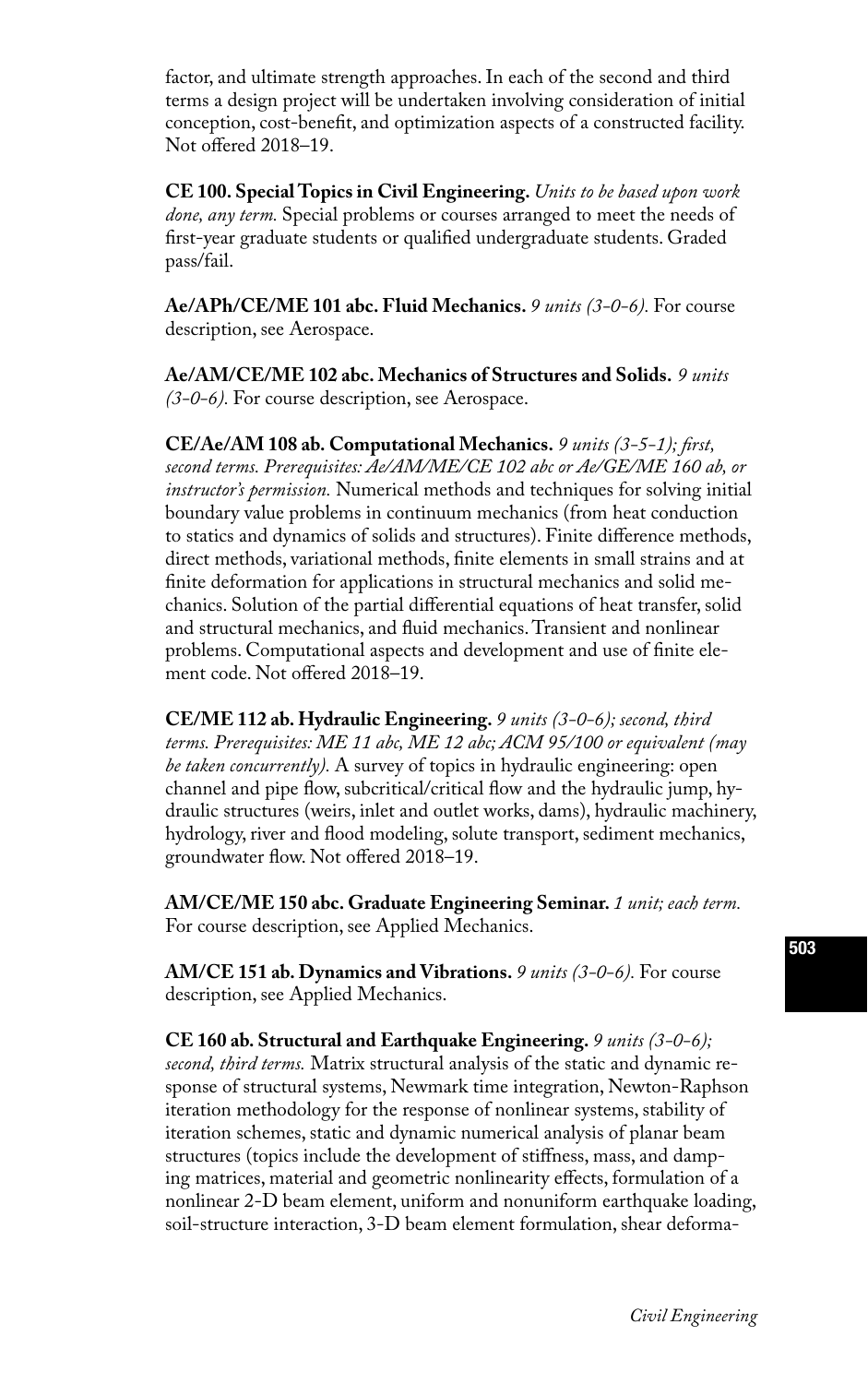factor, and ultimate strength approaches. In each of the second and third terms a design project will be undertaken involving consideration of initial conception, cost-benefit, and optimization aspects of a constructed facility. Not offered 2018–19.

**CE 100. Special Topics in Civil Engineering.** *Units to be based upon work done, any term.* Special problems or courses arranged to meet the needs of first-year graduate students or qualified undergraduate students. Graded pass/fail.

**Ae/APh/CE/ME 101 abc. Fluid Mechanics.** *9 units (3-0-6).* For course description, see Aerospace.

**Ae/AM/CE/ME 102 abc. Mechanics of Structures and Solids.** *9 units (3-0-6).* For course description, see Aerospace.

**CE/Ae/AM 108 ab. Computational Mechanics.** *9 units (3-5-1); first, second terms. Prerequisites: Ae/AM/ME/CE 102 abc or Ae/GE/ME 160 ab, or instructor's permission.* Numerical methods and techniques for solving initial boundary value problems in continuum mechanics (from heat conduction to statics and dynamics of solids and structures). Finite difference methods, direct methods, variational methods, finite elements in small strains and at finite deformation for applications in structural mechanics and solid mechanics. Solution of the partial differential equations of heat transfer, solid and structural mechanics, and fluid mechanics. Transient and nonlinear problems. Computational aspects and development and use of finite element code. Not offered 2018–19.

**CE/ME 112 ab. Hydraulic Engineering.** *9 units (3-0-6); second, third terms. Prerequisites: ME 11 abc, ME 12 abc; ACM 95/100 or equivalent (may be taken concurrently).* A survey of topics in hydraulic engineering: open channel and pipe flow, subcritical/critical flow and the hydraulic jump, hydraulic structures (weirs, inlet and outlet works, dams), hydraulic machinery, hydrology, river and flood modeling, solute transport, sediment mechanics, groundwater flow. Not offered 2018–19.

**AM/CE/ME 150 abc. Graduate Engineering Seminar.** *1 unit; each term.* For course description, see Applied Mechanics.

**AM/CE 151 ab. Dynamics and Vibrations.** *9 units (3-0-6).* For course description, see Applied Mechanics.

**CE 160 ab. Structural and Earthquake Engineering.** *9 units (3-0-6); second, third terms.* Matrix structural analysis of the static and dynamic response of structural systems, Newmark time integration, Newton-Raphson iteration methodology for the response of nonlinear systems, stability of iteration schemes, static and dynamic numerical analysis of planar beam structures (topics include the development of stiffness, mass, and damping matrices, material and geometric nonlinearity effects, formulation of a nonlinear 2-D beam element, uniform and nonuniform earthquake loading, soil-structure interaction, 3-D beam element formulation, shear deforma-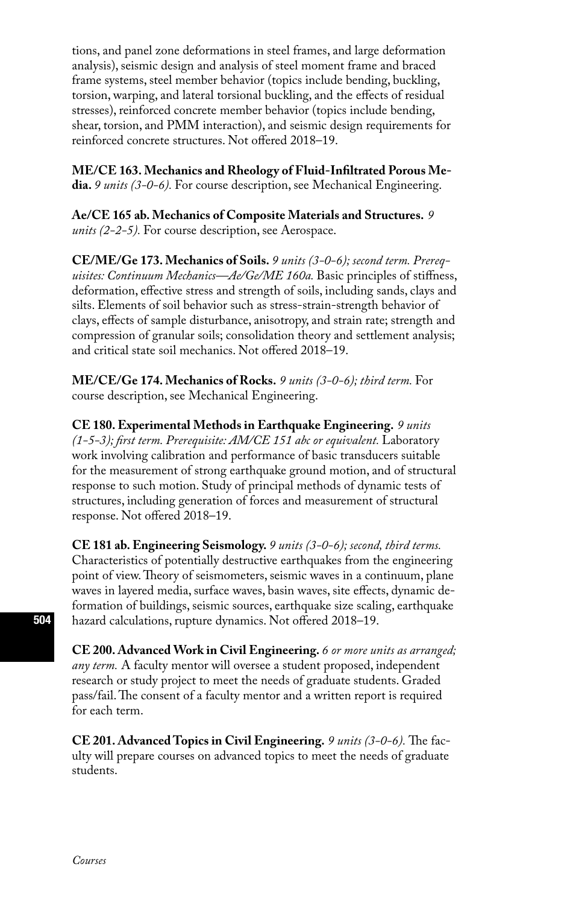tions, and panel zone deformations in steel frames, and large deformation analysis), seismic design and analysis of steel moment frame and braced frame systems, steel member behavior (topics include bending, buckling, torsion, warping, and lateral torsional buckling, and the effects of residual stresses), reinforced concrete member behavior (topics include bending, shear, torsion, and PMM interaction), and seismic design requirements for reinforced concrete structures. Not offered 2018–19.

**ME/CE 163. Mechanics and Rheology of Fluid-Infiltrated Porous Media.** *9 units (3-0-6).* For course description, see Mechanical Engineering.

**Ae/CE 165 ab. Mechanics of Composite Materials and Structures.** *9 units (2-2-5).* For course description, see Aerospace.

**CE/ME/Ge 173. Mechanics of Soils.** *9 units (3-0-6); second term. Prerequisites: Continuum Mechanics—Ae/Ge/ME 160a.* Basic principles of stiffness, deformation, effective stress and strength of soils, including sands, clays and silts. Elements of soil behavior such as stress-strain-strength behavior of clays, effects of sample disturbance, anisotropy, and strain rate; strength and compression of granular soils; consolidation theory and settlement analysis; and critical state soil mechanics. Not offered 2018–19.

**ME/CE/Ge 174. Mechanics of Rocks.** *9 units (3-0-6); third term.* For course description, see Mechanical Engineering.

**CE 180. Experimental Methods in Earthquake Engineering.** *9 units (1-5-3); first term. Prerequisite: AM/CE 151 abc or equivalent.* Laboratory work involving calibration and performance of basic transducers suitable for the measurement of strong earthquake ground motion, and of structural response to such motion. Study of principal methods of dynamic tests of structures, including generation of forces and measurement of structural response. Not offered 2018–19.

**CE 181 ab. Engineering Seismology.** *9 units (3-0-6); second, third terms.* Characteristics of potentially destructive earthquakes from the engineering point of view. Theory of seismometers, seismic waves in a continuum, plane waves in layered media, surface waves, basin waves, site effects, dynamic deformation of buildings, seismic sources, earthquake size scaling, earthquake hazard calculations, rupture dynamics. Not offered 2018–19.

**CE 200. Advanced Work in Civil Engineering.** *6 or more units as arranged; any term.* A faculty mentor will oversee a student proposed, independent research or study project to meet the needs of graduate students. Graded pass/fail. The consent of a faculty mentor and a written report is required for each term.

**CE 201. Advanced Topics in Civil Engineering.** *9 units (3-0-6).* The faculty will prepare courses on advanced topics to meet the needs of graduate students.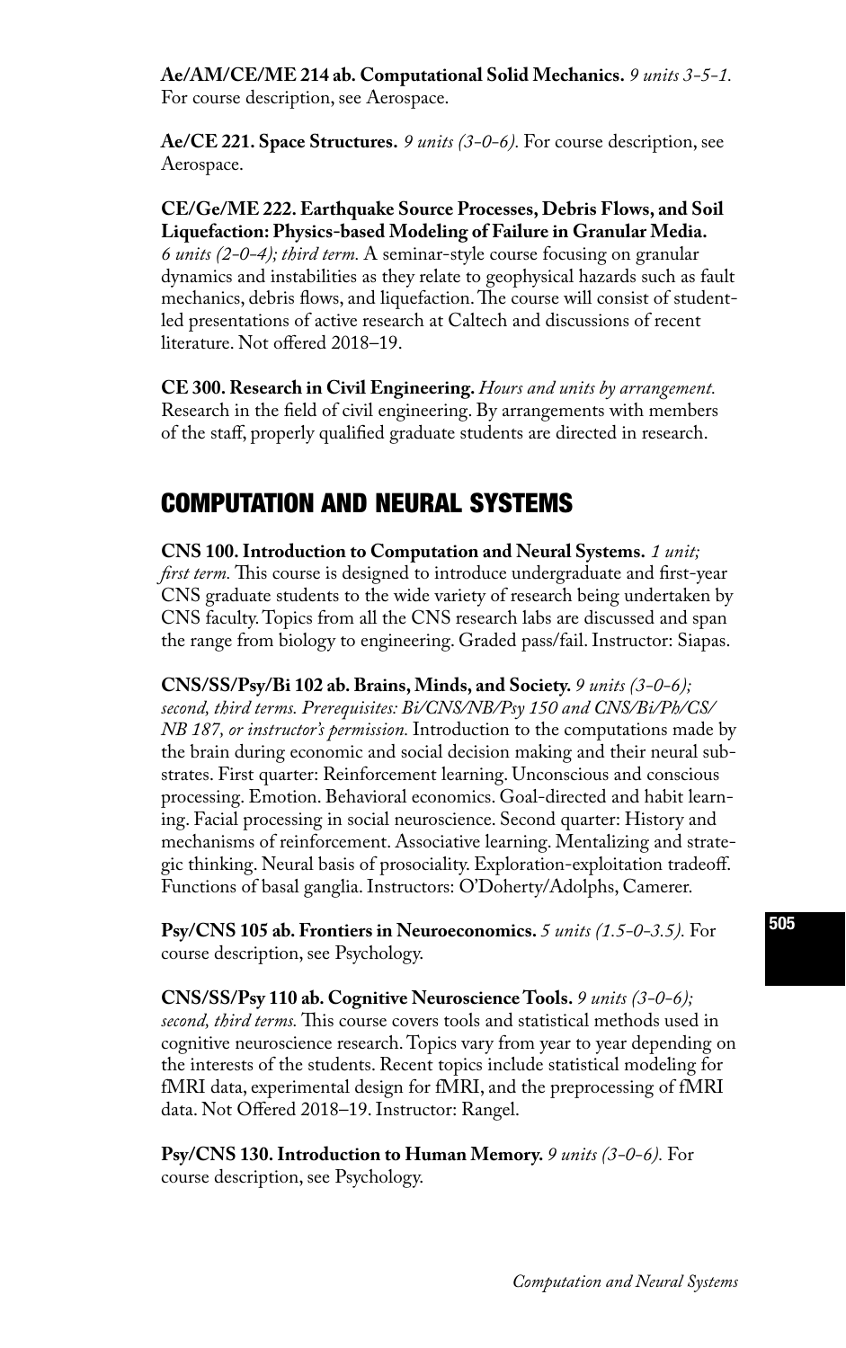**Ae/AM/CE/ME 214 ab. Computational Solid Mechanics.** *9 units 3-5-1.* For course description, see Aerospace.

**Ae/CE 221. Space Structures.** *9 units (3-0-6).* For course description, see Aerospace.

**CE/Ge/ME 222. Earthquake Source Processes, Debris Flows, and Soil Liquefaction: Physics-based Modeling of Failure in Granular Media.** *6 units (2-0-4); third term.* A seminar-style course focusing on granular dynamics and instabilities as they relate to geophysical hazards such as fault mechanics, debris flows, and liquefaction. The course will consist of student-led presentations of active research at Caltech and discussions of recent literature. Not offered 2018–19.

**CE 300. Research in Civil Engineering.** *Hours and units by arrangement.* Research in the field of civil engineering. By arrangements with members of the staff, properly qualified graduate students are directed in research.

## COMPUTATION AND NEURAL SYSTEMS

**CNS 100. Introduction to Computation and Neural Systems.** *1 unit; first term.* This course is designed to introduce undergraduate and first-year CNS graduate students to the wide variety of research being undertaken by CNS faculty. Topics from all the CNS research labs are discussed and span the range from biology to engineering. Graded pass/fail. Instructor: Siapas.

**CNS/SS/Psy/Bi 102 ab. Brains, Minds, and Society.** *9 units (3-0-6); second, third terms. Prerequisites: Bi/CNS/NB/Psy 150 and CNS/Bi/Ph/CS/NB 187, or instructor's permission.* Introduction to the computations made by the brain during economic and social decision making and their neural substrates. First quarter: Reinforcement learning. Unconscious and conscious processing. Emotion. Behavioral economics. Goal-directed and habit learning. Facial processing in social neuroscience. Second quarter: History and mechanisms of reinforcement. Associative learning. Mentalizing and strategic thinking. Neural basis of prosociality. Exploration-exploitation tradeoff. Functions of basal ganglia. Instructors: O'Doherty/Adolphs, Camerer.

**Psy/CNS 105 ab. Frontiers in Neuroeconomics.** *5 units (1.5-0-3.5).* For course description, see Psychology.

**CNS/SS/Psy 110 ab. Cognitive Neuroscience Tools.** *9 units (3-0-6); second, third terms.* This course covers tools and statistical methods used in cognitive neuroscience research. Topics vary from year to year depending on the interests of the students. Recent topics include statistical modeling for fMRI data, experimental design for fMRI, and the preprocessing of fMRI data. Not Offered 2018–19. Instructor: Rangel.

**Psy/CNS 130. Introduction to Human Memory.** *9 units (3-0-6).* For course description, see Psychology.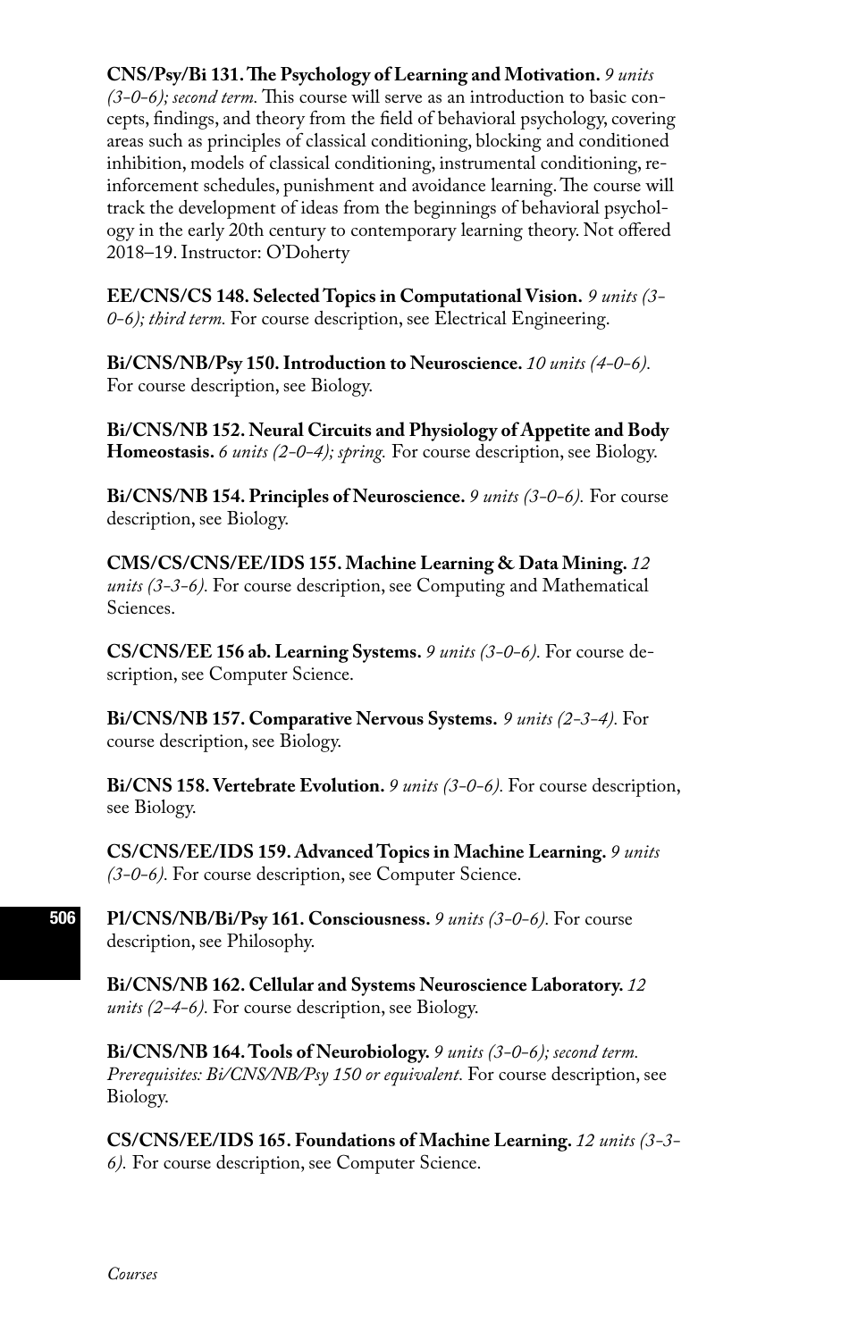**CNS/Psy/Bi 131. The Psychology of Learning and Motivation.** *9 units (3-0-6); second term.* This course will serve as an introduction to basic concepts, findings, and theory from the field of behavioral psychology, covering areas such as principles of classical conditioning, blocking and conditioned inhibition, models of classical conditioning, instrumental conditioning, reinforcement schedules, punishment and avoidance learning. The course will track the development of ideas from the beginnings of behavioral psychology in the early 20th century to contemporary learning theory. Not offered 2018–19. Instructor: O'Doherty

**EE/CNS/CS 148. Selected Topics in Computational Vision.** *9 units (3-0-6); third term.* For course description, see Electrical Engineering.

**Bi/CNS/NB/Psy 150. Introduction to Neuroscience.** *10 units (4-0-6).* For course description, see Biology.

**Bi/CNS/NB 152. Neural Circuits and Physiology of Appetite and Body Homeostasis.** *6 units (2-0-4); spring.* For course description, see Biology.

**Bi/CNS/NB 154. Principles of Neuroscience.** *9 units (3-0-6).* For course description, see Biology.

**CMS/CS/CNS/EE/IDS 155. Machine Learning & Data Mining.** *12 units (3-3-6).* For course description, see Computing and Mathematical Sciences.

**CS/CNS/EE 156 ab. Learning Systems.** *9 units (3-0-6).* For course description, see Computer Science.

**Bi/CNS/NB 157. Comparative Nervous Systems.** *9 units (2-3-4).* For course description, see Biology.

**Bi/CNS 158. Vertebrate Evolution.** *9 units (3-0-6).* For course description, see Biology.

**CS/CNS/EE/IDS 159. Advanced Topics in Machine Learning.** *9 units (3-0-6).* For course description, see Computer Science.

**Pl/CNS/NB/Bi/Psy 161. Consciousness.** *9 units (3-0-6).* For course description, see Philosophy.

**Bi/CNS/NB 162. Cellular and Systems Neuroscience Laboratory.** *12 units (2-4-6).* For course description, see Biology.

**Bi/CNS/NB 164. Tools of Neurobiology.** *9 units (3-0-6); second term. Prerequisites: Bi/CNS/NB/Psy 150 or equivalent.* For course description, see Biology.

**CS/CNS/EE/IDS 165. Foundations of Machine Learning.** *12 units (3-3-6).* For course description, see Computer Science.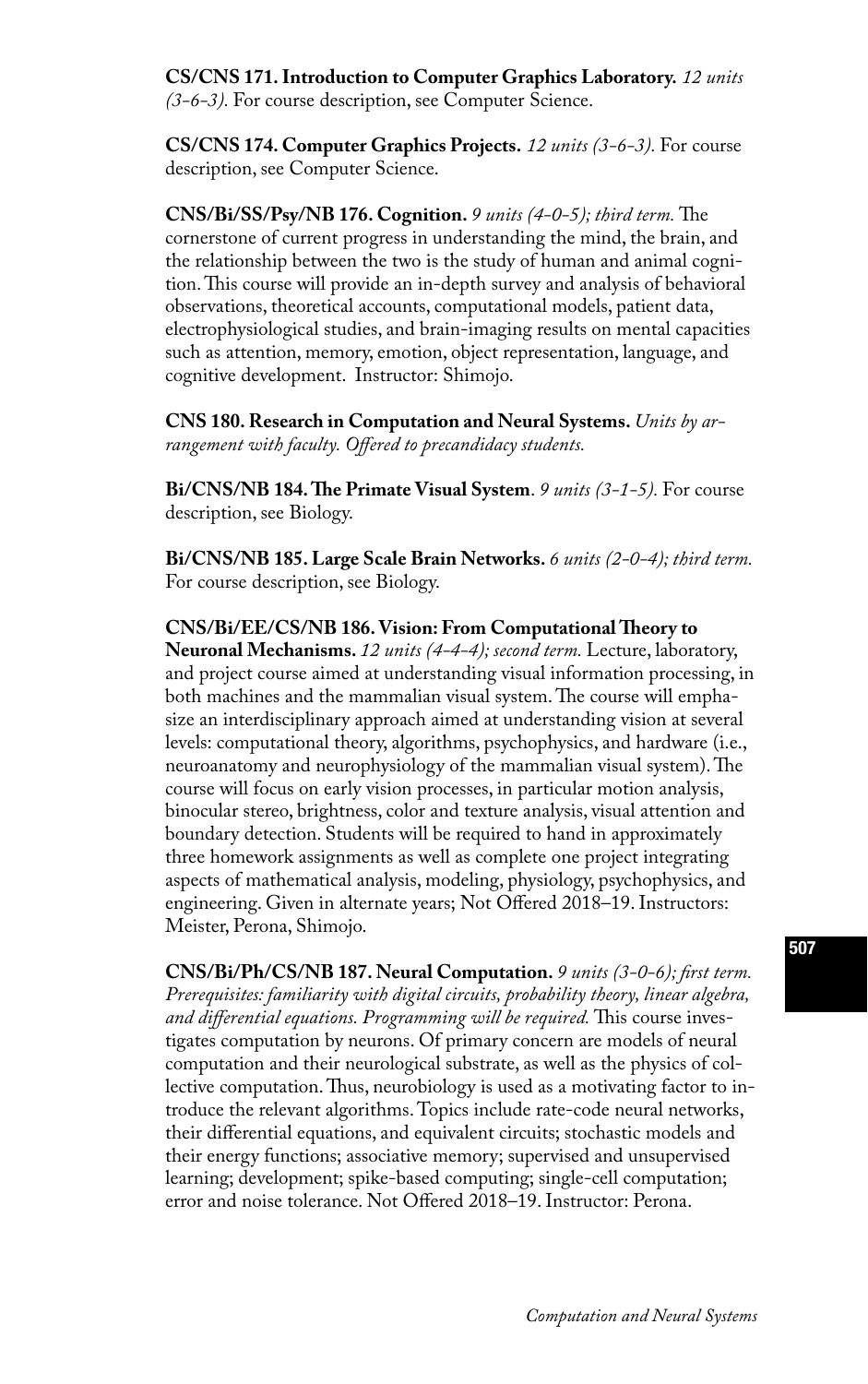**CS/CNS 171. Introduction to Computer Graphics Laboratory.** *12 units (3-6-3).* For course description, see Computer Science.

**CS/CNS 174. Computer Graphics Projects.** *12 units (3-6-3).* For course description, see Computer Science.

**CNS/Bi/SS/Psy/NB 176. Cognition.** *9 units (4-0-5); third term.* The cornerstone of current progress in understanding the mind, the brain, and the relationship between the two is the study of human and animal cognition. This course will provide an in-depth survey and analysis of behavioral observations, theoretical accounts, computational models, patient data, electrophysiological studies, and brain-imaging results on mental capacities such as attention, memory, emotion, object representation, language, and cognitive development. Instructor: Shimojo.

**CNS 180. Research in Computation and Neural Systems.** *Units by arrangement with faculty. Offered to precandidacy students.*

**Bi/CNS/NB 184. The Primate Visual System**. *9 units (3-1-5).* For course description, see Biology.

**Bi/CNS/NB 185. Large Scale Brain Networks.** *6 units (2-0-4); third term.* For course description, see Biology.

**CNS/Bi/EE/CS/NB 186. Vision: From Computational Theory to Neuronal Mechanisms.** *12 units (4-4-4); second term.* Lecture, laboratory, and project course aimed at understanding visual information processing, in both machines and the mammalian visual system. The course will emphasize an interdisciplinary approach aimed at understanding vision at several levels: computational theory, algorithms, psychophysics, and hardware (i.e., neuroanatomy and neurophysiology of the mammalian visual system). The course will focus on early vision processes, in particular motion analysis, binocular stereo, brightness, color and texture analysis, visual attention and boundary detection. Students will be required to hand in approximately three homework assignments as well as complete one project integrating aspects of mathematical analysis, modeling, physiology, psychophysics, and engineering. Given in alternate years; Not Offered 2018–19. Instructors: Meister, Perona, Shimojo.

**CNS/Bi/Ph/CS/NB 187. Neural Computation.** *9 units (3-0-6); first term. Prerequisites: familiarity with digital circuits, probability theory, linear algebra, and differential equations. Programming will be required.* This course investigates computation by neurons. Of primary concern are models of neural computation and their neurological substrate, as well as the physics of collective computation. Thus, neurobiology is used as a motivating factor to introduce the relevant algorithms. Topics include rate-code neural networks, their differential equations, and equivalent circuits; stochastic models and their energy functions; associative memory; supervised and unsupervised learning; development; spike-based computing; single-cell computation; error and noise tolerance. Not Offered 2018–19. Instructor: Perona.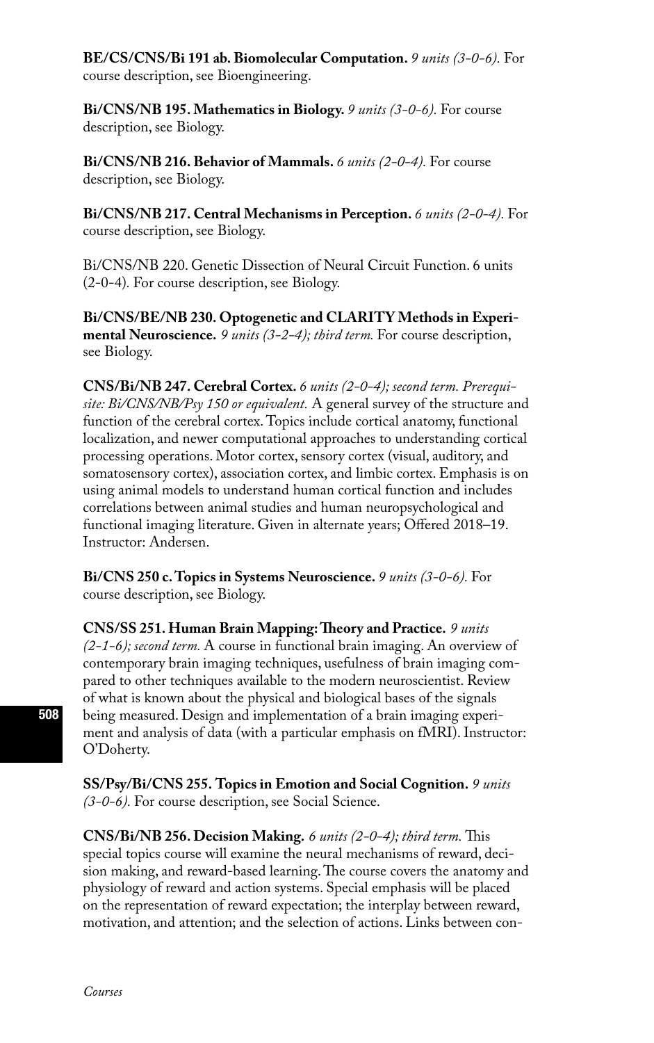**BE/CS/CNS/Bi 191 ab. Biomolecular Computation.** *9 units (3-0-6).* For course description, see Bioengineering.

**Bi/CNS/NB 195. Mathematics in Biology.** *9 units (3-0-6).* For course description, see Biology.

**Bi/CNS/NB 216. Behavior of Mammals.** *6 units (2-0-4).* For course description, see Biology.

**Bi/CNS/NB 217. Central Mechanisms in Perception.** *6 units (2-0-4).* For course description, see Biology.

Bi/CNS/NB 220. Genetic Dissection of Neural Circuit Function. 6 units (2-0-4). For course description, see Biology.

**Bi/CNS/BE/NB 230. Optogenetic and CLARITY Methods in Experimental Neuroscience.** *9 units (3-2-4); third term.* For course description, see Biology.

**CNS/Bi/NB 247. Cerebral Cortex.** *6 units (2-0-4); second term. Prerequisite: Bi/CNS/NB/Psy 150 or equivalent.* A general survey of the structure and function of the cerebral cortex. Topics include cortical anatomy, functional localization, and newer computational approaches to understanding cortical processing operations. Motor cortex, sensory cortex (visual, auditory, and somatosensory cortex), association cortex, and limbic cortex. Emphasis is on using animal models to understand human cortical function and includes correlations between animal studies and human neuropsychological and functional imaging literature. Given in alternate years; Offered 2018–19. Instructor: Andersen.

**Bi/CNS 250 c. Topics in Systems Neuroscience.** *9 units (3-0-6).* For course description, see Biology.

**CNS/SS 251. Human Brain Mapping: Theory and Practice.** *9 units (2-1-6); second term.* A course in functional brain imaging. An overview of contemporary brain imaging techniques, usefulness of brain imaging compared to other techniques available to the modern neuroscientist. Review of what is known about the physical and biological bases of the signals being measured. Design and implementation of a brain imaging experiment and analysis of data (with a particular emphasis on fMRI). Instructor: O'Doherty.

**SS/Psy/Bi/CNS 255. Topics in Emotion and Social Cognition.** *9 units (3-0-6).* For course description, see Social Science.

**CNS/Bi/NB 256. Decision Making.** *6 units (2-0-4); third term.* This special topics course will examine the neural mechanisms of reward, decision making, and reward-based learning. The course covers the anatomy and physiology of reward and action systems. Special emphasis will be placed on the representation of reward expectation; the interplay between reward, motivation, and attention; and the selection of actions. Links between con-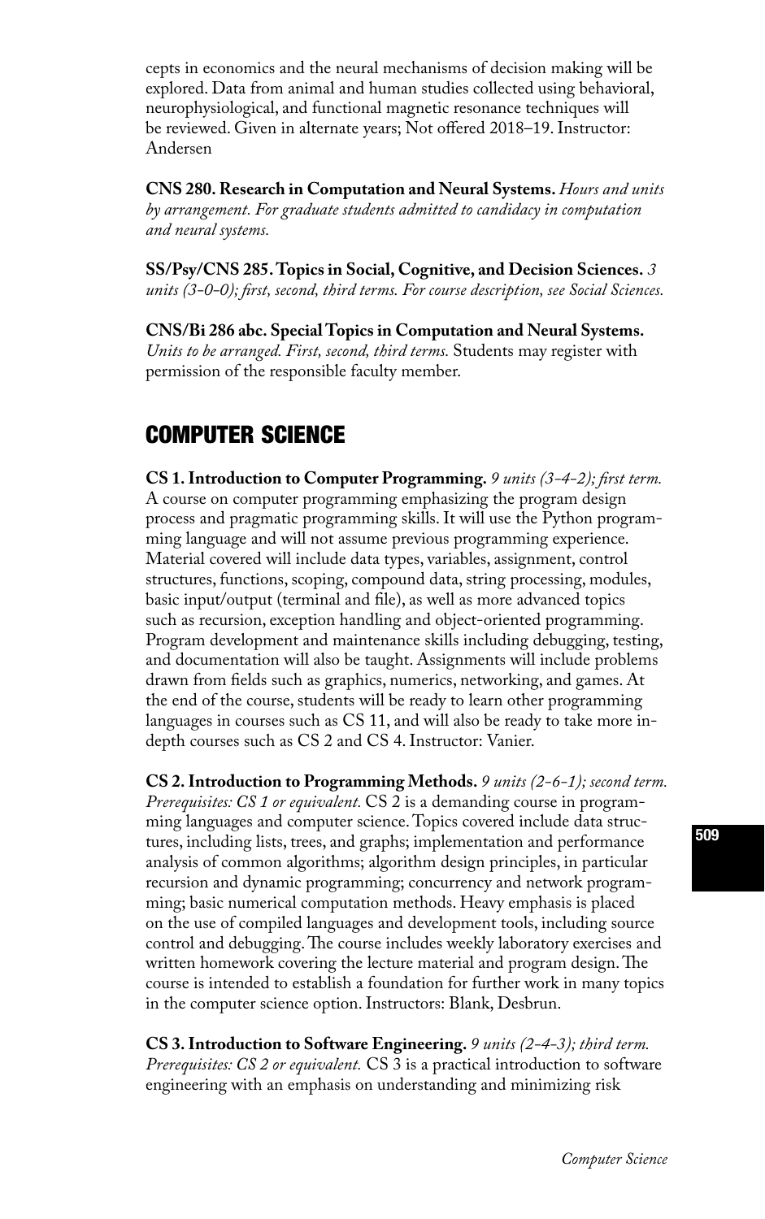cepts in economics and the neural mechanisms of decision making will be explored. Data from animal and human studies collected using behavioral, neurophysiological, and functional magnetic resonance techniques will be reviewed. Given in alternate years; Not offered 2018–19. Instructor: Andersen

**CNS 280. Research in Computation and Neural Systems.** *Hours and units by arrangement. For graduate students admitted to candidacy in computation and neural systems.*

**SS/Psy/CNS 285. Topics in Social, Cognitive, and Decision Sciences.** *3 units (3-0-0); first, second, third terms. For course description, see Social Sciences.*

**CNS/Bi 286 abc. Special Topics in Computation and Neural Systems.** *Units to be arranged. First, second, third terms.* Students may register with permission of the responsible faculty member.

## COMPUTER SCIENCE

**CS 1. Introduction to Computer Programming.** *9 units (3-4-2); first term.* A course on computer programming emphasizing the program design process and pragmatic programming skills. It will use the Python programming language and will not assume previous programming experience. Material covered will include data types, variables, assignment, control structures, functions, scoping, compound data, string processing, modules, basic input/output (terminal and file), as well as more advanced topics such as recursion, exception handling and object-oriented programming. Program development and maintenance skills including debugging, testing, and documentation will also be taught. Assignments will include problems drawn from fields such as graphics, numerics, networking, and games. At the end of the course, students will be ready to learn other programming languages in courses such as CS 11, and will also be ready to take more in-depth courses such as CS 2 and CS 4. Instructor: Vanier.

**CS 2. Introduction to Programming Methods.** *9 units (2-6-1); second term. Prerequisites: CS 1 or equivalent.* CS 2 is a demanding course in programming languages and computer science. Topics covered include data structures, including lists, trees, and graphs; implementation and performance analysis of common algorithms; algorithm design principles, in particular recursion and dynamic programming; concurrency and network programming; basic numerical computation methods. Heavy emphasis is placed on the use of compiled languages and development tools, including source control and debugging. The course includes weekly laboratory exercises and written homework covering the lecture material and program design. The course is intended to establish a foundation for further work in many topics in the computer science option. Instructors: Blank, Desbrun.

**CS 3. Introduction to Software Engineering.** *9 units (2-4-3); third term. Prerequisites: CS 2 or equivalent.* CS 3 is a practical introduction to software engineering with an emphasis on understanding and minimizing risk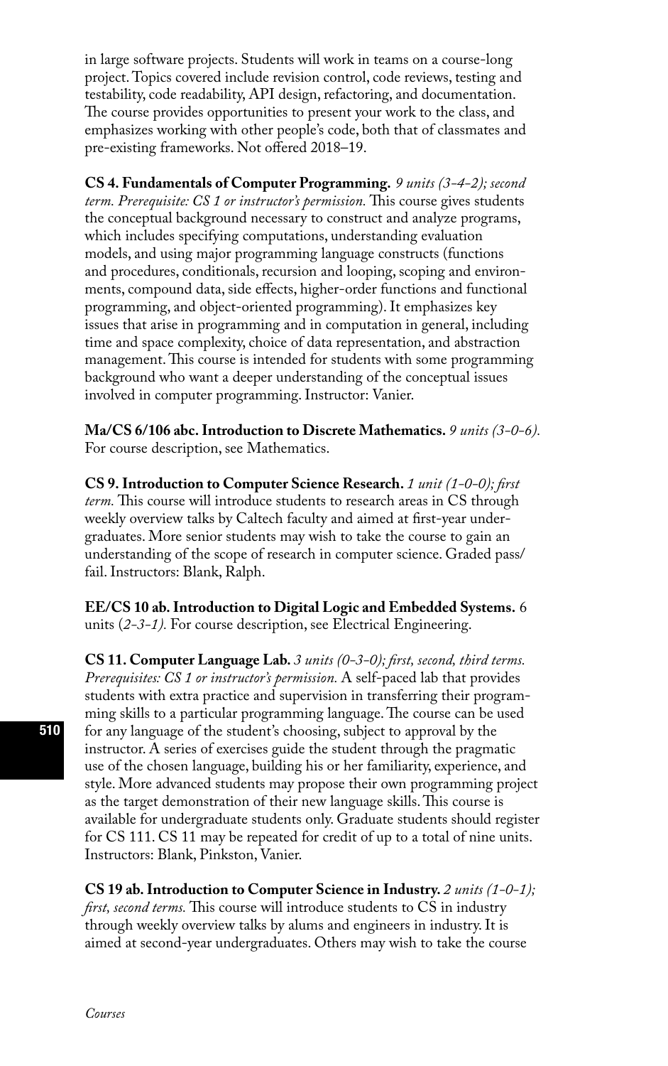in large software projects. Students will work in teams on a course-long project. Topics covered include revision control, code reviews, testing and testability, code readability, API design, refactoring, and documentation. The course provides opportunities to present your work to the class, and emphasizes working with other people's code, both that of classmates and pre-existing frameworks. Not offered 2018–19.

**CS 4. Fundamentals of Computer Programming.** *9 units (3-4-2); second term. Prerequisite: CS 1 or instructor's permission.* This course gives students the conceptual background necessary to construct and analyze programs, which includes specifying computations, understanding evaluation models, and using major programming language constructs (functions and procedures, conditionals, recursion and looping, scoping and environments, compound data, side effects, higher-order functions and functional programming, and object-oriented programming). It emphasizes key issues that arise in programming and in computation in general, including time and space complexity, choice of data representation, and abstraction management. This course is intended for students with some programming background who want a deeper understanding of the conceptual issues involved in computer programming. Instructor: Vanier.

**Ma/CS 6/106 abc. Introduction to Discrete Mathematics.** *9 units (3-0-6).* For course description, see Mathematics.

**CS 9. Introduction to Computer Science Research.** *1 unit (1-0-0); first term.* This course will introduce students to research areas in CS through weekly overview talks by Caltech faculty and aimed at first-year undergraduates. More senior students may wish to take the course to gain an understanding of the scope of research in computer science. Graded pass/fail. Instructors: Blank, Ralph.

**EE/CS 10 ab. Introduction to Digital Logic and Embedded Systems.** 6 units *(2-3-1).* For course description, see Electrical Engineering.

**CS 11. Computer Language Lab.** *3 units (0-3-0); first, second, third terms. Prerequisites: CS 1 or instructor's permission.* A self-paced lab that provides students with extra practice and supervision in transferring their programming skills to a particular programming language. The course can be used for any language of the student's choosing, subject to approval by the instructor. A series of exercises guide the student through the pragmatic use of the chosen language, building his or her familiarity, experience, and style. More advanced students may propose their own programming project as the target demonstration of their new language skills. This course is available for undergraduate students only. Graduate students should register for CS 111. CS 11 may be repeated for credit of up to a total of nine units. Instructors: Blank, Pinkston, Vanier.

**CS 19 ab. Introduction to Computer Science in Industry.** *2 units (1-0-1); first, second terms.* This course will introduce students to CS in industry through weekly overview talks by alums and engineers in industry. It is aimed at second-year undergraduates. Others may wish to take the course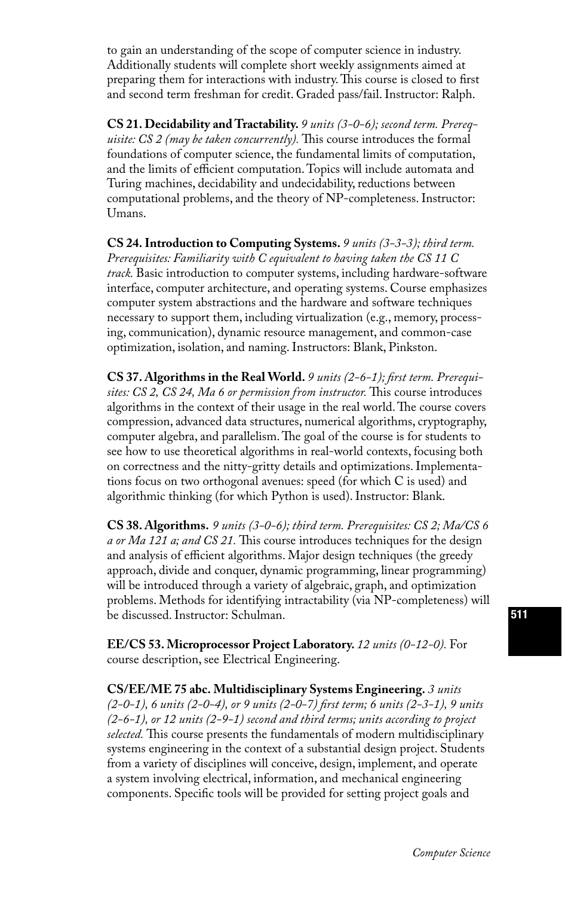to gain an understanding of the scope of computer science in industry. Additionally students will complete short weekly assignments aimed at preparing them for interactions with industry. This course is closed to first and second term freshman for credit. Graded pass/fail. Instructor: Ralph.

**CS 21. Decidability and Tractability.** *9 units (3-0-6); second term. Prerequisite: CS 2 (may be taken concurrently).* This course introduces the formal foundations of computer science, the fundamental limits of computation, and the limits of efficient computation. Topics will include automata and Turing machines, decidability and undecidability, reductions between computational problems, and the theory of NP-completeness. Instructor: Umans.

**CS 24. Introduction to Computing Systems.** *9 units (3-3-3); third term. Prerequisites: Familiarity with C equivalent to having taken the CS 11 C track.* Basic introduction to computer systems, including hardware-software interface, computer architecture, and operating systems. Course emphasizes computer system abstractions and the hardware and software techniques necessary to support them, including virtualization (e.g., memory, processing, communication), dynamic resource management, and common-case optimization, isolation, and naming. Instructors: Blank, Pinkston.

**CS 37. Algorithms in the Real World.** *9 units (2-6-1); first term. Prerequisites: CS 2, CS 24, Ma 6 or permission from instructor.* This course introduces algorithms in the context of their usage in the real world. The course covers compression, advanced data structures, numerical algorithms, cryptography, computer algebra, and parallelism. The goal of the course is for students to see how to use theoretical algorithms in real-world contexts, focusing both on correctness and the nitty-gritty details and optimizations. Implementations focus on two orthogonal avenues: speed (for which C is used) and algorithmic thinking (for which Python is used). Instructor: Blank.

**CS 38. Algorithms.** *9 units (3-0-6); third term. Prerequisites: CS 2; Ma/CS 6 a or Ma 121 a; and CS 21.* This course introduces techniques for the design and analysis of efficient algorithms. Major design techniques (the greedy approach, divide and conquer, dynamic programming, linear programming) will be introduced through a variety of algebraic, graph, and optimization problems. Methods for identifying intractability (via NP-completeness) will be discussed. Instructor: Schulman.

**EE/CS 53. Microprocessor Project Laboratory.** *12 units (0-12-0).* For course description, see Electrical Engineering.

**CS/EE/ME 75 abc. Multidisciplinary Systems Engineering.** *3 units (2-0-1), 6 units (2-0-4), or 9 units (2-0-7) first term; 6 units (2-3-1), 9 units (2-6-1), or 12 units (2-9-1) second and third terms; units according to project selected.* This course presents the fundamentals of modern multidisciplinary systems engineering in the context of a substantial design project. Students from a variety of disciplines will conceive, design, implement, and operate a system involving electrical, information, and mechanical engineering components. Specific tools will be provided for setting project goals and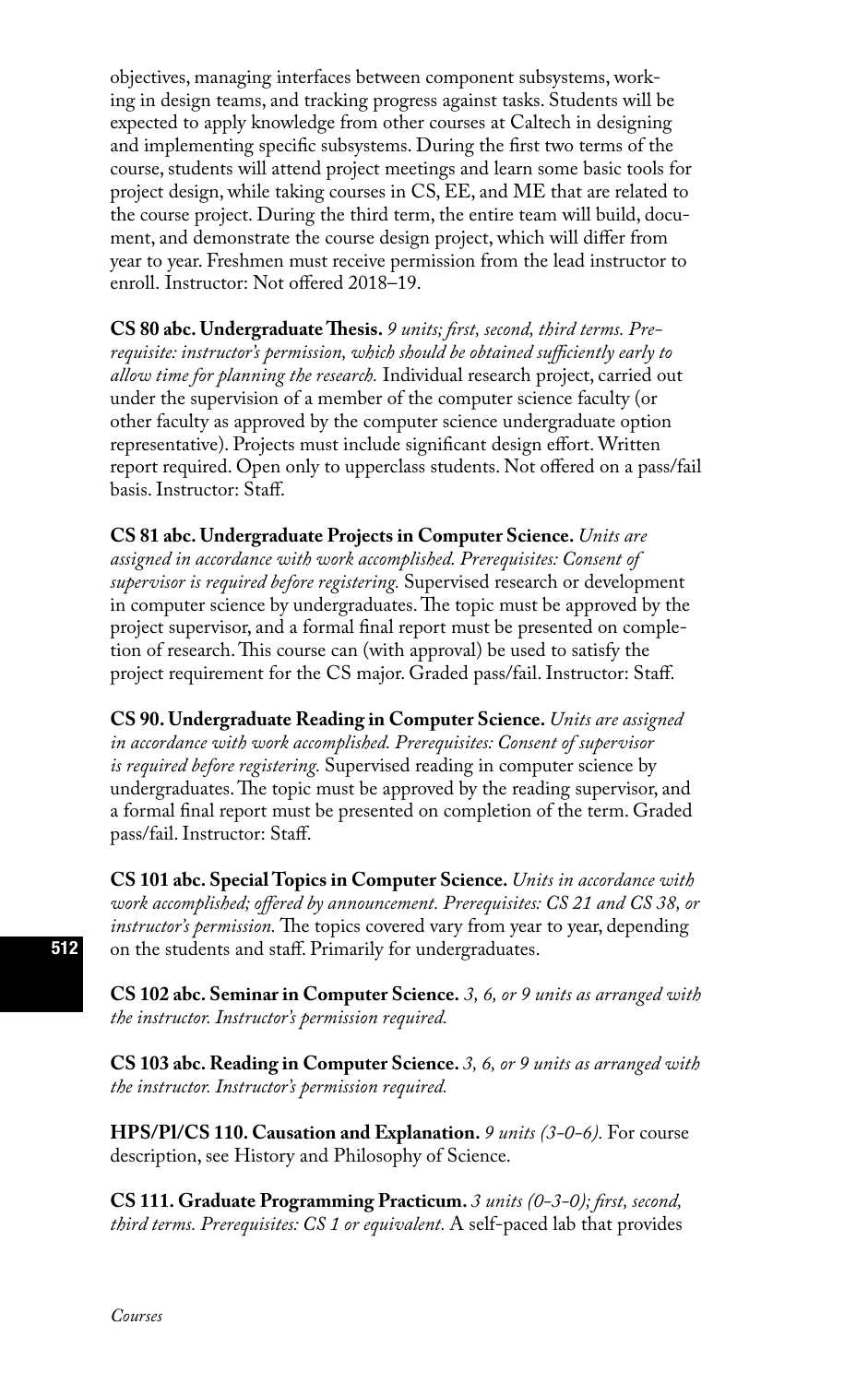objectives, managing interfaces between component subsystems, working in design teams, and tracking progress against tasks. Students will be expected to apply knowledge from other courses at Caltech in designing and implementing specific subsystems. During the first two terms of the course, students will attend project meetings and learn some basic tools for project design, while taking courses in CS, EE, and ME that are related to the course project. During the third term, the entire team will build, document, and demonstrate the course design project, which will differ from year to year. Freshmen must receive permission from the lead instructor to enroll. Instructor: Not offered 2018–19.

**CS 80 abc. Undergraduate Thesis.** *9 units; first, second, third terms. Prerequisite: instructor's permission, which should be obtained sufficiently early to allow time for planning the research.* Individual research project, carried out under the supervision of a member of the computer science faculty (or other faculty as approved by the computer science undergraduate option representative). Projects must include significant design effort. Written report required. Open only to upperclass students. Not offered on a pass/fail basis. Instructor: Staff.

**CS 81 abc. Undergraduate Projects in Computer Science.** *Units are assigned in accordance with work accomplished. Prerequisites: Consent of supervisor is required before registering.* Supervised research or development in computer science by undergraduates. The topic must be approved by the project supervisor, and a formal final report must be presented on completion of research. This course can (with approval) be used to satisfy the project requirement for the CS major. Graded pass/fail. Instructor: Staff.

**CS 90. Undergraduate Reading in Computer Science.** *Units are assigned in accordance with work accomplished. Prerequisites: Consent of supervisor is required before registering.* Supervised reading in computer science by undergraduates. The topic must be approved by the reading supervisor, and a formal final report must be presented on completion of the term. Graded pass/fail. Instructor: Staff.

**CS 101 abc. Special Topics in Computer Science.** *Units in accordance with work accomplished; offered by announcement. Prerequisites: CS 21 and CS 38, or instructor's permission.* The topics covered vary from year to year, depending on the students and staff. Primarily for undergraduates.

**CS 102 abc. Seminar in Computer Science.** *3, 6, or 9 units as arranged with the instructor. Instructor's permission required.*

**CS 103 abc. Reading in Computer Science.** *3, 6, or 9 units as arranged with the instructor. Instructor's permission required.*

**HPS/Pl/CS 110. Causation and Explanation.** *9 units (3-0-6).* For course description, see History and Philosophy of Science.

**CS 111. Graduate Programming Practicum.** *3 units (0-3-0); first, second, third terms. Prerequisites: CS 1 or equivalent.* A self-paced lab that provides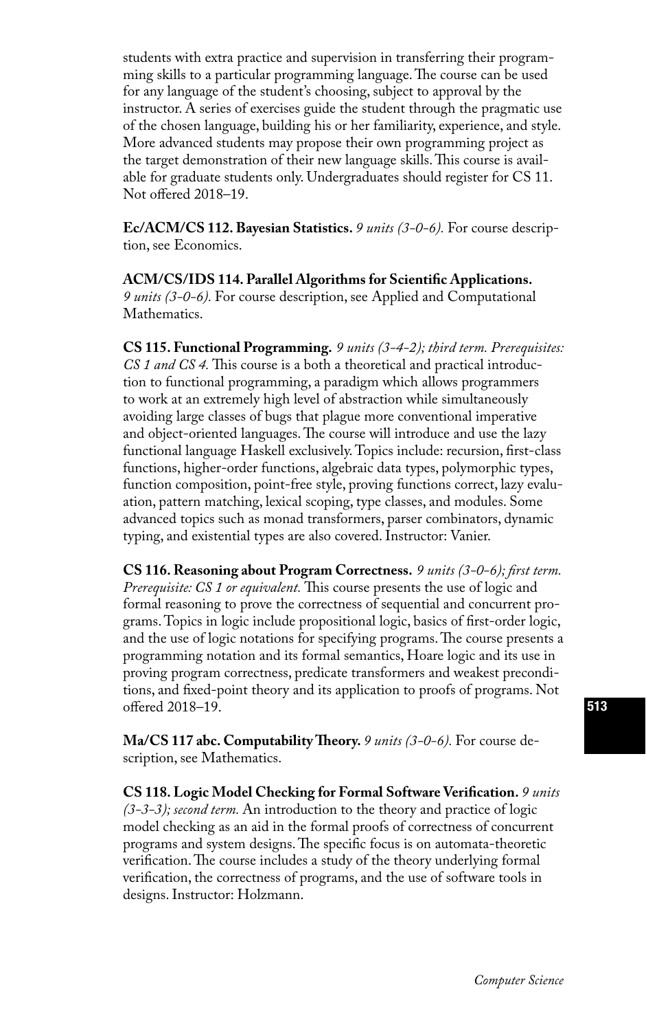students with extra practice and supervision in transferring their programming skills to a particular programming language. The course can be used for any language of the student's choosing, subject to approval by the instructor. A series of exercises guide the student through the pragmatic use of the chosen language, building his or her familiarity, experience, and style. More advanced students may propose their own programming project as the target demonstration of their new language skills. This course is available for graduate students only. Undergraduates should register for CS 11. Not offered 2018–19.

**Ec/ACM/CS 112. Bayesian Statistics.** *9 units (3-0-6).* For course description, see Economics.

**ACM/CS/IDS 114. Parallel Algorithms for Scientific Applications.** *9 units (3-0-6).* For course description, see Applied and Computational Mathematics.

**CS 115. Functional Programming.** *9 units (3-4-2); third term. Prerequisites: CS 1 and CS 4.* This course is a both a theoretical and practical introduction to functional programming, a paradigm which allows programmers to work at an extremely high level of abstraction while simultaneously avoiding large classes of bugs that plague more conventional imperative and object-oriented languages. The course will introduce and use the lazy functional language Haskell exclusively. Topics include: recursion, first-class functions, higher-order functions, algebraic data types, polymorphic types, function composition, point-free style, proving functions correct, lazy evaluation, pattern matching, lexical scoping, type classes, and modules. Some advanced topics such as monad transformers, parser combinators, dynamic typing, and existential types are also covered. Instructor: Vanier.

**CS 116. Reasoning about Program Correctness.** *9 units (3-0-6); first term. Prerequisite: CS 1 or equivalent.* This course presents the use of logic and formal reasoning to prove the correctness of sequential and concurrent programs. Topics in logic include propositional logic, basics of first-order logic, and the use of logic notations for specifying programs. The course presents a programming notation and its formal semantics, Hoare logic and its use in proving program correctness, predicate transformers and weakest preconditions, and fixed-point theory and its application to proofs of programs. Not offered 2018–19.

**Ma/CS 117 abc. Computability Theory.** *9 units (3-0-6).* For course description, see Mathematics.

**CS 118. Logic Model Checking for Formal Software Verification.** *9 units (3-3-3); second term.* An introduction to the theory and practice of logic model checking as an aid in the formal proofs of correctness of concurrent programs and system designs. The specific focus is on automata-theoretic verification. The course includes a study of the theory underlying formal verification, the correctness of programs, and the use of software tools in designs. Instructor: Holzmann.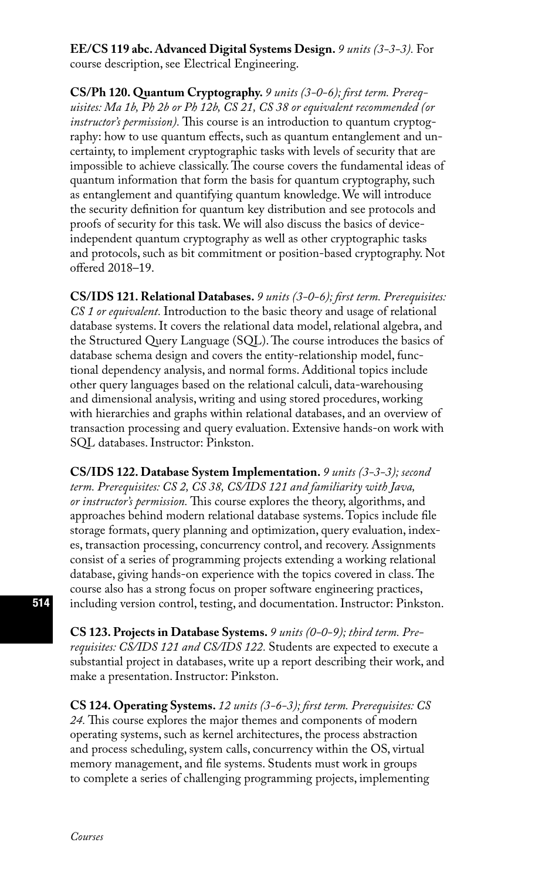**EE/CS 119 abc. Advanced Digital Systems Design.** *9 units (3-3-3).* For course description, see Electrical Engineering.

**CS/Ph 120. Quantum Cryptography.** *9 units (3-0-6); first term. Prerequisites: Ma 1b, Ph 2b or Ph 12b, CS 21, CS 38 or equivalent recommended (or instructor's permission).* This course is an introduction to quantum cryptography: how to use quantum effects, such as quantum entanglement and uncertainty, to implement cryptographic tasks with levels of security that are impossible to achieve classically. The course covers the fundamental ideas of quantum information that form the basis for quantum cryptography, such as entanglement and quantifying quantum knowledge. We will introduce the security definition for quantum key distribution and see protocols and proofs of security for this task. We will also discuss the basics of device-independent quantum cryptography as well as other cryptographic tasks and protocols, such as bit commitment or position-based cryptography. Not offered 2018–19.

**CS/IDS 121. Relational Databases.** *9 units (3-0-6); first term. Prerequisites: CS 1 or equivalent.* Introduction to the basic theory and usage of relational database systems. It covers the relational data model, relational algebra, and the Structured Query Language (SQL). The course introduces the basics of database schema design and covers the entity-relationship model, functional dependency analysis, and normal forms. Additional topics include other query languages based on the relational calculi, data-warehousing and dimensional analysis, writing and using stored procedures, working with hierarchies and graphs within relational databases, and an overview of transaction processing and query evaluation. Extensive hands-on work with SQL databases. Instructor: Pinkston.

**CS/IDS 122. Database System Implementation.** *9 units (3-3-3); second term. Prerequisites: CS 2, CS 38, CS/IDS 121 and familiarity with Java, or instructor's permission.* This course explores the theory, algorithms, and approaches behind modern relational database systems. Topics include file storage formats, query planning and optimization, query evaluation, indexes, transaction processing, concurrency control, and recovery. Assignments consist of a series of programming projects extending a working relational database, giving hands-on experience with the topics covered in class. The course also has a strong focus on proper software engineering practices, including version control, testing, and documentation. Instructor: Pinkston.

**CS 123. Projects in Database Systems.** *9 units (0-0-9); third term. Prerequisites: CS/IDS 121 and CS/IDS 122.* Students are expected to execute a substantial project in databases, write up a report describing their work, and make a presentation. Instructor: Pinkston.

**CS 124. Operating Systems.** *12 units (3-6-3); first term. Prerequisites: CS 24.* This course explores the major themes and components of modern operating systems, such as kernel architectures, the process abstraction and process scheduling, system calls, concurrency within the OS, virtual memory management, and file systems. Students must work in groups to complete a series of challenging programming projects, implementing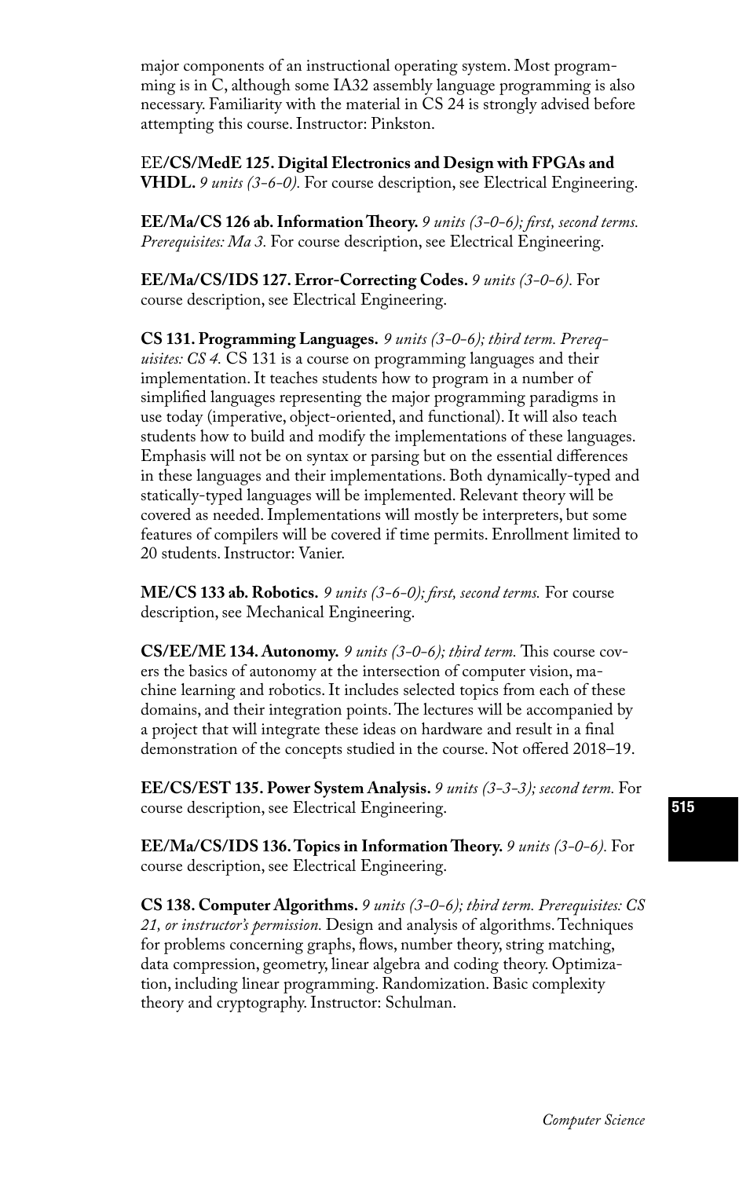major components of an instructional operating system. Most programming is in C, although some IA32 assembly language programming is also necessary. Familiarity with the material in CS 24 is strongly advised before attempting this course. Instructor: Pinkston.

EE/**CS/MedE 125. Digital Electronics and Design with FPGAs and VHDL.** *9 units (3-6-0).* For course description, see Electrical Engineering.

**EE/Ma/CS 126 ab. Information Theory.** *9 units (3-0-6); first, second terms. Prerequisites: Ma 3.* For course description, see Electrical Engineering.

**EE/Ma/CS/IDS 127. Error-Correcting Codes.** *9 units (3-0-6).* For course description, see Electrical Engineering.

**CS 131. Programming Languages.** *9 units (3-0-6); third term. Prerequisites: CS 4.* CS 131 is a course on programming languages and their implementation. It teaches students how to program in a number of simplified languages representing the major programming paradigms in use today (imperative, object-oriented, and functional). It will also teach students how to build and modify the implementations of these languages. Emphasis will not be on syntax or parsing but on the essential differences in these languages and their implementations. Both dynamically-typed and statically-typed languages will be implemented. Relevant theory will be covered as needed. Implementations will mostly be interpreters, but some features of compilers will be covered if time permits. Enrollment limited to 20 students. Instructor: Vanier.

**ME/CS 133 ab. Robotics.** *9 units (3-6-0); first, second terms.* For course description, see Mechanical Engineering.

**CS/EE/ME 134. Autonomy.** *9 units (3-0-6); third term.* This course covers the basics of autonomy at the intersection of computer vision, machine learning and robotics. It includes selected topics from each of these domains, and their integration points. The lectures will be accompanied by a project that will integrate these ideas on hardware and result in a final demonstration of the concepts studied in the course. Not offered 2018–19.

**EE/CS/EST 135. Power System Analysis.** *9 units (3-3-3); second term.* For course description, see Electrical Engineering.

**EE/Ma/CS/IDS 136. Topics in Information Theory.** *9 units (3-0-6).* For course description, see Electrical Engineering.

**CS 138. Computer Algorithms.** *9 units (3-0-6); third term. Prerequisites: CS 21, or instructor's permission.* Design and analysis of algorithms. Techniques for problems concerning graphs, flows, number theory, string matching, data compression, geometry, linear algebra and coding theory. Optimization, including linear programming. Randomization. Basic complexity theory and cryptography. Instructor: Schulman.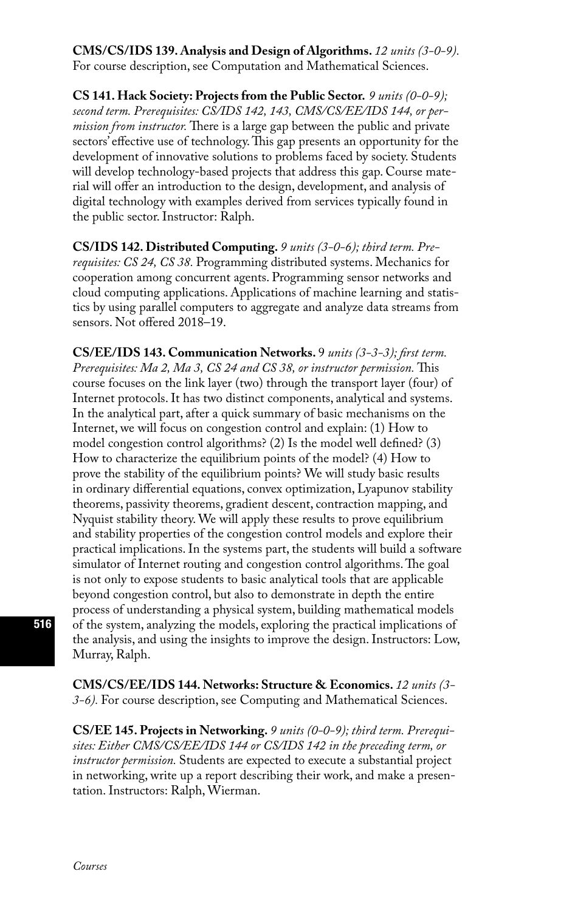**CMS/CS/IDS 139. Analysis and Design of Algorithms.** *12 units (3-0-9).* For course description, see Computation and Mathematical Sciences.

**CS 141. Hack Society: Projects from the Public Sector.** *9 units (0-0-9); second term. Prerequisites: CS/IDS 142, 143, CMS/CS/EE/IDS 144, or permission from instructor.* There is a large gap between the public and private sectors' effective use of technology. This gap presents an opportunity for the development of innovative solutions to problems faced by society. Students will develop technology-based projects that address this gap. Course material will offer an introduction to the design, development, and analysis of digital technology with examples derived from services typically found in the public sector. Instructor: Ralph.

**CS/IDS 142. Distributed Computing.** *9 units (3-0-6); third term. Prerequisites: CS 24, CS 38.* Programming distributed systems. Mechanics for cooperation among concurrent agents. Programming sensor networks and cloud computing applications. Applications of machine learning and statistics by using parallel computers to aggregate and analyze data streams from sensors. Not offered 2018–19.

**CS/EE/IDS 143. Communication Networks.** 9 *units (3-3-3); first term. Prerequisites: Ma 2, Ma 3, CS 24 and CS 38, or instructor permission.* This course focuses on the link layer (two) through the transport layer (four) of Internet protocols. It has two distinct components, analytical and systems. In the analytical part, after a quick summary of basic mechanisms on the Internet, we will focus on congestion control and explain: (1) How to model congestion control algorithms? (2) Is the model well defined? (3) How to characterize the equilibrium points of the model? (4) How to prove the stability of the equilibrium points? We will study basic results in ordinary differential equations, convex optimization, Lyapunov stability theorems, passivity theorems, gradient descent, contraction mapping, and Nyquist stability theory. We will apply these results to prove equilibrium and stability properties of the congestion control models and explore their practical implications. In the systems part, the students will build a software simulator of Internet routing and congestion control algorithms. The goal is not only to expose students to basic analytical tools that are applicable beyond congestion control, but also to demonstrate in depth the entire process of understanding a physical system, building mathematical models of the system, analyzing the models, exploring the practical implications of the analysis, and using the insights to improve the design. Instructors: Low, Murray, Ralph.

**CMS/CS/EE/IDS 144. Networks: Structure & Economics.** *12 units (3-3-6).* For course description, see Computing and Mathematical Sciences.

**CS/EE 145. Projects in Networking.** *9 units (0-0-9); third term. Prerequisites: Either CMS/CS/EE/IDS 144 or CS/IDS 142 in the preceding term, or instructor permission.* Students are expected to execute a substantial project in networking, write up a report describing their work, and make a presentation. Instructors: Ralph, Wierman.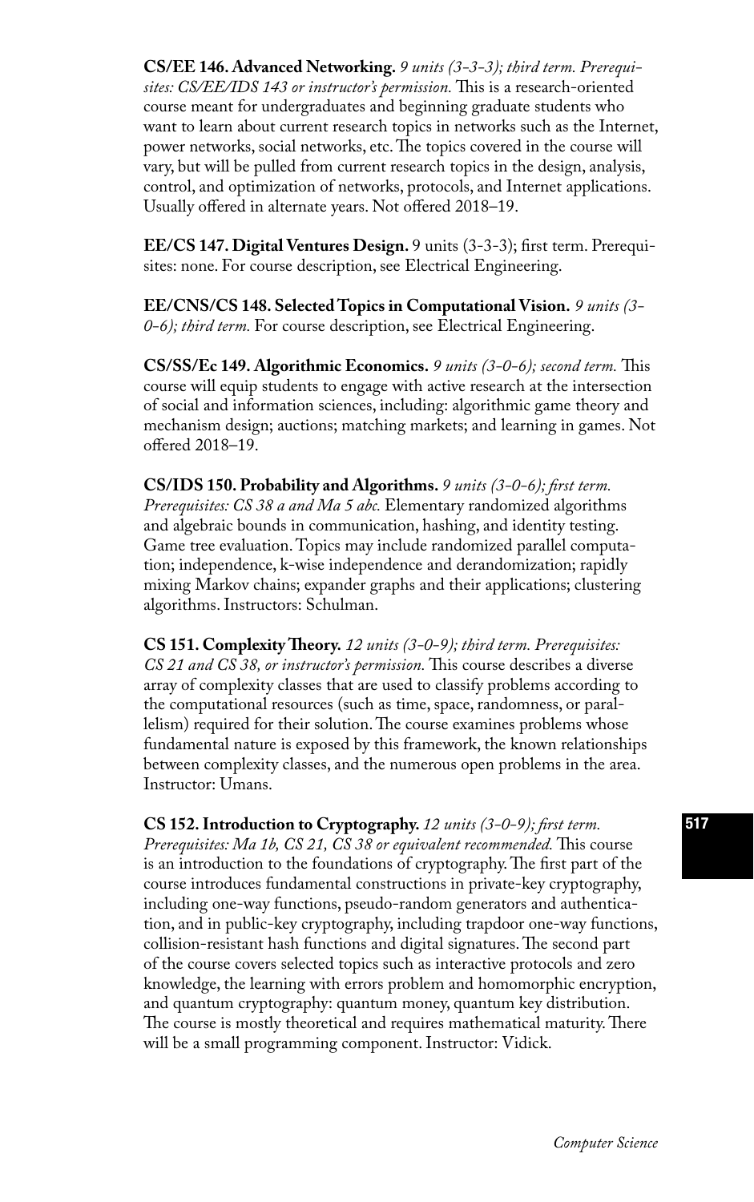**CS/EE 146. Advanced Networking.** *9 units (3-3-3); third term. Prerequisites: CS/EE/IDS 143 or instructor's permission.* This is a research-oriented course meant for undergraduates and beginning graduate students who want to learn about current research topics in networks such as the Internet, power networks, social networks, etc. The topics covered in the course will vary, but will be pulled from current research topics in the design, analysis, control, and optimization of networks, protocols, and Internet applications. Usually offered in alternate years. Not offered 2018–19.

**EE/CS 147. Digital Ventures Design.** 9 units (3-3-3); first term. Prerequisites: none. For course description, see Electrical Engineering.

**EE/CNS/CS 148. Selected Topics in Computational Vision.** *9 units (3-0-6); third term.* For course description, see Electrical Engineering.

**CS/SS/Ec 149. Algorithmic Economics.** *9 units (3-0-6); second term.* This course will equip students to engage with active research at the intersection of social and information sciences, including: algorithmic game theory and mechanism design; auctions; matching markets; and learning in games. Not offered 2018–19.

**CS/IDS 150. Probability and Algorithms.** *9 units (3-0-6); first term. Prerequisites: CS 38 a and Ma 5 abc.* Elementary randomized algorithms and algebraic bounds in communication, hashing, and identity testing. Game tree evaluation. Topics may include randomized parallel computation; independence, k-wise independence and derandomization; rapidly mixing Markov chains; expander graphs and their applications; clustering algorithms. Instructors: Schulman.

**CS 151. Complexity Theory.** *12 units (3-0-9); third term. Prerequisites: CS 21 and CS 38, or instructor's permission.* This course describes a diverse array of complexity classes that are used to classify problems according to the computational resources (such as time, space, randomness, or parallelism) required for their solution. The course examines problems whose fundamental nature is exposed by this framework, the known relationships between complexity classes, and the numerous open problems in the area. Instructor: Umans.

**CS 152. Introduction to Cryptography.** *12 units (3-0-9); first term. Prerequisites: Ma 1b, CS 21, CS 38 or equivalent recommended.* This course is an introduction to the foundations of cryptography. The first part of the course introduces fundamental constructions in private-key cryptography, including one-way functions, pseudo-random generators and authentication, and in public-key cryptography, including trapdoor one-way functions, collision-resistant hash functions and digital signatures. The second part of the course covers selected topics such as interactive protocols and zero knowledge, the learning with errors problem and homomorphic encryption, and quantum cryptography: quantum money, quantum key distribution. The course is mostly theoretical and requires mathematical maturity. There will be a small programming component. Instructor: Vidick.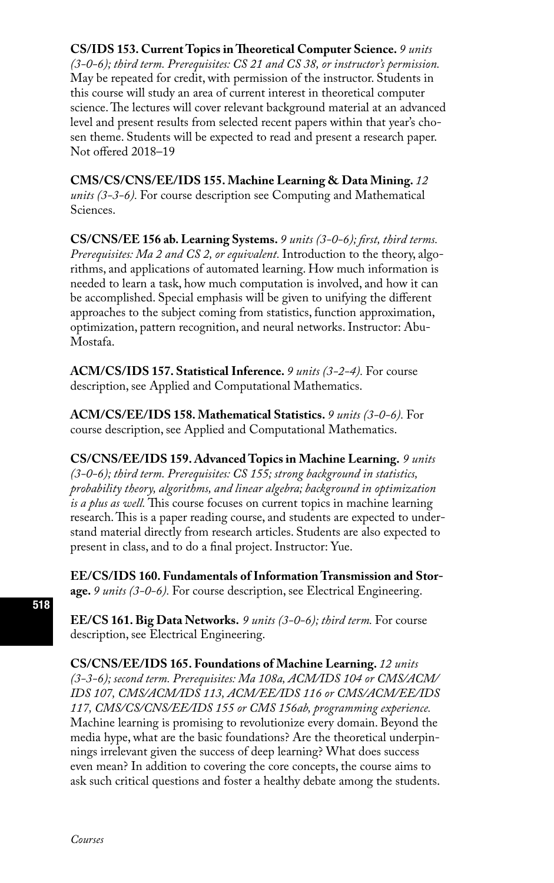**CS/IDS 153. Current Topics in Theoretical Computer Science.** *9 units (3-0-6); third term. Prerequisites: CS 21 and CS 38, or instructor's permission.* May be repeated for credit, with permission of the instructor. Students in this course will study an area of current interest in theoretical computer science. The lectures will cover relevant background material at an advanced level and present results from selected recent papers within that year's chosen theme. Students will be expected to read and present a research paper. Not offered 2018–19

**CMS/CS/CNS/EE/IDS 155. Machine Learning & Data Mining.** *12 units (3-3-6).* For course description see Computing and Mathematical Sciences.

**CS/CNS/EE 156 ab. Learning Systems.** *9 units (3-0-6); first, third terms. Prerequisites: Ma 2 and CS 2, or equivalent.* Introduction to the theory, algorithms, and applications of automated learning. How much information is needed to learn a task, how much computation is involved, and how it can be accomplished. Special emphasis will be given to unifying the different approaches to the subject coming from statistics, function approximation, optimization, pattern recognition, and neural networks. Instructor: Abu-Mostafa.

**ACM/CS/IDS 157. Statistical Inference.** *9 units (3-2-4).* For course description, see Applied and Computational Mathematics.

**ACM/CS/EE/IDS 158. Mathematical Statistics.** *9 units (3-0-6).* For course description, see Applied and Computational Mathematics.

**CS/CNS/EE/IDS 159. Advanced Topics in Machine Learning.** *9 units (3-0-6); third term. Prerequisites: CS 155; strong background in statistics, probability theory, algorithms, and linear algebra; background in optimization is a plus as well.* This course focuses on current topics in machine learning research. This is a paper reading course, and students are expected to understand material directly from research articles. Students are also expected to present in class, and to do a final project. Instructor: Yue.

**EE/CS/IDS 160. Fundamentals of Information Transmission and Storage.** *9 units (3-0-6).* For course description, see Electrical Engineering.

**EE/CS 161. Big Data Networks.** *9 units (3-0-6); third term.* For course description, see Electrical Engineering.

**CS/CNS/EE/IDS 165. Foundations of Machine Learning.** *12 units (3-3-6); second term. Prerequisites: Ma 108a, ACM/IDS 104 or CMS/ACM/IDS 107, CMS/ACM/IDS 113, ACM/EE/IDS 116 or CMS/ACM/EE/IDS 117, CMS/CS/CNS/EE/IDS 155 or CMS 156ab, programming experience.* Machine learning is promising to revolutionize every domain. Beyond the media hype, what are the basic foundations? Are the theoretical underpinnings irrelevant given the success of deep learning? What does success even mean? In addition to covering the core concepts, the course aims to ask such critical questions and foster a healthy debate among the students.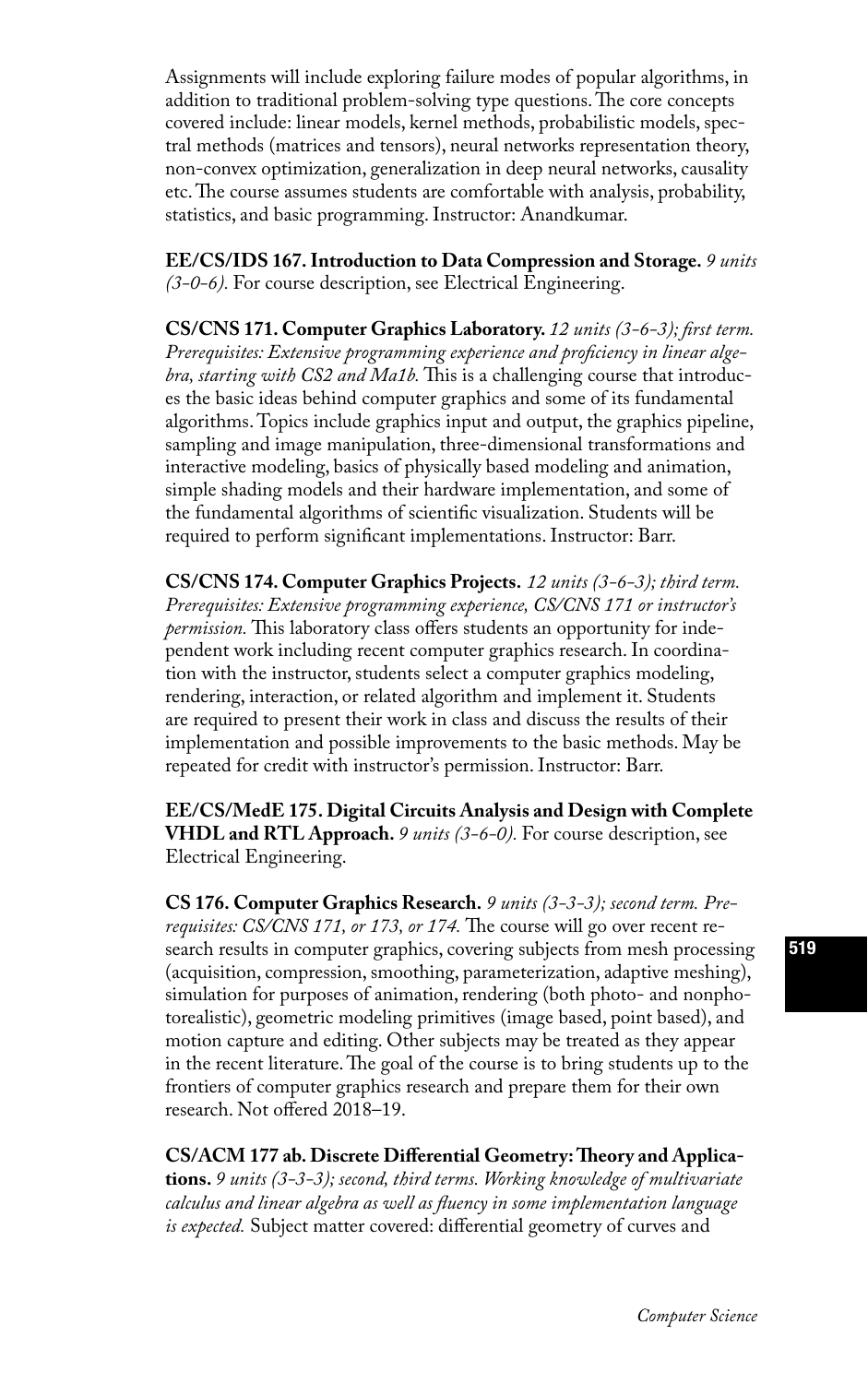Assignments will include exploring failure modes of popular algorithms, in addition to traditional problem-solving type questions. The core concepts covered include: linear models, kernel methods, probabilistic models, spectral methods (matrices and tensors), neural networks representation theory, non-convex optimization, generalization in deep neural networks, causality etc. The course assumes students are comfortable with analysis, probability, statistics, and basic programming. Instructor: Anandkumar.

**EE/CS/IDS 167. Introduction to Data Compression and Storage.** *9 units (3-0-6).* For course description, see Electrical Engineering.

**CS/CNS 171. Computer Graphics Laboratory.** *12 units (3-6-3); first term. Prerequisites: Extensive programming experience and proficiency in linear algebra, starting with CS2 and Ma1b.* This is a challenging course that introduces the basic ideas behind computer graphics and some of its fundamental algorithms. Topics include graphics input and output, the graphics pipeline, sampling and image manipulation, three-dimensional transformations and interactive modeling, basics of physically based modeling and animation, simple shading models and their hardware implementation, and some of the fundamental algorithms of scientific visualization. Students will be required to perform significant implementations. Instructor: Barr.

**CS/CNS 174. Computer Graphics Projects.** *12 units (3-6-3); third term. Prerequisites: Extensive programming experience, CS/CNS 171 or instructor's permission.* This laboratory class offers students an opportunity for independent work including recent computer graphics research. In coordination with the instructor, students select a computer graphics modeling, rendering, interaction, or related algorithm and implement it. Students are required to present their work in class and discuss the results of their implementation and possible improvements to the basic methods. May be repeated for credit with instructor's permission. Instructor: Barr.

**EE/CS/MedE 175. Digital Circuits Analysis and Design with Complete VHDL and RTL Approach.** *9 units (3-6-0).* For course description, see Electrical Engineering.

**CS 176. Computer Graphics Research.** *9 units (3-3-3); second term. Prerequisites: CS/CNS 171, or 173, or 174.* The course will go over recent research results in computer graphics, covering subjects from mesh processing (acquisition, compression, smoothing, parameterization, adaptive meshing), simulation for purposes of animation, rendering (both photo- and nonphotorealistic), geometric modeling primitives (image based, point based), and motion capture and editing. Other subjects may be treated as they appear in the recent literature. The goal of the course is to bring students up to the frontiers of computer graphics research and prepare them for their own research. Not offered 2018–19.

**CS/ACM 177 ab. Discrete Differential Geometry: Theory and Applications.** *9 units (3-3-3); second, third terms. Working knowledge of multivariate calculus and linear algebra as well as fluency in some implementation language is expected.* Subject matter covered: differential geometry of curves and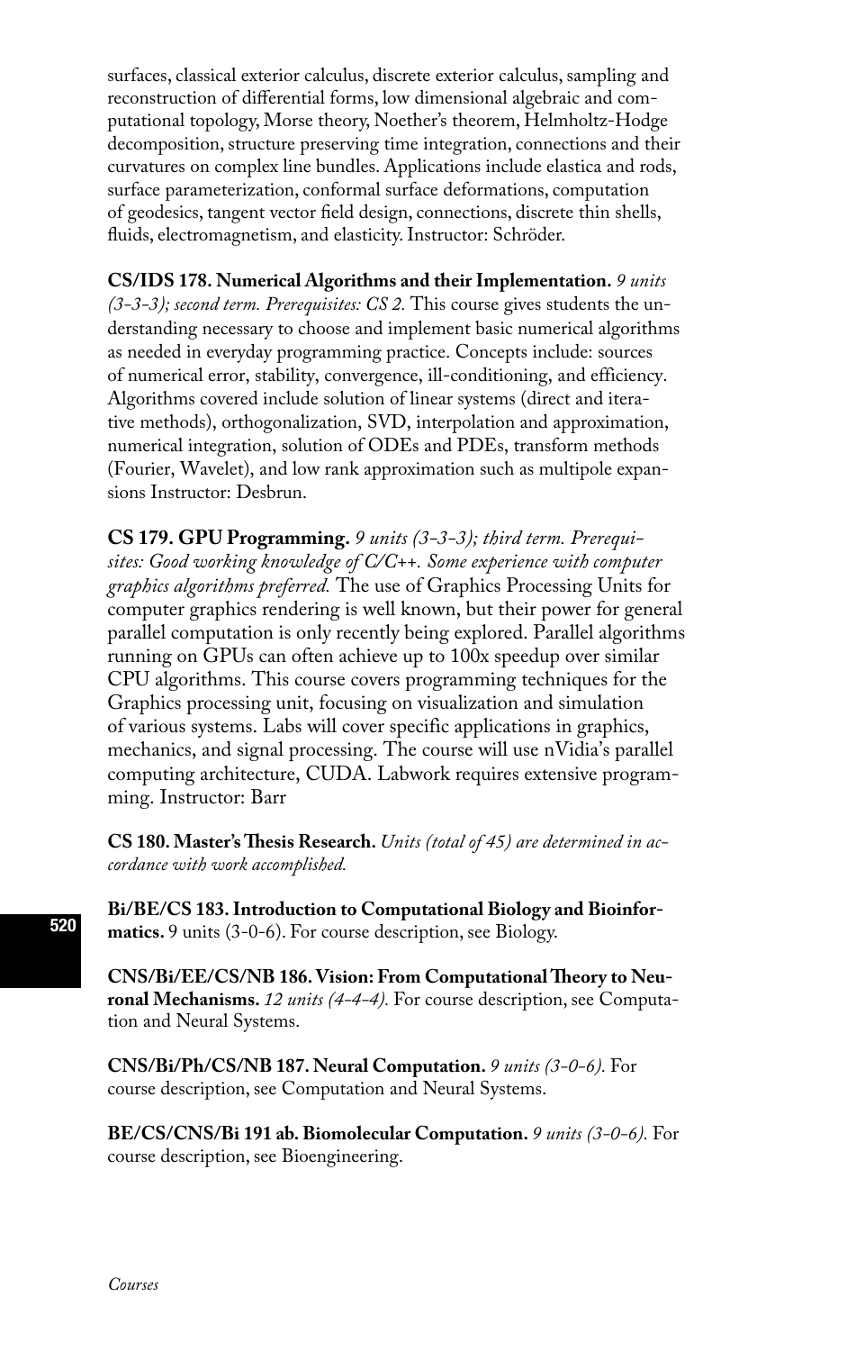surfaces, classical exterior calculus, discrete exterior calculus, sampling and reconstruction of differential forms, low dimensional algebraic and computational topology, Morse theory, Noether's theorem, Helmholtz-Hodge decomposition, structure preserving time integration, connections and their curvatures on complex line bundles. Applications include elastica and rods, surface parameterization, conformal surface deformations, computation of geodesics, tangent vector field design, connections, discrete thin shells, fluids, electromagnetism, and elasticity. Instructor: Schröder.

**CS/IDS 178. Numerical Algorithms and their Implementation.** *9 units (3-3-3); second term. Prerequisites: CS 2.* This course gives students the understanding necessary to choose and implement basic numerical algorithms as needed in everyday programming practice. Concepts include: sources of numerical error, stability, convergence, ill-conditioning, and efficiency. Algorithms covered include solution of linear systems (direct and iterative methods), orthogonalization, SVD, interpolation and approximation, numerical integration, solution of ODEs and PDEs, transform methods (Fourier, Wavelet), and low rank approximation such as multipole expansions Instructor: Desbrun.

**CS 179. GPU Programming.** *9 units (3-3-3); third term. Prerequisites: Good working knowledge of C/C++. Some experience with computer graphics algorithms preferred.* The use of Graphics Processing Units for computer graphics rendering is well known, but their power for general parallel computation is only recently being explored. Parallel algorithms running on GPUs can often achieve up to 100x speedup over similar CPU algorithms. This course covers programming techniques for the Graphics processing unit, focusing on visualization and simulation of various systems. Labs will cover specific applications in graphics, mechanics, and signal processing. The course will use nVidia's parallel computing architecture, CUDA. Labwork requires extensive programming. Instructor: Barr

**CS 180. Master's Thesis Research.** *Units (total of 45) are determined in accordance with work accomplished.*

**Bi/BE/CS 183. Introduction to Computational Biology and Bioinformatics.** 9 units (3-0-6). For course description, see Biology.

**CNS/Bi/EE/CS/NB 186. Vision: From Computational Theory to Neuronal Mechanisms.** *12 units (4-4-4).* For course description, see Computation and Neural Systems.

**CNS/Bi/Ph/CS/NB 187. Neural Computation.** *9 units (3-0-6).* For course description, see Computation and Neural Systems.

**BE/CS/CNS/Bi 191 ab. Biomolecular Computation.** *9 units (3-0-6).* For course description, see Bioengineering.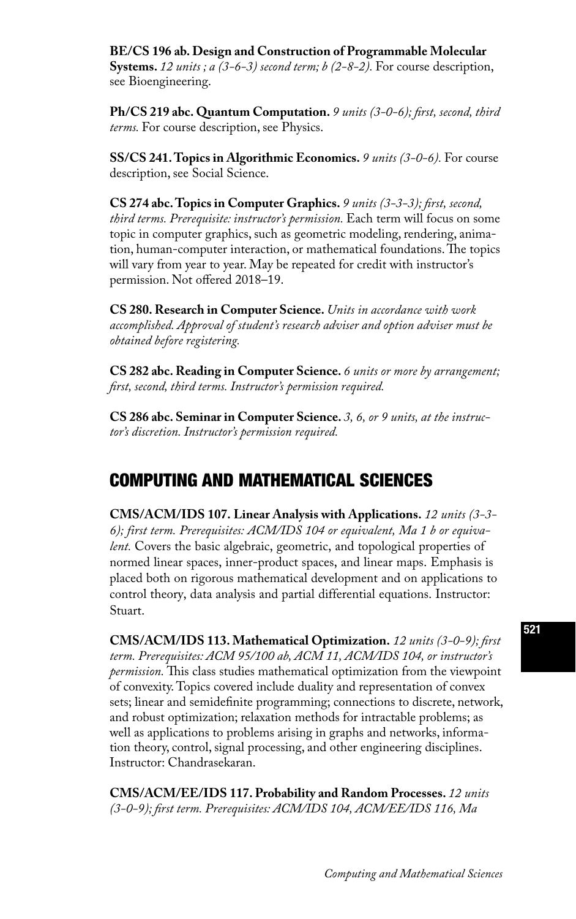**BE/CS 196 ab. Design and Construction of Programmable Molecular Systems.** *12 units ; a (3-6-3) second term; b (2-8-2).* For course description, see Bioengineering.

**Ph/CS 219 abc. Quantum Computation.** *9 units (3-0-6); first, second, third terms.* For course description, see Physics.

**SS/CS 241. Topics in Algorithmic Economics.** *9 units (3-0-6).* For course description, see Social Science.

**CS 274 abc. Topics in Computer Graphics.** *9 units (3-3-3); first, second, third terms. Prerequisite: instructor's permission.* Each term will focus on some topic in computer graphics, such as geometric modeling, rendering, animation, human-computer interaction, or mathematical foundations. The topics will vary from year to year. May be repeated for credit with instructor's permission. Not offered 2018–19.

**CS 280. Research in Computer Science.** *Units in accordance with work accomplished. Approval of student's research adviser and option adviser must be obtained before registering.*

**CS 282 abc. Reading in Computer Science.** *6 units or more by arrangement; first, second, third terms. Instructor's permission required.*

**CS 286 abc. Seminar in Computer Science.** *3, 6, or 9 units, at the instructor's discretion. Instructor's permission required.*

## COMPUTING AND MATHEMATICAL SCIENCES

**CMS/ACM/IDS 107. Linear Analysis with Applications.** *12 units (3-3-6); first term. Prerequisites: ACM/IDS 104 or equivalent, Ma 1 b or equivalent.* Covers the basic algebraic, geometric, and topological properties of normed linear spaces, inner-product spaces, and linear maps. Emphasis is placed both on rigorous mathematical development and on applications to control theory, data analysis and partial differential equations. Instructor: Stuart.

**CMS/ACM/IDS 113. Mathematical Optimization.** *12 units (3-0-9); first term. Prerequisites: ACM 95/100 ab, ACM 11, ACM/IDS 104, or instructor's permission.* This class studies mathematical optimization from the viewpoint of convexity. Topics covered include duality and representation of convex sets; linear and semidefinite programming; connections to discrete, network, and robust optimization; relaxation methods for intractable problems; as well as applications to problems arising in graphs and networks, information theory, control, signal processing, and other engineering disciplines. Instructor: Chandrasekaran.

**CMS/ACM/EE/IDS 117. Probability and Random Processes.** *12 units (3-0-9); first term. Prerequisites: ACM/IDS 104, ACM/EE/IDS 116, Ma*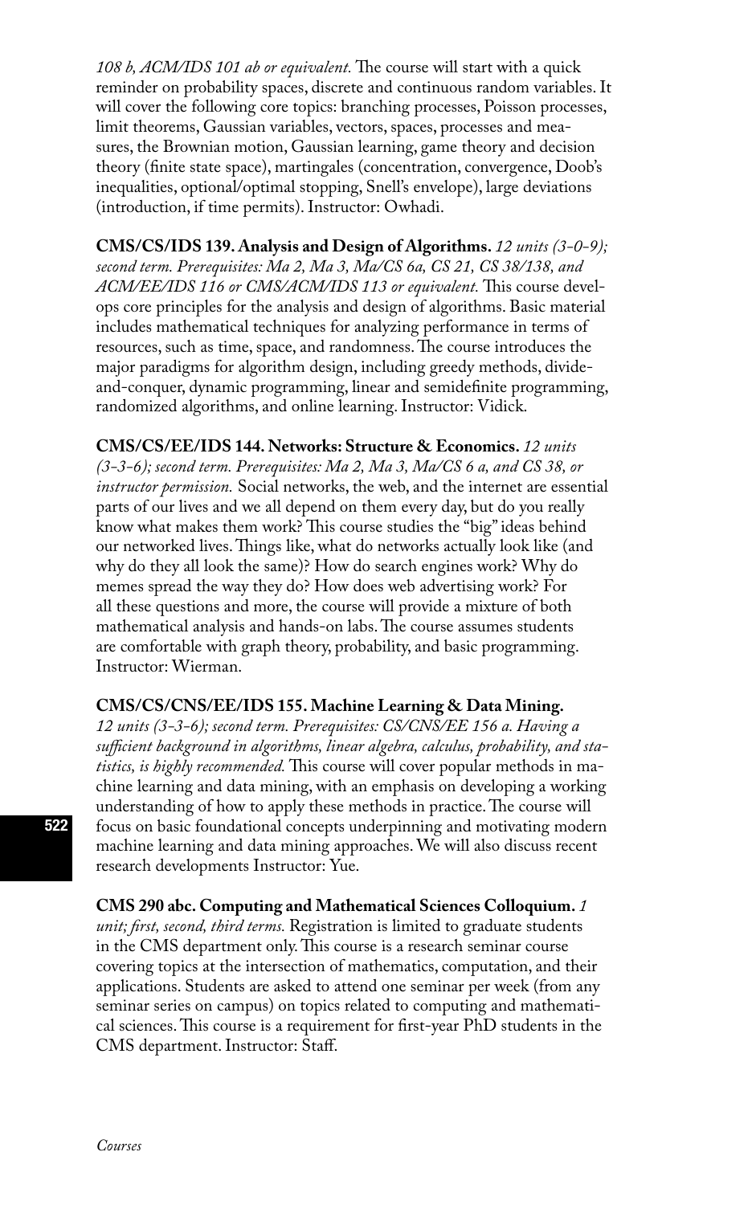*108 b, ACM/IDS 101 ab or equivalent.* The course will start with a quick reminder on probability spaces, discrete and continuous random variables. It will cover the following core topics: branching processes, Poisson processes, limit theorems, Gaussian variables, vectors, spaces, processes and measures, the Brownian motion, Gaussian learning, game theory and decision theory (finite state space), martingales (concentration, convergence, Doob's inequalities, optional/optimal stopping, Snell's envelope), large deviations (introduction, if time permits). Instructor: Owhadi.

**CMS/CS/IDS 139. Analysis and Design of Algorithms.** *12 units (3-0-9); second term. Prerequisites: Ma 2, Ma 3, Ma/CS 6a, CS 21, CS 38/138, and ACM/EE/IDS 116 or CMS/ACM/IDS 113 or equivalent.* This course develops core principles for the analysis and design of algorithms. Basic material includes mathematical techniques for analyzing performance in terms of resources, such as time, space, and randomness. The course introduces the major paradigms for algorithm design, including greedy methods, divide-and-conquer, dynamic programming, linear and semidefinite programming, randomized algorithms, and online learning. Instructor: Vidick.

**CMS/CS/EE/IDS 144. Networks: Structure & Economics.** *12 units (3-3-6); second term. Prerequisites: Ma 2, Ma 3, Ma/CS 6 a, and CS 38, or instructor permission.* Social networks, the web, and the internet are essential parts of our lives and we all depend on them every day, but do you really know what makes them work? This course studies the "big" ideas behind our networked lives. Things like, what do networks actually look like (and why do they all look the same)? How do search engines work? Why do memes spread the way they do? How does web advertising work? For all these questions and more, the course will provide a mixture of both mathematical analysis and hands-on labs. The course assumes students are comfortable with graph theory, probability, and basic programming. Instructor: Wierman.

**CMS/CS/CNS/EE/IDS 155. Machine Learning & Data Mining.** *12 units (3-3-6); second term. Prerequisites: CS/CNS/EE 156 a. Having a sufficient background in algorithms, linear algebra, calculus, probability, and statistics, is highly recommended.* This course will cover popular methods in machine learning and data mining, with an emphasis on developing a working understanding of how to apply these methods in practice. The course will focus on basic foundational concepts underpinning and motivating modern machine learning and data mining approaches. We will also discuss recent research developments Instructor: Yue.

**CMS 290 abc. Computing and Mathematical Sciences Colloquium.** *1 unit; first, second, third terms.* Registration is limited to graduate students in the CMS department only. This course is a research seminar course covering topics at the intersection of mathematics, computation, and their applications. Students are asked to attend one seminar per week (from any seminar series on campus) on topics related to computing and mathematical sciences. This course is a requirement for first-year PhD students in the CMS department. Instructor: Staff.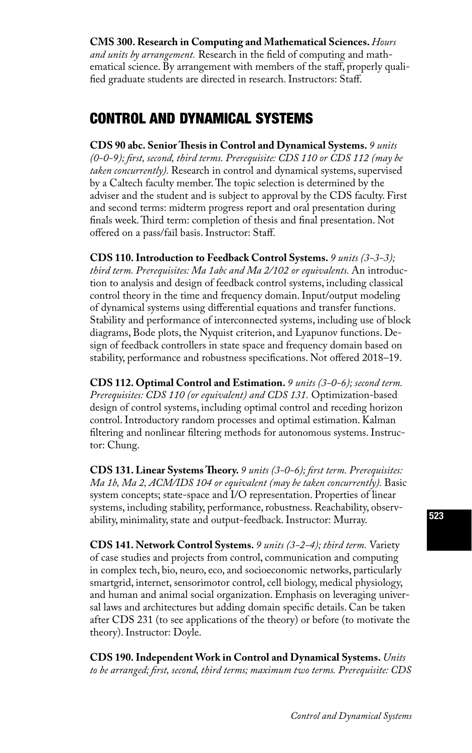**CMS 300. Research in Computing and Mathematical Sciences.** *Hours and units by arrangement.* Research in the field of computing and mathematical science. By arrangement with members of the staff, properly qualified graduate students are directed in research. Instructors: Staff.

## CONTROL AND DYNAMICAL SYSTEMS

**CDS 90 abc. Senior Thesis in Control and Dynamical Systems.** *9 units (0-0-9); first, second, third terms. Prerequisite: CDS 110 or CDS 112 (may be taken concurrently).* Research in control and dynamical systems, supervised by a Caltech faculty member. The topic selection is determined by the adviser and the student and is subject to approval by the CDS faculty. First and second terms: midterm progress report and oral presentation during finals week. Third term: completion of thesis and final presentation. Not offered on a pass/fail basis. Instructor: Staff.

**CDS 110. Introduction to Feedback Control Systems.** *9 units (3-3-3); third term. Prerequisites: Ma 1abc and Ma 2/102 or equivalents.* An introduction to analysis and design of feedback control systems, including classical control theory in the time and frequency domain. Input/output modeling of dynamical systems using differential equations and transfer functions. Stability and performance of interconnected systems, including use of block diagrams, Bode plots, the Nyquist criterion, and Lyapunov functions. Design of feedback controllers in state space and frequency domain based on stability, performance and robustness specifications. Not offered 2018–19.

**CDS 112. Optimal Control and Estimation.** *9 units (3-0-6); second term. Prerequisites: CDS 110 (or equivalent) and CDS 131.* Optimization-based design of control systems, including optimal control and receding horizon control. Introductory random processes and optimal estimation. Kalman filtering and nonlinear filtering methods for autonomous systems. Instructor: Chung.

**CDS 131. Linear Systems Theory.** *9 units (3-0-6); first term. Prerequisites: Ma 1b, Ma 2, ACM/IDS 104 or equivalent (may be taken concurrently).* Basic system concepts; state-space and I/O representation. Properties of linear systems, including stability, performance, robustness. Reachability, observability, minimality, state and output-feedback. Instructor: Murray.

**CDS 141. Network Control Systems.** *9 units (3-2-4); third term.* Variety of case studies and projects from control, communication and computing in complex tech, bio, neuro, eco, and socioeconomic networks, particularly smartgrid, internet, sensorimotor control, cell biology, medical physiology, and human and animal social organization. Emphasis on leveraging universal laws and architectures but adding domain specific details. Can be taken after CDS 231 (to see applications of the theory) or before (to motivate the theory). Instructor: Doyle.

**CDS 190. Independent Work in Control and Dynamical Systems.** *Units to be arranged; first, second, third terms; maximum two terms. Prerequisite: CDS*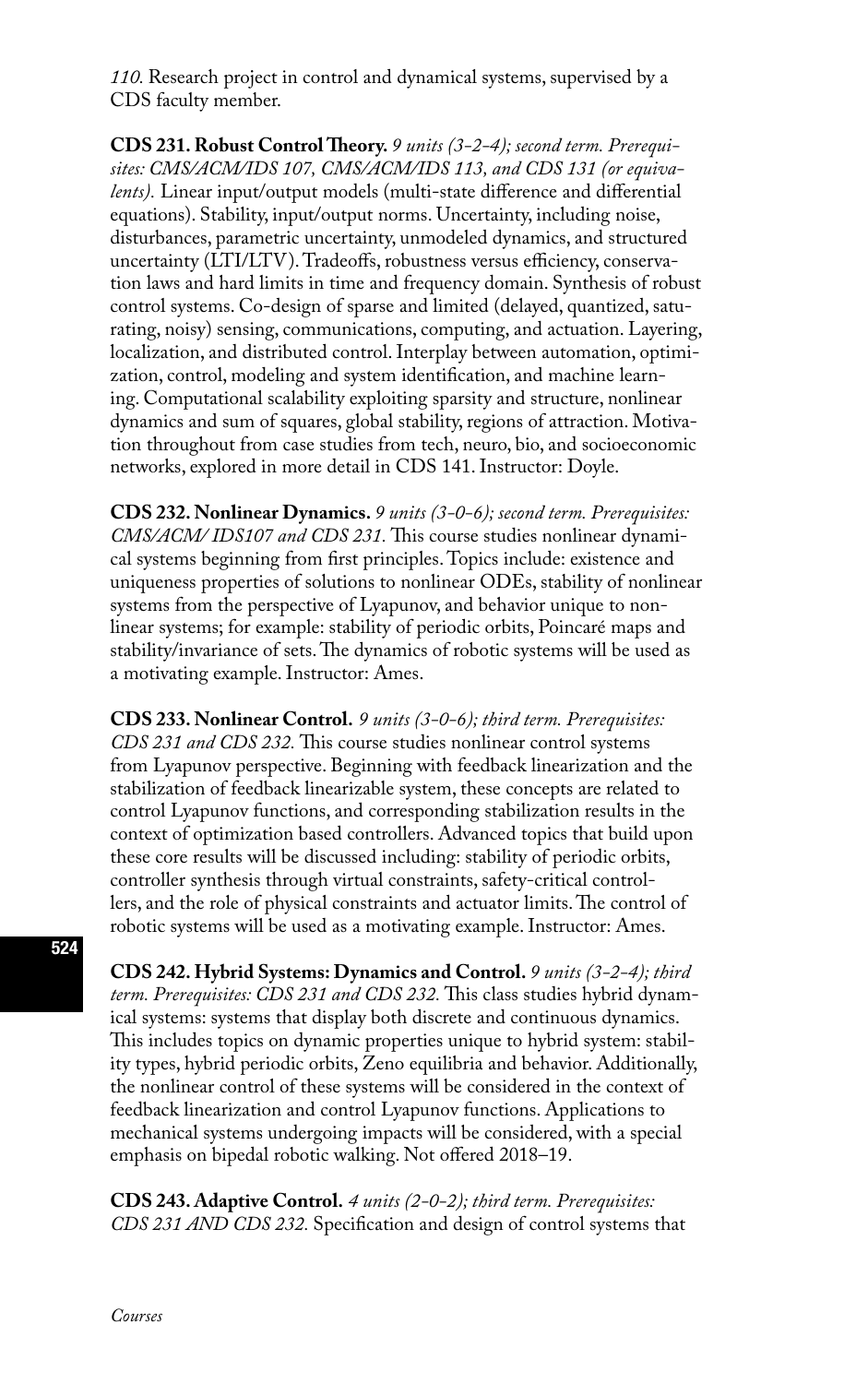*110.* Research project in control and dynamical systems, supervised by a CDS faculty member.

**CDS 231. Robust Control Theory.** *9 units (3-2-4); second term. Prerequisites: CMS/ACM/IDS 107, CMS/ACM/IDS 113, and CDS 131 (or equivalents).* Linear input/output models (multi-state difference and differential equations). Stability, input/output norms. Uncertainty, including noise, disturbances, parametric uncertainty, unmodeled dynamics, and structured uncertainty (LTI/LTV). Tradeoffs, robustness versus efficiency, conservation laws and hard limits in time and frequency domain. Synthesis of robust control systems. Co-design of sparse and limited (delayed, quantized, saturating, noisy) sensing, communications, computing, and actuation. Layering, localization, and distributed control. Interplay between automation, optimization, control, modeling and system identification, and machine learning. Computational scalability exploiting sparsity and structure, nonlinear dynamics and sum of squares, global stability, regions of attraction. Motivation throughout from case studies from tech, neuro, bio, and socioeconomic networks, explored in more detail in CDS 141. Instructor: Doyle.

**CDS 232. Nonlinear Dynamics.** *9 units (3-0-6); second term. Prerequisites: CMS/ACM/ IDS107 and CDS 231.* This course studies nonlinear dynamical systems beginning from first principles. Topics include: existence and uniqueness properties of solutions to nonlinear ODEs, stability of nonlinear systems from the perspective of Lyapunov, and behavior unique to nonlinear systems; for example: stability of periodic orbits, Poincaré maps and stability/invariance of sets. The dynamics of robotic systems will be used as a motivating example. Instructor: Ames.

**CDS 233. Nonlinear Control.** *9 units (3-0-6); third term. Prerequisites: CDS 231 and CDS 232.* This course studies nonlinear control systems from Lyapunov perspective. Beginning with feedback linearization and the stabilization of feedback linearizable system, these concepts are related to control Lyapunov functions, and corresponding stabilization results in the context of optimization based controllers. Advanced topics that build upon these core results will be discussed including: stability of periodic orbits, controller synthesis through virtual constraints, safety-critical controllers, and the role of physical constraints and actuator limits. The control of robotic systems will be used as a motivating example. Instructor: Ames.

**CDS 242. Hybrid Systems: Dynamics and Control.** *9 units (3-2-4); third term. Prerequisites: CDS 231 and CDS 232.* This class studies hybrid dynamical systems: systems that display both discrete and continuous dynamics. This includes topics on dynamic properties unique to hybrid system: stability types, hybrid periodic orbits, Zeno equilibria and behavior. Additionally, the nonlinear control of these systems will be considered in the context of feedback linearization and control Lyapunov functions. Applications to mechanical systems undergoing impacts will be considered, with a special emphasis on bipedal robotic walking. Not offered 2018–19.

**CDS 243. Adaptive Control.** *4 units (2-0-2); third term. Prerequisites: CDS 231 AND CDS 232.* Specification and design of control systems that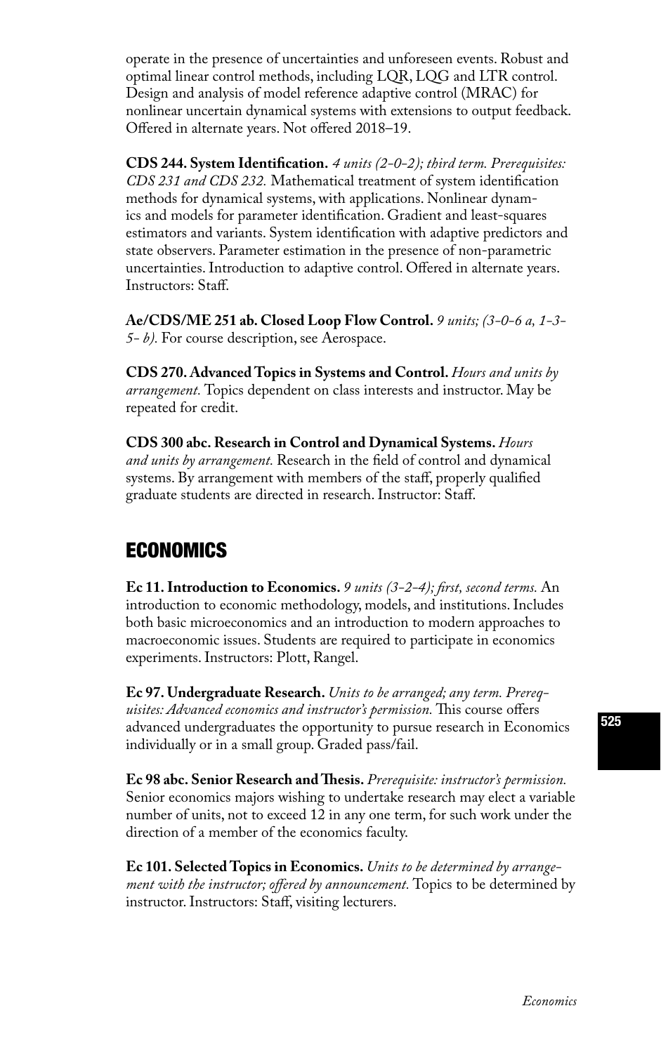operate in the presence of uncertainties and unforeseen events. Robust and optimal linear control methods, including LQR, LQG and LTR control. Design and analysis of model reference adaptive control (MRAC) for nonlinear uncertain dynamical systems with extensions to output feedback. Offered in alternate years. Not offered 2018–19.

**CDS 244. System Identification.** *4 units (2-0-2); third term. Prerequisites: CDS 231 and CDS 232.* Mathematical treatment of system identification methods for dynamical systems, with applications. Nonlinear dynamics and models for parameter identification. Gradient and least-squares estimators and variants. System identification with adaptive predictors and state observers. Parameter estimation in the presence of non-parametric uncertainties. Introduction to adaptive control. Offered in alternate years. Instructors: Staff.

**Ae/CDS/ME 251 ab. Closed Loop Flow Control.** *9 units; (3-0-6 a, 1-3-5- b).* For course description, see Aerospace.

**CDS 270. Advanced Topics in Systems and Control.** *Hours and units by arrangement.* Topics dependent on class interests and instructor. May be repeated for credit.

**CDS 300 abc. Research in Control and Dynamical Systems.** *Hours and units by arrangement.* Research in the field of control and dynamical systems. By arrangement with members of the staff, properly qualified graduate students are directed in research. Instructor: Staff.

## ECONOMICS

**Ec 11. Introduction to Economics.** *9 units (3-2-4); first, second terms.* An introduction to economic methodology, models, and institutions. Includes both basic microeconomics and an introduction to modern approaches to macroeconomic issues. Students are required to participate in economics experiments. Instructors: Plott, Rangel.

**Ec 97. Undergraduate Research.** *Units to be arranged; any term. Prerequisites: Advanced economics and instructor's permission.* This course offers advanced undergraduates the opportunity to pursue research in Economics individually or in a small group. Graded pass/fail.

**Ec 98 abc. Senior Research and Thesis.** *Prerequisite: instructor's permission.* Senior economics majors wishing to undertake research may elect a variable number of units, not to exceed 12 in any one term, for such work under the direction of a member of the economics faculty.

**Ec 101. Selected Topics in Economics.** *Units to be determined by arrangement with the instructor; offered by announcement.* Topics to be determined by instructor. Instructors: Staff, visiting lecturers.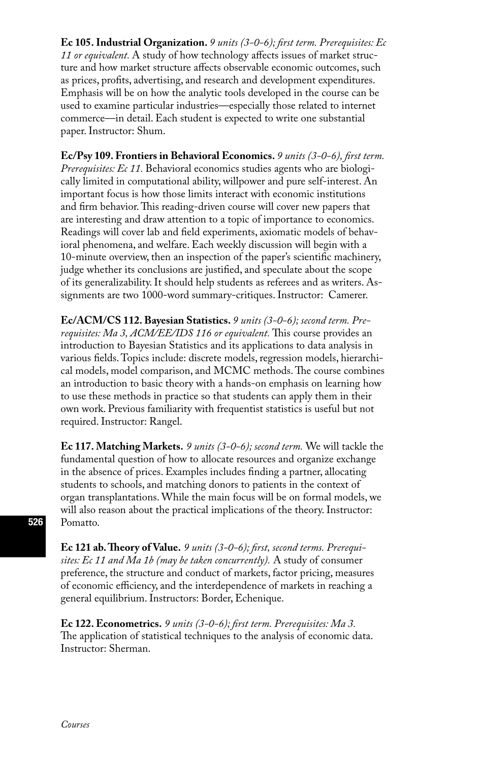**Ec 105. Industrial Organization.** *9 units (3-0-6); first term. Prerequisites: Ec 11 or equivalent.* A study of how technology affects issues of market structure and how market structure affects observable economic outcomes, such as prices, profits, advertising, and research and development expenditures. Emphasis will be on how the analytic tools developed in the course can be used to examine particular industries—especially those related to internet commerce—in detail. Each student is expected to write one substantial paper. Instructor: Shum.

**Ec/Psy 109. Frontiers in Behavioral Economics.** *9 units (3-0-6), first term. Prerequisites: Ec 11.* Behavioral economics studies agents who are biologically limited in computational ability, willpower and pure self-interest. An important focus is how those limits interact with economic institutions and firm behavior. This reading-driven course will cover new papers that are interesting and draw attention to a topic of importance to economics. Readings will cover lab and field experiments, axiomatic models of behavioral phenomena, and welfare. Each weekly discussion will begin with a 10-minute overview, then an inspection of the paper's scientific machinery, judge whether its conclusions are justified, and speculate about the scope of its generalizability. It should help students as referees and as writers. Assignments are two 1000-word summary-critiques. Instructor: Camerer.

**Ec/ACM/CS 112. Bayesian Statistics.** *9 units (3-0-6); second term. Prerequisites: Ma 3, ACM/EE/IDS 116 or equivalent.* This course provides an introduction to Bayesian Statistics and its applications to data analysis in various fields. Topics include: discrete models, regression models, hierarchical models, model comparison, and MCMC methods. The course combines an introduction to basic theory with a hands-on emphasis on learning how to use these methods in practice so that students can apply them in their own work. Previous familiarity with frequentist statistics is useful but not required. Instructor: Rangel.

**Ec 117. Matching Markets.** *9 units (3-0-6); second term.* We will tackle the fundamental question of how to allocate resources and organize exchange in the absence of prices. Examples includes finding a partner, allocating students to schools, and matching donors to patients in the context of organ transplantations. While the main focus will be on formal models, we will also reason about the practical implications of the theory. Instructor: Pomatto.

**Ec 121 ab. Theory of Value.** *9 units (3-0-6); first, second terms. Prerequisites: Ec 11 and Ma 1b (may be taken concurrently).* A study of consumer preference, the structure and conduct of markets, factor pricing, measures of economic efficiency, and the interdependence of markets in reaching a general equilibrium. Instructors: Border, Echenique.

**Ec 122. Econometrics.** *9 units (3-0-6); first term. Prerequisites: Ma 3.* The application of statistical techniques to the analysis of economic data. Instructor: Sherman.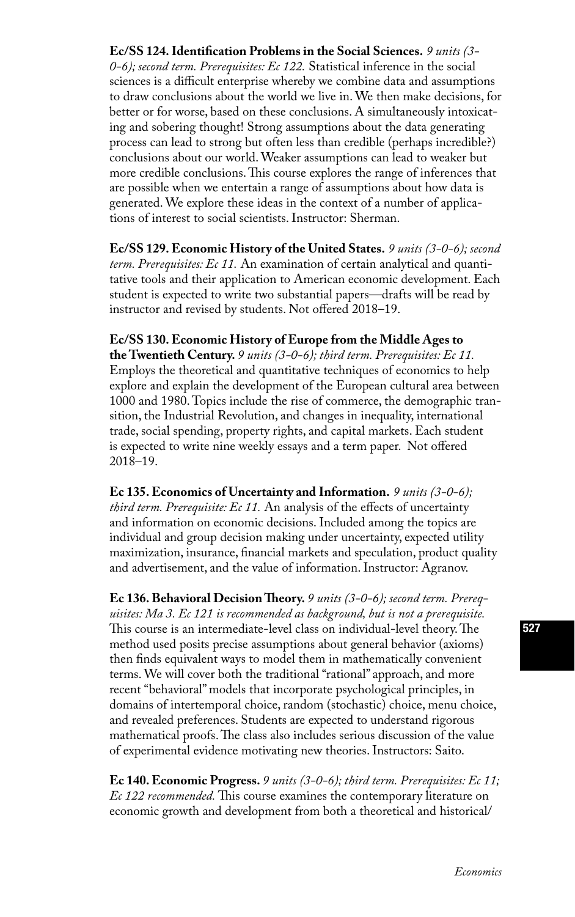**Ec/SS 124. Identification Problems in the Social Sciences.** *9 units (3-0-6); second term. Prerequisites: Ec 122.* Statistical inference in the social sciences is a difficult enterprise whereby we combine data and assumptions to draw conclusions about the world we live in. We then make decisions, for better or for worse, based on these conclusions. A simultaneously intoxicating and sobering thought! Strong assumptions about the data generating process can lead to strong but often less than credible (perhaps incredible?) conclusions about our world. Weaker assumptions can lead to weaker but more credible conclusions. This course explores the range of inferences that are possible when we entertain a range of assumptions about how data is generated. We explore these ideas in the context of a number of applications of interest to social scientists. Instructor: Sherman.

**Ec/SS 129. Economic History of the United States.** *9 units (3-0-6); second term. Prerequisites: Ec 11.* An examination of certain analytical and quantitative tools and their application to American economic development. Each student is expected to write two substantial papers—drafts will be read by instructor and revised by students. Not offered 2018–19.

**Ec/SS 130. Economic History of Europe from the Middle Ages to the Twentieth Century.** *9 units (3-0-6); third term. Prerequisites: Ec 11.* Employs the theoretical and quantitative techniques of economics to help explore and explain the development of the European cultural area between 1000 and 1980. Topics include the rise of commerce, the demographic transition, the Industrial Revolution, and changes in inequality, international trade, social spending, property rights, and capital markets. Each student is expected to write nine weekly essays and a term paper. Not offered 2018–19.

**Ec 135. Economics of Uncertainty and Information.** *9 units (3-0-6); third term. Prerequisite: Ec 11.* An analysis of the effects of uncertainty and information on economic decisions. Included among the topics are individual and group decision making under uncertainty, expected utility maximization, insurance, financial markets and speculation, product quality and advertisement, and the value of information. Instructor: Agranov.

**Ec 136. Behavioral Decision Theory.** *9 units (3-0-6); second term. Prerequisites: Ma 3. Ec 121 is recommended as background, but is not a prerequisite.* This course is an intermediate-level class on individual-level theory. The method used posits precise assumptions about general behavior (axioms) then finds equivalent ways to model them in mathematically convenient terms. We will cover both the traditional "rational" approach, and more recent "behavioral" models that incorporate psychological principles, in domains of intertemporal choice, random (stochastic) choice, menu choice, and revealed preferences. Students are expected to understand rigorous mathematical proofs. The class also includes serious discussion of the value of experimental evidence motivating new theories. Instructors: Saito.

**Ec 140. Economic Progress.** *9 units (3-0-6); third term. Prerequisites: Ec 11; Ec 122 recommended.* This course examines the contemporary literature on economic growth and development from both a theoretical and historical/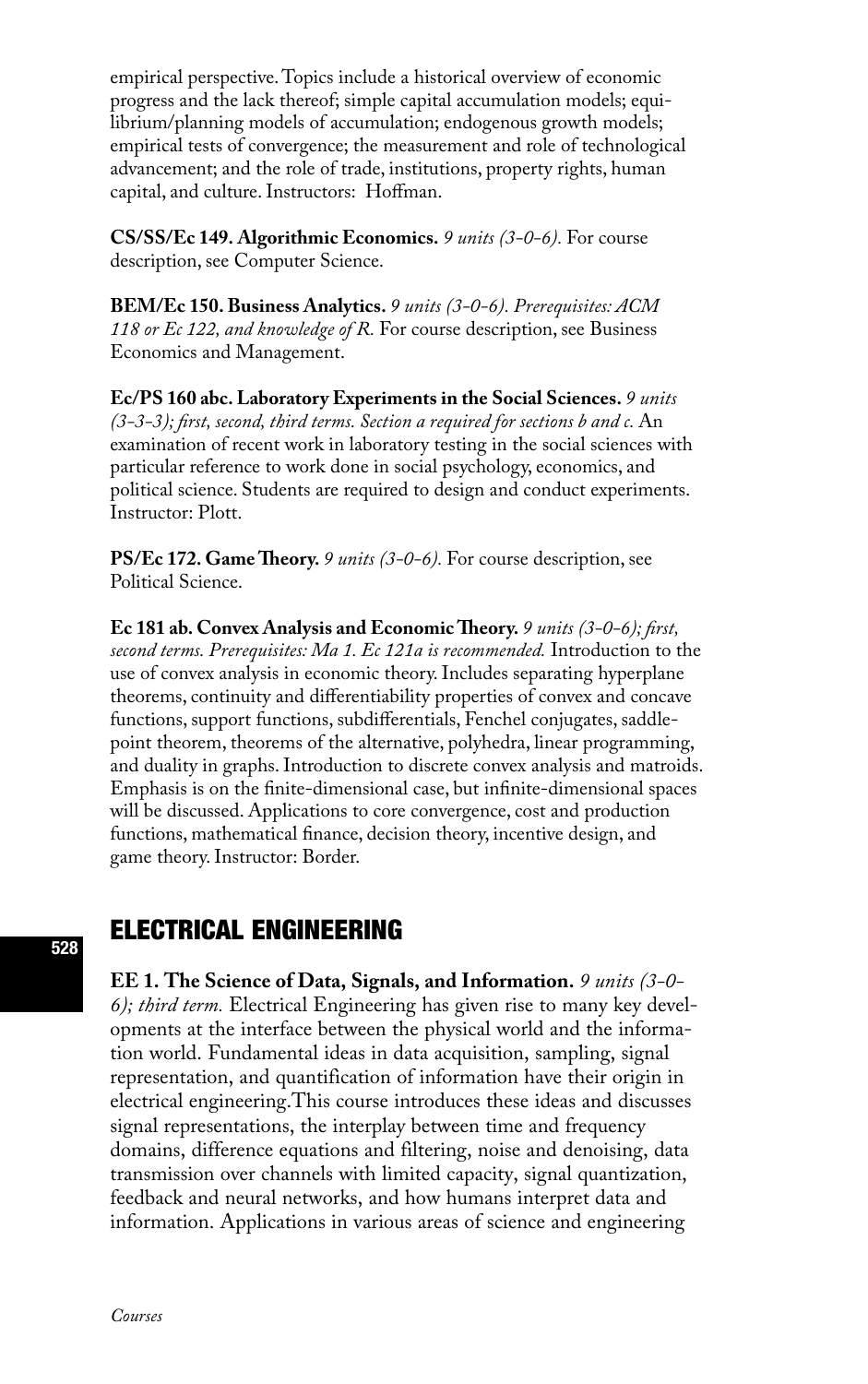empirical perspective. Topics include a historical overview of economic progress and the lack thereof; simple capital accumulation models; equilibrium/planning models of accumulation; endogenous growth models; empirical tests of convergence; the measurement and role of technological advancement; and the role of trade, institutions, property rights, human capital, and culture. Instructors: Hoffman.

**CS/SS/Ec 149. Algorithmic Economics.** *9 units (3-0-6).* For course description, see Computer Science.

**BEM/Ec 150. Business Analytics.** *9 units (3-0-6). Prerequisites: ACM 118 or Ec 122, and knowledge of R.* For course description, see Business Economics and Management.

**Ec/PS 160 abc. Laboratory Experiments in the Social Sciences.** *9 units (3-3-3); first, second, third terms. Section a required for sections b and c.* An examination of recent work in laboratory testing in the social sciences with particular reference to work done in social psychology, economics, and political science. Students are required to design and conduct experiments. Instructor: Plott.

**PS/Ec 172. Game Theory.** *9 units (3-0-6).* For course description, see Political Science.

**Ec 181 ab. Convex Analysis and Economic Theory.** *9 units (3-0-6); first, second terms. Prerequisites: Ma 1. Ec 121a is recommended.* Introduction to the use of convex analysis in economic theory. Includes separating hyperplane theorems, continuity and differentiability properties of convex and concave functions, support functions, subdifferentials, Fenchel conjugates, saddle-point theorem, theorems of the alternative, polyhedra, linear programming, and duality in graphs. Introduction to discrete convex analysis and matroids. Emphasis is on the finite-dimensional case, but infinite-dimensional spaces will be discussed. Applications to core convergence, cost and production functions, mathematical finance, decision theory, incentive design, and game theory. Instructor: Border.

## ELECTRICAL ENGINEERING

**EE 1. The Science of Data, Signals, and Information.** *9 units (3-0-6); third term.* Electrical Engineering has given rise to many key developments at the interface between the physical world and the information world. Fundamental ideas in data acquisition, sampling, signal representation, and quantification of information have their origin in electrical engineering.This course introduces these ideas and discusses signal representations, the interplay between time and frequency domains, difference equations and filtering, noise and denoising, data transmission over channels with limited capacity, signal quantization, feedback and neural networks, and how humans interpret data and information. Applications in various areas of science and engineering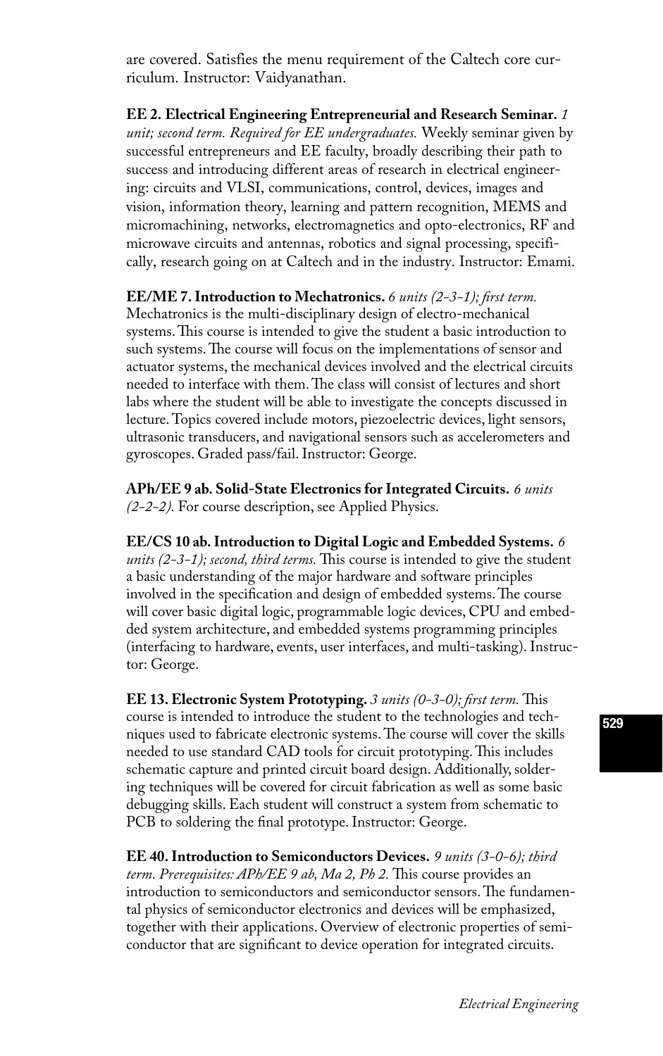are covered. Satisfies the menu requirement of the Caltech core curriculum. Instructor: Vaidyanathan.

**EE 2. Electrical Engineering Entrepreneurial and Research Seminar.** *1 unit; second term. Required for EE undergraduates.* Weekly seminar given by successful entrepreneurs and EE faculty, broadly describing their path to success and introducing different areas of research in electrical engineering: circuits and VLSI, communications, control, devices, images and vision, information theory, learning and pattern recognition, MEMS and micromachining, networks, electromagnetics and opto-electronics, RF and microwave circuits and antennas, robotics and signal processing, specifically, research going on at Caltech and in the industry. Instructor: Emami.

**EE/ME 7. Introduction to Mechatronics.** *6 units (2-3-1); first term.* Mechatronics is the multi-disciplinary design of electro-mechanical systems. This course is intended to give the student a basic introduction to such systems. The course will focus on the implementations of sensor and actuator systems, the mechanical devices involved and the electrical circuits needed to interface with them. The class will consist of lectures and short labs where the student will be able to investigate the concepts discussed in lecture. Topics covered include motors, piezoelectric devices, light sensors, ultrasonic transducers, and navigational sensors such as accelerometers and gyroscopes. Graded pass/fail. Instructor: George.

**APh/EE 9 ab. Solid-State Electronics for Integrated Circuits.** *6 units (2-2-2).* For course description, see Applied Physics.

**EE/CS 10 ab. Introduction to Digital Logic and Embedded Systems.** *6 units (2-3-1); second, third terms.* This course is intended to give the student a basic understanding of the major hardware and software principles involved in the specification and design of embedded systems. The course will cover basic digital logic, programmable logic devices, CPU and embedded system architecture, and embedded systems programming principles (interfacing to hardware, events, user interfaces, and multi-tasking). Instructor: George.

**EE 13. Electronic System Prototyping.** *3 units (0-3-0); first term.* This course is intended to introduce the student to the technologies and techniques used to fabricate electronic systems. The course will cover the skills needed to use standard CAD tools for circuit prototyping. This includes schematic capture and printed circuit board design. Additionally, soldering techniques will be covered for circuit fabrication as well as some basic debugging skills. Each student will construct a system from schematic to PCB to soldering the final prototype. Instructor: George.

**EE 40. Introduction to Semiconductors Devices.** *9 units (3-0-6); third term. Prerequisites: APh/EE 9 ab, Ma 2, Ph 2.* This course provides an introduction to semiconductors and semiconductor sensors. The fundamental physics of semiconductor electronics and devices will be emphasized, together with their applications. Overview of electronic properties of semiconductor that are significant to device operation for integrated circuits.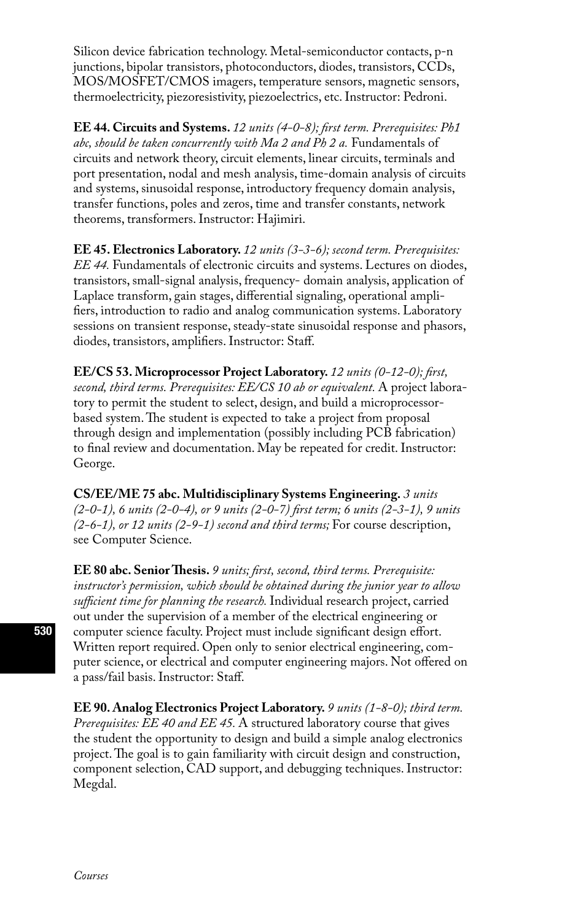Silicon device fabrication technology. Metal-semiconductor contacts, p-n junctions, bipolar transistors, photoconductors, diodes, transistors, CCDs, MOS/MOSFET/CMOS imagers, temperature sensors, magnetic sensors, thermoelectricity, piezoresistivity, piezoelectrics, etc. Instructor: Pedroni.

**EE 44. Circuits and Systems.** *12 units (4-0-8); first term. Prerequisites: Ph1 abc, should be taken concurrently with Ma 2 and Ph 2 a.* Fundamentals of circuits and network theory, circuit elements, linear circuits, terminals and port presentation, nodal and mesh analysis, time-domain analysis of circuits and systems, sinusoidal response, introductory frequency domain analysis, transfer functions, poles and zeros, time and transfer constants, network theorems, transformers. Instructor: Hajimiri.

**EE 45. Electronics Laboratory.** *12 units (3-3-6); second term. Prerequisites: EE 44.* Fundamentals of electronic circuits and systems. Lectures on diodes, transistors, small-signal analysis, frequency- domain analysis, application of Laplace transform, gain stages, differential signaling, operational amplifiers, introduction to radio and analog communication systems. Laboratory sessions on transient response, steady-state sinusoidal response and phasors, diodes, transistors, amplifiers. Instructor: Staff.

**EE/CS 53. Microprocessor Project Laboratory.** *12 units (0-12-0); first, second, third terms. Prerequisites: EE/CS 10 ab or equivalent.* A project laboratory to permit the student to select, design, and build a microprocessor-based system. The student is expected to take a project from proposal through design and implementation (possibly including PCB fabrication) to final review and documentation. May be repeated for credit. Instructor: George.

**CS/EE/ME 75 abc. Multidisciplinary Systems Engineering.** *3 units (2-0-1), 6 units (2-0-4), or 9 units (2-0-7) first term; 6 units (2-3-1), 9 units (2-6-1), or 12 units (2-9-1) second and third terms;* For course description, see Computer Science.

**EE 80 abc. Senior Thesis.** *9 units; first, second, third terms. Prerequisite: instructor's permission, which should be obtained during the junior year to allow sufficient time for planning the research.* Individual research project, carried out under the supervision of a member of the electrical engineering or computer science faculty. Project must include significant design effort. Written report required. Open only to senior electrical engineering, computer science, or electrical and computer engineering majors. Not offered on a pass/fail basis. Instructor: Staff.

**EE 90. Analog Electronics Project Laboratory.** *9 units (1-8-0); third term. Prerequisites: EE 40 and EE 45.* A structured laboratory course that gives the student the opportunity to design and build a simple analog electronics project. The goal is to gain familiarity with circuit design and construction, component selection, CAD support, and debugging techniques. Instructor: Megdal.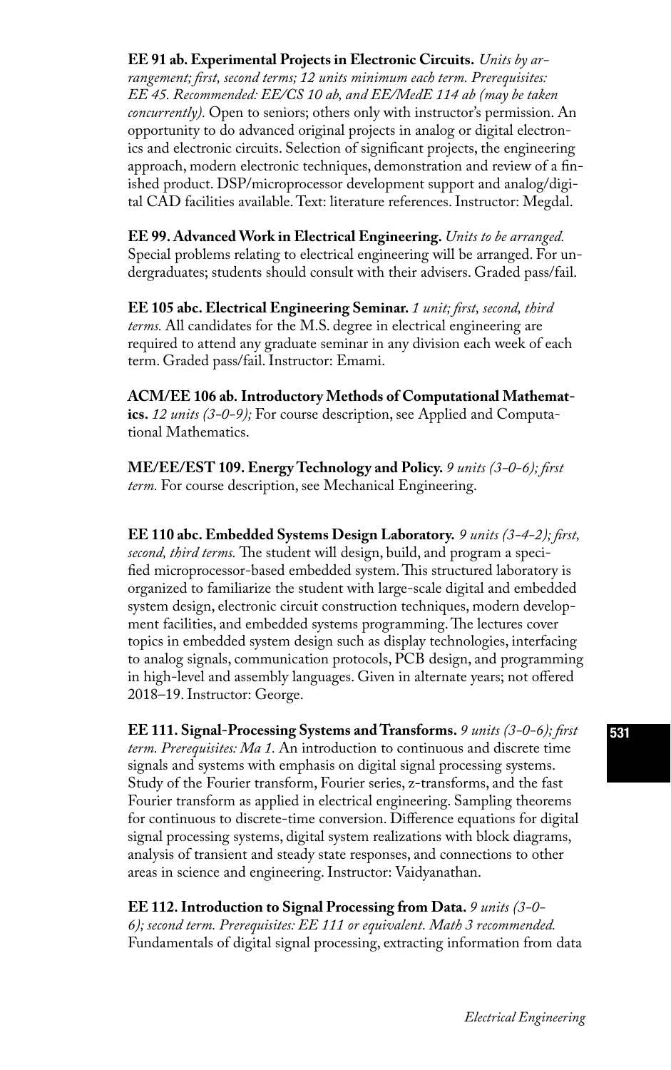**EE 91 ab. Experimental Projects in Electronic Circuits.** *Units by arrangement; first, second terms; 12 units minimum each term. Prerequisites: EE 45. Recommended: EE/CS 10 ab, and EE/MedE 114 ab (may be taken concurrently).* Open to seniors; others only with instructor's permission. An opportunity to do advanced original projects in analog or digital electronics and electronic circuits. Selection of significant projects, the engineering approach, modern electronic techniques, demonstration and review of a finished product. DSP/microprocessor development support and analog/digital CAD facilities available. Text: literature references. Instructor: Megdal.

**EE 99. Advanced Work in Electrical Engineering.** *Units to be arranged.* Special problems relating to electrical engineering will be arranged. For undergraduates; students should consult with their advisers. Graded pass/fail.

**EE 105 abc. Electrical Engineering Seminar.** *1 unit; first, second, third terms.* All candidates for the M.S. degree in electrical engineering are required to attend any graduate seminar in any division each week of each term. Graded pass/fail. Instructor: Emami.

**ACM/EE 106 ab. Introductory Methods of Computational Mathematics.** *12 units (3-0-9);* For course description, see Applied and Computational Mathematics.

**ME/EE/EST 109. Energy Technology and Policy.** *9 units (3-0-6); first term.* For course description, see Mechanical Engineering.

**EE 110 abc. Embedded Systems Design Laboratory.** *9 units (3-4-2); first, second, third terms.* The student will design, build, and program a specified microprocessor-based embedded system. This structured laboratory is organized to familiarize the student with large-scale digital and embedded system design, electronic circuit construction techniques, modern development facilities, and embedded systems programming. The lectures cover topics in embedded system design such as display technologies, interfacing to analog signals, communication protocols, PCB design, and programming in high-level and assembly languages. Given in alternate years; not offered 2018–19. Instructor: George.

**EE 111. Signal-Processing Systems and Transforms.** *9 units (3-0-6); first term. Prerequisites: Ma 1.* An introduction to continuous and discrete time signals and systems with emphasis on digital signal processing systems. Study of the Fourier transform, Fourier series, z-transforms, and the fast Fourier transform as applied in electrical engineering. Sampling theorems for continuous to discrete-time conversion. Difference equations for digital signal processing systems, digital system realizations with block diagrams, analysis of transient and steady state responses, and connections to other areas in science and engineering. Instructor: Vaidyanathan.

**EE 112. Introduction to Signal Processing from Data.** *9 units (3-0-6); second term. Prerequisites: EE 111 or equivalent. Math 3 recommended.* Fundamentals of digital signal processing, extracting information from data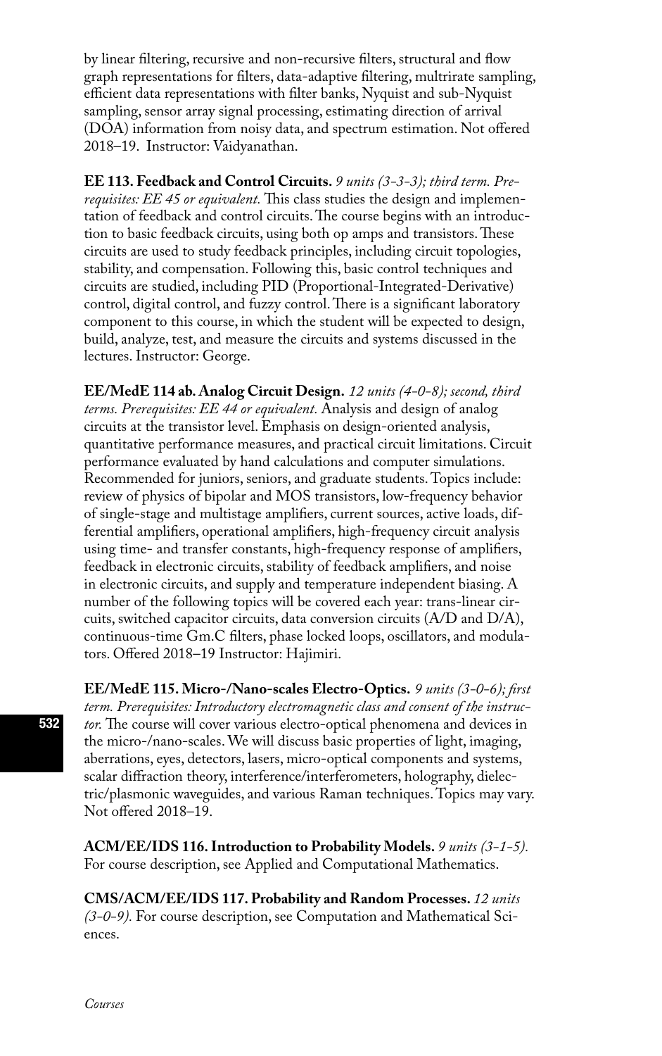by linear filtering, recursive and non-recursive filters, structural and flow graph representations for filters, data-adaptive filtering, multrirate sampling, efficient data representations with filter banks, Nyquist and sub-Nyquist sampling, sensor array signal processing, estimating direction of arrival (DOA) information from noisy data, and spectrum estimation. Not offered 2018–19. Instructor: Vaidyanathan.

**EE 113. Feedback and Control Circuits.** *9 units (3-3-3); third term. Prerequisites: EE 45 or equivalent.* This class studies the design and implementation of feedback and control circuits. The course begins with an introduction to basic feedback circuits, using both op amps and transistors. These circuits are used to study feedback principles, including circuit topologies, stability, and compensation. Following this, basic control techniques and circuits are studied, including PID (Proportional-Integrated-Derivative) control, digital control, and fuzzy control. There is a significant laboratory component to this course, in which the student will be expected to design, build, analyze, test, and measure the circuits and systems discussed in the lectures. Instructor: George.

**EE/MedE 114 ab. Analog Circuit Design.** *12 units (4-0-8); second, third terms. Prerequisites: EE 44 or equivalent.* Analysis and design of analog circuits at the transistor level. Emphasis on design-oriented analysis, quantitative performance measures, and practical circuit limitations. Circuit performance evaluated by hand calculations and computer simulations. Recommended for juniors, seniors, and graduate students. Topics include: review of physics of bipolar and MOS transistors, low-frequency behavior of single-stage and multistage amplifiers, current sources, active loads, differential amplifiers, operational amplifiers, high-frequency circuit analysis using time- and transfer constants, high-frequency response of amplifiers, feedback in electronic circuits, stability of feedback amplifiers, and noise in electronic circuits, and supply and temperature independent biasing. A number of the following topics will be covered each year: trans-linear circuits, switched capacitor circuits, data conversion circuits (A/D and D/A), continuous-time Gm.C filters, phase locked loops, oscillators, and modulators. Offered 2018–19 Instructor: Hajimiri.

**EE/MedE 115. Micro-/Nano-scales Electro-Optics.** *9 units (3-0-6); first term. Prerequisites: Introductory electromagnetic class and consent of the instructor.* The course will cover various electro-optical phenomena and devices in the micro-/nano-scales. We will discuss basic properties of light, imaging, aberrations, eyes, detectors, lasers, micro-optical components and systems, scalar diffraction theory, interference/interferometers, holography, dielectric/plasmonic waveguides, and various Raman techniques. Topics may vary. Not offered 2018–19.

**ACM/EE/IDS 116. Introduction to Probability Models.** *9 units (3-1-5).* For course description, see Applied and Computational Mathematics.

**CMS/ACM/EE/IDS 117. Probability and Random Processes.** *12 units (3-0-9).* For course description, see Computation and Mathematical Sciences.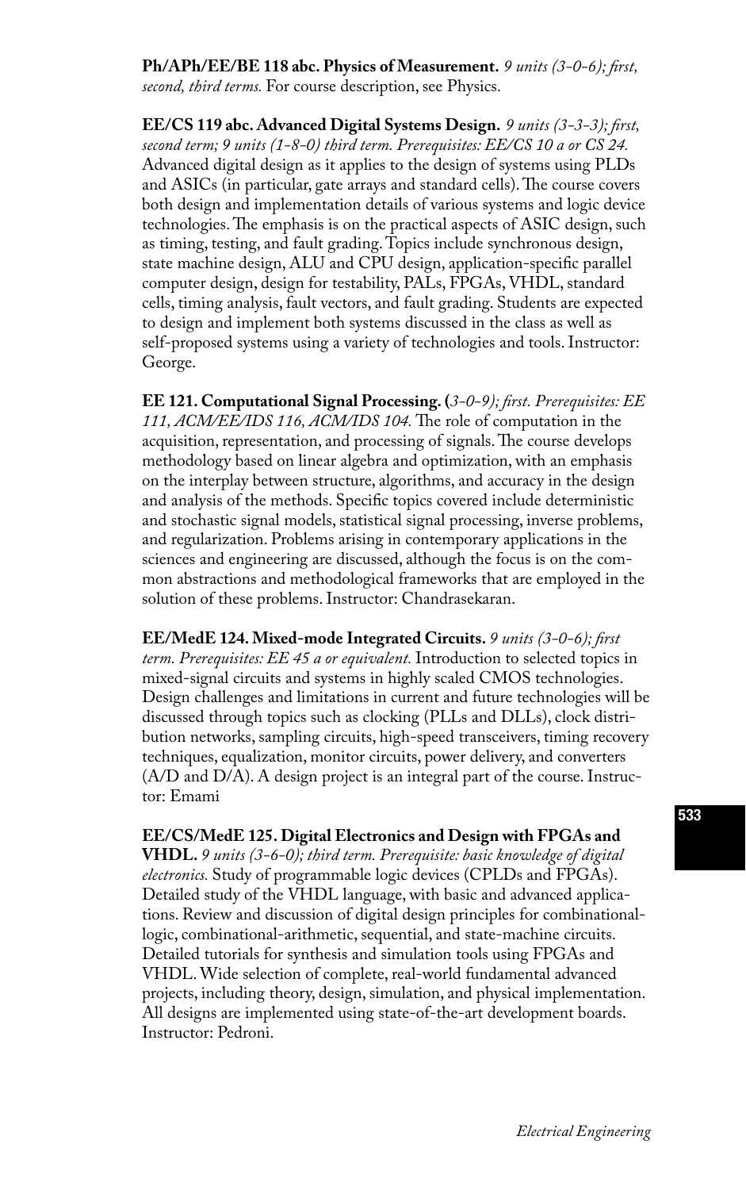**Ph/APh/EE/BE 118 abc. Physics of Measurement.** *9 units (3-0-6); first, second, third terms.* For course description, see Physics.

**EE/CS 119 abc. Advanced Digital Systems Design.** *9 units (3-3-3); first, second term; 9 units (1-8-0) third term. Prerequisites: EE/CS 10 a or CS 24.* Advanced digital design as it applies to the design of systems using PLDs and ASICs (in particular, gate arrays and standard cells). The course covers both design and implementation details of various systems and logic device technologies. The emphasis is on the practical aspects of ASIC design, such as timing, testing, and fault grading. Topics include synchronous design, state machine design, ALU and CPU design, application-specific parallel computer design, design for testability, PALs, FPGAs, VHDL, standard cells, timing analysis, fault vectors, and fault grading. Students are expected to design and implement both systems discussed in the class as well as self-proposed systems using a variety of technologies and tools. Instructor: George.

**EE 121. Computational Signal Processing.** (*3-0-9); first. Prerequisites: EE 111, ACM/EE/IDS 116, ACM/IDS 104.* The role of computation in the acquisition, representation, and processing of signals. The course develops methodology based on linear algebra and optimization, with an emphasis on the interplay between structure, algorithms, and accuracy in the design and analysis of the methods. Specific topics covered include deterministic and stochastic signal models, statistical signal processing, inverse problems, and regularization. Problems arising in contemporary applications in the sciences and engineering are discussed, although the focus is on the common abstractions and methodological frameworks that are employed in the solution of these problems. Instructor: Chandrasekaran.

**EE/MedE 124. Mixed-mode Integrated Circuits.** *9 units (3-0-6); first term. Prerequisites: EE 45 a or equivalent.* Introduction to selected topics in mixed-signal circuits and systems in highly scaled CMOS technologies. Design challenges and limitations in current and future technologies will be discussed through topics such as clocking (PLLs and DLLs), clock distribution networks, sampling circuits, high-speed transceivers, timing recovery techniques, equalization, monitor circuits, power delivery, and converters (A/D and D/A). A design project is an integral part of the course. Instructor: Emami

**EE/CS/MedE 125. Digital Electronics and Design with FPGAs and VHDL.** *9 units (3-6-0); third term. Prerequisite: basic knowledge of digital electronics.* Study of programmable logic devices (CPLDs and FPGAs). Detailed study of the VHDL language, with basic and advanced applications. Review and discussion of digital design principles for combinational-logic, combinational-arithmetic, sequential, and state-machine circuits. Detailed tutorials for synthesis and simulation tools using FPGAs and VHDL. Wide selection of complete, real-world fundamental advanced projects, including theory, design, simulation, and physical implementation. All designs are implemented using state-of-the-art development boards. Instructor: Pedroni.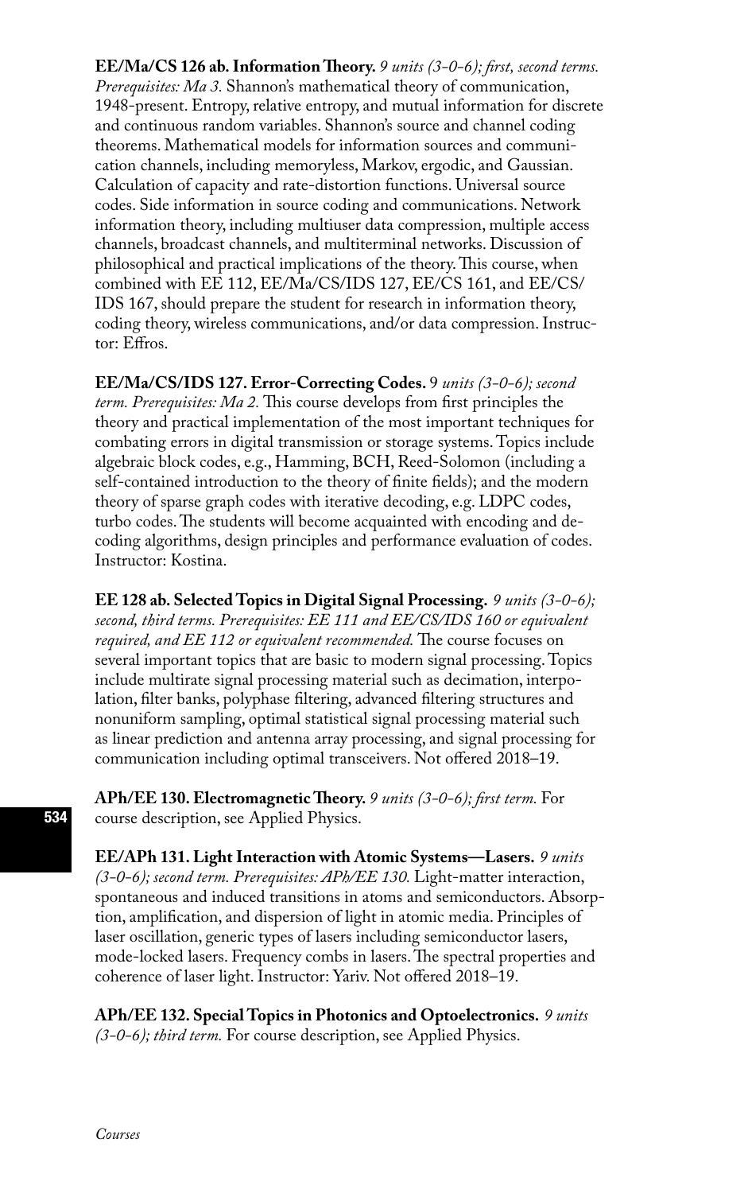**EE/Ma/CS 126 ab. Information Theory.** *9 units (3-0-6); first, second terms. Prerequisites: Ma 3.* Shannon's mathematical theory of communication, 1948-present. Entropy, relative entropy, and mutual information for discrete and continuous random variables. Shannon's source and channel coding theorems. Mathematical models for information sources and communication channels, including memoryless, Markov, ergodic, and Gaussian. Calculation of capacity and rate-distortion functions. Universal source codes. Side information in source coding and communications. Network information theory, including multiuser data compression, multiple access channels, broadcast channels, and multiterminal networks. Discussion of philosophical and practical implications of the theory. This course, when combined with EE 112, EE/Ma/CS/IDS 127, EE/CS 161, and EE/CS/IDS 167, should prepare the student for research in information theory, coding theory, wireless communications, and/or data compression. Instructor: Effros.

**EE/Ma/CS/IDS 127. Error-Correcting Codes.** 9 *units (3-0-6); second term. Prerequisites: Ma 2.* This course develops from first principles the theory and practical implementation of the most important techniques for combating errors in digital transmission or storage systems. Topics include algebraic block codes, e.g., Hamming, BCH, Reed-Solomon (including a self-contained introduction to the theory of finite fields); and the modern theory of sparse graph codes with iterative decoding, e.g. LDPC codes, turbo codes. The students will become acquainted with encoding and decoding algorithms, design principles and performance evaluation of codes. Instructor: Kostina.

**EE 128 ab. Selected Topics in Digital Signal Processing.** *9 units (3-0-6); second, third terms. Prerequisites: EE 111 and EE/CS/IDS 160 or equivalent required, and EE 112 or equivalent recommended.* The course focuses on several important topics that are basic to modern signal processing. Topics include multirate signal processing material such as decimation, interpolation, filter banks, polyphase filtering, advanced filtering structures and nonuniform sampling, optimal statistical signal processing material such as linear prediction and antenna array processing, and signal processing for communication including optimal transceivers. Not offered 2018–19.

**APh/EE 130. Electromagnetic Theory.** *9 units (3-0-6); first term.* For course description, see Applied Physics.

**EE/APh 131. Light Interaction with Atomic Systems—Lasers.** *9 units (3-0-6); second term. Prerequisites: APh/EE 130.* Light-matter interaction, spontaneous and induced transitions in atoms and semiconductors. Absorption, amplification, and dispersion of light in atomic media. Principles of laser oscillation, generic types of lasers including semiconductor lasers, mode-locked lasers. Frequency combs in lasers. The spectral properties and coherence of laser light. Instructor: Yariv. Not offered 2018–19.

**APh/EE 132. Special Topics in Photonics and Optoelectronics.** *9 units (3-0-6); third term.* For course description, see Applied Physics.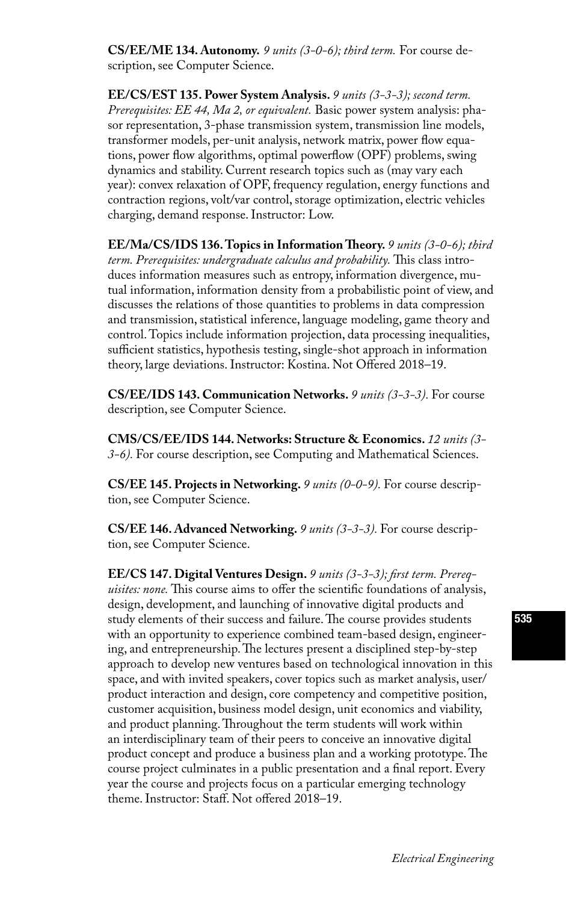**CS/EE/ME 134. Autonomy.** *9 units (3-0-6); third term.* For course description, see Computer Science.

**EE/CS/EST 135. Power System Analysis.** *9 units (3-3-3); second term. Prerequisites: EE 44, Ma 2, or equivalent.* Basic power system analysis: phasor representation, 3-phase transmission system, transmission line models, transformer models, per-unit analysis, network matrix, power flow equations, power flow algorithms, optimal powerflow (OPF) problems, swing dynamics and stability. Current research topics such as (may vary each year): convex relaxation of OPF, frequency regulation, energy functions and contraction regions, volt/var control, storage optimization, electric vehicles charging, demand response. Instructor: Low.

**EE/Ma/CS/IDS 136. Topics in Information Theory.** *9 units (3-0-6); third term. Prerequisites: undergraduate calculus and probability.* This class introduces information measures such as entropy, information divergence, mutual information, information density from a probabilistic point of view, and discusses the relations of those quantities to problems in data compression and transmission, statistical inference, language modeling, game theory and control. Topics include information projection, data processing inequalities, sufficient statistics, hypothesis testing, single-shot approach in information theory, large deviations. Instructor: Kostina. Not Offered 2018–19.

**CS/EE/IDS 143. Communication Networks.** *9 units (3-3-3).* For course description, see Computer Science.

**CMS/CS/EE/IDS 144. Networks: Structure & Economics.** *12 units (3-3-6).* For course description, see Computing and Mathematical Sciences.

**CS/EE 145. Projects in Networking.** *9 units (0-0-9).* For course description, see Computer Science.

**CS/EE 146. Advanced Networking.** *9 units (3-3-3).* For course description, see Computer Science.

**EE/CS 147. Digital Ventures Design.** *9 units (3-3-3); first term. Prerequisites: none.* This course aims to offer the scientific foundations of analysis, design, development, and launching of innovative digital products and study elements of their success and failure. The course provides students with an opportunity to experience combined team-based design, engineering, and entrepreneurship. The lectures present a disciplined step-by-step approach to develop new ventures based on technological innovation in this space, and with invited speakers, cover topics such as market analysis, user/product interaction and design, core competency and competitive position, customer acquisition, business model design, unit economics and viability, and product planning. Throughout the term students will work within an interdisciplinary team of their peers to conceive an innovative digital product concept and produce a business plan and a working prototype. The course project culminates in a public presentation and a final report. Every year the course and projects focus on a particular emerging technology theme. Instructor: Staff. Not offered 2018–19.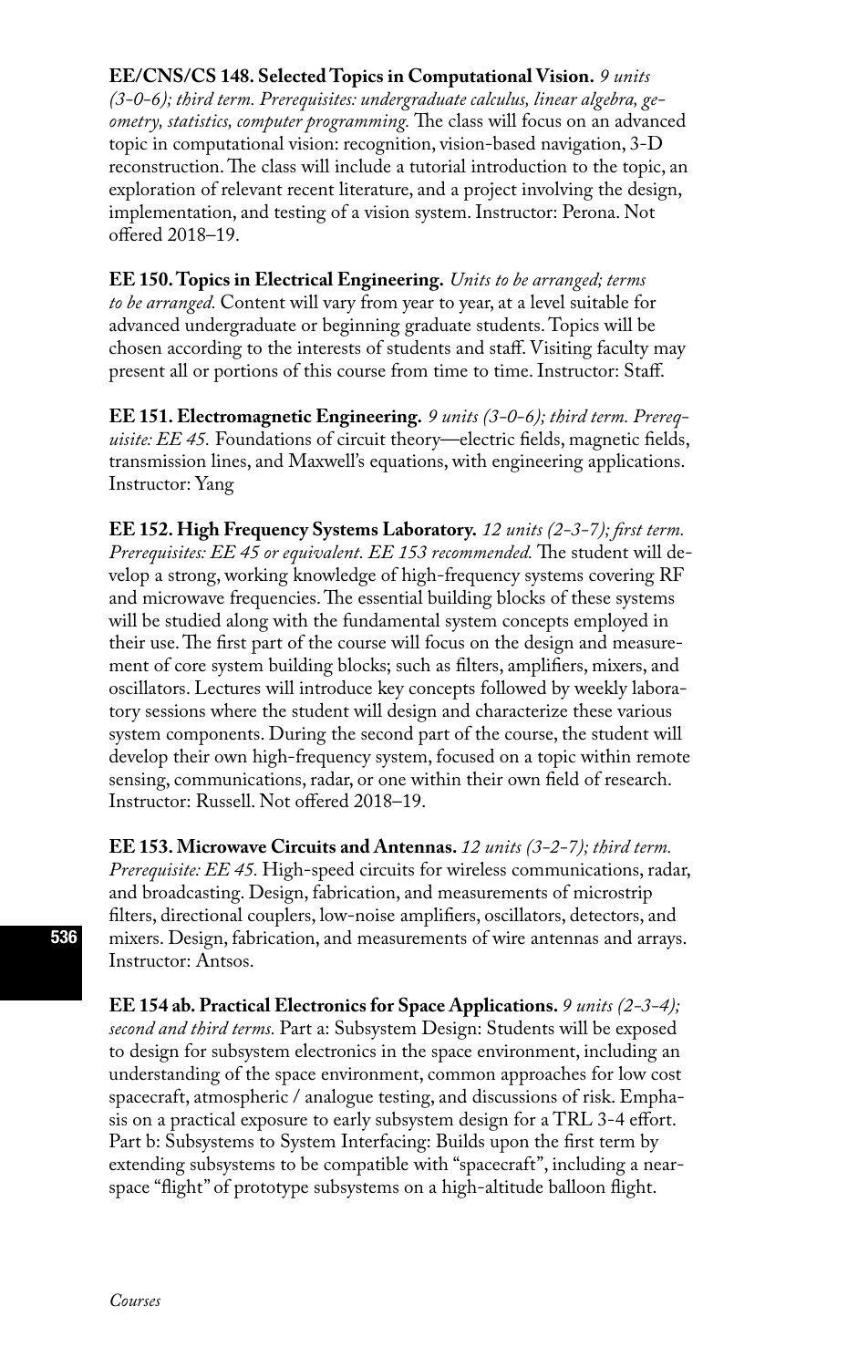**EE/CNS/CS 148. Selected Topics in Computational Vision.** *9 units (3-0-6); third term. Prerequisites: undergraduate calculus, linear algebra, geometry, statistics, computer programming.* The class will focus on an advanced topic in computational vision: recognition, vision-based navigation, 3-D reconstruction. The class will include a tutorial introduction to the topic, an exploration of relevant recent literature, and a project involving the design, implementation, and testing of a vision system. Instructor: Perona. Not offered 2018–19.

**EE 150. Topics in Electrical Engineering.** *Units to be arranged; terms to be arranged.* Content will vary from year to year, at a level suitable for advanced undergraduate or beginning graduate students. Topics will be chosen according to the interests of students and staff. Visiting faculty may present all or portions of this course from time to time. Instructor: Staff.

**EE 151. Electromagnetic Engineering.** *9 units (3-0-6); third term. Prerequisite: EE 45.* Foundations of circuit theory—electric fields, magnetic fields, transmission lines, and Maxwell's equations, with engineering applications. Instructor: Yang

**EE 152. High Frequency Systems Laboratory.** *12 units (2-3-7); first term. Prerequisites: EE 45 or equivalent. EE 153 recommended.* The student will develop a strong, working knowledge of high-frequency systems covering RF and microwave frequencies. The essential building blocks of these systems will be studied along with the fundamental system concepts employed in their use. The first part of the course will focus on the design and measurement of core system building blocks; such as filters, amplifiers, mixers, and oscillators. Lectures will introduce key concepts followed by weekly laboratory sessions where the student will design and characterize these various system components. During the second part of the course, the student will develop their own high-frequency system, focused on a topic within remote sensing, communications, radar, or one within their own field of research. Instructor: Russell. Not offered 2018–19.

**EE 153. Microwave Circuits and Antennas.** *12 units (3-2-7); third term. Prerequisite: EE 45.* High-speed circuits for wireless communications, radar, and broadcasting. Design, fabrication, and measurements of microstrip filters, directional couplers, low-noise amplifiers, oscillators, detectors, and mixers. Design, fabrication, and measurements of wire antennas and arrays. Instructor: Antsos.

**EE 154 ab. Practical Electronics for Space Applications.** *9 units (2-3-4); second and third terms.* Part a: Subsystem Design: Students will be exposed to design for subsystem electronics in the space environment, including an understanding of the space environment, common approaches for low cost spacecraft, atmospheric / analogue testing, and discussions of risk. Emphasis on a practical exposure to early subsystem design for a TRL 3-4 effort. Part b: Subsystems to System Interfacing: Builds upon the first term by extending subsystems to be compatible with "spacecraft", including a near-space "flight" of prototype subsystems on a high-altitude balloon flight.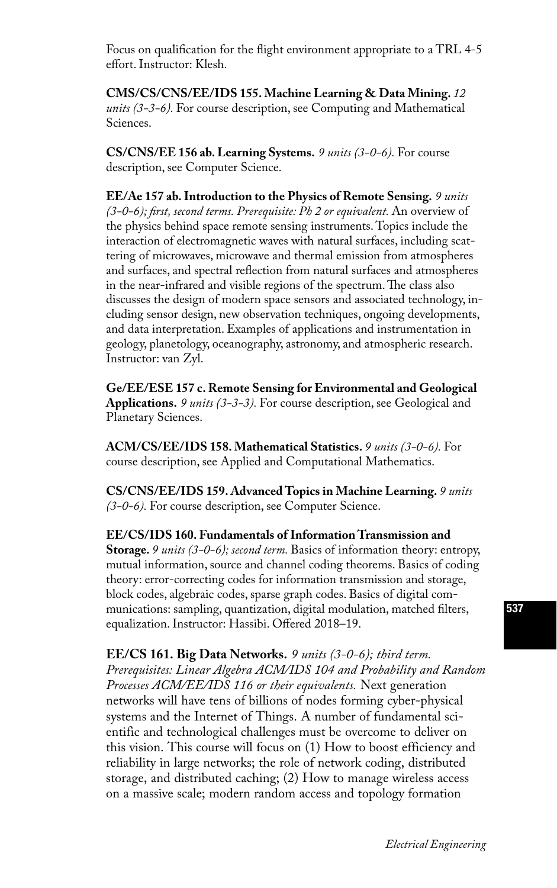Focus on qualification for the flight environment appropriate to a TRL 4-5 effort. Instructor: Klesh.

**CMS/CS/CNS/EE/IDS 155. Machine Learning & Data Mining.** *12 units (3-3-6).* For course description, see Computing and Mathematical Sciences.

**CS/CNS/EE 156 ab. Learning Systems.** *9 units (3-0-6).* For course description, see Computer Science.

**EE/Ae 157 ab. Introduction to the Physics of Remote Sensing.** *9 units (3-0-6); first, second terms. Prerequisite: Ph 2 or equivalent.* An overview of the physics behind space remote sensing instruments. Topics include the interaction of electromagnetic waves with natural surfaces, including scattering of microwaves, microwave and thermal emission from atmospheres and surfaces, and spectral reflection from natural surfaces and atmospheres in the near-infrared and visible regions of the spectrum. The class also discusses the design of modern space sensors and associated technology, including sensor design, new observation techniques, ongoing developments, and data interpretation. Examples of applications and instrumentation in geology, planetology, oceanography, astronomy, and atmospheric research. Instructor: van Zyl.

**Ge/EE/ESE 157 c. Remote Sensing for Environmental and Geological Applications.** *9 units (3-3-3).* For course description, see Geological and Planetary Sciences.

**ACM/CS/EE/IDS 158. Mathematical Statistics.** *9 units (3-0-6).* For course description, see Applied and Computational Mathematics.

**CS/CNS/EE/IDS 159. Advanced Topics in Machine Learning.** *9 units (3-0-6).* For course description, see Computer Science.

**EE/CS/IDS 160. Fundamentals of Information Transmission and Storage.** *9 units (3-0-6); second term.* Basics of information theory: entropy, mutual information, source and channel coding theorems. Basics of coding theory: error-correcting codes for information transmission and storage, block codes, algebraic codes, sparse graph codes. Basics of digital communications: sampling, quantization, digital modulation, matched filters, equalization. Instructor: Hassibi. Offered 2018–19.

**EE/CS 161. Big Data Networks.** *9 units (3-0-6); third term. Prerequisites: Linear Algebra ACM/IDS 104 and Probability and Random Processes ACM/EE/IDS 116 or their equivalents.* Next generation networks will have tens of billions of nodes forming cyber-physical systems and the Internet of Things. A number of fundamental scientific and technological challenges must be overcome to deliver on this vision. This course will focus on (1) How to boost efficiency and reliability in large networks; the role of network coding, distributed storage, and distributed caching; (2) How to manage wireless access on a massive scale; modern random access and topology formation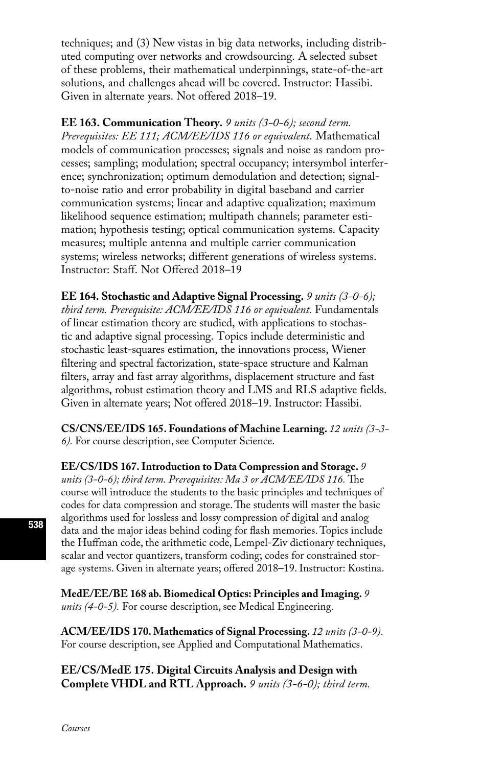techniques; and (3) New vistas in big data networks, including distributed computing over networks and crowdsourcing. A selected subset of these problems, their mathematical underpinnings, state-of-the-art solutions, and challenges ahead will be covered. Instructor: Hassibi. Given in alternate years. Not offered 2018–19.

**EE 163. Communication Theory.** *9 units (3-0-6); second term. Prerequisites: EE 111; ACM/EE/IDS 116 or equivalent.* Mathematical models of communication processes; signals and noise as random processes; sampling; modulation; spectral occupancy; intersymbol interference; synchronization; optimum demodulation and detection; signal-to-noise ratio and error probability in digital baseband and carrier communication systems; linear and adaptive equalization; maximum likelihood sequence estimation; multipath channels; parameter estimation; hypothesis testing; optical communication systems. Capacity measures; multiple antenna and multiple carrier communication systems; wireless networks; different generations of wireless systems. Instructor: Staff. Not Offered 2018–19

**EE 164. Stochastic and Adaptive Signal Processing.** *9 units (3-0-6); third term. Prerequisite: ACM/EE/IDS 116 or equivalent.* Fundamentals of linear estimation theory are studied, with applications to stochastic and adaptive signal processing. Topics include deterministic and stochastic least-squares estimation, the innovations process, Wiener filtering and spectral factorization, state-space structure and Kalman filters, array and fast array algorithms, displacement structure and fast algorithms, robust estimation theory and LMS and RLS adaptive fields. Given in alternate years; Not offered 2018–19. Instructor: Hassibi.

**CS/CNS/EE/IDS 165. Foundations of Machine Learning.** *12 units (3-3-6).* For course description, see Computer Science.

**EE/CS/IDS 167. Introduction to Data Compression and Storage.** *9 units (3-0-6); third term. Prerequisites: Ma 3 or ACM/EE/IDS 116.* The course will introduce the students to the basic principles and techniques of codes for data compression and storage. The students will master the basic algorithms used for lossless and lossy compression of digital and analog data and the major ideas behind coding for flash memories. Topics include the Huffman code, the arithmetic code, Lempel-Ziv dictionary techniques, scalar and vector quantizers, transform coding; codes for constrained storage systems. Given in alternate years; offered 2018–19. Instructor: Kostina.

**MedE/EE/BE 168 ab. Biomedical Optics: Principles and Imaging.** *9 units (4-0-5).* For course description, see Medical Engineering.

**ACM/EE/IDS 170. Mathematics of Signal Processing.** *12 units (3-0-9).* For course description, see Applied and Computational Mathematics.

**EE/CS/MedE 175. Digital Circuits Analysis and Design with Complete VHDL and RTL Approach.** *9 units (3-6-0); third term.*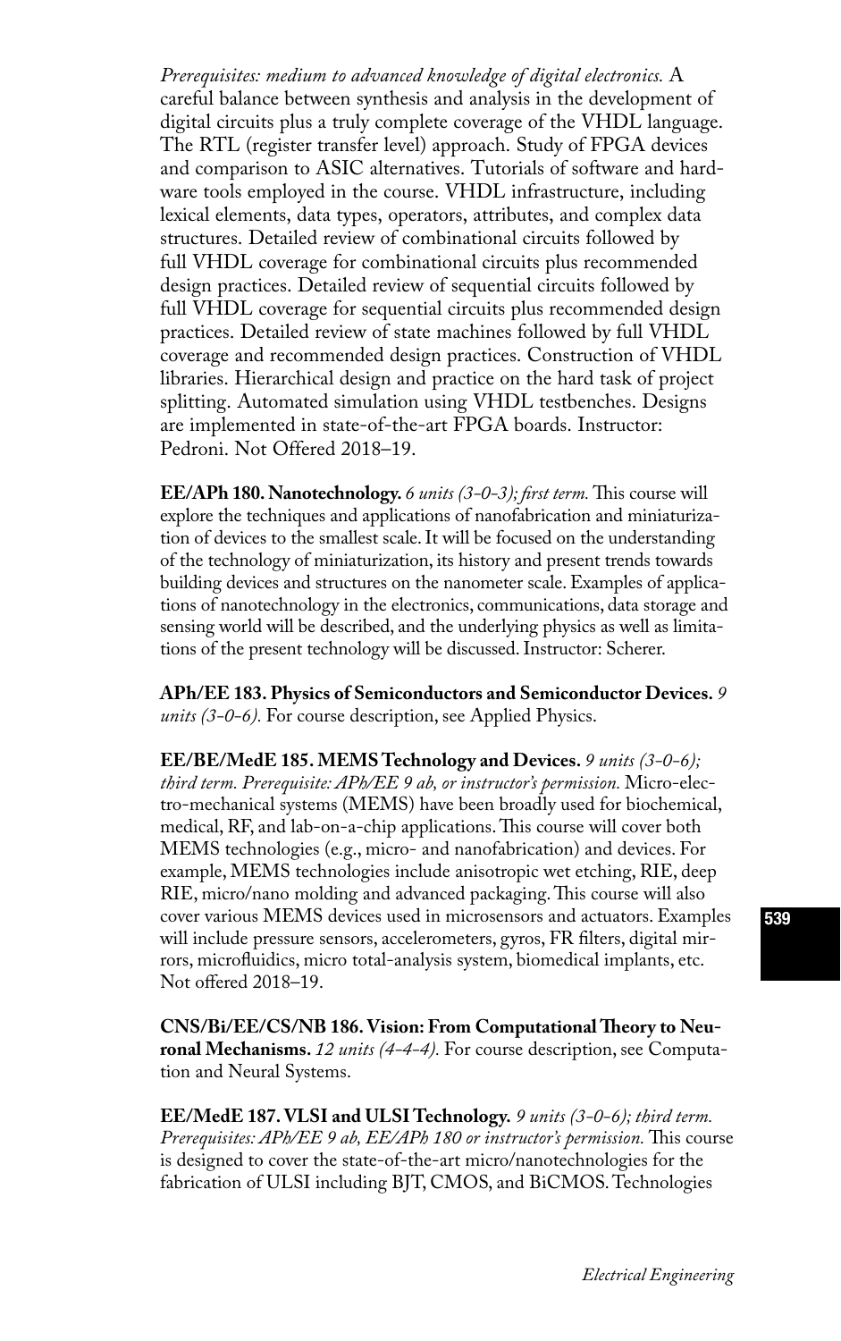*Prerequisites: medium to advanced knowledge of digital electronics.* A careful balance between synthesis and analysis in the development of digital circuits plus a truly complete coverage of the VHDL language. The RTL (register transfer level) approach. Study of FPGA devices and comparison to ASIC alternatives. Tutorials of software and hardware tools employed in the course. VHDL infrastructure, including lexical elements, data types, operators, attributes, and complex data structures. Detailed review of combinational circuits followed by full VHDL coverage for combinational circuits plus recommended design practices. Detailed review of sequential circuits followed by full VHDL coverage for sequential circuits plus recommended design practices. Detailed review of state machines followed by full VHDL coverage and recommended design practices. Construction of VHDL libraries. Hierarchical design and practice on the hard task of project splitting. Automated simulation using VHDL testbenches. Designs are implemented in state-of-the-art FPGA boards. Instructor: Pedroni. Not Offered 2018–19.

**EE/APh 180. Nanotechnology.** *6 units (3-0-3); first term.* This course will explore the techniques and applications of nanofabrication and miniaturization of devices to the smallest scale. It will be focused on the understanding of the technology of miniaturization, its history and present trends towards building devices and structures on the nanometer scale. Examples of applications of nanotechnology in the electronics, communications, data storage and sensing world will be described, and the underlying physics as well as limitations of the present technology will be discussed. Instructor: Scherer.

**APh/EE 183. Physics of Semiconductors and Semiconductor Devices.** *9 units (3-0-6).* For course description, see Applied Physics.

**EE/BE/MedE 185. MEMS Technology and Devices.** *9 units (3-0-6); third term. Prerequisite: APh/EE 9 ab, or instructor's permission.* Micro-electro-mechanical systems (MEMS) have been broadly used for biochemical, medical, RF, and lab-on-a-chip applications. This course will cover both MEMS technologies (e.g., micro- and nanofabrication) and devices. For example, MEMS technologies include anisotropic wet etching, RIE, deep RIE, micro/nano molding and advanced packaging. This course will also cover various MEMS devices used in microsensors and actuators. Examples will include pressure sensors, accelerometers, gyros, FR filters, digital mirrors, microfluidics, micro total-analysis system, biomedical implants, etc. Not offered 2018–19.

**CNS/Bi/EE/CS/NB 186. Vision: From Computational Theory to Neuronal Mechanisms.** *12 units (4-4-4).* For course description, see Computation and Neural Systems.

**EE/MedE 187. VLSI and ULSI Technology.** *9 units (3-0-6); third term. Prerequisites: APh/EE 9 ab, EE/APh 180 or instructor's permission.* This course is designed to cover the state-of-the-art micro/nanotechnologies for the fabrication of ULSI including BJT, CMOS, and BiCMOS. Technologies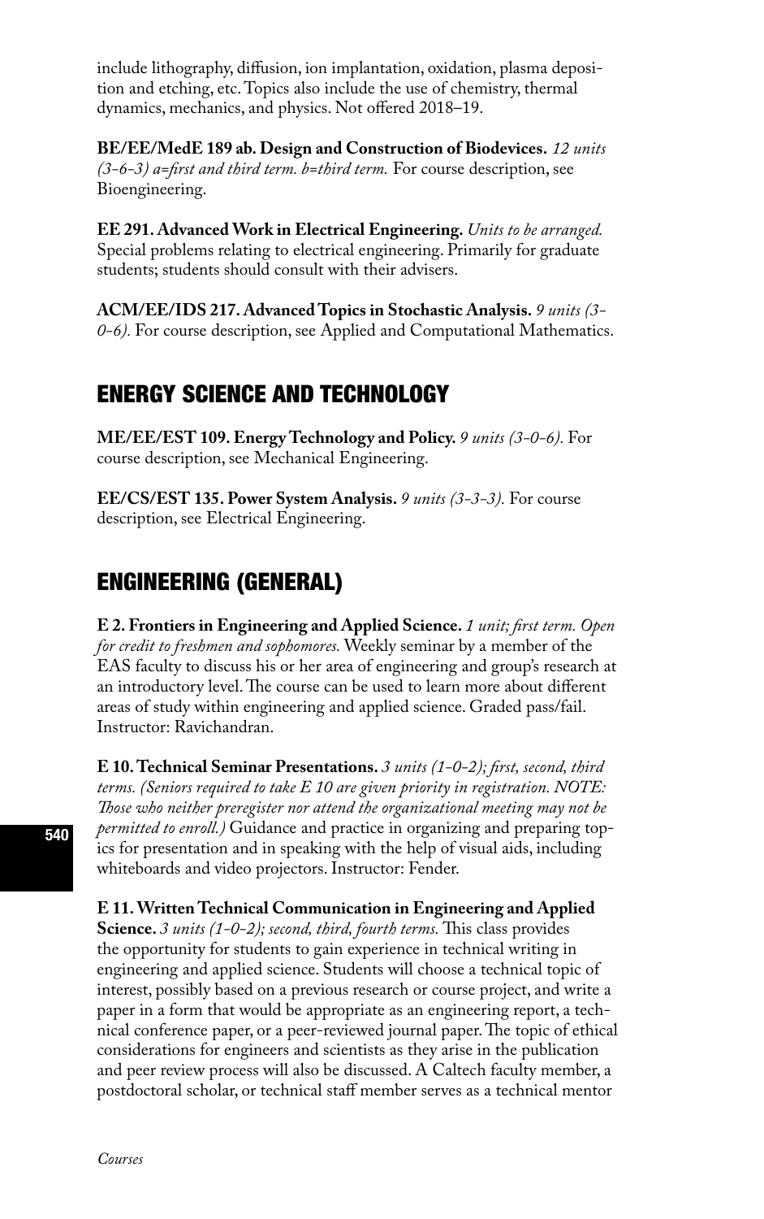include lithography, diffusion, ion implantation, oxidation, plasma deposition and etching, etc. Topics also include the use of chemistry, thermal dynamics, mechanics, and physics. Not offered 2018–19.

**BE/EE/MedE 189 ab. Design and Construction of Biodevices.** *12 units (3-6-3) a=first and third term. b=third term.* For course description, see Bioengineering.

**EE 291. Advanced Work in Electrical Engineering.** *Units to be arranged.* Special problems relating to electrical engineering. Primarily for graduate students; students should consult with their advisers.

**ACM/EE/IDS 217. Advanced Topics in Stochastic Analysis.** *9 units (3-0-6).* For course description, see Applied and Computational Mathematics.

## ENERGY SCIENCE AND TECHNOLOGY

**ME/EE/EST 109. Energy Technology and Policy.** *9 units (3-0-6).* For course description, see Mechanical Engineering.

**EE/CS/EST 135. Power System Analysis.** *9 units (3-3-3).* For course description, see Electrical Engineering.

## ENGINEERING (GENERAL)

**E 2. Frontiers in Engineering and Applied Science.** *1 unit; first term. Open for credit to freshmen and sophomores.* Weekly seminar by a member of the EAS faculty to discuss his or her area of engineering and group's research at an introductory level. The course can be used to learn more about different areas of study within engineering and applied science. Graded pass/fail. Instructor: Ravichandran.

**E 10. Technical Seminar Presentations.** *3 units (1-0-2); first, second, third terms. (Seniors required to take E 10 are given priority in registration. NOTE: Those who neither preregister nor attend the organizational meeting may not be permitted to enroll.)* Guidance and practice in organizing and preparing topics for presentation and in speaking with the help of visual aids, including whiteboards and video projectors. Instructor: Fender.

**E 11. Written Technical Communication in Engineering and Applied Science.** *3 units (1-0-2); second, third, fourth terms.* This class provides the opportunity for students to gain experience in technical writing in engineering and applied science. Students will choose a technical topic of interest, possibly based on a previous research or course project, and write a paper in a form that would be appropriate as an engineering report, a technical conference paper, or a peer-reviewed journal paper. The topic of ethical considerations for engineers and scientists as they arise in the publication and peer review process will also be discussed. A Caltech faculty member, a postdoctoral scholar, or technical staff member serves as a technical mentor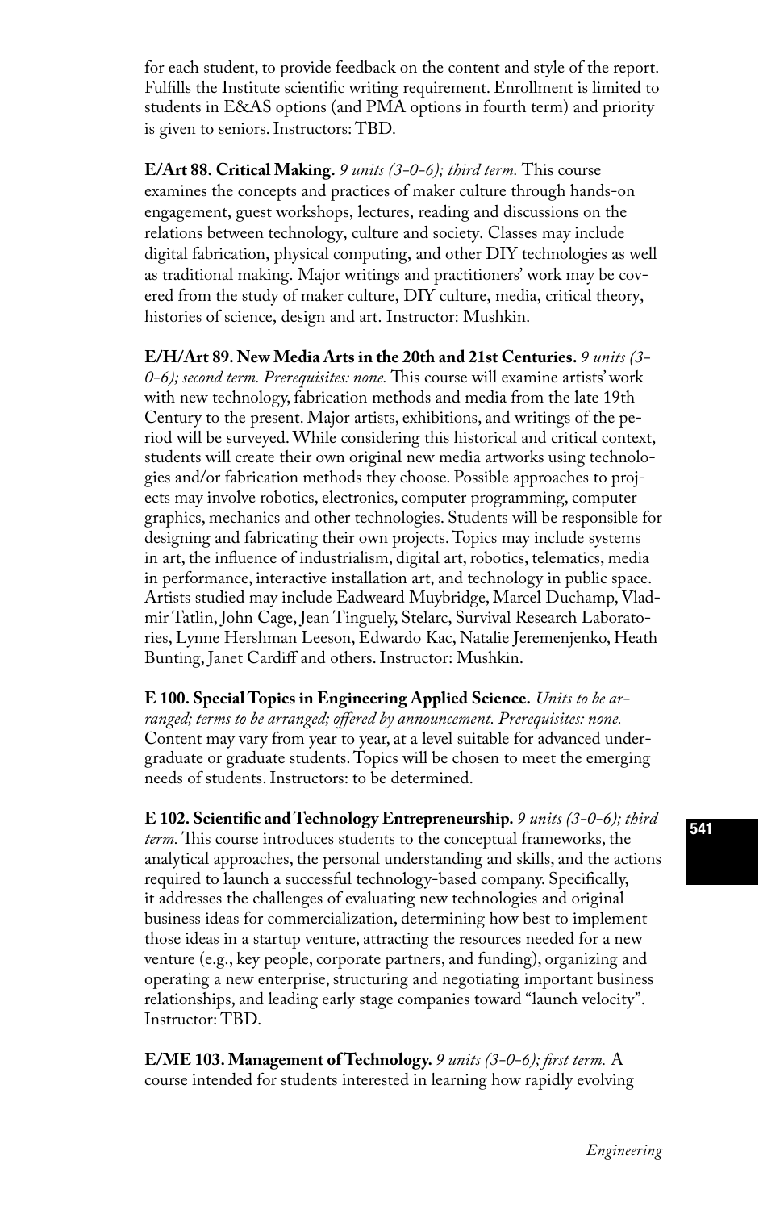for each student, to provide feedback on the content and style of the report. Fulfills the Institute scientific writing requirement. Enrollment is limited to students in E&AS options (and PMA options in fourth term) and priority is given to seniors. Instructors: TBD.

**E/Art 88. Critical Making.** *9 units (3-0-6); third term.* This course examines the concepts and practices of maker culture through hands-on engagement, guest workshops, lectures, reading and discussions on the relations between technology, culture and society. Classes may include digital fabrication, physical computing, and other DIY technologies as well as traditional making. Major writings and practitioners' work may be covered from the study of maker culture, DIY culture, media, critical theory, histories of science, design and art. Instructor: Mushkin.

**E/H/Art 89. New Media Arts in the 20th and 21st Centuries.** *9 units (3-0-6); second term. Prerequisites: none.* This course will examine artists' work with new technology, fabrication methods and media from the late 19th Century to the present. Major artists, exhibitions, and writings of the period will be surveyed. While considering this historical and critical context, students will create their own original new media artworks using technologies and/or fabrication methods they choose. Possible approaches to projects may involve robotics, electronics, computer programming, computer graphics, mechanics and other technologies. Students will be responsible for designing and fabricating their own projects. Topics may include systems in art, the influence of industrialism, digital art, robotics, telematics, media in performance, interactive installation art, and technology in public space. Artists studied may include Eadweard Muybridge, Marcel Duchamp, Vladmir Tatlin, John Cage, Jean Tinguely, Stelarc, Survival Research Laboratories, Lynne Hershman Leeson, Edwardo Kac, Natalie Jeremenjenko, Heath Bunting, Janet Cardiff and others. Instructor: Mushkin.

**E 100. Special Topics in Engineering Applied Science.** *Units to be arranged; terms to be arranged; offered by announcement. Prerequisites: none.* Content may vary from year to year, at a level suitable for advanced undergraduate or graduate students. Topics will be chosen to meet the emerging needs of students. Instructors: to be determined.

**E 102. Scientific and Technology Entrepreneurship.** *9 units (3-0-6); third term.* This course introduces students to the conceptual frameworks, the analytical approaches, the personal understanding and skills, and the actions required to launch a successful technology-based company. Specifically, it addresses the challenges of evaluating new technologies and original business ideas for commercialization, determining how best to implement those ideas in a startup venture, attracting the resources needed for a new venture (e.g., key people, corporate partners, and funding), organizing and operating a new enterprise, structuring and negotiating important business relationships, and leading early stage companies toward "launch velocity". Instructor: TBD.

**E/ME 103. Management of Technology.** *9 units (3-0-6); first term.* A course intended for students interested in learning how rapidly evolving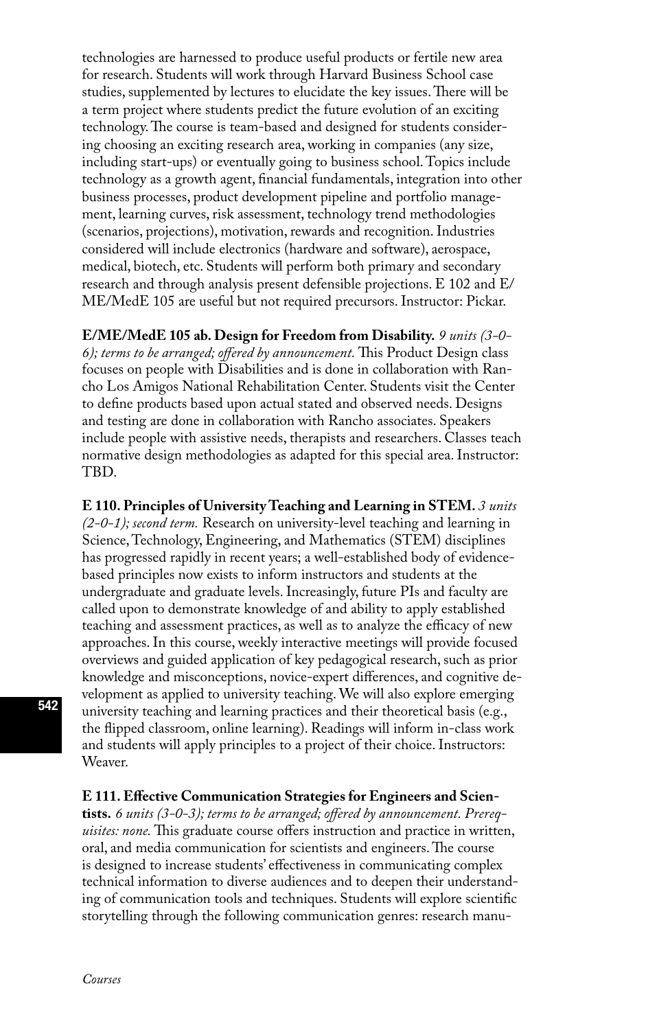technologies are harnessed to produce useful products or fertile new area for research. Students will work through Harvard Business School case studies, supplemented by lectures to elucidate the key issues. There will be a term project where students predict the future evolution of an exciting technology. The course is team-based and designed for students considering choosing an exciting research area, working in companies (any size, including start-ups) or eventually going to business school. Topics include technology as a growth agent, financial fundamentals, integration into other business processes, product development pipeline and portfolio management, learning curves, risk assessment, technology trend methodologies (scenarios, projections), motivation, rewards and recognition. Industries considered will include electronics (hardware and software), aerospace, medical, biotech, etc. Students will perform both primary and secondary research and through analysis present defensible projections. E 102 and E/ME/MedE 105 are useful but not required precursors. Instructor: Pickar.

**E/ME/MedE 105 ab. Design for Freedom from Disability.** *9 units (3-0-6); terms to be arranged; offered by announcement.* This Product Design class focuses on people with Disabilities and is done in collaboration with Rancho Los Amigos National Rehabilitation Center. Students visit the Center to define products based upon actual stated and observed needs. Designs and testing are done in collaboration with Rancho associates. Speakers include people with assistive needs, therapists and researchers. Classes teach normative design methodologies as adapted for this special area. Instructor: TBD.

**E 110. Principles of University Teaching and Learning in STEM.** *3 units (2-0-1); second term.* Research on university-level teaching and learning in Science, Technology, Engineering, and Mathematics (STEM) disciplines has progressed rapidly in recent years; a well-established body of evidence-based principles now exists to inform instructors and students at the undergraduate and graduate levels. Increasingly, future PIs and faculty are called upon to demonstrate knowledge of and ability to apply established teaching and assessment practices, as well as to analyze the efficacy of new approaches. In this course, weekly interactive meetings will provide focused overviews and guided application of key pedagogical research, such as prior knowledge and misconceptions, novice-expert differences, and cognitive development as applied to university teaching. We will also explore emerging university teaching and learning practices and their theoretical basis (e.g., the flipped classroom, online learning). Readings will inform in-class work and students will apply principles to a project of their choice. Instructors: Weaver.

**E 111. Effective Communication Strategies for Engineers and Scientists.** *6 units (3-0-3); terms to be arranged; offered by announcement. Prerequisites: none.* This graduate course offers instruction and practice in written, oral, and media communication for scientists and engineers. The course is designed to increase students' effectiveness in communicating complex technical information to diverse audiences and to deepen their understanding of communication tools and techniques. Students will explore scientific storytelling through the following communication genres: research manu-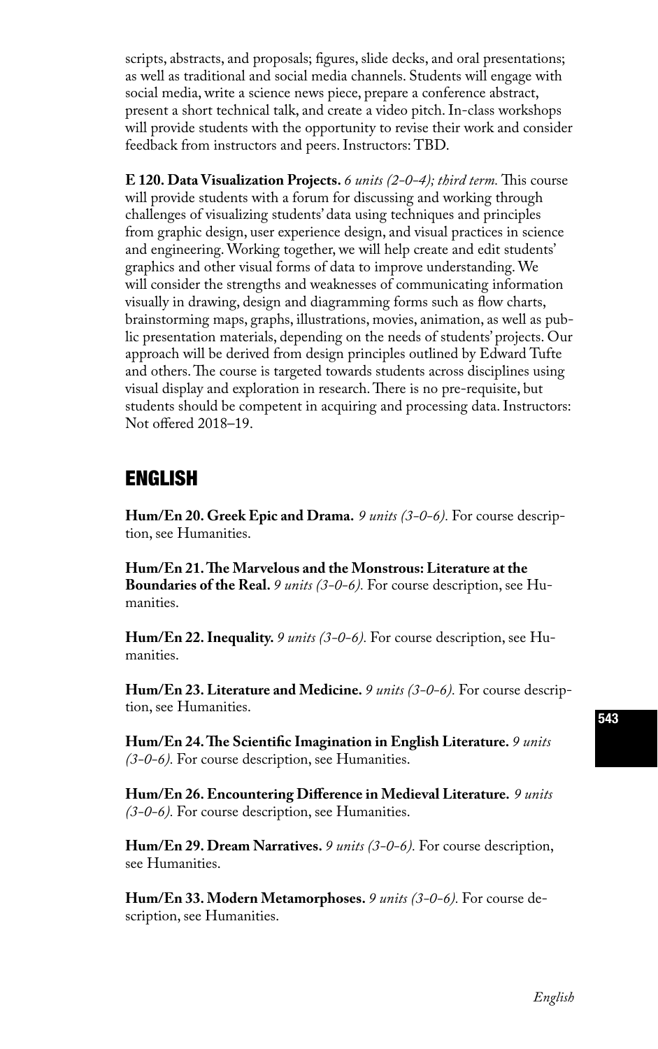scripts, abstracts, and proposals; figures, slide decks, and oral presentations; as well as traditional and social media channels. Students will engage with social media, write a science news piece, prepare a conference abstract, present a short technical talk, and create a video pitch. In-class workshops will provide students with the opportunity to revise their work and consider feedback from instructors and peers. Instructors: TBD.

**E 120. Data Visualization Projects.** *6 units (2-0-4); third term.* This course will provide students with a forum for discussing and working through challenges of visualizing students' data using techniques and principles from graphic design, user experience design, and visual practices in science and engineering. Working together, we will help create and edit students' graphics and other visual forms of data to improve understanding. We will consider the strengths and weaknesses of communicating information visually in drawing, design and diagramming forms such as flow charts, brainstorming maps, graphs, illustrations, movies, animation, as well as public presentation materials, depending on the needs of students' projects. Our approach will be derived from design principles outlined by Edward Tufte and others. The course is targeted towards students across disciplines using visual display and exploration in research. There is no pre-requisite, but students should be competent in acquiring and processing data. Instructors: Not offered 2018–19.

## ENGLISH

**Hum/En 20. Greek Epic and Drama.** *9 units (3-0-6).* For course description, see Humanities.

**Hum/En 21. The Marvelous and the Monstrous: Literature at the Boundaries of the Real.** *9 units (3-0-6).* For course description, see Humanities.

**Hum/En 22. Inequality.** *9 units (3-0-6).* For course description, see Humanities.

**Hum/En 23. Literature and Medicine.** *9 units (3-0-6).* For course description, see Humanities.

**Hum/En 24. The Scientific Imagination in English Literature.** *9 units (3-0-6).* For course description, see Humanities.

**Hum/En 26. Encountering Difference in Medieval Literature.** *9 units (3-0-6).* For course description, see Humanities.

**Hum/En 29. Dream Narratives.** *9 units (3-0-6).* For course description, see Humanities.

**Hum/En 33. Modern Metamorphoses.** *9 units (3-0-6).* For course description, see Humanities.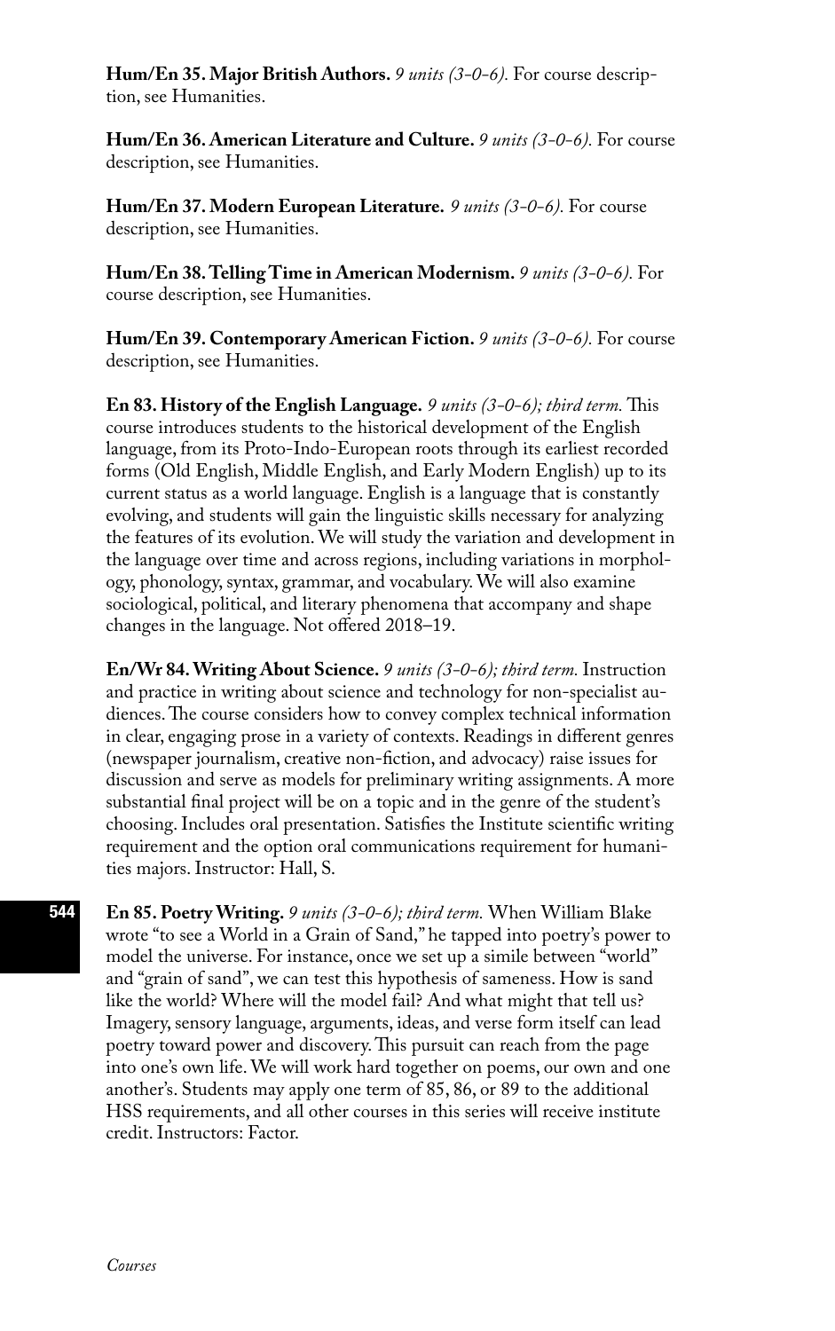**Hum/En 35. Major British Authors.** *9 units (3-0-6).* For course description, see Humanities.

**Hum/En 36. American Literature and Culture.** *9 units (3-0-6).* For course description, see Humanities.

**Hum/En 37. Modern European Literature.** *9 units (3-0-6).* For course description, see Humanities.

**Hum/En 38. Telling Time in American Modernism.** *9 units (3-0-6).* For course description, see Humanities.

**Hum/En 39. Contemporary American Fiction.** *9 units (3-0-6).* For course description, see Humanities.

**En 83. History of the English Language.** *9 units (3-0-6); third term.* This course introduces students to the historical development of the English language, from its Proto-Indo-European roots through its earliest recorded forms (Old English, Middle English, and Early Modern English) up to its current status as a world language. English is a language that is constantly evolving, and students will gain the linguistic skills necessary for analyzing the features of its evolution. We will study the variation and development in the language over time and across regions, including variations in morphology, phonology, syntax, grammar, and vocabulary. We will also examine sociological, political, and literary phenomena that accompany and shape changes in the language. Not offered 2018–19.

**En/Wr 84. Writing About Science.** *9 units (3-0-6); third term.* Instruction and practice in writing about science and technology for non-specialist audiences. The course considers how to convey complex technical information in clear, engaging prose in a variety of contexts. Readings in different genres (newspaper journalism, creative non-fiction, and advocacy) raise issues for discussion and serve as models for preliminary writing assignments. A more substantial final project will be on a topic and in the genre of the student's choosing. Includes oral presentation. Satisfies the Institute scientific writing requirement and the option oral communications requirement for humanities majors. Instructor: Hall, S.

**En 85. Poetry Writing.** *9 units (3-0-6); third term.* When William Blake wrote "to see a World in a Grain of Sand," he tapped into poetry's power to model the universe. For instance, once we set up a simile between "world" and "grain of sand", we can test this hypothesis of sameness. How is sand like the world? Where will the model fail? And what might that tell us? Imagery, sensory language, arguments, ideas, and verse form itself can lead poetry toward power and discovery. This pursuit can reach from the page into one's own life. We will work hard together on poems, our own and one another's. Students may apply one term of 85, 86, or 89 to the additional HSS requirements, and all other courses in this series will receive institute credit. Instructors: Factor.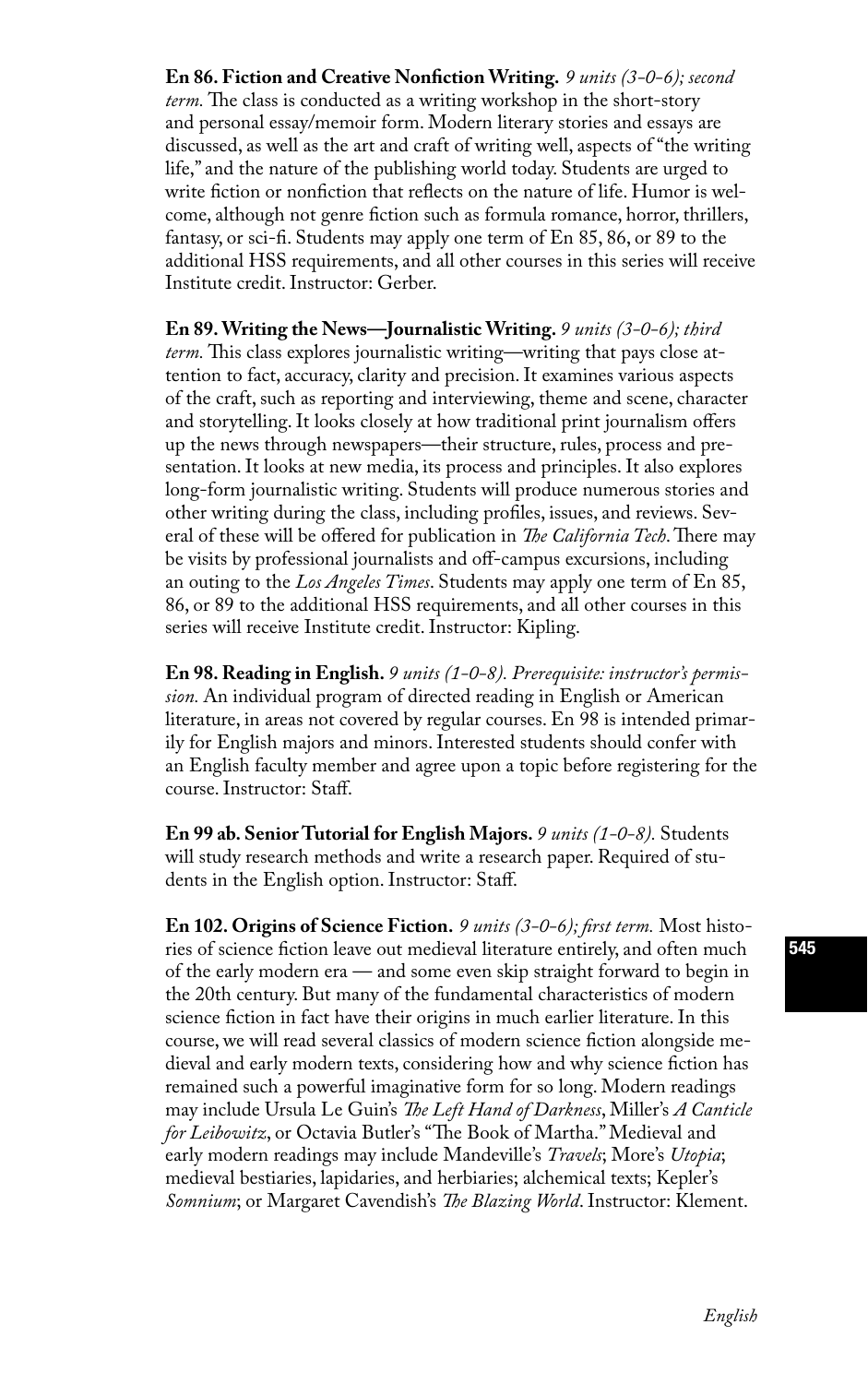**En 86. Fiction and Creative Nonfiction Writing.** *9 units (3-0-6); second term.* The class is conducted as a writing workshop in the short-story and personal essay/memoir form. Modern literary stories and essays are discussed, as well as the art and craft of writing well, aspects of "the writing life," and the nature of the publishing world today. Students are urged to write fiction or nonfiction that reflects on the nature of life. Humor is welcome, although not genre fiction such as formula romance, horror, thrillers, fantasy, or sci-fi. Students may apply one term of En 85, 86, or 89 to the additional HSS requirements, and all other courses in this series will receive Institute credit. Instructor: Gerber.

**En 89. Writing the News—Journalistic Writing.** *9 units (3-0-6); third term.* This class explores journalistic writing—writing that pays close attention to fact, accuracy, clarity and precision. It examines various aspects of the craft, such as reporting and interviewing, theme and scene, character and storytelling. It looks closely at how traditional print journalism offers up the news through newspapers—their structure, rules, process and presentation. It looks at new media, its process and principles. It also explores long-form journalistic writing. Students will produce numerous stories and other writing during the class, including profiles, issues, and reviews. Several of these will be offered for publication in *The California Tech*. There may be visits by professional journalists and off-campus excursions, including an outing to the *Los Angeles Times*. Students may apply one term of En 85, 86, or 89 to the additional HSS requirements, and all other courses in this series will receive Institute credit. Instructor: Kipling.

**En 98. Reading in English.** *9 units (1-0-8). Prerequisite: instructor's permission.* An individual program of directed reading in English or American literature, in areas not covered by regular courses. En 98 is intended primarily for English majors and minors. Interested students should confer with an English faculty member and agree upon a topic before registering for the course. Instructor: Staff.

**En 99 ab. Senior Tutorial for English Majors.** *9 units (1-0-8).* Students will study research methods and write a research paper. Required of students in the English option. Instructor: Staff.

**En 102. Origins of Science Fiction.** *9 units (3-0-6); first term.* Most histories of science fiction leave out medieval literature entirely, and often much of the early modern era — and some even skip straight forward to begin in the 20th century. But many of the fundamental characteristics of modern science fiction in fact have their origins in much earlier literature. In this course, we will read several classics of modern science fiction alongside medieval and early modern texts, considering how and why science fiction has remained such a powerful imaginative form for so long. Modern readings may include Ursula Le Guin's *The Left Hand of Darkness*, Miller's *A Canticle for Leibowitz*, or Octavia Butler's "The Book of Martha." Medieval and early modern readings may include Mandeville's *Travels*; More's *Utopia*; medieval bestiaries, lapidaries, and herbiaries; alchemical texts; Kepler's *Somnium*; or Margaret Cavendish's *The Blazing World*. Instructor: Klement.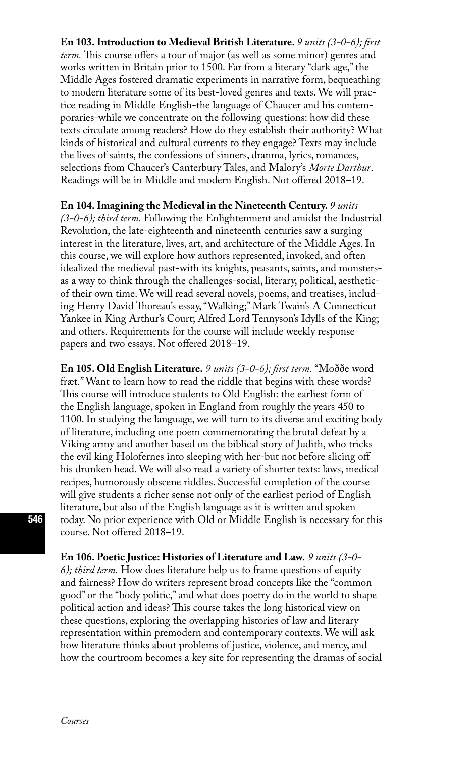**En 103. Introduction to Medieval British Literature.** *9 units (3-0-6); first term.* This course offers a tour of major (as well as some minor) genres and works written in Britain prior to 1500. Far from a literary "dark age," the Middle Ages fostered dramatic experiments in narrative form, bequeathing to modern literature some of its best-loved genres and texts. We will practice reading in Middle English-the language of Chaucer and his contemporaries-while we concentrate on the following questions: how did these texts circulate among readers? How do they establish their authority? What kinds of historical and cultural currents to they engage? Texts may include the lives of saints, the confessions of sinners, dranma, lyrics, romances, selections from Chaucer's Canterbury Tales, and Malory's *Morte Darthur*. Readings will be in Middle and modern English. Not offered 2018–19.

**En 104. Imagining the Medieval in the Nineteenth Century.** *9 units (3-0-6); third term.* Following the Enlightenment and amidst the Industrial Revolution, the late-eighteenth and nineteenth centuries saw a surging interest in the literature, lives, art, and architecture of the Middle Ages. In this course, we will explore how authors represented, invoked, and often idealized the medieval past-with its knights, peasants, saints, and monsters-as a way to think through the challenges-social, literary, political, aesthetic-of their own time. We will read several novels, poems, and treatises, including Henry David Thoreau's essay, "Walking;" Mark Twain's A Connecticut Yankee in King Arthur's Court; Alfred Lord Tennyson's Idylls of the King; and others. Requirements for the course will include weekly response papers and two essays. Not offered 2018–19.

**En 105. Old English Literature.** *9 units (3-0-6); first term.* "Moððe word fræt." Want to learn how to read the riddle that begins with these words? This course will introduce students to Old English: the earliest form of the English language, spoken in England from roughly the years 450 to 1100. In studying the language, we will turn to its diverse and exciting body of literature, including one poem commemorating the brutal defeat by a Viking army and another based on the biblical story of Judith, who tricks the evil king Holofernes into sleeping with her-but not before slicing off his drunken head. We will also read a variety of shorter texts: laws, medical recipes, humorously obscene riddles. Successful completion of the course will give students a richer sense not only of the earliest period of English literature, but also of the English language as it is written and spoken today. No prior experience with Old or Middle English is necessary for this course. Not offered 2018–19.

**En 106. Poetic Justice: Histories of Literature and Law.** *9 units (3-0-6); third term.* How does literature help us to frame questions of equity and fairness? How do writers represent broad concepts like the "common good" or the "body politic," and what does poetry do in the world to shape political action and ideas? This course takes the long historical view on these questions, exploring the overlapping histories of law and literary representation within premodern and contemporary contexts. We will ask how literature thinks about problems of justice, violence, and mercy, and how the courtroom becomes a key site for representing the dramas of social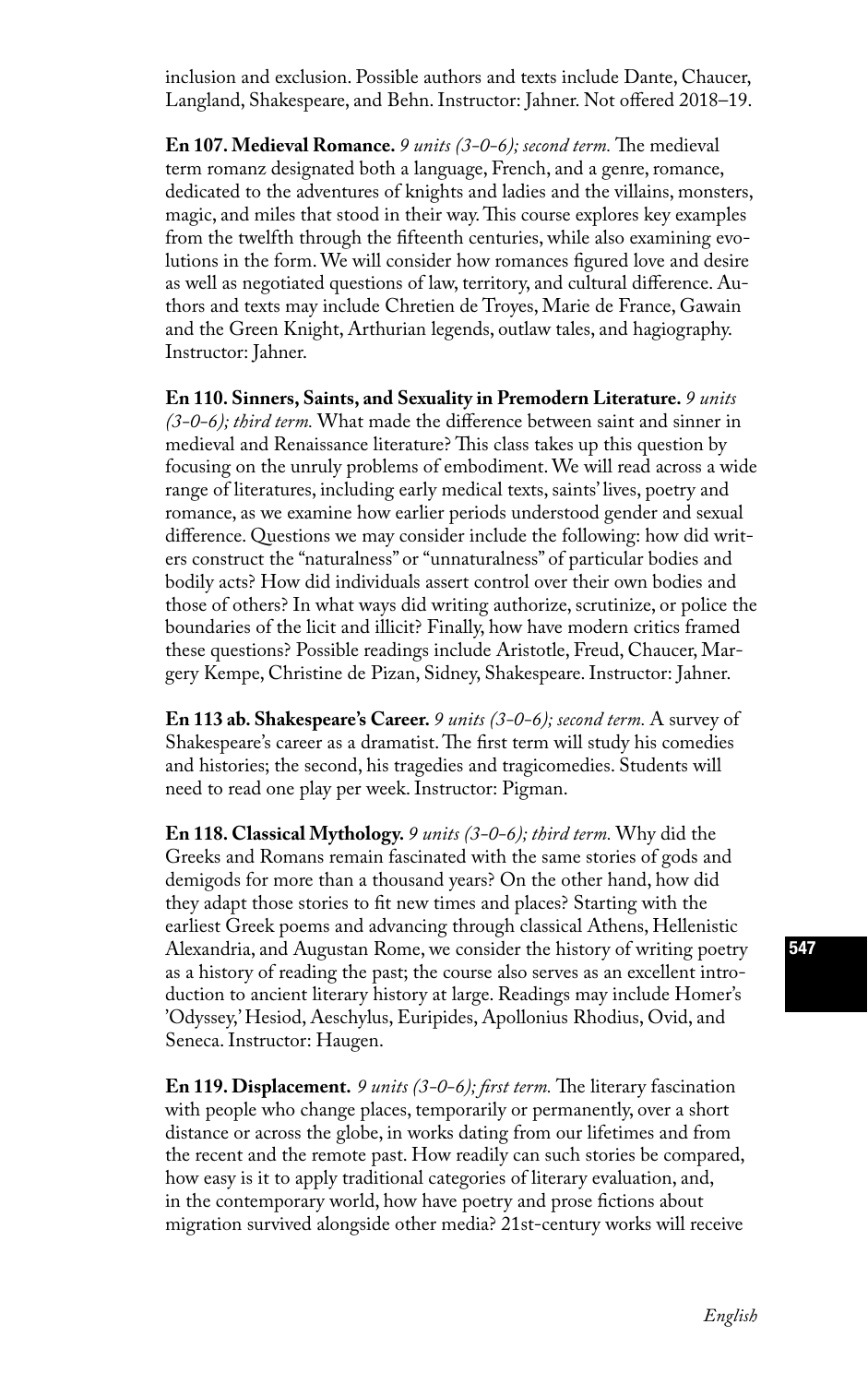inclusion and exclusion. Possible authors and texts include Dante, Chaucer, Langland, Shakespeare, and Behn. Instructor: Jahner. Not offered 2018–19.

**En 107. Medieval Romance.** *9 units (3-0-6); second term.* The medieval term romanz designated both a language, French, and a genre, romance, dedicated to the adventures of knights and ladies and the villains, monsters, magic, and miles that stood in their way. This course explores key examples from the twelfth through the fifteenth centuries, while also examining evolutions in the form. We will consider how romances figured love and desire as well as negotiated questions of law, territory, and cultural difference. Authors and texts may include Chretien de Troyes, Marie de France, Gawain and the Green Knight, Arthurian legends, outlaw tales, and hagiography. Instructor: Jahner.

**En 110. Sinners, Saints, and Sexuality in Premodern Literature.** *9 units (3-0-6); third term.* What made the difference between saint and sinner in medieval and Renaissance literature? This class takes up this question by focusing on the unruly problems of embodiment. We will read across a wide range of literatures, including early medical texts, saints' lives, poetry and romance, as we examine how earlier periods understood gender and sexual difference. Questions we may consider include the following: how did writers construct the "naturalness" or "unnaturalness" of particular bodies and bodily acts? How did individuals assert control over their own bodies and those of others? In what ways did writing authorize, scrutinize, or police the boundaries of the licit and illicit? Finally, how have modern critics framed these questions? Possible readings include Aristotle, Freud, Chaucer, Margery Kempe, Christine de Pizan, Sidney, Shakespeare. Instructor: Jahner.

**En 113 ab. Shakespeare's Career.** *9 units (3-0-6); second term.* A survey of Shakespeare's career as a dramatist. The first term will study his comedies and histories; the second, his tragedies and tragicomedies. Students will need to read one play per week. Instructor: Pigman.

**En 118. Classical Mythology.** *9 units (3-0-6); third term.* Why did the Greeks and Romans remain fascinated with the same stories of gods and demigods for more than a thousand years? On the other hand, how did they adapt those stories to fit new times and places? Starting with the earliest Greek poems and advancing through classical Athens, Hellenistic Alexandria, and Augustan Rome, we consider the history of writing poetry as a history of reading the past; the course also serves as an excellent introduction to ancient literary history at large. Readings may include Homer's 'Odyssey,' Hesiod, Aeschylus, Euripides, Apollonius Rhodius, Ovid, and Seneca. Instructor: Haugen.

**En 119. Displacement.** *9 units (3-0-6); first term.* The literary fascination with people who change places, temporarily or permanently, over a short distance or across the globe, in works dating from our lifetimes and from the recent and the remote past. How readily can such stories be compared, how easy is it to apply traditional categories of literary evaluation, and, in the contemporary world, how have poetry and prose fictions about migration survived alongside other media? 21st-century works will receive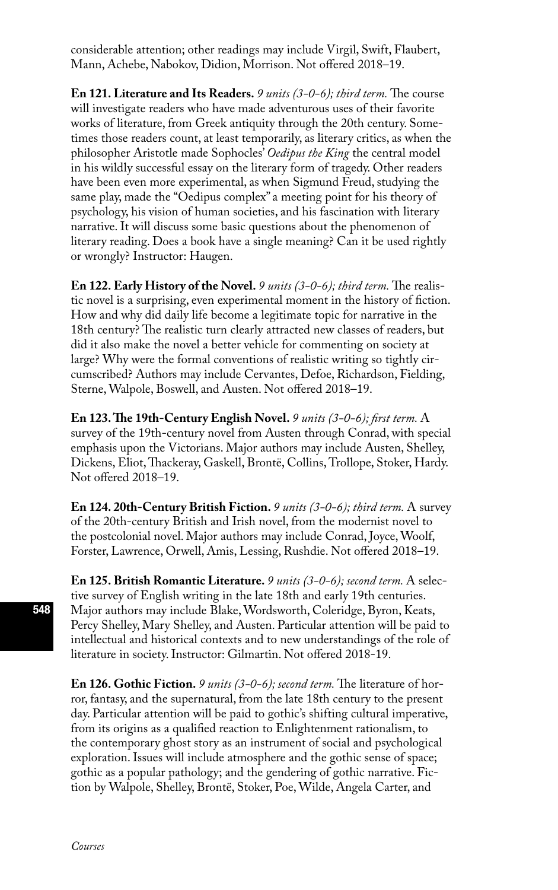considerable attention; other readings may include Virgil, Swift, Flaubert, Mann, Achebe, Nabokov, Didion, Morrison. Not offered 2018–19.

**En 121. Literature and Its Readers.** *9 units (3-0-6); third term.* The course will investigate readers who have made adventurous uses of their favorite works of literature, from Greek antiquity through the 20th century. Sometimes those readers count, at least temporarily, as literary critics, as when the philosopher Aristotle made Sophocles' *Oedipus the King* the central model in his wildly successful essay on the literary form of tragedy. Other readers have been even more experimental, as when Sigmund Freud, studying the same play, made the "Oedipus complex" a meeting point for his theory of psychology, his vision of human societies, and his fascination with literary narrative. It will discuss some basic questions about the phenomenon of literary reading. Does a book have a single meaning? Can it be used rightly or wrongly? Instructor: Haugen.

**En 122. Early History of the Novel.** *9 units (3-0-6); third term.* The realistic novel is a surprising, even experimental moment in the history of fiction. How and why did daily life become a legitimate topic for narrative in the 18th century? The realistic turn clearly attracted new classes of readers, but did it also make the novel a better vehicle for commenting on society at large? Why were the formal conventions of realistic writing so tightly circumscribed? Authors may include Cervantes, Defoe, Richardson, Fielding, Sterne, Walpole, Boswell, and Austen. Not offered 2018–19.

**En 123. The 19th-Century English Novel.** *9 units (3-0-6); first term.* A survey of the 19th-century novel from Austen through Conrad, with special emphasis upon the Victorians. Major authors may include Austen, Shelley, Dickens, Eliot, Thackeray, Gaskell, Brontë, Collins, Trollope, Stoker, Hardy. Not offered 2018–19.

**En 124. 20th-Century British Fiction.** *9 units (3-0-6); third term.* A survey of the 20th-century British and Irish novel, from the modernist novel to the postcolonial novel. Major authors may include Conrad, Joyce, Woolf, Forster, Lawrence, Orwell, Amis, Lessing, Rushdie. Not offered 2018–19.

**En 125. British Romantic Literature.** *9 units (3-0-6); second term.* A selective survey of English writing in the late 18th and early 19th centuries. Major authors may include Blake, Wordsworth, Coleridge, Byron, Keats, Percy Shelley, Mary Shelley, and Austen. Particular attention will be paid to intellectual and historical contexts and to new understandings of the role of literature in society. Instructor: Gilmartin. Not offered 2018-19.

**En 126. Gothic Fiction.** *9 units (3-0-6); second term.* The literature of horror, fantasy, and the supernatural, from the late 18th century to the present day. Particular attention will be paid to gothic's shifting cultural imperative, from its origins as a qualified reaction to Enlightenment rationalism, to the contemporary ghost story as an instrument of social and psychological exploration. Issues will include atmosphere and the gothic sense of space; gothic as a popular pathology; and the gendering of gothic narrative. Fiction by Walpole, Shelley, Brontë, Stoker, Poe, Wilde, Angela Carter, and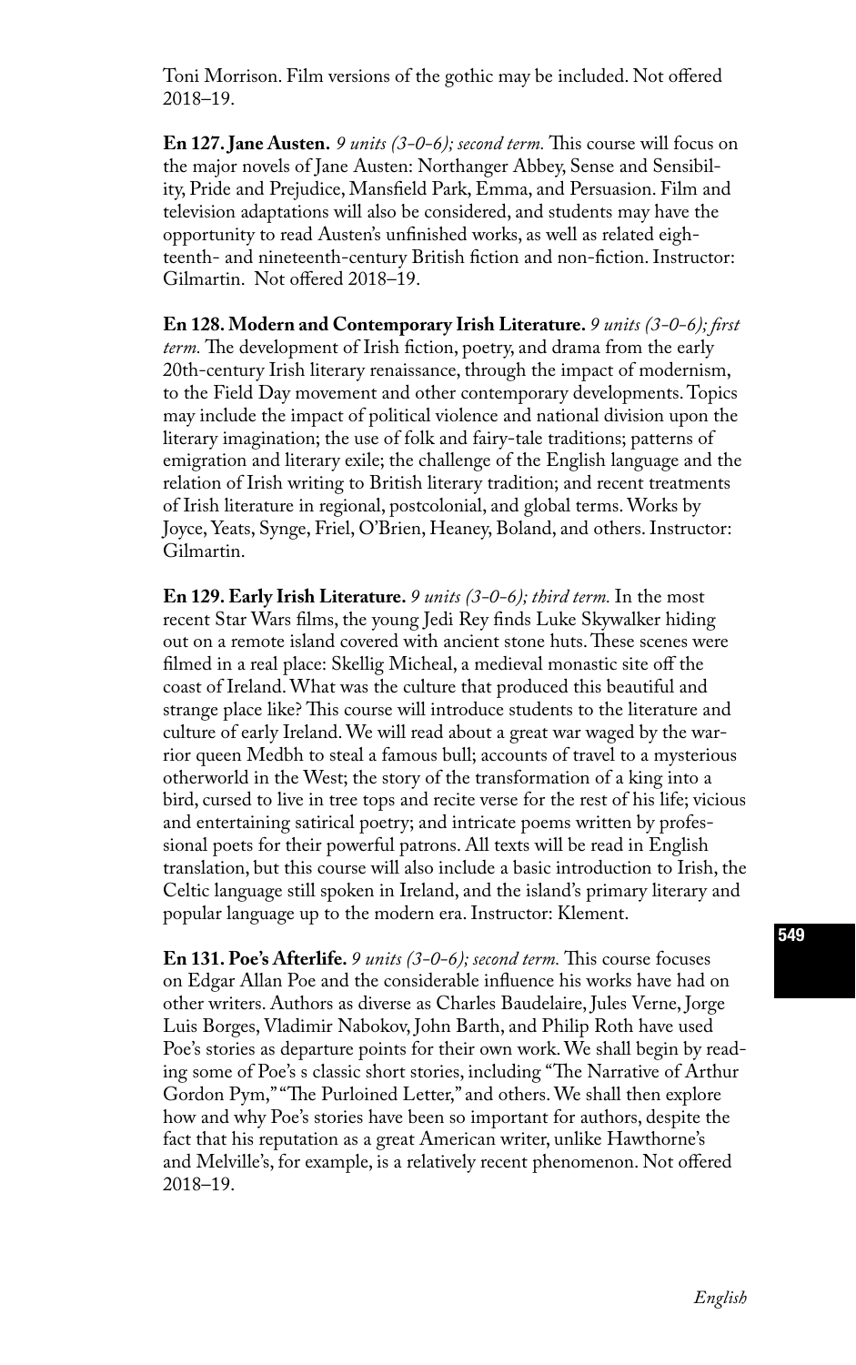Toni Morrison. Film versions of the gothic may be included. Not offered 2018–19.

**En 127. Jane Austen.** *9 units (3-0-6); second term.* This course will focus on the major novels of Jane Austen: Northanger Abbey, Sense and Sensibility, Pride and Prejudice, Mansfield Park, Emma, and Persuasion. Film and television adaptations will also be considered, and students may have the opportunity to read Austen's unfinished works, as well as related eighteenth- and nineteenth-century British fiction and non-fiction. Instructor: Gilmartin. Not offered 2018–19.

**En 128. Modern and Contemporary Irish Literature.** *9 units (3-0-6); first term.* The development of Irish fiction, poetry, and drama from the early 20th-century Irish literary renaissance, through the impact of modernism, to the Field Day movement and other contemporary developments. Topics may include the impact of political violence and national division upon the literary imagination; the use of folk and fairy-tale traditions; patterns of emigration and literary exile; the challenge of the English language and the relation of Irish writing to British literary tradition; and recent treatments of Irish literature in regional, postcolonial, and global terms. Works by Joyce, Yeats, Synge, Friel, O'Brien, Heaney, Boland, and others. Instructor: Gilmartin.

**En 129. Early Irish Literature.** *9 units (3-0-6); third term.* In the most recent Star Wars films, the young Jedi Rey finds Luke Skywalker hiding out on a remote island covered with ancient stone huts. These scenes were filmed in a real place: Skellig Micheal, a medieval monastic site off the coast of Ireland. What was the culture that produced this beautiful and strange place like? This course will introduce students to the literature and culture of early Ireland. We will read about a great war waged by the warrior queen Medbh to steal a famous bull; accounts of travel to a mysterious otherworld in the West; the story of the transformation of a king into a bird, cursed to live in tree tops and recite verse for the rest of his life; vicious and entertaining satirical poetry; and intricate poems written by professional poets for their powerful patrons. All texts will be read in English translation, but this course will also include a basic introduction to Irish, the Celtic language still spoken in Ireland, and the island's primary literary and popular language up to the modern era. Instructor: Klement.

**En 131. Poe's Afterlife.** *9 units (3-0-6); second term.* This course focuses on Edgar Allan Poe and the considerable influence his works have had on other writers. Authors as diverse as Charles Baudelaire, Jules Verne, Jorge Luis Borges, Vladimir Nabokov, John Barth, and Philip Roth have used Poe's stories as departure points for their own work. We shall begin by reading some of Poe's s classic short stories, including "The Narrative of Arthur Gordon Pym," "The Purloined Letter," and others. We shall then explore how and why Poe's stories have been so important for authors, despite the fact that his reputation as a great American writer, unlike Hawthorne's and Melville's, for example, is a relatively recent phenomenon. Not offered 2018–19.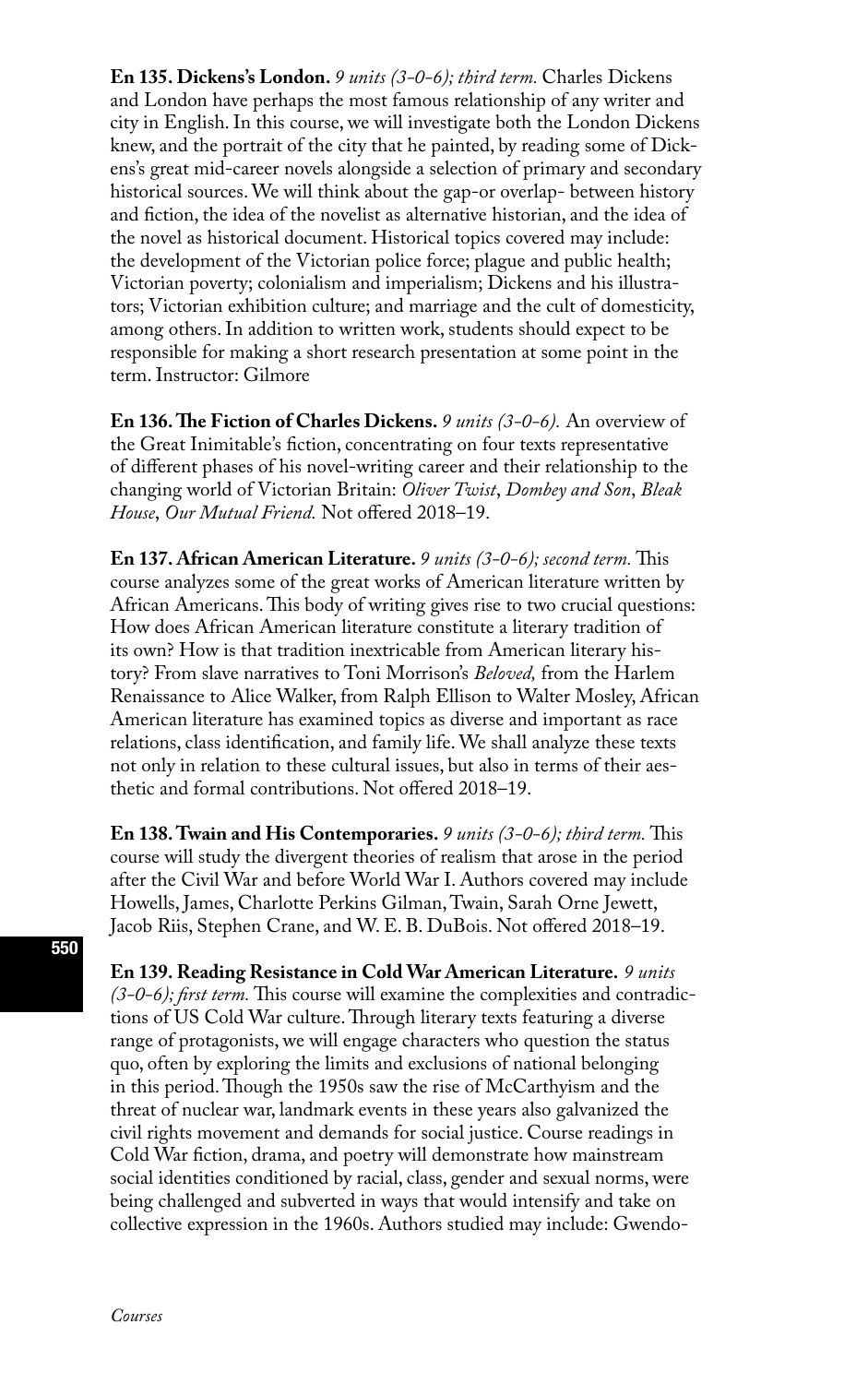**En 135. Dickens's London.** *9 units (3-0-6); third term.* Charles Dickens and London have perhaps the most famous relationship of any writer and city in English. In this course, we will investigate both the London Dickens knew, and the portrait of the city that he painted, by reading some of Dickens's great mid-career novels alongside a selection of primary and secondary historical sources. We will think about the gap-or overlap- between history and fiction, the idea of the novelist as alternative historian, and the idea of the novel as historical document. Historical topics covered may include: the development of the Victorian police force; plague and public health; Victorian poverty; colonialism and imperialism; Dickens and his illustrators; Victorian exhibition culture; and marriage and the cult of domesticity, among others. In addition to written work, students should expect to be responsible for making a short research presentation at some point in the term. Instructor: Gilmore

**En 136. The Fiction of Charles Dickens.** *9 units (3-0-6).* An overview of the Great Inimitable's fiction, concentrating on four texts representative of different phases of his novel-writing career and their relationship to the changing world of Victorian Britain: *Oliver Twist*, *Dombey and Son*, *Bleak House*, *Our Mutual Friend.* Not offered 2018–19.

**En 137. African American Literature.** *9 units (3-0-6); second term.* This course analyzes some of the great works of American literature written by African Americans. This body of writing gives rise to two crucial questions: How does African American literature constitute a literary tradition of its own? How is that tradition inextricable from American literary history? From slave narratives to Toni Morrison's *Beloved,* from the Harlem Renaissance to Alice Walker, from Ralph Ellison to Walter Mosley, African American literature has examined topics as diverse and important as race relations, class identification, and family life. We shall analyze these texts not only in relation to these cultural issues, but also in terms of their aesthetic and formal contributions. Not offered 2018–19.

**En 138. Twain and His Contemporaries.** *9 units (3-0-6); third term.* This course will study the divergent theories of realism that arose in the period after the Civil War and before World War I. Authors covered may include Howells, James, Charlotte Perkins Gilman, Twain, Sarah Orne Jewett, Jacob Riis, Stephen Crane, and W. E. B. DuBois. Not offered 2018–19.

**En 139. Reading Resistance in Cold War American Literature.** *9 units (3-0-6); first term.* This course will examine the complexities and contradictions of US Cold War culture. Through literary texts featuring a diverse range of protagonists, we will engage characters who question the status quo, often by exploring the limits and exclusions of national belonging in this period. Though the 1950s saw the rise of McCarthyism and the threat of nuclear war, landmark events in these years also galvanized the civil rights movement and demands for social justice. Course readings in Cold War fiction, drama, and poetry will demonstrate how mainstream social identities conditioned by racial, class, gender and sexual norms, were being challenged and subverted in ways that would intensify and take on collective expression in the 1960s. Authors studied may include: Gwendo-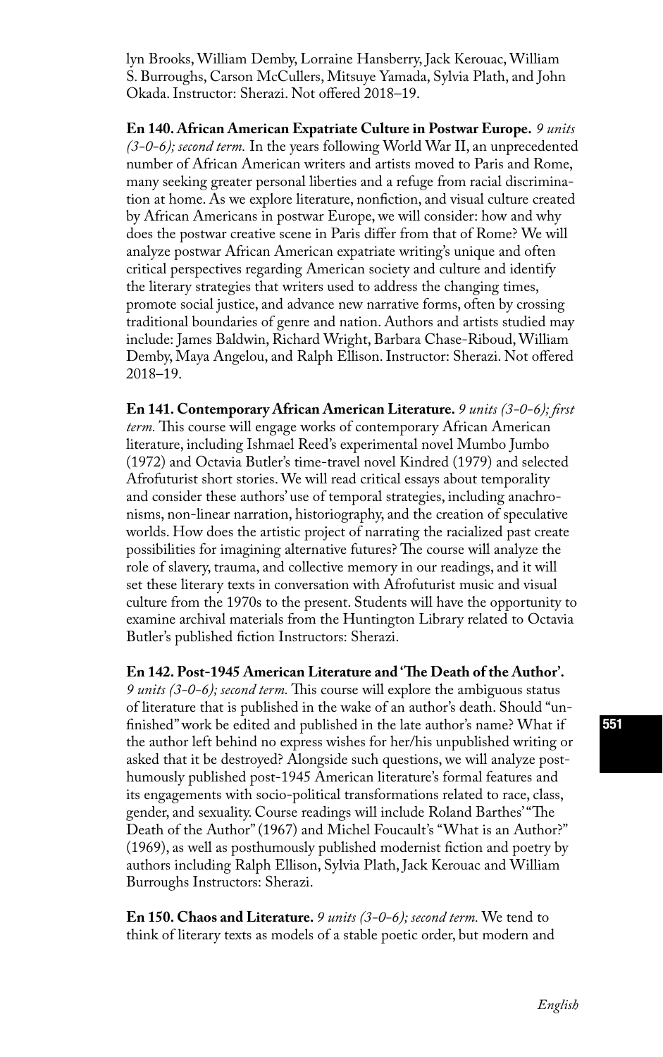lyn Brooks, William Demby, Lorraine Hansberry, Jack Kerouac, William S. Burroughs, Carson McCullers, Mitsuye Yamada, Sylvia Plath, and John Okada. Instructor: Sherazi. Not offered 2018–19.

**En 140. African American Expatriate Culture in Postwar Europe.** *9 units (3-0-6); second term.* In the years following World War II, an unprecedented number of African American writers and artists moved to Paris and Rome, many seeking greater personal liberties and a refuge from racial discrimination at home. As we explore literature, nonfiction, and visual culture created by African Americans in postwar Europe, we will consider: how and why does the postwar creative scene in Paris differ from that of Rome? We will analyze postwar African American expatriate writing's unique and often critical perspectives regarding American society and culture and identify the literary strategies that writers used to address the changing times, promote social justice, and advance new narrative forms, often by crossing traditional boundaries of genre and nation. Authors and artists studied may include: James Baldwin, Richard Wright, Barbara Chase-Riboud, William Demby, Maya Angelou, and Ralph Ellison. Instructor: Sherazi. Not offered 2018–19.

**En 141. Contemporary African American Literature.** *9 units (3-0-6); first term.* This course will engage works of contemporary African American literature, including Ishmael Reed's experimental novel Mumbo Jumbo (1972) and Octavia Butler's time-travel novel Kindred (1979) and selected Afrofuturist short stories. We will read critical essays about temporality and consider these authors' use of temporal strategies, including anachronisms, non-linear narration, historiography, and the creation of speculative worlds. How does the artistic project of narrating the racialized past create possibilities for imagining alternative futures? The course will analyze the role of slavery, trauma, and collective memory in our readings, and it will set these literary texts in conversation with Afrofuturist music and visual culture from the 1970s to the present. Students will have the opportunity to examine archival materials from the Huntington Library related to Octavia Butler's published fiction Instructors: Sherazi.

**En 142. Post-1945 American Literature and 'The Death of the Author'.** *9 units (3-0-6); second term.* This course will explore the ambiguous status of literature that is published in the wake of an author's death. Should "unfinished" work be edited and published in the late author's name? What if the author left behind no express wishes for her/his unpublished writing or asked that it be destroyed? Alongside such questions, we will analyze posthumously published post-1945 American literature's formal features and its engagements with socio-political transformations related to race, class, gender, and sexuality. Course readings will include Roland Barthes' "The Death of the Author" (1967) and Michel Foucault's "What is an Author?" (1969), as well as posthumously published modernist fiction and poetry by authors including Ralph Ellison, Sylvia Plath, Jack Kerouac and William Burroughs Instructors: Sherazi.

**En 150. Chaos and Literature.** *9 units (3-0-6); second term.* We tend to think of literary texts as models of a stable poetic order, but modern and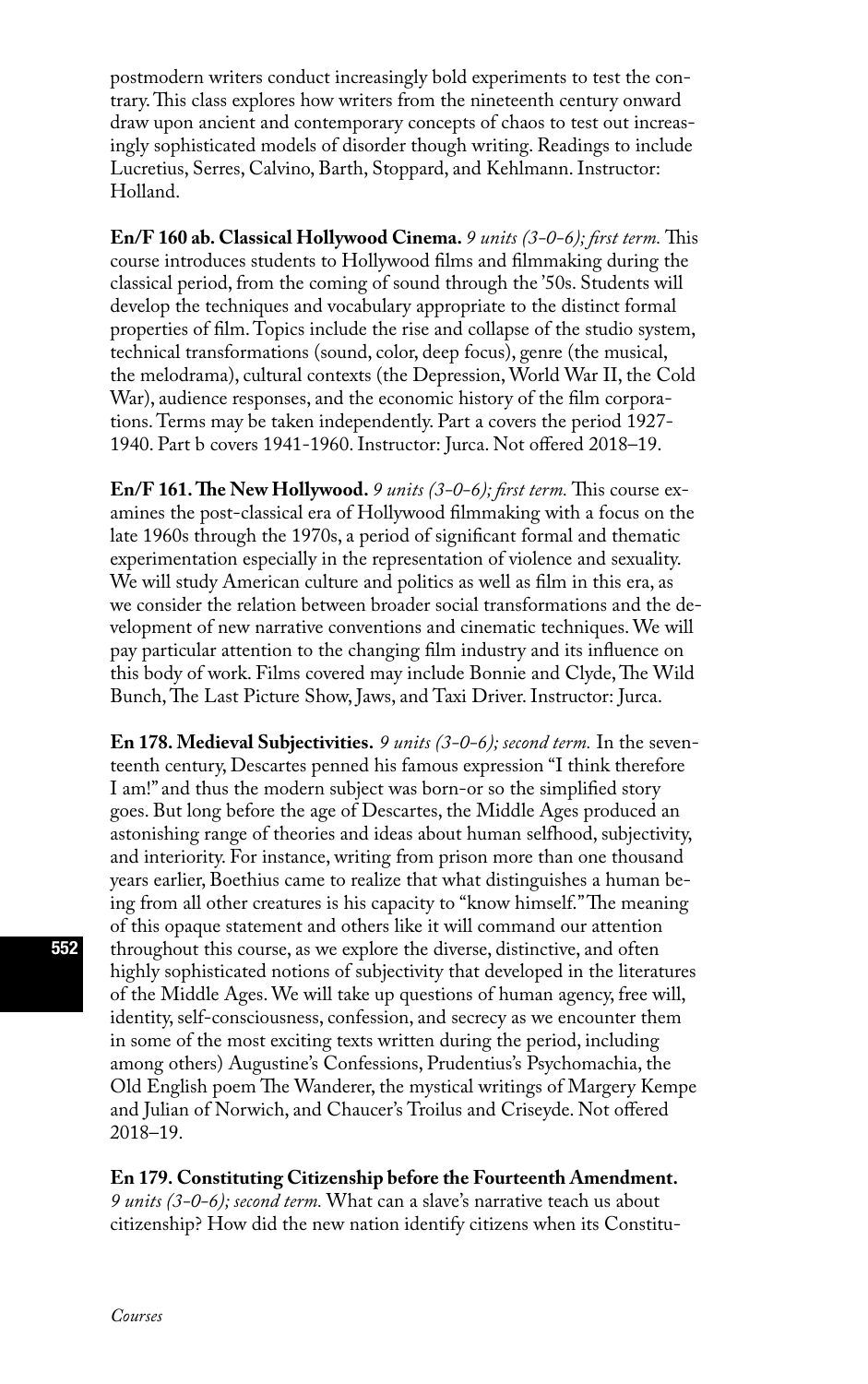postmodern writers conduct increasingly bold experiments to test the contrary. This class explores how writers from the nineteenth century onward draw upon ancient and contemporary concepts of chaos to test out increasingly sophisticated models of disorder though writing. Readings to include Lucretius, Serres, Calvino, Barth, Stoppard, and Kehlmann. Instructor: Holland.

**En/F 160 ab. Classical Hollywood Cinema.** *9 units (3-0-6); first term.* This course introduces students to Hollywood films and filmmaking during the classical period, from the coming of sound through the '50s. Students will develop the techniques and vocabulary appropriate to the distinct formal properties of film. Topics include the rise and collapse of the studio system, technical transformations (sound, color, deep focus), genre (the musical, the melodrama), cultural contexts (the Depression, World War II, the Cold War), audience responses, and the economic history of the film corporations. Terms may be taken independently. Part a covers the period 1927-1940. Part b covers 1941-1960. Instructor: Jurca. Not offered 2018–19.

**En/F 161. The New Hollywood.** *9 units (3-0-6); first term.* This course examines the post-classical era of Hollywood filmmaking with a focus on the late 1960s through the 1970s, a period of significant formal and thematic experimentation especially in the representation of violence and sexuality. We will study American culture and politics as well as film in this era, as we consider the relation between broader social transformations and the development of new narrative conventions and cinematic techniques. We will pay particular attention to the changing film industry and its influence on this body of work. Films covered may include Bonnie and Clyde, The Wild Bunch, The Last Picture Show, Jaws, and Taxi Driver. Instructor: Jurca.

**En 178. Medieval Subjectivities.** *9 units (3-0-6); second term.* In the seventeenth century, Descartes penned his famous expression "I think therefore I am!" and thus the modern subject was born-or so the simplified story goes. But long before the age of Descartes, the Middle Ages produced an astonishing range of theories and ideas about human selfhood, subjectivity, and interiority. For instance, writing from prison more than one thousand years earlier, Boethius came to realize that what distinguishes a human being from all other creatures is his capacity to "know himself." The meaning of this opaque statement and others like it will command our attention throughout this course, as we explore the diverse, distinctive, and often highly sophisticated notions of subjectivity that developed in the literatures of the Middle Ages. We will take up questions of human agency, free will, identity, self-consciousness, confession, and secrecy as we encounter them in some of the most exciting texts written during the period, including among others) Augustine's Confessions, Prudentius's Psychomachia, the Old English poem The Wanderer, the mystical writings of Margery Kempe and Julian of Norwich, and Chaucer's Troilus and Criseyde. Not offered 2018–19.

**En 179. Constituting Citizenship before the Fourteenth Amendment.** *9 units (3-0-6); second term.* What can a slave's narrative teach us about citizenship? How did the new nation identify citizens when its Constitu-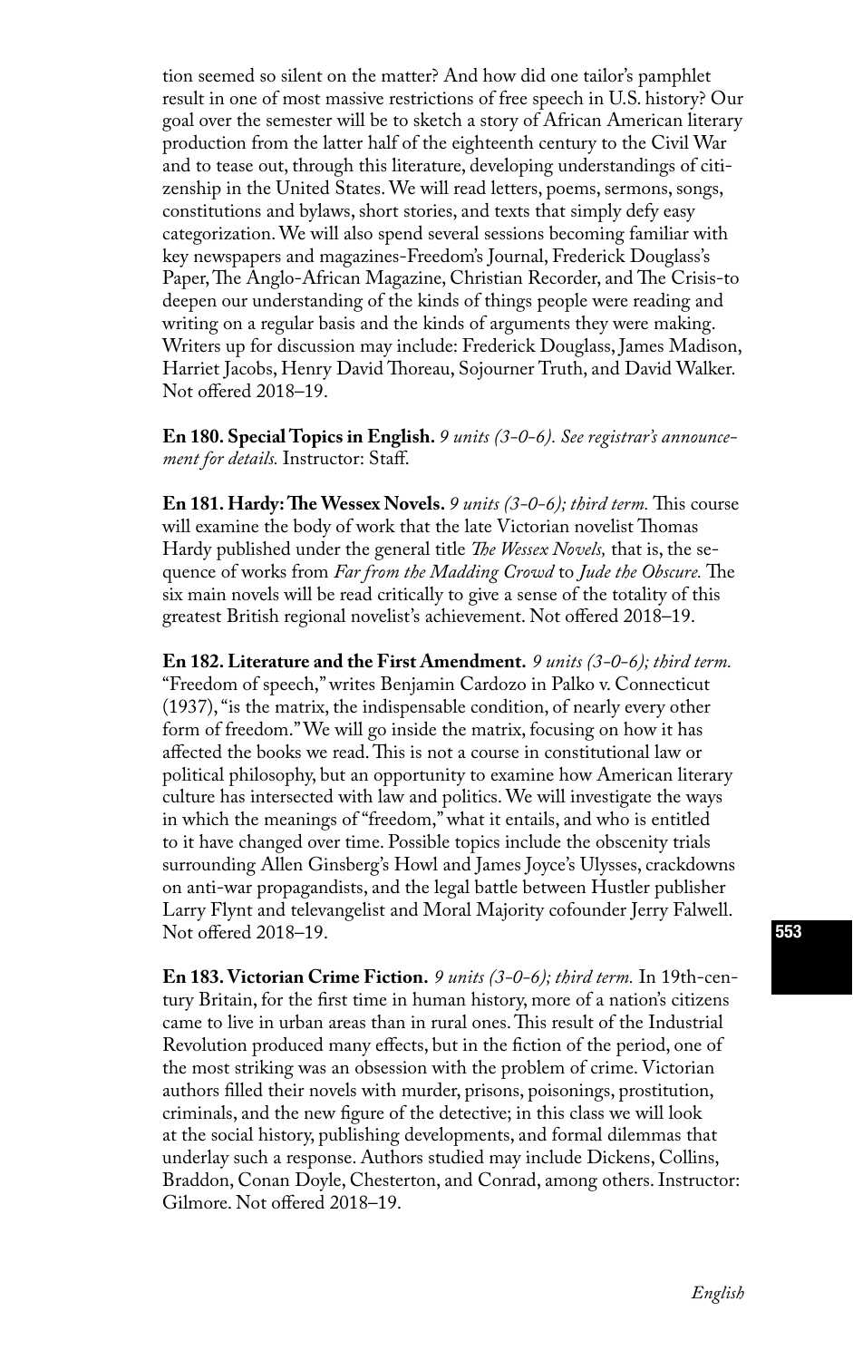tion seemed so silent on the matter? And how did one tailor's pamphlet result in one of most massive restrictions of free speech in U.S. history? Our goal over the semester will be to sketch a story of African American literary production from the latter half of the eighteenth century to the Civil War and to tease out, through this literature, developing understandings of citizenship in the United States. We will read letters, poems, sermons, songs, constitutions and bylaws, short stories, and texts that simply defy easy categorization. We will also spend several sessions becoming familiar with key newspapers and magazines-Freedom's Journal, Frederick Douglass's Paper, The Anglo-African Magazine, Christian Recorder, and The Crisis-to deepen our understanding of the kinds of things people were reading and writing on a regular basis and the kinds of arguments they were making. Writers up for discussion may include: Frederick Douglass, James Madison, Harriet Jacobs, Henry David Thoreau, Sojourner Truth, and David Walker. Not offered 2018–19.

**En 180. Special Topics in English.** *9 units (3-0-6). See registrar's announcement for details.* Instructor: Staff.

**En 181. Hardy: The Wessex Novels.** *9 units (3-0-6); third term.* This course will examine the body of work that the late Victorian novelist Thomas Hardy published under the general title *The Wessex Novels,* that is, the sequence of works from *Far from the Madding Crowd* to *Jude the Obscure.* The six main novels will be read critically to give a sense of the totality of this greatest British regional novelist's achievement. Not offered 2018–19.

**En 182. Literature and the First Amendment.** *9 units (3-0-6); third term.* "Freedom of speech," writes Benjamin Cardozo in Palko v. Connecticut (1937), "is the matrix, the indispensable condition, of nearly every other form of freedom." We will go inside the matrix, focusing on how it has affected the books we read. This is not a course in constitutional law or political philosophy, but an opportunity to examine how American literary culture has intersected with law and politics. We will investigate the ways in which the meanings of "freedom," what it entails, and who is entitled to it have changed over time. Possible topics include the obscenity trials surrounding Allen Ginsberg's Howl and James Joyce's Ulysses, crackdowns on anti-war propagandists, and the legal battle between Hustler publisher Larry Flynt and televangelist and Moral Majority cofounder Jerry Falwell. Not offered 2018–19.

**En 183. Victorian Crime Fiction.** *9 units (3-0-6); third term.* In 19th-century Britain, for the first time in human history, more of a nation's citizens came to live in urban areas than in rural ones. This result of the Industrial Revolution produced many effects, but in the fiction of the period, one of the most striking was an obsession with the problem of crime. Victorian authors filled their novels with murder, prisons, poisonings, prostitution, criminals, and the new figure of the detective; in this class we will look at the social history, publishing developments, and formal dilemmas that underlay such a response. Authors studied may include Dickens, Collins, Braddon, Conan Doyle, Chesterton, and Conrad, among others. Instructor: Gilmore. Not offered 2018–19.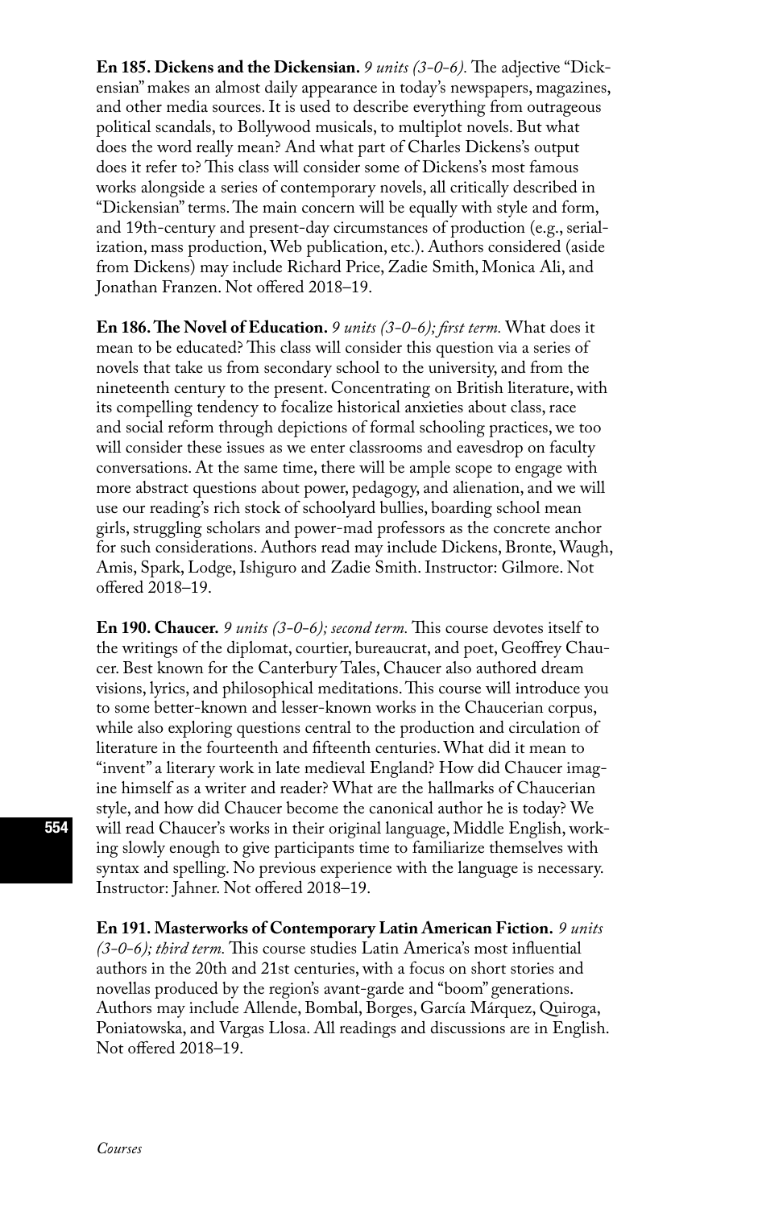**En 185. Dickens and the Dickensian.** *9 units (3-0-6).* The adjective "Dickensian" makes an almost daily appearance in today's newspapers, magazines, and other media sources. It is used to describe everything from outrageous political scandals, to Bollywood musicals, to multiplot novels. But what does the word really mean? And what part of Charles Dickens's output does it refer to? This class will consider some of Dickens's most famous works alongside a series of contemporary novels, all critically described in "Dickensian" terms. The main concern will be equally with style and form, and 19th-century and present-day circumstances of production (e.g., serialization, mass production, Web publication, etc.). Authors considered (aside from Dickens) may include Richard Price, Zadie Smith, Monica Ali, and Jonathan Franzen. Not offered 2018–19.

**En 186. The Novel of Education.** *9 units (3-0-6); first term.* What does it mean to be educated? This class will consider this question via a series of novels that take us from secondary school to the university, and from the nineteenth century to the present. Concentrating on British literature, with its compelling tendency to focalize historical anxieties about class, race and social reform through depictions of formal schooling practices, we too will consider these issues as we enter classrooms and eavesdrop on faculty conversations. At the same time, there will be ample scope to engage with more abstract questions about power, pedagogy, and alienation, and we will use our reading's rich stock of schoolyard bullies, boarding school mean girls, struggling scholars and power-mad professors as the concrete anchor for such considerations. Authors read may include Dickens, Bronte, Waugh, Amis, Spark, Lodge, Ishiguro and Zadie Smith. Instructor: Gilmore. Not offered 2018–19.

**En 190. Chaucer.** *9 units (3-0-6); second term.* This course devotes itself to the writings of the diplomat, courtier, bureaucrat, and poet, Geoffrey Chaucer. Best known for the Canterbury Tales, Chaucer also authored dream visions, lyrics, and philosophical meditations. This course will introduce you to some better-known and lesser-known works in the Chaucerian corpus, while also exploring questions central to the production and circulation of literature in the fourteenth and fifteenth centuries. What did it mean to "invent" a literary work in late medieval England? How did Chaucer imagine himself as a writer and reader? What are the hallmarks of Chaucerian style, and how did Chaucer become the canonical author he is today? We will read Chaucer's works in their original language, Middle English, working slowly enough to give participants time to familiarize themselves with syntax and spelling. No previous experience with the language is necessary. Instructor: Jahner. Not offered 2018–19.

**En 191. Masterworks of Contemporary Latin American Fiction.** *9 units (3-0-6); third term.* This course studies Latin America's most influential authors in the 20th and 21st centuries, with a focus on short stories and novellas produced by the region's avant-garde and "boom" generations. Authors may include Allende, Bombal, Borges, García Márquez, Quiroga, Poniatowska, and Vargas Llosa. All readings and discussions are in English. Not offered 2018–19.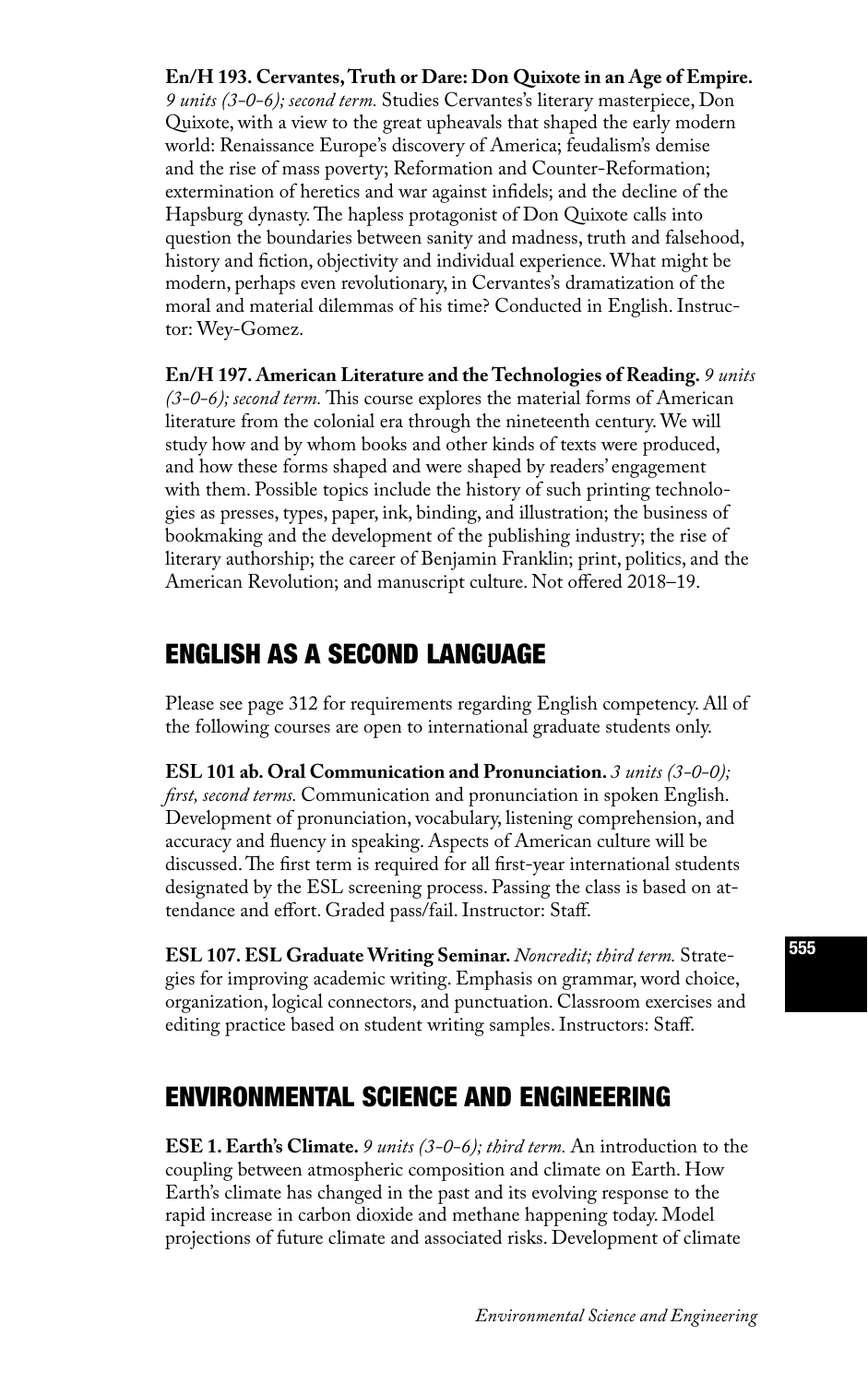**En/H 193. Cervantes, Truth or Dare: Don Quixote in an Age of Empire.** *9 units (3-0-6); second term.* Studies Cervantes's literary masterpiece, Don Quixote, with a view to the great upheavals that shaped the early modern world: Renaissance Europe's discovery of America; feudalism's demise and the rise of mass poverty; Reformation and Counter-Reformation; extermination of heretics and war against infidels; and the decline of the Hapsburg dynasty. The hapless protagonist of Don Quixote calls into question the boundaries between sanity and madness, truth and falsehood, history and fiction, objectivity and individual experience. What might be modern, perhaps even revolutionary, in Cervantes's dramatization of the moral and material dilemmas of his time? Conducted in English. Instructor: Wey-Gomez.

**En/H 197. American Literature and the Technologies of Reading.** *9 units (3-0-6); second term.* This course explores the material forms of American literature from the colonial era through the nineteenth century. We will study how and by whom books and other kinds of texts were produced, and how these forms shaped and were shaped by readers' engagement with them. Possible topics include the history of such printing technologies as presses, types, paper, ink, binding, and illustration; the business of bookmaking and the development of the publishing industry; the rise of literary authorship; the career of Benjamin Franklin; print, politics, and the American Revolution; and manuscript culture. Not offered 2018–19.

## ENGLISH AS A SECOND LANGUAGE

Please see page 312 for requirements regarding English competency. All of the following courses are open to international graduate students only.

**ESL 101 ab. Oral Communication and Pronunciation.** *3 units (3-0-0); first, second terms.* Communication and pronunciation in spoken English. Development of pronunciation, vocabulary, listening comprehension, and accuracy and fluency in speaking. Aspects of American culture will be discussed. The first term is required for all first-year international students designated by the ESL screening process. Passing the class is based on attendance and effort. Graded pass/fail. Instructor: Staff.

**ESL 107. ESL Graduate Writing Seminar.** *Noncredit; third term.* Strategies for improving academic writing. Emphasis on grammar, word choice, organization, logical connectors, and punctuation. Classroom exercises and editing practice based on student writing samples. Instructors: Staff.

## ENVIRONMENTAL SCIENCE AND ENGINEERING

**ESE 1. Earth's Climate.** *9 units (3-0-6); third term.* An introduction to the coupling between atmospheric composition and climate on Earth. How Earth's climate has changed in the past and its evolving response to the rapid increase in carbon dioxide and methane happening today. Model projections of future climate and associated risks. Development of climate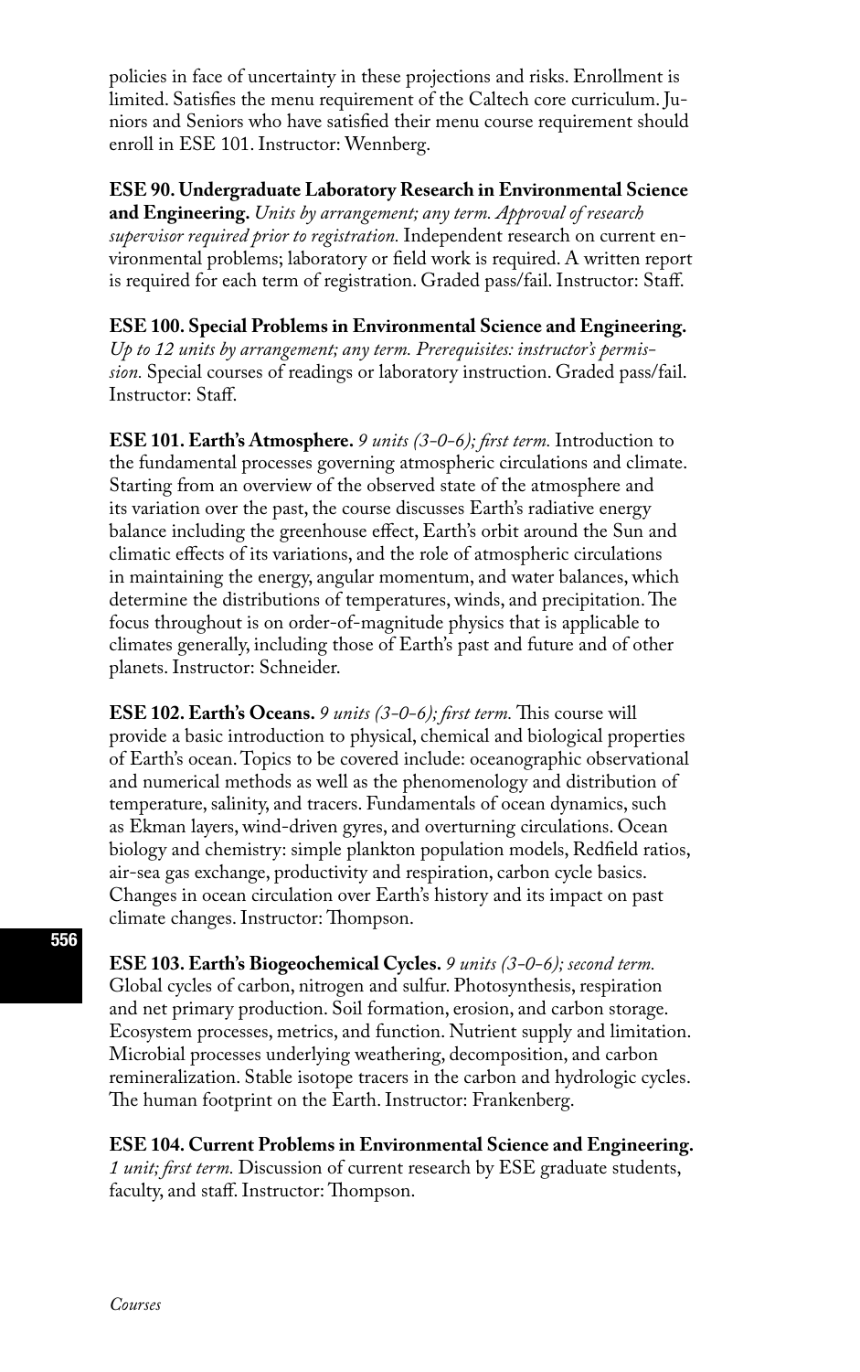policies in face of uncertainty in these projections and risks. Enrollment is limited. Satisfies the menu requirement of the Caltech core curriculum. Juniors and Seniors who have satisfied their menu course requirement should enroll in ESE 101. Instructor: Wennberg.

**ESE 90. Undergraduate Laboratory Research in Environmental Science and Engineering.** *Units by arrangement; any term. Approval of research supervisor required prior to registration.* Independent research on current environmental problems; laboratory or field work is required. A written report is required for each term of registration. Graded pass/fail. Instructor: Staff.

**ESE 100. Special Problems in Environmental Science and Engineering.** *Up to 12 units by arrangement; any term. Prerequisites: instructor's permission.* Special courses of readings or laboratory instruction. Graded pass/fail. Instructor: Staff.

**ESE 101. Earth's Atmosphere.** *9 units (3-0-6); first term.* Introduction to the fundamental processes governing atmospheric circulations and climate. Starting from an overview of the observed state of the atmosphere and its variation over the past, the course discusses Earth's radiative energy balance including the greenhouse effect, Earth's orbit around the Sun and climatic effects of its variations, and the role of atmospheric circulations in maintaining the energy, angular momentum, and water balances, which determine the distributions of temperatures, winds, and precipitation. The focus throughout is on order-of-magnitude physics that is applicable to climates generally, including those of Earth's past and future and of other planets. Instructor: Schneider.

**ESE 102. Earth's Oceans.** *9 units (3-0-6); first term.* This course will provide a basic introduction to physical, chemical and biological properties of Earth's ocean. Topics to be covered include: oceanographic observational and numerical methods as well as the phenomenology and distribution of temperature, salinity, and tracers. Fundamentals of ocean dynamics, such as Ekman layers, wind-driven gyres, and overturning circulations. Ocean biology and chemistry: simple plankton population models, Redfield ratios, air-sea gas exchange, productivity and respiration, carbon cycle basics. Changes in ocean circulation over Earth's history and its impact on past climate changes. Instructor: Thompson.

**ESE 103. Earth's Biogeochemical Cycles.** *9 units (3-0-6); second term.* Global cycles of carbon, nitrogen and sulfur. Photosynthesis, respiration and net primary production. Soil formation, erosion, and carbon storage. Ecosystem processes, metrics, and function. Nutrient supply and limitation. Microbial processes underlying weathering, decomposition, and carbon remineralization. Stable isotope tracers in the carbon and hydrologic cycles. The human footprint on the Earth. Instructor: Frankenberg.

**ESE 104. Current Problems in Environmental Science and Engineering.** *1 unit; first term.* Discussion of current research by ESE graduate students, faculty, and staff. Instructor: Thompson.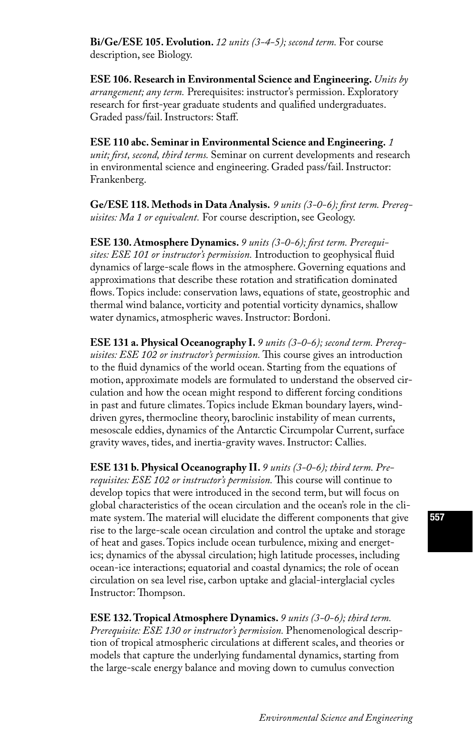**Bi/Ge/ESE 105. Evolution.** *12 units (3-4-5); second term.* For course description, see Biology.

**ESE 106. Research in Environmental Science and Engineering.** *Units by arrangement; any term.* Prerequisites: instructor's permission. Exploratory research for first-year graduate students and qualified undergraduates. Graded pass/fail. Instructors: Staff.

**ESE 110 abc. Seminar in Environmental Science and Engineering.** *1 unit; first, second, third terms.* Seminar on current developments and research in environmental science and engineering. Graded pass/fail. Instructor: Frankenberg.

**Ge/ESE 118. Methods in Data Analysis.** *9 units (3-0-6); first term. Prerequisites: Ma 1 or equivalent.* For course description, see Geology.

**ESE 130. Atmosphere Dynamics.** *9 units (3-0-6); first term. Prerequisites: ESE 101 or instructor's permission.* Introduction to geophysical fluid dynamics of large-scale flows in the atmosphere. Governing equations and approximations that describe these rotation and stratification dominated flows. Topics include: conservation laws, equations of state, geostrophic and thermal wind balance, vorticity and potential vorticity dynamics, shallow water dynamics, atmospheric waves. Instructor: Bordoni.

**ESE 131 a. Physical Oceanography I.** *9 units (3-0-6); second term. Prerequisites: ESE 102 or instructor's permission.* This course gives an introduction to the fluid dynamics of the world ocean. Starting from the equations of motion, approximate models are formulated to understand the observed circulation and how the ocean might respond to different forcing conditions in past and future climates. Topics include Ekman boundary layers, wind-driven gyres, thermocline theory, baroclinic instability of mean currents, mesoscale eddies, dynamics of the Antarctic Circumpolar Current, surface gravity waves, tides, and inertia-gravity waves. Instructor: Callies.

**ESE 131 b. Physical Oceanography II.** *9 units (3-0-6); third term. Prerequisites: ESE 102 or instructor's permission.* This course will continue to develop topics that were introduced in the second term, but will focus on global characteristics of the ocean circulation and the ocean's role in the climate system. The material will elucidate the different components that give rise to the large-scale ocean circulation and control the uptake and storage of heat and gases. Topics include ocean turbulence, mixing and energetics; dynamics of the abyssal circulation; high latitude processes, including ocean-ice interactions; equatorial and coastal dynamics; the role of ocean circulation on sea level rise, carbon uptake and glacial-interglacial cycles Instructor: Thompson.

**ESE 132. Tropical Atmosphere Dynamics.** *9 units (3-0-6); third term. Prerequisite: ESE 130 or instructor's permission.* Phenomenological description of tropical atmospheric circulations at different scales, and theories or models that capture the underlying fundamental dynamics, starting from the large-scale energy balance and moving down to cumulus convection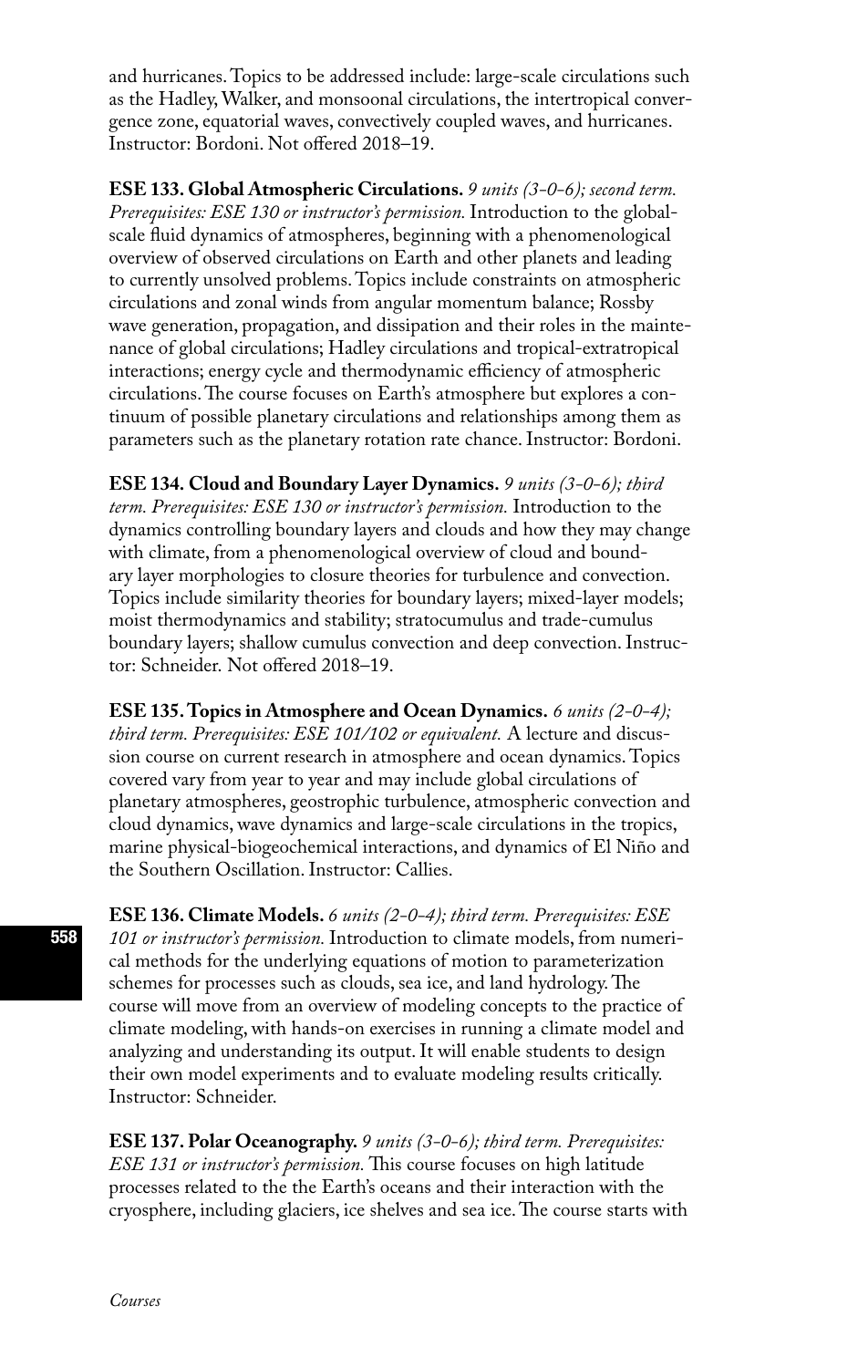and hurricanes. Topics to be addressed include: large-scale circulations such as the Hadley, Walker, and monsoonal circulations, the intertropical convergence zone, equatorial waves, convectively coupled waves, and hurricanes. Instructor: Bordoni. Not offered 2018–19.

**ESE 133. Global Atmospheric Circulations.** *9 units (3-0-6); second term. Prerequisites: ESE 130 or instructor's permission.* Introduction to the global-scale fluid dynamics of atmospheres, beginning with a phenomenological overview of observed circulations on Earth and other planets and leading to currently unsolved problems. Topics include constraints on atmospheric circulations and zonal winds from angular momentum balance; Rossby wave generation, propagation, and dissipation and their roles in the maintenance of global circulations; Hadley circulations and tropical-extratropical interactions; energy cycle and thermodynamic efficiency of atmospheric circulations. The course focuses on Earth's atmosphere but explores a continuum of possible planetary circulations and relationships among them as parameters such as the planetary rotation rate chance. Instructor: Bordoni.

**ESE 134. Cloud and Boundary Layer Dynamics.** *9 units (3-0-6); third term. Prerequisites: ESE 130 or instructor's permission.* Introduction to the dynamics controlling boundary layers and clouds and how they may change with climate, from a phenomenological overview of cloud and boundary layer morphologies to closure theories for turbulence and convection. Topics include similarity theories for boundary layers; mixed-layer models; moist thermodynamics and stability; stratocumulus and trade-cumulus boundary layers; shallow cumulus convection and deep convection. Instructor: Schneider. Not offered 2018–19.

**ESE 135. Topics in Atmosphere and Ocean Dynamics.** *6 units (2-0-4); third term. Prerequisites: ESE 101/102 or equivalent.* A lecture and discussion course on current research in atmosphere and ocean dynamics. Topics covered vary from year to year and may include global circulations of planetary atmospheres, geostrophic turbulence, atmospheric convection and cloud dynamics, wave dynamics and large-scale circulations in the tropics, marine physical-biogeochemical interactions, and dynamics of El Niño and the Southern Oscillation. Instructor: Callies.

**ESE 136. Climate Models.** *6 units (2-0-4); third term. Prerequisites: ESE 101 or instructor's permission.* Introduction to climate models, from numerical methods for the underlying equations of motion to parameterization schemes for processes such as clouds, sea ice, and land hydrology. The course will move from an overview of modeling concepts to the practice of climate modeling, with hands-on exercises in running a climate model and analyzing and understanding its output. It will enable students to design their own model experiments and to evaluate modeling results critically. Instructor: Schneider.

**ESE 137. Polar Oceanography.** *9 units (3-0-6); third term. Prerequisites: ESE 131 or instructor's permission.* This course focuses on high latitude processes related to the the Earth's oceans and their interaction with the cryosphere, including glaciers, ice shelves and sea ice. The course starts with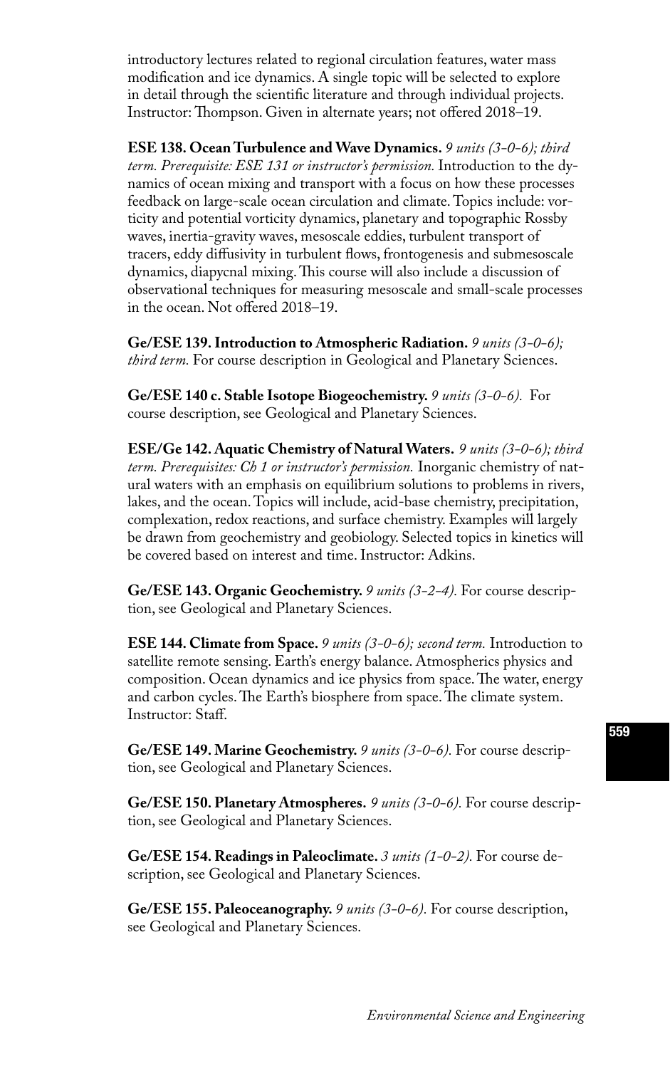introductory lectures related to regional circulation features, water mass modification and ice dynamics. A single topic will be selected to explore in detail through the scientific literature and through individual projects. Instructor: Thompson. Given in alternate years; not offered 2018–19.

**ESE 138. Ocean Turbulence and Wave Dynamics.** *9 units (3-0-6); third term. Prerequisite: ESE 131 or instructor's permission.* Introduction to the dynamics of ocean mixing and transport with a focus on how these processes feedback on large-scale ocean circulation and climate. Topics include: vorticity and potential vorticity dynamics, planetary and topographic Rossby waves, inertia-gravity waves, mesoscale eddies, turbulent transport of tracers, eddy diffusivity in turbulent flows, frontogenesis and submesoscale dynamics, diapycnal mixing. This course will also include a discussion of observational techniques for measuring mesoscale and small-scale processes in the ocean. Not offered 2018–19.

**Ge/ESE 139. Introduction to Atmospheric Radiation.** *9 units (3-0-6); third term.* For course description in Geological and Planetary Sciences.

**Ge/ESE 140 c. Stable Isotope Biogeochemistry.** *9 units (3-0-6).* For course description, see Geological and Planetary Sciences.

**ESE/Ge 142. Aquatic Chemistry of Natural Waters.** *9 units (3-0-6); third term. Prerequisites: Ch 1 or instructor's permission.* Inorganic chemistry of natural waters with an emphasis on equilibrium solutions to problems in rivers, lakes, and the ocean. Topics will include, acid-base chemistry, precipitation, complexation, redox reactions, and surface chemistry. Examples will largely be drawn from geochemistry and geobiology. Selected topics in kinetics will be covered based on interest and time. Instructor: Adkins.

**Ge/ESE 143. Organic Geochemistry.** *9 units (3-2-4).* For course description, see Geological and Planetary Sciences.

**ESE 144. Climate from Space.** *9 units (3-0-6); second term.* Introduction to satellite remote sensing. Earth's energy balance. Atmospherics physics and composition. Ocean dynamics and ice physics from space. The water, energy and carbon cycles. The Earth's biosphere from space. The climate system. Instructor: Staff.

**Ge/ESE 149. Marine Geochemistry.** *9 units (3-0-6).* For course description, see Geological and Planetary Sciences.

**Ge/ESE 150. Planetary Atmospheres.** *9 units (3-0-6).* For course description, see Geological and Planetary Sciences.

**Ge/ESE 154. Readings in Paleoclimate.** *3 units (1-0-2).* For course description, see Geological and Planetary Sciences.

**Ge/ESE 155. Paleoceanography.** *9 units (3-0-6).* For course description, see Geological and Planetary Sciences.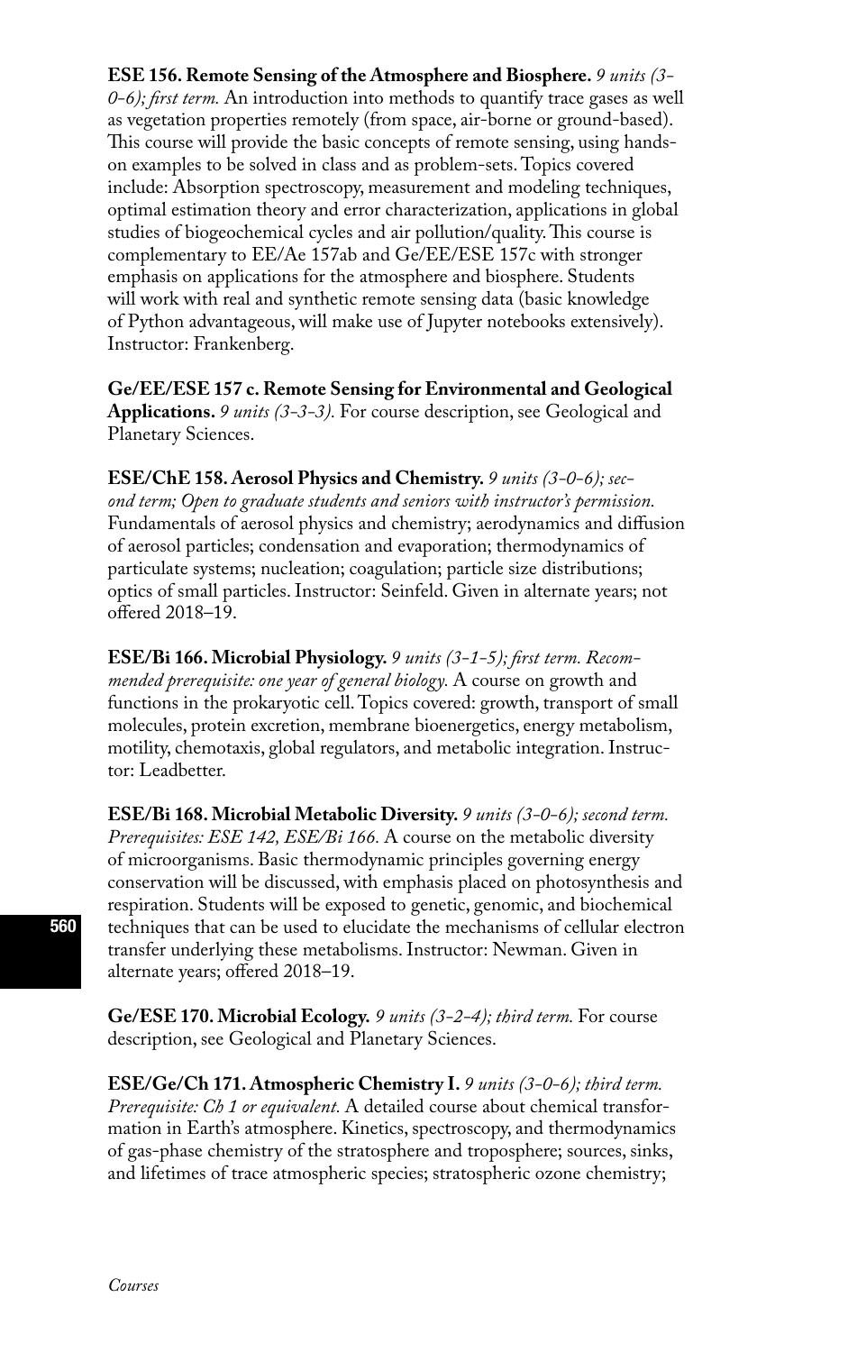**ESE 156. Remote Sensing of the Atmosphere and Biosphere.** *9 units (3-0-6); first term.* An introduction into methods to quantify trace gases as well as vegetation properties remotely (from space, air-borne or ground-based). This course will provide the basic concepts of remote sensing, using hands-on examples to be solved in class and as problem-sets. Topics covered include: Absorption spectroscopy, measurement and modeling techniques, optimal estimation theory and error characterization, applications in global studies of biogeochemical cycles and air pollution/quality. This course is complementary to EE/Ae 157ab and Ge/EE/ESE 157c with stronger emphasis on applications for the atmosphere and biosphere. Students will work with real and synthetic remote sensing data (basic knowledge of Python advantageous, will make use of Jupyter notebooks extensively). Instructor: Frankenberg.

**Ge/EE/ESE 157 c. Remote Sensing for Environmental and Geological Applications.** *9 units (3-3-3).* For course description, see Geological and Planetary Sciences.

**ESE/ChE 158. Aerosol Physics and Chemistry.** *9 units (3-0-6); second term; Open to graduate students and seniors with instructor's permission.* Fundamentals of aerosol physics and chemistry; aerodynamics and diffusion of aerosol particles; condensation and evaporation; thermodynamics of particulate systems; nucleation; coagulation; particle size distributions; optics of small particles. Instructor: Seinfeld. Given in alternate years; not offered 2018–19.

**ESE/Bi 166. Microbial Physiology.** *9 units (3-1-5); first term. Recommended prerequisite: one year of general biology.* A course on growth and functions in the prokaryotic cell. Topics covered: growth, transport of small molecules, protein excretion, membrane bioenergetics, energy metabolism, motility, chemotaxis, global regulators, and metabolic integration. Instructor: Leadbetter.

**ESE/Bi 168. Microbial Metabolic Diversity.** *9 units (3-0-6); second term. Prerequisites: ESE 142, ESE/Bi 166.* A course on the metabolic diversity of microorganisms. Basic thermodynamic principles governing energy conservation will be discussed, with emphasis placed on photosynthesis and respiration. Students will be exposed to genetic, genomic, and biochemical techniques that can be used to elucidate the mechanisms of cellular electron transfer underlying these metabolisms. Instructor: Newman. Given in alternate years; offered 2018–19.

**Ge/ESE 170. Microbial Ecology.** *9 units (3-2-4); third term.* For course description, see Geological and Planetary Sciences.

**ESE/Ge/Ch 171. Atmospheric Chemistry I.** *9 units (3-0-6); third term. Prerequisite: Ch 1 or equivalent.* A detailed course about chemical transformation in Earth's atmosphere. Kinetics, spectroscopy, and thermodynamics of gas-phase chemistry of the stratosphere and troposphere; sources, sinks, and lifetimes of trace atmospheric species; stratospheric ozone chemistry;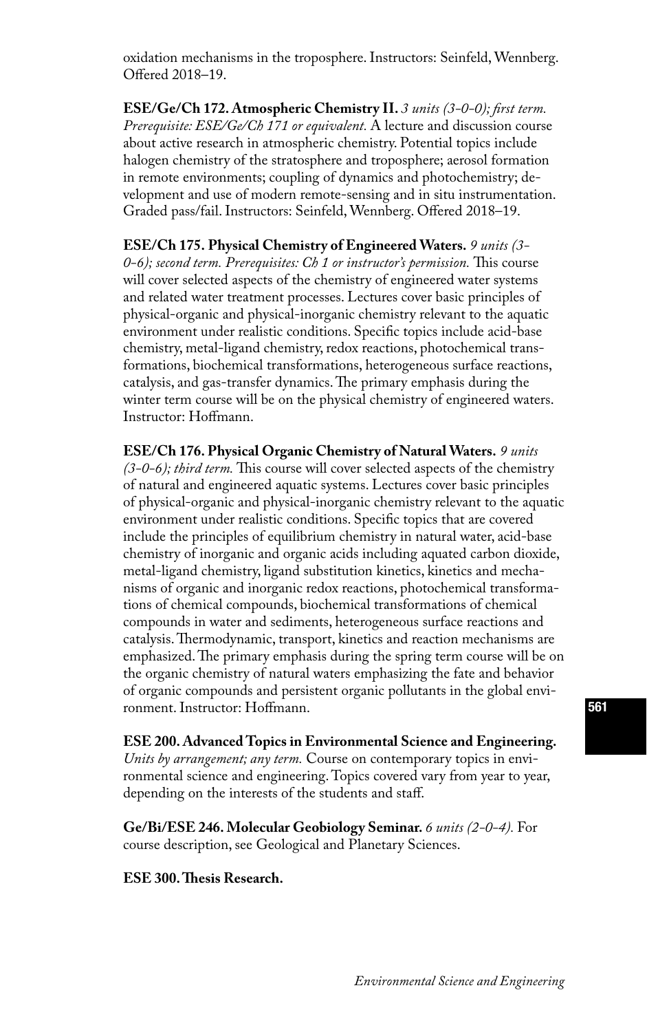oxidation mechanisms in the troposphere. Instructors: Seinfeld, Wennberg. Offered 2018–19.

**ESE/Ge/Ch 172. Atmospheric Chemistry II.** *3 units (3-0-0); first term. Prerequisite: ESE/Ge/Ch 171 or equivalent.* A lecture and discussion course about active research in atmospheric chemistry. Potential topics include halogen chemistry of the stratosphere and troposphere; aerosol formation in remote environments; coupling of dynamics and photochemistry; development and use of modern remote-sensing and in situ instrumentation. Graded pass/fail. Instructors: Seinfeld, Wennberg. Offered 2018–19.

**ESE/Ch 175. Physical Chemistry of Engineered Waters.** *9 units (3-0-6); second term. Prerequisites: Ch 1 or instructor's permission.* This course will cover selected aspects of the chemistry of engineered water systems and related water treatment processes. Lectures cover basic principles of physical-organic and physical-inorganic chemistry relevant to the aquatic environment under realistic conditions. Specific topics include acid-base chemistry, metal-ligand chemistry, redox reactions, photochemical transformations, biochemical transformations, heterogeneous surface reactions, catalysis, and gas-transfer dynamics. The primary emphasis during the winter term course will be on the physical chemistry of engineered waters. Instructor: Hoffmann.

**ESE/Ch 176. Physical Organic Chemistry of Natural Waters.** *9 units (3-0-6); third term.* This course will cover selected aspects of the chemistry of natural and engineered aquatic systems. Lectures cover basic principles of physical-organic and physical-inorganic chemistry relevant to the aquatic environment under realistic conditions. Specific topics that are covered include the principles of equilibrium chemistry in natural water, acid-base chemistry of inorganic and organic acids including aquated carbon dioxide, metal-ligand chemistry, ligand substitution kinetics, kinetics and mechanisms of organic and inorganic redox reactions, photochemical transformations of chemical compounds, biochemical transformations of chemical compounds in water and sediments, heterogeneous surface reactions and catalysis. Thermodynamic, transport, kinetics and reaction mechanisms are emphasized. The primary emphasis during the spring term course will be on the organic chemistry of natural waters emphasizing the fate and behavior of organic compounds and persistent organic pollutants in the global environment. Instructor: Hoffmann.

**ESE 200. Advanced Topics in Environmental Science and Engineering.** *Units by arrangement; any term.* Course on contemporary topics in environmental science and engineering. Topics covered vary from year to year, depending on the interests of the students and staff.

**Ge/Bi/ESE 246. Molecular Geobiology Seminar.** *6 units (2-0-4).* For course description, see Geological and Planetary Sciences.

**ESE 300. Thesis Research.**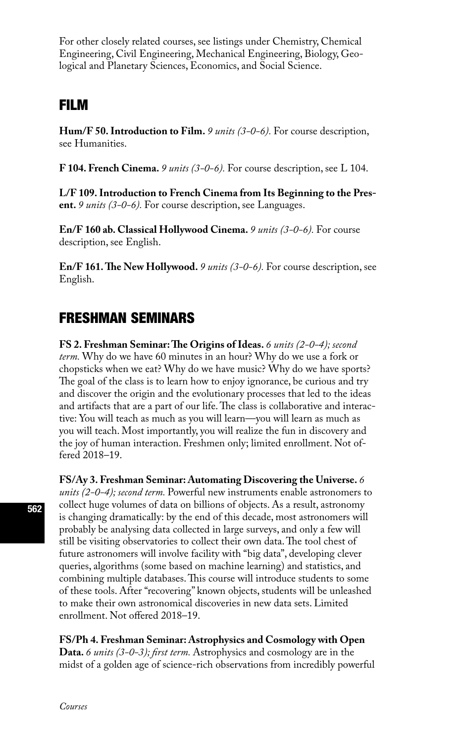For other closely related courses, see listings under Chemistry, Chemical Engineering, Civil Engineering, Mechanical Engineering, Biology, Geological and Planetary Sciences, Economics, and Social Science.

## FILM

**Hum/F 50. Introduction to Film.** *9 units (3-0-6).* For course description, see Humanities.

**F 104. French Cinema.** *9 units (3-0-6).* For course description, see L 104.

**L/F 109. Introduction to French Cinema from Its Beginning to the Present.** *9 units (3-0-6).* For course description, see Languages.

**En/F 160 ab. Classical Hollywood Cinema.** *9 units (3-0-6).* For course description, see English.

**En/F 161. The New Hollywood.** *9 units (3-0-6).* For course description, see English.

## FRESHMAN SEMINARS

**FS 2. Freshman Seminar: The Origins of Ideas.** *6 units (2-0-4); second term.* Why do we have 60 minutes in an hour? Why do we use a fork or chopsticks when we eat? Why do we have music? Why do we have sports? The goal of the class is to learn how to enjoy ignorance, be curious and try and discover the origin and the evolutionary processes that led to the ideas and artifacts that are a part of our life. The class is collaborative and interactive: You will teach as much as you will learn—you will learn as much as you will teach. Most importantly, you will realize the fun in discovery and the joy of human interaction. Freshmen only; limited enrollment. Not offered 2018–19.

**FS/Ay 3. Freshman Seminar: Automating Discovering the Universe.** *6 units (2-0-4); second term.* Powerful new instruments enable astronomers to collect huge volumes of data on billions of objects. As a result, astronomy is changing dramatically: by the end of this decade, most astronomers will probably be analysing data collected in large surveys, and only a few will still be visiting observatories to collect their own data. The tool chest of future astronomers will involve facility with "big data", developing clever queries, algorithms (some based on machine learning) and statistics, and combining multiple databases. This course will introduce students to some of these tools. After "recovering" known objects, students will be unleashed to make their own astronomical discoveries in new data sets. Limited enrollment. Not offered 2018–19.

**FS/Ph 4. Freshman Seminar: Astrophysics and Cosmology with Open Data.** *6 units (3-0-3); first term.* Astrophysics and cosmology are in the midst of a golden age of science-rich observations from incredibly powerful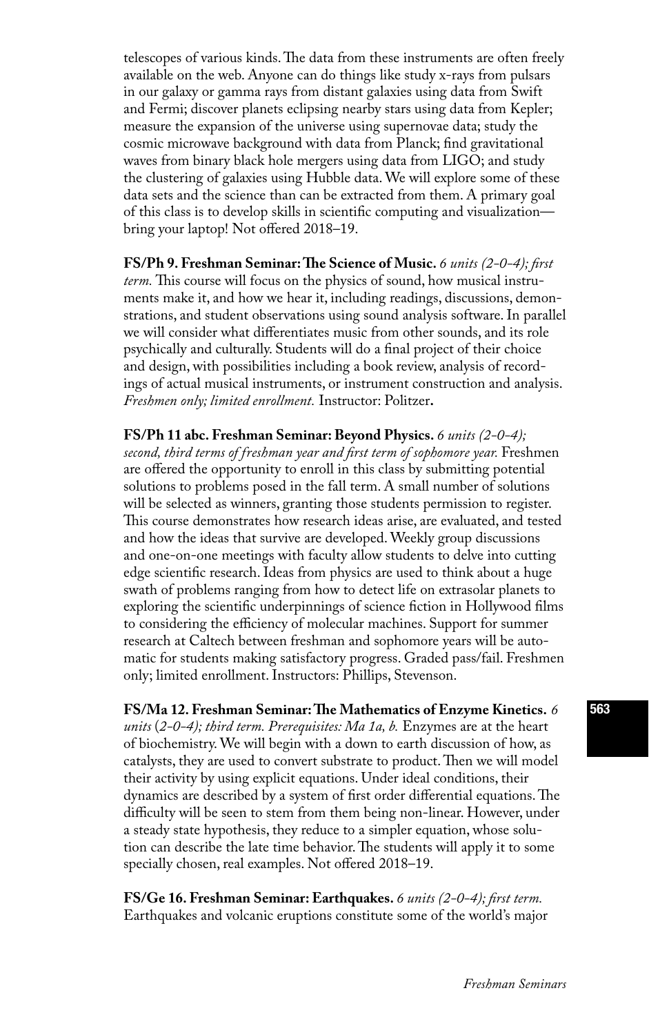telescopes of various kinds. The data from these instruments are often freely available on the web. Anyone can do things like study x-rays from pulsars in our galaxy or gamma rays from distant galaxies using data from Swift and Fermi; discover planets eclipsing nearby stars using data from Kepler; measure the expansion of the universe using supernovae data; study the cosmic microwave background with data from Planck; find gravitational waves from binary black hole mergers using data from LIGO; and study the clustering of galaxies using Hubble data. We will explore some of these data sets and the science than can be extracted from them. A primary goal of this class is to develop skills in scientific computing and visualization—bring your laptop! Not offered 2018–19.

**FS/Ph 9. Freshman Seminar: The Science of Music.** *6 units (2-0-4); first term.* This course will focus on the physics of sound, how musical instruments make it, and how we hear it, including readings, discussions, demonstrations, and student observations using sound analysis software. In parallel we will consider what differentiates music from other sounds, and its role psychically and culturally. Students will do a final project of their choice and design, with possibilities including a book review, analysis of recordings of actual musical instruments, or instrument construction and analysis. *Freshmen only; limited enrollment.* Instructor: Politzer.

**FS/Ph 11 abc. Freshman Seminar: Beyond Physics.** *6 units (2-0-4); second, third terms of freshman year and first term of sophomore year.* Freshmen are offered the opportunity to enroll in this class by submitting potential solutions to problems posed in the fall term. A small number of solutions will be selected as winners, granting those students permission to register. This course demonstrates how research ideas arise, are evaluated, and tested and how the ideas that survive are developed. Weekly group discussions and one-on-one meetings with faculty allow students to delve into cutting edge scientific research. Ideas from physics are used to think about a huge swath of problems ranging from how to detect life on extrasolar planets to exploring the scientific underpinnings of science fiction in Hollywood films to considering the efficiency of molecular machines. Support for summer research at Caltech between freshman and sophomore years will be automatic for students making satisfactory progress. Graded pass/fail. Freshmen only; limited enrollment. Instructors: Phillips, Stevenson.

**FS/Ma 12. Freshman Seminar: The Mathematics of Enzyme Kinetics.** *6 units (2-0-4); third term. Prerequisites: Ma 1a, b.* Enzymes are at the heart of biochemistry. We will begin with a down to earth discussion of how, as catalysts, they are used to convert substrate to product. Then we will model their activity by using explicit equations. Under ideal conditions, their dynamics are described by a system of first order differential equations. The difficulty will be seen to stem from them being non-linear. However, under a steady state hypothesis, they reduce to a simpler equation, whose solution can describe the late time behavior. The students will apply it to some specially chosen, real examples. Not offered 2018–19.

**FS/Ge 16. Freshman Seminar: Earthquakes.** *6 units (2-0-4); first term.* Earthquakes and volcanic eruptions constitute some of the world's major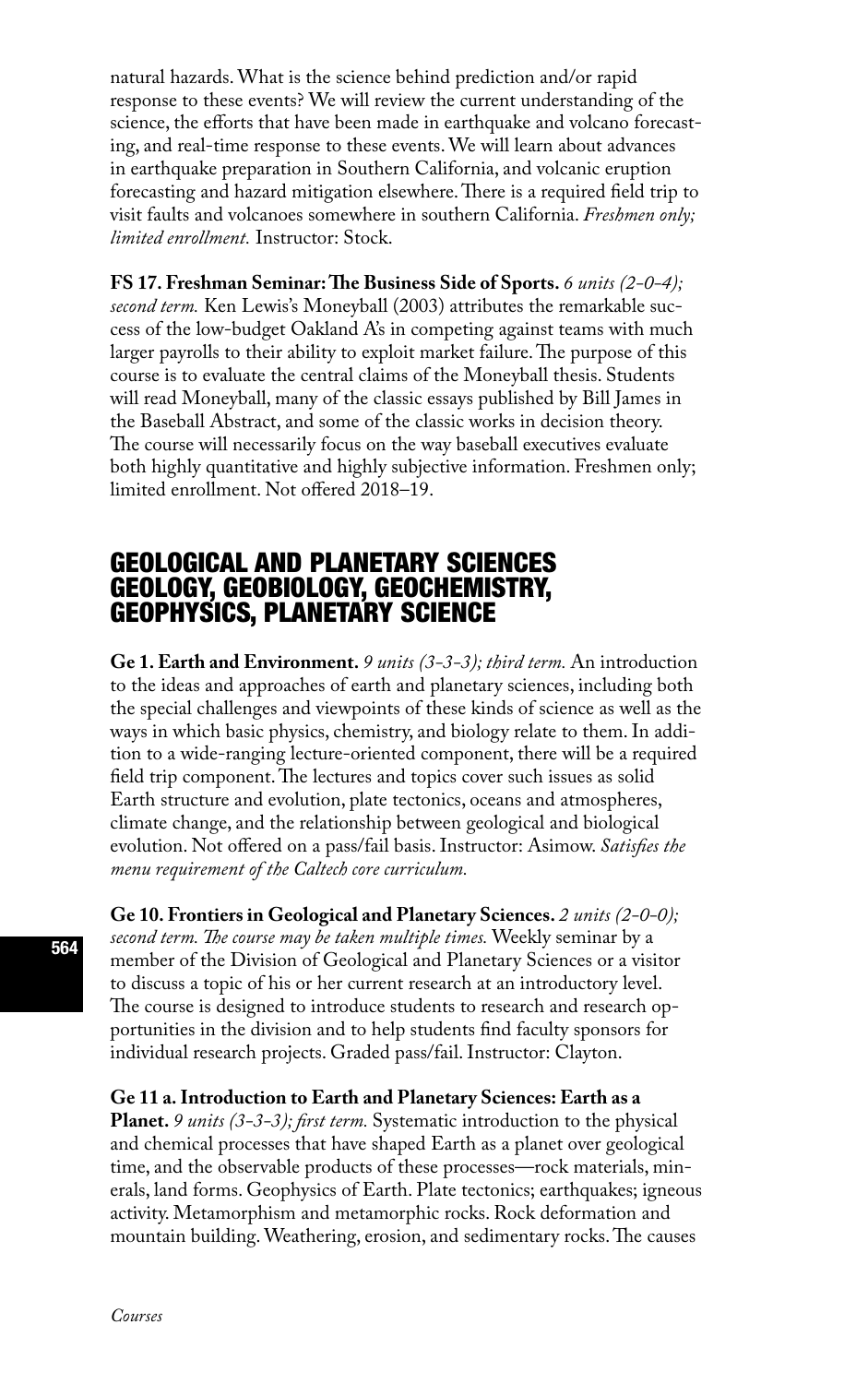natural hazards. What is the science behind prediction and/or rapid response to these events? We will review the current understanding of the science, the efforts that have been made in earthquake and volcano forecasting, and real-time response to these events. We will learn about advances in earthquake preparation in Southern California, and volcanic eruption forecasting and hazard mitigation elsewhere. There is a required field trip to visit faults and volcanoes somewhere in southern California. *Freshmen only; limited enrollment.* Instructor: Stock.

**FS 17. Freshman Seminar: The Business Side of Sports.** *6 units (2-0-4); second term.* Ken Lewis's Moneyball (2003) attributes the remarkable success of the low-budget Oakland A's in competing against teams with much larger payrolls to their ability to exploit market failure. The purpose of this course is to evaluate the central claims of the Moneyball thesis. Students will read Moneyball, many of the classic essays published by Bill James in the Baseball Abstract, and some of the classic works in decision theory. The course will necessarily focus on the way baseball executives evaluate both highly quantitative and highly subjective information. Freshmen only; limited enrollment. Not offered 2018–19.

# GEOLOGICAL AND PLANETARY SCIENCES GEOLOGY, GEOBIOLOGY, GEOCHEMISTRY, GEOPHYSICS, PLANETARY SCIENCE

**Ge 1. Earth and Environment.** *9 units (3-3-3); third term.* An introduction to the ideas and approaches of earth and planetary sciences, including both the special challenges and viewpoints of these kinds of science as well as the ways in which basic physics, chemistry, and biology relate to them. In addition to a wide-ranging lecture-oriented component, there will be a required field trip component. The lectures and topics cover such issues as solid Earth structure and evolution, plate tectonics, oceans and atmospheres, climate change, and the relationship between geological and biological evolution. Not offered on a pass/fail basis. Instructor: Asimow. *Satisfies the menu requirement of the Caltech core curriculum.*

**Ge 10. Frontiers in Geological and Planetary Sciences.** *2 units (2-0-0); second term. The course may be taken multiple times.* Weekly seminar by a member of the Division of Geological and Planetary Sciences or a visitor to discuss a topic of his or her current research at an introductory level. The course is designed to introduce students to research and research opportunities in the division and to help students find faculty sponsors for individual research projects. Graded pass/fail. Instructor: Clayton.

**Ge 11 a. Introduction to Earth and Planetary Sciences: Earth as a Planet.** *9 units (3-3-3); first term.* Systematic introduction to the physical and chemical processes that have shaped Earth as a planet over geological time, and the observable products of these processes—rock materials, minerals, land forms. Geophysics of Earth. Plate tectonics; earthquakes; igneous activity. Metamorphism and metamorphic rocks. Rock deformation and mountain building. Weathering, erosion, and sedimentary rocks. The causes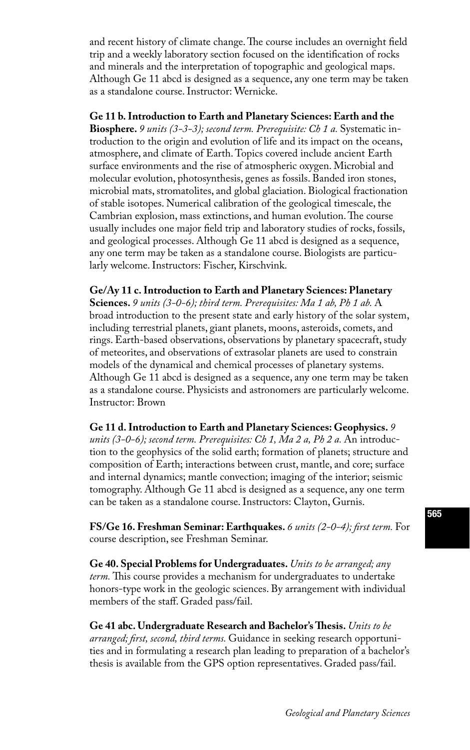and recent history of climate change. The course includes an overnight field trip and a weekly laboratory section focused on the identification of rocks and minerals and the interpretation of topographic and geological maps. Although Ge 11 abcd is designed as a sequence, any one term may be taken as a standalone course. Instructor: Wernicke.

**Ge 11 b. Introduction to Earth and Planetary Sciences: Earth and the Biosphere.** *9 units (3-3-3); second term. Prerequisite: Ch 1 a.* Systematic introduction to the origin and evolution of life and its impact on the oceans, atmosphere, and climate of Earth. Topics covered include ancient Earth surface environments and the rise of atmospheric oxygen. Microbial and molecular evolution, photosynthesis, genes as fossils. Banded iron stones, microbial mats, stromatolites, and global glaciation. Biological fractionation of stable isotopes. Numerical calibration of the geological timescale, the Cambrian explosion, mass extinctions, and human evolution. The course usually includes one major field trip and laboratory studies of rocks, fossils, and geological processes. Although Ge 11 abcd is designed as a sequence, any one term may be taken as a standalone course. Biologists are particularly welcome. Instructors: Fischer, Kirschvink.

**Ge/Ay 11 c. Introduction to Earth and Planetary Sciences: Planetary Sciences.** *9 units (3-0-6); third term. Prerequisites: Ma 1 ab, Ph 1 ab.* A broad introduction to the present state and early history of the solar system, including terrestrial planets, giant planets, moons, asteroids, comets, and rings. Earth-based observations, observations by planetary spacecraft, study of meteorites, and observations of extrasolar planets are used to constrain models of the dynamical and chemical processes of planetary systems. Although Ge 11 abcd is designed as a sequence, any one term may be taken as a standalone course. Physicists and astronomers are particularly welcome. Instructor: Brown

**Ge 11 d. Introduction to Earth and Planetary Sciences: Geophysics.** *9 units (3-0-6); second term. Prerequisites: Ch 1, Ma 2 a, Ph 2 a.* An introduction to the geophysics of the solid earth; formation of planets; structure and composition of Earth; interactions between crust, mantle, and core; surface and internal dynamics; mantle convection; imaging of the interior; seismic tomography. Although Ge 11 abcd is designed as a sequence, any one term can be taken as a standalone course. Instructors: Clayton, Gurnis.

**FS/Ge 16. Freshman Seminar: Earthquakes.** *6 units (2-0-4); first term.* For course description, see Freshman Seminar.

**Ge 40. Special Problems for Undergraduates.** *Units to be arranged; any term.* This course provides a mechanism for undergraduates to undertake honors-type work in the geologic sciences. By arrangement with individual members of the staff. Graded pass/fail.

**Ge 41 abc. Undergraduate Research and Bachelor's Thesis.** *Units to be arranged; first, second, third terms.* Guidance in seeking research opportunities and in formulating a research plan leading to preparation of a bachelor's thesis is available from the GPS option representatives. Graded pass/fail.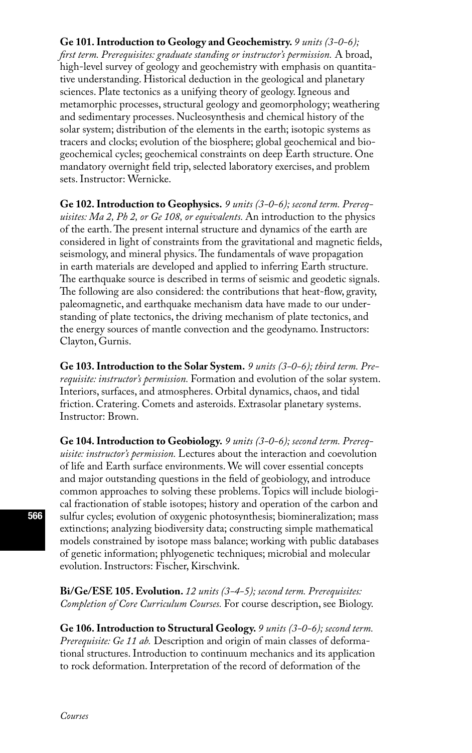**Ge 101. Introduction to Geology and Geochemistry.** *9 units (3-0-6); first term. Prerequisites: graduate standing or instructor's permission.* A broad, high-level survey of geology and geochemistry with emphasis on quantitative understanding. Historical deduction in the geological and planetary sciences. Plate tectonics as a unifying theory of geology. Igneous and metamorphic processes, structural geology and geomorphology; weathering and sedimentary processes. Nucleosynthesis and chemical history of the solar system; distribution of the elements in the earth; isotopic systems as tracers and clocks; evolution of the biosphere; global geochemical and biogeochemical cycles; geochemical constraints on deep Earth structure. One mandatory overnight field trip, selected laboratory exercises, and problem sets. Instructor: Wernicke.

**Ge 102. Introduction to Geophysics.** *9 units (3-0-6); second term. Prerequisites: Ma 2, Ph 2, or Ge 108, or equivalents.* An introduction to the physics of the earth. The present internal structure and dynamics of the earth are considered in light of constraints from the gravitational and magnetic fields, seismology, and mineral physics. The fundamentals of wave propagation in earth materials are developed and applied to inferring Earth structure. The earthquake source is described in terms of seismic and geodetic signals. The following are also considered: the contributions that heat-flow, gravity, paleomagnetic, and earthquake mechanism data have made to our understanding of plate tectonics, the driving mechanism of plate tectonics, and the energy sources of mantle convection and the geodynamo. Instructors: Clayton, Gurnis.

**Ge 103. Introduction to the Solar System.** *9 units (3-0-6); third term. Prerequisite: instructor's permission.* Formation and evolution of the solar system. Interiors, surfaces, and atmospheres. Orbital dynamics, chaos, and tidal friction. Cratering. Comets and asteroids. Extrasolar planetary systems. Instructor: Brown.

**Ge 104. Introduction to Geobiology.** *9 units (3-0-6); second term. Prerequisite: instructor's permission.* Lectures about the interaction and coevolution of life and Earth surface environments. We will cover essential concepts and major outstanding questions in the field of geobiology, and introduce common approaches to solving these problems. Topics will include biological fractionation of stable isotopes; history and operation of the carbon and sulfur cycles; evolution of oxygenic photosynthesis; biomineralization; mass extinctions; analyzing biodiversity data; constructing simple mathematical models constrained by isotope mass balance; working with public databases of genetic information; phlyogenetic techniques; microbial and molecular evolution. Instructors: Fischer, Kirschvink.

**Bi/Ge/ESE 105. Evolution.** *12 units (3-4-5); second term. Prerequisites: Completion of Core Curriculum Courses.* For course description, see Biology.

**Ge 106. Introduction to Structural Geology.** *9 units (3-0-6); second term. Prerequisite: Ge 11 ab.* Description and origin of main classes of deformational structures. Introduction to continuum mechanics and its application to rock deformation. Interpretation of the record of deformation of the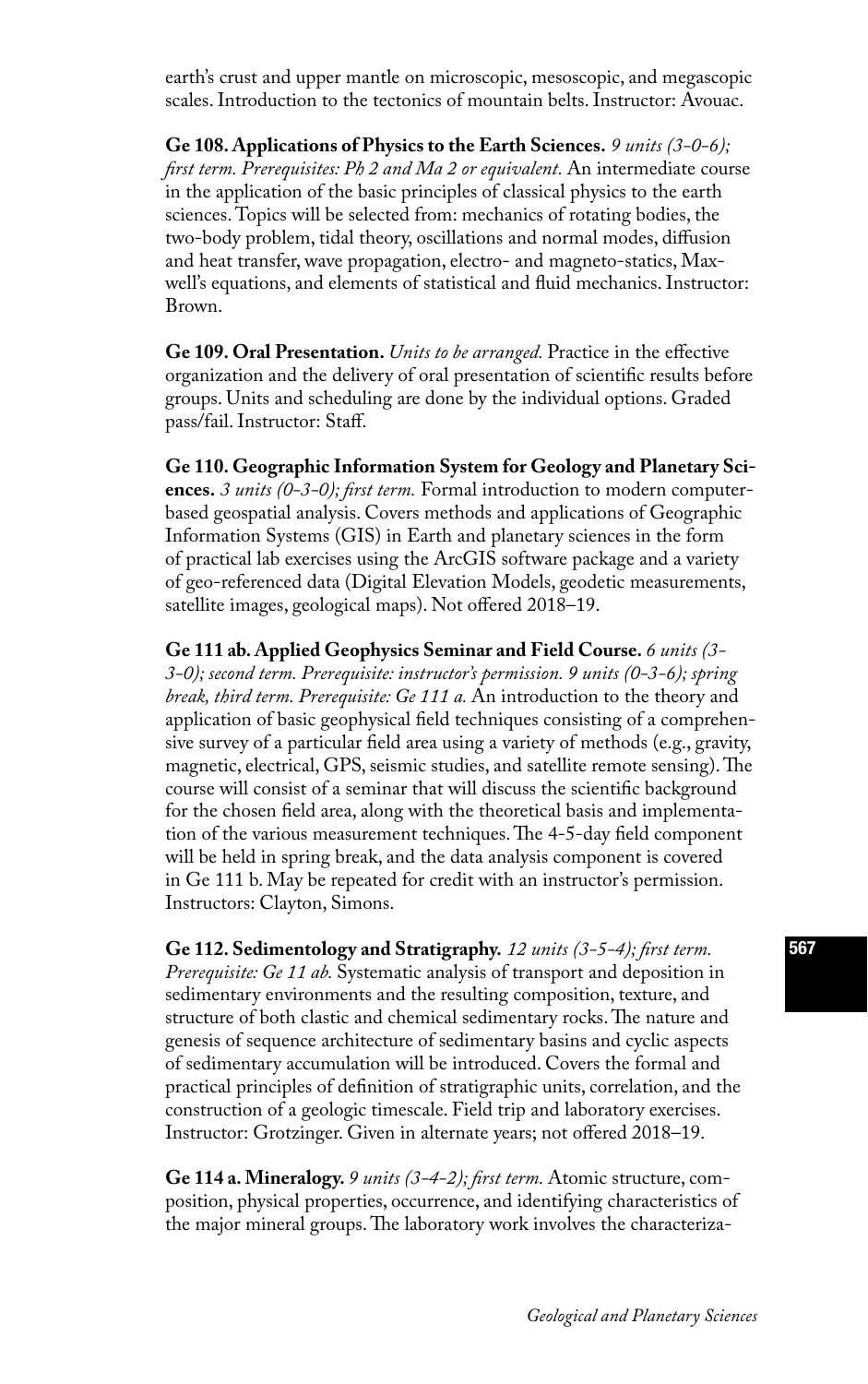earth's crust and upper mantle on microscopic, mesoscopic, and megascopic scales. Introduction to the tectonics of mountain belts. Instructor: Avouac.

**Ge 108. Applications of Physics to the Earth Sciences.** *9 units (3-0-6); first term. Prerequisites: Ph 2 and Ma 2 or equivalent.* An intermediate course in the application of the basic principles of classical physics to the earth sciences. Topics will be selected from: mechanics of rotating bodies, the two-body problem, tidal theory, oscillations and normal modes, diffusion and heat transfer, wave propagation, electro- and magneto-statics, Maxwell's equations, and elements of statistical and fluid mechanics. Instructor: Brown.

**Ge 109. Oral Presentation.** *Units to be arranged.* Practice in the effective organization and the delivery of oral presentation of scientific results before groups. Units and scheduling are done by the individual options. Graded pass/fail. Instructor: Staff.

**Ge 110. Geographic Information System for Geology and Planetary Sciences.** *3 units (0-3-0); first term.* Formal introduction to modern computer-based geospatial analysis. Covers methods and applications of Geographic Information Systems (GIS) in Earth and planetary sciences in the form of practical lab exercises using the ArcGIS software package and a variety of geo-referenced data (Digital Elevation Models, geodetic measurements, satellite images, geological maps). Not offered 2018–19.

**Ge 111 ab. Applied Geophysics Seminar and Field Course.** *6 units (3-3-0); second term. Prerequisite: instructor's permission. 9 units (0-3-6); spring break, third term. Prerequisite: Ge 111 a.* An introduction to the theory and application of basic geophysical field techniques consisting of a comprehensive survey of a particular field area using a variety of methods (e.g., gravity, magnetic, electrical, GPS, seismic studies, and satellite remote sensing). The course will consist of a seminar that will discuss the scientific background for the chosen field area, along with the theoretical basis and implementation of the various measurement techniques. The 4-5-day field component will be held in spring break, and the data analysis component is covered in Ge 111 b. May be repeated for credit with an instructor's permission. Instructors: Clayton, Simons.

**Ge 112. Sedimentology and Stratigraphy.** *12 units (3-5-4); first term. Prerequisite: Ge 11 ab.* Systematic analysis of transport and deposition in sedimentary environments and the resulting composition, texture, and structure of both clastic and chemical sedimentary rocks. The nature and genesis of sequence architecture of sedimentary basins and cyclic aspects of sedimentary accumulation will be introduced. Covers the formal and practical principles of definition of stratigraphic units, correlation, and the construction of a geologic timescale. Field trip and laboratory exercises. Instructor: Grotzinger. Given in alternate years; not offered 2018–19.

**Ge 114 a. Mineralogy.** *9 units (3-4-2); first term.* Atomic structure, composition, physical properties, occurrence, and identifying characteristics of the major mineral groups. The laboratory work involves the characteriza-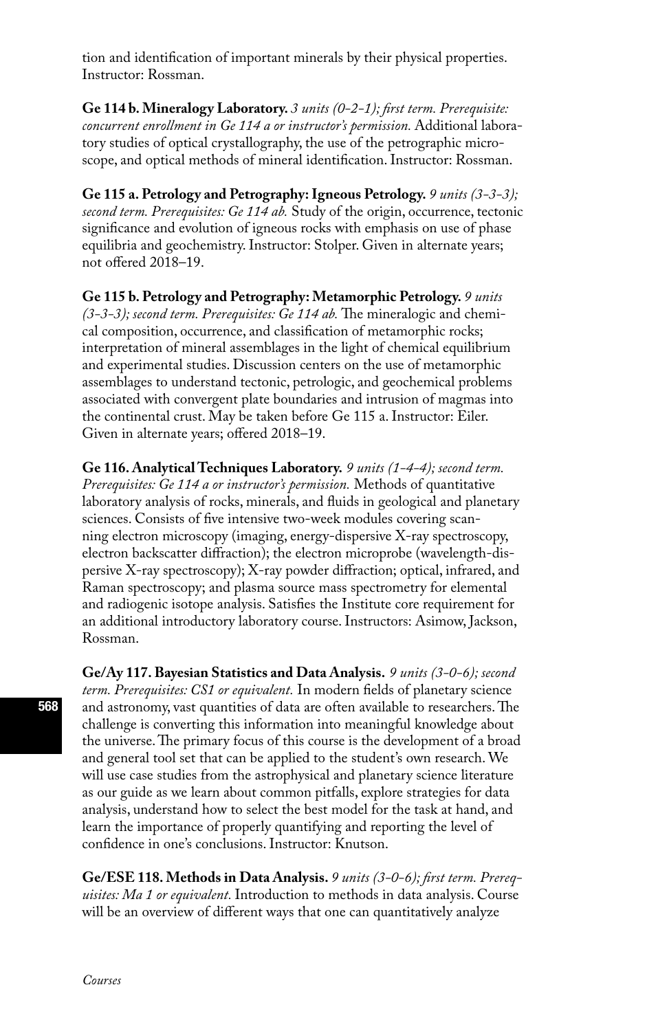tion and identification of important minerals by their physical properties. Instructor: Rossman.

**Ge 114 b. Mineralogy Laboratory.** *3 units (0-2-1); first term. Prerequisite: concurrent enrollment in Ge 114 a or instructor's permission.* Additional laboratory studies of optical crystallography, the use of the petrographic microscope, and optical methods of mineral identification. Instructor: Rossman.

**Ge 115 a. Petrology and Petrography: Igneous Petrology.** *9 units (3-3-3); second term. Prerequisites: Ge 114 ab.* Study of the origin, occurrence, tectonic significance and evolution of igneous rocks with emphasis on use of phase equilibria and geochemistry. Instructor: Stolper. Given in alternate years; not offered 2018–19.

**Ge 115 b. Petrology and Petrography: Metamorphic Petrology.** *9 units (3-3-3); second term. Prerequisites: Ge 114 ab.* The mineralogic and chemical composition, occurrence, and classification of metamorphic rocks; interpretation of mineral assemblages in the light of chemical equilibrium and experimental studies. Discussion centers on the use of metamorphic assemblages to understand tectonic, petrologic, and geochemical problems associated with convergent plate boundaries and intrusion of magmas into the continental crust. May be taken before Ge 115 a. Instructor: Eiler. Given in alternate years; offered 2018–19.

**Ge 116. Analytical Techniques Laboratory.** *9 units (1-4-4); second term. Prerequisites: Ge 114 a or instructor's permission.* Methods of quantitative laboratory analysis of rocks, minerals, and fluids in geological and planetary sciences. Consists of five intensive two-week modules covering scanning electron microscopy (imaging, energy-dispersive X-ray spectroscopy, electron backscatter diffraction); the electron microprobe (wavelength-dispersive X-ray spectroscopy); X-ray powder diffraction; optical, infrared, and Raman spectroscopy; and plasma source mass spectrometry for elemental and radiogenic isotope analysis. Satisfies the Institute core requirement for an additional introductory laboratory course. Instructors: Asimow, Jackson, Rossman.

**Ge/Ay 117. Bayesian Statistics and Data Analysis.** *9 units (3-0-6); second term. Prerequisites: CS1 or equivalent.* In modern fields of planetary science and astronomy, vast quantities of data are often available to researchers. The challenge is converting this information into meaningful knowledge about the universe. The primary focus of this course is the development of a broad and general tool set that can be applied to the student's own research. We will use case studies from the astrophysical and planetary science literature as our guide as we learn about common pitfalls, explore strategies for data analysis, understand how to select the best model for the task at hand, and learn the importance of properly quantifying and reporting the level of confidence in one's conclusions. Instructor: Knutson.

**Ge/ESE 118. Methods in Data Analysis.** *9 units (3-0-6); first term. Prerequisites: Ma 1 or equivalent.* Introduction to methods in data analysis. Course will be an overview of different ways that one can quantitatively analyze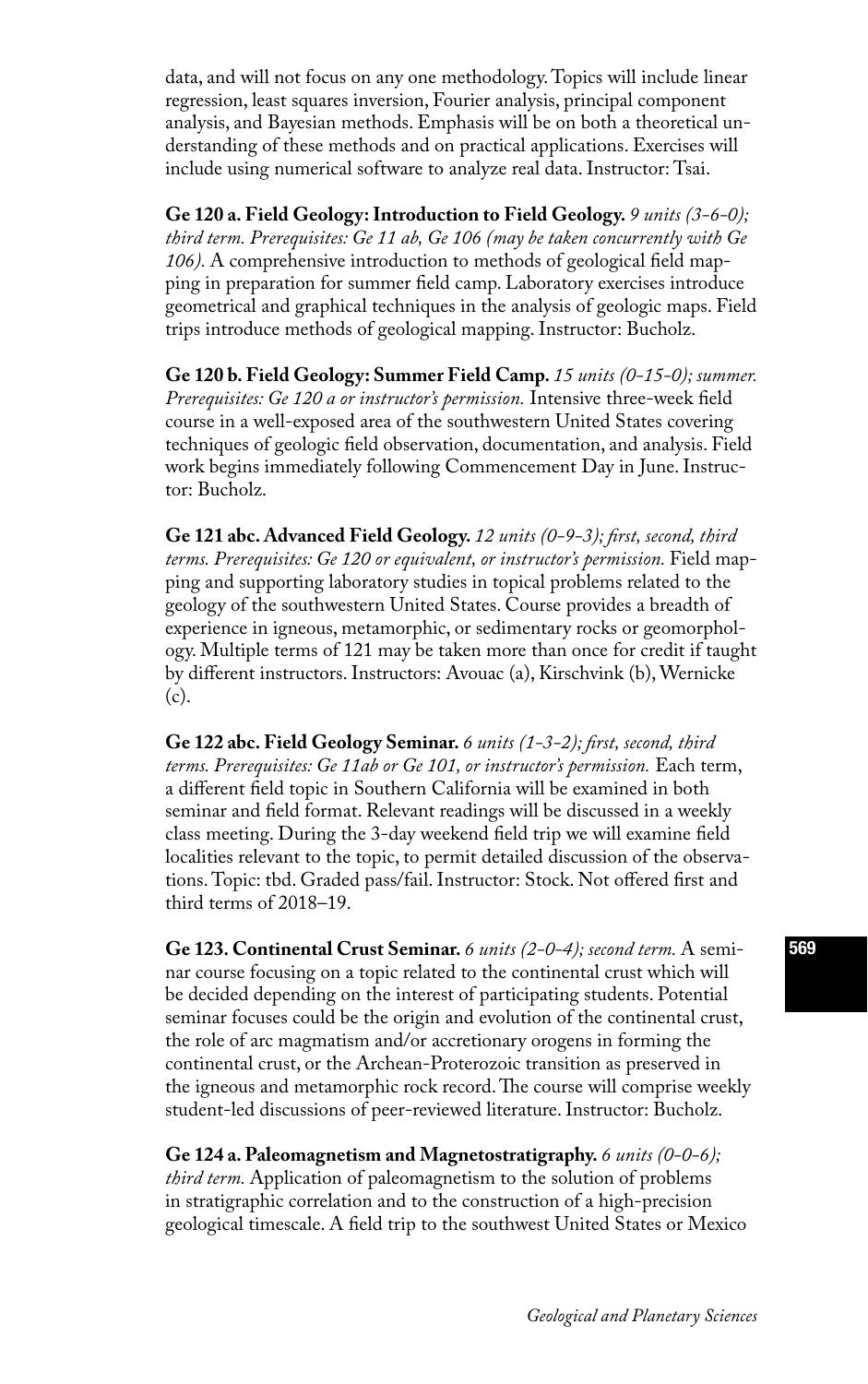data, and will not focus on any one methodology. Topics will include linear regression, least squares inversion, Fourier analysis, principal component analysis, and Bayesian methods. Emphasis will be on both a theoretical understanding of these methods and on practical applications. Exercises will include using numerical software to analyze real data. Instructor: Tsai.

**Ge 120 a. Field Geology: Introduction to Field Geology.** *9 units (3-6-0); third term. Prerequisites: Ge 11 ab, Ge 106 (may be taken concurrently with Ge 106).* A comprehensive introduction to methods of geological field mapping in preparation for summer field camp. Laboratory exercises introduce geometrical and graphical techniques in the analysis of geologic maps. Field trips introduce methods of geological mapping. Instructor: Bucholz.

**Ge 120 b. Field Geology: Summer Field Camp.** *15 units (0-15-0); summer. Prerequisites: Ge 120 a or instructor's permission.* Intensive three-week field course in a well-exposed area of the southwestern United States covering techniques of geologic field observation, documentation, and analysis. Field work begins immediately following Commencement Day in June. Instructor: Bucholz.

**Ge 121 abc. Advanced Field Geology.** *12 units (0-9-3); first, second, third terms. Prerequisites: Ge 120 or equivalent, or instructor's permission.* Field mapping and supporting laboratory studies in topical problems related to the geology of the southwestern United States. Course provides a breadth of experience in igneous, metamorphic, or sedimentary rocks or geomorphology. Multiple terms of 121 may be taken more than once for credit if taught by different instructors. Instructors: Avouac (a), Kirschvink (b), Wernicke (c).

**Ge 122 abc. Field Geology Seminar.** *6 units (1-3-2); first, second, third terms. Prerequisites: Ge 11ab or Ge 101, or instructor's permission.* Each term, a different field topic in Southern California will be examined in both seminar and field format. Relevant readings will be discussed in a weekly class meeting. During the 3-day weekend field trip we will examine field localities relevant to the topic, to permit detailed discussion of the observations. Topic: tbd. Graded pass/fail. Instructor: Stock. Not offered first and third terms of 2018–19.

**Ge 123. Continental Crust Seminar.** *6 units (2-0-4); second term.* A seminar course focusing on a topic related to the continental crust which will be decided depending on the interest of participating students. Potential seminar focuses could be the origin and evolution of the continental crust, the role of arc magmatism and/or accretionary orogens in forming the continental crust, or the Archean-Proterozoic transition as preserved in the igneous and metamorphic rock record. The course will comprise weekly student-led discussions of peer-reviewed literature. Instructor: Bucholz.

**Ge 124 a. Paleomagnetism and Magnetostratigraphy.** *6 units (0-0-6); third term.* Application of paleomagnetism to the solution of problems in stratigraphic correlation and to the construction of a high-precision geological timescale. A field trip to the southwest United States or Mexico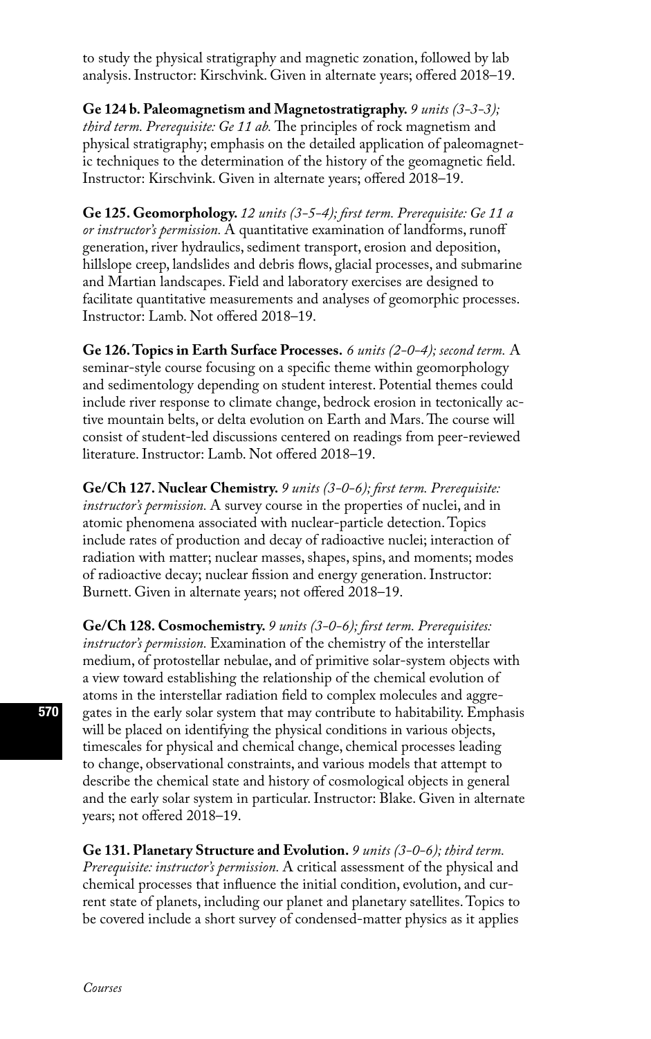to study the physical stratigraphy and magnetic zonation, followed by lab analysis. Instructor: Kirschvink. Given in alternate years; offered 2018–19.

**Ge 124 b. Paleomagnetism and Magnetostratigraphy.** *9 units (3-3-3); third term. Prerequisite: Ge 11 ab.* The principles of rock magnetism and physical stratigraphy; emphasis on the detailed application of paleomagnetic techniques to the determination of the history of the geomagnetic field. Instructor: Kirschvink. Given in alternate years; offered 2018–19.

**Ge 125. Geomorphology.** *12 units (3-5-4); first term. Prerequisite: Ge 11 a or instructor's permission.* A quantitative examination of landforms, runoff generation, river hydraulics, sediment transport, erosion and deposition, hillslope creep, landslides and debris flows, glacial processes, and submarine and Martian landscapes. Field and laboratory exercises are designed to facilitate quantitative measurements and analyses of geomorphic processes. Instructor: Lamb. Not offered 2018–19.

**Ge 126. Topics in Earth Surface Processes.** *6 units (2-0-4); second term.* A seminar-style course focusing on a specific theme within geomorphology and sedimentology depending on student interest. Potential themes could include river response to climate change, bedrock erosion in tectonically active mountain belts, or delta evolution on Earth and Mars. The course will consist of student-led discussions centered on readings from peer-reviewed literature. Instructor: Lamb. Not offered 2018–19.

**Ge/Ch 127. Nuclear Chemistry.** *9 units (3-0-6); first term. Prerequisite: instructor's permission.* A survey course in the properties of nuclei, and in atomic phenomena associated with nuclear-particle detection. Topics include rates of production and decay of radioactive nuclei; interaction of radiation with matter; nuclear masses, shapes, spins, and moments; modes of radioactive decay; nuclear fission and energy generation. Instructor: Burnett. Given in alternate years; not offered 2018–19.

**Ge/Ch 128. Cosmochemistry.** *9 units (3-0-6); first term. Prerequisites: instructor's permission.* Examination of the chemistry of the interstellar medium, of protostellar nebulae, and of primitive solar-system objects with a view toward establishing the relationship of the chemical evolution of atoms in the interstellar radiation field to complex molecules and aggregates in the early solar system that may contribute to habitability. Emphasis will be placed on identifying the physical conditions in various objects, timescales for physical and chemical change, chemical processes leading to change, observational constraints, and various models that attempt to describe the chemical state and history of cosmological objects in general and the early solar system in particular. Instructor: Blake. Given in alternate years; not offered 2018–19.

**Ge 131. Planetary Structure and Evolution.** *9 units (3-0-6); third term. Prerequisite: instructor's permission.* A critical assessment of the physical and chemical processes that influence the initial condition, evolution, and current state of planets, including our planet and planetary satellites. Topics to be covered include a short survey of condensed-matter physics as it applies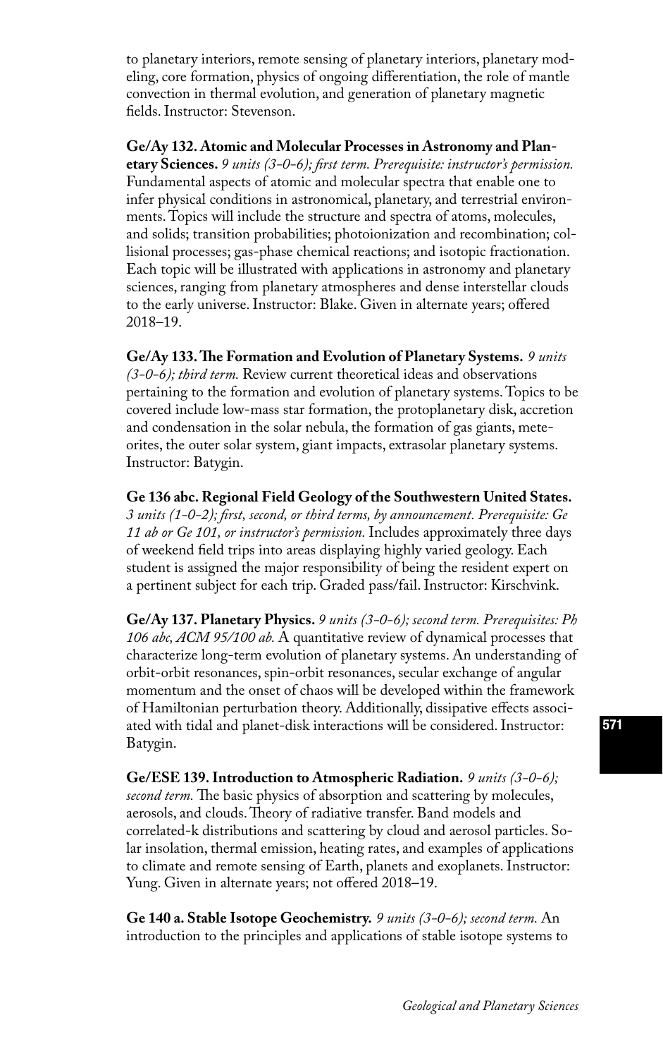to planetary interiors, remote sensing of planetary interiors, planetary modeling, core formation, physics of ongoing differentiation, the role of mantle convection in thermal evolution, and generation of planetary magnetic fields. Instructor: Stevenson.

**Ge/Ay 132. Atomic and Molecular Processes in Astronomy and Planetary Sciences.** *9 units (3-0-6); first term. Prerequisite: instructor's permission.* Fundamental aspects of atomic and molecular spectra that enable one to infer physical conditions in astronomical, planetary, and terrestrial environments. Topics will include the structure and spectra of atoms, molecules, and solids; transition probabilities; photoionization and recombination; collisional processes; gas-phase chemical reactions; and isotopic fractionation. Each topic will be illustrated with applications in astronomy and planetary sciences, ranging from planetary atmospheres and dense interstellar clouds to the early universe. Instructor: Blake. Given in alternate years; offered 2018–19.

**Ge/Ay 133. The Formation and Evolution of Planetary Systems.** *9 units (3-0-6); third term.* Review current theoretical ideas and observations pertaining to the formation and evolution of planetary systems. Topics to be covered include low-mass star formation, the protoplanetary disk, accretion and condensation in the solar nebula, the formation of gas giants, meteorites, the outer solar system, giant impacts, extrasolar planetary systems. Instructor: Batygin.

**Ge 136 abc. Regional Field Geology of the Southwestern United States.** *3 units (1-0-2); first, second, or third terms, by announcement. Prerequisite: Ge 11 ab or Ge 101, or instructor's permission.* Includes approximately three days of weekend field trips into areas displaying highly varied geology. Each student is assigned the major responsibility of being the resident expert on a pertinent subject for each trip. Graded pass/fail. Instructor: Kirschvink.

**Ge/Ay 137. Planetary Physics.** *9 units (3-0-6); second term. Prerequisites: Ph 106 abc, ACM 95/100 ab.* A quantitative review of dynamical processes that characterize long-term evolution of planetary systems. An understanding of orbit-orbit resonances, spin-orbit resonances, secular exchange of angular momentum and the onset of chaos will be developed within the framework of Hamiltonian perturbation theory. Additionally, dissipative effects associated with tidal and planet-disk interactions will be considered. Instructor: Batygin.

**Ge/ESE 139. Introduction to Atmospheric Radiation.** *9 units (3-0-6); second term.* The basic physics of absorption and scattering by molecules, aerosols, and clouds. Theory of radiative transfer. Band models and correlated-k distributions and scattering by cloud and aerosol particles. Solar insolation, thermal emission, heating rates, and examples of applications to climate and remote sensing of Earth, planets and exoplanets. Instructor: Yung. Given in alternate years; not offered 2018–19.

**Ge 140 a. Stable Isotope Geochemistry.** *9 units (3-0-6); second term.* An introduction to the principles and applications of stable isotope systems to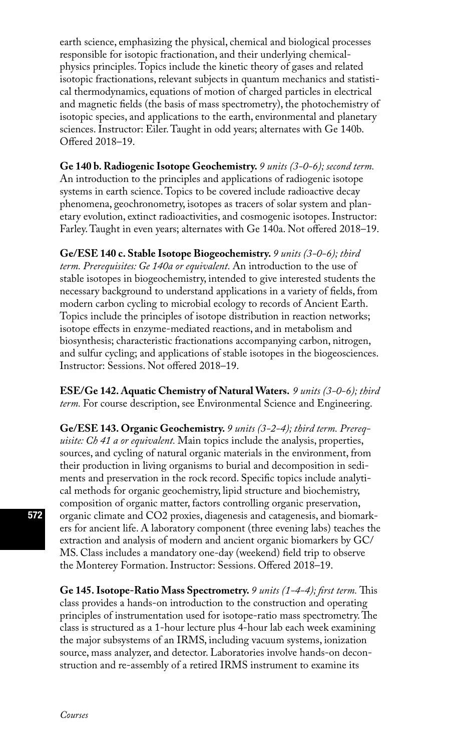earth science, emphasizing the physical, chemical and biological processes responsible for isotopic fractionation, and their underlying chemical-physics principles. Topics include the kinetic theory of gases and related isotopic fractionations, relevant subjects in quantum mechanics and statistical thermodynamics, equations of motion of charged particles in electrical and magnetic fields (the basis of mass spectrometry), the photochemistry of isotopic species, and applications to the earth, environmental and planetary sciences. Instructor: Eiler. Taught in odd years; alternates with Ge 140b. Offered 2018–19.

**Ge 140 b. Radiogenic Isotope Geochemistry.** *9 units (3-0-6); second term.* An introduction to the principles and applications of radiogenic isotope systems in earth science. Topics to be covered include radioactive decay phenomena, geochronometry, isotopes as tracers of solar system and planetary evolution, extinct radioactivities, and cosmogenic isotopes. Instructor: Farley. Taught in even years; alternates with Ge 140a. Not offered 2018–19.

**Ge/ESE 140 c. Stable Isotope Biogeochemistry.** *9 units (3-0-6); third term. Prerequisites: Ge 140a or equivalent.* An introduction to the use of stable isotopes in biogeochemistry, intended to give interested students the necessary background to understand applications in a variety of fields, from modern carbon cycling to microbial ecology to records of Ancient Earth. Topics include the principles of isotope distribution in reaction networks; isotope effects in enzyme-mediated reactions, and in metabolism and biosynthesis; characteristic fractionations accompanying carbon, nitrogen, and sulfur cycling; and applications of stable isotopes in the biogeosciences. Instructor: Sessions. Not offered 2018–19.

**ESE/Ge 142. Aquatic Chemistry of Natural Waters.** *9 units (3-0-6); third term.* For course description, see Environmental Science and Engineering.

**Ge/ESE 143. Organic Geochemistry.** *9 units (3-2-4); third term. Prerequisite: Ch 41 a or equivalent.* Main topics include the analysis, properties, sources, and cycling of natural organic materials in the environment, from their production in living organisms to burial and decomposition in sediments and preservation in the rock record. Specific topics include analytical methods for organic geochemistry, lipid structure and biochemistry, composition of organic matter, factors controlling organic preservation, organic climate and $CO_2$ proxies, diagenesis and catagenesis, and biomarkers for ancient life. A laboratory component (three evening labs) teaches the extraction and analysis of modern and ancient organic biomarkers by GC/MS. Class includes a mandatory one-day (weekend) field trip to observe the Monterey Formation. Instructor: Sessions. Offered 2018–19.

**Ge 145. Isotope-Ratio Mass Spectrometry.** *9 units (1-4-4); first term.* This class provides a hands-on introduction to the construction and operating principles of instrumentation used for isotope-ratio mass spectrometry. The class is structured as a 1-hour lecture plus 4-hour lab each week examining the major subsystems of an IRMS, including vacuum systems, ionization source, mass analyzer, and detector. Laboratories involve hands-on deconstruction and re-assembly of a retired IRMS instrument to examine its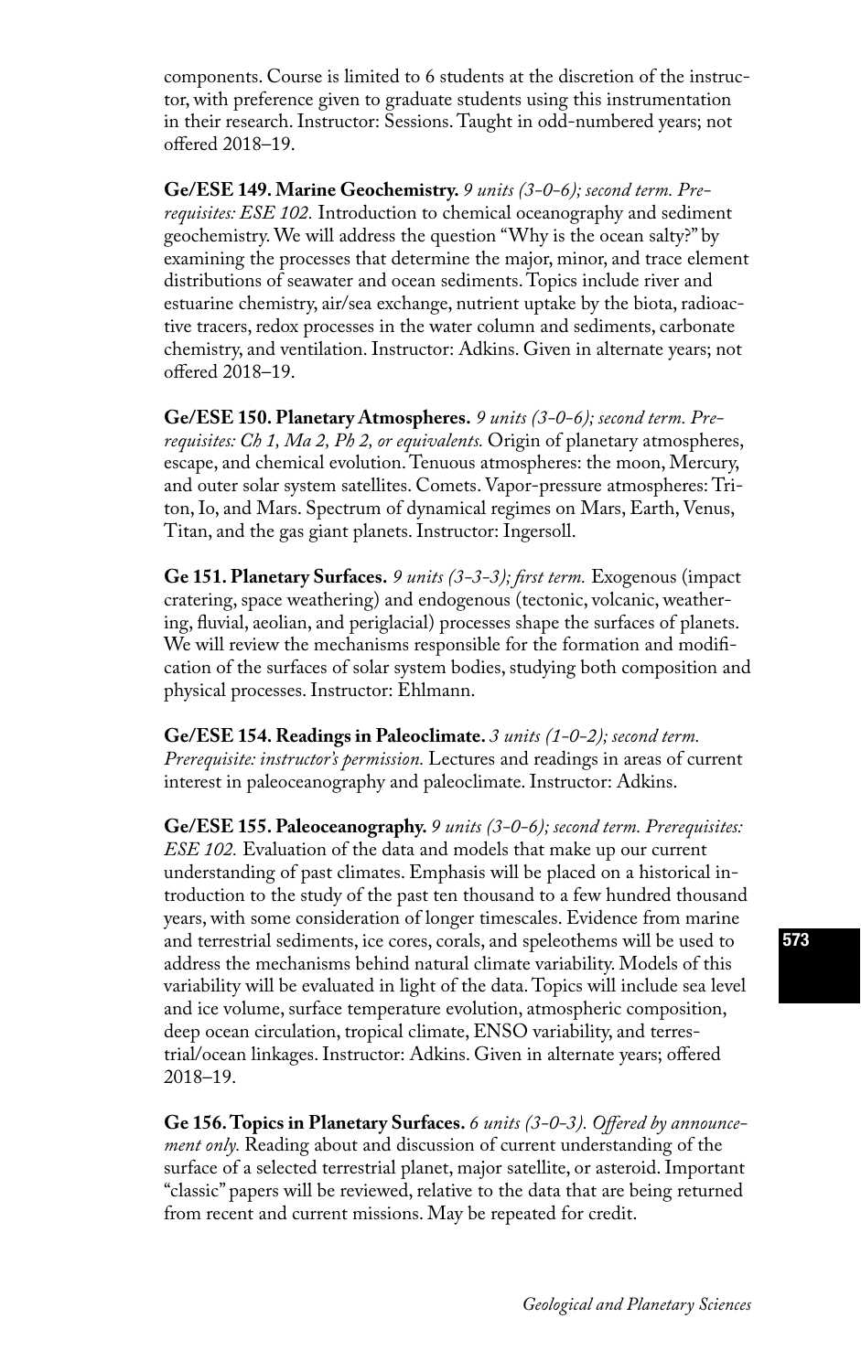components. Course is limited to 6 students at the discretion of the instructor, with preference given to graduate students using this instrumentation in their research. Instructor: Sessions. Taught in odd-numbered years; not offered 2018–19.

**Ge/ESE 149. Marine Geochemistry.** *9 units (3-0-6); second term. Prerequisites: ESE 102.* Introduction to chemical oceanography and sediment geochemistry. We will address the question "Why is the ocean salty?" by examining the processes that determine the major, minor, and trace element distributions of seawater and ocean sediments. Topics include river and estuarine chemistry, air/sea exchange, nutrient uptake by the biota, radioactive tracers, redox processes in the water column and sediments, carbonate chemistry, and ventilation. Instructor: Adkins. Given in alternate years; not offered 2018–19.

**Ge/ESE 150. Planetary Atmospheres.** *9 units (3-0-6); second term. Prerequisites: Ch 1, Ma 2, Ph 2, or equivalents.* Origin of planetary atmospheres, escape, and chemical evolution. Tenuous atmospheres: the moon, Mercury, and outer solar system satellites. Comets. Vapor-pressure atmospheres: Triton, Io, and Mars. Spectrum of dynamical regimes on Mars, Earth, Venus, Titan, and the gas giant planets. Instructor: Ingersoll.

**Ge 151. Planetary Surfaces.** *9 units (3-3-3); first term.* Exogenous (impact cratering, space weathering) and endogenous (tectonic, volcanic, weathering, fluvial, aeolian, and periglacial) processes shape the surfaces of planets. We will review the mechanisms responsible for the formation and modification of the surfaces of solar system bodies, studying both composition and physical processes. Instructor: Ehlmann.

**Ge/ESE 154. Readings in Paleoclimate.** *3 units (1-0-2); second term. Prerequisite: instructor's permission.* Lectures and readings in areas of current interest in paleoceanography and paleoclimate. Instructor: Adkins.

**Ge/ESE 155. Paleoceanography.** *9 units (3-0-6); second term. Prerequisites: ESE 102.* Evaluation of the data and models that make up our current understanding of past climates. Emphasis will be placed on a historical introduction to the study of the past ten thousand to a few hundred thousand years, with some consideration of longer timescales. Evidence from marine and terrestrial sediments, ice cores, corals, and speleothems will be used to address the mechanisms behind natural climate variability. Models of this variability will be evaluated in light of the data. Topics will include sea level and ice volume, surface temperature evolution, atmospheric composition, deep ocean circulation, tropical climate, ENSO variability, and terrestrial/ocean linkages. Instructor: Adkins. Given in alternate years; offered 2018–19.

**Ge 156. Topics in Planetary Surfaces.** *6 units (3-0-3). Offered by announcement only.* Reading about and discussion of current understanding of the surface of a selected terrestrial planet, major satellite, or asteroid. Important "classic" papers will be reviewed, relative to the data that are being returned from recent and current missions. May be repeated for credit.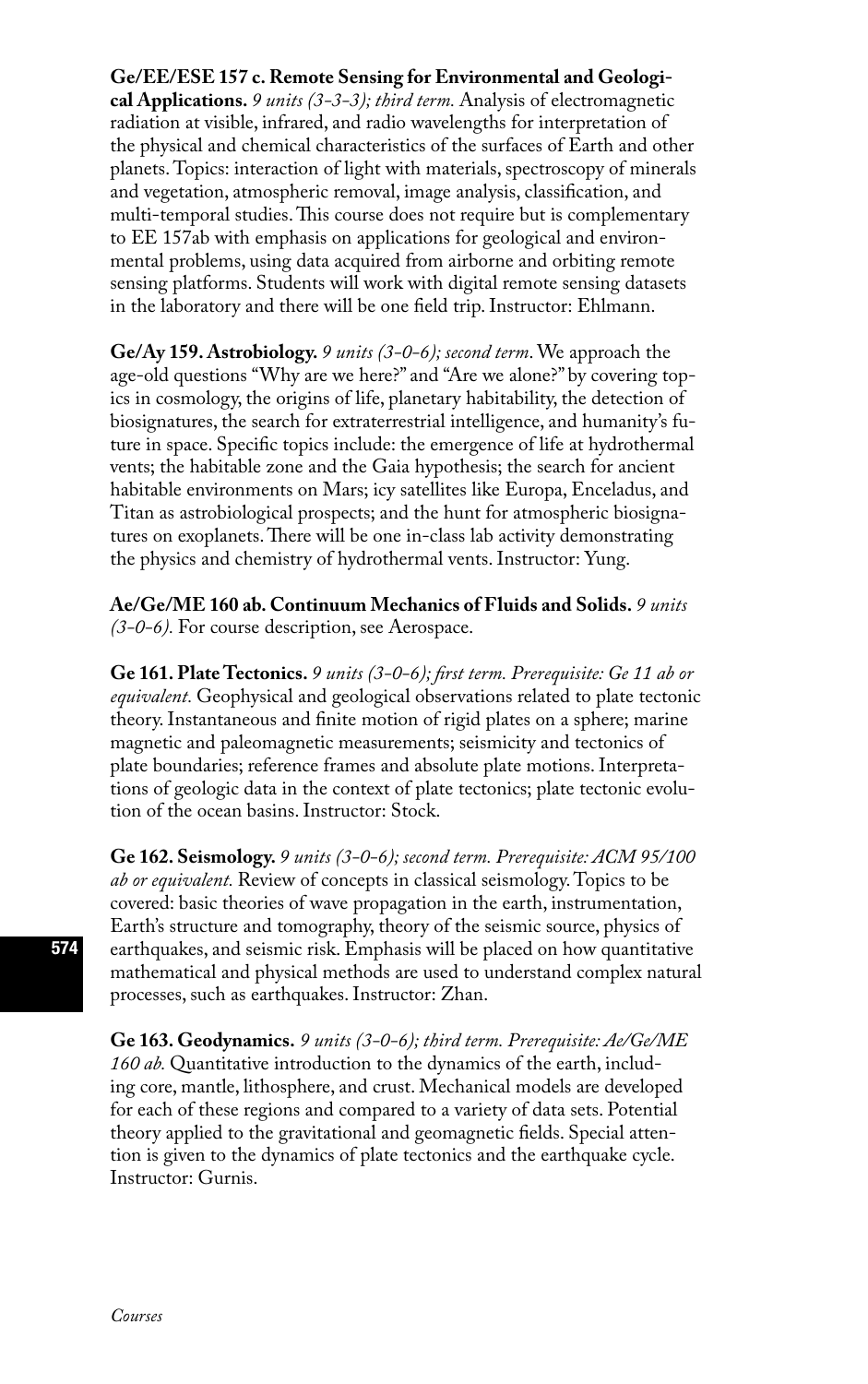**Ge/EE/ESE 157 c. Remote Sensing for Environmental and Geological Applications.** *9 units (3-3-3); third term.* Analysis of electromagnetic radiation at visible, infrared, and radio wavelengths for interpretation of the physical and chemical characteristics of the surfaces of Earth and other planets. Topics: interaction of light with materials, spectroscopy of minerals and vegetation, atmospheric removal, image analysis, classification, and multi-temporal studies. This course does not require but is complementary to EE 157ab with emphasis on applications for geological and environmental problems, using data acquired from airborne and orbiting remote sensing platforms. Students will work with digital remote sensing datasets in the laboratory and there will be one field trip. Instructor: Ehlmann.

**Ge/Ay 159. Astrobiology.** *9 units (3-0-6); second term.* We approach the age-old questions "Why are we here?" and "Are we alone?" by covering topics in cosmology, the origins of life, planetary habitability, the detection of biosignatures, the search for extraterrestrial intelligence, and humanity's future in space. Specific topics include: the emergence of life at hydrothermal vents; the habitable zone and the Gaia hypothesis; the search for ancient habitable environments on Mars; icy satellites like Europa, Enceladus, and Titan as astrobiological prospects; and the hunt for atmospheric biosignatures on exoplanets. There will be one in-class lab activity demonstrating the physics and chemistry of hydrothermal vents. Instructor: Yung.

**Ae/Ge/ME 160 ab. Continuum Mechanics of Fluids and Solids.** *9 units (3-0-6).* For course description, see Aerospace.

**Ge 161. Plate Tectonics.** *9 units (3-0-6); first term. Prerequisite: Ge 11 ab or equivalent.* Geophysical and geological observations related to plate tectonic theory. Instantaneous and finite motion of rigid plates on a sphere; marine magnetic and paleomagnetic measurements; seismicity and tectonics of plate boundaries; reference frames and absolute plate motions. Interpretations of geologic data in the context of plate tectonics; plate tectonic evolution of the ocean basins. Instructor: Stock.

**Ge 162. Seismology.** *9 units (3-0-6); second term. Prerequisite: ACM 95/100 ab or equivalent.* Review of concepts in classical seismology. Topics to be covered: basic theories of wave propagation in the earth, instrumentation, Earth's structure and tomography, theory of the seismic source, physics of earthquakes, and seismic risk. Emphasis will be placed on how quantitative mathematical and physical methods are used to understand complex natural processes, such as earthquakes. Instructor: Zhan.

**Ge 163. Geodynamics.** *9 units (3-0-6); third term. Prerequisite: Ae/Ge/ME 160 ab.* Quantitative introduction to the dynamics of the earth, including core, mantle, lithosphere, and crust. Mechanical models are developed for each of these regions and compared to a variety of data sets. Potential theory applied to the gravitational and geomagnetic fields. Special attention is given to the dynamics of plate tectonics and the earthquake cycle. Instructor: Gurnis.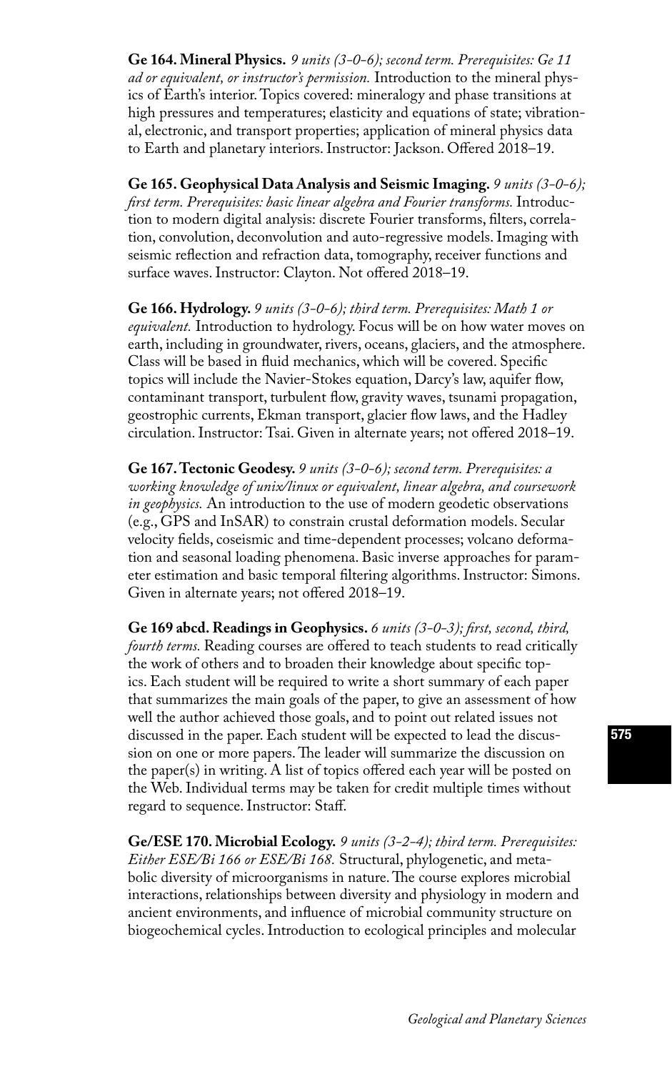**Ge 164. Mineral Physics.** *9 units (3-0-6); second term. Prerequisites: Ge 11 ad or equivalent, or instructor's permission.* Introduction to the mineral physics of Earth's interior. Topics covered: mineralogy and phase transitions at high pressures and temperatures; elasticity and equations of state; vibrational, electronic, and transport properties; application of mineral physics data to Earth and planetary interiors. Instructor: Jackson. Offered 2018–19.

**Ge 165. Geophysical Data Analysis and Seismic Imaging.** *9 units (3-0-6); first term. Prerequisites: basic linear algebra and Fourier transforms.* Introduction to modern digital analysis: discrete Fourier transforms, filters, correlation, convolution, deconvolution and auto-regressive models. Imaging with seismic reflection and refraction data, tomography, receiver functions and surface waves. Instructor: Clayton. Not offered 2018–19.

**Ge 166. Hydrology.** *9 units (3-0-6); third term. Prerequisites: Math 1 or equivalent.* Introduction to hydrology. Focus will be on how water moves on earth, including in groundwater, rivers, oceans, glaciers, and the atmosphere. Class will be based in fluid mechanics, which will be covered. Specific topics will include the Navier-Stokes equation, Darcy's law, aquifer flow, contaminant transport, turbulent flow, gravity waves, tsunami propagation, geostrophic currents, Ekman transport, glacier flow laws, and the Hadley circulation. Instructor: Tsai. Given in alternate years; not offered 2018–19.

**Ge 167. Tectonic Geodesy.** *9 units (3-0-6); second term. Prerequisites: a working knowledge of unix/linux or equivalent, linear algebra, and coursework in geophysics.* An introduction to the use of modern geodetic observations (e.g., GPS and InSAR) to constrain crustal deformation models. Secular velocity fields, coseismic and time-dependent processes; volcano deformation and seasonal loading phenomena. Basic inverse approaches for parameter estimation and basic temporal filtering algorithms. Instructor: Simons. Given in alternate years; not offered 2018–19.

**Ge 169 abcd. Readings in Geophysics.** *6 units (3-0-3); first, second, third, fourth terms.* Reading courses are offered to teach students to read critically the work of others and to broaden their knowledge about specific topics. Each student will be required to write a short summary of each paper that summarizes the main goals of the paper, to give an assessment of how well the author achieved those goals, and to point out related issues not discussed in the paper. Each student will be expected to lead the discussion on one or more papers. The leader will summarize the discussion on the paper(s) in writing. A list of topics offered each year will be posted on the Web. Individual terms may be taken for credit multiple times without regard to sequence. Instructor: Staff.

**Ge/ESE 170. Microbial Ecology.** *9 units (3-2-4); third term. Prerequisites: Either ESE/Bi 166 or ESE/Bi 168.* Structural, phylogenetic, and metabolic diversity of microorganisms in nature. The course explores microbial interactions, relationships between diversity and physiology in modern and ancient environments, and influence of microbial community structure on biogeochemical cycles. Introduction to ecological principles and molecular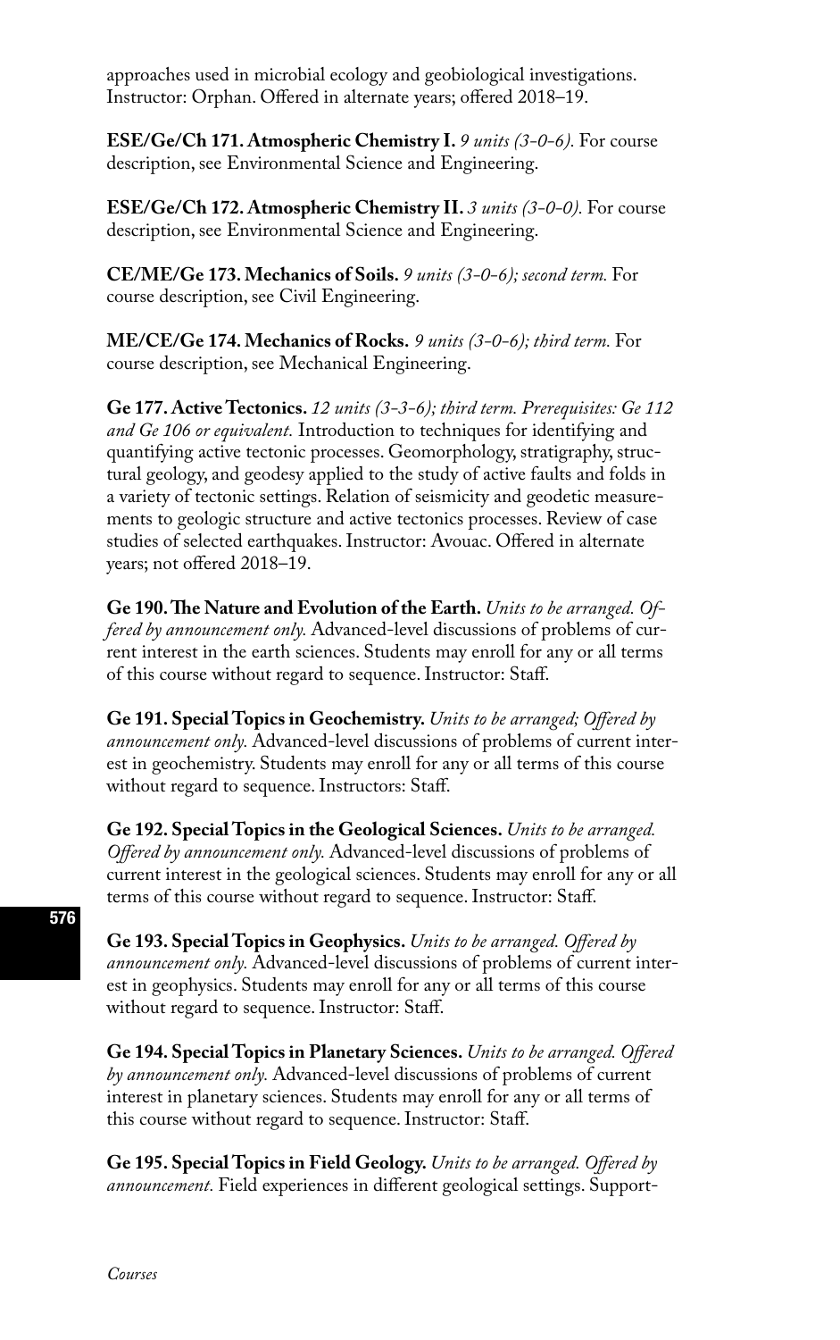approaches used in microbial ecology and geobiological investigations. Instructor: Orphan. Offered in alternate years; offered 2018–19.

**ESE/Ge/Ch 171. Atmospheric Chemistry I.** *9 units (3-0-6).* For course description, see Environmental Science and Engineering.

**ESE/Ge/Ch 172. Atmospheric Chemistry II.** *3 units (3-0-0).* For course description, see Environmental Science and Engineering.

**CE/ME/Ge 173. Mechanics of Soils.** *9 units (3-0-6); second term.* For course description, see Civil Engineering.

**ME/CE/Ge 174. Mechanics of Rocks.** *9 units (3-0-6); third term.* For course description, see Mechanical Engineering.

**Ge 177. Active Tectonics.** *12 units (3-3-6); third term. Prerequisites: Ge 112 and Ge 106 or equivalent.* Introduction to techniques for identifying and quantifying active tectonic processes. Geomorphology, stratigraphy, structural geology, and geodesy applied to the study of active faults and folds in a variety of tectonic settings. Relation of seismicity and geodetic measurements to geologic structure and active tectonics processes. Review of case studies of selected earthquakes. Instructor: Avouac. Offered in alternate years; not offered 2018–19.

**Ge 190. The Nature and Evolution of the Earth.** *Units to be arranged. Offered by announcement only.* Advanced-level discussions of problems of current interest in the earth sciences. Students may enroll for any or all terms of this course without regard to sequence. Instructor: Staff.

**Ge 191. Special Topics in Geochemistry.** *Units to be arranged; Offered by announcement only.* Advanced-level discussions of problems of current interest in geochemistry. Students may enroll for any or all terms of this course without regard to sequence. Instructors: Staff.

**Ge 192. Special Topics in the Geological Sciences.** *Units to be arranged. Offered by announcement only.* Advanced-level discussions of problems of current interest in the geological sciences. Students may enroll for any or all terms of this course without regard to sequence. Instructor: Staff.

**Ge 193. Special Topics in Geophysics.** *Units to be arranged. Offered by announcement only.* Advanced-level discussions of problems of current interest in geophysics. Students may enroll for any or all terms of this course without regard to sequence. Instructor: Staff.

**Ge 194. Special Topics in Planetary Sciences.** *Units to be arranged. Offered by announcement only.* Advanced-level discussions of problems of current interest in planetary sciences. Students may enroll for any or all terms of this course without regard to sequence. Instructor: Staff.

**Ge 195. Special Topics in Field Geology.** *Units to be arranged. Offered by announcement.* Field experiences in different geological settings. Support-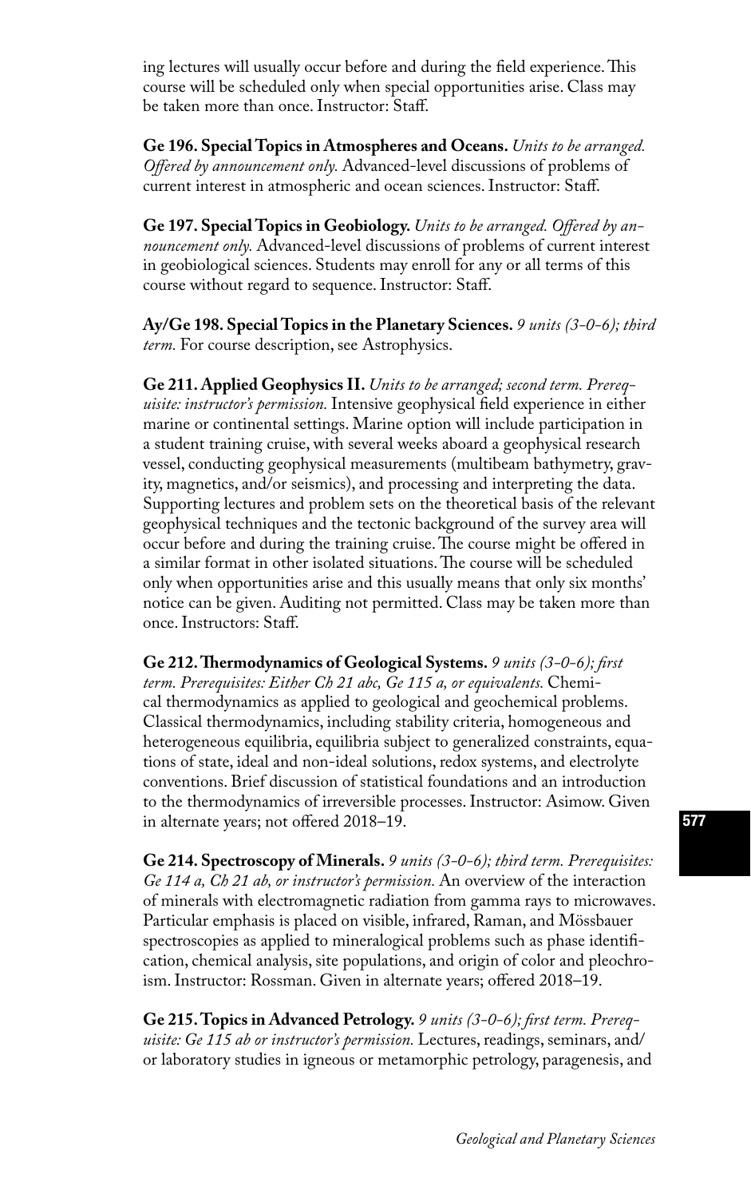ing lectures will usually occur before and during the field experience. This course will be scheduled only when special opportunities arise. Class may be taken more than once. Instructor: Staff.

**Ge 196. Special Topics in Atmospheres and Oceans.** *Units to be arranged. Offered by announcement only.* Advanced-level discussions of problems of current interest in atmospheric and ocean sciences. Instructor: Staff.

**Ge 197. Special Topics in Geobiology.** *Units to be arranged. Offered by announcement only.* Advanced-level discussions of problems of current interest in geobiological sciences. Students may enroll for any or all terms of this course without regard to sequence. Instructor: Staff.

**Ay/Ge 198. Special Topics in the Planetary Sciences.** *9 units (3-0-6); third term.* For course description, see Astrophysics.

**Ge 211. Applied Geophysics II.** *Units to be arranged; second term. Prerequisite: instructor's permission.* Intensive geophysical field experience in either marine or continental settings. Marine option will include participation in a student training cruise, with several weeks aboard a geophysical research vessel, conducting geophysical measurements (multibeam bathymetry, gravity, magnetics, and/or seismics), and processing and interpreting the data. Supporting lectures and problem sets on the theoretical basis of the relevant geophysical techniques and the tectonic background of the survey area will occur before and during the training cruise. The course might be offered in a similar format in other isolated situations. The course will be scheduled only when opportunities arise and this usually means that only six months' notice can be given. Auditing not permitted. Class may be taken more than once. Instructors: Staff.

**Ge 212. Thermodynamics of Geological Systems.** *9 units (3-0-6); first term. Prerequisites: Either Ch 21 abc, Ge 115 a, or equivalents.* Chemical thermodynamics as applied to geological and geochemical problems. Classical thermodynamics, including stability criteria, homogeneous and heterogeneous equilibria, equilibria subject to generalized constraints, equations of state, ideal and non-ideal solutions, redox systems, and electrolyte conventions. Brief discussion of statistical foundations and an introduction to the thermodynamics of irreversible processes. Instructor: Asimow. Given in alternate years; not offered 2018–19.

**Ge 214. Spectroscopy of Minerals.** *9 units (3-0-6); third term. Prerequisites: Ge 114 a, Ch 21 ab, or instructor's permission.* An overview of the interaction of minerals with electromagnetic radiation from gamma rays to microwaves. Particular emphasis is placed on visible, infrared, Raman, and Mössbauer spectroscopies as applied to mineralogical problems such as phase identification, chemical analysis, site populations, and origin of color and pleochroism. Instructor: Rossman. Given in alternate years; offered 2018–19.

**Ge 215. Topics in Advanced Petrology.** *9 units (3-0-6); first term. Prerequisite: Ge 115 ab or instructor's permission.* Lectures, readings, seminars, and/or laboratory studies in igneous or metamorphic petrology, paragenesis, and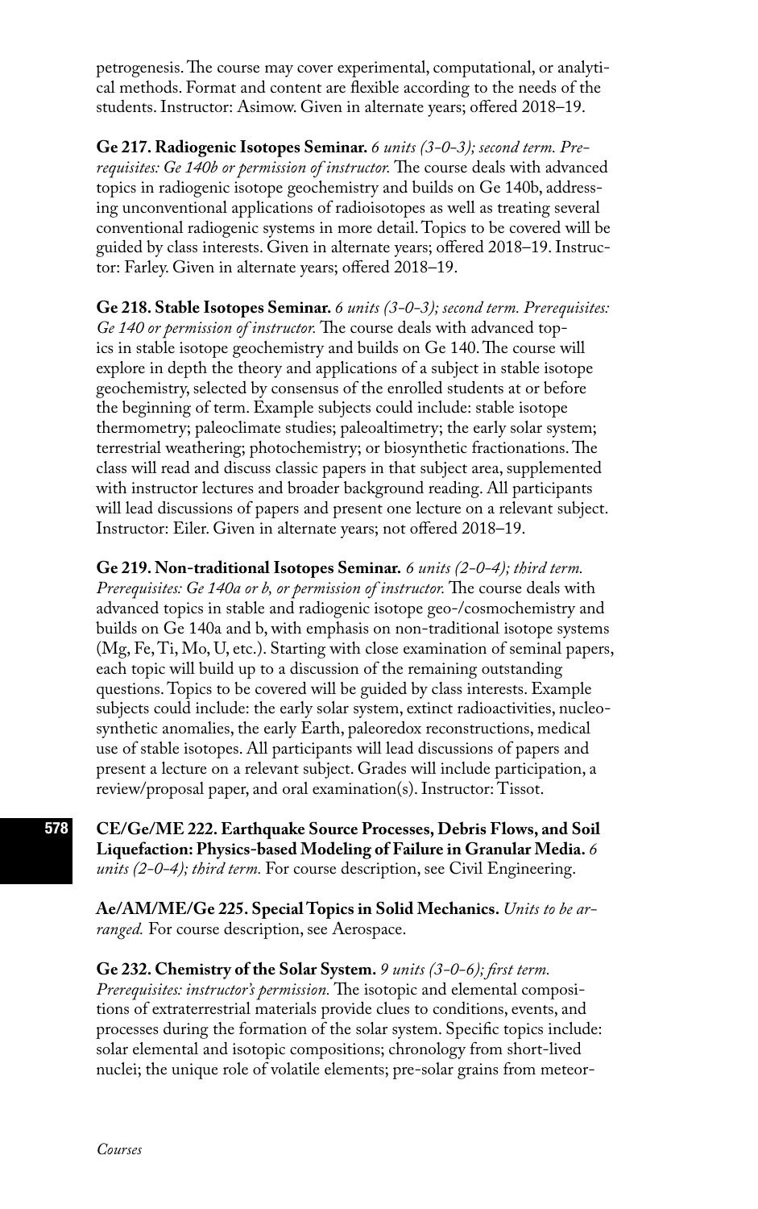petrogenesis. The course may cover experimental, computational, or analytical methods. Format and content are flexible according to the needs of the students. Instructor: Asimow. Given in alternate years; offered 2018–19.

**Ge 217. Radiogenic Isotopes Seminar.** *6 units (3-0-3); second term. Prerequisites: Ge 140b or permission of instructor.* The course deals with advanced topics in radiogenic isotope geochemistry and builds on Ge 140b, addressing unconventional applications of radioisotopes as well as treating several conventional radiogenic systems in more detail. Topics to be covered will be guided by class interests. Given in alternate years; offered 2018–19. Instructor: Farley. Given in alternate years; offered 2018–19.

**Ge 218. Stable Isotopes Seminar.** *6 units (3-0-3); second term. Prerequisites: Ge 140 or permission of instructor.* The course deals with advanced topics in stable isotope geochemistry and builds on Ge 140. The course will explore in depth the theory and applications of a subject in stable isotope geochemistry, selected by consensus of the enrolled students at or before the beginning of term. Example subjects could include: stable isotope thermometry; paleoclimate studies; paleoaltimetry; the early solar system; terrestrial weathering; photochemistry; or biosynthetic fractionations. The class will read and discuss classic papers in that subject area, supplemented with instructor lectures and broader background reading. All participants will lead discussions of papers and present one lecture on a relevant subject. Instructor: Eiler. Given in alternate years; not offered 2018–19.

**Ge 219. Non-traditional Isotopes Seminar.** *6 units (2-0-4); third term. Prerequisites: Ge 140a or b, or permission of instructor.* The course deals with advanced topics in stable and radiogenic isotope geo-/cosmochemistry and builds on Ge 140a and b, with emphasis on non-traditional isotope systems (Mg, Fe, Ti, Mo, U, etc.). Starting with close examination of seminal papers, each topic will build up to a discussion of the remaining outstanding questions. Topics to be covered will be guided by class interests. Example subjects could include: the early solar system, extinct radioactivities, nucleosynthetic anomalies, the early Earth, paleoredox reconstructions, medical use of stable isotopes. All participants will lead discussions of papers and present a lecture on a relevant subject. Grades will include participation, a review/proposal paper, and oral examination(s). Instructor: Tissot.

**CE/Ge/ME 222. Earthquake Source Processes, Debris Flows, and Soil Liquefaction: Physics-based Modeling of Failure in Granular Media.** *6 units (2-0-4); third term.* For course description, see Civil Engineering.

**Ae/AM/ME/Ge 225. Special Topics in Solid Mechanics.** *Units to be arranged.* For course description, see Aerospace.

**Ge 232. Chemistry of the Solar System.** *9 units (3-0-6); first term. Prerequisites: instructor's permission.* The isotopic and elemental compositions of extraterrestrial materials provide clues to conditions, events, and processes during the formation of the solar system. Specific topics include: solar elemental and isotopic compositions; chronology from short-lived nuclei; the unique role of volatile elements; pre-solar grains from meteor-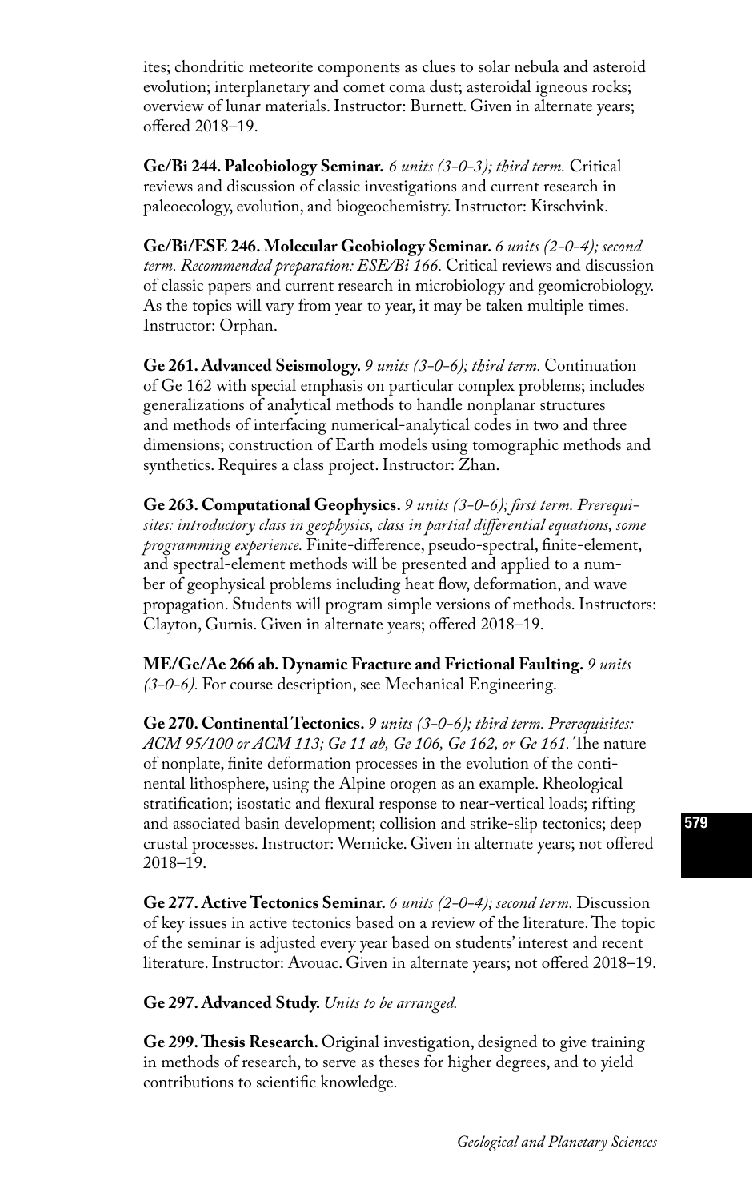ites; chondritic meteorite components as clues to solar nebula and asteroid evolution; interplanetary and comet coma dust; asteroidal igneous rocks; overview of lunar materials. Instructor: Burnett. Given in alternate years; offered 2018–19.

**Ge/Bi 244. Paleobiology Seminar.** *6 units (3-0-3); third term.* Critical reviews and discussion of classic investigations and current research in paleoecology, evolution, and biogeochemistry. Instructor: Kirschvink.

**Ge/Bi/ESE 246. Molecular Geobiology Seminar.** *6 units (2-0-4); second term. Recommended preparation: ESE/Bi 166.* Critical reviews and discussion of classic papers and current research in microbiology and geomicrobiology. As the topics will vary from year to year, it may be taken multiple times. Instructor: Orphan.

**Ge 261. Advanced Seismology.** *9 units (3-0-6); third term.* Continuation of Ge 162 with special emphasis on particular complex problems; includes generalizations of analytical methods to handle nonplanar structures and methods of interfacing numerical-analytical codes in two and three dimensions; construction of Earth models using tomographic methods and synthetics. Requires a class project. Instructor: Zhan.

**Ge 263. Computational Geophysics.** *9 units (3-0-6); first term. Prerequisites: introductory class in geophysics, class in partial differential equations, some programming experience.* Finite-difference, pseudo-spectral, finite-element, and spectral-element methods will be presented and applied to a number of geophysical problems including heat flow, deformation, and wave propagation. Students will program simple versions of methods. Instructors: Clayton, Gurnis. Given in alternate years; offered 2018–19.

**ME/Ge/Ae 266 ab. Dynamic Fracture and Frictional Faulting.** *9 units (3-0-6).* For course description, see Mechanical Engineering.

**Ge 270. Continental Tectonics.** *9 units (3-0-6); third term. Prerequisites: ACM 95/100 or ACM 113; Ge 11 ab, Ge 106, Ge 162, or Ge 161.* The nature of nonplate, finite deformation processes in the evolution of the continental lithosphere, using the Alpine orogen as an example. Rheological stratification; isostatic and flexural response to near-vertical loads; rifting and associated basin development; collision and strike-slip tectonics; deep crustal processes. Instructor: Wernicke. Given in alternate years; not offered 2018–19.

**Ge 277. Active Tectonics Seminar.** *6 units (2-0-4); second term.* Discussion of key issues in active tectonics based on a review of the literature. The topic of the seminar is adjusted every year based on students' interest and recent literature. Instructor: Avouac. Given in alternate years; not offered 2018–19.

**Ge 297. Advanced Study.** *Units to be arranged.*

**Ge 299. Thesis Research.** Original investigation, designed to give training in methods of research, to serve as theses for higher degrees, and to yield contributions to scientific knowledge.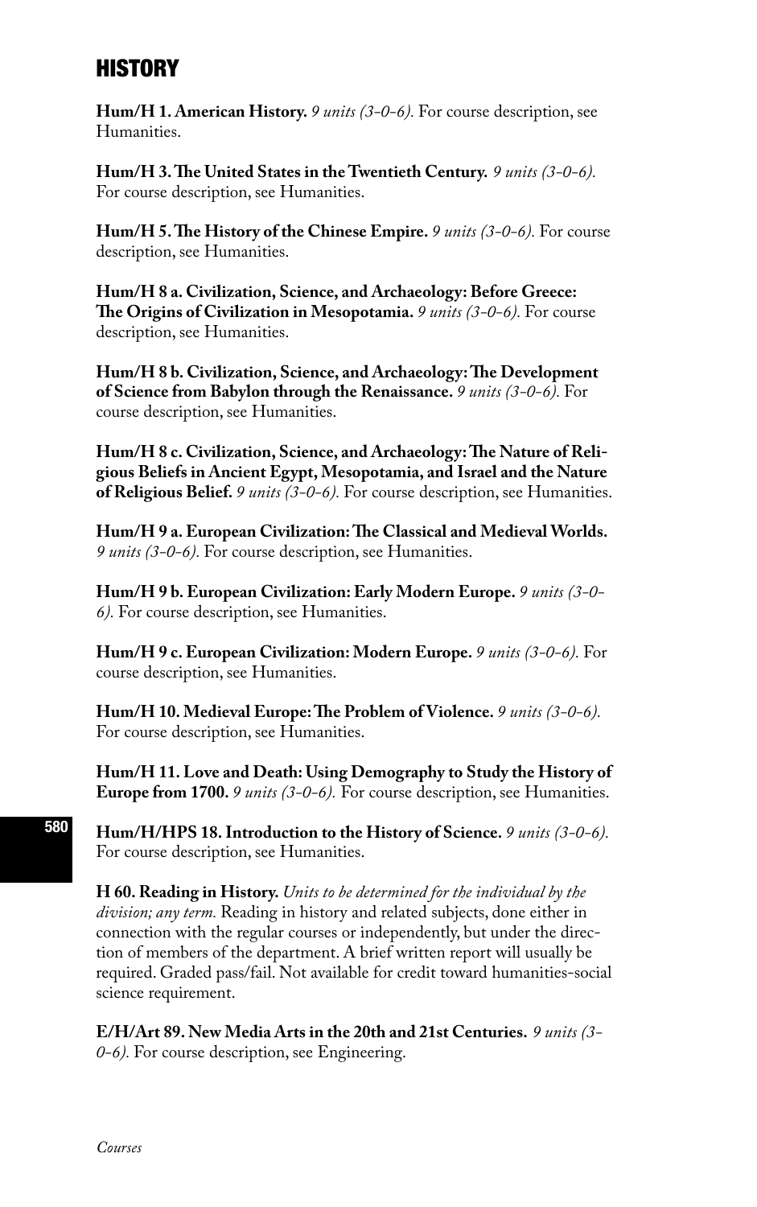# HISTORY

**Hum/H 1. American History.** *9 units (3-0-6).* For course description, see Humanities.

**Hum/H 3. The United States in the Twentieth Century.** *9 units (3-0-6).* For course description, see Humanities.

**Hum/H 5. The History of the Chinese Empire.** *9 units (3-0-6).* For course description, see Humanities.

**Hum/H 8 a. Civilization, Science, and Archaeology: Before Greece: The Origins of Civilization in Mesopotamia.** *9 units (3-0-6).* For course description, see Humanities.

**Hum/H 8 b. Civilization, Science, and Archaeology: The Development of Science from Babylon through the Renaissance.** *9 units (3-0-6).* For course description, see Humanities.

**Hum/H 8 c. Civilization, Science, and Archaeology: The Nature of Religious Beliefs in Ancient Egypt, Mesopotamia, and Israel and the Nature of Religious Belief.** *9 units (3-0-6).* For course description, see Humanities.

**Hum/H 9 a. European Civilization: The Classical and Medieval Worlds.** *9 units (3-0-6).* For course description, see Humanities.

**Hum/H 9 b. European Civilization: Early Modern Europe.** *9 units (3-0-6).* For course description, see Humanities.

**Hum/H 9 c. European Civilization: Modern Europe.** *9 units (3-0-6).* For course description, see Humanities.

**Hum/H 10. Medieval Europe: The Problem of Violence.** *9 units (3-0-6).* For course description, see Humanities.

**Hum/H 11. Love and Death: Using Demography to Study the History of Europe from 1700.** *9 units (3-0-6).* For course description, see Humanities.

**Hum/H/HPS 18. Introduction to the History of Science.** *9 units (3-0-6).* For course description, see Humanities.

**H 60. Reading in History.** *Units to be determined for the individual by the division; any term.* Reading in history and related subjects, done either in connection with the regular courses or independently, but under the direction of members of the department. A brief written report will usually be required. Graded pass/fail. Not available for credit toward humanities-social science requirement.

**E/H/Art 89. New Media Arts in the 20th and 21st Centuries.** *9 units (3-0-6).* For course description, see Engineering.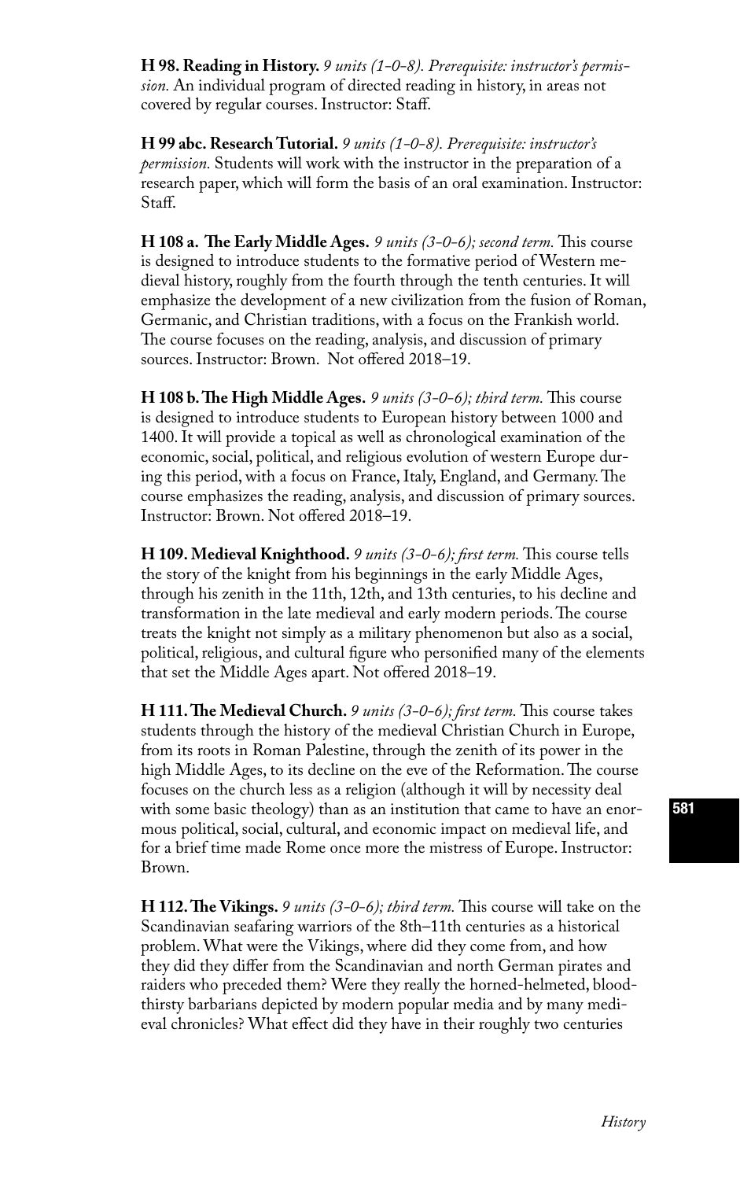**H 98. Reading in History.** *9 units (1-0-8). Prerequisite: instructor's permission.* An individual program of directed reading in history, in areas not covered by regular courses. Instructor: Staff.

**H 99 abc. Research Tutorial.** *9 units (1-0-8). Prerequisite: instructor's permission.* Students will work with the instructor in the preparation of a research paper, which will form the basis of an oral examination. Instructor: Staff.

**H 108 a. The Early Middle Ages.** *9 units (3-0-6); second term.* This course is designed to introduce students to the formative period of Western medieval history, roughly from the fourth through the tenth centuries. It will emphasize the development of a new civilization from the fusion of Roman, Germanic, and Christian traditions, with a focus on the Frankish world. The course focuses on the reading, analysis, and discussion of primary sources. Instructor: Brown. Not offered 2018–19.

**H 108 b. The High Middle Ages.** *9 units (3-0-6); third term.* This course is designed to introduce students to European history between 1000 and 1400. It will provide a topical as well as chronological examination of the economic, social, political, and religious evolution of western Europe during this period, with a focus on France, Italy, England, and Germany. The course emphasizes the reading, analysis, and discussion of primary sources. Instructor: Brown. Not offered 2018–19.

**H 109. Medieval Knighthood.** *9 units (3-0-6); first term.* This course tells the story of the knight from his beginnings in the early Middle Ages, through his zenith in the 11th, 12th, and 13th centuries, to his decline and transformation in the late medieval and early modern periods. The course treats the knight not simply as a military phenomenon but also as a social, political, religious, and cultural figure who personified many of the elements that set the Middle Ages apart. Not offered 2018–19.

**H 111. The Medieval Church.** *9 units (3-0-6); first term.* This course takes students through the history of the medieval Christian Church in Europe, from its roots in Roman Palestine, through the zenith of its power in the high Middle Ages, to its decline on the eve of the Reformation. The course focuses on the church less as a religion (although it will by necessity deal with some basic theology) than as an institution that came to have an enormous political, social, cultural, and economic impact on medieval life, and for a brief time made Rome once more the mistress of Europe. Instructor: Brown.

**H 112. The Vikings.** *9 units (3-0-6); third term.* This course will take on the Scandinavian seafaring warriors of the 8th–11th centuries as a historical problem. What were the Vikings, where did they come from, and how they did they differ from the Scandinavian and north German pirates and raiders who preceded them? Were they really the horned-helmeted, bloodthirsty barbarians depicted by modern popular media and by many medieval chronicles? What effect did they have in their roughly two centuries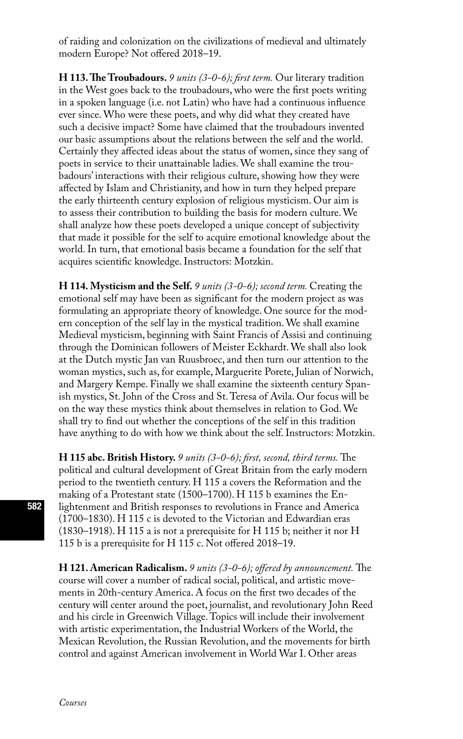of raiding and colonization on the civilizations of medieval and ultimately modern Europe? Not offered 2018–19.

**H 113. The Troubadours.** *9 units (3-0-6); first term.* Our literary tradition in the West goes back to the troubadours, who were the first poets writing in a spoken language (i.e. not Latin) who have had a continuous influence ever since. Who were these poets, and why did what they created have such a decisive impact? Some have claimed that the troubadours invented our basic assumptions about the relations between the self and the world. Certainly they affected ideas about the status of women, since they sang of poets in service to their unattainable ladies. We shall examine the troubadours' interactions with their religious culture, showing how they were affected by Islam and Christianity, and how in turn they helped prepare the early thirteenth century explosion of religious mysticism. Our aim is to assess their contribution to building the basis for modern culture. We shall analyze how these poets developed a unique concept of subjectivity that made it possible for the self to acquire emotional knowledge about the world. In turn, that emotional basis became a foundation for the self that acquires scientific knowledge. Instructors: Motzkin.

**H 114. Mysticism and the Self.** *9 units (3-0-6); second term.* Creating the emotional self may have been as significant for the modern project as was formulating an appropriate theory of knowledge. One source for the modern conception of the self lay in the mystical tradition. We shall examine Medieval mysticism, beginning with Saint Francis of Assisi and continuing through the Dominican followers of Meister Eckhardt. We shall also look at the Dutch mystic Jan van Ruusbroec, and then turn our attention to the woman mystics, such as, for example, Marguerite Porete, Julian of Norwich, and Margery Kempe. Finally we shall examine the sixteenth century Spanish mystics, St. John of the Cross and St. Teresa of Avila. Our focus will be on the way these mystics think about themselves in relation to God. We shall try to find out whether the conceptions of the self in this tradition have anything to do with how we think about the self. Instructors: Motzkin.

**H 115 abc. British History.** *9 units (3-0-6); first, second, third terms.* The political and cultural development of Great Britain from the early modern period to the twentieth century. H 115 a covers the Reformation and the making of a Protestant state (1500–1700). H 115 b examines the Enlightenment and British responses to revolutions in France and America (1700–1830). H 115 c is devoted to the Victorian and Edwardian eras (1830–1918). H 115 a is not a prerequisite for H 115 b; neither it nor H 115 b is a prerequisite for H 115 c. Not offered 2018–19.

**H 121. American Radicalism.** *9 units (3-0-6); offered by announcement.* The course will cover a number of radical social, political, and artistic movements in 20th-century America. A focus on the first two decades of the century will center around the poet, journalist, and revolutionary John Reed and his circle in Greenwich Village. Topics will include their involvement with artistic experimentation, the Industrial Workers of the World, the Mexican Revolution, the Russian Revolution, and the movements for birth control and against American involvement in World War I. Other areas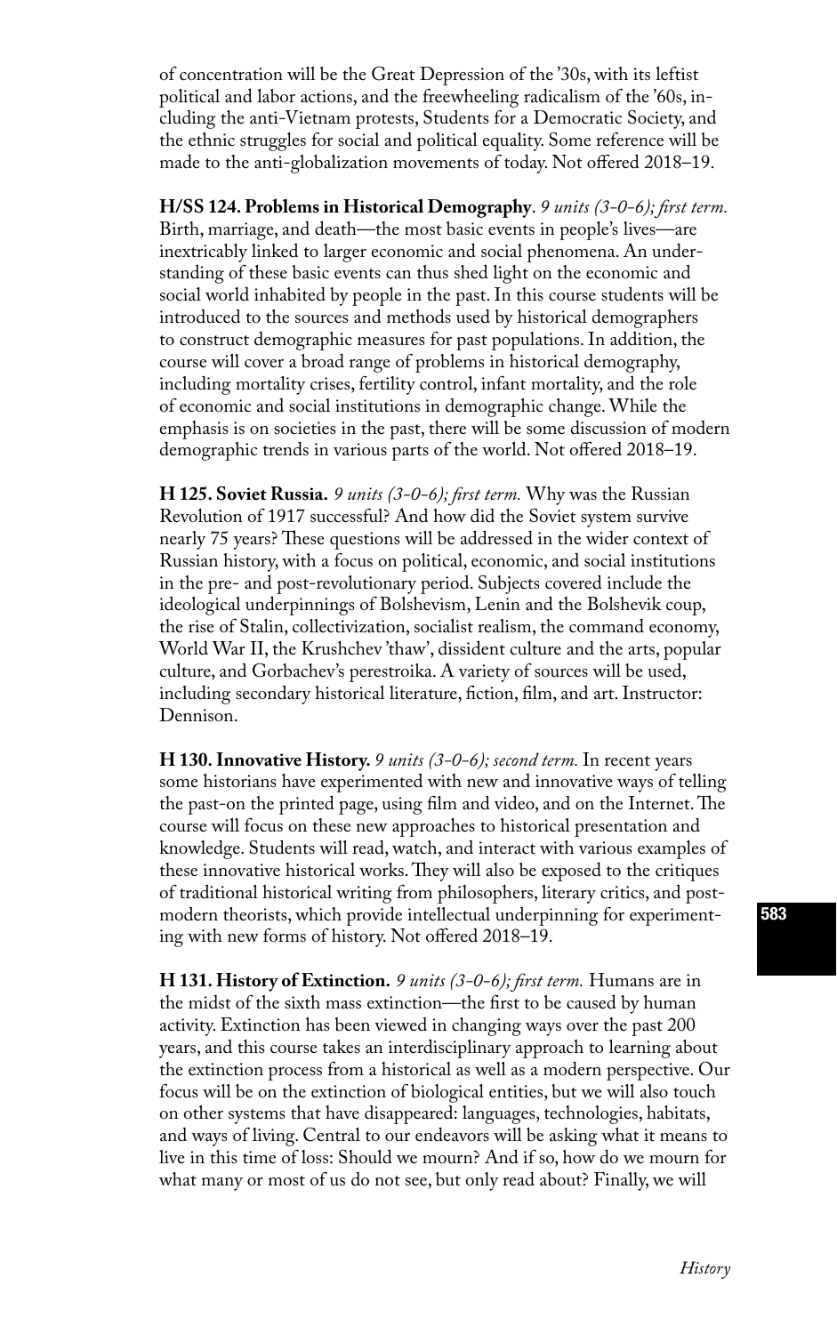of concentration will be the Great Depression of the '30s, with its leftist political and labor actions, and the freewheeling radicalism of the '60s, including the anti-Vietnam protests, Students for a Democratic Society, and the ethnic struggles for social and political equality. Some reference will be made to the anti-globalization movements of today. Not offered 2018–19.

**H/SS 124. Problems in Historical Demography**. *9 units (3-0-6); first term.* Birth, marriage, and death—the most basic events in people's lives—are inextricably linked to larger economic and social phenomena. An understanding of these basic events can thus shed light on the economic and social world inhabited by people in the past. In this course students will be introduced to the sources and methods used by historical demographers to construct demographic measures for past populations. In addition, the course will cover a broad range of problems in historical demography, including mortality crises, fertility control, infant mortality, and the role of economic and social institutions in demographic change. While the emphasis is on societies in the past, there will be some discussion of modern demographic trends in various parts of the world. Not offered 2018–19.

**H 125. Soviet Russia.** *9 units (3-0-6); first term.* Why was the Russian Revolution of 1917 successful? And how did the Soviet system survive nearly 75 years? These questions will be addressed in the wider context of Russian history, with a focus on political, economic, and social institutions in the pre- and post-revolutionary period. Subjects covered include the ideological underpinnings of Bolshevism, Lenin and the Bolshevik coup, the rise of Stalin, collectivization, socialist realism, the command economy, World War II, the Krushchev 'thaw', dissident culture and the arts, popular culture, and Gorbachev's perestroika. A variety of sources will be used, including secondary historical literature, fiction, film, and art. Instructor: Dennison.

**H 130. Innovative History.** *9 units (3-0-6); second term.* In recent years some historians have experimented with new and innovative ways of telling the past-on the printed page, using film and video, and on the Internet. The course will focus on these new approaches to historical presentation and knowledge. Students will read, watch, and interact with various examples of these innovative historical works. They will also be exposed to the critiques of traditional historical writing from philosophers, literary critics, and postmodern theorists, which provide intellectual underpinning for experimenting with new forms of history. Not offered 2018–19.

**H 131. History of Extinction.** *9 units (3-0-6); first term.* Humans are in the midst of the sixth mass extinction—the first to be caused by human activity. Extinction has been viewed in changing ways over the past 200 years, and this course takes an interdisciplinary approach to learning about the extinction process from a historical as well as a modern perspective. Our focus will be on the extinction of biological entities, but we will also touch on other systems that have disappeared: languages, technologies, habitats, and ways of living. Central to our endeavors will be asking what it means to live in this time of loss: Should we mourn? And if so, how do we mourn for what many or most of us do not see, but only read about? Finally, we will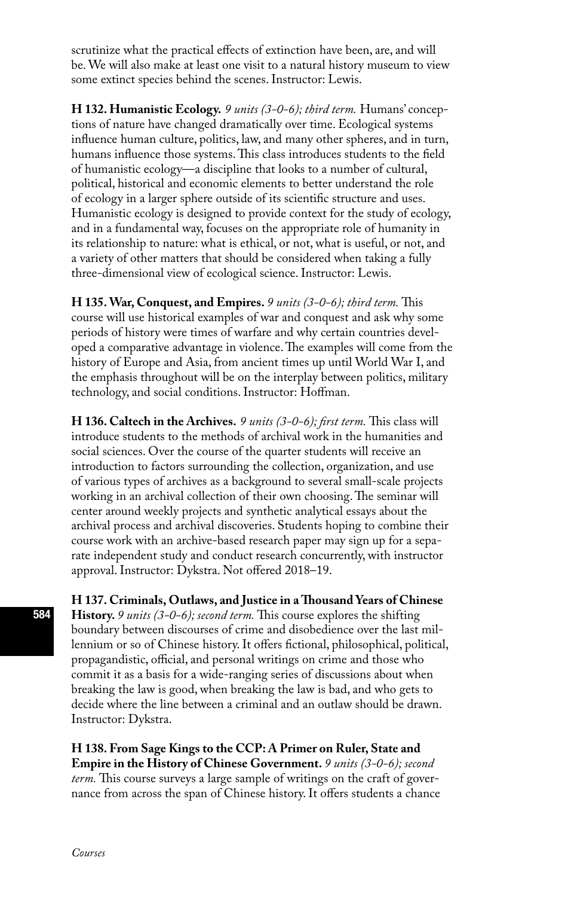scrutinize what the practical effects of extinction have been, are, and will be. We will also make at least one visit to a natural history museum to view some extinct species behind the scenes. Instructor: Lewis.

**H 132. Humanistic Ecology.** *9 units (3-0-6); third term.* Humans' conceptions of nature have changed dramatically over time. Ecological systems influence human culture, politics, law, and many other spheres, and in turn, humans influence those systems. This class introduces students to the field of humanistic ecology—a discipline that looks to a number of cultural, political, historical and economic elements to better understand the role of ecology in a larger sphere outside of its scientific structure and uses. Humanistic ecology is designed to provide context for the study of ecology, and in a fundamental way, focuses on the appropriate role of humanity in its relationship to nature: what is ethical, or not, what is useful, or not, and a variety of other matters that should be considered when taking a fully three-dimensional view of ecological science. Instructor: Lewis.

**H 135. War, Conquest, and Empires.** *9 units (3-0-6); third term.* This course will use historical examples of war and conquest and ask why some periods of history were times of warfare and why certain countries developed a comparative advantage in violence. The examples will come from the history of Europe and Asia, from ancient times up until World War I, and the emphasis throughout will be on the interplay between politics, military technology, and social conditions. Instructor: Hoffman.

**H 136. Caltech in the Archives.** *9 units (3-0-6); first term.* This class will introduce students to the methods of archival work in the humanities and social sciences. Over the course of the quarter students will receive an introduction to factors surrounding the collection, organization, and use of various types of archives as a background to several small-scale projects working in an archival collection of their own choosing. The seminar will center around weekly projects and synthetic analytical essays about the archival process and archival discoveries. Students hoping to combine their course work with an archive-based research paper may sign up for a separate independent study and conduct research concurrently, with instructor approval. Instructor: Dykstra. Not offered 2018–19.

**H 137. Criminals, Outlaws, and Justice in a Thousand Years of Chinese History.** *9 units (3-0-6); second term.* This course explores the shifting boundary between discourses of crime and disobedience over the last millennium or so of Chinese history. It offers fictional, philosophical, political, propagandistic, official, and personal writings on crime and those who commit it as a basis for a wide-ranging series of discussions about when breaking the law is good, when breaking the law is bad, and who gets to decide where the line between a criminal and an outlaw should be drawn. Instructor: Dykstra.

**H 138. From Sage Kings to the CCP: A Primer on Ruler, State and Empire in the History of Chinese Government.** *9 units (3-0-6); second term.* This course surveys a large sample of writings on the craft of governance from across the span of Chinese history. It offers students a chance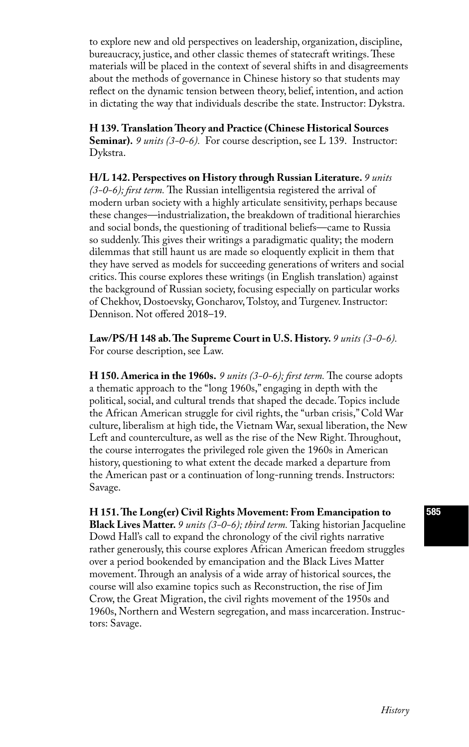to explore new and old perspectives on leadership, organization, discipline, bureaucracy, justice, and other classic themes of statecraft writings. These materials will be placed in the context of several shifts in and disagreements about the methods of governance in Chinese history so that students may reflect on the dynamic tension between theory, belief, intention, and action in dictating the way that individuals describe the state. Instructor: Dykstra.

**H 139. Translation Theory and Practice (Chinese Historical Sources Seminar).** *9 units (3-0-6).* For course description, see L 139. Instructor: Dykstra.

**H/L 142. Perspectives on History through Russian Literature.** *9 units (3-0-6); first term.* The Russian intelligentsia registered the arrival of modern urban society with a highly articulate sensitivity, perhaps because these changes—industrialization, the breakdown of traditional hierarchies and social bonds, the questioning of traditional beliefs—came to Russia so suddenly. This gives their writings a paradigmatic quality; the modern dilemmas that still haunt us are made so eloquently explicit in them that they have served as models for succeeding generations of writers and social critics. This course explores these writings (in English translation) against the background of Russian society, focusing especially on particular works of Chekhov, Dostoevsky, Goncharov, Tolstoy, and Turgenev. Instructor: Dennison. Not offered 2018–19.

**Law/PS/H 148 ab. The Supreme Court in U.S. History.** *9 units (3-0-6).* For course description, see Law.

**H 150. America in the 1960s.** *9 units (3-0-6); first term.* The course adopts a thematic approach to the "long 1960s," engaging in depth with the political, social, and cultural trends that shaped the decade. Topics include the African American struggle for civil rights, the "urban crisis," Cold War culture, liberalism at high tide, the Vietnam War, sexual liberation, the New Left and counterculture, as well as the rise of the New Right. Throughout, the course interrogates the privileged role given the 1960s in American history, questioning to what extent the decade marked a departure from the American past or a continuation of long-running trends. Instructors: Savage.

**H 151. The Long(er) Civil Rights Movement: From Emancipation to Black Lives Matter.** *9 units (3-0-6); third term.* Taking historian Jacqueline Dowd Hall's call to expand the chronology of the civil rights narrative rather generously, this course explores African American freedom struggles over a period bookended by emancipation and the Black Lives Matter movement. Through an analysis of a wide array of historical sources, the course will also examine topics such as Reconstruction, the rise of Jim Crow, the Great Migration, the civil rights movement of the 1950s and 1960s, Northern and Western segregation, and mass incarceration. Instructors: Savage.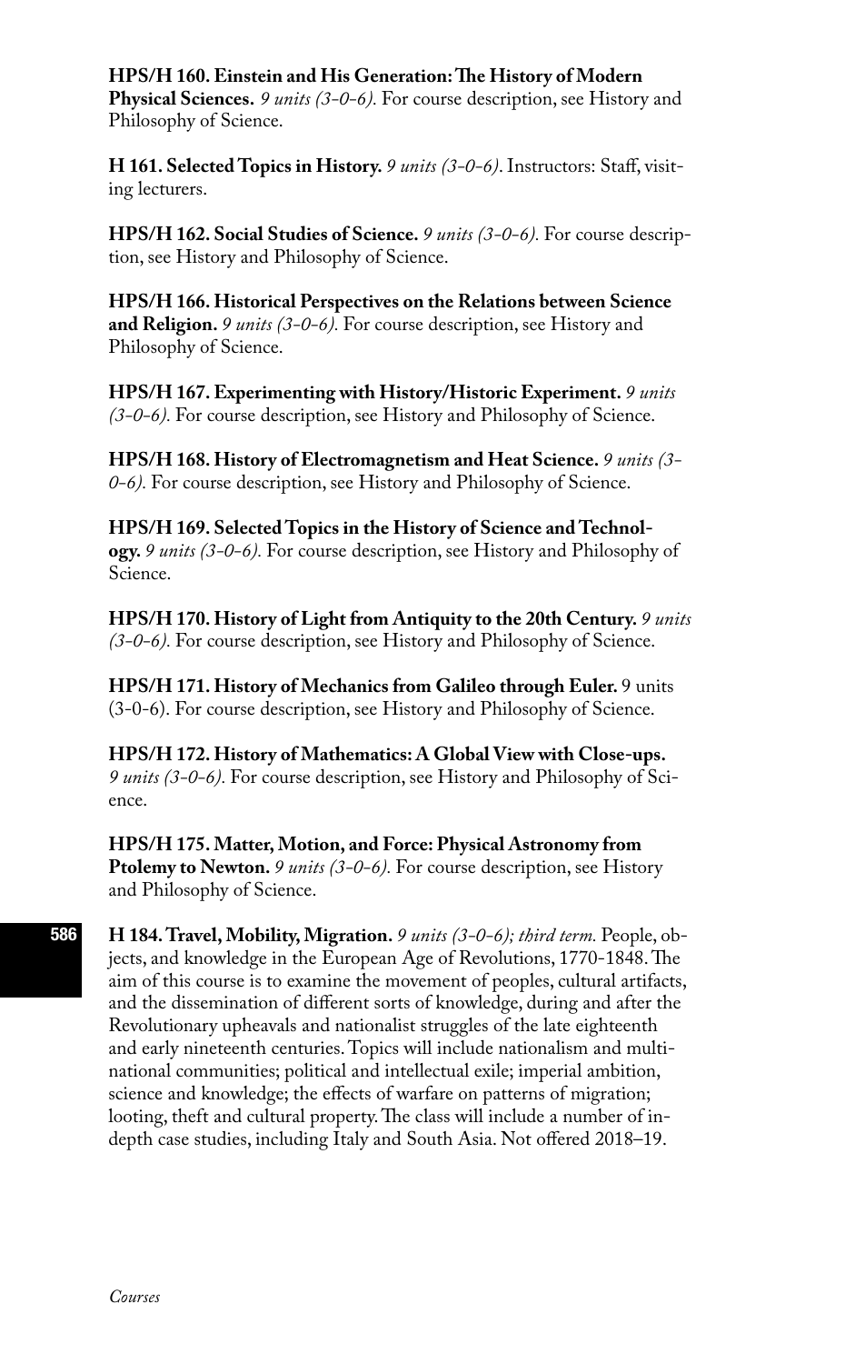**HPS/H 160. Einstein and His Generation: The History of Modern Physical Sciences.** *9 units (3-0-6).* For course description, see History and Philosophy of Science.

**H 161. Selected Topics in History.** *9 units (3-0-6)*. Instructors: Staff, visiting lecturers.

**HPS/H 162. Social Studies of Science.** *9 units (3-0-6).* For course description, see History and Philosophy of Science.

**HPS/H 166. Historical Perspectives on the Relations between Science and Religion.** *9 units (3-0-6).* For course description, see History and Philosophy of Science.

**HPS/H 167. Experimenting with History/Historic Experiment.** *9 units (3-0-6).* For course description, see History and Philosophy of Science.

**HPS/H 168. History of Electromagnetism and Heat Science.** *9 units (3-0-6).* For course description, see History and Philosophy of Science.

**HPS/H 169. Selected Topics in the History of Science and Technology.** *9 units (3-0-6).* For course description, see History and Philosophy of Science.

**HPS/H 170. History of Light from Antiquity to the 20th Century.** *9 units (3-0-6).* For course description, see History and Philosophy of Science.

**HPS/H 171. History of Mechanics from Galileo through Euler.** 9 units (3-0-6). For course description, see History and Philosophy of Science.

**HPS/H 172. History of Mathematics: A Global View with Close-ups.** *9 units (3-0-6).* For course description, see History and Philosophy of Science.

**HPS/H 175. Matter, Motion, and Force: Physical Astronomy from Ptolemy to Newton.** *9 units (3-0-6).* For course description, see History and Philosophy of Science.

**H 184. Travel, Mobility, Migration.** *9 units (3-0-6); third term.* People, objects, and knowledge in the European Age of Revolutions, 1770-1848. The aim of this course is to examine the movement of peoples, cultural artifacts, and the dissemination of different sorts of knowledge, during and after the Revolutionary upheavals and nationalist struggles of the late eighteenth and early nineteenth centuries. Topics will include nationalism and multinational communities; political and intellectual exile; imperial ambition, science and knowledge; the effects of warfare on patterns of migration; looting, theft and cultural property. The class will include a number of in-depth case studies, including Italy and South Asia. Not offered 2018–19.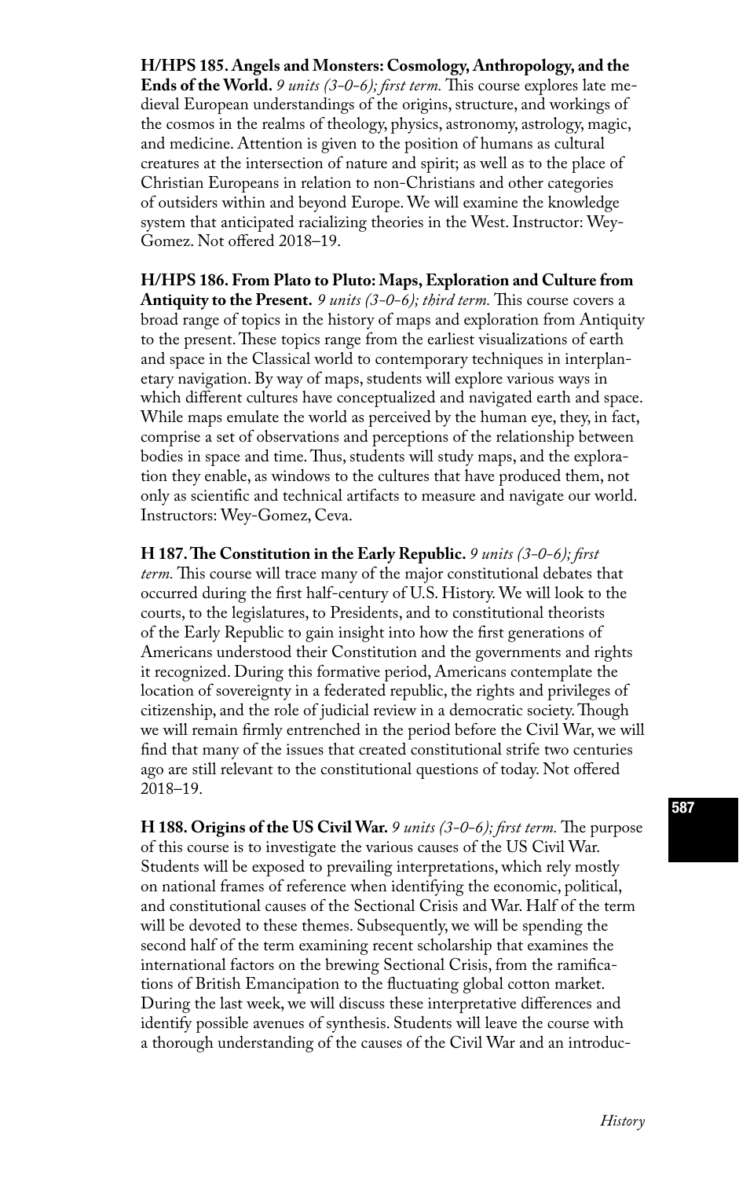**H/HPS 185. Angels and Monsters: Cosmology, Anthropology, and the Ends of the World.** *9 units (3-0-6); first term.* This course explores late medieval European understandings of the origins, structure, and workings of the cosmos in the realms of theology, physics, astronomy, astrology, magic, and medicine. Attention is given to the position of humans as cultural creatures at the intersection of nature and spirit; as well as to the place of Christian Europeans in relation to non-Christians and other categories of outsiders within and beyond Europe. We will examine the knowledge system that anticipated racializing theories in the West. Instructor: Wey-Gomez. Not offered 2018–19.

**H/HPS 186. From Plato to Pluto: Maps, Exploration and Culture from Antiquity to the Present.** *9 units (3-0-6); third term.* This course covers a broad range of topics in the history of maps and exploration from Antiquity to the present. These topics range from the earliest visualizations of earth and space in the Classical world to contemporary techniques in interplanetary navigation. By way of maps, students will explore various ways in which different cultures have conceptualized and navigated earth and space. While maps emulate the world as perceived by the human eye, they, in fact, comprise a set of observations and perceptions of the relationship between bodies in space and time. Thus, students will study maps, and the exploration they enable, as windows to the cultures that have produced them, not only as scientific and technical artifacts to measure and navigate our world. Instructors: Wey-Gomez, Ceva.

**H 187. The Constitution in the Early Republic.** *9 units (3-0-6); first term.* This course will trace many of the major constitutional debates that occurred during the first half-century of U.S. History. We will look to the courts, to the legislatures, to Presidents, and to constitutional theorists of the Early Republic to gain insight into how the first generations of Americans understood their Constitution and the governments and rights it recognized. During this formative period, Americans contemplate the location of sovereignty in a federated republic, the rights and privileges of citizenship, and the role of judicial review in a democratic society. Though we will remain firmly entrenched in the period before the Civil War, we will find that many of the issues that created constitutional strife two centuries ago are still relevant to the constitutional questions of today. Not offered 2018–19.

**H 188. Origins of the US Civil War.** *9 units (3-0-6); first term.* The purpose of this course is to investigate the various causes of the US Civil War. Students will be exposed to prevailing interpretations, which rely mostly on national frames of reference when identifying the economic, political, and constitutional causes of the Sectional Crisis and War. Half of the term will be devoted to these themes. Subsequently, we will be spending the second half of the term examining recent scholarship that examines the international factors on the brewing Sectional Crisis, from the ramifications of British Emancipation to the fluctuating global cotton market. During the last week, we will discuss these interpretative differences and identify possible avenues of synthesis. Students will leave the course with a thorough understanding of the causes of the Civil War and an introduc-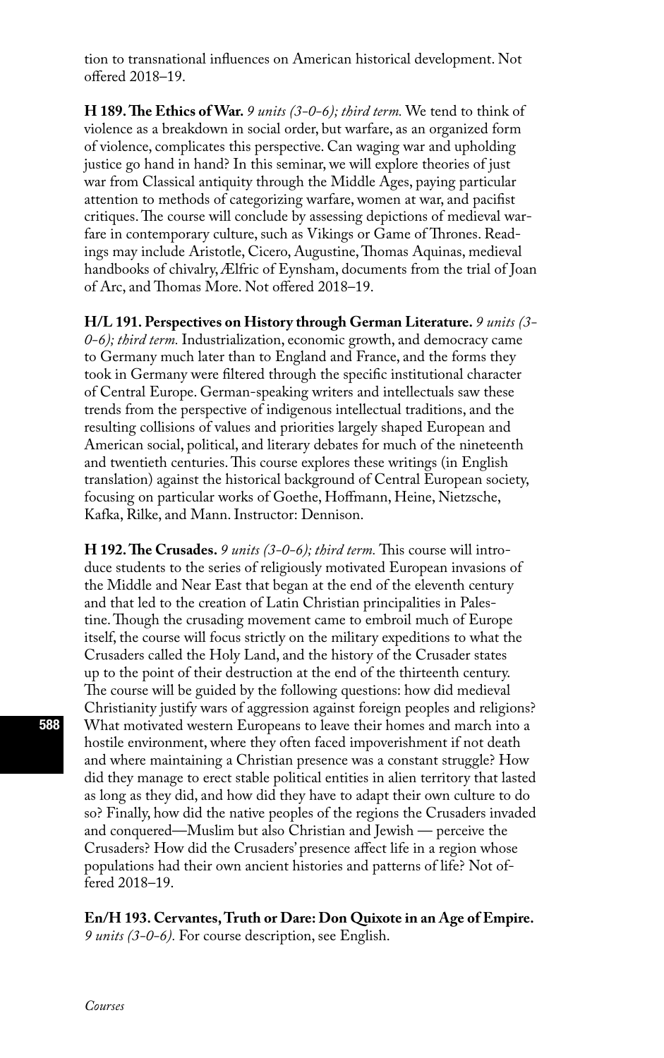tion to transnational influences on American historical development. Not offered 2018–19.

**H 189. The Ethics of War.** *9 units (3-0-6); third term.* We tend to think of violence as a breakdown in social order, but warfare, as an organized form of violence, complicates this perspective. Can waging war and upholding justice go hand in hand? In this seminar, we will explore theories of just war from Classical antiquity through the Middle Ages, paying particular attention to methods of categorizing warfare, women at war, and pacifist critiques. The course will conclude by assessing depictions of medieval warfare in contemporary culture, such as Vikings or Game of Thrones. Readings may include Aristotle, Cicero, Augustine, Thomas Aquinas, medieval handbooks of chivalry, Ælfric of Eynsham, documents from the trial of Joan of Arc, and Thomas More. Not offered 2018–19.

**H/L 191. Perspectives on History through German Literature.** *9 units (3-0-6); third term.* Industrialization, economic growth, and democracy came to Germany much later than to England and France, and the forms they took in Germany were filtered through the specific institutional character of Central Europe. German-speaking writers and intellectuals saw these trends from the perspective of indigenous intellectual traditions, and the resulting collisions of values and priorities largely shaped European and American social, political, and literary debates for much of the nineteenth and twentieth centuries. This course explores these writings (in English translation) against the historical background of Central European society, focusing on particular works of Goethe, Hoffmann, Heine, Nietzsche, Kafka, Rilke, and Mann. Instructor: Dennison.

**H 192. The Crusades.** *9 units (3-0-6); third term.* This course will introduce students to the series of religiously motivated European invasions of the Middle and Near East that began at the end of the eleventh century and that led to the creation of Latin Christian principalities in Palestine. Though the crusading movement came to embroil much of Europe itself, the course will focus strictly on the military expeditions to what the Crusaders called the Holy Land, and the history of the Crusader states up to the point of their destruction at the end of the thirteenth century. The course will be guided by the following questions: how did medieval Christianity justify wars of aggression against foreign peoples and religions? What motivated western Europeans to leave their homes and march into a hostile environment, where they often faced impoverishment if not death and where maintaining a Christian presence was a constant struggle? How did they manage to erect stable political entities in alien territory that lasted as long as they did, and how did they have to adapt their own culture to do so? Finally, how did the native peoples of the regions the Crusaders invaded and conquered—Muslim but also Christian and Jewish — perceive the Crusaders? How did the Crusaders' presence affect life in a region whose populations had their own ancient histories and patterns of life? Not offered 2018–19.

**En/H 193. Cervantes, Truth or Dare: Don Quixote in an Age of Empire.** *9 units (3-0-6).* For course description, see English.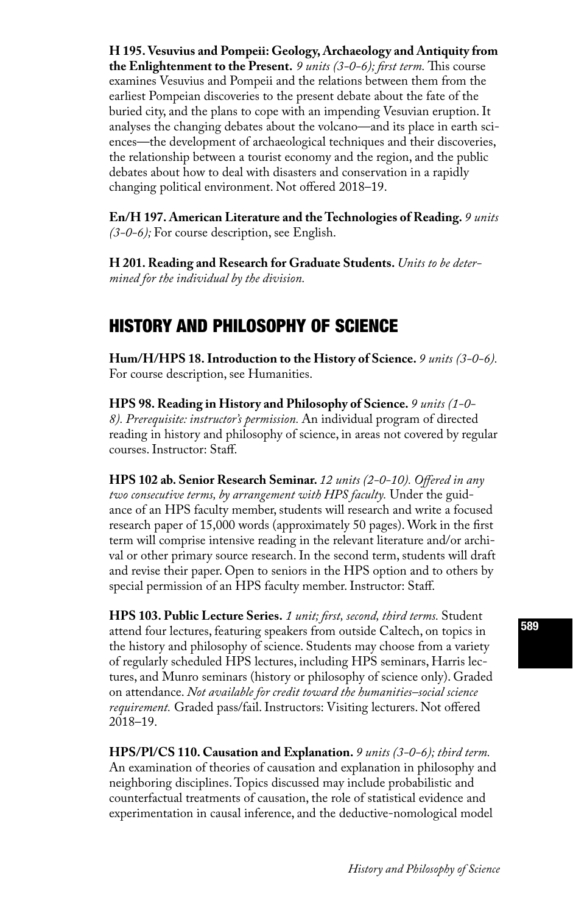**H 195. Vesuvius and Pompeii: Geology, Archaeology and Antiquity from the Enlightenment to the Present.** *9 units (3-0-6); first term.* This course examines Vesuvius and Pompeii and the relations between them from the earliest Pompeian discoveries to the present debate about the fate of the buried city, and the plans to cope with an impending Vesuvian eruption. It analyses the changing debates about the volcano—and its place in earth sciences—the development of archaeological techniques and their discoveries, the relationship between a tourist economy and the region, and the public debates about how to deal with disasters and conservation in a rapidly changing political environment. Not offered 2018–19.

**En/H 197. American Literature and the Technologies of Reading.** *9 units (3-0-6);* For course description, see English.

**H 201. Reading and Research for Graduate Students.** *Units to be determined for the individual by the division.*

## HISTORY AND PHILOSOPHY OF SCIENCE

**Hum/H/HPS 18. Introduction to the History of Science.** *9 units (3-0-6).* For course description, see Humanities.

**HPS 98. Reading in History and Philosophy of Science.** *9 units (1-0-8). Prerequisite: instructor's permission.* An individual program of directed reading in history and philosophy of science, in areas not covered by regular courses. Instructor: Staff.

**HPS 102 ab. Senior Research Seminar.** *12 units (2-0-10). Offered in any two consecutive terms, by arrangement with HPS faculty.* Under the guidance of an HPS faculty member, students will research and write a focused research paper of 15,000 words (approximately 50 pages). Work in the first term will comprise intensive reading in the relevant literature and/or archival or other primary source research. In the second term, students will draft and revise their paper. Open to seniors in the HPS option and to others by special permission of an HPS faculty member. Instructor: Staff.

**HPS 103. Public Lecture Series.** *1 unit; first, second, third terms.* Student attend four lectures, featuring speakers from outside Caltech, on topics in the history and philosophy of science. Students may choose from a variety of regularly scheduled HPS lectures, including HPS seminars, Harris lectures, and Munro seminars (history or philosophy of science only). Graded on attendance. *Not available for credit toward the humanities–social science requirement.* Graded pass/fail. Instructors: Visiting lecturers. Not offered 2018–19.

**HPS/Pl/CS 110. Causation and Explanation.** *9 units (3-0-6); third term.* An examination of theories of causation and explanation in philosophy and neighboring disciplines. Topics discussed may include probabilistic and counterfactual treatments of causation, the role of statistical evidence and experimentation in causal inference, and the deductive-nomological model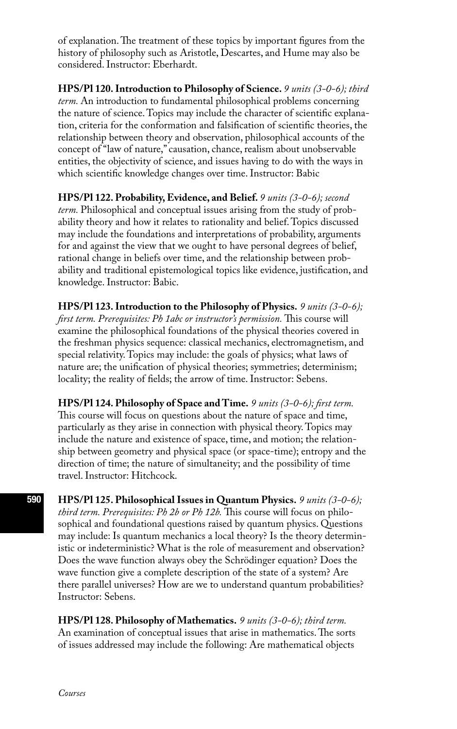of explanation. The treatment of these topics by important figures from the history of philosophy such as Aristotle, Descartes, and Hume may also be considered. Instructor: Eberhardt.

**HPS/Pl 120. Introduction to Philosophy of Science.** *9 units (3-0-6); third term.* An introduction to fundamental philosophical problems concerning the nature of science. Topics may include the character of scientific explanation, criteria for the conformation and falsification of scientific theories, the relationship between theory and observation, philosophical accounts of the concept of "law of nature," causation, chance, realism about unobservable entities, the objectivity of science, and issues having to do with the ways in which scientific knowledge changes over time. Instructor: Babic

**HPS/Pl 122. Probability, Evidence, and Belief.** *9 units (3-0-6); second term.* Philosophical and conceptual issues arising from the study of probability theory and how it relates to rationality and belief. Topics discussed may include the foundations and interpretations of probability, arguments for and against the view that we ought to have personal degrees of belief, rational change in beliefs over time, and the relationship between probability and traditional epistemological topics like evidence, justification, and knowledge. Instructor: Babic.

**HPS/Pl 123. Introduction to the Philosophy of Physics.** *9 units (3-0-6); first term. Prerequisites: Ph 1abc or instructor's permission.* This course will examine the philosophical foundations of the physical theories covered in the freshman physics sequence: classical mechanics, electromagnetism, and special relativity. Topics may include: the goals of physics; what laws of nature are; the unification of physical theories; symmetries; determinism; locality; the reality of fields; the arrow of time. Instructor: Sebens.

**HPS/Pl 124. Philosophy of Space and Time.** *9 units (3-0-6); first term.* This course will focus on questions about the nature of space and time, particularly as they arise in connection with physical theory. Topics may include the nature and existence of space, time, and motion; the relationship between geometry and physical space (or space-time); entropy and the direction of time; the nature of simultaneity; and the possibility of time travel. Instructor: Hitchcock.

**HPS/Pl 125. Philosophical Issues in Quantum Physics.** *9 units (3-0-6); third term. Prerequisites: Ph 2b or Ph 12b.* This course will focus on philosophical and foundational questions raised by quantum physics. Questions may include: Is quantum mechanics a local theory? Is the theory deterministic or indeterministic? What is the role of measurement and observation? Does the wave function always obey the Schrödinger equation? Does the wave function give a complete description of the state of a system? Are there parallel universes? How are we to understand quantum probabilities? Instructor: Sebens.

**HPS/Pl 128. Philosophy of Mathematics.** *9 units (3-0-6); third term.* An examination of conceptual issues that arise in mathematics. The sorts of issues addressed may include the following: Are mathematical objects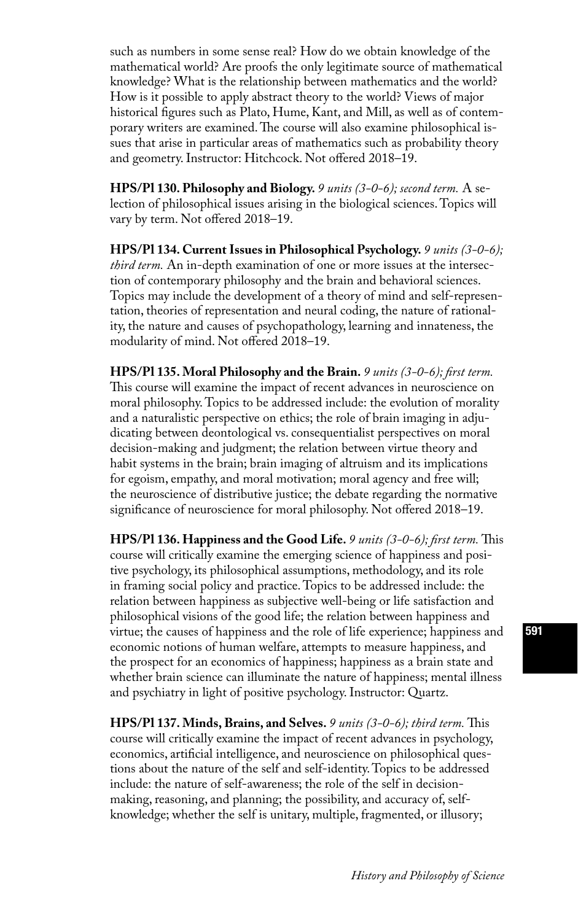such as numbers in some sense real? How do we obtain knowledge of the mathematical world? Are proofs the only legitimate source of mathematical knowledge? What is the relationship between mathematics and the world? How is it possible to apply abstract theory to the world? Views of major historical figures such as Plato, Hume, Kant, and Mill, as well as of contemporary writers are examined. The course will also examine philosophical issues that arise in particular areas of mathematics such as probability theory and geometry. Instructor: Hitchcock. Not offered 2018–19.

**HPS/Pl 130. Philosophy and Biology.** *9 units (3-0-6); second term.* A selection of philosophical issues arising in the biological sciences. Topics will vary by term. Not offered 2018–19.

**HPS/Pl 134. Current Issues in Philosophical Psychology.** *9 units (3-0-6); third term.* An in-depth examination of one or more issues at the intersection of contemporary philosophy and the brain and behavioral sciences. Topics may include the development of a theory of mind and self-representation, theories of representation and neural coding, the nature of rationality, the nature and causes of psychopathology, learning and innateness, the modularity of mind. Not offered 2018–19.

**HPS/Pl 135. Moral Philosophy and the Brain.** *9 units (3-0-6); first term.* This course will examine the impact of recent advances in neuroscience on moral philosophy. Topics to be addressed include: the evolution of morality and a naturalistic perspective on ethics; the role of brain imaging in adjudicating between deontological vs. consequentialist perspectives on moral decision-making and judgment; the relation between virtue theory and habit systems in the brain; brain imaging of altruism and its implications for egoism, empathy, and moral motivation; moral agency and free will; the neuroscience of distributive justice; the debate regarding the normative significance of neuroscience for moral philosophy. Not offered 2018–19.

**HPS/Pl 136. Happiness and the Good Life.** *9 units (3-0-6); first term.* This course will critically examine the emerging science of happiness and positive psychology, its philosophical assumptions, methodology, and its role in framing social policy and practice. Topics to be addressed include: the relation between happiness as subjective well-being or life satisfaction and philosophical visions of the good life; the relation between happiness and virtue; the causes of happiness and the role of life experience; happiness and economic notions of human welfare, attempts to measure happiness, and the prospect for an economics of happiness; happiness as a brain state and whether brain science can illuminate the nature of happiness; mental illness and psychiatry in light of positive psychology. Instructor: Quartz.

**HPS/Pl 137. Minds, Brains, and Selves.** *9 units (3-0-6); third term.* This course will critically examine the impact of recent advances in psychology, economics, artificial intelligence, and neuroscience on philosophical questions about the nature of the self and self-identity. Topics to be addressed include: the nature of self-awareness; the role of the self in decision-making, reasoning, and planning; the possibility, and accuracy of, self-knowledge; whether the self is unitary, multiple, fragmented, or illusory;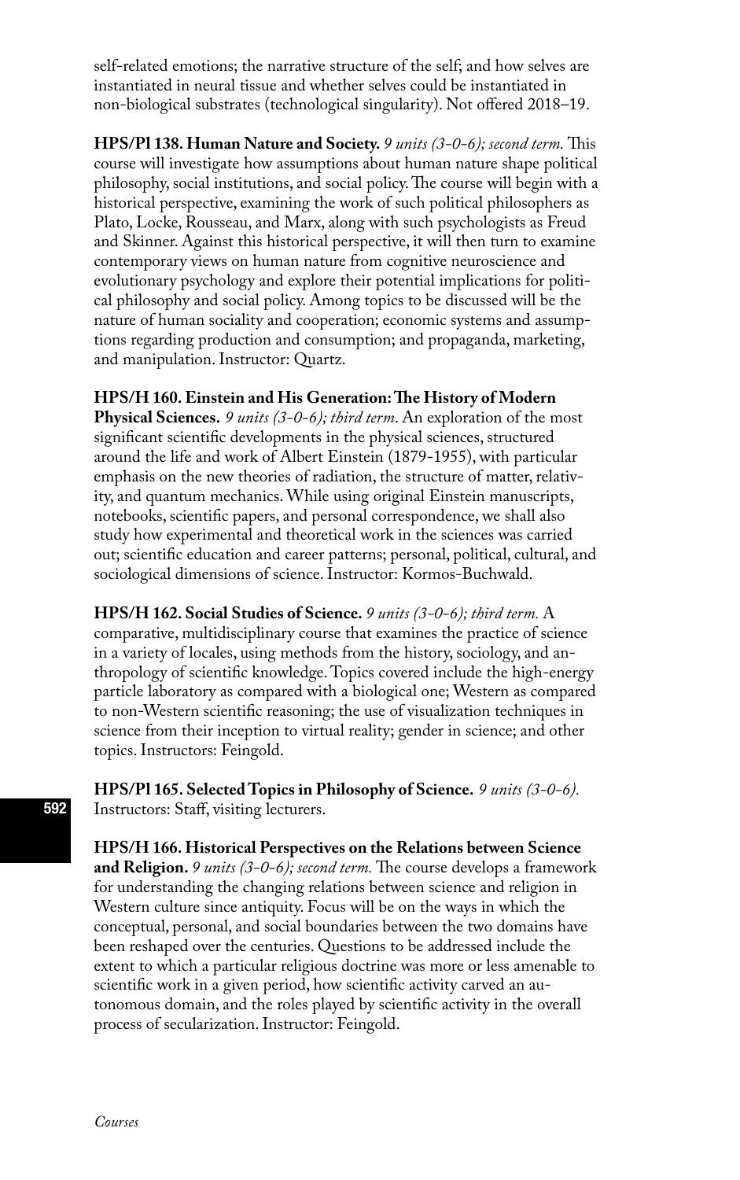self-related emotions; the narrative structure of the self; and how selves are instantiated in neural tissue and whether selves could be instantiated in non-biological substrates (technological singularity). Not offered 2018–19.

**HPS/Pl 138. Human Nature and Society.** *9 units (3-0-6); second term.* This course will investigate how assumptions about human nature shape political philosophy, social institutions, and social policy. The course will begin with a historical perspective, examining the work of such political philosophers as Plato, Locke, Rousseau, and Marx, along with such psychologists as Freud and Skinner. Against this historical perspective, it will then turn to examine contemporary views on human nature from cognitive neuroscience and evolutionary psychology and explore their potential implications for political philosophy and social policy. Among topics to be discussed will be the nature of human sociality and cooperation; economic systems and assumptions regarding production and consumption; and propaganda, marketing, and manipulation. Instructor: Quartz.

**HPS/H 160. Einstein and His Generation: The History of Modern Physical Sciences.** *9 units (3-0-6); third term*. An exploration of the most significant scientific developments in the physical sciences, structured around the life and work of Albert Einstein (1879-1955), with particular emphasis on the new theories of radiation, the structure of matter, relativity, and quantum mechanics. While using original Einstein manuscripts, notebooks, scientific papers, and personal correspondence, we shall also study how experimental and theoretical work in the sciences was carried out; scientific education and career patterns; personal, political, cultural, and sociological dimensions of science. Instructor: Kormos-Buchwald.

**HPS/H 162. Social Studies of Science.** *9 units (3-0-6); third term.* A comparative, multidisciplinary course that examines the practice of science in a variety of locales, using methods from the history, sociology, and anthropology of scientific knowledge. Topics covered include the high-energy particle laboratory as compared with a biological one; Western as compared to non-Western scientific reasoning; the use of visualization techniques in science from their inception to virtual reality; gender in science; and other topics. Instructors: Feingold.

**HPS/Pl 165. Selected Topics in Philosophy of Science.** *9 units (3-0-6).* Instructors: Staff, visiting lecturers.

**HPS/H 166. Historical Perspectives on the Relations between Science and Religion.** *9 units (3-0-6); second term.* The course develops a framework for understanding the changing relations between science and religion in Western culture since antiquity. Focus will be on the ways in which the conceptual, personal, and social boundaries between the two domains have been reshaped over the centuries. Questions to be addressed include the extent to which a particular religious doctrine was more or less amenable to scientific work in a given period, how scientific activity carved an autonomous domain, and the roles played by scientific activity in the overall process of secularization. Instructor: Feingold.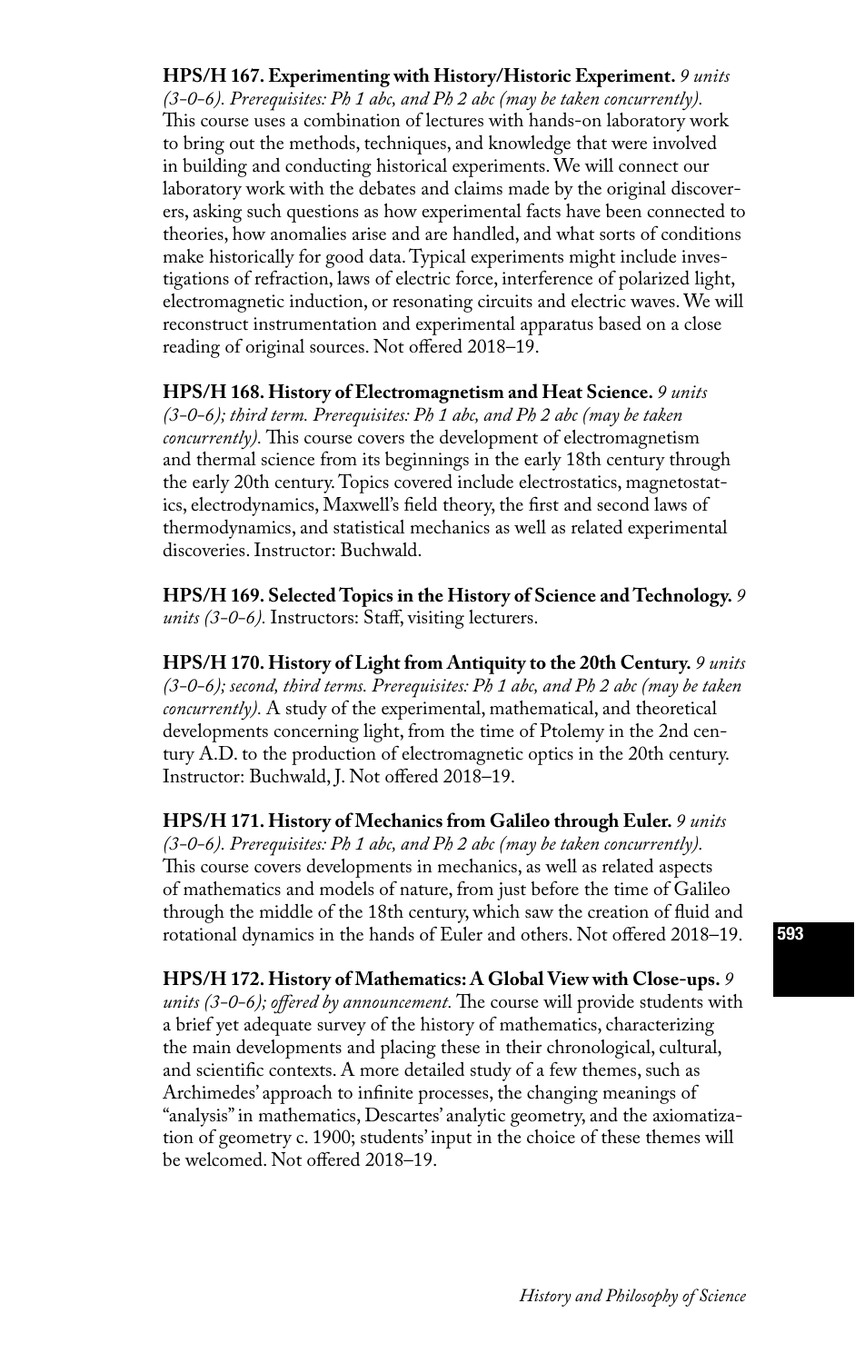**HPS/H 167. Experimenting with History/Historic Experiment.** *9 units (3-0-6). Prerequisites: Ph 1 abc, and Ph 2 abc (may be taken concurrently).* This course uses a combination of lectures with hands-on laboratory work to bring out the methods, techniques, and knowledge that were involved in building and conducting historical experiments. We will connect our laboratory work with the debates and claims made by the original discoverers, asking such questions as how experimental facts have been connected to theories, how anomalies arise and are handled, and what sorts of conditions make historically for good data. Typical experiments might include investigations of refraction, laws of electric force, interference of polarized light, electromagnetic induction, or resonating circuits and electric waves. We will reconstruct instrumentation and experimental apparatus based on a close reading of original sources. Not offered 2018–19.

**HPS/H 168. History of Electromagnetism and Heat Science.** *9 units (3-0-6); third term. Prerequisites: Ph 1 abc, and Ph 2 abc (may be taken concurrently).* This course covers the development of electromagnetism and thermal science from its beginnings in the early 18th century through the early 20th century. Topics covered include electrostatics, magnetostatics, electrodynamics, Maxwell's field theory, the first and second laws of thermodynamics, and statistical mechanics as well as related experimental discoveries. Instructor: Buchwald.

**HPS/H 169. Selected Topics in the History of Science and Technology.** *9 units (3-0-6).* Instructors: Staff, visiting lecturers.

**HPS/H 170. History of Light from Antiquity to the 20th Century.** *9 units (3-0-6); second, third terms. Prerequisites: Ph 1 abc, and Ph 2 abc (may be taken concurrently).* A study of the experimental, mathematical, and theoretical developments concerning light, from the time of Ptolemy in the 2nd century A.D. to the production of electromagnetic optics in the 20th century. Instructor: Buchwald, J. Not offered 2018–19.

**HPS/H 171. History of Mechanics from Galileo through Euler.** *9 units (3-0-6). Prerequisites: Ph 1 abc, and Ph 2 abc (may be taken concurrently).* This course covers developments in mechanics, as well as related aspects of mathematics and models of nature, from just before the time of Galileo through the middle of the 18th century, which saw the creation of fluid and rotational dynamics in the hands of Euler and others. Not offered 2018–19.

**HPS/H 172. History of Mathematics: A Global View with Close-ups.** *9 units (3-0-6); offered by announcement.* The course will provide students with a brief yet adequate survey of the history of mathematics, characterizing the main developments and placing these in their chronological, cultural, and scientific contexts. A more detailed study of a few themes, such as Archimedes' approach to infinite processes, the changing meanings of "analysis" in mathematics, Descartes' analytic geometry, and the axiomatization of geometry c. 1900; students' input in the choice of these themes will be welcomed. Not offered 2018–19.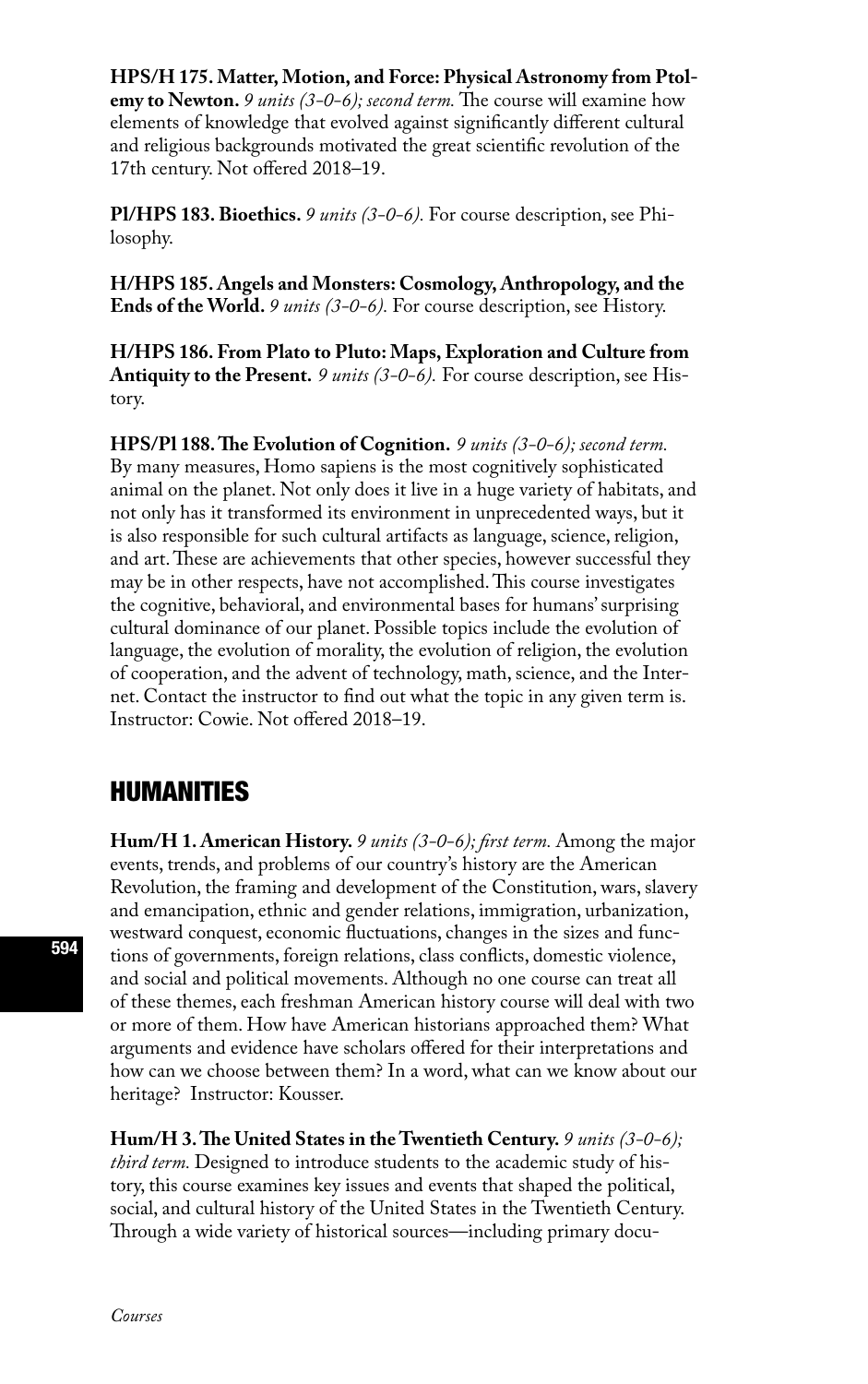**HPS/H 175. Matter, Motion, and Force: Physical Astronomy from Ptolemy to Newton.** *9 units (3-0-6); second term.* The course will examine how elements of knowledge that evolved against significantly different cultural and religious backgrounds motivated the great scientific revolution of the 17th century. Not offered 2018–19.

**Pl/HPS 183. Bioethics.** *9 units (3-0-6).* For course description, see Philosophy.

**H/HPS 185. Angels and Monsters: Cosmology, Anthropology, and the Ends of the World.** *9 units (3-0-6).* For course description, see History.

**H/HPS 186. From Plato to Pluto: Maps, Exploration and Culture from Antiquity to the Present.** *9 units (3-0-6).* For course description, see History.

**HPS/Pl 188. The Evolution of Cognition.** *9 units (3-0-6); second term.* By many measures, Homo sapiens is the most cognitively sophisticated animal on the planet. Not only does it live in a huge variety of habitats, and not only has it transformed its environment in unprecedented ways, but it is also responsible for such cultural artifacts as language, science, religion, and art. These are achievements that other species, however successful they may be in other respects, have not accomplished. This course investigates the cognitive, behavioral, and environmental bases for humans' surprising cultural dominance of our planet. Possible topics include the evolution of language, the evolution of morality, the evolution of religion, the evolution of cooperation, and the advent of technology, math, science, and the Internet. Contact the instructor to find out what the topic in any given term is. Instructor: Cowie. Not offered 2018–19.

## HUMANITIES

**Hum/H 1. American History.** *9 units (3-0-6); first term.* Among the major events, trends, and problems of our country's history are the American Revolution, the framing and development of the Constitution, wars, slavery and emancipation, ethnic and gender relations, immigration, urbanization, westward conquest, economic fluctuations, changes in the sizes and functions of governments, foreign relations, class conflicts, domestic violence, and social and political movements. Although no one course can treat all of these themes, each freshman American history course will deal with two or more of them. How have American historians approached them? What arguments and evidence have scholars offered for their interpretations and how can we choose between them? In a word, what can we know about our heritage? Instructor: Kousser.

**Hum/H 3. The United States in the Twentieth Century.** *9 units (3-0-6); third term.* Designed to introduce students to the academic study of history, this course examines key issues and events that shaped the political, social, and cultural history of the United States in the Twentieth Century. Through a wide variety of historical sources—including primary docu-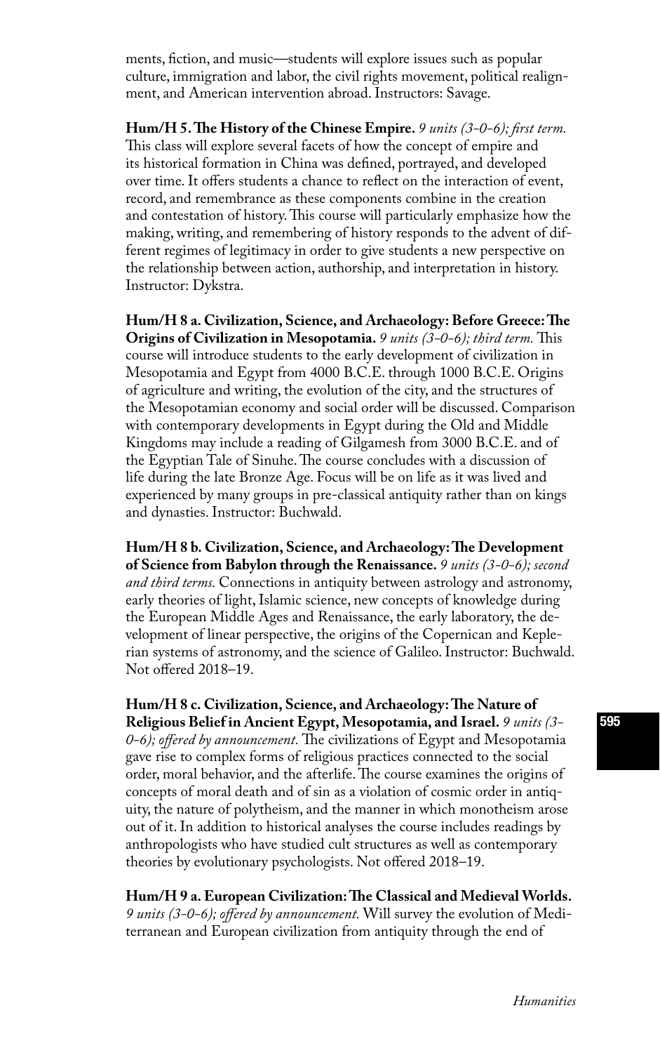ments, fiction, and music—students will explore issues such as popular culture, immigration and labor, the civil rights movement, political realignment, and American intervention abroad. Instructors: Savage.

**Hum/H 5. The History of the Chinese Empire.** *9 units (3-0-6); first term.* This class will explore several facets of how the concept of empire and its historical formation in China was defined, portrayed, and developed over time. It offers students a chance to reflect on the interaction of event, record, and remembrance as these components combine in the creation and contestation of history. This course will particularly emphasize how the making, writing, and remembering of history responds to the advent of different regimes of legitimacy in order to give students a new perspective on the relationship between action, authorship, and interpretation in history. Instructor: Dykstra.

**Hum/H 8 a. Civilization, Science, and Archaeology: Before Greece: The Origins of Civilization in Mesopotamia.** *9 units (3-0-6); third term.* This course will introduce students to the early development of civilization in Mesopotamia and Egypt from 4000 B.C.E. through 1000 B.C.E. Origins of agriculture and writing, the evolution of the city, and the structures of the Mesopotamian economy and social order will be discussed. Comparison with contemporary developments in Egypt during the Old and Middle Kingdoms may include a reading of Gilgamesh from 3000 B.C.E. and of the Egyptian Tale of Sinuhe. The course concludes with a discussion of life during the late Bronze Age. Focus will be on life as it was lived and experienced by many groups in pre-classical antiquity rather than on kings and dynasties. Instructor: Buchwald.

**Hum/H 8 b. Civilization, Science, and Archaeology: The Development of Science from Babylon through the Renaissance.** *9 units (3-0-6); second and third terms.* Connections in antiquity between astrology and astronomy, early theories of light, Islamic science, new concepts of knowledge during the European Middle Ages and Renaissance, the early laboratory, the development of linear perspective, the origins of the Copernican and Keplerian systems of astronomy, and the science of Galileo. Instructor: Buchwald. Not offered 2018–19.

**Hum/H 8 c. Civilization, Science, and Archaeology: The Nature of Religious Belief in Ancient Egypt, Mesopotamia, and Israel.** *9 units (3-0-6); offered by announcement.* The civilizations of Egypt and Mesopotamia gave rise to complex forms of religious practices connected to the social order, moral behavior, and the afterlife. The course examines the origins of concepts of moral death and of sin as a violation of cosmic order in antiquity, the nature of polytheism, and the manner in which monotheism arose out of it. In addition to historical analyses the course includes readings by anthropologists who have studied cult structures as well as contemporary theories by evolutionary psychologists. Not offered 2018–19.

**Hum/H 9 a. European Civilization: The Classical and Medieval Worlds.** *9 units (3-0-6); offered by announcement.* Will survey the evolution of Mediterranean and European civilization from antiquity through the end of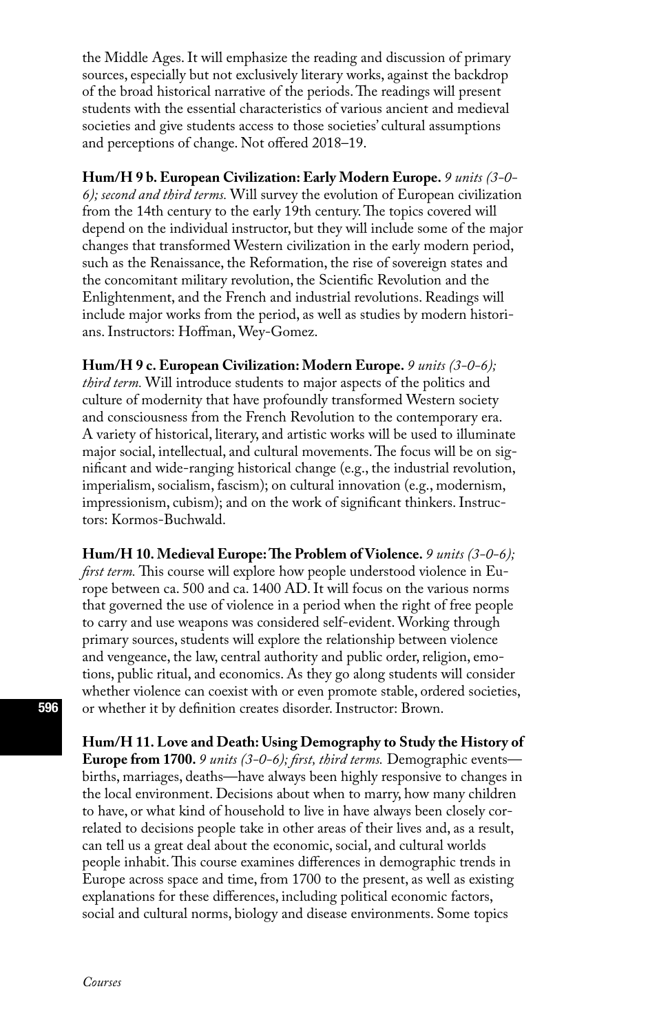the Middle Ages. It will emphasize the reading and discussion of primary sources, especially but not exclusively literary works, against the backdrop of the broad historical narrative of the periods. The readings will present students with the essential characteristics of various ancient and medieval societies and give students access to those societies' cultural assumptions and perceptions of change. Not offered 2018–19.

**Hum/H 9 b. European Civilization: Early Modern Europe.** *9 units (3-0-6); second and third terms.* Will survey the evolution of European civilization from the 14th century to the early 19th century. The topics covered will depend on the individual instructor, but they will include some of the major changes that transformed Western civilization in the early modern period, such as the Renaissance, the Reformation, the rise of sovereign states and the concomitant military revolution, the Scientific Revolution and the Enlightenment, and the French and industrial revolutions. Readings will include major works from the period, as well as studies by modern historians. Instructors: Hoffman, Wey-Gomez.

**Hum/H 9 c. European Civilization: Modern Europe.** *9 units (3-0-6); third term.* Will introduce students to major aspects of the politics and culture of modernity that have profoundly transformed Western society and consciousness from the French Revolution to the contemporary era. A variety of historical, literary, and artistic works will be used to illuminate major social, intellectual, and cultural movements. The focus will be on significant and wide-ranging historical change (e.g., the industrial revolution, imperialism, socialism, fascism); on cultural innovation (e.g., modernism, impressionism, cubism); and on the work of significant thinkers. Instructors: Kormos-Buchwald.

**Hum/H 10. Medieval Europe: The Problem of Violence.** *9 units (3-0-6); first term.* This course will explore how people understood violence in Europe between ca. 500 and ca. 1400 AD. It will focus on the various norms that governed the use of violence in a period when the right of free people to carry and use weapons was considered self-evident. Working through primary sources, students will explore the relationship between violence and vengeance, the law, central authority and public order, religion, emotions, public ritual, and economics. As they go along students will consider whether violence can coexist with or even promote stable, ordered societies, or whether it by definition creates disorder. Instructor: Brown.

**Hum/H 11. Love and Death: Using Demography to Study the History of Europe from 1700.** *9 units (3-0-6); first, third terms.* Demographic events—births, marriages, deaths—have always been highly responsive to changes in the local environment. Decisions about when to marry, how many children to have, or what kind of household to live in have always been closely correlated to decisions people take in other areas of their lives and, as a result, can tell us a great deal about the economic, social, and cultural worlds people inhabit. This course examines differences in demographic trends in Europe across space and time, from 1700 to the present, as well as existing explanations for these differences, including political economic factors, social and cultural norms, biology and disease environments. Some topics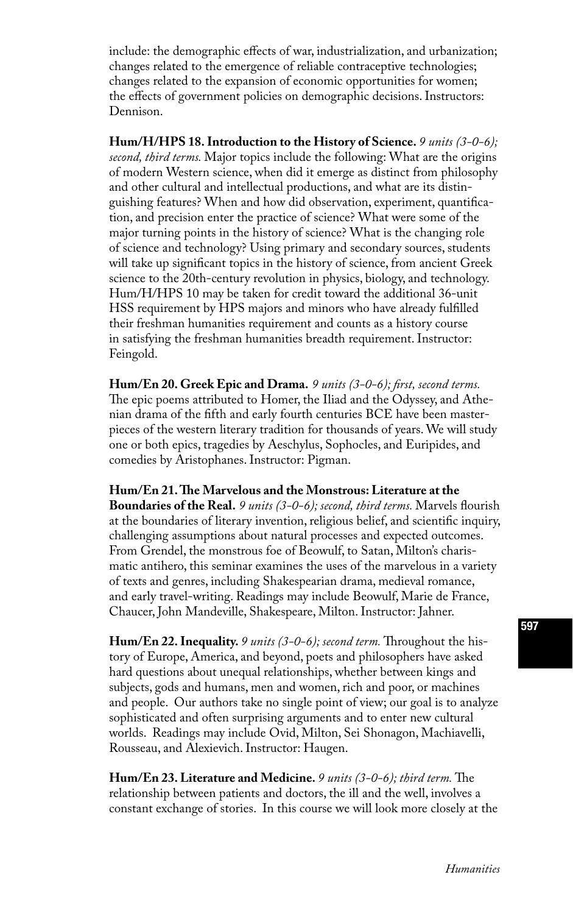include: the demographic effects of war, industrialization, and urbanization; changes related to the emergence of reliable contraceptive technologies; changes related to the expansion of economic opportunities for women; the effects of government policies on demographic decisions. Instructors: Dennison.

**Hum/H/HPS 18. Introduction to the History of Science.** *9 units (3-0-6); second, third terms.* Major topics include the following: What are the origins of modern Western science, when did it emerge as distinct from philosophy and other cultural and intellectual productions, and what are its distinguishing features? When and how did observation, experiment, quantification, and precision enter the practice of science? What were some of the major turning points in the history of science? What is the changing role of science and technology? Using primary and secondary sources, students will take up significant topics in the history of science, from ancient Greek science to the 20th-century revolution in physics, biology, and technology. Hum/H/HPS 10 may be taken for credit toward the additional 36-unit HSS requirement by HPS majors and minors who have already fulfilled their freshman humanities requirement and counts as a history course in satisfying the freshman humanities breadth requirement. Instructor: Feingold.

**Hum/En 20. Greek Epic and Drama.** *9 units (3-0-6); first, second terms.* The epic poems attributed to Homer, the Iliad and the Odyssey, and Athenian drama of the fifth and early fourth centuries BCE have been masterpieces of the western literary tradition for thousands of years. We will study one or both epics, tragedies by Aeschylus, Sophocles, and Euripides, and comedies by Aristophanes. Instructor: Pigman.

**Hum/En 21. The Marvelous and the Monstrous: Literature at the Boundaries of the Real.** *9 units (3-0-6); second, third terms.* Marvels flourish at the boundaries of literary invention, religious belief, and scientific inquiry, challenging assumptions about natural processes and expected outcomes. From Grendel, the monstrous foe of Beowulf, to Satan, Milton's charismatic antihero, this seminar examines the uses of the marvelous in a variety of texts and genres, including Shakespearian drama, medieval romance, and early travel-writing. Readings may include Beowulf, Marie de France, Chaucer, John Mandeville, Shakespeare, Milton. Instructor: Jahner.

**Hum/En 22. Inequality.** *9 units (3-0-6); second term.* Throughout the history of Europe, America, and beyond, poets and philosophers have asked hard questions about unequal relationships, whether between kings and subjects, gods and humans, men and women, rich and poor, or machines and people. Our authors take no single point of view; our goal is to analyze sophisticated and often surprising arguments and to enter new cultural worlds. Readings may include Ovid, Milton, Sei Shonagon, Machiavelli, Rousseau, and Alexievich. Instructor: Haugen.

**Hum/En 23. Literature and Medicine.** *9 units (3-0-6); third term.* The relationship between patients and doctors, the ill and the well, involves a constant exchange of stories. In this course we will look more closely at the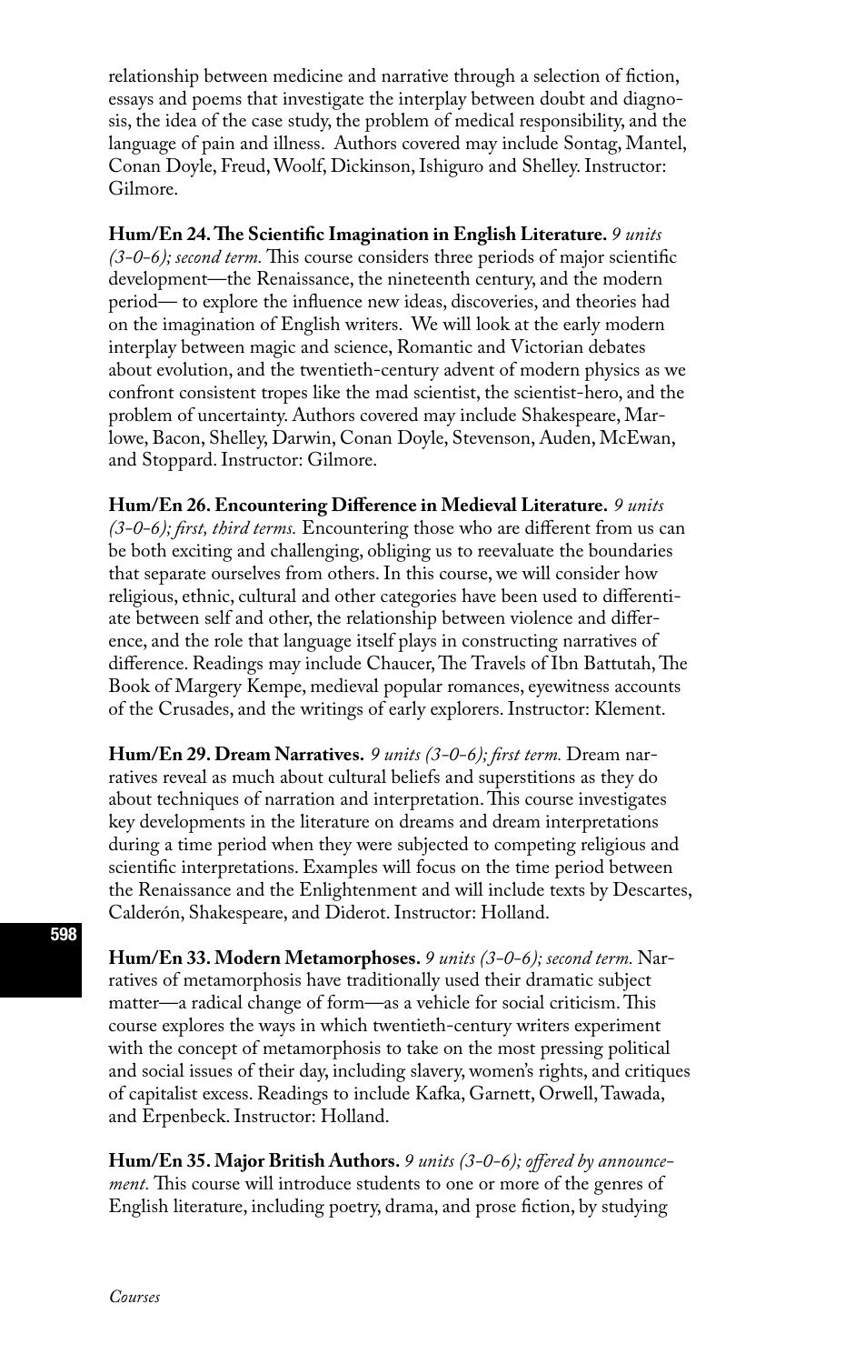relationship between medicine and narrative through a selection of fiction, essays and poems that investigate the interplay between doubt and diagnosis, the idea of the case study, the problem of medical responsibility, and the language of pain and illness. Authors covered may include Sontag, Mantel, Conan Doyle, Freud, Woolf, Dickinson, Ishiguro and Shelley. Instructor: Gilmore.

**Hum/En 24. The Scientific Imagination in English Literature.** *9 units (3-0-6); second term.* This course considers three periods of major scientific development—the Renaissance, the nineteenth century, and the modern period— to explore the influence new ideas, discoveries, and theories had on the imagination of English writers. We will look at the early modern interplay between magic and science, Romantic and Victorian debates about evolution, and the twentieth-century advent of modern physics as we confront consistent tropes like the mad scientist, the scientist-hero, and the problem of uncertainty. Authors covered may include Shakespeare, Marlowe, Bacon, Shelley, Darwin, Conan Doyle, Stevenson, Auden, McEwan, and Stoppard. Instructor: Gilmore.

**Hum/En 26. Encountering Difference in Medieval Literature.** *9 units (3-0-6); first, third terms.* Encountering those who are different from us can be both exciting and challenging, obliging us to reevaluate the boundaries that separate ourselves from others. In this course, we will consider how religious, ethnic, cultural and other categories have been used to differentiate between self and other, the relationship between violence and difference, and the role that language itself plays in constructing narratives of difference. Readings may include Chaucer, The Travels of Ibn Battutah, The Book of Margery Kempe, medieval popular romances, eyewitness accounts of the Crusades, and the writings of early explorers. Instructor: Klement.

**Hum/En 29. Dream Narratives.** *9 units (3-0-6); first term.* Dream narratives reveal as much about cultural beliefs and superstitions as they do about techniques of narration and interpretation. This course investigates key developments in the literature on dreams and dream interpretations during a time period when they were subjected to competing religious and scientific interpretations. Examples will focus on the time period between the Renaissance and the Enlightenment and will include texts by Descartes, Calderón, Shakespeare, and Diderot. Instructor: Holland.

**Hum/En 33. Modern Metamorphoses.** *9 units (3-0-6); second term.* Narratives of metamorphosis have traditionally used their dramatic subject matter—a radical change of form—as a vehicle for social criticism. This course explores the ways in which twentieth-century writers experiment with the concept of metamorphosis to take on the most pressing political and social issues of their day, including slavery, women's rights, and critiques of capitalist excess. Readings to include Kafka, Garnett, Orwell, Tawada, and Erpenbeck. Instructor: Holland.

**Hum/En 35. Major British Authors.** *9 units (3-0-6); offered by announcement.* This course will introduce students to one or more of the genres of English literature, including poetry, drama, and prose fiction, by studying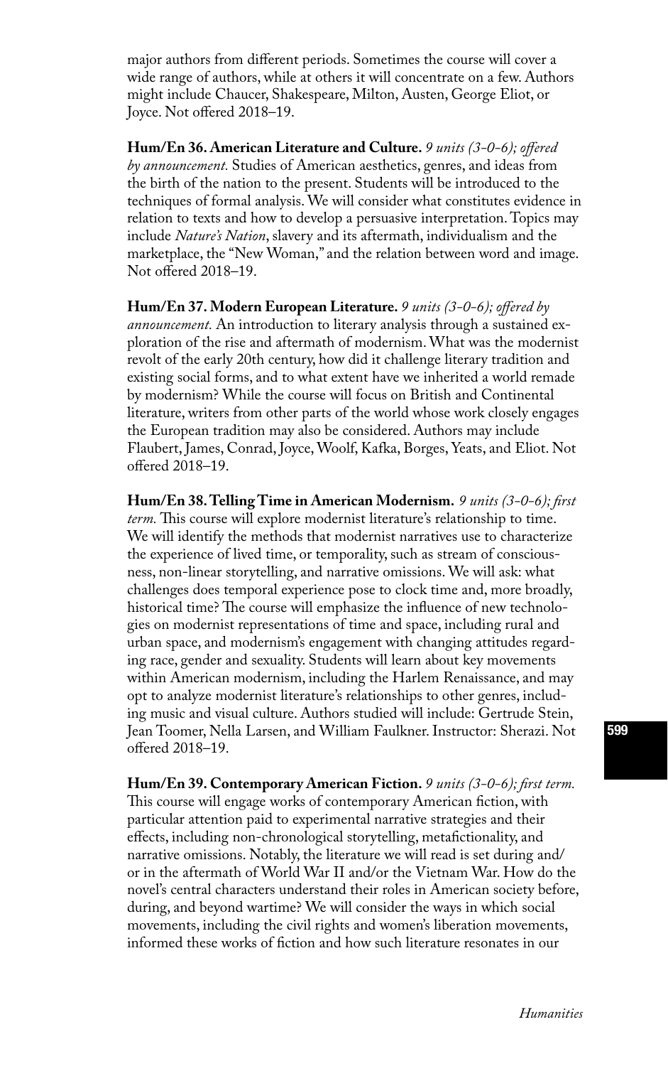major authors from different periods. Sometimes the course will cover a wide range of authors, while at others it will concentrate on a few. Authors might include Chaucer, Shakespeare, Milton, Austen, George Eliot, or Joyce. Not offered 2018–19.

**Hum/En 36. American Literature and Culture.** *9 units (3-0-6); offered by announcement.* Studies of American aesthetics, genres, and ideas from the birth of the nation to the present. Students will be introduced to the techniques of formal analysis. We will consider what constitutes evidence in relation to texts and how to develop a persuasive interpretation. Topics may include *Nature's Nation*, slavery and its aftermath, individualism and the marketplace, the "New Woman," and the relation between word and image. Not offered 2018–19.

**Hum/En 37. Modern European Literature.** *9 units (3-0-6); offered by announcement.* An introduction to literary analysis through a sustained exploration of the rise and aftermath of modernism. What was the modernist revolt of the early 20th century, how did it challenge literary tradition and existing social forms, and to what extent have we inherited a world remade by modernism? While the course will focus on British and Continental literature, writers from other parts of the world whose work closely engages the European tradition may also be considered. Authors may include Flaubert, James, Conrad, Joyce, Woolf, Kafka, Borges, Yeats, and Eliot. Not offered 2018–19.

**Hum/En 38. Telling Time in American Modernism.** *9 units (3-0-6); first term.* This course will explore modernist literature's relationship to time. We will identify the methods that modernist narratives use to characterize the experience of lived time, or temporality, such as stream of consciousness, non-linear storytelling, and narrative omissions. We will ask: what challenges does temporal experience pose to clock time and, more broadly, historical time? The course will emphasize the influence of new technologies on modernist representations of time and space, including rural and urban space, and modernism's engagement with changing attitudes regarding race, gender and sexuality. Students will learn about key movements within American modernism, including the Harlem Renaissance, and may opt to analyze modernist literature's relationships to other genres, including music and visual culture. Authors studied will include: Gertrude Stein, Jean Toomer, Nella Larsen, and William Faulkner. Instructor: Sherazi. Not offered 2018–19.

**Hum/En 39. Contemporary American Fiction.** *9 units (3-0-6); first term.* This course will engage works of contemporary American fiction, with particular attention paid to experimental narrative strategies and their effects, including non-chronological storytelling, metafictionality, and narrative omissions. Notably, the literature we will read is set during and/or in the aftermath of World War II and/or the Vietnam War. How do the novel's central characters understand their roles in American society before, during, and beyond wartime? We will consider the ways in which social movements, including the civil rights and women's liberation movements, informed these works of fiction and how such literature resonates in our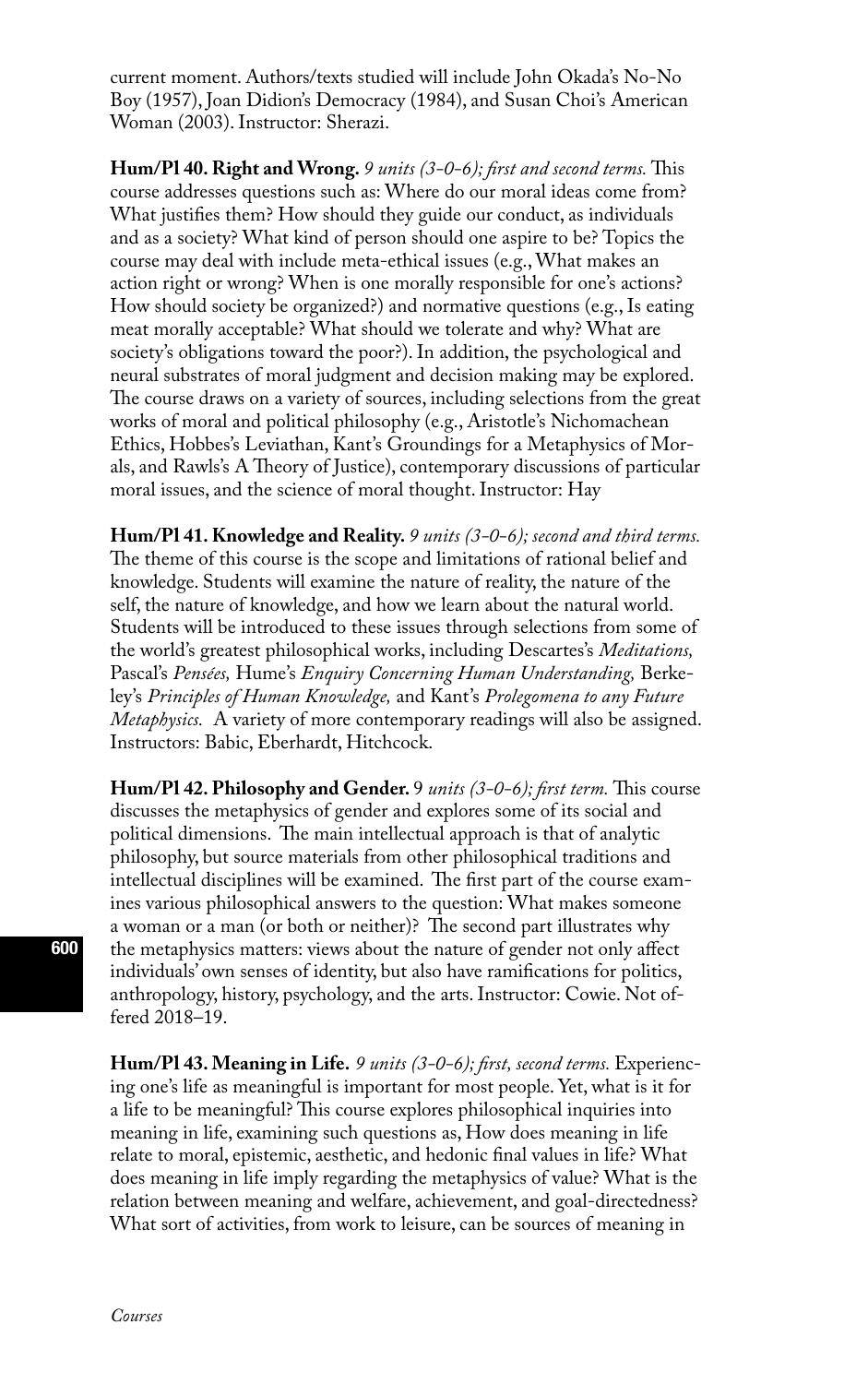current moment. Authors/texts studied will include John Okada's No-No Boy (1957), Joan Didion's Democracy (1984), and Susan Choi's American Woman (2003). Instructor: Sherazi.

**Hum/Pl 40. Right and Wrong.** *9 units (3-0-6); first and second terms.* This course addresses questions such as: Where do our moral ideas come from? What justifies them? How should they guide our conduct, as individuals and as a society? What kind of person should one aspire to be? Topics the course may deal with include meta-ethical issues (e.g., What makes an action right or wrong? When is one morally responsible for one's actions? How should society be organized?) and normative questions (e.g., Is eating meat morally acceptable? What should we tolerate and why? What are society's obligations toward the poor?). In addition, the psychological and neural substrates of moral judgment and decision making may be explored. The course draws on a variety of sources, including selections from the great works of moral and political philosophy (e.g., Aristotle's Nichomachean Ethics, Hobbes's Leviathan, Kant's Groundings for a Metaphysics of Morals, and Rawls's A Theory of Justice), contemporary discussions of particular moral issues, and the science of moral thought. Instructor: Hay

**Hum/Pl 41. Knowledge and Reality.** *9 units (3-0-6); second and third terms.* The theme of this course is the scope and limitations of rational belief and knowledge. Students will examine the nature of reality, the nature of the self, the nature of knowledge, and how we learn about the natural world. Students will be introduced to these issues through selections from some of the world's greatest philosophical works, including Descartes's *Meditations,* Pascal's *Pensées,* Hume's *Enquiry Concerning Human Understanding,* Berkeley's *Principles of Human Knowledge,* and Kant's *Prolegomena to any Future Metaphysics.* A variety of more contemporary readings will also be assigned. Instructors: Babic, Eberhardt, Hitchcock.

**Hum/Pl 42. Philosophy and Gender.** 9 *units (3-0-6); first term.* This course discusses the metaphysics of gender and explores some of its social and political dimensions. The main intellectual approach is that of analytic philosophy, but source materials from other philosophical traditions and intellectual disciplines will be examined. The first part of the course examines various philosophical answers to the question: What makes someone a woman or a man (or both or neither)? The second part illustrates why the metaphysics matters: views about the nature of gender not only affect individuals' own senses of identity, but also have ramifications for politics, anthropology, history, psychology, and the arts. Instructor: Cowie. Not offered 2018–19.

**Hum/Pl 43. Meaning in Life.** *9 units (3-0-6); first, second terms.* Experiencing one's life as meaningful is important for most people. Yet, what is it for a life to be meaningful? This course explores philosophical inquiries into meaning in life, examining such questions as, How does meaning in life relate to moral, epistemic, aesthetic, and hedonic final values in life? What does meaning in life imply regarding the metaphysics of value? What is the relation between meaning and welfare, achievement, and goal-directedness? What sort of activities, from work to leisure, can be sources of meaning in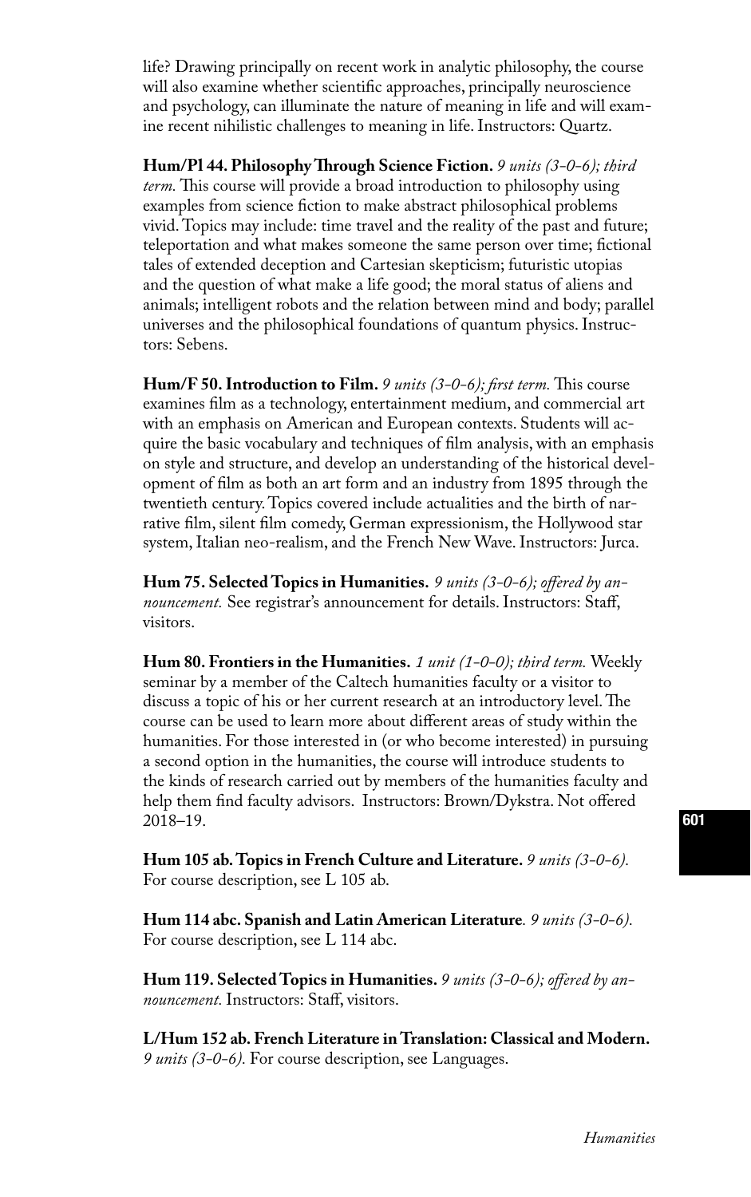life? Drawing principally on recent work in analytic philosophy, the course will also examine whether scientific approaches, principally neuroscience and psychology, can illuminate the nature of meaning in life and will examine recent nihilistic challenges to meaning in life. Instructors: Quartz.

**Hum/Pl 44. Philosophy Through Science Fiction.** *9 units (3-0-6); third term.* This course will provide a broad introduction to philosophy using examples from science fiction to make abstract philosophical problems vivid. Topics may include: time travel and the reality of the past and future; teleportation and what makes someone the same person over time; fictional tales of extended deception and Cartesian skepticism; futuristic utopias and the question of what make a life good; the moral status of aliens and animals; intelligent robots and the relation between mind and body; parallel universes and the philosophical foundations of quantum physics. Instructors: Sebens.

**Hum/F 50. Introduction to Film.** *9 units (3-0-6); first term.* This course examines film as a technology, entertainment medium, and commercial art with an emphasis on American and European contexts. Students will acquire the basic vocabulary and techniques of film analysis, with an emphasis on style and structure, and develop an understanding of the historical development of film as both an art form and an industry from 1895 through the twentieth century. Topics covered include actualities and the birth of narrative film, silent film comedy, German expressionism, the Hollywood star system, Italian neo-realism, and the French New Wave. Instructors: Jurca.

**Hum 75. Selected Topics in Humanities.** *9 units (3-0-6); offered by announcement.* See registrar's announcement for details. Instructors: Staff, visitors.

**Hum 80. Frontiers in the Humanities.** *1 unit (1-0-0); third term.* Weekly seminar by a member of the Caltech humanities faculty or a visitor to discuss a topic of his or her current research at an introductory level. The course can be used to learn more about different areas of study within the humanities. For those interested in (or who become interested) in pursuing a second option in the humanities, the course will introduce students to the kinds of research carried out by members of the humanities faculty and help them find faculty advisors. Instructors: Brown/Dykstra. Not offered 2018–19.

**Hum 105 ab. Topics in French Culture and Literature.** *9 units (3-0-6).* For course description, see L 105 ab.

**Hum 114 abc. Spanish and Latin American Literature***. 9 units (3-0-6).* For course description, see L 114 abc.

**Hum 119. Selected Topics in Humanities.** *9 units (3-0-6); offered by announcement.* Instructors: Staff, visitors.

**L/Hum 152 ab. French Literature in Translation: Classical and Modern.** *9 units (3-0-6).* For course description, see Languages.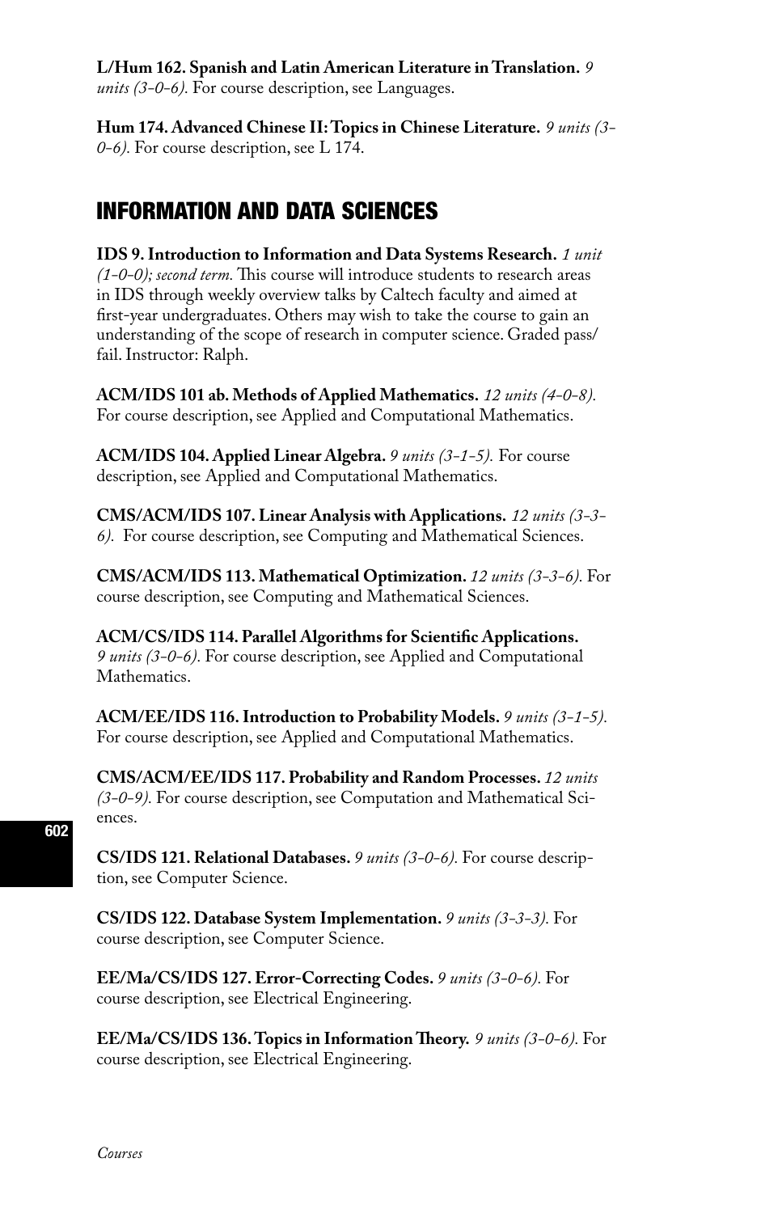**L/Hum 162. Spanish and Latin American Literature in Translation.** *9 units (3-0-6).* For course description, see Languages.

**Hum 174. Advanced Chinese II: Topics in Chinese Literature.** *9 units (3-0-6).* For course description, see L 174.

## INFORMATION AND DATA SCIENCES

**IDS 9. Introduction to Information and Data Systems Research.** *1 unit (1-0-0); second term.* This course will introduce students to research areas in IDS through weekly overview talks by Caltech faculty and aimed at first-year undergraduates. Others may wish to take the course to gain an understanding of the scope of research in computer science. Graded pass/fail. Instructor: Ralph.

**ACM/IDS 101 ab. Methods of Applied Mathematics.** *12 units (4-0-8).* For course description, see Applied and Computational Mathematics.

**ACM/IDS 104. Applied Linear Algebra.** *9 units (3-1-5).* For course description, see Applied and Computational Mathematics.

**CMS/ACM/IDS 107. Linear Analysis with Applications.** *12 units (3-3-6).* For course description, see Computing and Mathematical Sciences.

**CMS/ACM/IDS 113. Mathematical Optimization.** *12 units (3-3-6).* For course description, see Computing and Mathematical Sciences.

**ACM/CS/IDS 114. Parallel Algorithms for Scientific Applications.** *9 units (3-0-6).* For course description, see Applied and Computational Mathematics.

**ACM/EE/IDS 116. Introduction to Probability Models.** *9 units (3-1-5).* For course description, see Applied and Computational Mathematics.

**CMS/ACM/EE/IDS 117. Probability and Random Processes.** *12 units (3-0-9).* For course description, see Computation and Mathematical Sciences.

**CS/IDS 121. Relational Databases.** *9 units (3-0-6).* For course description, see Computer Science.

**CS/IDS 122. Database System Implementation.** *9 units (3-3-3).* For course description, see Computer Science.

**EE/Ma/CS/IDS 127. Error-Correcting Codes.** *9 units (3-0-6).* For course description, see Electrical Engineering.

**EE/Ma/CS/IDS 136. Topics in Information Theory.** *9 units (3-0-6).* For course description, see Electrical Engineering.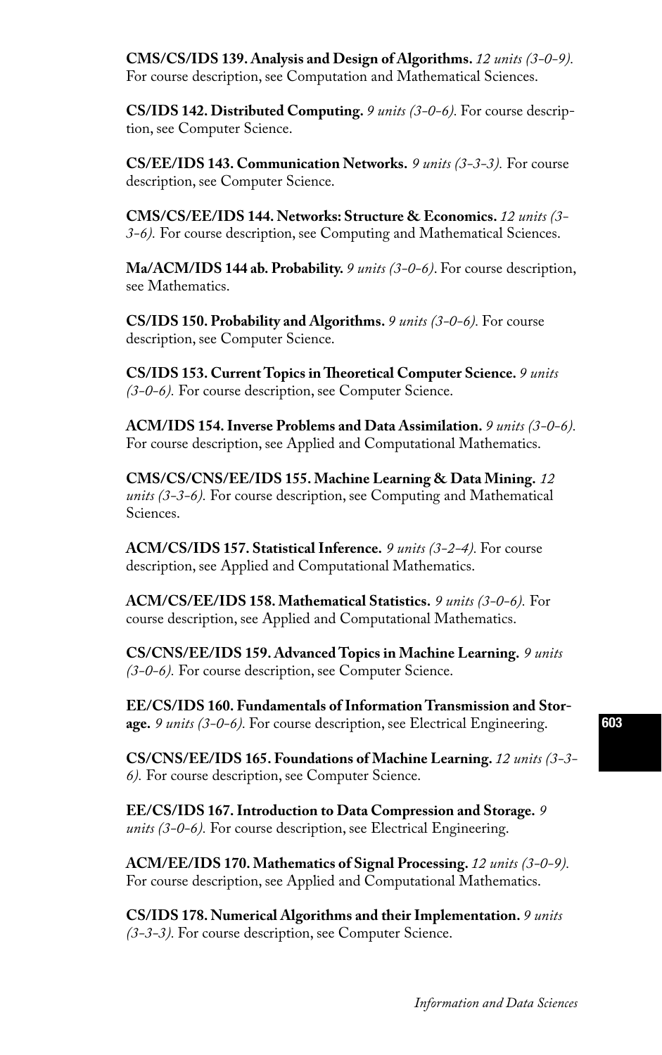**CMS/CS/IDS 139. Analysis and Design of Algorithms.** *12 units (3-0-9).* For course description, see Computation and Mathematical Sciences.

**CS/IDS 142. Distributed Computing.** *9 units (3-0-6).* For course description, see Computer Science.

**CS/EE/IDS 143. Communication Networks.** *9 units (3-3-3).* For course description, see Computer Science.

**CMS/CS/EE/IDS 144. Networks: Structure & Economics.** *12 units (3-3-6).* For course description, see Computing and Mathematical Sciences.

**Ma/ACM/IDS 144 ab. Probability.** *9 units (3-0-6)*. For course description, see Mathematics.

**CS/IDS 150. Probability and Algorithms.** *9 units (3-0-6).* For course description, see Computer Science.

**CS/IDS 153. Current Topics in Theoretical Computer Science.** *9 units (3-0-6).* For course description, see Computer Science.

**ACM/IDS 154. Inverse Problems and Data Assimilation.** *9 units (3-0-6).* For course description, see Applied and Computational Mathematics.

**CMS/CS/CNS/EE/IDS 155. Machine Learning & Data Mining.** *12 units (3-3-6).* For course description, see Computing and Mathematical Sciences.

**ACM/CS/IDS 157. Statistical Inference.** *9 units (3-2-4).* For course description, see Applied and Computational Mathematics.

**ACM/CS/EE/IDS 158. Mathematical Statistics.** *9 units (3-0-6).* For course description, see Applied and Computational Mathematics.

**CS/CNS/EE/IDS 159. Advanced Topics in Machine Learning.** *9 units (3-0-6).* For course description, see Computer Science.

**EE/CS/IDS 160. Fundamentals of Information Transmission and Storage.** *9 units (3-0-6).* For course description, see Electrical Engineering.

**CS/CNS/EE/IDS 165. Foundations of Machine Learning.** *12 units (3-3-6).* For course description, see Computer Science.

**EE/CS/IDS 167. Introduction to Data Compression and Storage.** *9 units (3-0-6).* For course description, see Electrical Engineering.

**ACM/EE/IDS 170. Mathematics of Signal Processing.** *12 units (3-0-9).* For course description, see Applied and Computational Mathematics.

**CS/IDS 178. Numerical Algorithms and their Implementation.** *9 units (3-3-3).* For course description, see Computer Science.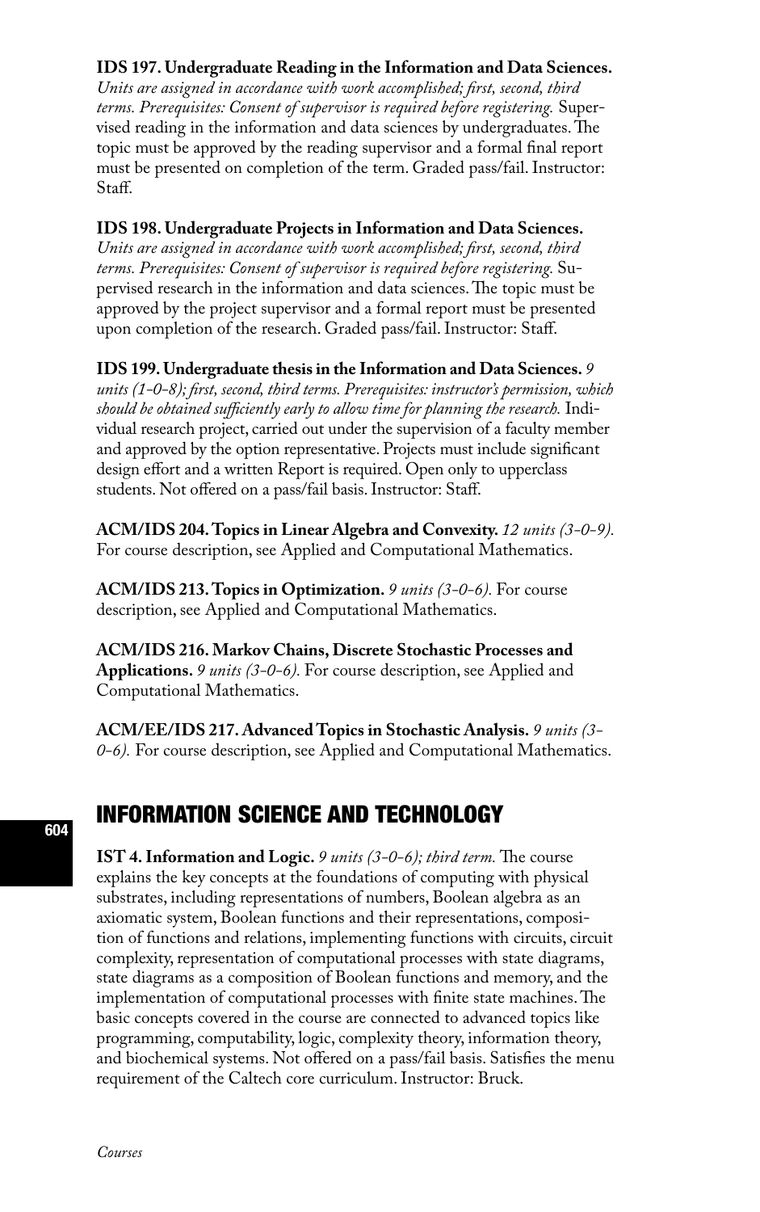**IDS 197. Undergraduate Reading in the Information and Data Sciences.** *Units are assigned in accordance with work accomplished; first, second, third terms. Prerequisites: Consent of supervisor is required before registering.* Supervised reading in the information and data sciences by undergraduates. The topic must be approved by the reading supervisor and a formal final report must be presented on completion of the term. Graded pass/fail. Instructor: Staff.

**IDS 198. Undergraduate Projects in Information and Data Sciences.** *Units are assigned in accordance with work accomplished; first, second, third terms. Prerequisites: Consent of supervisor is required before registering.* Supervised research in the information and data sciences. The topic must be approved by the project supervisor and a formal report must be presented upon completion of the research. Graded pass/fail. Instructor: Staff.

**IDS 199. Undergraduate thesis in the Information and Data Sciences.** *9 units (1-0-8); first, second, third terms. Prerequisites: instructor's permission, which should be obtained sufficiently early to allow time for planning the research.* Individual research project, carried out under the supervision of a faculty member and approved by the option representative. Projects must include significant design effort and a written Report is required. Open only to upperclass students. Not offered on a pass/fail basis. Instructor: Staff.

**ACM/IDS 204. Topics in Linear Algebra and Convexity.** *12 units (3-0-9).* For course description, see Applied and Computational Mathematics.

**ACM/IDS 213. Topics in Optimization.** *9 units (3-0-6).* For course description, see Applied and Computational Mathematics.

**ACM/IDS 216. Markov Chains, Discrete Stochastic Processes and Applications.** *9 units (3-0-6).* For course description, see Applied and Computational Mathematics.

**ACM/EE/IDS 217. Advanced Topics in Stochastic Analysis.** *9 units (3-0-6).* For course description, see Applied and Computational Mathematics.

## INFORMATION SCIENCE AND TECHNOLOGY

**IST 4. Information and Logic.** *9 units (3-0-6); third term.* The course explains the key concepts at the foundations of computing with physical substrates, including representations of numbers, Boolean algebra as an axiomatic system, Boolean functions and their representations, composition of functions and relations, implementing functions with circuits, circuit complexity, representation of computational processes with state diagrams, state diagrams as a composition of Boolean functions and memory, and the implementation of computational processes with finite state machines. The basic concepts covered in the course are connected to advanced topics like programming, computability, logic, complexity theory, information theory, and biochemical systems. Not offered on a pass/fail basis. Satisfies the menu requirement of the Caltech core curriculum. Instructor: Bruck.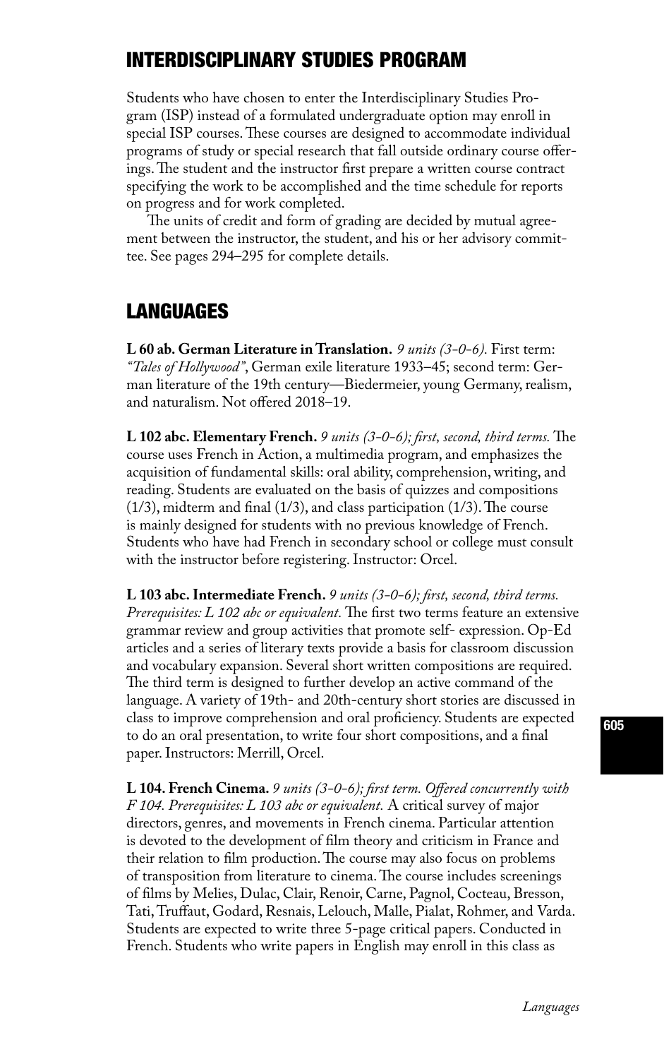## INTERDISCIPLINARY STUDIES PROGRAM

Students who have chosen to enter the Interdisciplinary Studies Program (ISP) instead of a formulated undergraduate option may enroll in special ISP courses. These courses are designed to accommodate individual programs of study or special research that fall outside ordinary course offerings. The student and the instructor first prepare a written course contract specifying the work to be accomplished and the time schedule for reports on progress and for work completed.

The units of credit and form of grading are decided by mutual agreement between the instructor, the student, and his or her advisory committee. See pages 294–295 for complete details.

## LANGUAGES

**L 60 ab. German Literature in Translation.** *9 units (3-0-6).* First term: *"Tales of Hollywood"*, German exile literature 1933–45; second term: German literature of the 19th century—Biedermeier, young Germany, realism, and naturalism. Not offered 2018–19.

**L 102 abc. Elementary French.** *9 units (3-0-6); first, second, third terms.* The course uses French in Action, a multimedia program, and emphasizes the acquisition of fundamental skills: oral ability, comprehension, writing, and reading. Students are evaluated on the basis of quizzes and compositions (1/3), midterm and final (1/3), and class participation (1/3). The course is mainly designed for students with no previous knowledge of French. Students who have had French in secondary school or college must consult with the instructor before registering. Instructor: Orcel.

**L 103 abc. Intermediate French.** *9 units (3-0-6); first, second, third terms. Prerequisites: L 102 abc or equivalent.* The first two terms feature an extensive grammar review and group activities that promote self- expression. Op-Ed articles and a series of literary texts provide a basis for classroom discussion and vocabulary expansion. Several short written compositions are required. The third term is designed to further develop an active command of the language. A variety of 19th- and 20th-century short stories are discussed in class to improve comprehension and oral proficiency. Students are expected to do an oral presentation, to write four short compositions, and a final paper. Instructors: Merrill, Orcel.

**L 104. French Cinema.** *9 units (3-0-6); first term. Offered concurrently with F 104. Prerequisites: L 103 abc or equivalent.* A critical survey of major directors, genres, and movements in French cinema. Particular attention is devoted to the development of film theory and criticism in France and their relation to film production. The course may also focus on problems of transposition from literature to cinema. The course includes screenings of films by Melies, Dulac, Clair, Renoir, Carne, Pagnol, Cocteau, Bresson, Tati, Truffaut, Godard, Resnais, Lelouch, Malle, Pialat, Rohmer, and Varda. Students are expected to write three 5-page critical papers. Conducted in French. Students who write papers in English may enroll in this class as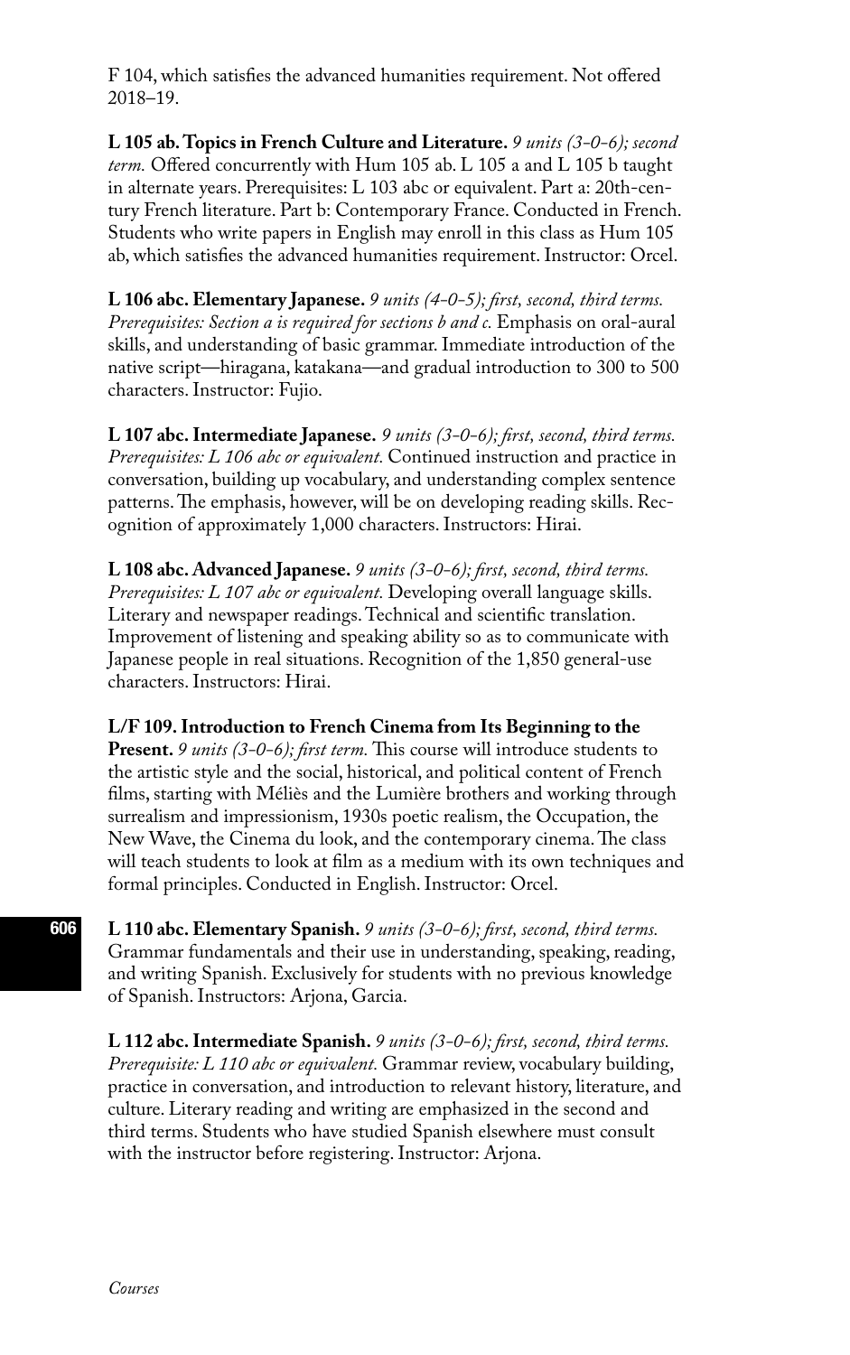F 104, which satisfies the advanced humanities requirement. Not offered 2018–19.

**L 105 ab. Topics in French Culture and Literature.** *9 units (3-0-6); second term.* Offered concurrently with Hum 105 ab. L 105 a and L 105 b taught in alternate years. Prerequisites: L 103 abc or equivalent. Part a: 20th-century French literature. Part b: Contemporary France. Conducted in French. Students who write papers in English may enroll in this class as Hum 105 ab, which satisfies the advanced humanities requirement. Instructor: Orcel.

**L 106 abc. Elementary Japanese.** *9 units (4-0-5); first, second, third terms. Prerequisites: Section a is required for sections b and c.* Emphasis on oral-aural skills, and understanding of basic grammar. Immediate introduction of the native script—hiragana, katakana—and gradual introduction to 300 to 500 characters. Instructor: Fujio.

**L 107 abc. Intermediate Japanese.** *9 units (3-0-6); first, second, third terms. Prerequisites: L 106 abc or equivalent.* Continued instruction and practice in conversation, building up vocabulary, and understanding complex sentence patterns. The emphasis, however, will be on developing reading skills. Recognition of approximately 1,000 characters. Instructors: Hirai.

**L 108 abc. Advanced Japanese.** *9 units (3-0-6); first, second, third terms. Prerequisites: L 107 abc or equivalent.* Developing overall language skills. Literary and newspaper readings. Technical and scientific translation. Improvement of listening and speaking ability so as to communicate with Japanese people in real situations. Recognition of the 1,850 general-use characters. Instructors: Hirai.

**L/F 109. Introduction to French Cinema from Its Beginning to the Present.** *9 units (3-0-6); first term.* This course will introduce students to the artistic style and the social, historical, and political content of French films, starting with Méliès and the Lumière brothers and working through surrealism and impressionism, 1930s poetic realism, the Occupation, the New Wave, the Cinema du look, and the contemporary cinema. The class will teach students to look at film as a medium with its own techniques and formal principles. Conducted in English. Instructor: Orcel.

**L 110 abc. Elementary Spanish.** *9 units (3-0-6); first, second, third terms.* Grammar fundamentals and their use in understanding, speaking, reading, and writing Spanish. Exclusively for students with no previous knowledge of Spanish. Instructors: Arjona, Garcia.

**L 112 abc. Intermediate Spanish.** *9 units (3-0-6); first, second, third terms. Prerequisite: L 110 abc or equivalent.* Grammar review, vocabulary building, practice in conversation, and introduction to relevant history, literature, and culture. Literary reading and writing are emphasized in the second and third terms. Students who have studied Spanish elsewhere must consult with the instructor before registering. Instructor: Arjona.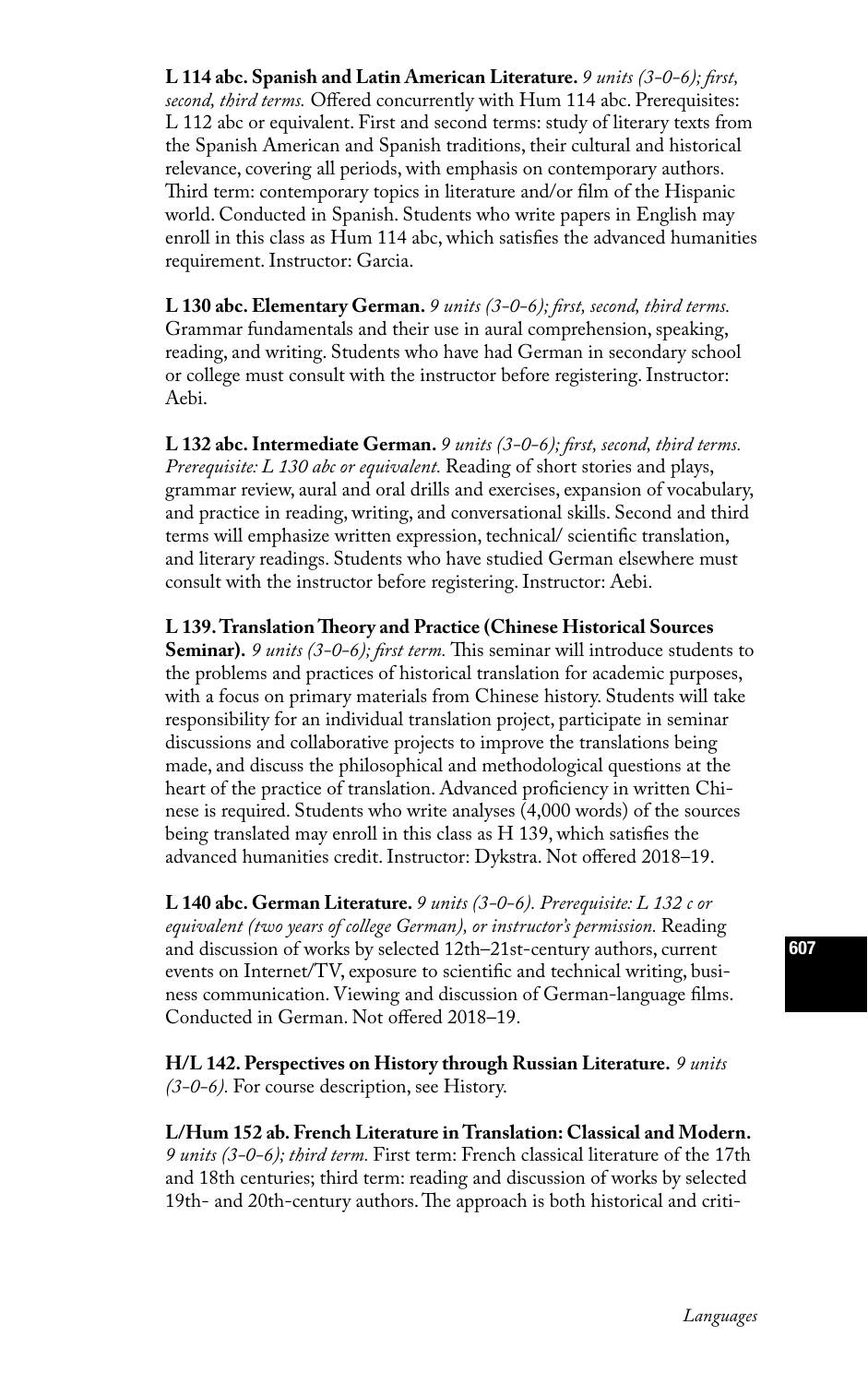**L 114 abc. Spanish and Latin American Literature.** *9 units (3-0-6); first, second, third terms.* Offered concurrently with Hum 114 abc. Prerequisites: L 112 abc or equivalent. First and second terms: study of literary texts from the Spanish American and Spanish traditions, their cultural and historical relevance, covering all periods, with emphasis on contemporary authors. Third term: contemporary topics in literature and/or film of the Hispanic world. Conducted in Spanish. Students who write papers in English may enroll in this class as Hum 114 abc, which satisfies the advanced humanities requirement. Instructor: Garcia.

**L 130 abc. Elementary German.** *9 units (3-0-6); first, second, third terms.* Grammar fundamentals and their use in aural comprehension, speaking, reading, and writing. Students who have had German in secondary school or college must consult with the instructor before registering. Instructor: Aebi.

**L 132 abc. Intermediate German.** *9 units (3-0-6); first, second, third terms. Prerequisite: L 130 abc or equivalent.* Reading of short stories and plays, grammar review, aural and oral drills and exercises, expansion of vocabulary, and practice in reading, writing, and conversational skills. Second and third terms will emphasize written expression, technical/ scientific translation, and literary readings. Students who have studied German elsewhere must consult with the instructor before registering. Instructor: Aebi.

**L 139. Translation Theory and Practice (Chinese Historical Sources Seminar).** *9 units (3-0-6); first term.* This seminar will introduce students to the problems and practices of historical translation for academic purposes, with a focus on primary materials from Chinese history. Students will take responsibility for an individual translation project, participate in seminar discussions and collaborative projects to improve the translations being made, and discuss the philosophical and methodological questions at the heart of the practice of translation. Advanced proficiency in written Chinese is required. Students who write analyses (4,000 words) of the sources being translated may enroll in this class as H 139, which satisfies the advanced humanities credit. Instructor: Dykstra. Not offered 2018–19.

**L 140 abc. German Literature.** *9 units (3-0-6). Prerequisite: L 132 c or equivalent (two years of college German), or instructor's permission.* Reading and discussion of works by selected 12th–21st-century authors, current events on Internet/TV, exposure to scientific and technical writing, business communication. Viewing and discussion of German-language films. Conducted in German. Not offered 2018–19.

**H/L 142. Perspectives on History through Russian Literature.** *9 units (3-0-6).* For course description, see History.

**L/Hum 152 ab. French Literature in Translation: Classical and Modern.** *9 units (3-0-6); third term.* First term: French classical literature of the 17th and 18th centuries; third term: reading and discussion of works by selected 19th- and 20th-century authors. The approach is both historical and criti-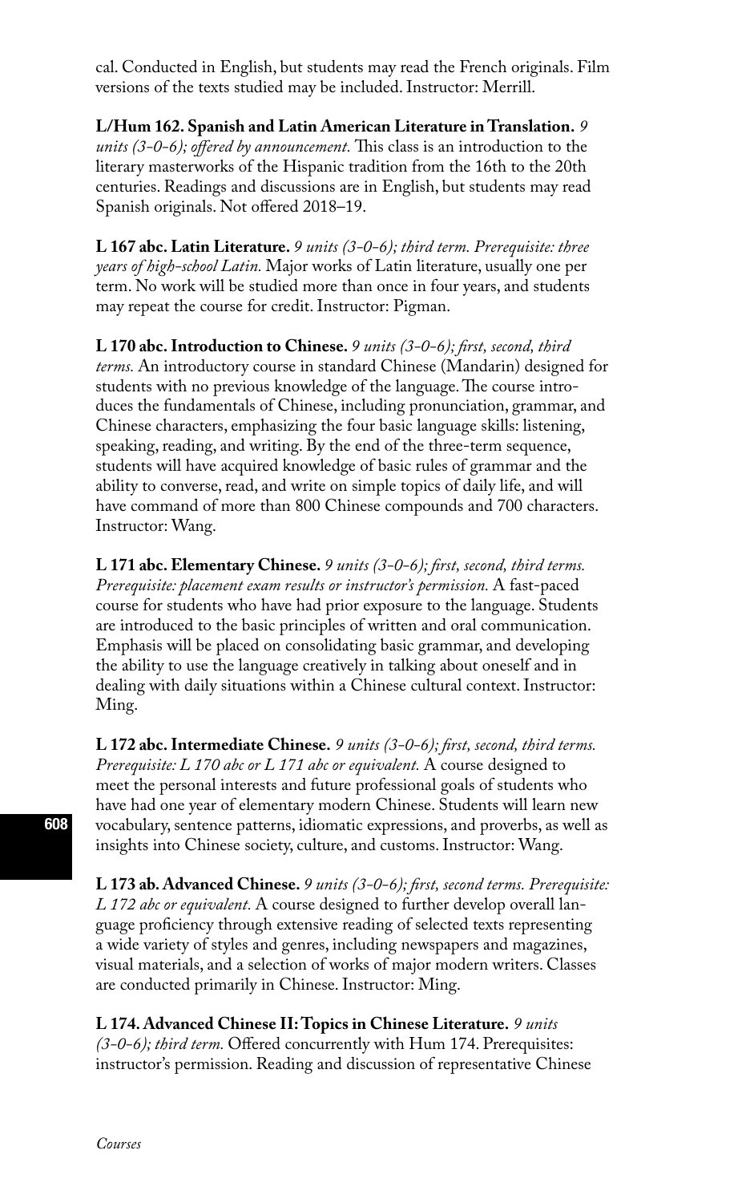cal. Conducted in English, but students may read the French originals. Film versions of the texts studied may be included. Instructor: Merrill.

**L/Hum 162. Spanish and Latin American Literature in Translation.** *9 units (3-0-6); offered by announcement.* This class is an introduction to the literary masterworks of the Hispanic tradition from the 16th to the 20th centuries. Readings and discussions are in English, but students may read Spanish originals. Not offered 2018–19.

**L 167 abc. Latin Literature.** *9 units (3-0-6); third term. Prerequisite: three years of high-school Latin.* Major works of Latin literature, usually one per term. No work will be studied more than once in four years, and students may repeat the course for credit. Instructor: Pigman.

**L 170 abc. Introduction to Chinese.** *9 units (3-0-6); first, second, third terms.* An introductory course in standard Chinese (Mandarin) designed for students with no previous knowledge of the language. The course introduces the fundamentals of Chinese, including pronunciation, grammar, and Chinese characters, emphasizing the four basic language skills: listening, speaking, reading, and writing. By the end of the three-term sequence, students will have acquired knowledge of basic rules of grammar and the ability to converse, read, and write on simple topics of daily life, and will have command of more than 800 Chinese compounds and 700 characters. Instructor: Wang.

**L 171 abc. Elementary Chinese.** *9 units (3-0-6); first, second, third terms. Prerequisite: placement exam results or instructor's permission.* A fast-paced course for students who have had prior exposure to the language. Students are introduced to the basic principles of written and oral communication. Emphasis will be placed on consolidating basic grammar, and developing the ability to use the language creatively in talking about oneself and in dealing with daily situations within a Chinese cultural context. Instructor: Ming.

**L 172 abc. Intermediate Chinese.** *9 units (3-0-6); first, second, third terms. Prerequisite: L 170 abc or L 171 abc or equivalent.* A course designed to meet the personal interests and future professional goals of students who have had one year of elementary modern Chinese. Students will learn new vocabulary, sentence patterns, idiomatic expressions, and proverbs, as well as insights into Chinese society, culture, and customs. Instructor: Wang.

**L 173 ab. Advanced Chinese.** *9 units (3-0-6); first, second terms. Prerequisite: L 172 abc or equivalent.* A course designed to further develop overall language proficiency through extensive reading of selected texts representing a wide variety of styles and genres, including newspapers and magazines, visual materials, and a selection of works of major modern writers. Classes are conducted primarily in Chinese. Instructor: Ming.

**L 174. Advanced Chinese II: Topics in Chinese Literature.** *9 units (3-0-6); third term.* Offered concurrently with Hum 174. Prerequisites: instructor's permission. Reading and discussion of representative Chinese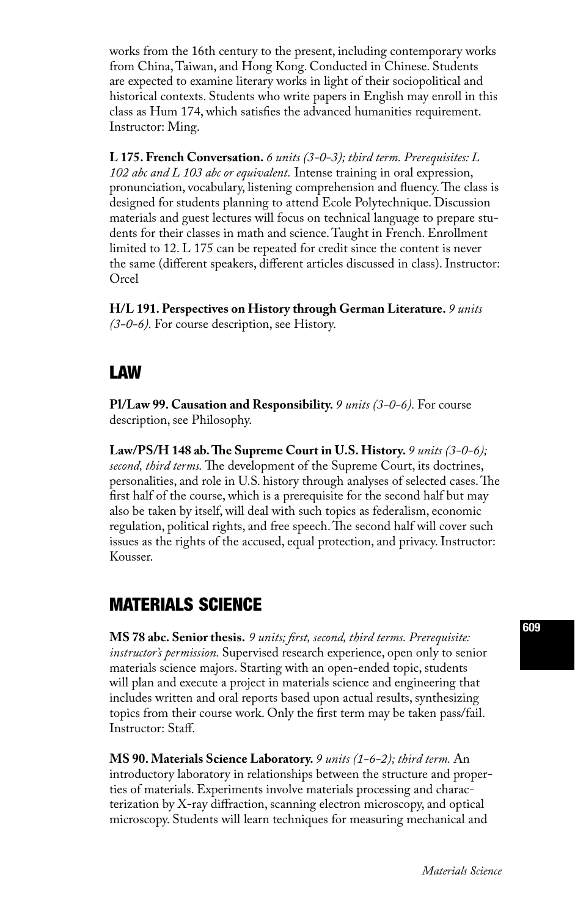works from the 16th century to the present, including contemporary works from China, Taiwan, and Hong Kong. Conducted in Chinese. Students are expected to examine literary works in light of their sociopolitical and historical contexts. Students who write papers in English may enroll in this class as Hum 174, which satisfies the advanced humanities requirement. Instructor: Ming.

**L 175. French Conversation.** *6 units (3-0-3); third term. Prerequisites: L 102 abc and L 103 abc or equivalent.* Intense training in oral expression, pronunciation, vocabulary, listening comprehension and fluency. The class is designed for students planning to attend Ecole Polytechnique. Discussion materials and guest lectures will focus on technical language to prepare students for their classes in math and science. Taught in French. Enrollment limited to 12. L 175 can be repeated for credit since the content is never the same (different speakers, different articles discussed in class). Instructor: Orcel

**H/L 191. Perspectives on History through German Literature.** *9 units (3-0-6).* For course description, see History.

## LAW

**Pl/Law 99. Causation and Responsibility.** *9 units (3-0-6).* For course description, see Philosophy.

**Law/PS/H 148 ab. The Supreme Court in U.S. History.** *9 units (3-0-6); second, third terms.* The development of the Supreme Court, its doctrines, personalities, and role in U.S. history through analyses of selected cases. The first half of the course, which is a prerequisite for the second half but may also be taken by itself, will deal with such topics as federalism, economic regulation, political rights, and free speech. The second half will cover such issues as the rights of the accused, equal protection, and privacy. Instructor: Kousser.

## MATERIALS SCIENCE

**MS 78 abc. Senior thesis.** *9 units; first, second, third terms. Prerequisite: instructor's permission.* Supervised research experience, open only to senior materials science majors. Starting with an open-ended topic, students will plan and execute a project in materials science and engineering that includes written and oral reports based upon actual results, synthesizing topics from their course work. Only the first term may be taken pass/fail. Instructor: Staff.

**MS 90. Materials Science Laboratory.** *9 units (1-6-2); third term.* An introductory laboratory in relationships between the structure and properties of materials. Experiments involve materials processing and characterization by X-ray diffraction, scanning electron microscopy, and optical microscopy. Students will learn techniques for measuring mechanical and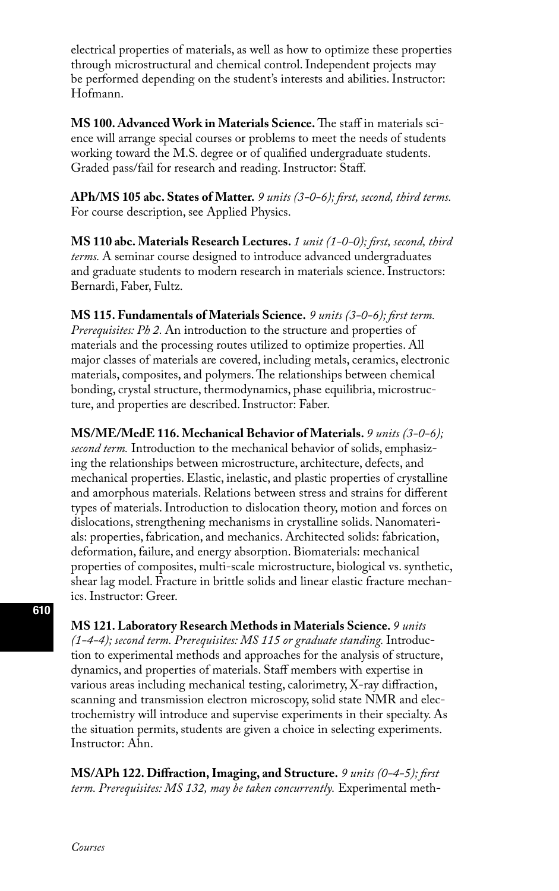electrical properties of materials, as well as how to optimize these properties through microstructural and chemical control. Independent projects may be performed depending on the student's interests and abilities. Instructor: Hofmann.

**MS 100. Advanced Work in Materials Science.** The staff in materials science will arrange special courses or problems to meet the needs of students working toward the M.S. degree or of qualified undergraduate students. Graded pass/fail for research and reading. Instructor: Staff.

**APh/MS 105 abc. States of Matter.** *9 units (3-0-6); first, second, third terms.* For course description, see Applied Physics.

**MS 110 abc. Materials Research Lectures.** *1 unit (1-0-0); first, second, third terms.* A seminar course designed to introduce advanced undergraduates and graduate students to modern research in materials science. Instructors: Bernardi, Faber, Fultz.

**MS 115. Fundamentals of Materials Science.** *9 units (3-0-6); first term. Prerequisites: Ph 2.* An introduction to the structure and properties of materials and the processing routes utilized to optimize properties. All major classes of materials are covered, including metals, ceramics, electronic materials, composites, and polymers. The relationships between chemical bonding, crystal structure, thermodynamics, phase equilibria, microstructure, and properties are described. Instructor: Faber.

**MS/ME/MedE 116. Mechanical Behavior of Materials.** *9 units (3-0-6); second term.* Introduction to the mechanical behavior of solids, emphasizing the relationships between microstructure, architecture, defects, and mechanical properties. Elastic, inelastic, and plastic properties of crystalline and amorphous materials. Relations between stress and strains for different types of materials. Introduction to dislocation theory, motion and forces on dislocations, strengthening mechanisms in crystalline solids. Nanomaterials: properties, fabrication, and mechanics. Architected solids: fabrication, deformation, failure, and energy absorption. Biomaterials: mechanical properties of composites, multi-scale microstructure, biological vs. synthetic, shear lag model. Fracture in brittle solids and linear elastic fracture mechanics. Instructor: Greer.

**MS 121. Laboratory Research Methods in Materials Science.** *9 units (1-4-4); second term. Prerequisites: MS 115 or graduate standing.* Introduction to experimental methods and approaches for the analysis of structure, dynamics, and properties of materials. Staff members with expertise in various areas including mechanical testing, calorimetry, X-ray diffraction, scanning and transmission electron microscopy, solid state NMR and electrochemistry will introduce and supervise experiments in their specialty. As the situation permits, students are given a choice in selecting experiments. Instructor: Ahn.

**MS/APh 122. Diffraction, Imaging, and Structure.** *9 units (0-4-5); first term. Prerequisites: MS 132, may be taken concurrently.* Experimental meth-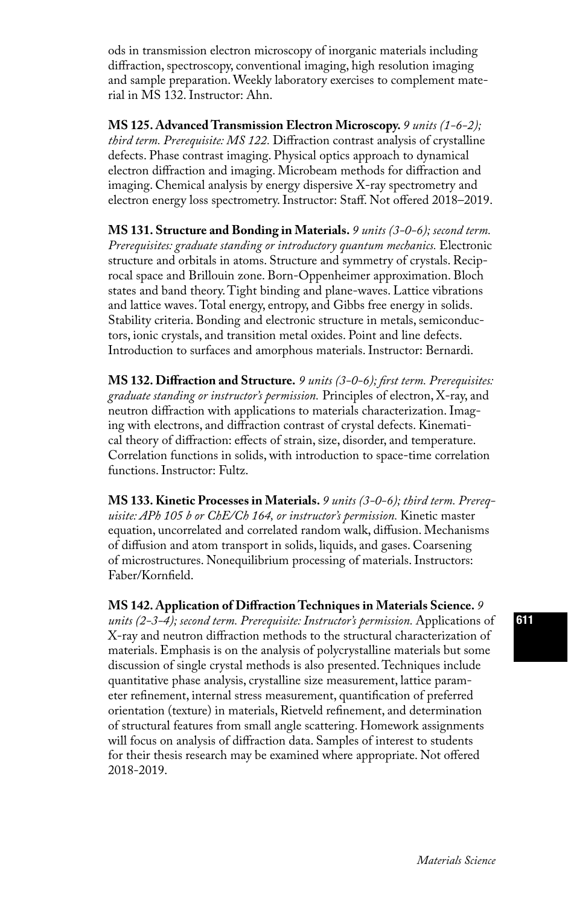ods in transmission electron microscopy of inorganic materials including diffraction, spectroscopy, conventional imaging, high resolution imaging and sample preparation. Weekly laboratory exercises to complement material in MS 132. Instructor: Ahn.

**MS 125. Advanced Transmission Electron Microscopy.** *9 units (1-6-2); third term. Prerequisite: MS 122.* Diffraction contrast analysis of crystalline defects. Phase contrast imaging. Physical optics approach to dynamical electron diffraction and imaging. Microbeam methods for diffraction and imaging. Chemical analysis by energy dispersive X-ray spectrometry and electron energy loss spectrometry. Instructor: Staff. Not offered 2018–2019.

**MS 131. Structure and Bonding in Materials.** *9 units (3-0-6); second term. Prerequisites: graduate standing or introductory quantum mechanics.* Electronic structure and orbitals in atoms. Structure and symmetry of crystals. Reciprocal space and Brillouin zone. Born-Oppenheimer approximation. Bloch states and band theory. Tight binding and plane-waves. Lattice vibrations and lattice waves. Total energy, entropy, and Gibbs free energy in solids. Stability criteria. Bonding and electronic structure in metals, semiconductors, ionic crystals, and transition metal oxides. Point and line defects. Introduction to surfaces and amorphous materials. Instructor: Bernardi.

**MS 132. Diffraction and Structure.** *9 units (3-0-6); first term. Prerequisites: graduate standing or instructor's permission.* Principles of electron, X-ray, and neutron diffraction with applications to materials characterization. Imaging with electrons, and diffraction contrast of crystal defects. Kinematical theory of diffraction: effects of strain, size, disorder, and temperature. Correlation functions in solids, with introduction to space-time correlation functions. Instructor: Fultz.

**MS 133. Kinetic Processes in Materials.** *9 units (3-0-6); third term. Prerequisite: APh 105 b or ChE/Ch 164, or instructor's permission.* Kinetic master equation, uncorrelated and correlated random walk, diffusion. Mechanisms of diffusion and atom transport in solids, liquids, and gases. Coarsening of microstructures. Nonequilibrium processing of materials. Instructors: Faber/Kornfield.

**MS 142. Application of Diffraction Techniques in Materials Science.** *9 units (2-3-4); second term. Prerequisite: Instructor's permission.* Applications of X-ray and neutron diffraction methods to the structural characterization of materials. Emphasis is on the analysis of polycrystalline materials but some discussion of single crystal methods is also presented. Techniques include quantitative phase analysis, crystalline size measurement, lattice parameter refinement, internal stress measurement, quantification of preferred orientation (texture) in materials, Rietveld refinement, and determination of structural features from small angle scattering. Homework assignments will focus on analysis of diffraction data. Samples of interest to students for their thesis research may be examined where appropriate. Not offered 2018-2019.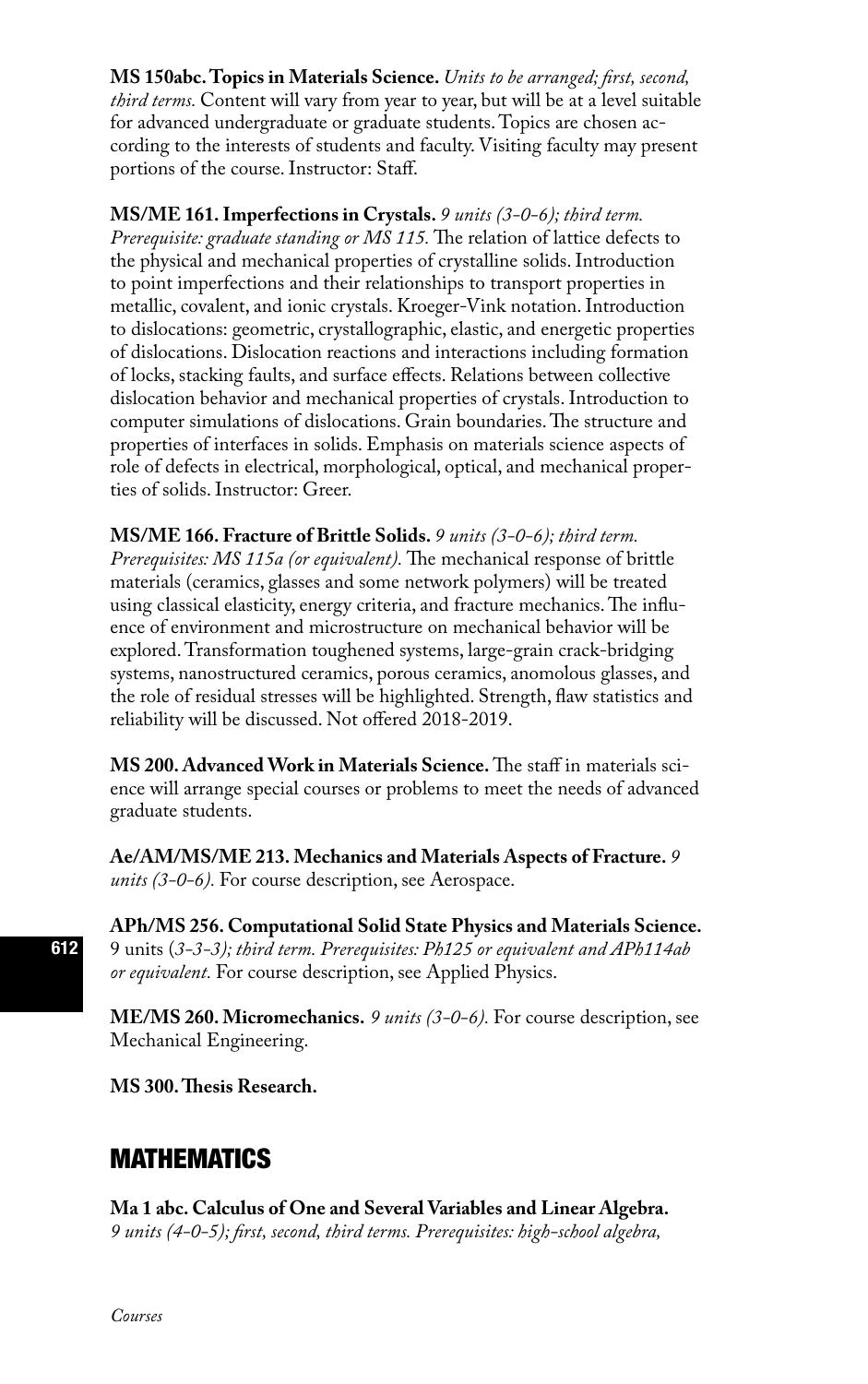**MS 150abc. Topics in Materials Science.** *Units to be arranged; first, second, third terms.* Content will vary from year to year, but will be at a level suitable for advanced undergraduate or graduate students. Topics are chosen according to the interests of students and faculty. Visiting faculty may present portions of the course. Instructor: Staff.

**MS/ME 161. Imperfections in Crystals.** *9 units (3-0-6); third term. Prerequisite: graduate standing or MS 115.* The relation of lattice defects to the physical and mechanical properties of crystalline solids. Introduction to point imperfections and their relationships to transport properties in metallic, covalent, and ionic crystals. Kroeger-Vink notation. Introduction to dislocations: geometric, crystallographic, elastic, and energetic properties of dislocations. Dislocation reactions and interactions including formation of locks, stacking faults, and surface effects. Relations between collective dislocation behavior and mechanical properties of crystals. Introduction to computer simulations of dislocations. Grain boundaries. The structure and properties of interfaces in solids. Emphasis on materials science aspects of role of defects in electrical, morphological, optical, and mechanical properties of solids. Instructor: Greer.

**MS/ME 166. Fracture of Brittle Solids.** *9 units (3-0-6); third term. Prerequisites: MS 115a (or equivalent).* The mechanical response of brittle materials (ceramics, glasses and some network polymers) will be treated using classical elasticity, energy criteria, and fracture mechanics. The influence of environment and microstructure on mechanical behavior will be explored. Transformation toughened systems, large-grain crack-bridging systems, nanostructured ceramics, porous ceramics, anomolous glasses, and the role of residual stresses will be highlighted. Strength, flaw statistics and reliability will be discussed. Not offered 2018-2019.

**MS 200. Advanced Work in Materials Science.** The staff in materials science will arrange special courses or problems to meet the needs of advanced graduate students.

**Ae/AM/MS/ME 213. Mechanics and Materials Aspects of Fracture.** *9 units (3-0-6).* For course description, see Aerospace.

**APh/MS 256. Computational Solid State Physics and Materials Science.** 9 units (*3-3-3); third term. Prerequisites: Ph125 or equivalent and APh114ab or equivalent.* For course description, see Applied Physics.

**ME/MS 260. Micromechanics.** *9 units (3-0-6).* For course description, see Mechanical Engineering.

**MS 300. Thesis Research.**

## MATHEMATICS

**Ma 1 abc. Calculus of One and Several Variables and Linear Algebra.** *9 units (4-0-5); first, second, third terms. Prerequisites: high-school algebra,*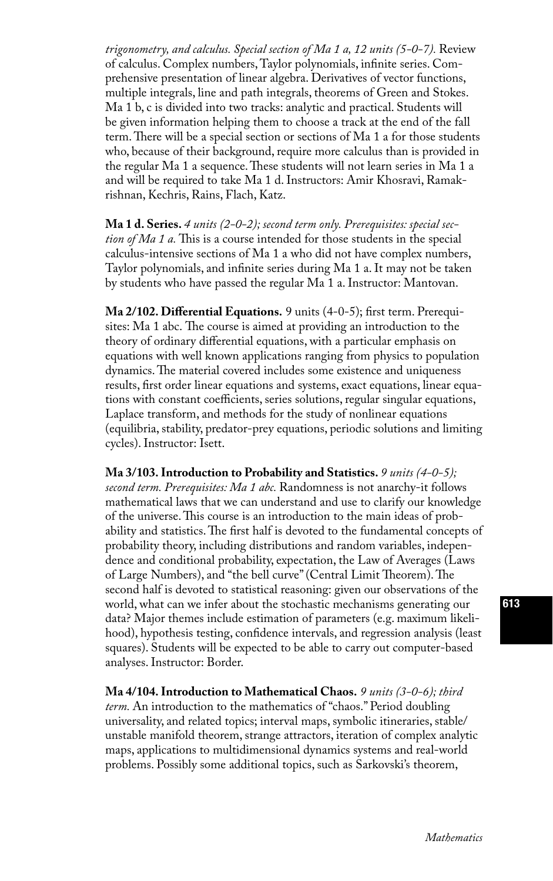*trigonometry, and calculus. Special section of Ma 1 a, 12 units (5-0-7).* Review of calculus. Complex numbers, Taylor polynomials, infinite series. Comprehensive presentation of linear algebra. Derivatives of vector functions, multiple integrals, line and path integrals, theorems of Green and Stokes. Ma 1 b, c is divided into two tracks: analytic and practical. Students will be given information helping them to choose a track at the end of the fall term. There will be a special section or sections of Ma 1 a for those students who, because of their background, require more calculus than is provided in the regular Ma 1 a sequence. These students will not learn series in Ma 1 a and will be required to take Ma 1 d. Instructors: Amir Khosravi, Ramakrishnan, Kechris, Rains, Flach, Katz.

**Ma 1 d. Series.** *4 units (2-0-2); second term only. Prerequisites: special section of Ma 1 a.* This is a course intended for those students in the special calculus-intensive sections of Ma 1 a who did not have complex numbers, Taylor polynomials, and infinite series during Ma 1 a. It may not be taken by students who have passed the regular Ma 1 a. Instructor: Mantovan.

**Ma 2/102. Differential Equations.** 9 units (4-0-5); first term. Prerequisites: Ma 1 abc. The course is aimed at providing an introduction to the theory of ordinary differential equations, with a particular emphasis on equations with well known applications ranging from physics to population dynamics. The material covered includes some existence and uniqueness results, first order linear equations and systems, exact equations, linear equations with constant coefficients, series solutions, regular singular equations, Laplace transform, and methods for the study of nonlinear equations (equilibria, stability, predator-prey equations, periodic solutions and limiting cycles). Instructor: Isett.

**Ma 3/103. Introduction to Probability and Statistics.** *9 units (4-0-5); second term. Prerequisites: Ma 1 abc.* Randomness is not anarchy-it follows mathematical laws that we can understand and use to clarify our knowledge of the universe. This course is an introduction to the main ideas of probability and statistics. The first half is devoted to the fundamental concepts of probability theory, including distributions and random variables, independence and conditional probability, expectation, the Law of Averages (Laws of Large Numbers), and "the bell curve" (Central Limit Theorem). The second half is devoted to statistical reasoning: given our observations of the world, what can we infer about the stochastic mechanisms generating our data? Major themes include estimation of parameters (e.g. maximum likelihood), hypothesis testing, confidence intervals, and regression analysis (least squares). Students will be expected to be able to carry out computer-based analyses. Instructor: Border.

**Ma 4/104. Introduction to Mathematical Chaos.** *9 units (3-0-6); third term.* An introduction to the mathematics of "chaos." Period doubling universality, and related topics; interval maps, symbolic itineraries, stable/unstable manifold theorem, strange attractors, iteration of complex analytic maps, applications to multidimensional dynamics systems and real-world problems. Possibly some additional topics, such as Sarkovski's theorem,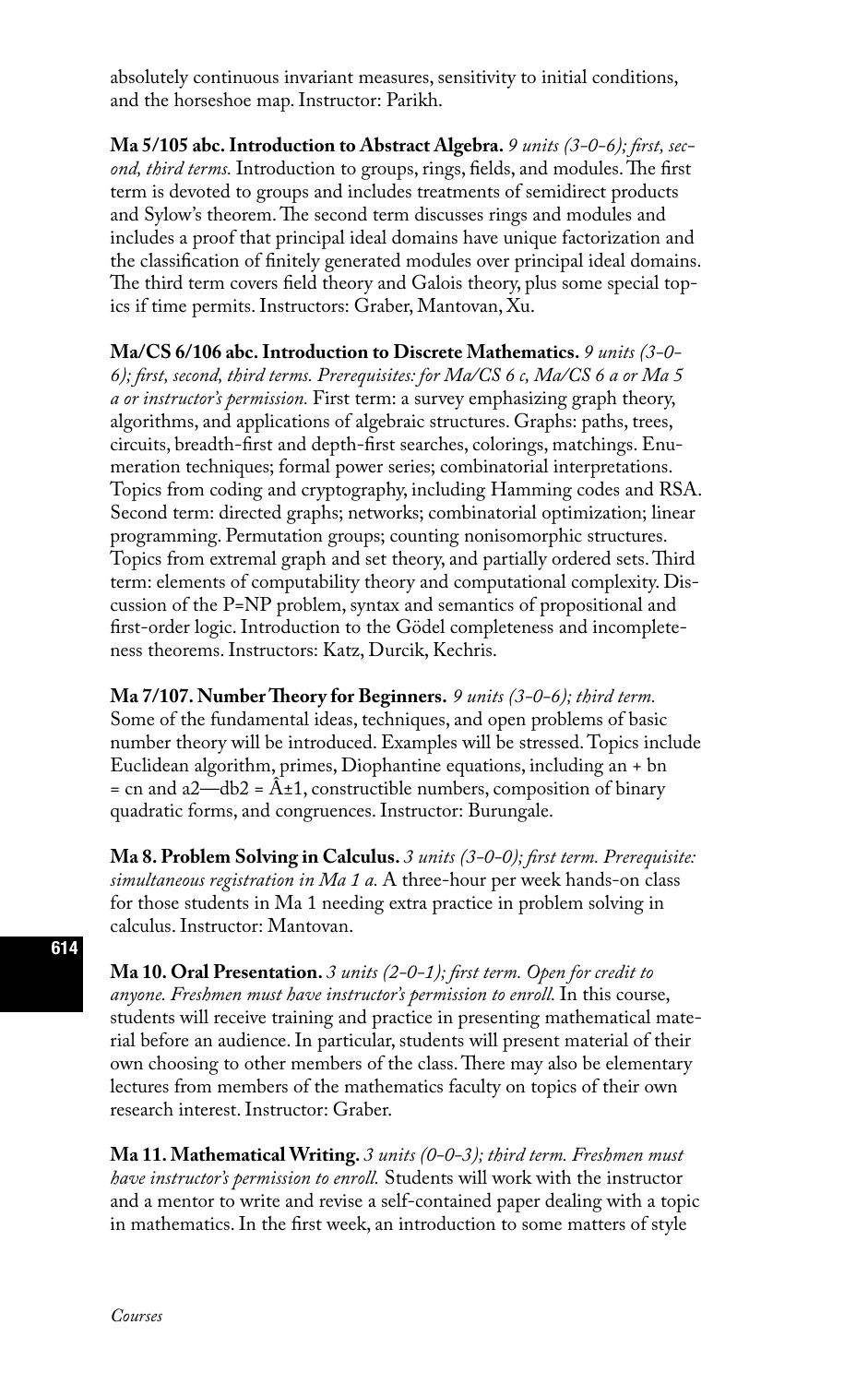absolutely continuous invariant measures, sensitivity to initial conditions, and the horseshoe map. Instructor: Parikh.

**Ma 5/105 abc. Introduction to Abstract Algebra.** *9 units (3-0-6); first, second, third terms.* Introduction to groups, rings, fields, and modules. The first term is devoted to groups and includes treatments of semidirect products and Sylow's theorem. The second term discusses rings and modules and includes a proof that principal ideal domains have unique factorization and the classification of finitely generated modules over principal ideal domains. The third term covers field theory and Galois theory, plus some special topics if time permits. Instructors: Graber, Mantovan, Xu.

**Ma/CS 6/106 abc. Introduction to Discrete Mathematics.** *9 units (3-0-6); first, second, third terms. Prerequisites: for Ma/CS 6 c, Ma/CS 6 a or Ma 5 a or instructor's permission.* First term: a survey emphasizing graph theory, algorithms, and applications of algebraic structures. Graphs: paths, trees, circuits, breadth-first and depth-first searches, colorings, matchings. Enumeration techniques; formal power series; combinatorial interpretations. Topics from coding and cryptography, including Hamming codes and RSA. Second term: directed graphs; networks; combinatorial optimization; linear programming. Permutation groups; counting nonisomorphic structures. Topics from extremal graph and set theory, and partially ordered sets. Third term: elements of computability theory and computational complexity. Discussion of the P=NP problem, syntax and semantics of propositional and first-order logic. Introduction to the Gödel completeness and incompleteness theorems. Instructors: Katz, Durcik, Kechris.

**Ma 7/107. Number Theory for Beginners.** *9 units (3-0-6); third term.* Some of the fundamental ideas, techniques, and open problems of basic number theory will be introduced. Examples will be stressed. Topics include Euclidean algorithm, primes, Diophantine equations, including an + bn = cn and a2—db2 = Â±1, constructible numbers, composition of binary quadratic forms, and congruences. Instructor: Burungale.

**Ma 8. Problem Solving in Calculus.** *3 units (3-0-0); first term. Prerequisite: simultaneous registration in Ma 1 a.* A three-hour per week hands-on class for those students in Ma 1 needing extra practice in problem solving in calculus. Instructor: Mantovan.

**Ma 10. Oral Presentation.** *3 units (2-0-1); first term. Open for credit to anyone. Freshmen must have instructor's permission to enroll.* In this course, students will receive training and practice in presenting mathematical material before an audience. In particular, students will present material of their own choosing to other members of the class. There may also be elementary lectures from members of the mathematics faculty on topics of their own research interest. Instructor: Graber.

**Ma 11. Mathematical Writing.** *3 units (0-0-3); third term. Freshmen must have instructor's permission to enroll.* Students will work with the instructor and a mentor to write and revise a self-contained paper dealing with a topic in mathematics. In the first week, an introduction to some matters of style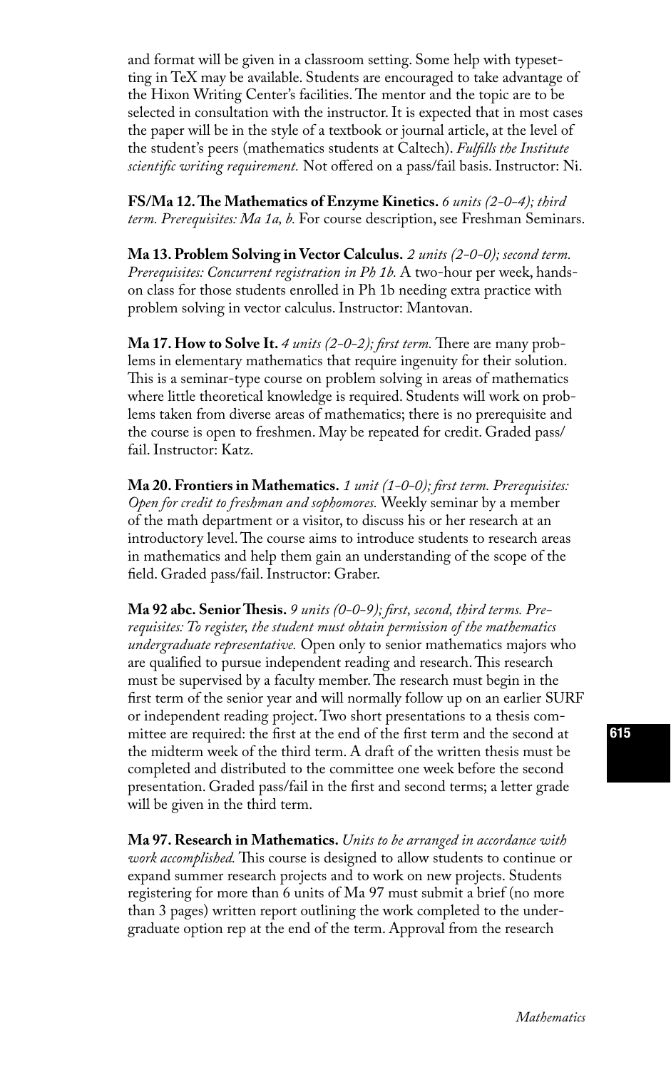and format will be given in a classroom setting. Some help with typesetting in TeX may be available. Students are encouraged to take advantage of the Hixon Writing Center's facilities. The mentor and the topic are to be selected in consultation with the instructor. It is expected that in most cases the paper will be in the style of a textbook or journal article, at the level of the student's peers (mathematics students at Caltech). *Fulfills the Institute scientific writing requirement.* Not offered on a pass/fail basis. Instructor: Ni.

**FS/Ma 12. The Mathematics of Enzyme Kinetics.** *6 units (2-0-4); third term. Prerequisites: Ma 1a, b.* For course description, see Freshman Seminars.

**Ma 13. Problem Solving in Vector Calculus.** *2 units (2-0-0); second term. Prerequisites: Concurrent registration in Ph 1b.* A two-hour per week, hands-on class for those students enrolled in Ph 1b needing extra practice with problem solving in vector calculus. Instructor: Mantovan.

**Ma 17. How to Solve It.** *4 units (2-0-2); first term.* There are many problems in elementary mathematics that require ingenuity for their solution. This is a seminar-type course on problem solving in areas of mathematics where little theoretical knowledge is required. Students will work on problems taken from diverse areas of mathematics; there is no prerequisite and the course is open to freshmen. May be repeated for credit. Graded pass/fail. Instructor: Katz.

**Ma 20. Frontiers in Mathematics.** *1 unit (1-0-0); first term. Prerequisites: Open for credit to freshman and sophomores.* Weekly seminar by a member of the math department or a visitor, to discuss his or her research at an introductory level. The course aims to introduce students to research areas in mathematics and help them gain an understanding of the scope of the field. Graded pass/fail. Instructor: Graber.

**Ma 92 abc. Senior Thesis.** *9 units (0-0-9); first, second, third terms. Prerequisites: To register, the student must obtain permission of the mathematics undergraduate representative.* Open only to senior mathematics majors who are qualified to pursue independent reading and research. This research must be supervised by a faculty member. The research must begin in the first term of the senior year and will normally follow up on an earlier SURF or independent reading project. Two short presentations to a thesis committee are required: the first at the end of the first term and the second at the midterm week of the third term. A draft of the written thesis must be completed and distributed to the committee one week before the second presentation. Graded pass/fail in the first and second terms; a letter grade will be given in the third term.

**Ma 97. Research in Mathematics.** *Units to be arranged in accordance with work accomplished.* This course is designed to allow students to continue or expand summer research projects and to work on new projects. Students registering for more than 6 units of Ma 97 must submit a brief (no more than 3 pages) written report outlining the work completed to the undergraduate option rep at the end of the term. Approval from the research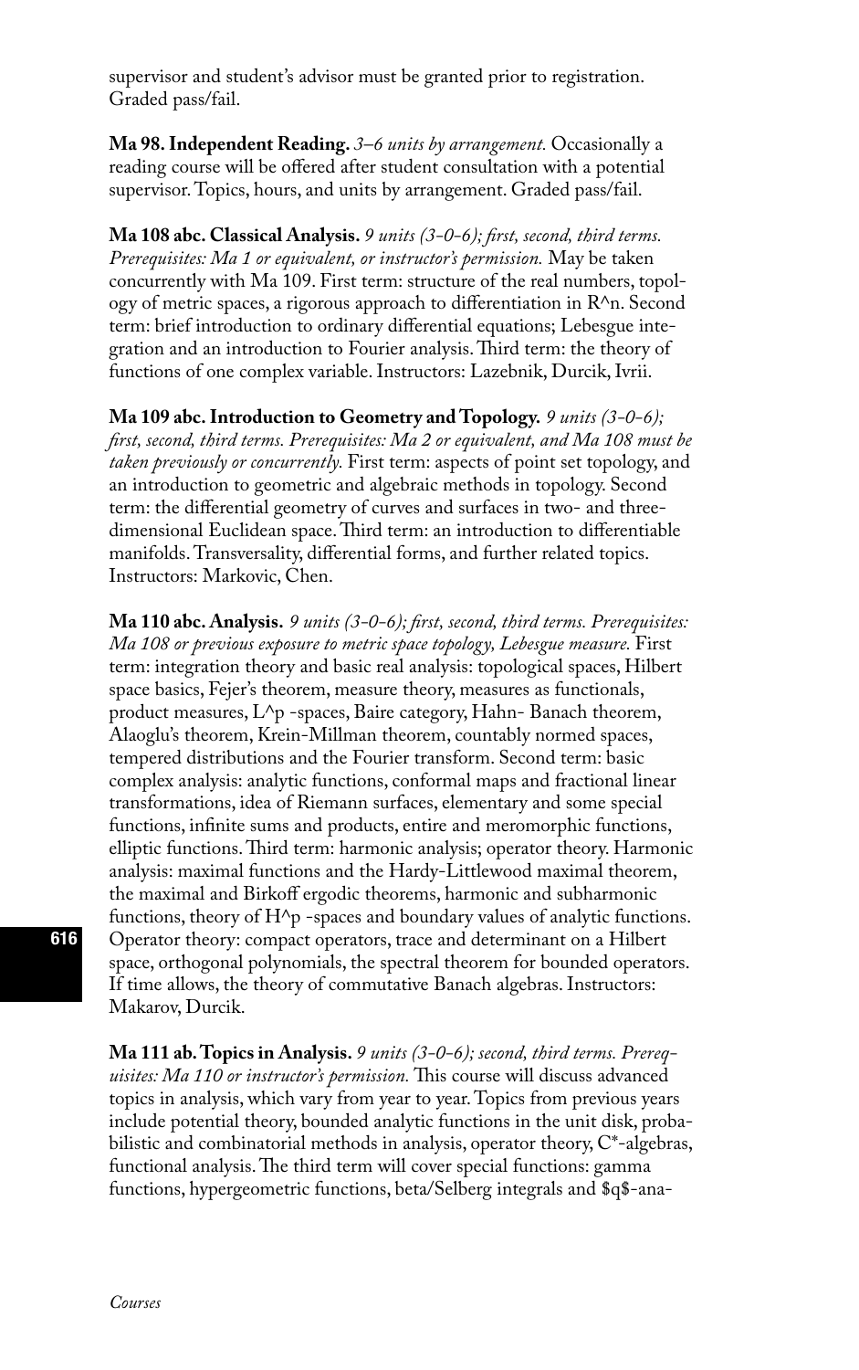supervisor and student's advisor must be granted prior to registration. Graded pass/fail.

**Ma 98. Independent Reading.** *3–6 units by arrangement.* Occasionally a reading course will be offered after student consultation with a potential supervisor. Topics, hours, and units by arrangement. Graded pass/fail.

**Ma 108 abc. Classical Analysis.** *9 units (3-0-6); first, second, third terms. Prerequisites: Ma 1 or equivalent, or instructor's permission.* May be taken concurrently with Ma 109. First term: structure of the real numbers, topology of metric spaces, a rigorous approach to differentiation in $R^n$. Second term: brief introduction to ordinary differential equations; Lebesgue integration and an introduction to Fourier analysis. Third term: the theory of functions of one complex variable. Instructors: Lazebnik, Durcik, Ivrii.

**Ma 109 abc. Introduction to Geometry and Topology.** *9 units (3-0-6); first, second, third terms. Prerequisites: Ma 2 or equivalent, and Ma 108 must be taken previously or concurrently.* First term: aspects of point set topology, and an introduction to geometric and algebraic methods in topology. Second term: the differential geometry of curves and surfaces in two- and three-dimensional Euclidean space. Third term: an introduction to differentiable manifolds. Transversality, differential forms, and further related topics. Instructors: Markovic, Chen.

**Ma 110 abc. Analysis.** *9 units (3-0-6); first, second, third terms. Prerequisites: Ma 108 or previous exposure to metric space topology, Lebesgue measure.* First term: integration theory and basic real analysis: topological spaces, Hilbert space basics, Fejer's theorem, measure theory, measures as functionals, product measures, $L^p$ -spaces, Baire category, Hahn- Banach theorem, Alaoglu's theorem, Krein-Millman theorem, countably normed spaces, tempered distributions and the Fourier transform. Second term: basic complex analysis: analytic functions, conformal maps and fractional linear transformations, idea of Riemann surfaces, elementary and some special functions, infinite sums and products, entire and meromorphic functions, elliptic functions. Third term: harmonic analysis; operator theory. Harmonic analysis: maximal functions and the Hardy-Littlewood maximal theorem, the maximal and Birkoff ergodic theorems, harmonic and subharmonic functions, theory of $H^p$ -spaces and boundary values of analytic functions. Operator theory: compact operators, trace and determinant on a Hilbert space, orthogonal polynomials, the spectral theorem for bounded operators. If time allows, the theory of commutative Banach algebras. Instructors: Makarov, Durcik.

**Ma 111 ab. Topics in Analysis.** *9 units (3-0-6); second, third terms. Prerequisites: Ma 110 or instructor's permission.* This course will discuss advanced topics in analysis, which vary from year to year. Topics from previous years include potential theory, bounded analytic functions in the unit disk, probabilistic and combinatorial methods in analysis, operator theory, C*-algebras, functional analysis. The third term will cover special functions: gamma functions, hypergeometric functions, beta/Selberg integrals and $q$-ana-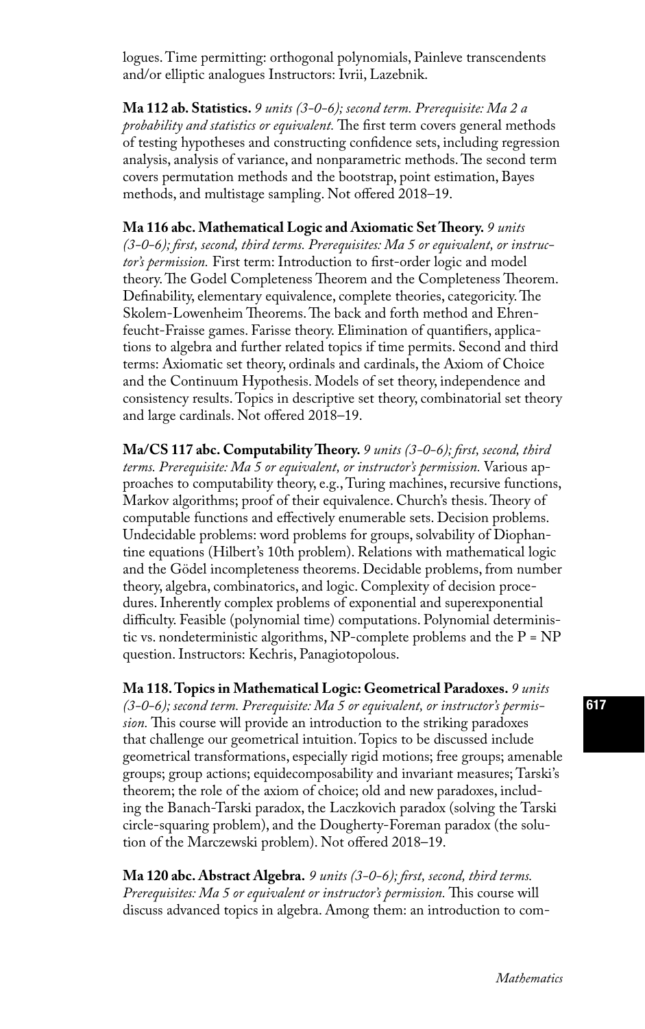logues. Time permitting: orthogonal polynomials, Painleve transcendents and/or elliptic analogues Instructors: Ivrii, Lazebnik.

**Ma 112 ab. Statistics.** *9 units (3-0-6); second term. Prerequisite: Ma 2 a probability and statistics or equivalent.* The first term covers general methods of testing hypotheses and constructing confidence sets, including regression analysis, analysis of variance, and nonparametric methods. The second term covers permutation methods and the bootstrap, point estimation, Bayes methods, and multistage sampling. Not offered 2018–19.

**Ma 116 abc. Mathematical Logic and Axiomatic Set Theory.** *9 units (3-0-6); first, second, third terms. Prerequisites: Ma 5 or equivalent, or instructor's permission.* First term: Introduction to first-order logic and model theory. The Godel Completeness Theorem and the Completeness Theorem. Definability, elementary equivalence, complete theories, categoricity. The Skolem-Lowenheim Theorems. The back and forth method and Ehrenfeucht-Fraisse games. Farisse theory. Elimination of quantifiers, applications to algebra and further related topics if time permits. Second and third terms: Axiomatic set theory, ordinals and cardinals, the Axiom of Choice and the Continuum Hypothesis. Models of set theory, independence and consistency results. Topics in descriptive set theory, combinatorial set theory and large cardinals. Not offered 2018–19.

**Ma/CS 117 abc. Computability Theory.** *9 units (3-0-6); first, second, third terms. Prerequisite: Ma 5 or equivalent, or instructor's permission.* Various approaches to computability theory, e.g., Turing machines, recursive functions, Markov algorithms; proof of their equivalence. Church's thesis. Theory of computable functions and effectively enumerable sets. Decision problems. Undecidable problems: word problems for groups, solvability of Diophantine equations (Hilbert's 10th problem). Relations with mathematical logic and the Gödel incompleteness theorems. Decidable problems, from number theory, algebra, combinatorics, and logic. Complexity of decision procedures. Inherently complex problems of exponential and superexponential difficulty. Feasible (polynomial time) computations. Polynomial deterministic vs. nondeterministic algorithms, NP-complete problems and the P = NP question. Instructors: Kechris, Panagiotopolous.

**Ma 118. Topics in Mathematical Logic: Geometrical Paradoxes.** *9 units (3-0-6); second term. Prerequisite: Ma 5 or equivalent, or instructor's permission.* This course will provide an introduction to the striking paradoxes that challenge our geometrical intuition. Topics to be discussed include geometrical transformations, especially rigid motions; free groups; amenable groups; group actions; equidecomposability and invariant measures; Tarski's theorem; the role of the axiom of choice; old and new paradoxes, including the Banach-Tarski paradox, the Laczkovich paradox (solving the Tarski circle-squaring problem), and the Dougherty-Foreman paradox (the solution of the Marczewski problem). Not offered 2018–19.

**Ma 120 abc. Abstract Algebra.** *9 units (3-0-6); first, second, third terms. Prerequisites: Ma 5 or equivalent or instructor's permission.* This course will discuss advanced topics in algebra. Among them: an introduction to com-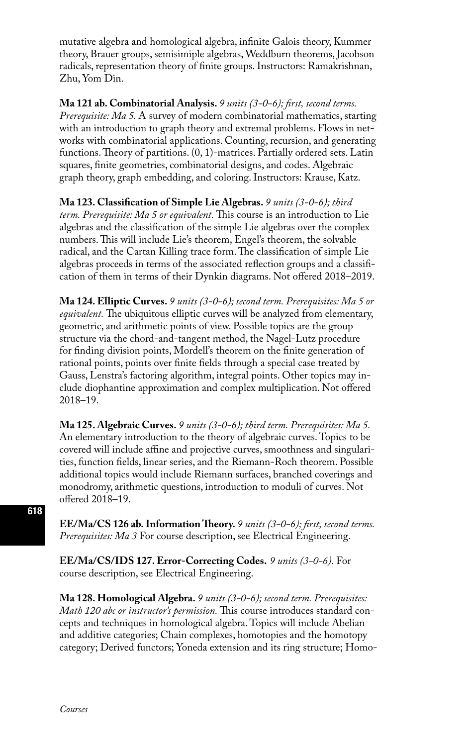mutative algebra and homological algebra, infinite Galois theory, Kummer theory, Brauer groups, semisimiple algebras, Weddburn theorems, Jacobson radicals, representation theory of finite groups. Instructors: Ramakrishnan, Zhu, Yom Din.

**Ma 121 ab. Combinatorial Analysis.** *9 units (3-0-6); first, second terms. Prerequisite: Ma 5.* A survey of modern combinatorial mathematics, starting with an introduction to graph theory and extremal problems. Flows in networks with combinatorial applications. Counting, recursion, and generating functions. Theory of partitions. (0, 1)-matrices. Partially ordered sets. Latin squares, finite geometries, combinatorial designs, and codes. Algebraic graph theory, graph embedding, and coloring. Instructors: Krause, Katz.

**Ma 123. Classification of Simple Lie Algebras.** *9 units (3-0-6); third term. Prerequisite: Ma 5 or equivalent.* This course is an introduction to Lie algebras and the classification of the simple Lie algebras over the complex numbers. This will include Lie's theorem, Engel's theorem, the solvable radical, and the Cartan Killing trace form. The classification of simple Lie algebras proceeds in terms of the associated reflection groups and a classification of them in terms of their Dynkin diagrams. Not offered 2018–2019.

**Ma 124. Elliptic Curves.** *9 units (3-0-6); second term. Prerequisites: Ma 5 or equivalent.* The ubiquitous elliptic curves will be analyzed from elementary, geometric, and arithmetic points of view. Possible topics are the group structure via the chord-and-tangent method, the Nagel-Lutz procedure for finding division points, Mordell's theorem on the finite generation of rational points, points over finite fields through a special case treated by Gauss, Lenstra's factoring algorithm, integral points. Other topics may include diophantine approximation and complex multiplication. Not offered 2018–19.

**Ma 125. Algebraic Curves.** *9 units (3-0-6); third term. Prerequisites: Ma 5.* An elementary introduction to the theory of algebraic curves. Topics to be covered will include affine and projective curves, smoothness and singularities, function fields, linear series, and the Riemann-Roch theorem. Possible additional topics would include Riemann surfaces, branched coverings and monodromy, arithmetic questions, introduction to moduli of curves. Not offered 2018–19.

**EE/Ma/CS 126 ab. Information Theory.** *9 units (3-0-6); first, second terms. Prerequisites: Ma 3* For course description, see Electrical Engineering.

**EE/Ma/CS/IDS 127. Error-Correcting Codes.** *9 units (3-0-6).* For course description, see Electrical Engineering.

**Ma 128. Homological Algebra.** *9 units (3-0-6); second term. Prerequisites: Math 120 abc or instructor's permission.* This course introduces standard concepts and techniques in homological algebra. Topics will include Abelian and additive categories; Chain complexes, homotopies and the homotopy category; Derived functors; Yoneda extension and its ring structure; Homo-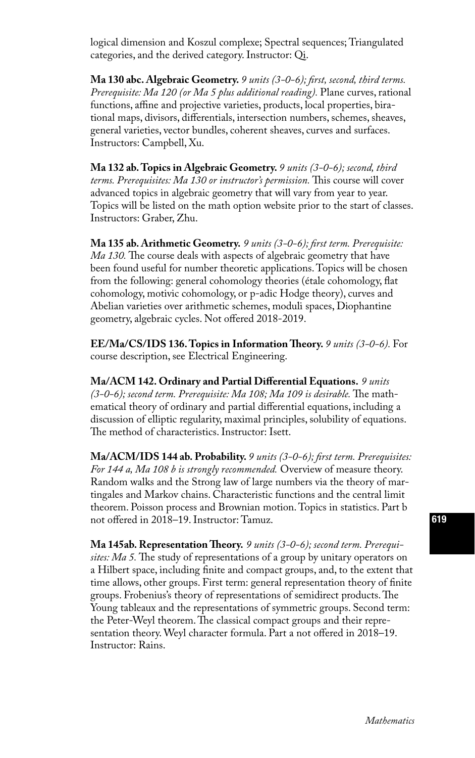logical dimension and Koszul complexe; Spectral sequences; Triangulated categories, and the derived category. Instructor: Qi.

**Ma 130 abc. Algebraic Geometry.** *9 units (3-0-6); first, second, third terms. Prerequisite: Ma 120 (or Ma 5 plus additional reading).* Plane curves, rational functions, affine and projective varieties, products, local properties, birational maps, divisors, differentials, intersection numbers, schemes, sheaves, general varieties, vector bundles, coherent sheaves, curves and surfaces. Instructors: Campbell, Xu.

**Ma 132 ab. Topics in Algebraic Geometry.** *9 units (3-0-6); second, third terms. Prerequisites: Ma 130 or instructor's permission.* This course will cover advanced topics in algebraic geometry that will vary from year to year. Topics will be listed on the math option website prior to the start of classes. Instructors: Graber, Zhu.

**Ma 135 ab. Arithmetic Geometry.** *9 units (3-0-6); first term. Prerequisite: Ma 130.* The course deals with aspects of algebraic geometry that have been found useful for number theoretic applications. Topics will be chosen from the following: general cohomology theories (étale cohomology, flat cohomology, motivic cohomology, or p-adic Hodge theory), curves and Abelian varieties over arithmetic schemes, moduli spaces, Diophantine geometry, algebraic cycles. Not offered 2018-2019.

**EE/Ma/CS/IDS 136. Topics in Information Theory.** *9 units (3-0-6).* For course description, see Electrical Engineering.

**Ma/ACM 142. Ordinary and Partial Differential Equations.** *9 units (3-0-6); second term. Prerequisite: Ma 108; Ma 109 is desirable.* The mathematical theory of ordinary and partial differential equations, including a discussion of elliptic regularity, maximal principles, solubility of equations. The method of characteristics. Instructor: Isett.

**Ma/ACM/IDS 144 ab. Probability.** *9 units (3-0-6); first term. Prerequisites: For 144 a, Ma 108 b is strongly recommended.* Overview of measure theory. Random walks and the Strong law of large numbers via the theory of martingales and Markov chains. Characteristic functions and the central limit theorem. Poisson process and Brownian motion. Topics in statistics. Part b not offered in 2018–19. Instructor: Tamuz.

**Ma 145ab. Representation Theory.** *9 units (3-0-6); second term. Prerequisites: Ma 5.* The study of representations of a group by unitary operators on a Hilbert space, including finite and compact groups, and, to the extent that time allows, other groups. First term: general representation theory of finite groups. Frobenius's theory of representations of semidirect products. The Young tableaux and the representations of symmetric groups. Second term: the Peter-Weyl theorem. The classical compact groups and their representation theory. Weyl character formula. Part a not offered in 2018–19. Instructor: Rains.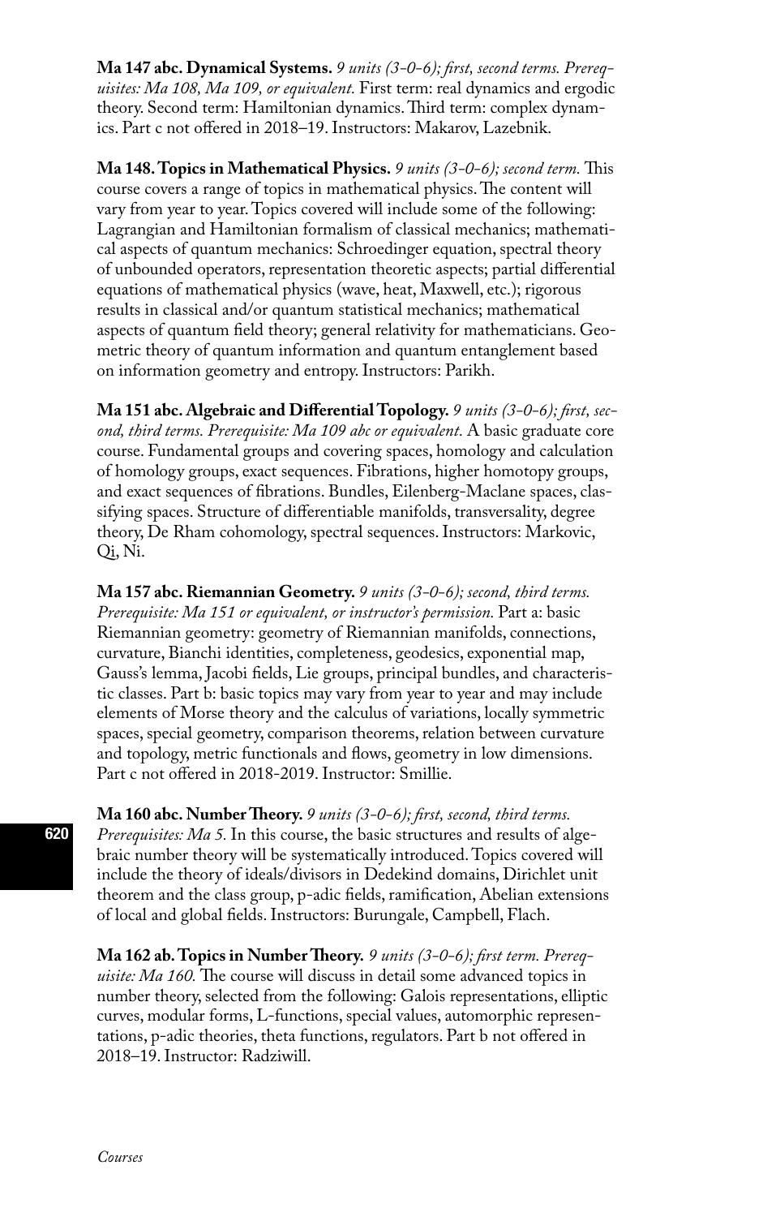**Ma 147 abc. Dynamical Systems.** *9 units (3-0-6); first, second terms. Prerequisites: Ma 108, Ma 109, or equivalent.* First term: real dynamics and ergodic theory. Second term: Hamiltonian dynamics. Third term: complex dynamics. Part c not offered in 2018–19. Instructors: Makarov, Lazebnik.

**Ma 148. Topics in Mathematical Physics.** *9 units (3-0-6); second term.* This course covers a range of topics in mathematical physics. The content will vary from year to year. Topics covered will include some of the following: Lagrangian and Hamiltonian formalism of classical mechanics; mathematical aspects of quantum mechanics: Schroedinger equation, spectral theory of unbounded operators, representation theoretic aspects; partial differential equations of mathematical physics (wave, heat, Maxwell, etc.); rigorous results in classical and/or quantum statistical mechanics; mathematical aspects of quantum field theory; general relativity for mathematicians. Geometric theory of quantum information and quantum entanglement based on information geometry and entropy. Instructors: Parikh.

**Ma 151 abc. Algebraic and Differential Topology.** *9 units (3-0-6); first, second, third terms. Prerequisite: Ma 109 abc or equivalent.* A basic graduate core course. Fundamental groups and covering spaces, homology and calculation of homology groups, exact sequences. Fibrations, higher homotopy groups, and exact sequences of fibrations. Bundles, Eilenberg-Maclane spaces, classifying spaces. Structure of differentiable manifolds, transversality, degree theory, De Rham cohomology, spectral sequences. Instructors: Markovic, Qi, Ni.

**Ma 157 abc. Riemannian Geometry.** *9 units (3-0-6); second, third terms. Prerequisite: Ma 151 or equivalent, or instructor's permission.* Part a: basic Riemannian geometry: geometry of Riemannian manifolds, connections, curvature, Bianchi identities, completeness, geodesics, exponential map, Gauss's lemma, Jacobi fields, Lie groups, principal bundles, and characteristic classes. Part b: basic topics may vary from year to year and may include elements of Morse theory and the calculus of variations, locally symmetric spaces, special geometry, comparison theorems, relation between curvature and topology, metric functionals and flows, geometry in low dimensions. Part c not offered in 2018-2019. Instructor: Smillie.

**Ma 160 abc. Number Theory.** *9 units (3-0-6); first, second, third terms. Prerequisites: Ma 5.* In this course, the basic structures and results of algebraic number theory will be systematically introduced. Topics covered will include the theory of ideals/divisors in Dedekind domains, Dirichlet unit theorem and the class group, p-adic fields, ramification, Abelian extensions of local and global fields. Instructors: Burungale, Campbell, Flach.

**Ma 162 ab. Topics in Number Theory.** *9 units (3-0-6); first term. Prerequisite: Ma 160.* The course will discuss in detail some advanced topics in number theory, selected from the following: Galois representations, elliptic curves, modular forms, L-functions, special values, automorphic representations, p-adic theories, theta functions, regulators. Part b not offered in 2018–19. Instructor: Radziwill.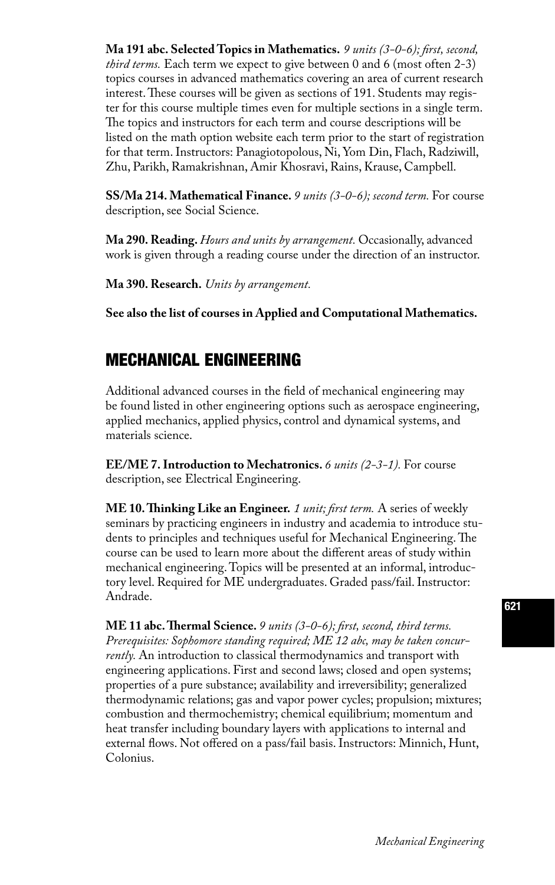**Ma 191 abc. Selected Topics in Mathematics.** *9 units (3-0-6); first, second, third terms.* Each term we expect to give between 0 and 6 (most often 2-3) topics courses in advanced mathematics covering an area of current research interest. These courses will be given as sections of 191. Students may register for this course multiple times even for multiple sections in a single term. The topics and instructors for each term and course descriptions will be listed on the math option website each term prior to the start of registration for that term. Instructors: Panagiotopolous, Ni, Yom Din, Flach, Radziwill, Zhu, Parikh, Ramakrishnan, Amir Khosravi, Rains, Krause, Campbell.

**SS/Ma 214. Mathematical Finance.** *9 units (3-0-6); second term.* For course description, see Social Science.

**Ma 290. Reading.** *Hours and units by arrangement.* Occasionally, advanced work is given through a reading course under the direction of an instructor.

**Ma 390. Research.** *Units by arrangement.*

**See also the list of courses in Applied and Computational Mathematics.**

## MECHANICAL ENGINEERING

Additional advanced courses in the field of mechanical engineering may be found listed in other engineering options such as aerospace engineering, applied mechanics, applied physics, control and dynamical systems, and materials science.

**EE/ME 7. Introduction to Mechatronics.** *6 units (2-3-1).* For course description, see Electrical Engineering.

**ME 10. Thinking Like an Engineer.** *1 unit; first term.* A series of weekly seminars by practicing engineers in industry and academia to introduce students to principles and techniques useful for Mechanical Engineering. The course can be used to learn more about the different areas of study within mechanical engineering. Topics will be presented at an informal, introductory level. Required for ME undergraduates. Graded pass/fail. Instructor: Andrade.

**ME 11 abc. Thermal Science.** *9 units (3-0-6); first, second, third terms. Prerequisites: Sophomore standing required; ME 12 abc, may be taken concurrently.* An introduction to classical thermodynamics and transport with engineering applications. First and second laws; closed and open systems; properties of a pure substance; availability and irreversibility; generalized thermodynamic relations; gas and vapor power cycles; propulsion; mixtures; combustion and thermochemistry; chemical equilibrium; momentum and heat transfer including boundary layers with applications to internal and external flows. Not offered on a pass/fail basis. Instructors: Minnich, Hunt, Colonius.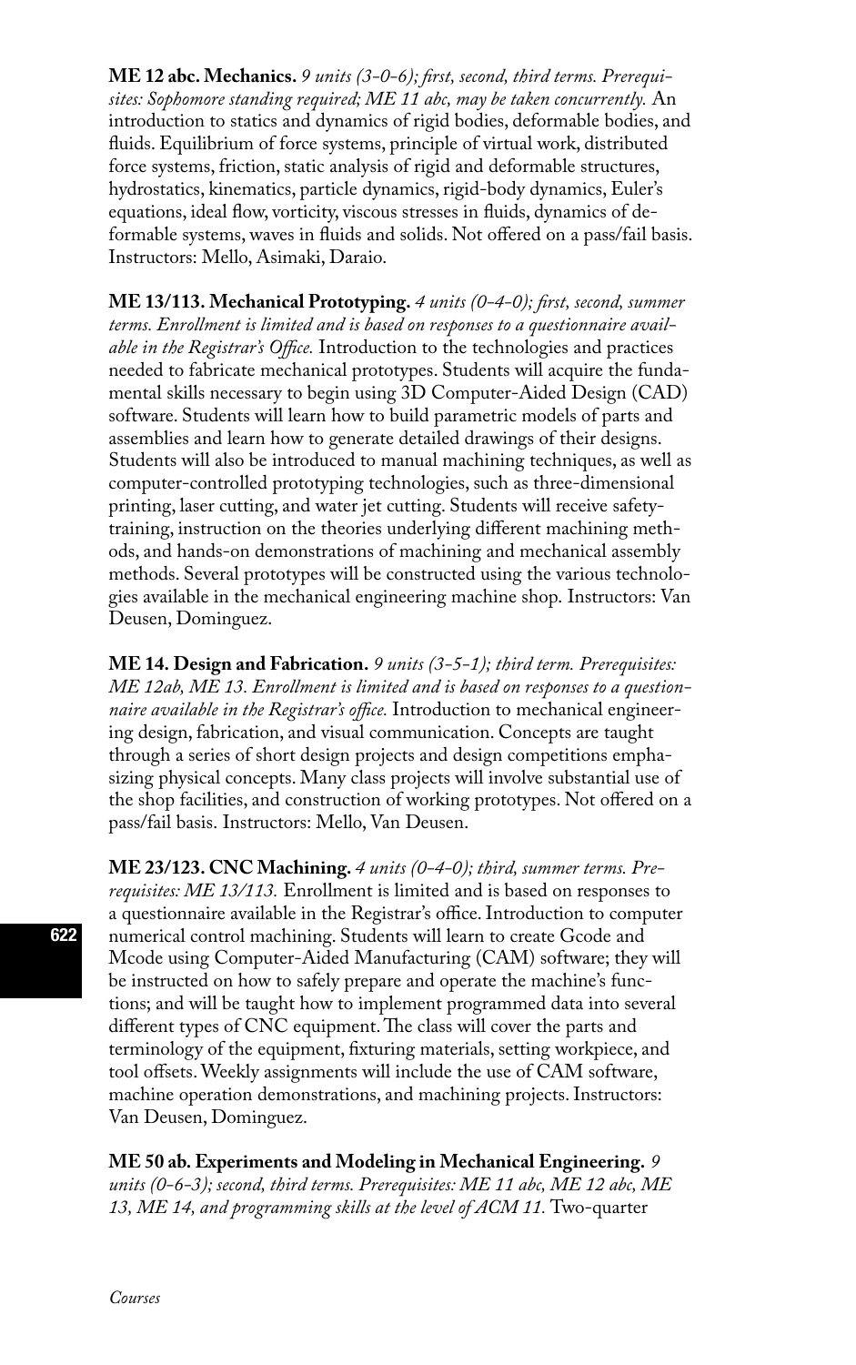**ME 12 abc. Mechanics.** *9 units (3-0-6); first, second, third terms. Prerequisites: Sophomore standing required; ME 11 abc, may be taken concurrently.* An introduction to statics and dynamics of rigid bodies, deformable bodies, and fluids. Equilibrium of force systems, principle of virtual work, distributed force systems, friction, static analysis of rigid and deformable structures, hydrostatics, kinematics, particle dynamics, rigid-body dynamics, Euler's equations, ideal flow, vorticity, viscous stresses in fluids, dynamics of deformable systems, waves in fluids and solids. Not offered on a pass/fail basis. Instructors: Mello, Asimaki, Daraio.

**ME 13/113. Mechanical Prototyping.** *4 units (0-4-0); first, second, summer terms. Enrollment is limited and is based on responses to a questionnaire available in the Registrar's Office.* Introduction to the technologies and practices needed to fabricate mechanical prototypes. Students will acquire the fundamental skills necessary to begin using 3D Computer-Aided Design (CAD) software. Students will learn how to build parametric models of parts and assemblies and learn how to generate detailed drawings of their designs. Students will also be introduced to manual machining techniques, as well as computer-controlled prototyping technologies, such as three-dimensional printing, laser cutting, and water jet cutting. Students will receive safety-training, instruction on the theories underlying different machining methods, and hands-on demonstrations of machining and mechanical assembly methods. Several prototypes will be constructed using the various technologies available in the mechanical engineering machine shop. Instructors: Van Deusen, Dominguez.

**ME 14. Design and Fabrication.** *9 units (3-5-1); third term. Prerequisites: ME 12ab, ME 13. Enrollment is limited and is based on responses to a questionnaire available in the Registrar's office.* Introduction to mechanical engineering design, fabrication, and visual communication. Concepts are taught through a series of short design projects and design competitions emphasizing physical concepts. Many class projects will involve substantial use of the shop facilities, and construction of working prototypes. Not offered on a pass/fail basis. Instructors: Mello, Van Deusen.

**ME 23/123. CNC Machining.** *4 units (0-4-0); third, summer terms. Prerequisites: ME 13/113.* Enrollment is limited and is based on responses to a questionnaire available in the Registrar's office. Introduction to computer numerical control machining. Students will learn to create Gcode and Mcode using Computer-Aided Manufacturing (CAM) software; they will be instructed on how to safely prepare and operate the machine's functions; and will be taught how to implement programmed data into several different types of CNC equipment. The class will cover the parts and terminology of the equipment, fixturing materials, setting workpiece, and tool offsets. Weekly assignments will include the use of CAM software, machine operation demonstrations, and machining projects. Instructors: Van Deusen, Dominguez.

**ME 50 ab. Experiments and Modeling in Mechanical Engineering.** *9 units (0-6-3); second, third terms. Prerequisites: ME 11 abc, ME 12 abc, ME 13, ME 14, and programming skills at the level of ACM 11.* Two-quarter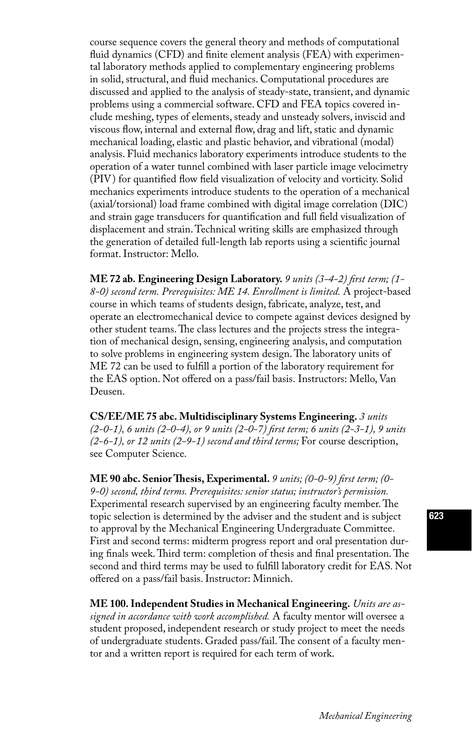course sequence covers the general theory and methods of computational fluid dynamics (CFD) and finite element analysis (FEA) with experimental laboratory methods applied to complementary engineering problems in solid, structural, and fluid mechanics. Computational procedures are discussed and applied to the analysis of steady-state, transient, and dynamic problems using a commercial software. CFD and FEA topics covered include meshing, types of elements, steady and unsteady solvers, inviscid and viscous flow, internal and external flow, drag and lift, static and dynamic mechanical loading, elastic and plastic behavior, and vibrational (modal) analysis. Fluid mechanics laboratory experiments introduce students to the operation of a water tunnel combined with laser particle image velocimetry (PIV) for quantified flow field visualization of velocity and vorticity. Solid mechanics experiments introduce students to the operation of a mechanical (axial/torsional) load frame combined with digital image correlation (DIC) and strain gage transducers for quantification and full field visualization of displacement and strain. Technical writing skills are emphasized through the generation of detailed full-length lab reports using a scientific journal format. Instructor: Mello.

**ME 72 ab. Engineering Design Laboratory.** *9 units (3-4-2) first term; (1-8-0) second term. Prerequisites: ME 14. Enrollment is limited.* A project-based course in which teams of students design, fabricate, analyze, test, and operate an electromechanical device to compete against devices designed by other student teams. The class lectures and the projects stress the integration of mechanical design, sensing, engineering analysis, and computation to solve problems in engineering system design. The laboratory units of ME 72 can be used to fulfill a portion of the laboratory requirement for the EAS option. Not offered on a pass/fail basis. Instructors: Mello, Van Deusen.

**CS/EE/ME 75 abc. Multidisciplinary Systems Engineering.** *3 units (2-0-1), 6 units (2-0-4), or 9 units (2-0-7) first term; 6 units (2-3-1), 9 units (2-6-1), or 12 units (2-9-1) second and third terms;* For course description, see Computer Science.

**ME 90 abc. Senior Thesis, Experimental.** *9 units; (0-0-9) first term; (0-9-0) second, third terms. Prerequisites: senior status; instructor's permission.* Experimental research supervised by an engineering faculty member. The topic selection is determined by the adviser and the student and is subject to approval by the Mechanical Engineering Undergraduate Committee. First and second terms: midterm progress report and oral presentation during finals week. Third term: completion of thesis and final presentation. The second and third terms may be used to fulfill laboratory credit for EAS. Not offered on a pass/fail basis. Instructor: Minnich.

**ME 100. Independent Studies in Mechanical Engineering.** *Units are assigned in accordance with work accomplished.* A faculty mentor will oversee a student proposed, independent research or study project to meet the needs of undergraduate students. Graded pass/fail. The consent of a faculty mentor and a written report is required for each term of work.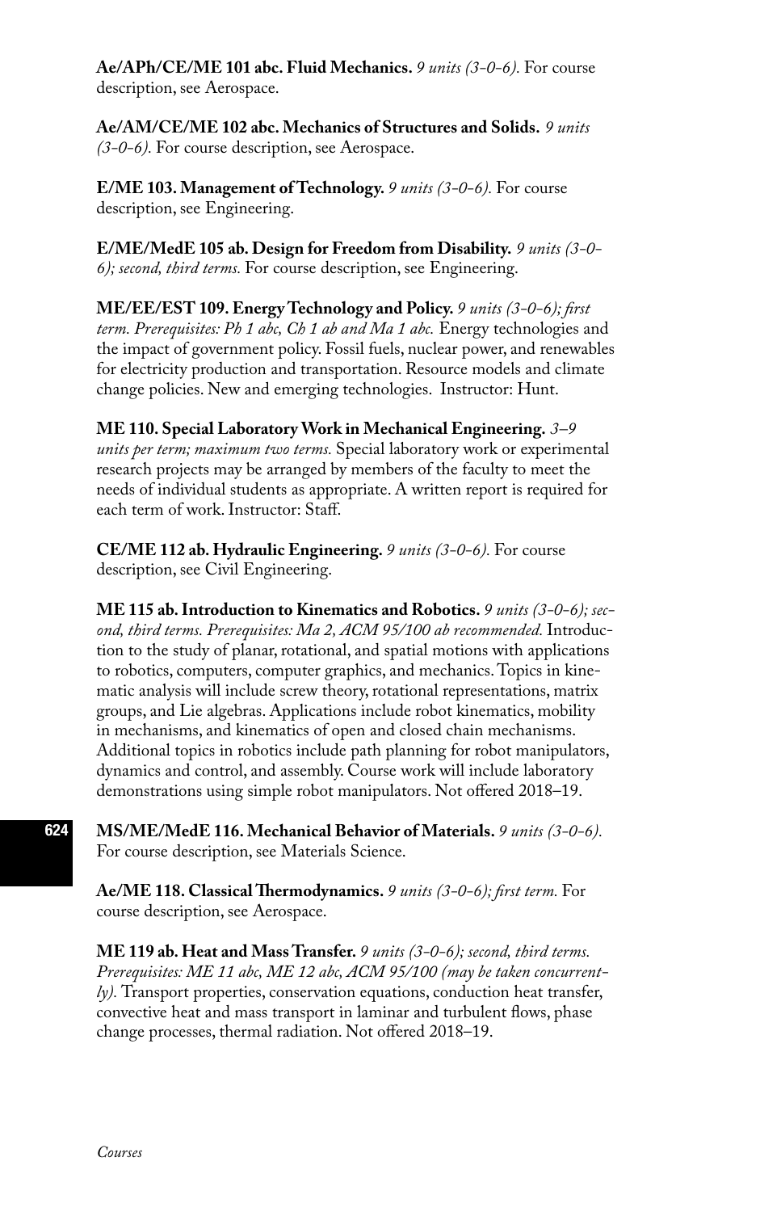**Ae/APh/CE/ME 101 abc. Fluid Mechanics.** *9 units (3-0-6).* For course description, see Aerospace.

**Ae/AM/CE/ME 102 abc. Mechanics of Structures and Solids.** *9 units (3-0-6).* For course description, see Aerospace.

**E/ME 103. Management of Technology.** *9 units (3-0-6).* For course description, see Engineering.

**E/ME/MedE 105 ab. Design for Freedom from Disability.** *9 units (3-0-6); second, third terms.* For course description, see Engineering.

**ME/EE/EST 109. Energy Technology and Policy.** *9 units (3-0-6); first term. Prerequisites: Ph 1 abc, Ch 1 ab and Ma 1 abc.* Energy technologies and the impact of government policy. Fossil fuels, nuclear power, and renewables for electricity production and transportation. Resource models and climate change policies. New and emerging technologies. Instructor: Hunt.

**ME 110. Special Laboratory Work in Mechanical Engineering.** *3–9 units per term; maximum two terms.* Special laboratory work or experimental research projects may be arranged by members of the faculty to meet the needs of individual students as appropriate. A written report is required for each term of work. Instructor: Staff.

**CE/ME 112 ab. Hydraulic Engineering.** *9 units (3-0-6).* For course description, see Civil Engineering.

**ME 115 ab. Introduction to Kinematics and Robotics.** *9 units (3-0-6); second, third terms. Prerequisites: Ma 2, ACM 95/100 ab recommended.* Introduction to the study of planar, rotational, and spatial motions with applications to robotics, computers, computer graphics, and mechanics. Topics in kinematic analysis will include screw theory, rotational representations, matrix groups, and Lie algebras. Applications include robot kinematics, mobility in mechanisms, and kinematics of open and closed chain mechanisms. Additional topics in robotics include path planning for robot manipulators, dynamics and control, and assembly. Course work will include laboratory demonstrations using simple robot manipulators. Not offered 2018–19.

**MS/ME/MedE 116. Mechanical Behavior of Materials.** *9 units (3-0-6).* For course description, see Materials Science.

**Ae/ME 118. Classical Thermodynamics.** *9 units (3-0-6); first term.* For course description, see Aerospace.

**ME 119 ab. Heat and Mass Transfer.** *9 units (3-0-6); second, third terms. Prerequisites: ME 11 abc, ME 12 abc, ACM 95/100 (may be taken concurrently).* Transport properties, conservation equations, conduction heat transfer, convective heat and mass transport in laminar and turbulent flows, phase change processes, thermal radiation. Not offered 2018–19.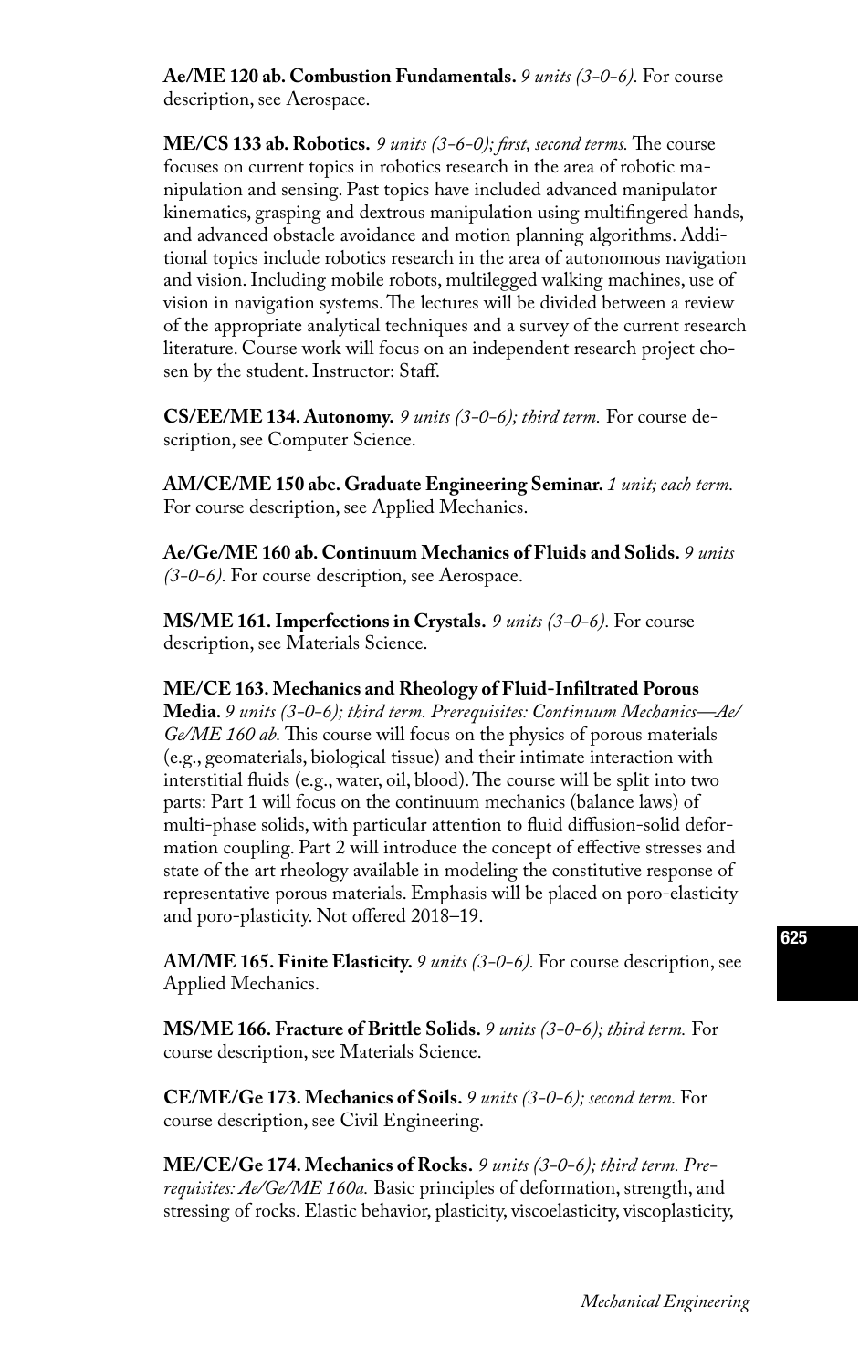**Ae/ME 120 ab. Combustion Fundamentals.** *9 units (3-0-6).* For course description, see Aerospace.

**ME/CS 133 ab. Robotics.** *9 units (3-6-0); first, second terms.* The course focuses on current topics in robotics research in the area of robotic manipulation and sensing. Past topics have included advanced manipulator kinematics, grasping and dextrous manipulation using multifingered hands, and advanced obstacle avoidance and motion planning algorithms. Additional topics include robotics research in the area of autonomous navigation and vision. Including mobile robots, multilegged walking machines, use of vision in navigation systems. The lectures will be divided between a review of the appropriate analytical techniques and a survey of the current research literature. Course work will focus on an independent research project chosen by the student. Instructor: Staff.

**CS/EE/ME 134. Autonomy.** *9 units (3-0-6); third term.* For course description, see Computer Science.

**AM/CE/ME 150 abc. Graduate Engineering Seminar.** *1 unit; each term.* For course description, see Applied Mechanics.

**Ae/Ge/ME 160 ab. Continuum Mechanics of Fluids and Solids.** *9 units (3-0-6).* For course description, see Aerospace.

**MS/ME 161. Imperfections in Crystals.** *9 units (3-0-6).* For course description, see Materials Science.

**ME/CE 163. Mechanics and Rheology of Fluid-Infiltrated Porous Media.** *9 units (3-0-6); third term. Prerequisites: Continuum Mechanics—Ae/Ge/ME 160 ab.* This course will focus on the physics of porous materials (e.g., geomaterials, biological tissue) and their intimate interaction with interstitial fluids (e.g., water, oil, blood). The course will be split into two parts: Part 1 will focus on the continuum mechanics (balance laws) of multi-phase solids, with particular attention to fluid diffusion-solid deformation coupling. Part 2 will introduce the concept of effective stresses and state of the art rheology available in modeling the constitutive response of representative porous materials. Emphasis will be placed on poro-elasticity and poro-plasticity. Not offered 2018–19.

**AM/ME 165. Finite Elasticity.** *9 units (3-0-6).* For course description, see Applied Mechanics.

**MS/ME 166. Fracture of Brittle Solids.** *9 units (3-0-6); third term.* For course description, see Materials Science.

**CE/ME/Ge 173. Mechanics of Soils.** *9 units (3-0-6); second term.* For course description, see Civil Engineering.

**ME/CE/Ge 174. Mechanics of Rocks.** *9 units (3-0-6); third term. Prerequisites: Ae/Ge/ME 160a.* Basic principles of deformation, strength, and stressing of rocks. Elastic behavior, plasticity, viscoelasticity, viscoplasticity,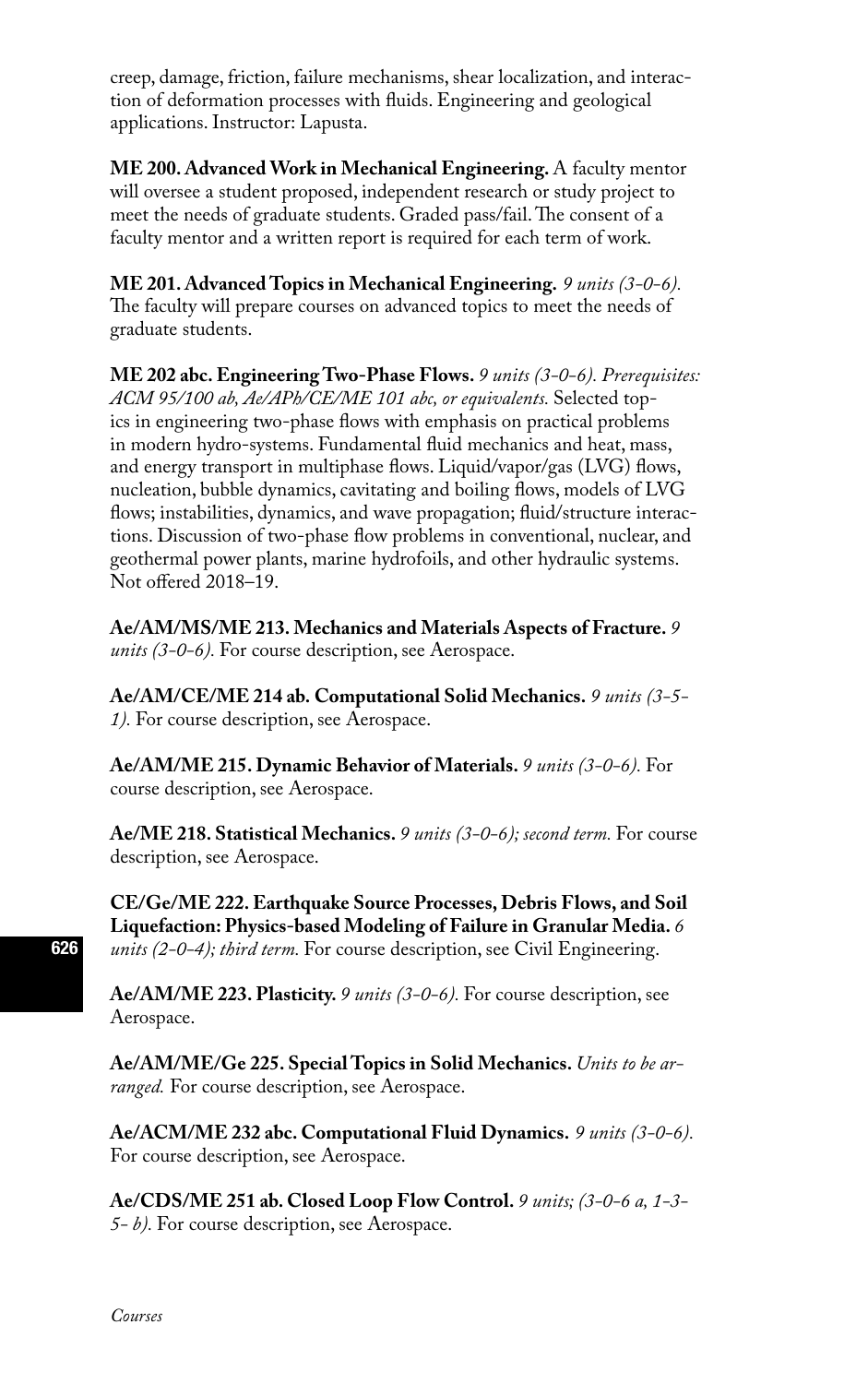creep, damage, friction, failure mechanisms, shear localization, and interaction of deformation processes with fluids. Engineering and geological applications. Instructor: Lapusta.

**ME 200. Advanced Work in Mechanical Engineering.** A faculty mentor will oversee a student proposed, independent research or study project to meet the needs of graduate students. Graded pass/fail. The consent of a faculty mentor and a written report is required for each term of work.

**ME 201. Advanced Topics in Mechanical Engineering.** *9 units (3-0-6).* The faculty will prepare courses on advanced topics to meet the needs of graduate students.

**ME 202 abc. Engineering Two-Phase Flows.** *9 units (3-0-6). Prerequisites: ACM 95/100 ab, Ae/APh/CE/ME 101 abc, or equivalents.* Selected topics in engineering two-phase flows with emphasis on practical problems in modern hydro-systems. Fundamental fluid mechanics and heat, mass, and energy transport in multiphase flows. Liquid/vapor/gas (LVG) flows, nucleation, bubble dynamics, cavitating and boiling flows, models of LVG flows; instabilities, dynamics, and wave propagation; fluid/structure interactions. Discussion of two-phase flow problems in conventional, nuclear, and geothermal power plants, marine hydrofoils, and other hydraulic systems. Not offered 2018–19.

**Ae/AM/MS/ME 213. Mechanics and Materials Aspects of Fracture.** *9 units (3-0-6).* For course description, see Aerospace.

**Ae/AM/CE/ME 214 ab. Computational Solid Mechanics.** *9 units (3-5-1).* For course description, see Aerospace.

**Ae/AM/ME 215. Dynamic Behavior of Materials.** *9 units (3-0-6).* For course description, see Aerospace.

**Ae/ME 218. Statistical Mechanics.** *9 units (3-0-6); second term.* For course description, see Aerospace.

**CE/Ge/ME 222. Earthquake Source Processes, Debris Flows, and Soil Liquefaction: Physics-based Modeling of Failure in Granular Media.** *6 units (2-0-4); third term.* For course description, see Civil Engineering.

**Ae/AM/ME 223. Plasticity.** *9 units (3-0-6).* For course description, see Aerospace.

**Ae/AM/ME/Ge 225. Special Topics in Solid Mechanics.** *Units to be arranged.* For course description, see Aerospace.

**Ae/ACM/ME 232 abc. Computational Fluid Dynamics.** *9 units (3-0-6).* For course description, see Aerospace.

**Ae/CDS/ME 251 ab. Closed Loop Flow Control.** *9 units; (3-0-6 a, 1-3-5- b).* For course description, see Aerospace.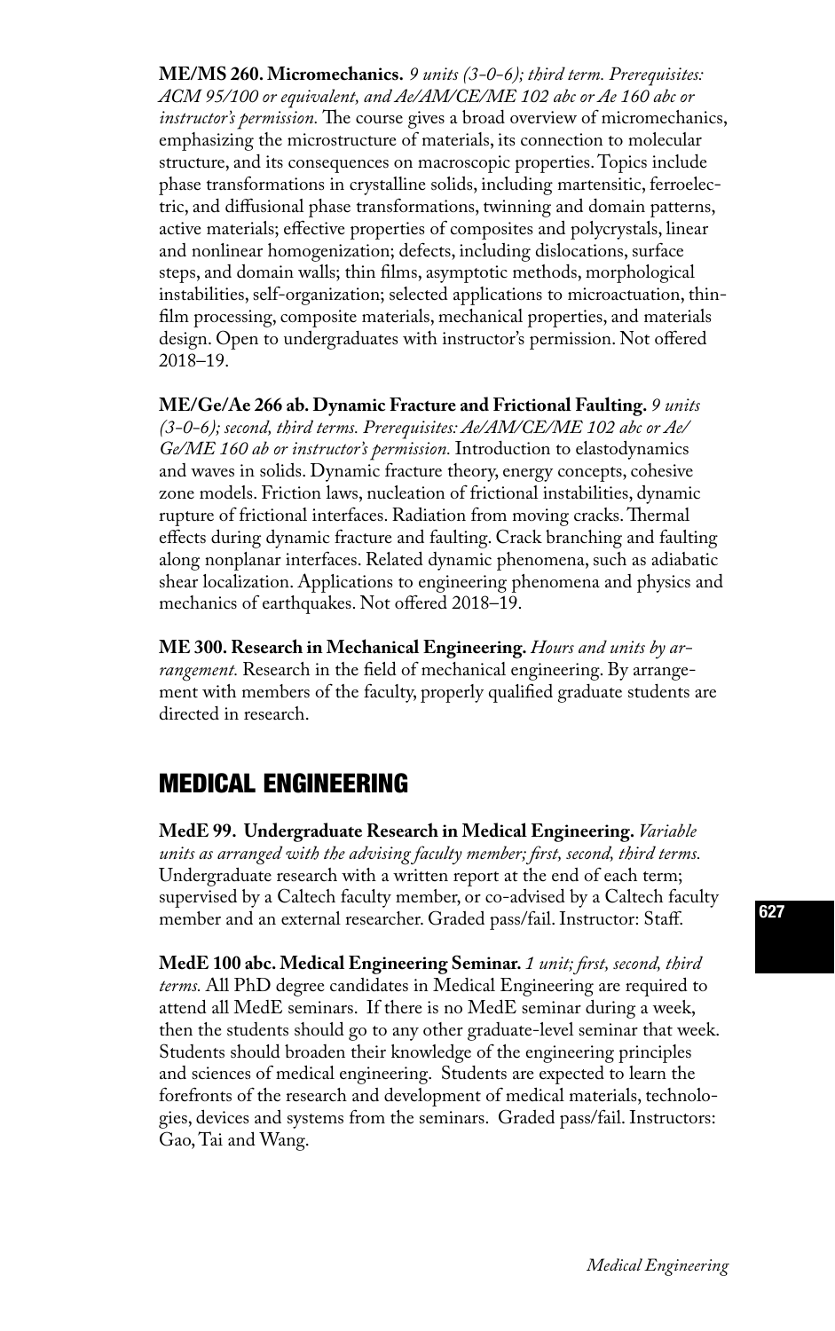**ME/MS 260. Micromechanics.** *9 units (3-0-6); third term. Prerequisites: ACM 95/100 or equivalent, and Ae/AM/CE/ME 102 abc or Ae 160 abc or instructor's permission.* The course gives a broad overview of micromechanics, emphasizing the microstructure of materials, its connection to molecular structure, and its consequences on macroscopic properties. Topics include phase transformations in crystalline solids, including martensitic, ferroelectric, and diffusional phase transformations, twinning and domain patterns, active materials; effective properties of composites and polycrystals, linear and nonlinear homogenization; defects, including dislocations, surface steps, and domain walls; thin films, asymptotic methods, morphological instabilities, self-organization; selected applications to microactuation, thin-film processing, composite materials, mechanical properties, and materials design. Open to undergraduates with instructor's permission. Not offered 2018–19.

**ME/Ge/Ae 266 ab. Dynamic Fracture and Frictional Faulting.** *9 units (3-0-6); second, third terms. Prerequisites: Ae/AM/CE/ME 102 abc or Ae/Ge/ME 160 ab or instructor's permission.* Introduction to elastodynamics and waves in solids. Dynamic fracture theory, energy concepts, cohesive zone models. Friction laws, nucleation of frictional instabilities, dynamic rupture of frictional interfaces. Radiation from moving cracks. Thermal effects during dynamic fracture and faulting. Crack branching and faulting along nonplanar interfaces. Related dynamic phenomena, such as adiabatic shear localization. Applications to engineering phenomena and physics and mechanics of earthquakes. Not offered 2018–19.

**ME 300. Research in Mechanical Engineering.** *Hours and units by arrangement.* Research in the field of mechanical engineering. By arrangement with members of the faculty, properly qualified graduate students are directed in research.

## MEDICAL ENGINEERING

**MedE 99. Undergraduate Research in Medical Engineering.** *Variable units as arranged with the advising faculty member; first, second, third terms.* Undergraduate research with a written report at the end of each term; supervised by a Caltech faculty member, or co-advised by a Caltech faculty member and an external researcher. Graded pass/fail. Instructor: Staff.

**MedE 100 abc. Medical Engineering Seminar.** *1 unit; first, second, third terms.* All PhD degree candidates in Medical Engineering are required to attend all MedE seminars. If there is no MedE seminar during a week, then the students should go to any other graduate-level seminar that week. Students should broaden their knowledge of the engineering principles and sciences of medical engineering. Students are expected to learn the forefronts of the research and development of medical materials, technologies, devices and systems from the seminars. Graded pass/fail. Instructors: Gao, Tai and Wang.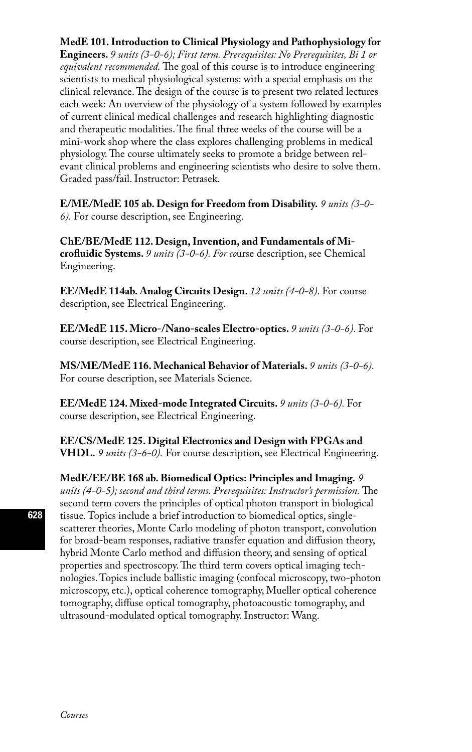**MedE 101. Introduction to Clinical Physiology and Pathophysiology for Engineers.** *9 units (3-0-6); First term. Prerequisites: No Prerequisites, Bi 1 or equivalent recommended.* The goal of this course is to introduce engineering scientists to medical physiological systems: with a special emphasis on the clinical relevance. The design of the course is to present two related lectures each week: An overview of the physiology of a system followed by examples of current clinical medical challenges and research highlighting diagnostic and therapeutic modalities. The final three weeks of the course will be a mini-work shop where the class explores challenging problems in medical physiology. The course ultimately seeks to promote a bridge between relevant clinical problems and engineering scientists who desire to solve them. Graded pass/fail. Instructor: Petrasek.

**E/ME/MedE 105 ab. Design for Freedom from Disability.** *9 units (3-0-6).* For course description, see Engineering.

**ChE/BE/MedE 112. Design, Invention, and Fundamentals of Microfluidic Systems.** *9 units (3-0-6). For co*urse description, see Chemical Engineering.

**EE/MedE 114ab. Analog Circuits Design.** *12 units (4-0-8).* For course description, see Electrical Engineering.

**EE/MedE 115. Micro-/Nano-scales Electro-optics.** *9 units (3-0-6).* For course description, see Electrical Engineering.

**MS/ME/MedE 116. Mechanical Behavior of Materials.** *9 units (3-0-6).* For course description, see Materials Science.

**EE/MedE 124. Mixed-mode Integrated Circuits.** *9 units (3-0-6).* For course description, see Electrical Engineering.

**EE/CS/MedE 125. Digital Electronics and Design with FPGAs and VHDL.** *9 units (3-6-0).* For course description, see Electrical Engineering.

**MedE/EE/BE 168 ab. Biomedical Optics: Principles and Imaging.** *9 units (4-0-5); second and third terms. Prerequisites: Instructor's permission.* The second term covers the principles of optical photon transport in biological tissue. Topics include a brief introduction to biomedical optics, single-scatterer theories, Monte Carlo modeling of photon transport, convolution for broad-beam responses, radiative transfer equation and diffusion theory, hybrid Monte Carlo method and diffusion theory, and sensing of optical properties and spectroscopy. The third term covers optical imaging technologies. Topics include ballistic imaging (confocal microscopy, two-photon microscopy, etc.), optical coherence tomography, Mueller optical coherence tomography, diffuse optical tomography, photoacoustic tomography, and ultrasound-modulated optical tomography. Instructor: Wang.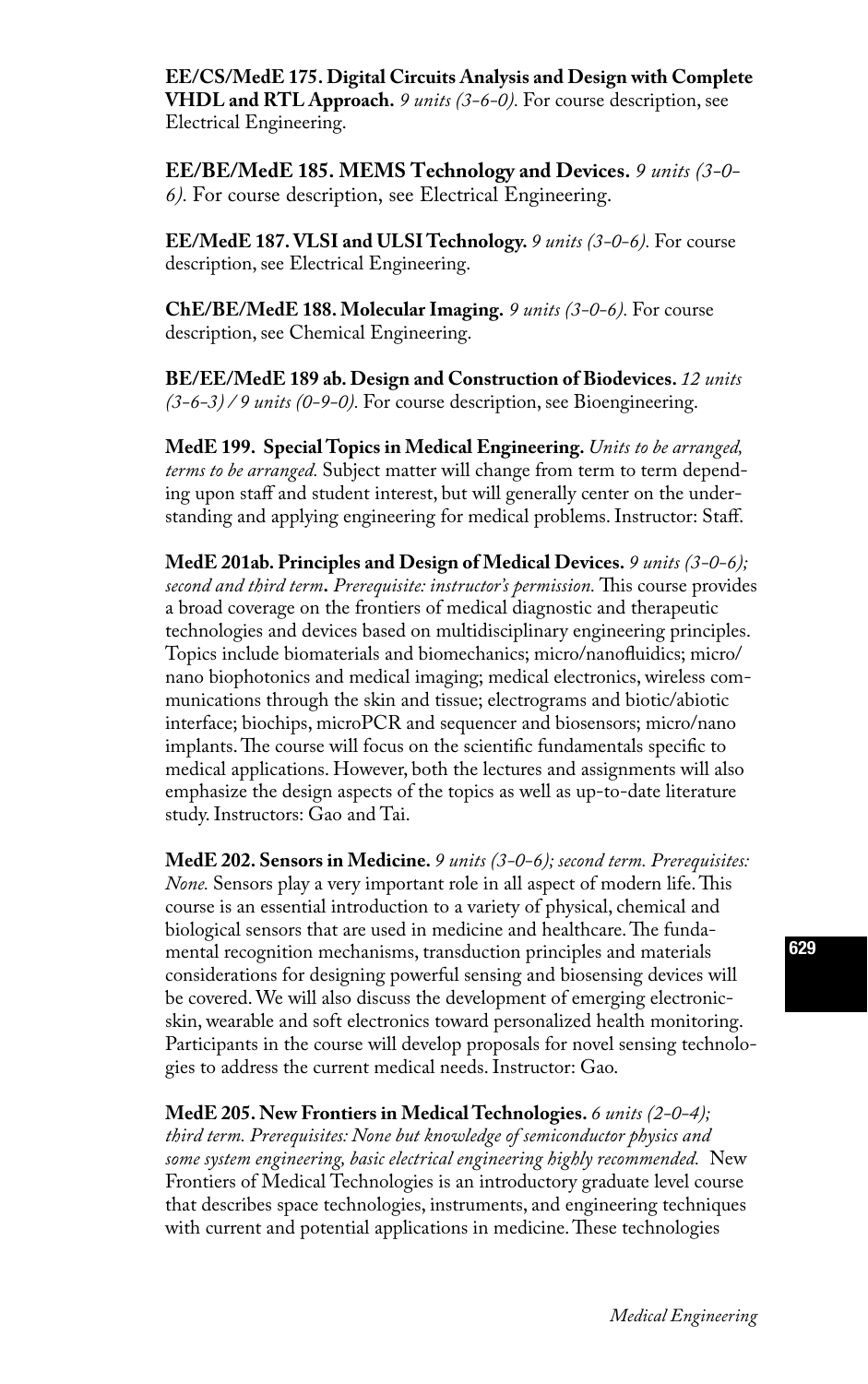**EE/CS/MedE 175. Digital Circuits Analysis and Design with Complete VHDL and RTL Approach.** *9 units (3-6-0).* For course description, see Electrical Engineering.

**EE/BE/MedE 185. MEMS Technology and Devices.** *9 units (3-0-6).* For course description, see Electrical Engineering.

**EE/MedE 187. VLSI and ULSI Technology.** *9 units (3-0-6).* For course description, see Electrical Engineering.

**ChE/BE/MedE 188. Molecular Imaging.** *9 units (3-0-6).* For course description, see Chemical Engineering.

**BE/EE/MedE 189 ab. Design and Construction of Biodevices.** *12 units (3-6-3) / 9 units (0-9-0).* For course description, see Bioengineering.

**MedE 199. Special Topics in Medical Engineering.** *Units to be arranged, terms to be arranged.* Subject matter will change from term to term depending upon staff and student interest, but will generally center on the understanding and applying engineering for medical problems. Instructor: Staff.

**MedE 201ab. Principles and Design of Medical Devices.** *9 units (3-0-6); second and third term. Prerequisite: instructor's permission.* This course provides a broad coverage on the frontiers of medical diagnostic and therapeutic technologies and devices based on multidisciplinary engineering principles. Topics include biomaterials and biomechanics; micro/nanofluidics; micro/nano biophotonics and medical imaging; medical electronics, wireless communications through the skin and tissue; electrograms and biotic/abiotic interface; biochips, microPCR and sequencer and biosensors; micro/nano implants. The course will focus on the scientific fundamentals specific to medical applications. However, both the lectures and assignments will also emphasize the design aspects of the topics as well as up-to-date literature study. Instructors: Gao and Tai.

**MedE 202. Sensors in Medicine.** *9 units (3-0-6); second term. Prerequisites: None.* Sensors play a very important role in all aspect of modern life. This course is an essential introduction to a variety of physical, chemical and biological sensors that are used in medicine and healthcare. The fundamental recognition mechanisms, transduction principles and materials considerations for designing powerful sensing and biosensing devices will be covered. We will also discuss the development of emerging electronic-skin, wearable and soft electronics toward personalized health monitoring. Participants in the course will develop proposals for novel sensing technologies to address the current medical needs. Instructor: Gao.

**MedE 205. New Frontiers in Medical Technologies.** *6 units (2-0-4); third term. Prerequisites: None but knowledge of semiconductor physics and some system engineering, basic electrical engineering highly recommended.* New Frontiers of Medical Technologies is an introductory graduate level course that describes space technologies, instruments, and engineering techniques with current and potential applications in medicine. These technologies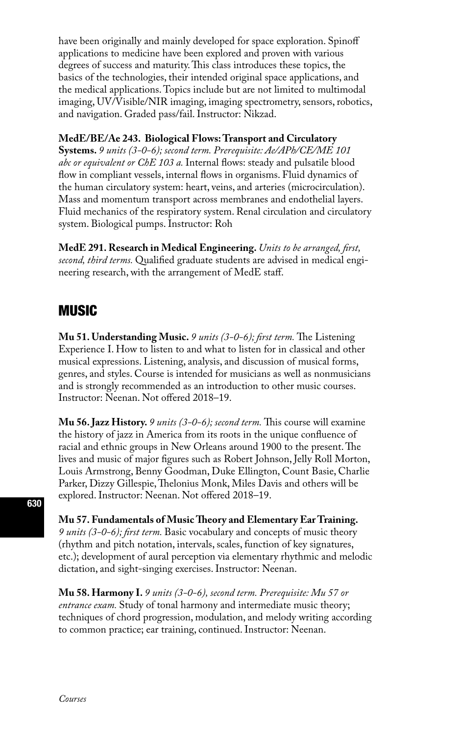have been originally and mainly developed for space exploration. Spinoff applications to medicine have been explored and proven with various degrees of success and maturity. This class introduces these topics, the basics of the technologies, their intended original space applications, and the medical applications. Topics include but are not limited to multimodal imaging, UV/Visible/NIR imaging, imaging spectrometry, sensors, robotics, and navigation. Graded pass/fail. Instructor: Nikzad.

**MedE/BE/Ae 243. Biological Flows: Transport and Circulatory Systems.** *9 units (3-0-6); second term. Prerequisite: Ae/APh/CE/ME 101 abc or equivalent or ChE 103 a.* Internal flows: steady and pulsatile blood flow in compliant vessels, internal flows in organisms. Fluid dynamics of the human circulatory system: heart, veins, and arteries (microcirculation). Mass and momentum transport across membranes and endothelial layers. Fluid mechanics of the respiratory system. Renal circulation and circulatory system. Biological pumps. Instructor: Roh

**MedE 291. Research in Medical Engineering.** *Units to be arranged, first, second, third terms.* Qualified graduate students are advised in medical engineering research, with the arrangement of MedE staff.

## MUSIC

**Mu 51. Understanding Music.** *9 units (3-0-6); first term.* The Listening Experience I. How to listen to and what to listen for in classical and other musical expressions. Listening, analysis, and discussion of musical forms, genres, and styles. Course is intended for musicians as well as nonmusicians and is strongly recommended as an introduction to other music courses. Instructor: Neenan. Not offered 2018–19.

**Mu 56. Jazz History.** *9 units (3-0-6); second term.* This course will examine the history of jazz in America from its roots in the unique confluence of racial and ethnic groups in New Orleans around 1900 to the present. The lives and music of major figures such as Robert Johnson, Jelly Roll Morton, Louis Armstrong, Benny Goodman, Duke Ellington, Count Basie, Charlie Parker, Dizzy Gillespie, Thelonius Monk, Miles Davis and others will be explored. Instructor: Neenan. Not offered 2018–19.

**Mu 57. Fundamentals of Music Theory and Elementary Ear Training.** *9 units (3-0-6); first term.* Basic vocabulary and concepts of music theory (rhythm and pitch notation, intervals, scales, function of key signatures, etc.); development of aural perception via elementary rhythmic and melodic dictation, and sight-singing exercises. Instructor: Neenan.

**Mu 58. Harmony I.** *9 units (3-0-6), second term. Prerequisite: Mu 57 or entrance exam.* Study of tonal harmony and intermediate music theory; techniques of chord progression, modulation, and melody writing according to common practice; ear training, continued. Instructor: Neenan.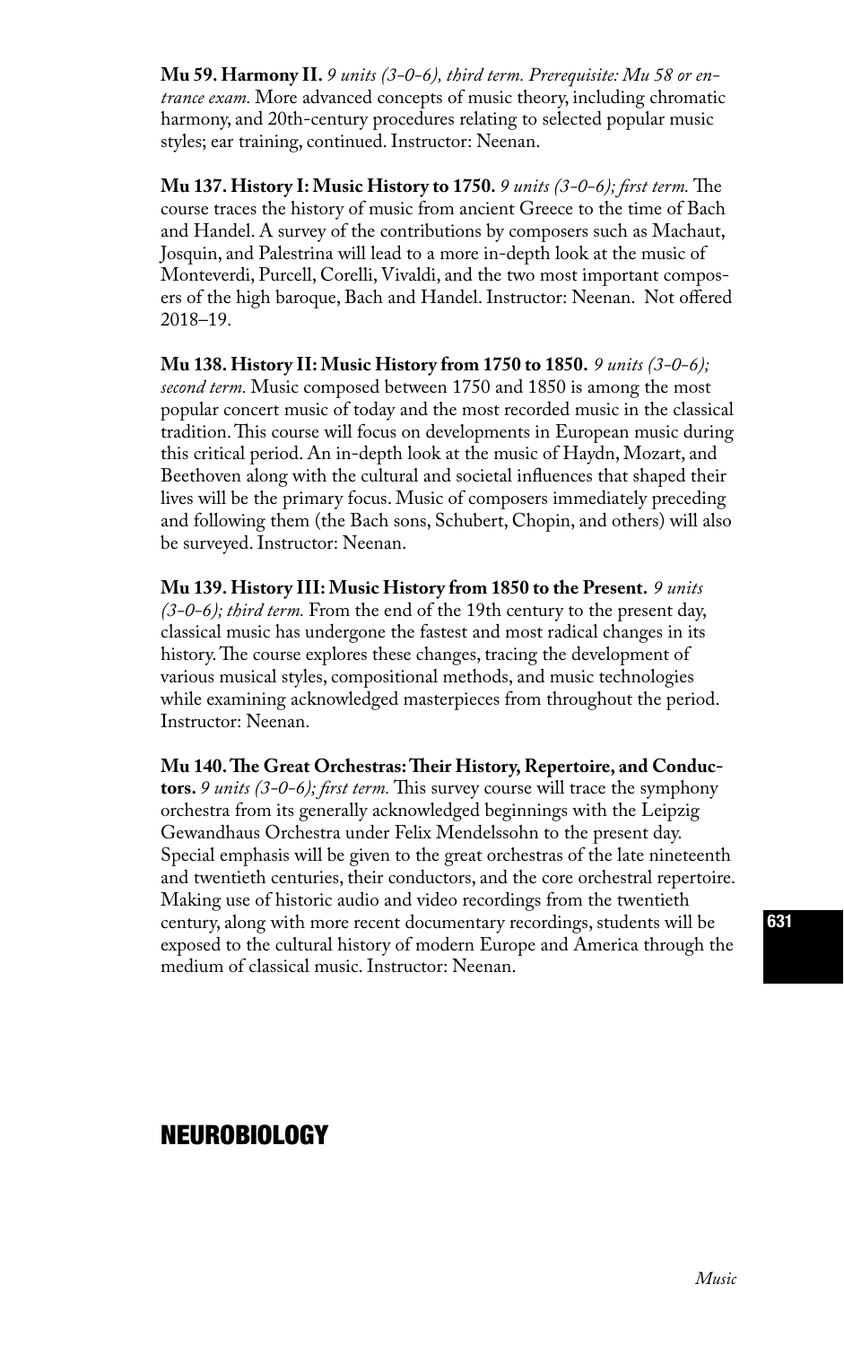**Mu 59. Harmony II.** *9 units (3-0-6), third term. Prerequisite: Mu 58 or entrance exam.* More advanced concepts of music theory, including chromatic harmony, and 20th-century procedures relating to selected popular music styles; ear training, continued. Instructor: Neenan.

**Mu 137. History I: Music History to 1750.** *9 units (3-0-6); first term.* The course traces the history of music from ancient Greece to the time of Bach and Handel. A survey of the contributions by composers such as Machaut, Josquin, and Palestrina will lead to a more in-depth look at the music of Monteverdi, Purcell, Corelli, Vivaldi, and the two most important composers of the high baroque, Bach and Handel. Instructor: Neenan. Not offered 2018–19.

**Mu 138. History II: Music History from 1750 to 1850.** *9 units (3-0-6); second term.* Music composed between 1750 and 1850 is among the most popular concert music of today and the most recorded music in the classical tradition. This course will focus on developments in European music during this critical period. An in-depth look at the music of Haydn, Mozart, and Beethoven along with the cultural and societal influences that shaped their lives will be the primary focus. Music of composers immediately preceding and following them (the Bach sons, Schubert, Chopin, and others) will also be surveyed. Instructor: Neenan.

**Mu 139. History III: Music History from 1850 to the Present.** *9 units (3-0-6); third term.* From the end of the 19th century to the present day, classical music has undergone the fastest and most radical changes in its history. The course explores these changes, tracing the development of various musical styles, compositional methods, and music technologies while examining acknowledged masterpieces from throughout the period. Instructor: Neenan.

**Mu 140. The Great Orchestras: Their History, Repertoire, and Conductors.** *9 units (3-0-6); first term.* This survey course will trace the symphony orchestra from its generally acknowledged beginnings with the Leipzig Gewandhaus Orchestra under Felix Mendelssohn to the present day. Special emphasis will be given to the great orchestras of the late nineteenth and twentieth centuries, their conductors, and the core orchestral repertoire. Making use of historic audio and video recordings from the twentieth century, along with more recent documentary recordings, students will be exposed to the cultural history of modern Europe and America through the medium of classical music. Instructor: Neenan.

# NEUROBIOLOGY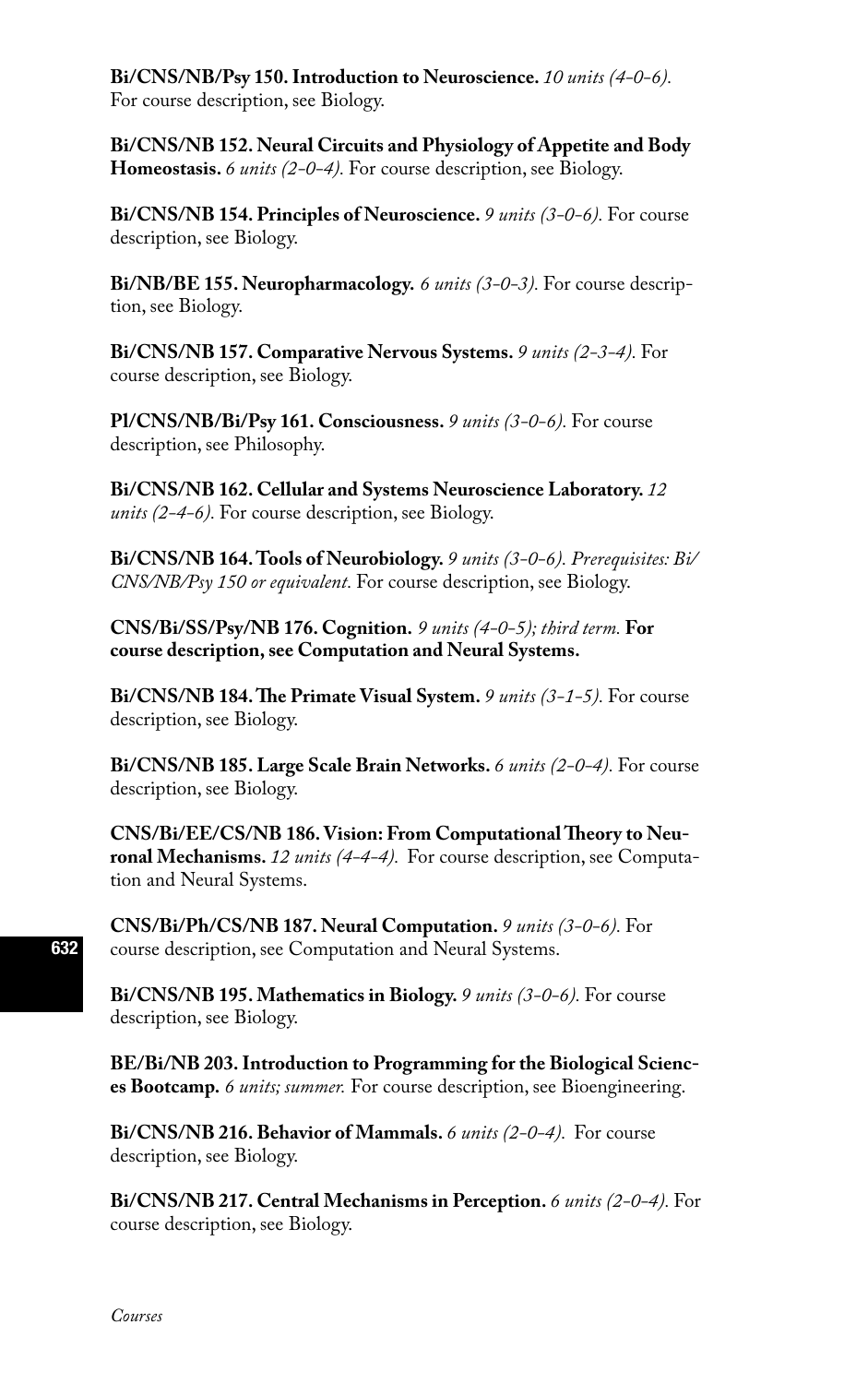**Bi/CNS/NB/Psy 150. Introduction to Neuroscience.** *10 units (4-0-6).* For course description, see Biology.

**Bi/CNS/NB 152. Neural Circuits and Physiology of Appetite and Body Homeostasis.** *6 units (2-0-4).* For course description, see Biology.

**Bi/CNS/NB 154. Principles of Neuroscience.** *9 units (3-0-6).* For course description, see Biology.

**Bi/NB/BE 155. Neuropharmacology.** *6 units (3-0-3).* For course description, see Biology.

**Bi/CNS/NB 157. Comparative Nervous Systems.** *9 units (2-3-4).* For course description, see Biology.

**Pl/CNS/NB/Bi/Psy 161. Consciousness.** *9 units (3-0-6).* For course description, see Philosophy.

**Bi/CNS/NB 162. Cellular and Systems Neuroscience Laboratory.** *12 units (2-4-6).* For course description, see Biology.

**Bi/CNS/NB 164. Tools of Neurobiology.** *9 units (3-0-6). Prerequisites: Bi/CNS/NB/Psy 150 or equivalent.* For course description, see Biology.

**CNS/Bi/SS/Psy/NB 176. Cognition.** *9 units (4-0-5); third term.* **For course description, see Computation and Neural Systems.**

**Bi/CNS/NB 184. The Primate Visual System.** *9 units (3-1-5).* For course description, see Biology.

**Bi/CNS/NB 185. Large Scale Brain Networks.** *6 units (2-0-4).* For course description, see Biology.

**CNS/Bi/EE/CS/NB 186. Vision: From Computational Theory to Neuronal Mechanisms.** *12 units (4-4-4).* For course description, see Computation and Neural Systems.

**CNS/Bi/Ph/CS/NB 187. Neural Computation.** *9 units (3-0-6).* For course description, see Computation and Neural Systems.

**Bi/CNS/NB 195. Mathematics in Biology.** *9 units (3-0-6).* For course description, see Biology.

**BE/Bi/NB 203. Introduction to Programming for the Biological Sciences Bootcamp.** *6 units; summer.* For course description, see Bioengineering.

**Bi/CNS/NB 216. Behavior of Mammals.** *6 units (2-0-4).* For course description, see Biology.

**Bi/CNS/NB 217. Central Mechanisms in Perception.** *6 units (2-0-4).* For course description, see Biology.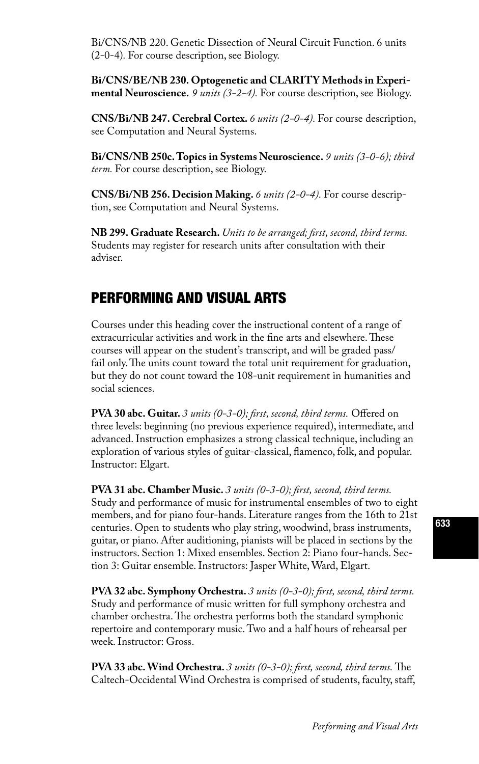Bi/CNS/NB 220. Genetic Dissection of Neural Circuit Function. 6 units (2-0-4). For course description, see Biology.

**Bi/CNS/BE/NB 230. Optogenetic and CLARITY Methods in Experimental Neuroscience.** *9 units (3-2-4).* For course description, see Biology.

**CNS/Bi/NB 247. Cerebral Cortex.** *6 units (2-0-4).* For course description, see Computation and Neural Systems.

**Bi/CNS/NB 250c. Topics in Systems Neuroscience.** *9 units (3-0-6); third term.* For course description, see Biology.

**CNS/Bi/NB 256. Decision Making.** *6 units (2-0-4).* For course description, see Computation and Neural Systems.

**NB 299. Graduate Research.** *Units to be arranged; first, second, third terms.* Students may register for research units after consultation with their adviser.

## PERFORMING AND VISUAL ARTS

Courses under this heading cover the instructional content of a range of extracurricular activities and work in the fine arts and elsewhere. These courses will appear on the student's transcript, and will be graded pass/fail only. The units count toward the total unit requirement for graduation, but they do not count toward the 108-unit requirement in humanities and social sciences.

**PVA 30 abc. Guitar.** *3 units (0-3-0); first, second, third terms.* Offered on three levels: beginning (no previous experience required), intermediate, and advanced. Instruction emphasizes a strong classical technique, including an exploration of various styles of guitar-classical, flamenco, folk, and popular. Instructor: Elgart.

**PVA 31 abc. Chamber Music.** *3 units (0-3-0); first, second, third terms.* Study and performance of music for instrumental ensembles of two to eight members, and for piano four-hands. Literature ranges from the 16th to 21st centuries. Open to students who play string, woodwind, brass instruments, guitar, or piano. After auditioning, pianists will be placed in sections by the instructors. Section 1: Mixed ensembles. Section 2: Piano four-hands. Section 3: Guitar ensemble. Instructors: Jasper White, Ward, Elgart.

**PVA 32 abc. Symphony Orchestra.** *3 units (0-3-0); first, second, third terms.* Study and performance of music written for full symphony orchestra and chamber orchestra. The orchestra performs both the standard symphonic repertoire and contemporary music. Two and a half hours of rehearsal per week. Instructor: Gross.

**PVA 33 abc. Wind Orchestra.** *3 units (0-3-0); first, second, third terms.* The Caltech-Occidental Wind Orchestra is comprised of students, faculty, staff,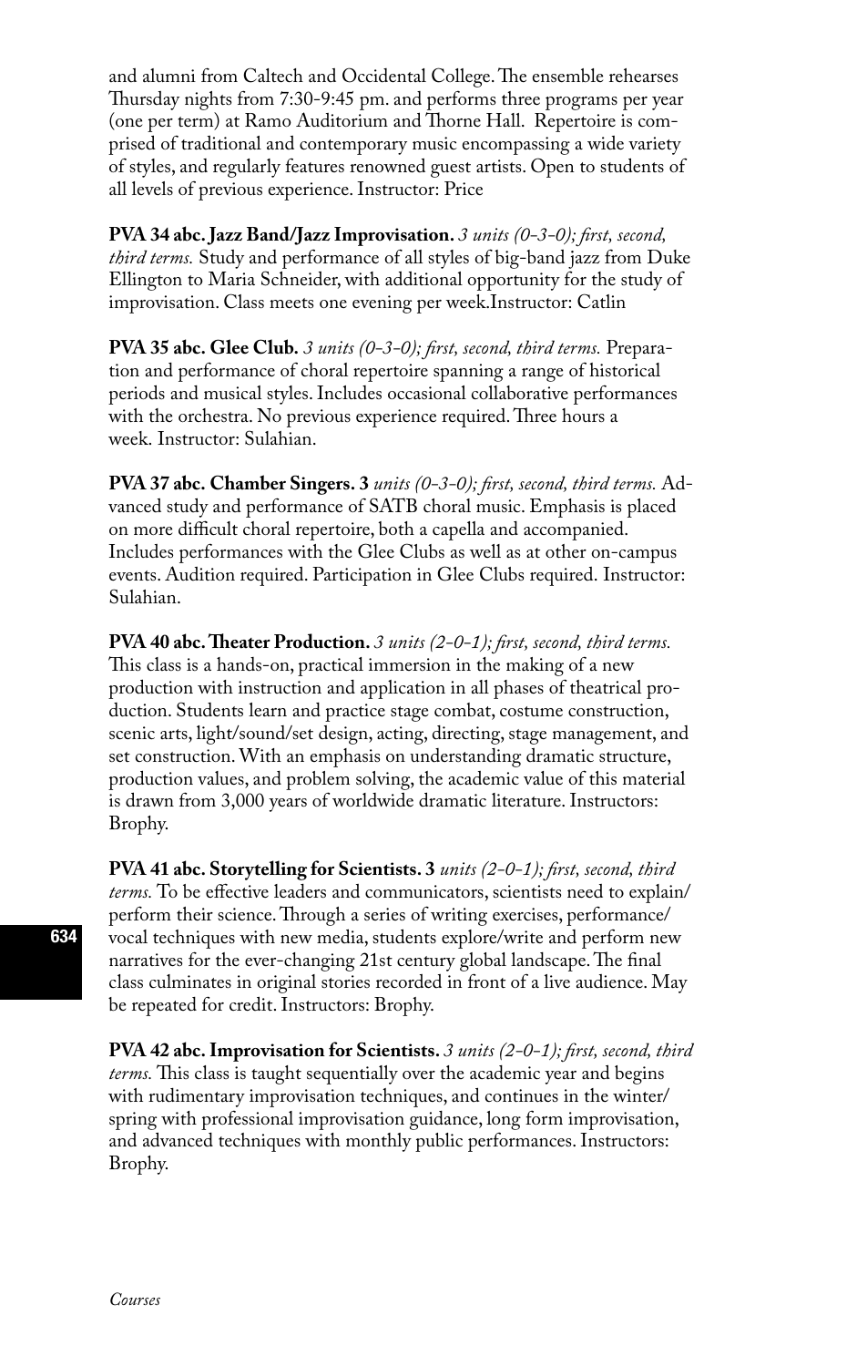and alumni from Caltech and Occidental College. The ensemble rehearses Thursday nights from 7:30-9:45 pm. and performs three programs per year (one per term) at Ramo Auditorium and Thorne Hall. Repertoire is comprised of traditional and contemporary music encompassing a wide variety of styles, and regularly features renowned guest artists. Open to students of all levels of previous experience. Instructor: Price

**PVA 34 abc. Jazz Band/Jazz Improvisation.** *3 units (0-3-0); first, second, third terms.* Study and performance of all styles of big-band jazz from Duke Ellington to Maria Schneider, with additional opportunity for the study of improvisation. Class meets one evening per week.Instructor: Catlin

**PVA 35 abc. Glee Club.** *3 units (0-3-0); first, second, third terms.* Preparation and performance of choral repertoire spanning a range of historical periods and musical styles. Includes occasional collaborative performances with the orchestra. No previous experience required. Three hours a week. Instructor: Sulahian.

**PVA 37 abc. Chamber Singers. 3** *units (0-3-0); first, second, third terms.* Advanced study and performance of SATB choral music. Emphasis is placed on more difficult choral repertoire, both a capella and accompanied. Includes performances with the Glee Clubs as well as at other on-campus events. Audition required. Participation in Glee Clubs required. Instructor: Sulahian.

**PVA 40 abc. Theater Production.** *3 units (2-0-1); first, second, third terms.* This class is a hands-on, practical immersion in the making of a new production with instruction and application in all phases of theatrical production. Students learn and practice stage combat, costume construction, scenic arts, light/sound/set design, acting, directing, stage management, and set construction. With an emphasis on understanding dramatic structure, production values, and problem solving, the academic value of this material is drawn from 3,000 years of worldwide dramatic literature. Instructors: Brophy.

**PVA 41 abc. Storytelling for Scientists. 3** *units (2-0-1); first, second, third terms.* To be effective leaders and communicators, scientists need to explain/perform their science. Through a series of writing exercises, performance/vocal techniques with new media, students explore/write and perform new narratives for the ever-changing 21st century global landscape. The final class culminates in original stories recorded in front of a live audience. May be repeated for credit. Instructors: Brophy.

**PVA 42 abc. Improvisation for Scientists.** *3 units (2-0-1); first, second, third terms.* This class is taught sequentially over the academic year and begins with rudimentary improvisation techniques, and continues in the winter/spring with professional improvisation guidance, long form improvisation, and advanced techniques with monthly public performances. Instructors: Brophy.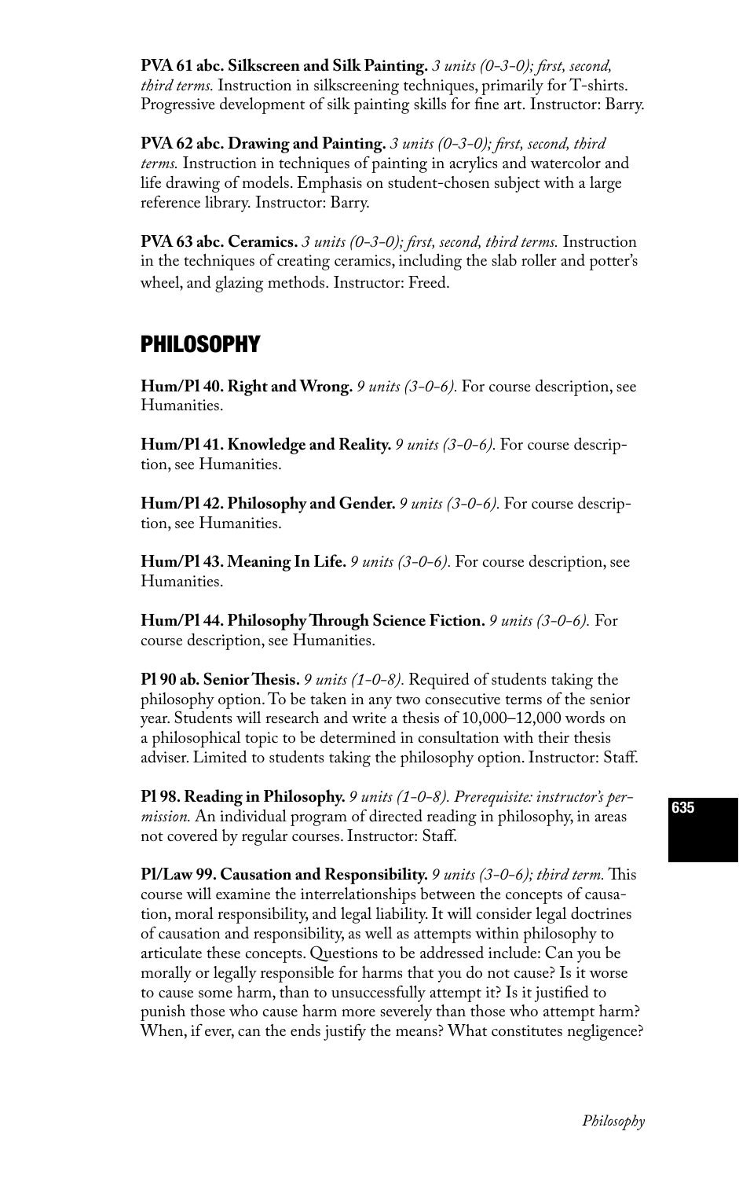**PVA 61 abc. Silkscreen and Silk Painting.** *3 units (0-3-0); first, second, third terms.* Instruction in silkscreening techniques, primarily for T-shirts. Progressive development of silk painting skills for fine art. Instructor: Barry.

**PVA 62 abc. Drawing and Painting.** *3 units (0-3-0); first, second, third terms.* Instruction in techniques of painting in acrylics and watercolor and life drawing of models. Emphasis on student-chosen subject with a large reference library. Instructor: Barry.

**PVA 63 abc. Ceramics.** *3 units (0-3-0); first, second, third terms.* Instruction in the techniques of creating ceramics, including the slab roller and potter's wheel, and glazing methods. Instructor: Freed.

## PHILOSOPHY

**Hum/Pl 40. Right and Wrong.** *9 units (3-0-6).* For course description, see Humanities.

**Hum/Pl 41. Knowledge and Reality.** *9 units (3-0-6).* For course description, see Humanities.

**Hum/Pl 42. Philosophy and Gender.** *9 units (3-0-6).* For course description, see Humanities.

**Hum/Pl 43. Meaning In Life.** *9 units (3-0-6).* For course description, see Humanities.

**Hum/Pl 44. Philosophy Through Science Fiction.** *9 units (3-0-6).* For course description, see Humanities.

**Pl 90 ab. Senior Thesis.** *9 units (1-0-8).* Required of students taking the philosophy option. To be taken in any two consecutive terms of the senior year. Students will research and write a thesis of 10,000–12,000 words on a philosophical topic to be determined in consultation with their thesis adviser. Limited to students taking the philosophy option. Instructor: Staff.

**Pl 98. Reading in Philosophy.** *9 units (1-0-8). Prerequisite: instructor's permission.* An individual program of directed reading in philosophy, in areas not covered by regular courses. Instructor: Staff.

**Pl/Law 99. Causation and Responsibility.** *9 units (3-0-6); third term.* This course will examine the interrelationships between the concepts of causation, moral responsibility, and legal liability. It will consider legal doctrines of causation and responsibility, as well as attempts within philosophy to articulate these concepts. Questions to be addressed include: Can you be morally or legally responsible for harms that you do not cause? Is it worse to cause some harm, than to unsuccessfully attempt it? Is it justified to punish those who cause harm more severely than those who attempt harm? When, if ever, can the ends justify the means? What constitutes negligence?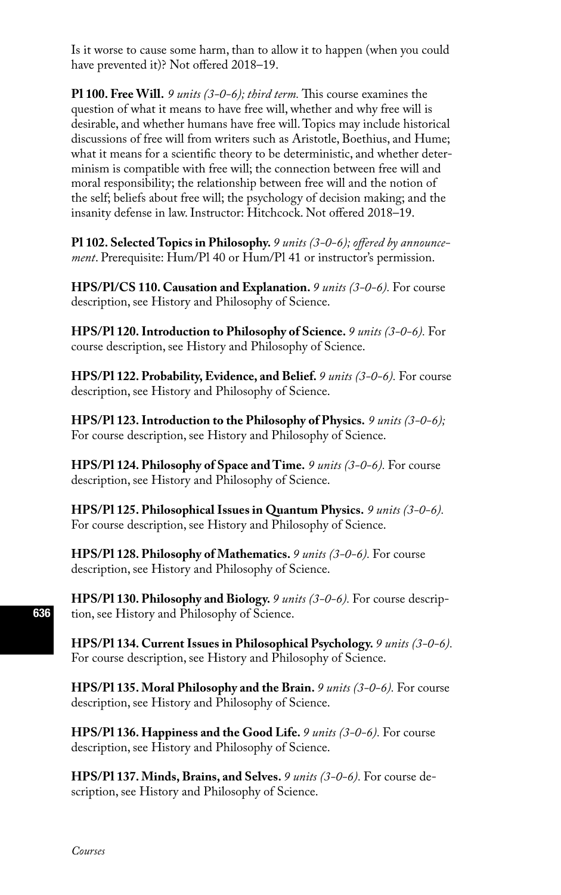Is it worse to cause some harm, than to allow it to happen (when you could have prevented it)? Not offered 2018–19.

**Pl 100. Free Will.** *9 units (3-0-6); third term.* This course examines the question of what it means to have free will, whether and why free will is desirable, and whether humans have free will. Topics may include historical discussions of free will from writers such as Aristotle, Boethius, and Hume; what it means for a scientific theory to be deterministic, and whether determinism is compatible with free will; the connection between free will and moral responsibility; the relationship between free will and the notion of the self; beliefs about free will; the psychology of decision making; and the insanity defense in law. Instructor: Hitchcock. Not offered 2018–19.

**Pl 102. Selected Topics in Philosophy.** *9 units (3-0-6); offered by announcement*. Prerequisite: Hum/Pl 40 or Hum/Pl 41 or instructor's permission.

**HPS/Pl/CS 110. Causation and Explanation.** *9 units (3-0-6).* For course description, see History and Philosophy of Science.

**HPS/Pl 120. Introduction to Philosophy of Science.** *9 units (3-0-6).* For course description, see History and Philosophy of Science.

**HPS/Pl 122. Probability, Evidence, and Belief.** *9 units (3-0-6).* For course description, see History and Philosophy of Science.

**HPS/Pl 123. Introduction to the Philosophy of Physics.** *9 units (3-0-6);* For course description, see History and Philosophy of Science.

**HPS/Pl 124. Philosophy of Space and Time.** *9 units (3-0-6).* For course description, see History and Philosophy of Science.

**HPS/Pl 125. Philosophical Issues in Quantum Physics.** *9 units (3-0-6).* For course description, see History and Philosophy of Science.

**HPS/Pl 128. Philosophy of Mathematics.** *9 units (3-0-6).* For course description, see History and Philosophy of Science.

**HPS/Pl 130. Philosophy and Biology.** *9 units (3-0-6).* For course description, see History and Philosophy of Science.

**HPS/Pl 134. Current Issues in Philosophical Psychology.** *9 units (3-0-6).* For course description, see History and Philosophy of Science.

**HPS/Pl 135. Moral Philosophy and the Brain.** *9 units (3-0-6).* For course description, see History and Philosophy of Science.

**HPS/Pl 136. Happiness and the Good Life.** *9 units (3-0-6).* For course description, see History and Philosophy of Science.

**HPS/Pl 137. Minds, Brains, and Selves.** *9 units (3-0-6).* For course description, see History and Philosophy of Science.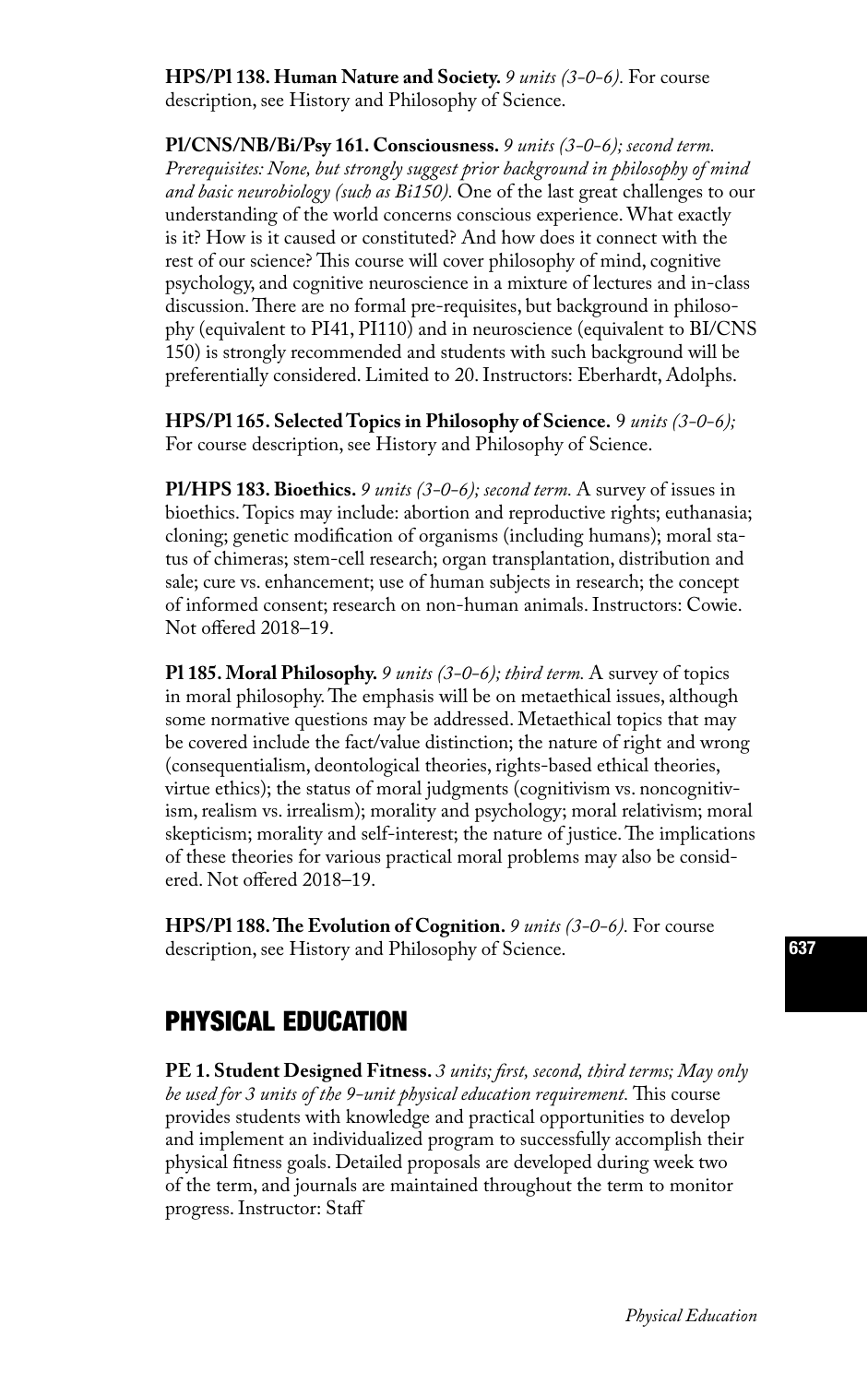**HPS/Pl 138. Human Nature and Society.** *9 units (3-0-6).* For course description, see History and Philosophy of Science.

**Pl/CNS/NB/Bi/Psy 161. Consciousness.** *9 units (3-0-6); second term. Prerequisites: None, but strongly suggest prior background in philosophy of mind and basic neurobiology (such as Bi150).* One of the last great challenges to our understanding of the world concerns conscious experience. What exactly is it? How is it caused or constituted? And how does it connect with the rest of our science? This course will cover philosophy of mind, cognitive psychology, and cognitive neuroscience in a mixture of lectures and in-class discussion. There are no formal pre-requisites, but background in philosophy (equivalent to PI41, PI110) and in neuroscience (equivalent to BI/CNS 150) is strongly recommended and students with such background will be preferentially considered. Limited to 20. Instructors: Eberhardt, Adolphs.

**HPS/Pl 165. Selected Topics in Philosophy of Science.** *9 units (3-0-6);* For course description, see History and Philosophy of Science.

**Pl/HPS 183. Bioethics.** *9 units (3-0-6); second term.* A survey of issues in bioethics. Topics may include: abortion and reproductive rights; euthanasia; cloning; genetic modification of organisms (including humans); moral status of chimeras; stem-cell research; organ transplantation, distribution and sale; cure vs. enhancement; use of human subjects in research; the concept of informed consent; research on non-human animals. Instructors: Cowie. Not offered 2018–19.

**Pl 185. Moral Philosophy.** *9 units (3-0-6); third term.* A survey of topics in moral philosophy. The emphasis will be on metaethical issues, although some normative questions may be addressed. Metaethical topics that may be covered include the fact/value distinction; the nature of right and wrong (consequentialism, deontological theories, rights-based ethical theories, virtue ethics); the status of moral judgments (cognitivism vs. noncognitivism, realism vs. irrealism); morality and psychology; moral relativism; moral skepticism; morality and self-interest; the nature of justice. The implications of these theories for various practical moral problems may also be considered. Not offered 2018–19.

**HPS/Pl 188. The Evolution of Cognition.** *9 units (3-0-6).* For course description, see History and Philosophy of Science.

## PHYSICAL EDUCATION

**PE 1. Student Designed Fitness.** *3 units; first, second, third terms; May only be used for 3 units of the 9-unit physical education requirement.* This course provides students with knowledge and practical opportunities to develop and implement an individualized program to successfully accomplish their physical fitness goals. Detailed proposals are developed during week two of the term, and journals are maintained throughout the term to monitor progress. Instructor: Staff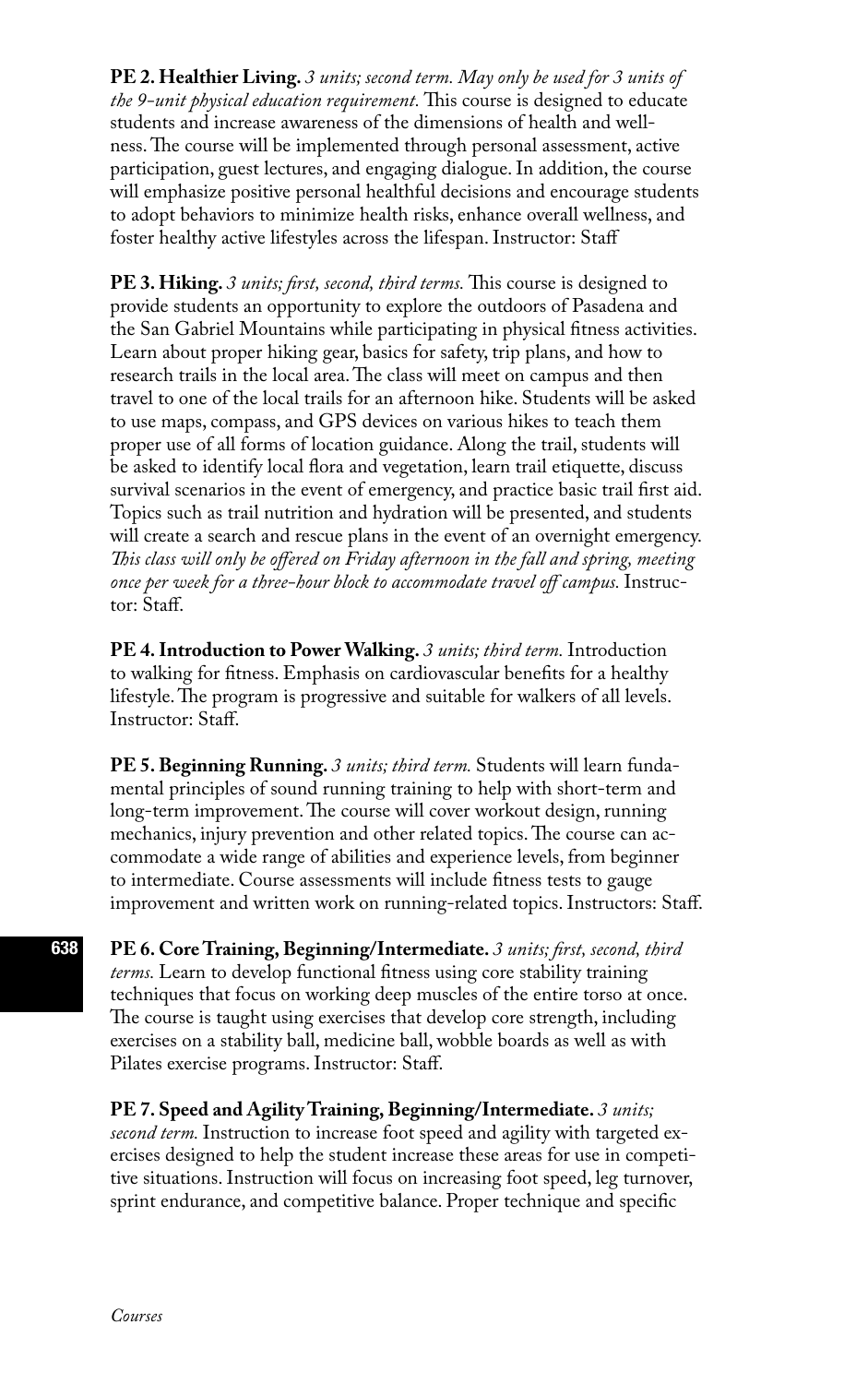**PE 2. Healthier Living.** *3 units; second term. May only be used for 3 units of the 9-unit physical education requirement.* This course is designed to educate students and increase awareness of the dimensions of health and wellness. The course will be implemented through personal assessment, active participation, guest lectures, and engaging dialogue. In addition, the course will emphasize positive personal healthful decisions and encourage students to adopt behaviors to minimize health risks, enhance overall wellness, and foster healthy active lifestyles across the lifespan. Instructor: Staff

**PE 3. Hiking.** *3 units; first, second, third terms.* This course is designed to provide students an opportunity to explore the outdoors of Pasadena and the San Gabriel Mountains while participating in physical fitness activities. Learn about proper hiking gear, basics for safety, trip plans, and how to research trails in the local area. The class will meet on campus and then travel to one of the local trails for an afternoon hike. Students will be asked to use maps, compass, and GPS devices on various hikes to teach them proper use of all forms of location guidance. Along the trail, students will be asked to identify local flora and vegetation, learn trail etiquette, discuss survival scenarios in the event of emergency, and practice basic trail first aid. Topics such as trail nutrition and hydration will be presented, and students will create a search and rescue plans in the event of an overnight emergency. *This class will only be offered on Friday afternoon in the fall and spring, meeting once per week for a three-hour block to accommodate travel off campus.* Instructor: Staff.

**PE 4. Introduction to Power Walking.** *3 units; third term.* Introduction to walking for fitness. Emphasis on cardiovascular benefits for a healthy lifestyle. The program is progressive and suitable for walkers of all levels. Instructor: Staff.

**PE 5. Beginning Running.** *3 units; third term.* Students will learn fundamental principles of sound running training to help with short-term and long-term improvement. The course will cover workout design, running mechanics, injury prevention and other related topics. The course can accommodate a wide range of abilities and experience levels, from beginner to intermediate. Course assessments will include fitness tests to gauge improvement and written work on running-related topics. Instructors: Staff.

**PE 6. Core Training, Beginning/Intermediate.** *3 units; first, second, third terms.* Learn to develop functional fitness using core stability training techniques that focus on working deep muscles of the entire torso at once. The course is taught using exercises that develop core strength, including exercises on a stability ball, medicine ball, wobble boards as well as with Pilates exercise programs. Instructor: Staff.

**PE 7. Speed and Agility Training, Beginning/Intermediate.** *3 units; second term.* Instruction to increase foot speed and agility with targeted exercises designed to help the student increase these areas for use in competitive situations. Instruction will focus on increasing foot speed, leg turnover, sprint endurance, and competitive balance. Proper technique and specific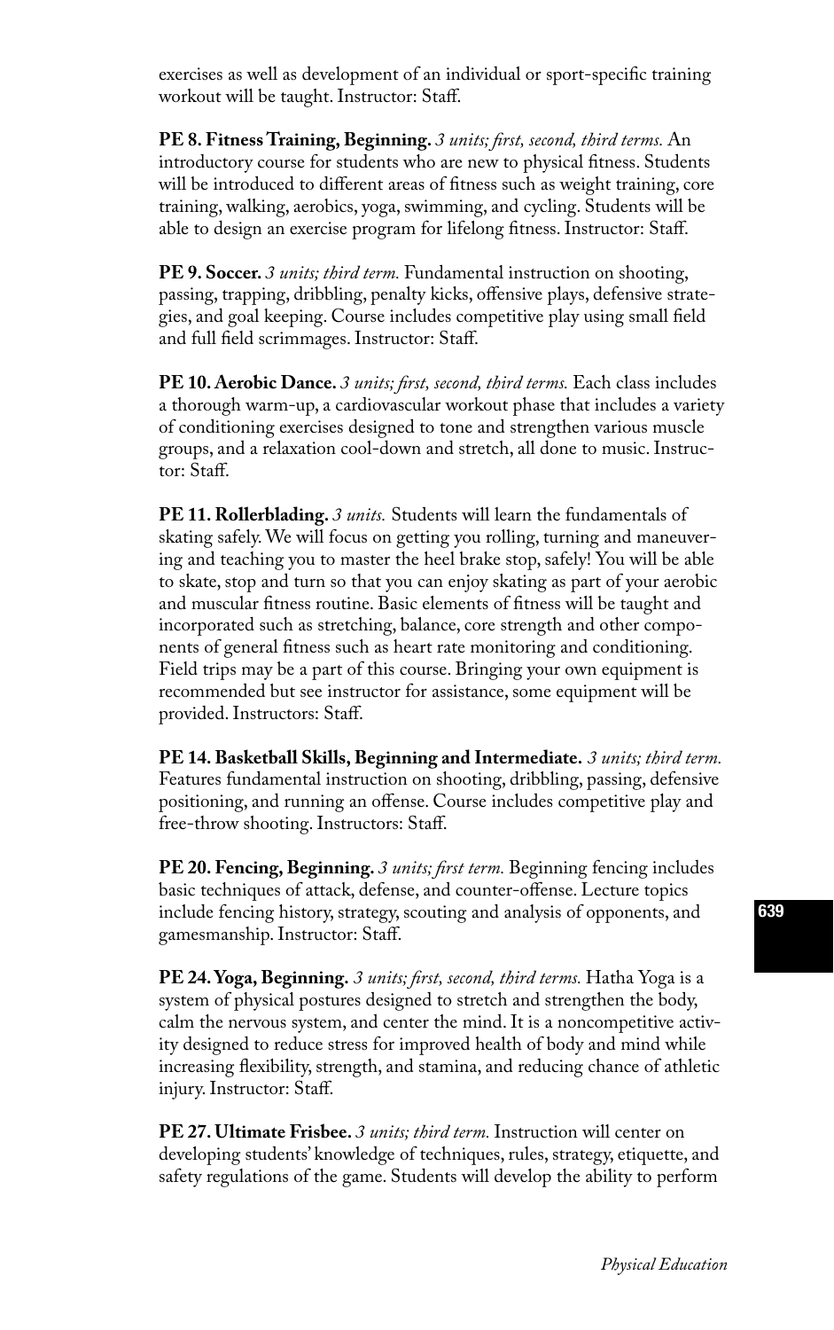exercises as well as development of an individual or sport-specific training workout will be taught. Instructor: Staff.

**PE 8. Fitness Training, Beginning.** *3 units; first, second, third terms.* An introductory course for students who are new to physical fitness. Students will be introduced to different areas of fitness such as weight training, core training, walking, aerobics, yoga, swimming, and cycling. Students will be able to design an exercise program for lifelong fitness. Instructor: Staff.

**PE 9. Soccer.** *3 units; third term.* Fundamental instruction on shooting, passing, trapping, dribbling, penalty kicks, offensive plays, defensive strategies, and goal keeping. Course includes competitive play using small field and full field scrimmages. Instructor: Staff.

**PE 10. Aerobic Dance.** *3 units; first, second, third terms.* Each class includes a thorough warm-up, a cardiovascular workout phase that includes a variety of conditioning exercises designed to tone and strengthen various muscle groups, and a relaxation cool-down and stretch, all done to music. Instructor: Staff.

**PE 11. Rollerblading.** *3 units.* Students will learn the fundamentals of skating safely. We will focus on getting you rolling, turning and maneuvering and teaching you to master the heel brake stop, safely! You will be able to skate, stop and turn so that you can enjoy skating as part of your aerobic and muscular fitness routine. Basic elements of fitness will be taught and incorporated such as stretching, balance, core strength and other components of general fitness such as heart rate monitoring and conditioning. Field trips may be a part of this course. Bringing your own equipment is recommended but see instructor for assistance, some equipment will be provided. Instructors: Staff.

**PE 14. Basketball Skills, Beginning and Intermediate.** *3 units; third term.* Features fundamental instruction on shooting, dribbling, passing, defensive positioning, and running an offense. Course includes competitive play and free-throw shooting. Instructors: Staff.

**PE 20. Fencing, Beginning.** *3 units; first term.* Beginning fencing includes basic techniques of attack, defense, and counter-offense. Lecture topics include fencing history, strategy, scouting and analysis of opponents, and gamesmanship. Instructor: Staff.

**PE 24. Yoga, Beginning.** *3 units; first, second, third terms.* Hatha Yoga is a system of physical postures designed to stretch and strengthen the body, calm the nervous system, and center the mind. It is a noncompetitive activity designed to reduce stress for improved health of body and mind while increasing flexibility, strength, and stamina, and reducing chance of athletic injury. Instructor: Staff.

**PE 27. Ultimate Frisbee.** *3 units; third term.* Instruction will center on developing students' knowledge of techniques, rules, strategy, etiquette, and safety regulations of the game. Students will develop the ability to perform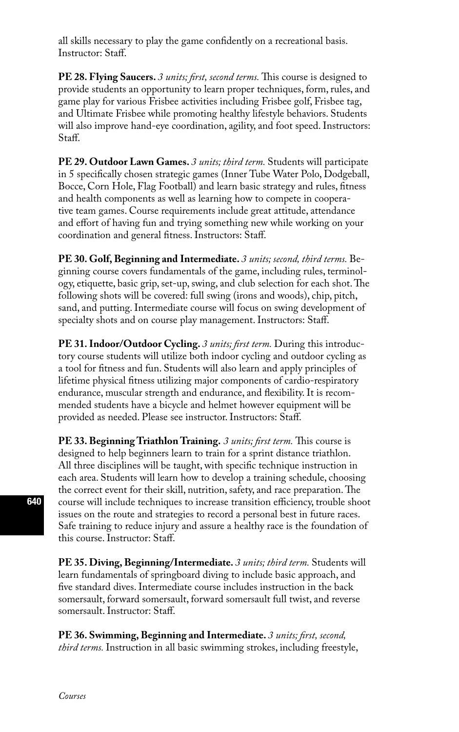all skills necessary to play the game confidently on a recreational basis. Instructor: Staff.

**PE 28. Flying Saucers.** *3 units; first, second terms.* This course is designed to provide students an opportunity to learn proper techniques, form, rules, and game play for various Frisbee activities including Frisbee golf, Frisbee tag, and Ultimate Frisbee while promoting healthy lifestyle behaviors. Students will also improve hand-eye coordination, agility, and foot speed. Instructors: Staff.

**PE 29. Outdoor Lawn Games.** *3 units; third term.* Students will participate in 5 specifically chosen strategic games (Inner Tube Water Polo, Dodgeball, Bocce, Corn Hole, Flag Football) and learn basic strategy and rules, fitness and health components as well as learning how to compete in cooperative team games. Course requirements include great attitude, attendance and effort of having fun and trying something new while working on your coordination and general fitness. Instructors: Staff.

**PE 30. Golf, Beginning and Intermediate.** *3 units; second, third terms.* Beginning course covers fundamentals of the game, including rules, terminology, etiquette, basic grip, set-up, swing, and club selection for each shot. The following shots will be covered: full swing (irons and woods), chip, pitch, sand, and putting. Intermediate course will focus on swing development of specialty shots and on course play management. Instructors: Staff.

**PE 31. Indoor/Outdoor Cycling.** *3 units; first term.* During this introductory course students will utilize both indoor cycling and outdoor cycling as a tool for fitness and fun. Students will also learn and apply principles of lifetime physical fitness utilizing major components of cardio-respiratory endurance, muscular strength and endurance, and flexibility. It is recommended students have a bicycle and helmet however equipment will be provided as needed. Please see instructor. Instructors: Staff.

**PE 33. Beginning Triathlon Training.** *3 units; first term.* This course is designed to help beginners learn to train for a sprint distance triathlon. All three disciplines will be taught, with specific technique instruction in each area. Students will learn how to develop a training schedule, choosing the correct event for their skill, nutrition, safety, and race preparation. The course will include techniques to increase transition efficiency, trouble shoot issues on the route and strategies to record a personal best in future races. Safe training to reduce injury and assure a healthy race is the foundation of this course. Instructor: Staff.

**PE 35. Diving, Beginning/Intermediate.** *3 units; third term.* Students will learn fundamentals of springboard diving to include basic approach, and five standard dives. Intermediate course includes instruction in the back somersault, forward somersault, forward somersault full twist, and reverse somersault. Instructor: Staff.

**PE 36. Swimming, Beginning and Intermediate.** *3 units; first, second, third terms.* Instruction in all basic swimming strokes, including freestyle,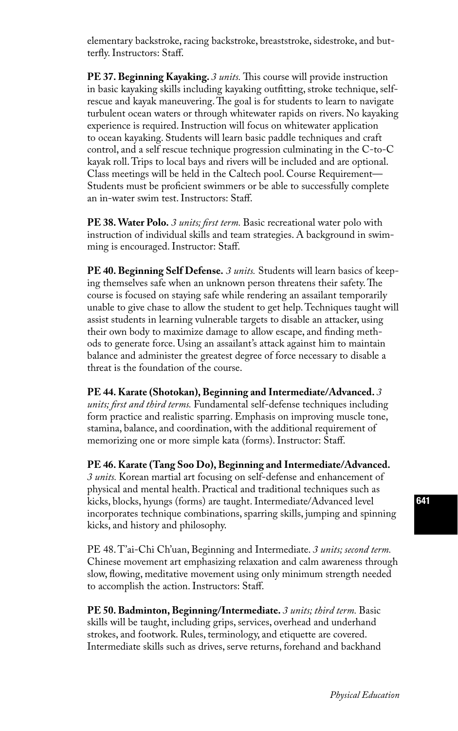elementary backstroke, racing backstroke, breaststroke, sidestroke, and butterfly. Instructors: Staff.

**PE 37. Beginning Kayaking.** *3 units.* This course will provide instruction in basic kayaking skills including kayaking outfitting, stroke technique, self-rescue and kayak maneuvering. The goal is for students to learn to navigate turbulent ocean waters or through whitewater rapids on rivers. No kayaking experience is required. Instruction will focus on whitewater application to ocean kayaking. Students will learn basic paddle techniques and craft control, and a self rescue technique progression culminating in the C-to-C kayak roll. Trips to local bays and rivers will be included and are optional. Class meetings will be held in the Caltech pool. Course Requirement—Students must be proficient swimmers or be able to successfully complete an in-water swim test. Instructors: Staff.

**PE 38. Water Polo.** *3 units; first term.* Basic recreational water polo with instruction of individual skills and team strategies. A background in swimming is encouraged. Instructor: Staff.

**PE 40. Beginning Self Defense.** *3 units.* Students will learn basics of keeping themselves safe when an unknown person threatens their safety. The course is focused on staying safe while rendering an assailant temporarily unable to give chase to allow the student to get help. Techniques taught will assist students in learning vulnerable targets to disable an attacker, using their own body to maximize damage to allow escape, and finding methods to generate force. Using an assailant's attack against him to maintain balance and administer the greatest degree of force necessary to disable a threat is the foundation of the course.

**PE 44. Karate (Shotokan), Beginning and Intermediate/Advanced.** *3 units; first and third terms.* Fundamental self-defense techniques including form practice and realistic sparring. Emphasis on improving muscle tone, stamina, balance, and coordination, with the additional requirement of memorizing one or more simple kata (forms). Instructor: Staff.

**PE 46. Karate (Tang Soo Do), Beginning and Intermediate/Advanced.** *3 units.* Korean martial art focusing on self-defense and enhancement of physical and mental health. Practical and traditional techniques such as kicks, blocks, hyungs (forms) are taught. Intermediate/Advanced level incorporates technique combinations, sparring skills, jumping and spinning kicks, and history and philosophy.

PE 48. T'ai-Chi Ch'uan, Beginning and Intermediate. *3 units; second term.* Chinese movement art emphasizing relaxation and calm awareness through slow, flowing, meditative movement using only minimum strength needed to accomplish the action. Instructors: Staff.

**PE 50. Badminton, Beginning/Intermediate.** *3 units; third term.* Basic skills will be taught, including grips, services, overhead and underhand strokes, and footwork. Rules, terminology, and etiquette are covered. Intermediate skills such as drives, serve returns, forehand and backhand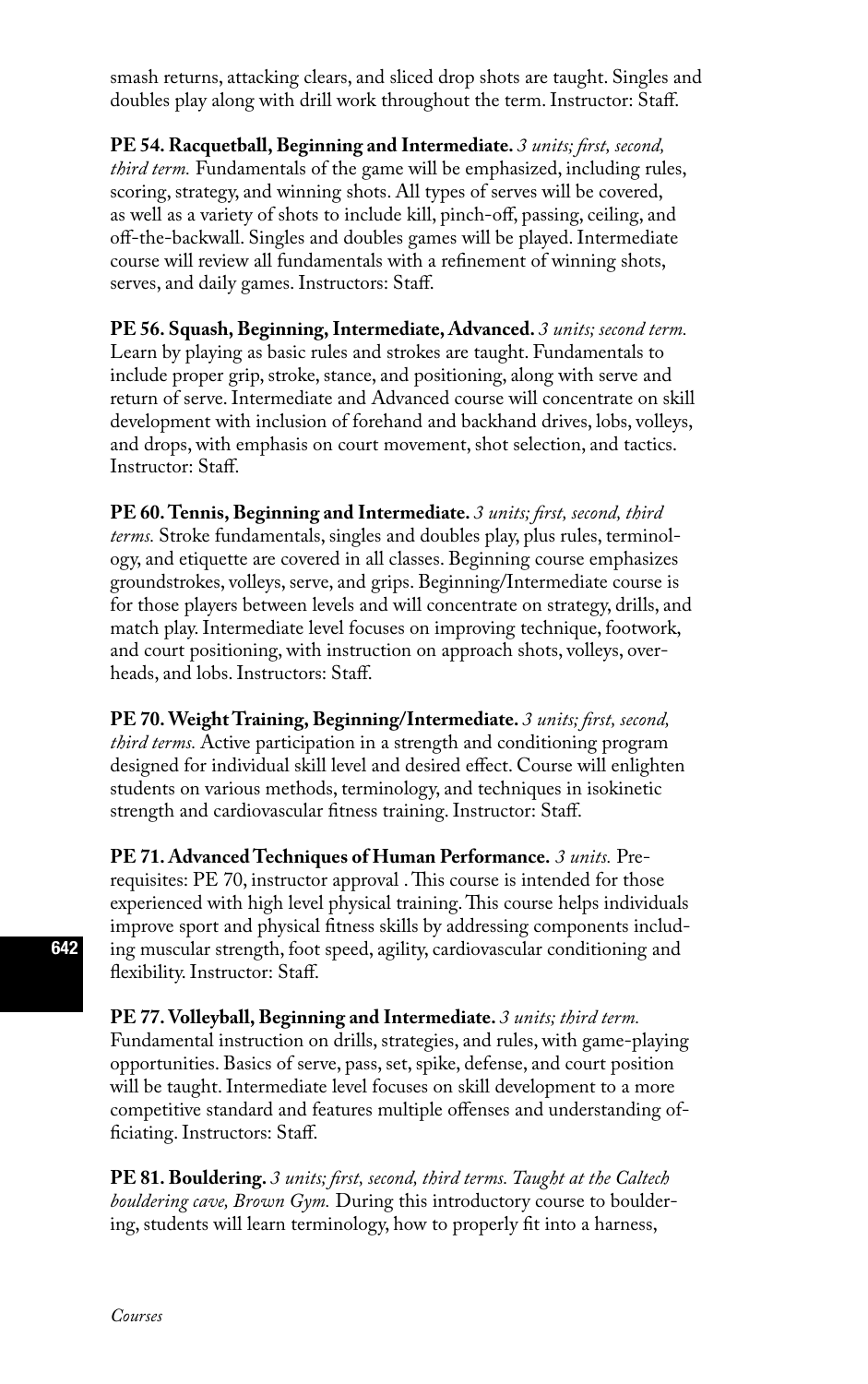smash returns, attacking clears, and sliced drop shots are taught. Singles and doubles play along with drill work throughout the term. Instructor: Staff.

**PE 54. Racquetball, Beginning and Intermediate.** *3 units; first, second, third term.* Fundamentals of the game will be emphasized, including rules, scoring, strategy, and winning shots. All types of serves will be covered, as well as a variety of shots to include kill, pinch-off, passing, ceiling, and off-the-backwall. Singles and doubles games will be played. Intermediate course will review all fundamentals with a refinement of winning shots, serves, and daily games. Instructors: Staff.

**PE 56. Squash, Beginning, Intermediate, Advanced.** *3 units; second term.* Learn by playing as basic rules and strokes are taught. Fundamentals to include proper grip, stroke, stance, and positioning, along with serve and return of serve. Intermediate and Advanced course will concentrate on skill development with inclusion of forehand and backhand drives, lobs, volleys, and drops, with emphasis on court movement, shot selection, and tactics. Instructor: Staff.

**PE 60. Tennis, Beginning and Intermediate.** *3 units; first, second, third terms.* Stroke fundamentals, singles and doubles play, plus rules, terminology, and etiquette are covered in all classes. Beginning course emphasizes groundstrokes, volleys, serve, and grips. Beginning/Intermediate course is for those players between levels and will concentrate on strategy, drills, and match play. Intermediate level focuses on improving technique, footwork, and court positioning, with instruction on approach shots, volleys, overheads, and lobs. Instructors: Staff.

**PE 70. Weight Training, Beginning/Intermediate.** *3 units; first, second, third terms.* Active participation in a strength and conditioning program designed for individual skill level and desired effect. Course will enlighten students on various methods, terminology, and techniques in isokinetic strength and cardiovascular fitness training. Instructor: Staff.

**PE 71. Advanced Techniques of Human Performance.** *3 units.* Prerequisites: PE 70, instructor approval . This course is intended for those experienced with high level physical training. This course helps individuals improve sport and physical fitness skills by addressing components including muscular strength, foot speed, agility, cardiovascular conditioning and flexibility. Instructor: Staff.

**PE 77. Volleyball, Beginning and Intermediate.** *3 units; third term.* Fundamental instruction on drills, strategies, and rules, with game-playing opportunities. Basics of serve, pass, set, spike, defense, and court position will be taught. Intermediate level focuses on skill development to a more competitive standard and features multiple offenses and understanding officiating. Instructors: Staff.

**PE 81. Bouldering.** *3 units; first, second, third terms. Taught at the Caltech bouldering cave, Brown Gym.* During this introductory course to bouldering, students will learn terminology, how to properly fit into a harness,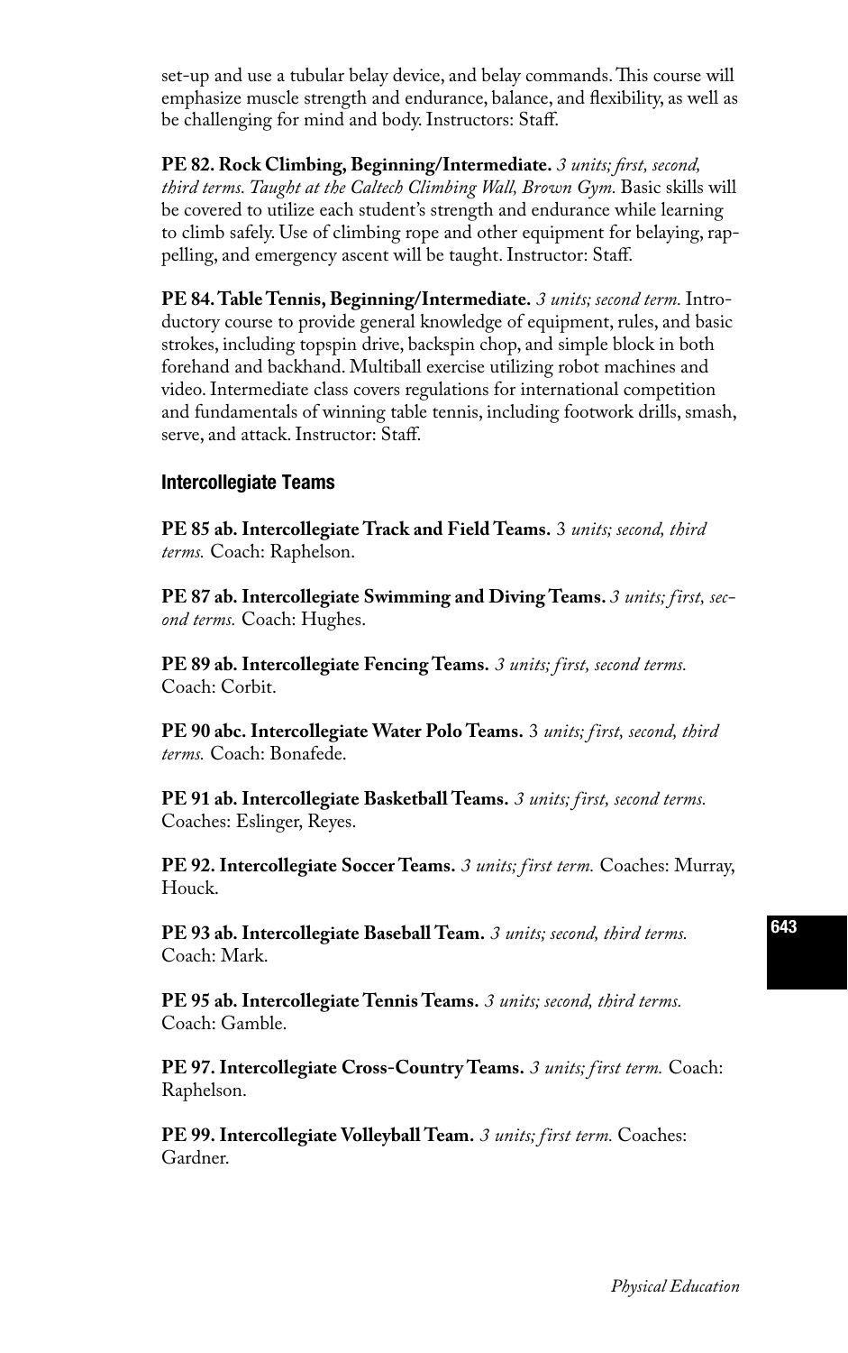set-up and use a tubular belay device, and belay commands. This course will emphasize muscle strength and endurance, balance, and flexibility, as well as be challenging for mind and body. Instructors: Staff.

**PE 82. Rock Climbing, Beginning/Intermediate.** *3 units; first, second, third terms. Taught at the Caltech Climbing Wall, Brown Gym.* Basic skills will be covered to utilize each student's strength and endurance while learning to climb safely. Use of climbing rope and other equipment for belaying, rappelling, and emergency ascent will be taught. Instructor: Staff.

**PE 84. Table Tennis, Beginning/Intermediate.** *3 units; second term.* Introductory course to provide general knowledge of equipment, rules, and basic strokes, including topspin drive, backspin chop, and simple block in both forehand and backhand. Multiball exercise utilizing robot machines and video. Intermediate class covers regulations for international competition and fundamentals of winning table tennis, including footwork drills, smash, serve, and attack. Instructor: Staff.

### Intercollegiate Teams

**PE 85 ab. Intercollegiate Track and Field Teams.** 3 *units; second, third terms.* Coach: Raphelson.

**PE 87 ab. Intercollegiate Swimming and Diving Teams.** *3 units; first, second terms.* Coach: Hughes.

**PE 89 ab. Intercollegiate Fencing Teams.** *3 units; first, second terms.* Coach: Corbit.

**PE 90 abc. Intercollegiate Water Polo Teams.** 3 *units; first, second, third terms.* Coach: Bonafede.

**PE 91 ab. Intercollegiate Basketball Teams.** *3 units; first, second terms.* Coaches: Eslinger, Reyes.

**PE 92. Intercollegiate Soccer Teams.** *3 units; first term.* Coaches: Murray, Houck.

**PE 93 ab. Intercollegiate Baseball Team.** *3 units; second, third terms.* Coach: Mark.

**PE 95 ab. Intercollegiate Tennis Teams.** *3 units; second, third terms.* Coach: Gamble.

**PE 97. Intercollegiate Cross-Country Teams.** *3 units; first term.* Coach: Raphelson.

**PE 99. Intercollegiate Volleyball Team.** *3 units; first term.* Coaches: Gardner.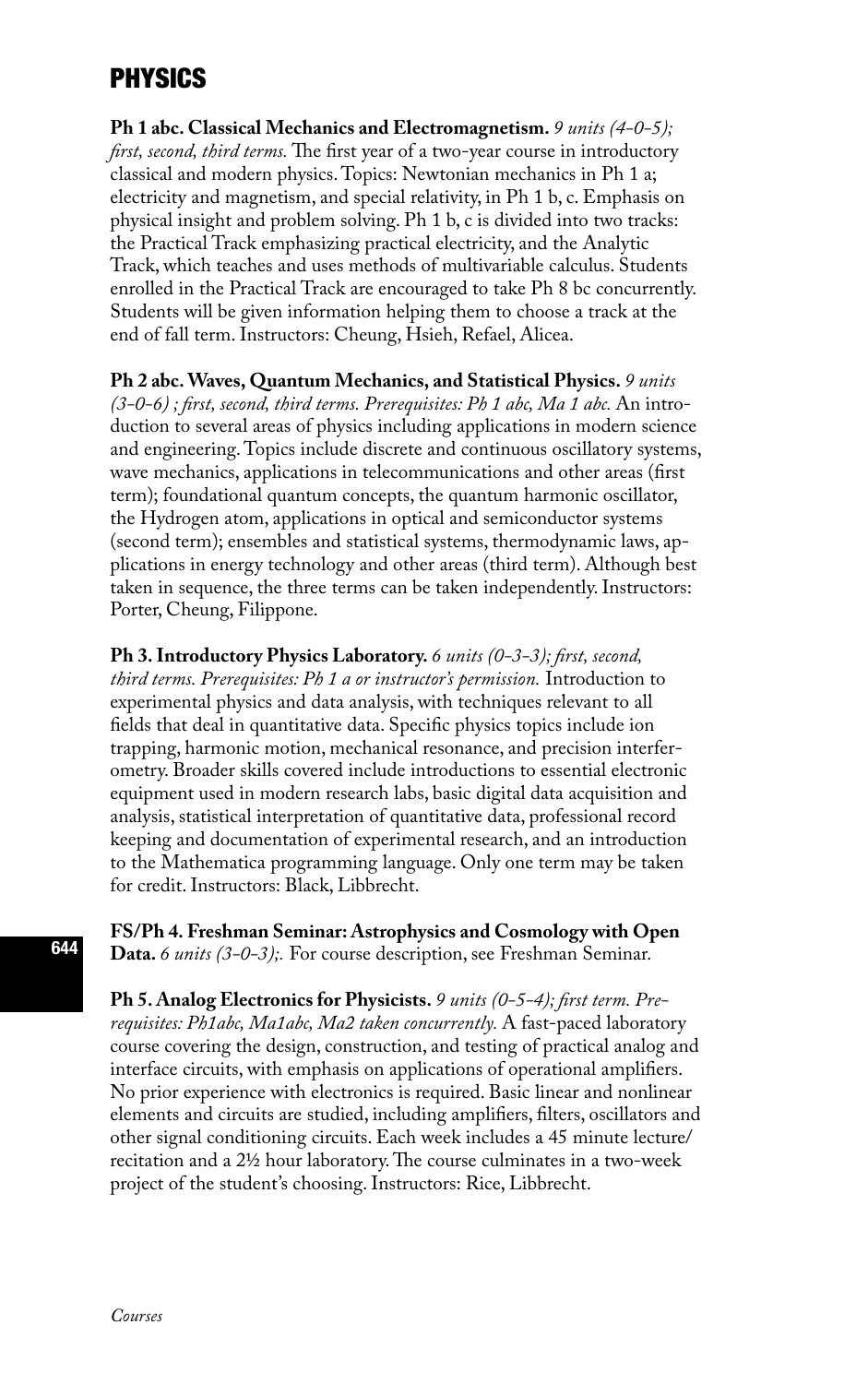# PHYSICS

**Ph 1 abc. Classical Mechanics and Electromagnetism.** *9 units (4-0-5); first, second, third terms.* The first year of a two-year course in introductory classical and modern physics. Topics: Newtonian mechanics in Ph 1 a; electricity and magnetism, and special relativity, in Ph 1 b, c. Emphasis on physical insight and problem solving. Ph 1 b, c is divided into two tracks: the Practical Track emphasizing practical electricity, and the Analytic Track, which teaches and uses methods of multivariable calculus. Students enrolled in the Practical Track are encouraged to take Ph 8 bc concurrently. Students will be given information helping them to choose a track at the end of fall term. Instructors: Cheung, Hsieh, Refael, Alicea.

**Ph 2 abc. Waves, Quantum Mechanics, and Statistical Physics.** *9 units (3-0-6) ; first, second, third terms. Prerequisites: Ph 1 abc, Ma 1 abc.* An introduction to several areas of physics including applications in modern science and engineering. Topics include discrete and continuous oscillatory systems, wave mechanics, applications in telecommunications and other areas (first term); foundational quantum concepts, the quantum harmonic oscillator, the Hydrogen atom, applications in optical and semiconductor systems (second term); ensembles and statistical systems, thermodynamic laws, applications in energy technology and other areas (third term). Although best taken in sequence, the three terms can be taken independently. Instructors: Porter, Cheung, Filippone.

**Ph 3. Introductory Physics Laboratory.** *6 units (0-3-3); first, second, third terms. Prerequisites: Ph 1 a or instructor's permission.* Introduction to experimental physics and data analysis, with techniques relevant to all fields that deal in quantitative data. Specific physics topics include ion trapping, harmonic motion, mechanical resonance, and precision interferometry. Broader skills covered include introductions to essential electronic equipment used in modern research labs, basic digital data acquisition and analysis, statistical interpretation of quantitative data, professional record keeping and documentation of experimental research, and an introduction to the Mathematica programming language. Only one term may be taken for credit. Instructors: Black, Libbrecht.

**FS/Ph 4. Freshman Seminar: Astrophysics and Cosmology with Open Data.** *6 units (3-0-3);.* For course description, see Freshman Seminar.

**Ph 5. Analog Electronics for Physicists.** *9 units (0-5-4); first term. Prerequisites: Ph1abc, Ma1abc, Ma2 taken concurrently.* A fast-paced laboratory course covering the design, construction, and testing of practical analog and interface circuits, with emphasis on applications of operational amplifiers. No prior experience with electronics is required. Basic linear and nonlinear elements and circuits are studied, including amplifiers, filters, oscillators and other signal conditioning circuits. Each week includes a 45 minute lecture/recitation and a 2½ hour laboratory. The course culminates in a two-week project of the student's choosing. Instructors: Rice, Libbrecht.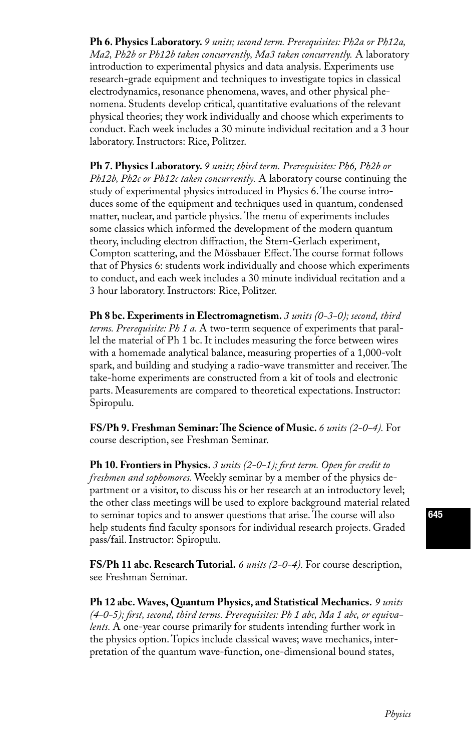**Ph 6. Physics Laboratory.** *9 units; second term. Prerequisites: Ph2a or Ph12a, Ma2, Ph2b or Ph12b taken concurrently, Ma3 taken concurrently.* A laboratory introduction to experimental physics and data analysis. Experiments use research-grade equipment and techniques to investigate topics in classical electrodynamics, resonance phenomena, waves, and other physical phenomena. Students develop critical, quantitative evaluations of the relevant physical theories; they work individually and choose which experiments to conduct. Each week includes a 30 minute individual recitation and a 3 hour laboratory. Instructors: Rice, Politzer.

**Ph 7. Physics Laboratory.** *9 units; third term. Prerequisites: Ph6, Ph2b or Ph12b, Ph2c or Ph12c taken concurrently.* A laboratory course continuing the study of experimental physics introduced in Physics 6. The course introduces some of the equipment and techniques used in quantum, condensed matter, nuclear, and particle physics. The menu of experiments includes some classics which informed the development of the modern quantum theory, including electron diffraction, the Stern-Gerlach experiment, Compton scattering, and the Mössbauer Effect. The course format follows that of Physics 6: students work individually and choose which experiments to conduct, and each week includes a 30 minute individual recitation and a 3 hour laboratory. Instructors: Rice, Politzer.

**Ph 8 bc. Experiments in Electromagnetism.** *3 units (0-3-0); second, third terms. Prerequisite: Ph 1 a.* A two-term sequence of experiments that parallel the material of Ph 1 bc. It includes measuring the force between wires with a homemade analytical balance, measuring properties of a 1,000-volt spark, and building and studying a radio-wave transmitter and receiver. The take-home experiments are constructed from a kit of tools and electronic parts. Measurements are compared to theoretical expectations. Instructor: Spiropulu.

**FS/Ph 9. Freshman Seminar: The Science of Music.** *6 units (2-0-4).* For course description, see Freshman Seminar.

**Ph 10. Frontiers in Physics.** *3 units (2-0-1); first term. Open for credit to freshmen and sophomores.* Weekly seminar by a member of the physics department or a visitor, to discuss his or her research at an introductory level; the other class meetings will be used to explore background material related to seminar topics and to answer questions that arise. The course will also help students find faculty sponsors for individual research projects. Graded pass/fail. Instructor: Spiropulu.

**FS/Ph 11 abc. Research Tutorial.** *6 units (2-0-4).* For course description, see Freshman Seminar.

**Ph 12 abc. Waves, Quantum Physics, and Statistical Mechanics.** *9 units (4-0-5); first, second, third terms. Prerequisites: Ph 1 abc, Ma 1 abc, or equivalents.* A one-year course primarily for students intending further work in the physics option. Topics include classical waves; wave mechanics, interpretation of the quantum wave-function, one-dimensional bound states,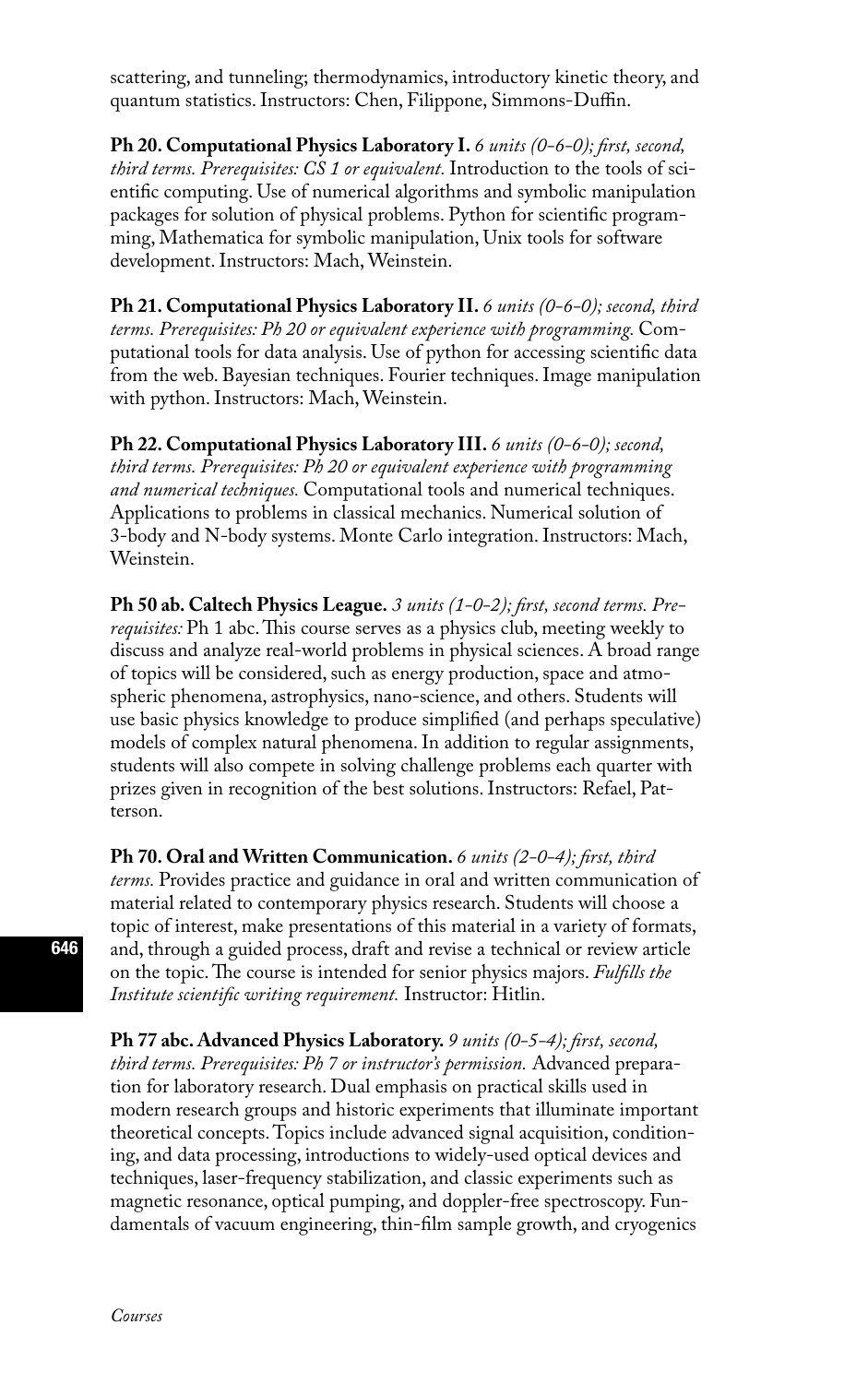scattering, and tunneling; thermodynamics, introductory kinetic theory, and quantum statistics. Instructors: Chen, Filippone, Simmons-Duffin.

**Ph 20. Computational Physics Laboratory I.** *6 units (0-6-0); first, second, third terms. Prerequisites: CS 1 or equivalent.* Introduction to the tools of scientific computing. Use of numerical algorithms and symbolic manipulation packages for solution of physical problems. Python for scientific programming, Mathematica for symbolic manipulation, Unix tools for software development. Instructors: Mach, Weinstein.

**Ph 21. Computational Physics Laboratory II.** *6 units (0-6-0); second, third terms. Prerequisites: Ph 20 or equivalent experience with programming.* Computational tools for data analysis. Use of python for accessing scientific data from the web. Bayesian techniques. Fourier techniques. Image manipulation with python. Instructors: Mach, Weinstein.

**Ph 22. Computational Physics Laboratory III.** *6 units (0-6-0); second, third terms. Prerequisites: Ph 20 or equivalent experience with programming and numerical techniques.* Computational tools and numerical techniques. Applications to problems in classical mechanics. Numerical solution of 3-body and N-body systems. Monte Carlo integration. Instructors: Mach, Weinstein.

**Ph 50 ab. Caltech Physics League.** *3 units (1-0-2); first, second terms. Prerequisites:* Ph 1 abc. This course serves as a physics club, meeting weekly to discuss and analyze real-world problems in physical sciences. A broad range of topics will be considered, such as energy production, space and atmospheric phenomena, astrophysics, nano-science, and others. Students will use basic physics knowledge to produce simplified (and perhaps speculative) models of complex natural phenomena. In addition to regular assignments, students will also compete in solving challenge problems each quarter with prizes given in recognition of the best solutions. Instructors: Refael, Patterson.

**Ph 70. Oral and Written Communication.** *6 units (2-0-4); first, third terms.* Provides practice and guidance in oral and written communication of material related to contemporary physics research. Students will choose a topic of interest, make presentations of this material in a variety of formats, and, through a guided process, draft and revise a technical or review article on the topic. The course is intended for senior physics majors. *Fulfills the Institute scientific writing requirement.* Instructor: Hitlin.

**Ph 77 abc. Advanced Physics Laboratory.** *9 units (0-5-4); first, second, third terms. Prerequisites: Ph 7 or instructor's permission.* Advanced preparation for laboratory research. Dual emphasis on practical skills used in modern research groups and historic experiments that illuminate important theoretical concepts. Topics include advanced signal acquisition, conditioning, and data processing, introductions to widely-used optical devices and techniques, laser-frequency stabilization, and classic experiments such as magnetic resonance, optical pumping, and doppler-free spectroscopy. Fundamentals of vacuum engineering, thin-film sample growth, and cryogenics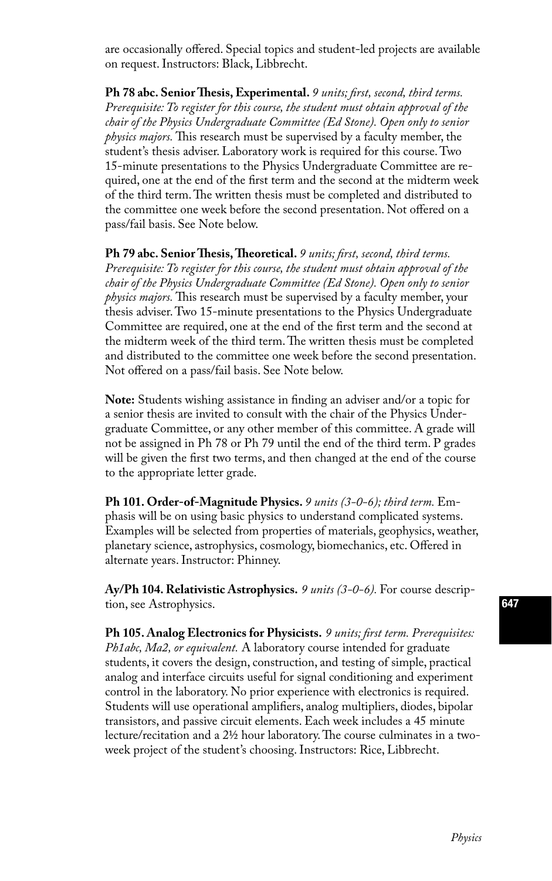are occasionally offered. Special topics and student-led projects are available on request. Instructors: Black, Libbrecht.

**Ph 78 abc. Senior Thesis, Experimental.** *9 units; first, second, third terms. Prerequisite: To register for this course, the student must obtain approval of the chair of the Physics Undergraduate Committee (Ed Stone). Open only to senior physics majors.* This research must be supervised by a faculty member, the student's thesis adviser. Laboratory work is required for this course. Two 15-minute presentations to the Physics Undergraduate Committee are required, one at the end of the first term and the second at the midterm week of the third term. The written thesis must be completed and distributed to the committee one week before the second presentation. Not offered on a pass/fail basis. See Note below.

**Ph 79 abc. Senior Thesis, Theoretical.** *9 units; first, second, third terms. Prerequisite: To register for this course, the student must obtain approval of the chair of the Physics Undergraduate Committee (Ed Stone). Open only to senior physics majors.* This research must be supervised by a faculty member, your thesis adviser. Two 15-minute presentations to the Physics Undergraduate Committee are required, one at the end of the first term and the second at the midterm week of the third term. The written thesis must be completed and distributed to the committee one week before the second presentation. Not offered on a pass/fail basis. See Note below.

**Note:** Students wishing assistance in finding an adviser and/or a topic for a senior thesis are invited to consult with the chair of the Physics Undergraduate Committee, or any other member of this committee. A grade will not be assigned in Ph 78 or Ph 79 until the end of the third term. P grades will be given the first two terms, and then changed at the end of the course to the appropriate letter grade.

**Ph 101. Order-of-Magnitude Physics.** *9 units (3-0-6); third term.* Emphasis will be on using basic physics to understand complicated systems. Examples will be selected from properties of materials, geophysics, weather, planetary science, astrophysics, cosmology, biomechanics, etc. Offered in alternate years. Instructor: Phinney.

**Ay/Ph 104. Relativistic Astrophysics.** *9 units (3-0-6).* For course description, see Astrophysics.

**Ph 105. Analog Electronics for Physicists.** *9 units; first term. Prerequisites: Ph1abc, Ma2, or equivalent.* A laboratory course intended for graduate students, it covers the design, construction, and testing of simple, practical analog and interface circuits useful for signal conditioning and experiment control in the laboratory. No prior experience with electronics is required. Students will use operational amplifiers, analog multipliers, diodes, bipolar transistors, and passive circuit elements. Each week includes a 45 minute lecture/recitation and a 2½ hour laboratory. The course culminates in a two-week project of the student's choosing. Instructors: Rice, Libbrecht.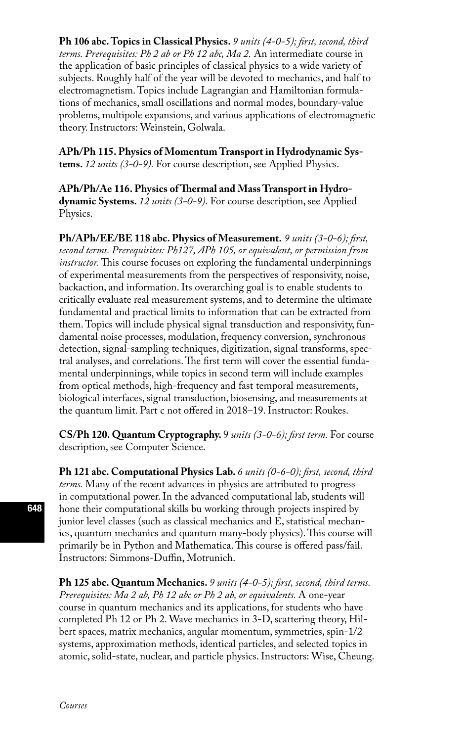**Ph 106 abc. Topics in Classical Physics.** *9 units (4-0-5); first, second, third terms. Prerequisites: Ph 2 ab or Ph 12 abc, Ma 2.* An intermediate course in the application of basic principles of classical physics to a wide variety of subjects. Roughly half of the year will be devoted to mechanics, and half to electromagnetism. Topics include Lagrangian and Hamiltonian formulations of mechanics, small oscillations and normal modes, boundary-value problems, multipole expansions, and various applications of electromagnetic theory. Instructors: Weinstein, Golwala.

**APh/Ph 115. Physics of Momentum Transport in Hydrodynamic Systems.** *12 units (3-0-9).* For course description, see Applied Physics.

**APh/Ph/Ae 116. Physics of Thermal and Mass Transport in Hydrodynamic Systems.** *12 units (3-0-9).* For course description, see Applied Physics.

**Ph/APh/EE/BE 118 abc. Physics of Measurement.** *9 units (3-0-6); first, second terms. Prerequisites: Ph127, APh 105, or equivalent, or permission from instructor.* This course focuses on exploring the fundamental underpinnings of experimental measurements from the perspectives of responsivity, noise, backaction, and information. Its overarching goal is to enable students to critically evaluate real measurement systems, and to determine the ultimate fundamental and practical limits to information that can be extracted from them. Topics will include physical signal transduction and responsivity, fundamental noise processes, modulation, frequency conversion, synchronous detection, signal-sampling techniques, digitization, signal transforms, spectral analyses, and correlations. The first term will cover the essential fundamental underpinnings, while topics in second term will include examples from optical methods, high-frequency and fast temporal measurements, biological interfaces, signal transduction, biosensing, and measurements at the quantum limit. Part c not offered in 2018–19. Instructor: Roukes.

**CS/Ph 120. Quantum Cryptography.** 9 *units (3-0-6); first term.* For course description, see Computer Science.

**Ph 121 abc. Computational Physics Lab.** *6 units (0-6-0); first, second, third terms.* Many of the recent advances in physics are attributed to progress in computational power. In the advanced computational lab, students will hone their computational skills bu working through projects inspired by junior level classes (such as classical mechanics and E, statistical mechanics, quantum mechanics and quantum many-body physics). This course will primarily be in Python and Mathematica. This course is offered pass/fail. Instructors: Simmons-Duffin, Motrunich.

**Ph 125 abc. Quantum Mechanics.** *9 units (4-0-5); first, second, third terms. Prerequisites: Ma 2 ab, Ph 12 abc or Ph 2 ab, or equivalents.* A one-year course in quantum mechanics and its applications, for students who have completed Ph 12 or Ph 2. Wave mechanics in 3-D, scattering theory, Hilbert spaces, matrix mechanics, angular momentum, symmetries, spin-1/2 systems, approximation methods, identical particles, and selected topics in atomic, solid-state, nuclear, and particle physics. Instructors: Wise, Cheung.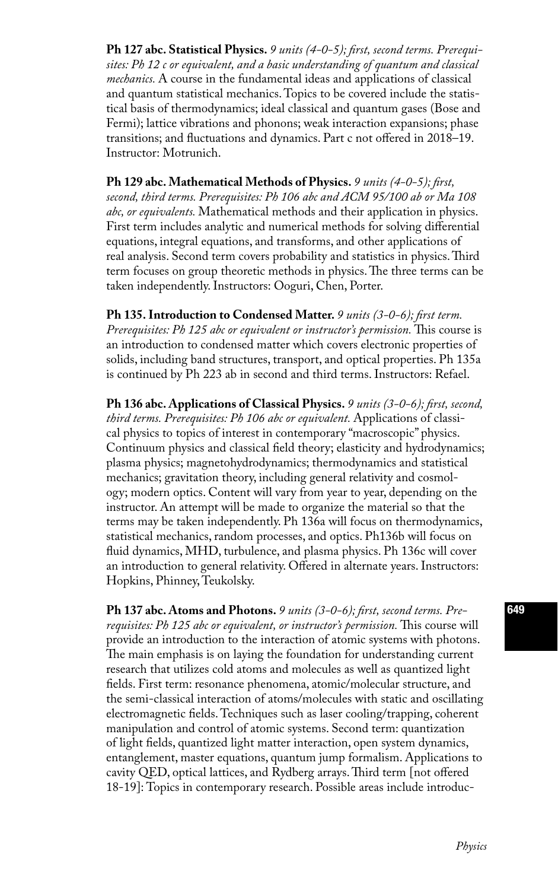**Ph 127 abc. Statistical Physics.** *9 units (4-0-5); first, second terms. Prerequisites: Ph 12 c or equivalent, and a basic understanding of quantum and classical mechanics.* A course in the fundamental ideas and applications of classical and quantum statistical mechanics. Topics to be covered include the statistical basis of thermodynamics; ideal classical and quantum gases (Bose and Fermi); lattice vibrations and phonons; weak interaction expansions; phase transitions; and fluctuations and dynamics. Part c not offered in 2018–19. Instructor: Motrunich.

**Ph 129 abc. Mathematical Methods of Physics.** *9 units (4-0-5); first, second, third terms. Prerequisites: Ph 106 abc and ACM 95/100 ab or Ma 108 abc, or equivalents.* Mathematical methods and their application in physics. First term includes analytic and numerical methods for solving differential equations, integral equations, and transforms, and other applications of real analysis. Second term covers probability and statistics in physics. Third term focuses on group theoretic methods in physics. The three terms can be taken independently. Instructors: Ooguri, Chen, Porter.

**Ph 135. Introduction to Condensed Matter.** *9 units (3-0-6); first term. Prerequisites: Ph 125 abc or equivalent or instructor's permission.* This course is an introduction to condensed matter which covers electronic properties of solids, including band structures, transport, and optical properties. Ph 135a is continued by Ph 223 ab in second and third terms. Instructors: Refael.

**Ph 136 abc. Applications of Classical Physics.** *9 units (3-0-6); first, second, third terms. Prerequisites: Ph 106 abc or equivalent.* Applications of classical physics to topics of interest in contemporary "macroscopic" physics. Continuum physics and classical field theory; elasticity and hydrodynamics; plasma physics; magnetohydrodynamics; thermodynamics and statistical mechanics; gravitation theory, including general relativity and cosmology; modern optics. Content will vary from year to year, depending on the instructor. An attempt will be made to organize the material so that the terms may be taken independently. Ph 136a will focus on thermodynamics, statistical mechanics, random processes, and optics. Ph136b will focus on fluid dynamics, MHD, turbulence, and plasma physics. Ph 136c will cover an introduction to general relativity. Offered in alternate years. Instructors: Hopkins, Phinney, Teukolsky.

**Ph 137 abc. Atoms and Photons.** *9 units (3-0-6); first, second terms. Prerequisites: Ph 125 abc or equivalent, or instructor's permission.* This course will provide an introduction to the interaction of atomic systems with photons. The main emphasis is on laying the foundation for understanding current research that utilizes cold atoms and molecules as well as quantized light fields. First term: resonance phenomena, atomic/molecular structure, and the semi-classical interaction of atoms/molecules with static and oscillating electromagnetic fields. Techniques such as laser cooling/trapping, coherent manipulation and control of atomic systems. Second term: quantization of light fields, quantized light matter interaction, open system dynamics, entanglement, master equations, quantum jump formalism. Applications to cavity QED, optical lattices, and Rydberg arrays. Third term [not offered 18-19]: Topics in contemporary research. Possible areas include introduc-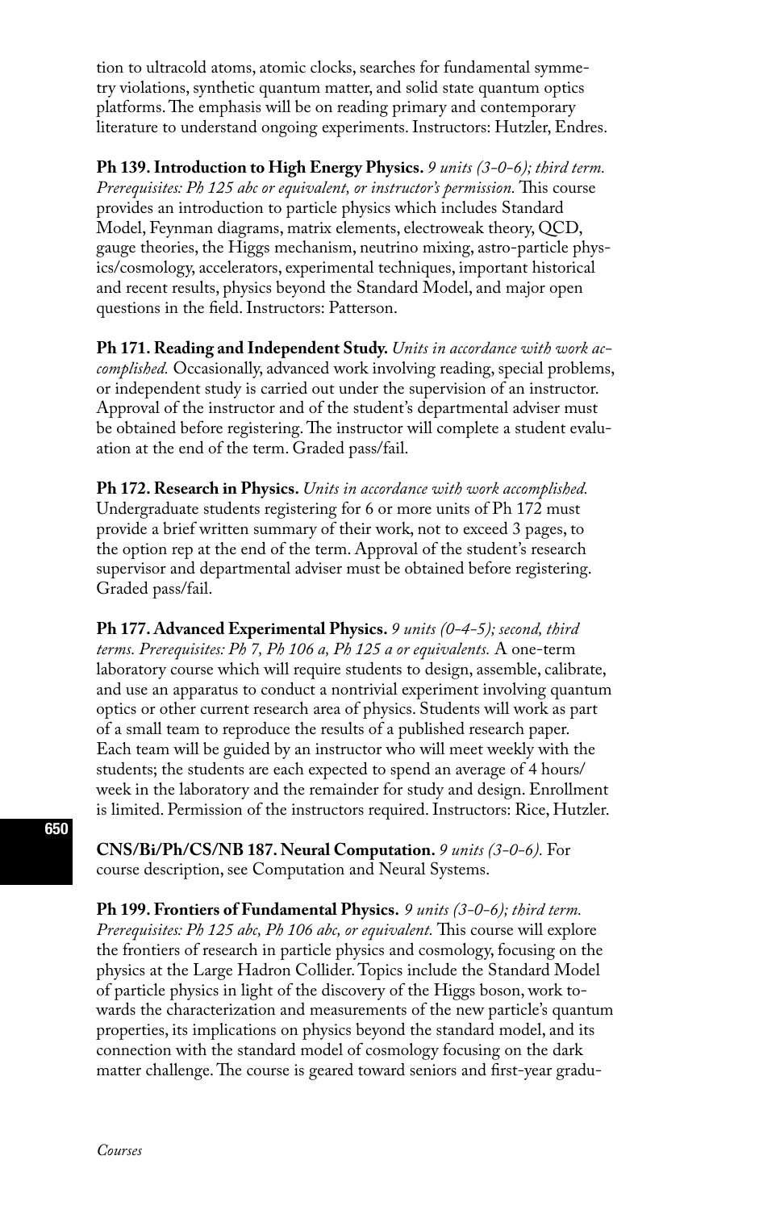tion to ultracold atoms, atomic clocks, searches for fundamental symmetry violations, synthetic quantum matter, and solid state quantum optics platforms. The emphasis will be on reading primary and contemporary literature to understand ongoing experiments. Instructors: Hutzler, Endres.

**Ph 139. Introduction to High Energy Physics.** *9 units (3-0-6); third term. Prerequisites: Ph 125 abc or equivalent, or instructor's permission.* This course provides an introduction to particle physics which includes Standard Model, Feynman diagrams, matrix elements, electroweak theory, QCD, gauge theories, the Higgs mechanism, neutrino mixing, astro-particle physics/cosmology, accelerators, experimental techniques, important historical and recent results, physics beyond the Standard Model, and major open questions in the field. Instructors: Patterson.

**Ph 171. Reading and Independent Study.** *Units in accordance with work accomplished.* Occasionally, advanced work involving reading, special problems, or independent study is carried out under the supervision of an instructor. Approval of the instructor and of the student's departmental adviser must be obtained before registering. The instructor will complete a student evaluation at the end of the term. Graded pass/fail.

**Ph 172. Research in Physics.** *Units in accordance with work accomplished.* Undergraduate students registering for 6 or more units of Ph 172 must provide a brief written summary of their work, not to exceed 3 pages, to the option rep at the end of the term. Approval of the student's research supervisor and departmental adviser must be obtained before registering. Graded pass/fail.

**Ph 177. Advanced Experimental Physics.** *9 units (0-4-5); second, third terms. Prerequisites: Ph 7, Ph 106 a, Ph 125 a or equivalents.* A one-term laboratory course which will require students to design, assemble, calibrate, and use an apparatus to conduct a nontrivial experiment involving quantum optics or other current research area of physics. Students will work as part of a small team to reproduce the results of a published research paper. Each team will be guided by an instructor who will meet weekly with the students; the students are each expected to spend an average of 4 hours/week in the laboratory and the remainder for study and design. Enrollment is limited. Permission of the instructors required. Instructors: Rice, Hutzler.

**CNS/Bi/Ph/CS/NB 187. Neural Computation.** *9 units (3-0-6).* For course description, see Computation and Neural Systems.

**Ph 199. Frontiers of Fundamental Physics.** *9 units (3-0-6); third term. Prerequisites: Ph 125 abc, Ph 106 abc, or equivalent.* This course will explore the frontiers of research in particle physics and cosmology, focusing on the physics at the Large Hadron Collider. Topics include the Standard Model of particle physics in light of the discovery of the Higgs boson, work towards the characterization and measurements of the new particle's quantum properties, its implications on physics beyond the standard model, and its connection with the standard model of cosmology focusing on the dark matter challenge. The course is geared toward seniors and first-year gradu-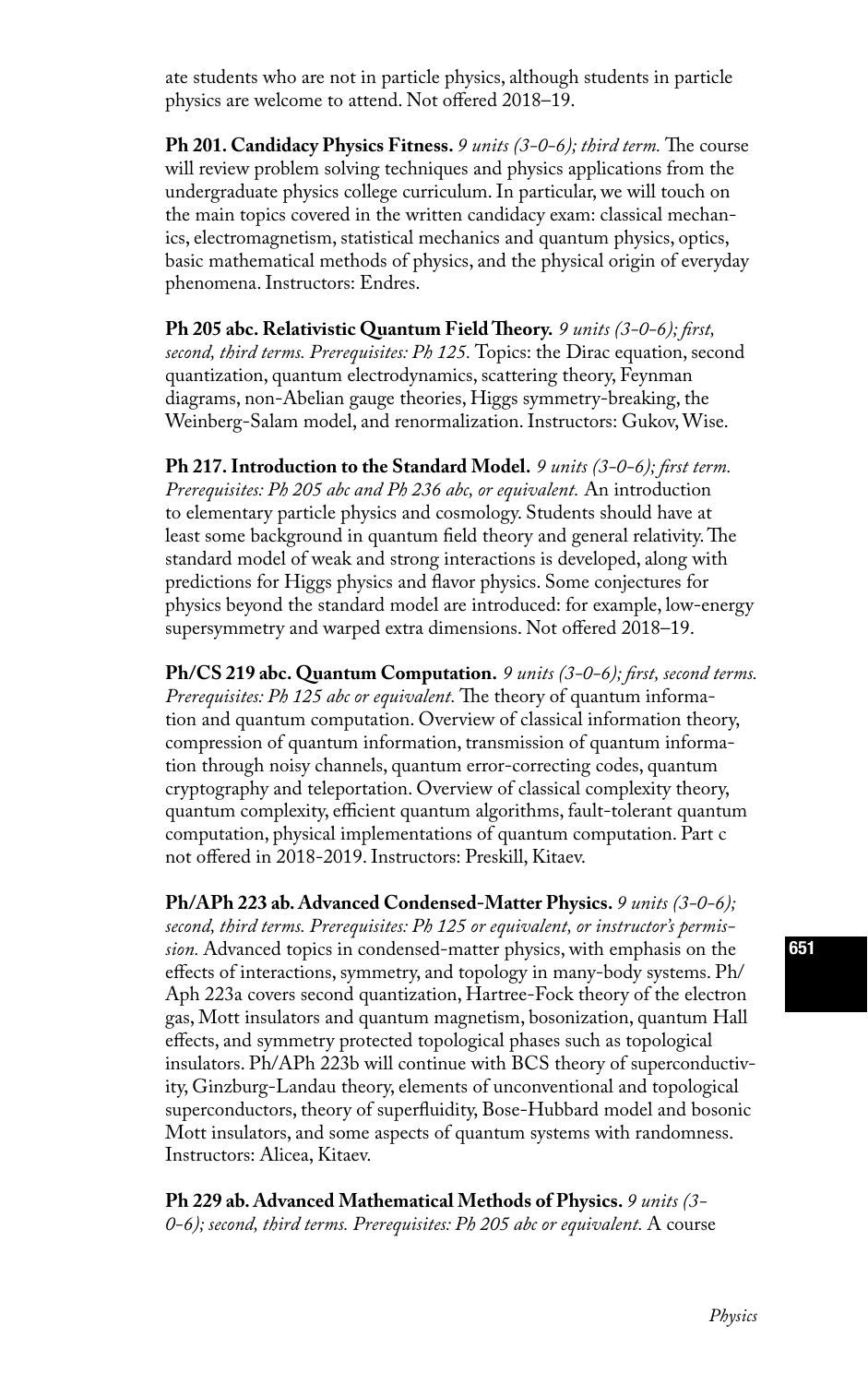ate students who are not in particle physics, although students in particle physics are welcome to attend. Not offered 2018–19.

**Ph 201. Candidacy Physics Fitness.** *9 units (3-0-6); third term.* The course will review problem solving techniques and physics applications from the undergraduate physics college curriculum. In particular, we will touch on the main topics covered in the written candidacy exam: classical mechanics, electromagnetism, statistical mechanics and quantum physics, optics, basic mathematical methods of physics, and the physical origin of everyday phenomena. Instructors: Endres.

**Ph 205 abc. Relativistic Quantum Field Theory.** *9 units (3-0-6); first, second, third terms. Prerequisites: Ph 125.* Topics: the Dirac equation, second quantization, quantum electrodynamics, scattering theory, Feynman diagrams, non-Abelian gauge theories, Higgs symmetry-breaking, the Weinberg-Salam model, and renormalization. Instructors: Gukov, Wise.

**Ph 217. Introduction to the Standard Model.** *9 units (3-0-6); first term. Prerequisites: Ph 205 abc and Ph 236 abc, or equivalent.* An introduction to elementary particle physics and cosmology. Students should have at least some background in quantum field theory and general relativity. The standard model of weak and strong interactions is developed, along with predictions for Higgs physics and flavor physics. Some conjectures for physics beyond the standard model are introduced: for example, low-energy supersymmetry and warped extra dimensions. Not offered 2018–19.

**Ph/CS 219 abc. Quantum Computation.** *9 units (3-0-6); first, second terms. Prerequisites: Ph 125 abc or equivalent.* The theory of quantum information and quantum computation. Overview of classical information theory, compression of quantum information, transmission of quantum information through noisy channels, quantum error-correcting codes, quantum cryptography and teleportation. Overview of classical complexity theory, quantum complexity, efficient quantum algorithms, fault-tolerant quantum computation, physical implementations of quantum computation. Part c not offered in 2018-2019. Instructors: Preskill, Kitaev.

**Ph/APh 223 ab. Advanced Condensed-Matter Physics.** *9 units (3-0-6); second, third terms. Prerequisites: Ph 125 or equivalent, or instructor's permission.* Advanced topics in condensed-matter physics, with emphasis on the effects of interactions, symmetry, and topology in many-body systems. Ph/Aph 223a covers second quantization, Hartree-Fock theory of the electron gas, Mott insulators and quantum magnetism, bosonization, quantum Hall effects, and symmetry protected topological phases such as topological insulators. Ph/APh 223b will continue with BCS theory of superconductivity, Ginzburg-Landau theory, elements of unconventional and topological superconductors, theory of superfluidity, Bose-Hubbard model and bosonic Mott insulators, and some aspects of quantum systems with randomness. Instructors: Alicea, Kitaev.

**Ph 229 ab. Advanced Mathematical Methods of Physics.** *9 units (3-0-6); second, third terms. Prerequisites: Ph 205 abc or equivalent.* A course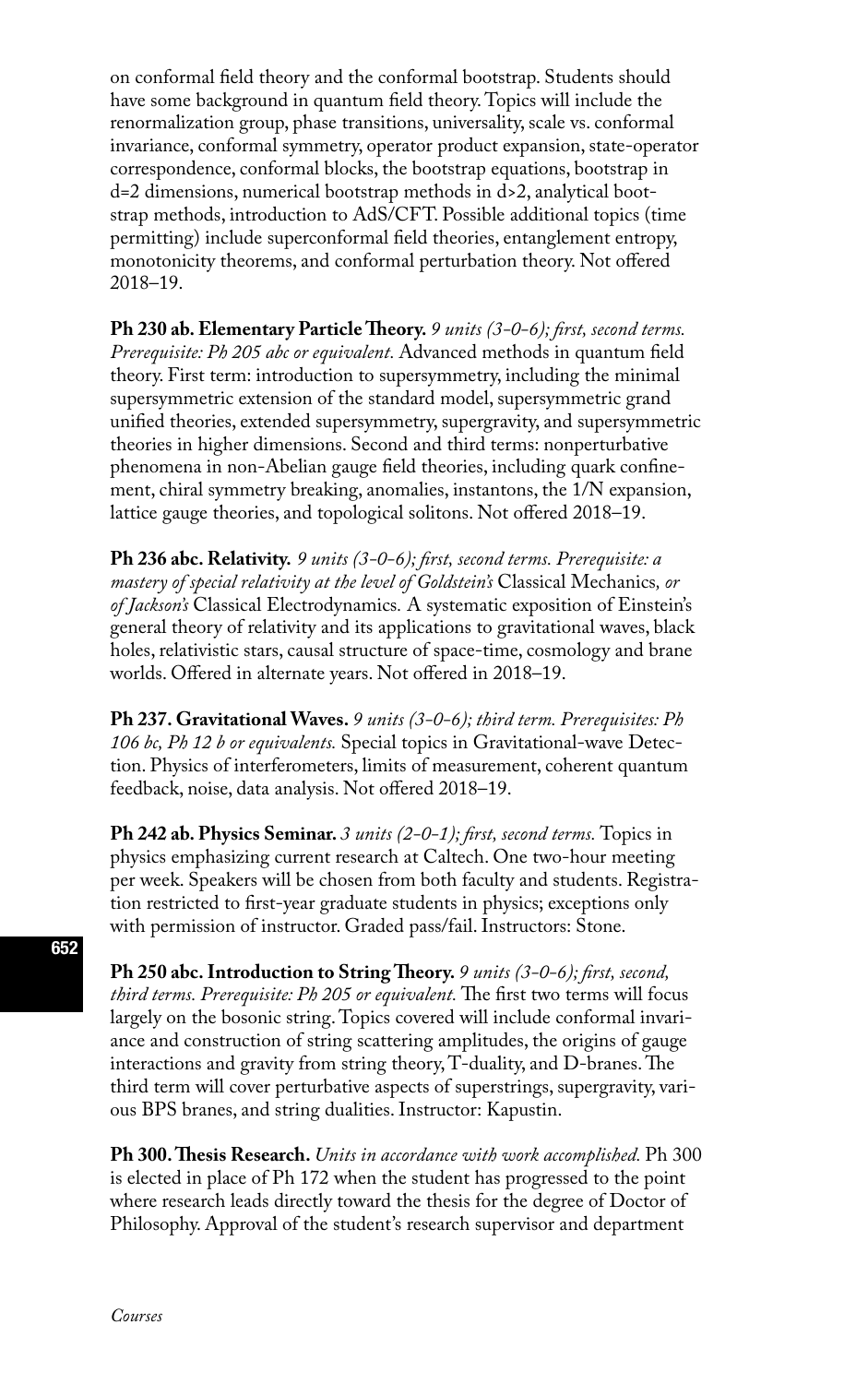on conformal field theory and the conformal bootstrap. Students should have some background in quantum field theory. Topics will include the renormalization group, phase transitions, universality, scale vs. conformal invariance, conformal symmetry, operator product expansion, state-operator correspondence, conformal blocks, the bootstrap equations, bootstrap in d=2 dimensions, numerical bootstrap methods in d>2, analytical bootstrap methods, introduction to AdS/CFT. Possible additional topics (time permitting) include superconformal field theories, entanglement entropy, monotonicity theorems, and conformal perturbation theory. Not offered 2018–19.

**Ph 230 ab. Elementary Particle Theory.** *9 units (3-0-6); first, second terms. Prerequisite: Ph 205 abc or equivalent.* Advanced methods in quantum field theory. First term: introduction to supersymmetry, including the minimal supersymmetric extension of the standard model, supersymmetric grand unified theories, extended supersymmetry, supergravity, and supersymmetric theories in higher dimensions. Second and third terms: nonperturbative phenomena in non-Abelian gauge field theories, including quark confinement, chiral symmetry breaking, anomalies, instantons, the 1/N expansion, lattice gauge theories, and topological solitons. Not offered 2018–19.

**Ph 236 abc. Relativity.** *9 units (3-0-6); first, second terms. Prerequisite: a mastery of special relativity at the level of Goldstein's* Classical Mechanics*, or of Jackson's* Classical Electrodynamics*.* A systematic exposition of Einstein's general theory of relativity and its applications to gravitational waves, black holes, relativistic stars, causal structure of space-time, cosmology and brane worlds. Offered in alternate years. Not offered in 2018–19.

**Ph 237. Gravitational Waves.** *9 units (3-0-6); third term. Prerequisites: Ph 106 bc, Ph 12 b or equivalents.* Special topics in Gravitational-wave Detection. Physics of interferometers, limits of measurement, coherent quantum feedback, noise, data analysis. Not offered 2018–19.

**Ph 242 ab. Physics Seminar.** *3 units (2-0-1); first, second terms.* Topics in physics emphasizing current research at Caltech. One two-hour meeting per week. Speakers will be chosen from both faculty and students. Registration restricted to first-year graduate students in physics; exceptions only with permission of instructor. Graded pass/fail. Instructors: Stone.

**Ph 250 abc. Introduction to String Theory.** *9 units (3-0-6); first, second, third terms. Prerequisite: Ph 205 or equivalent.* The first two terms will focus largely on the bosonic string. Topics covered will include conformal invariance and construction of string scattering amplitudes, the origins of gauge interactions and gravity from string theory, T-duality, and D-branes. The third term will cover perturbative aspects of superstrings, supergravity, various BPS branes, and string dualities. Instructor: Kapustin.

**Ph 300. Thesis Research.** *Units in accordance with work accomplished.* Ph 300 is elected in place of Ph 172 when the student has progressed to the point where research leads directly toward the thesis for the degree of Doctor of Philosophy. Approval of the student's research supervisor and department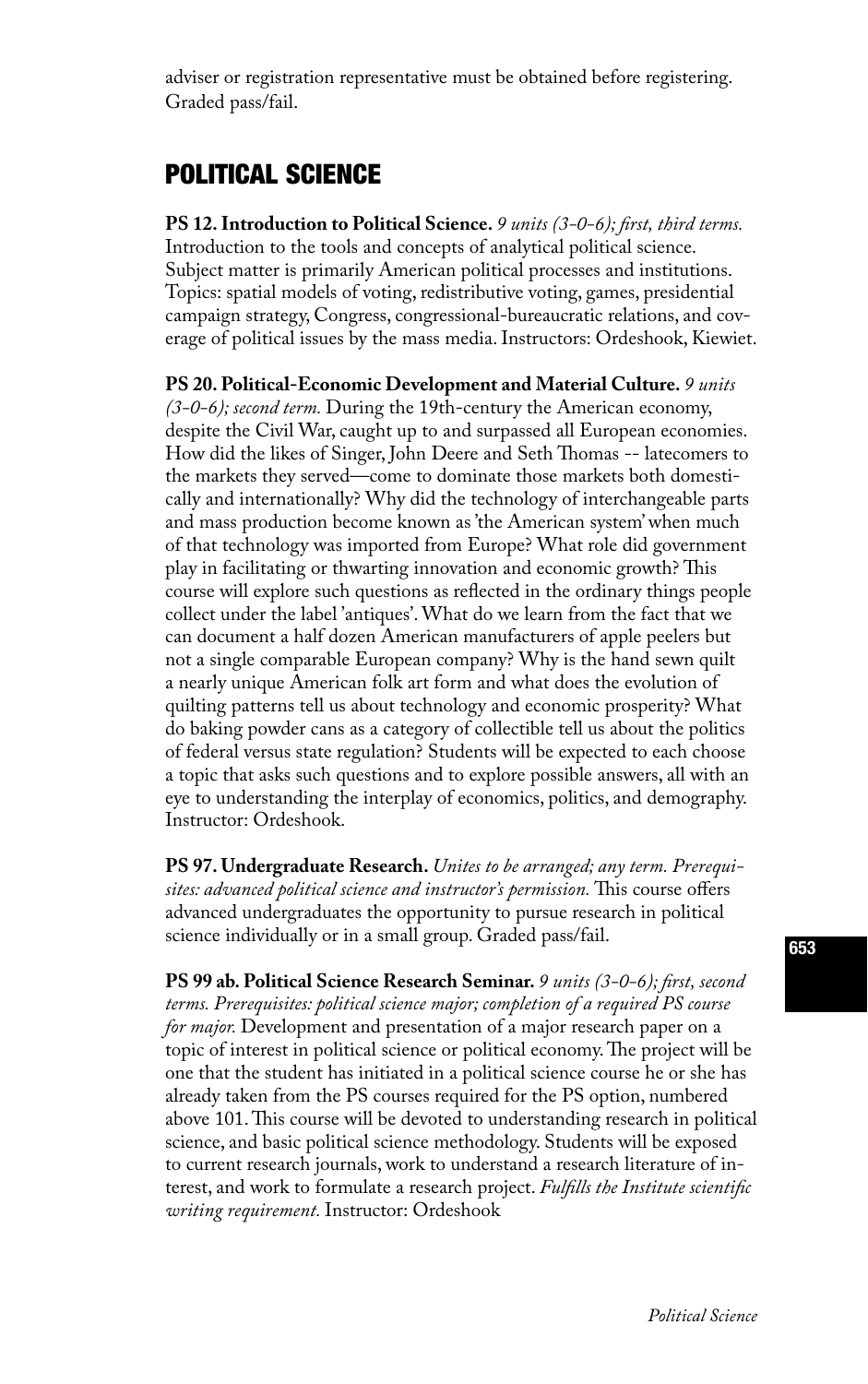adviser or registration representative must be obtained before registering. Graded pass/fail.

## POLITICAL SCIENCE

**PS 12. Introduction to Political Science.** *9 units (3-0-6); first, third terms.* Introduction to the tools and concepts of analytical political science. Subject matter is primarily American political processes and institutions. Topics: spatial models of voting, redistributive voting, games, presidential campaign strategy, Congress, congressional-bureaucratic relations, and coverage of political issues by the mass media. Instructors: Ordeshook, Kiewiet.

**PS 20. Political-Economic Development and Material Culture.** *9 units (3-0-6); second term.* During the 19th-century the American economy, despite the Civil War, caught up to and surpassed all European economies. How did the likes of Singer, John Deere and Seth Thomas -- latecomers to the markets they served—come to dominate those markets both domestically and internationally? Why did the technology of interchangeable parts and mass production become known as 'the American system' when much of that technology was imported from Europe? What role did government play in facilitating or thwarting innovation and economic growth? This course will explore such questions as reflected in the ordinary things people collect under the label 'antiques'. What do we learn from the fact that we can document a half dozen American manufacturers of apple peelers but not a single comparable European company? Why is the hand sewn quilt a nearly unique American folk art form and what does the evolution of quilting patterns tell us about technology and economic prosperity? What do baking powder cans as a category of collectible tell us about the politics of federal versus state regulation? Students will be expected to each choose a topic that asks such questions and to explore possible answers, all with an eye to understanding the interplay of economics, politics, and demography. Instructor: Ordeshook.

**PS 97. Undergraduate Research.** *Unites to be arranged; any term. Prerequisites: advanced political science and instructor's permission.* This course offers advanced undergraduates the opportunity to pursue research in political science individually or in a small group. Graded pass/fail.

**PS 99 ab. Political Science Research Seminar.** *9 units (3-0-6); first, second terms. Prerequisites: political science major; completion of a required PS course for major.* Development and presentation of a major research paper on a topic of interest in political science or political economy. The project will be one that the student has initiated in a political science course he or she has already taken from the PS courses required for the PS option, numbered above 101. This course will be devoted to understanding research in political science, and basic political science methodology. Students will be exposed to current research journals, work to understand a research literature of interest, and work to formulate a research project. *Fulfills the Institute scientific writing requirement.* Instructor: Ordeshook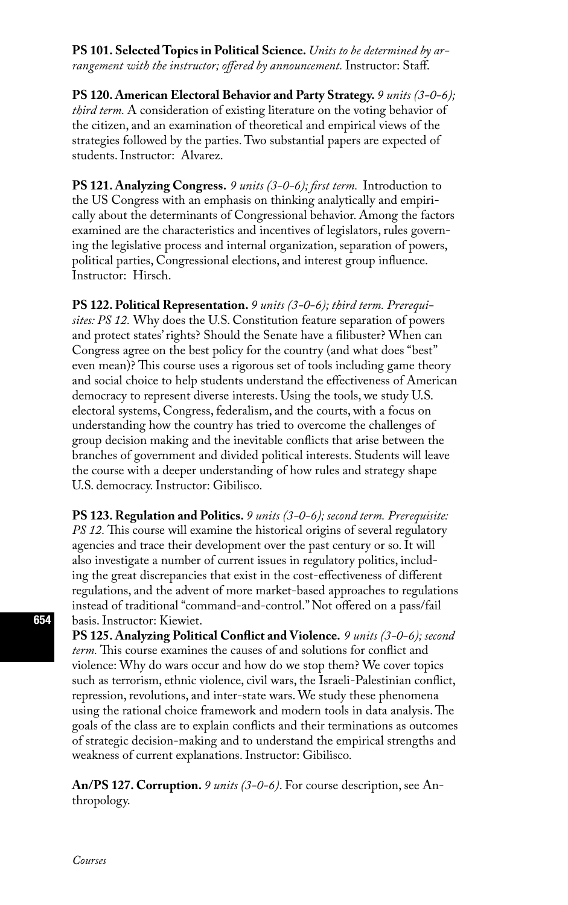**PS 101. Selected Topics in Political Science.** *Units to be determined by arrangement with the instructor; offered by announcement.* Instructor: Staff.

**PS 120. American Electoral Behavior and Party Strategy.** *9 units (3-0-6); third term.* A consideration of existing literature on the voting behavior of the citizen, and an examination of theoretical and empirical views of the strategies followed by the parties. Two substantial papers are expected of students. Instructor: Alvarez.

**PS 121. Analyzing Congress.** *9 units (3-0-6); first term.* Introduction to the US Congress with an emphasis on thinking analytically and empirically about the determinants of Congressional behavior. Among the factors examined are the characteristics and incentives of legislators, rules governing the legislative process and internal organization, separation of powers, political parties, Congressional elections, and interest group influence. Instructor: Hirsch.

**PS 122. Political Representation.** *9 units (3-0-6); third term. Prerequisites: PS 12.* Why does the U.S. Constitution feature separation of powers and protect states' rights? Should the Senate have a filibuster? When can Congress agree on the best policy for the country (and what does "best" even mean)? This course uses a rigorous set of tools including game theory and social choice to help students understand the effectiveness of American democracy to represent diverse interests. Using the tools, we study U.S. electoral systems, Congress, federalism, and the courts, with a focus on understanding how the country has tried to overcome the challenges of group decision making and the inevitable conflicts that arise between the branches of government and divided political interests. Students will leave the course with a deeper understanding of how rules and strategy shape U.S. democracy. Instructor: Gibilisco.

**PS 123. Regulation and Politics.** *9 units (3-0-6); second term. Prerequisite: PS 12.* This course will examine the historical origins of several regulatory agencies and trace their development over the past century or so. It will also investigate a number of current issues in regulatory politics, including the great discrepancies that exist in the cost-effectiveness of different regulations, and the advent of more market-based approaches to regulations instead of traditional "command-and-control." Not offered on a pass/fail basis. Instructor: Kiewiet.

**PS 125. Analyzing Political Conflict and Violence.** *9 units (3-0-6); second term.* This course examines the causes of and solutions for conflict and violence: Why do wars occur and how do we stop them? We cover topics such as terrorism, ethnic violence, civil wars, the Israeli-Palestinian conflict, repression, revolutions, and inter-state wars. We study these phenomena using the rational choice framework and modern tools in data analysis. The goals of the class are to explain conflicts and their terminations as outcomes of strategic decision-making and to understand the empirical strengths and weakness of current explanations. Instructor: Gibilisco.

**An/PS 127. Corruption.** *9 units (3-0-6)*. For course description, see Anthropology.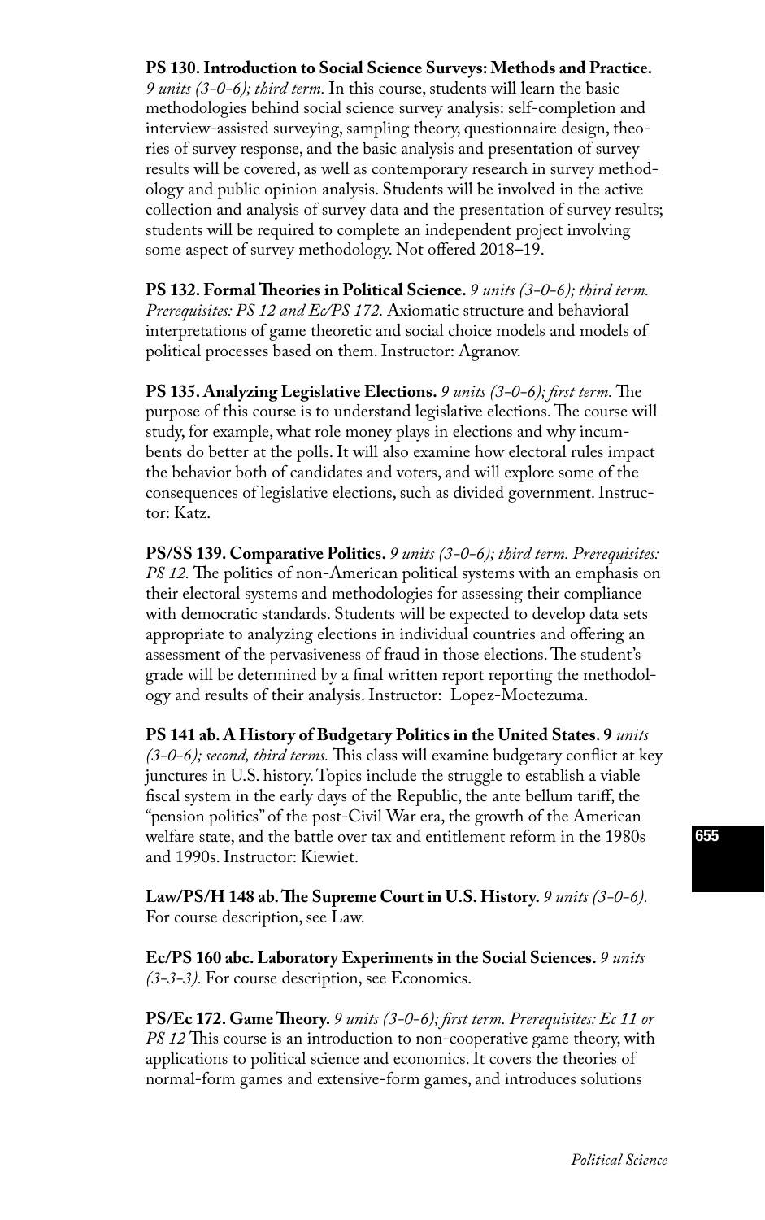**PS 130. Introduction to Social Science Surveys: Methods and Practice.** *9 units (3-0-6); third term.* In this course, students will learn the basic methodologies behind social science survey analysis: self-completion and interview-assisted surveying, sampling theory, questionnaire design, theories of survey response, and the basic analysis and presentation of survey results will be covered, as well as contemporary research in survey methodology and public opinion analysis. Students will be involved in the active collection and analysis of survey data and the presentation of survey results; students will be required to complete an independent project involving some aspect of survey methodology. Not offered 2018–19.

**PS 132. Formal Theories in Political Science.** *9 units (3-0-6); third term. Prerequisites: PS 12 and Ec/PS 172.* Axiomatic structure and behavioral interpretations of game theoretic and social choice models and models of political processes based on them. Instructor: Agranov.

**PS 135. Analyzing Legislative Elections.** *9 units (3-0-6); first term.* The purpose of this course is to understand legislative elections. The course will study, for example, what role money plays in elections and why incumbents do better at the polls. It will also examine how electoral rules impact the behavior both of candidates and voters, and will explore some of the consequences of legislative elections, such as divided government. Instructor: Katz.

**PS/SS 139. Comparative Politics.** *9 units (3-0-6); third term. Prerequisites: PS 12.* The politics of non-American political systems with an emphasis on their electoral systems and methodologies for assessing their compliance with democratic standards. Students will be expected to develop data sets appropriate to analyzing elections in individual countries and offering an assessment of the pervasiveness of fraud in those elections. The student's grade will be determined by a final written report reporting the methodology and results of their analysis. Instructor: Lopez-Moctezuma.

**PS 141 ab. A History of Budgetary Politics in the United States. 9** *units (3-0-6); second, third terms.* This class will examine budgetary conflict at key junctures in U.S. history. Topics include the struggle to establish a viable fiscal system in the early days of the Republic, the ante bellum tariff, the "pension politics" of the post-Civil War era, the growth of the American welfare state, and the battle over tax and entitlement reform in the 1980s and 1990s. Instructor: Kiewiet.

**Law/PS/H 148 ab. The Supreme Court in U.S. History.** *9 units (3-0-6).* For course description, see Law.

**Ec/PS 160 abc. Laboratory Experiments in the Social Sciences.** *9 units (3-3-3).* For course description, see Economics.

**PS/Ec 172. Game Theory.** *9 units (3-0-6); first term. Prerequisites: Ec 11 or PS 12* This course is an introduction to non-cooperative game theory, with applications to political science and economics. It covers the theories of normal-form games and extensive-form games, and introduces solutions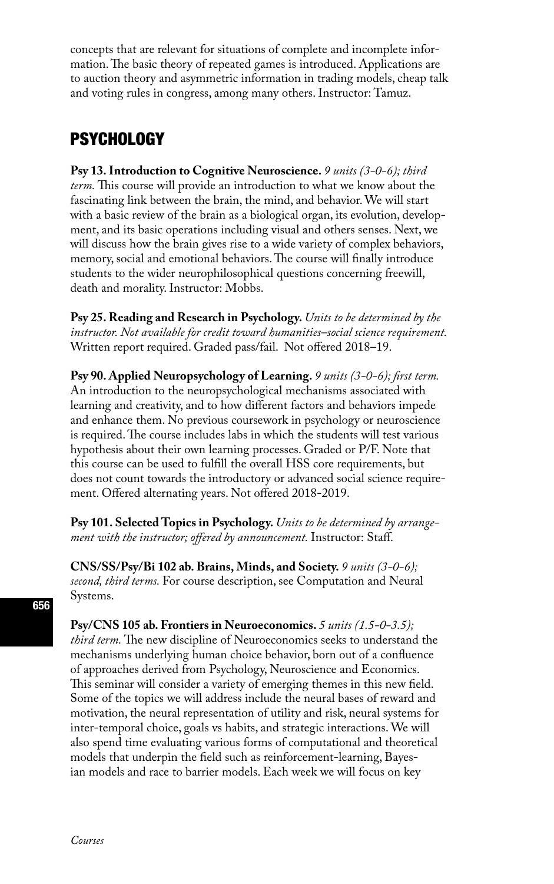concepts that are relevant for situations of complete and incomplete information. The basic theory of repeated games is introduced. Applications are to auction theory and asymmetric information in trading models, cheap talk and voting rules in congress, among many others. Instructor: Tamuz.

# PSYCHOLOGY

**Psy 13. Introduction to Cognitive Neuroscience.** *9 units (3-0-6); third term.* This course will provide an introduction to what we know about the fascinating link between the brain, the mind, and behavior. We will start with a basic review of the brain as a biological organ, its evolution, development, and its basic operations including visual and others senses. Next, we will discuss how the brain gives rise to a wide variety of complex behaviors, memory, social and emotional behaviors. The course will finally introduce students to the wider neurophilosophical questions concerning freewill, death and morality. Instructor: Mobbs.

**Psy 25. Reading and Research in Psychology.** *Units to be determined by the instructor. Not available for credit toward humanities–social science requirement.* Written report required. Graded pass/fail. Not offered 2018–19.

**Psy 90. Applied Neuropsychology of Learning.** *9 units (3-0-6); first term.* An introduction to the neuropsychological mechanisms associated with learning and creativity, and to how different factors and behaviors impede and enhance them. No previous coursework in psychology or neuroscience is required. The course includes labs in which the students will test various hypothesis about their own learning processes. Graded or P/F. Note that this course can be used to fulfill the overall HSS core requirements, but does not count towards the introductory or advanced social science requirement. Offered alternating years. Not offered 2018-2019.

**Psy 101. Selected Topics in Psychology.** *Units to be determined by arrangement with the instructor; offered by announcement.* Instructor: Staff.

**CNS/SS/Psy/Bi 102 ab. Brains, Minds, and Society.** *9 units (3-0-6); second, third terms.* For course description, see Computation and Neural Systems.

**Psy/CNS 105 ab. Frontiers in Neuroeconomics.** *5 units (1.5-0-3.5); third term.* The new discipline of Neuroeconomics seeks to understand the mechanisms underlying human choice behavior, born out of a confluence of approaches derived from Psychology, Neuroscience and Economics. This seminar will consider a variety of emerging themes in this new field. Some of the topics we will address include the neural bases of reward and motivation, the neural representation of utility and risk, neural systems for inter-temporal choice, goals vs habits, and strategic interactions. We will also spend time evaluating various forms of computational and theoretical models that underpin the field such as reinforcement-learning, Bayesian models and race to barrier models. Each week we will focus on key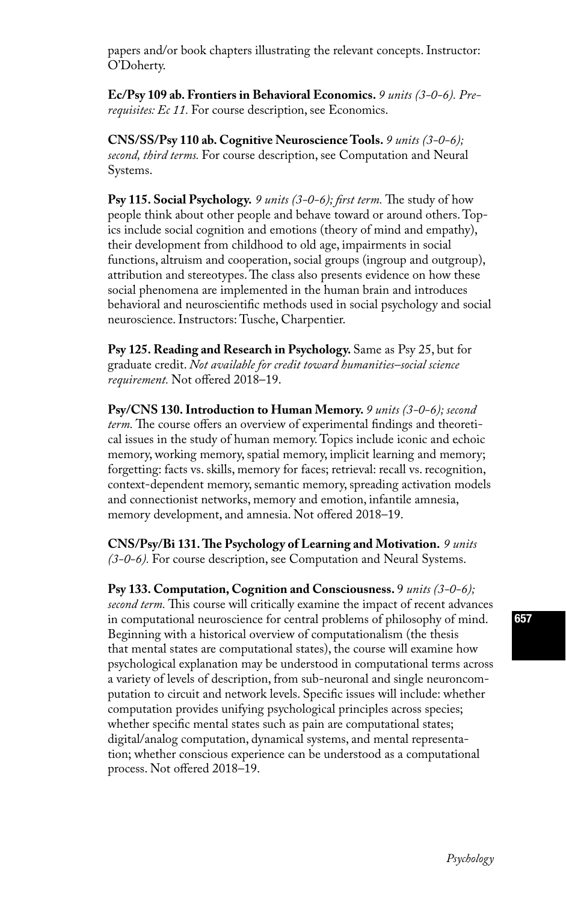papers and/or book chapters illustrating the relevant concepts. Instructor: O'Doherty.

**Ec/Psy 109 ab. Frontiers in Behavioral Economics.** *9 units (3-0-6). Prerequisites: Ec 11.* For course description, see Economics.

**CNS/SS/Psy 110 ab. Cognitive Neuroscience Tools.** *9 units (3-0-6); second, third terms.* For course description, see Computation and Neural Systems.

**Psy 115. Social Psychology.** *9 units (3-0-6); first term.* The study of how people think about other people and behave toward or around others. Topics include social cognition and emotions (theory of mind and empathy), their development from childhood to old age, impairments in social functions, altruism and cooperation, social groups (ingroup and outgroup), attribution and stereotypes. The class also presents evidence on how these social phenomena are implemented in the human brain and introduces behavioral and neuroscientific methods used in social psychology and social neuroscience. Instructors: Tusche, Charpentier.

**Psy 125. Reading and Research in Psychology.** Same as Psy 25, but for graduate credit. *Not available for credit toward humanities–social science requirement.* Not offered 2018–19.

**Psy/CNS 130. Introduction to Human Memory.** *9 units (3-0-6); second term.* The course offers an overview of experimental findings and theoretical issues in the study of human memory. Topics include iconic and echoic memory, working memory, spatial memory, implicit learning and memory; forgetting: facts vs. skills, memory for faces; retrieval: recall vs. recognition, context-dependent memory, semantic memory, spreading activation models and connectionist networks, memory and emotion, infantile amnesia, memory development, and amnesia. Not offered 2018–19.

**CNS/Psy/Bi 131. The Psychology of Learning and Motivation.** *9 units (3-0-6).* For course description, see Computation and Neural Systems.

**Psy 133. Computation, Cognition and Consciousness.** 9 *units (3-0-6); second term.* This course will critically examine the impact of recent advances in computational neuroscience for central problems of philosophy of mind. Beginning with a historical overview of computationalism (the thesis that mental states are computational states), the course will examine how psychological explanation may be understood in computational terms across a variety of levels of description, from sub-neuronal and single neuroncomputation to circuit and network levels. Specific issues will include: whether computation provides unifying psychological principles across species; whether specific mental states such as pain are computational states; digital/analog computation, dynamical systems, and mental representation; whether conscious experience can be understood as a computational process. Not offered 2018–19.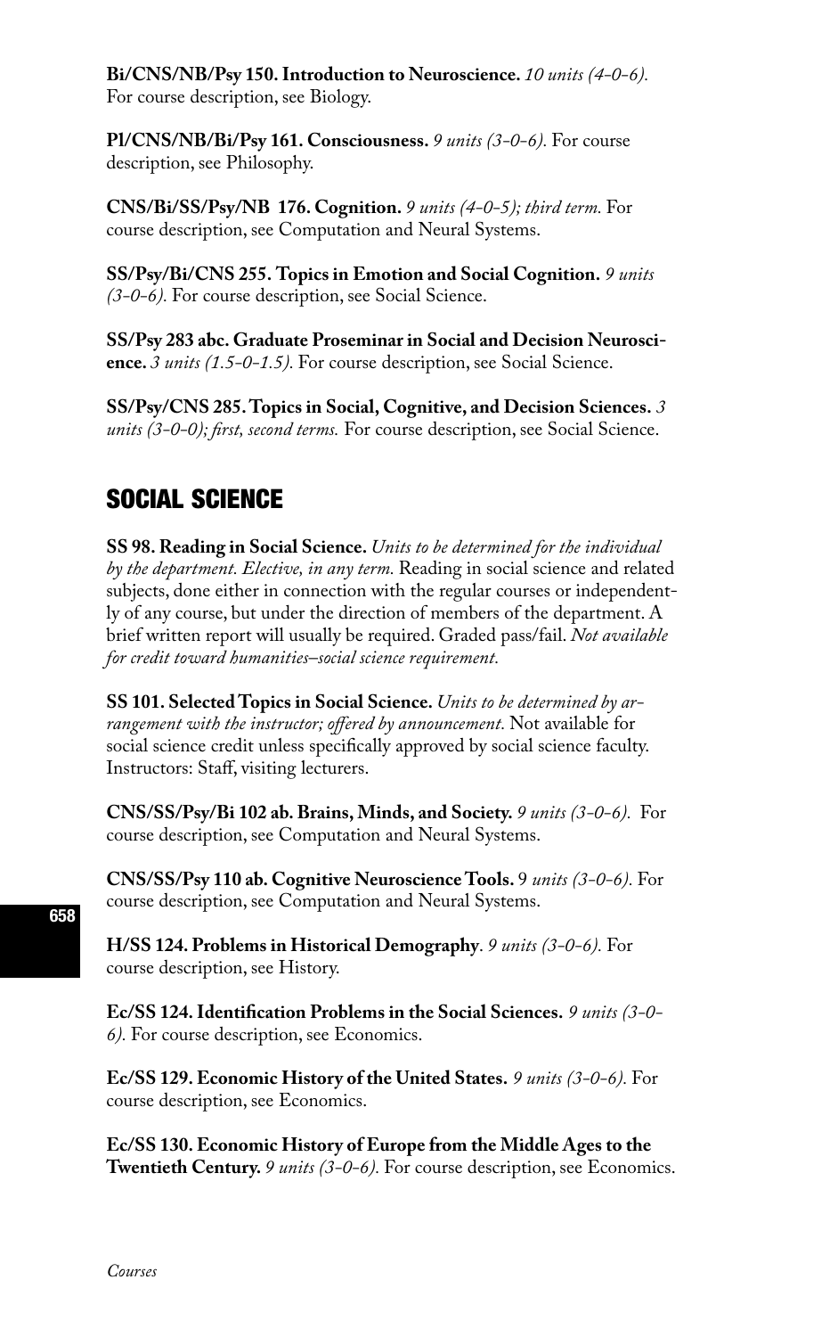**Bi/CNS/NB/Psy 150. Introduction to Neuroscience.** *10 units (4-0-6).* For course description, see Biology.

**Pl/CNS/NB/Bi/Psy 161. Consciousness.** *9 units (3-0-6).* For course description, see Philosophy.

**CNS/Bi/SS/Psy/NB 176. Cognition.** *9 units (4-0-5); third term.* For course description, see Computation and Neural Systems.

**SS/Psy/Bi/CNS 255. Topics in Emotion and Social Cognition.** *9 units (3-0-6).* For course description, see Social Science.

**SS/Psy 283 abc. Graduate Proseminar in Social and Decision Neuroscience.** *3 units (1.5-0-1.5).* For course description, see Social Science.

**SS/Psy/CNS 285. Topics in Social, Cognitive, and Decision Sciences.** *3 units (3-0-0); first, second terms.* For course description, see Social Science.

## SOCIAL SCIENCE

**SS 98. Reading in Social Science.** *Units to be determined for the individual by the department. Elective, in any term.* Reading in social science and related subjects, done either in connection with the regular courses or independently of any course, but under the direction of members of the department. A brief written report will usually be required. Graded pass/fail. *Not available for credit toward humanities–social science requirement.*

**SS 101. Selected Topics in Social Science.** *Units to be determined by arrangement with the instructor; offered by announcement.* Not available for social science credit unless specifically approved by social science faculty. Instructors: Staff, visiting lecturers.

**CNS/SS/Psy/Bi 102 ab. Brains, Minds, and Society.** *9 units (3-0-6).* For course description, see Computation and Neural Systems.

**CNS/SS/Psy 110 ab. Cognitive Neuroscience Tools.** 9 *units (3-0-6).* For course description, see Computation and Neural Systems.

**H/SS 124. Problems in Historical Demography**. *9 units (3-0-6).* For course description, see History.

**Ec/SS 124. Identification Problems in the Social Sciences.** *9 units (3-0-6).* For course description, see Economics.

**Ec/SS 129. Economic History of the United States.** *9 units (3-0-6).* For course description, see Economics.

**Ec/SS 130. Economic History of Europe from the Middle Ages to the Twentieth Century.** *9 units (3-0-6).* For course description, see Economics.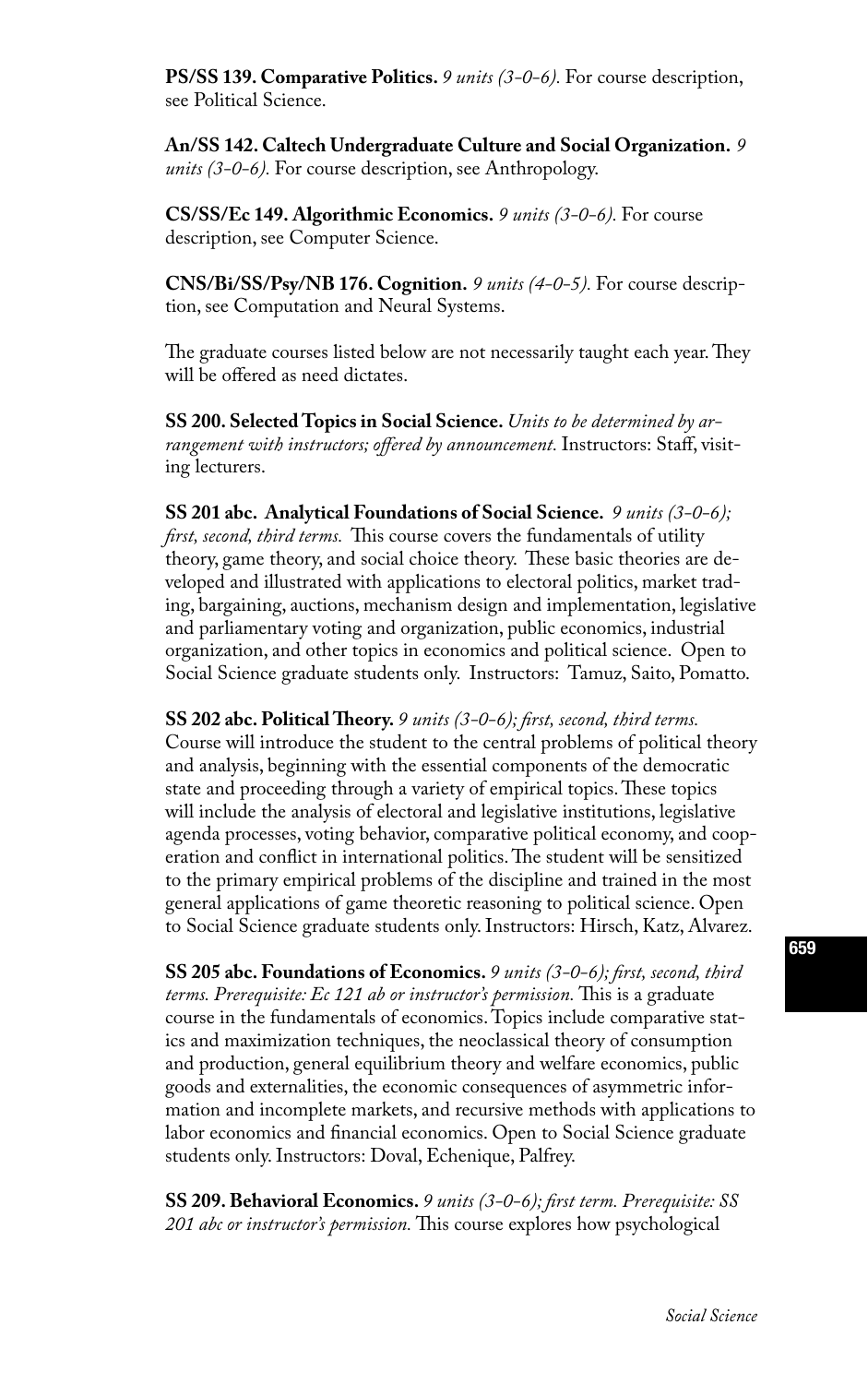**PS/SS 139. Comparative Politics.** *9 units (3-0-6).* For course description, see Political Science.

**An/SS 142. Caltech Undergraduate Culture and Social Organization.** *9 units (3-0-6).* For course description, see Anthropology.

**CS/SS/Ec 149. Algorithmic Economics.** *9 units (3-0-6).* For course description, see Computer Science.

**CNS/Bi/SS/Psy/NB 176. Cognition.** *9 units (4-0-5).* For course description, see Computation and Neural Systems.

The graduate courses listed below are not necessarily taught each year. They will be offered as need dictates.

**SS 200. Selected Topics in Social Science.** *Units to be determined by arrangement with instructors; offered by announcement.* Instructors: Staff, visiting lecturers.

**SS 201 abc. Analytical Foundations of Social Science.** *9 units (3-0-6); first, second, third terms.* This course covers the fundamentals of utility theory, game theory, and social choice theory. These basic theories are developed and illustrated with applications to electoral politics, market trading, bargaining, auctions, mechanism design and implementation, legislative and parliamentary voting and organization, public economics, industrial organization, and other topics in economics and political science. Open to Social Science graduate students only. Instructors: Tamuz, Saito, Pomatto.

**SS 202 abc. Political Theory.** *9 units (3-0-6); first, second, third terms.* Course will introduce the student to the central problems of political theory and analysis, beginning with the essential components of the democratic state and proceeding through a variety of empirical topics. These topics will include the analysis of electoral and legislative institutions, legislative agenda processes, voting behavior, comparative political economy, and cooperation and conflict in international politics. The student will be sensitized to the primary empirical problems of the discipline and trained in the most general applications of game theoretic reasoning to political science. Open to Social Science graduate students only. Instructors: Hirsch, Katz, Alvarez.

**SS 205 abc. Foundations of Economics.** *9 units (3-0-6); first, second, third terms. Prerequisite: Ec 121 ab or instructor's permission.* This is a graduate course in the fundamentals of economics. Topics include comparative statics and maximization techniques, the neoclassical theory of consumption and production, general equilibrium theory and welfare economics, public goods and externalities, the economic consequences of asymmetric information and incomplete markets, and recursive methods with applications to labor economics and financial economics. Open to Social Science graduate students only. Instructors: Doval, Echenique, Palfrey.

**SS 209. Behavioral Economics.** *9 units (3-0-6); first term. Prerequisite: SS 201 abc or instructor's permission.* This course explores how psychological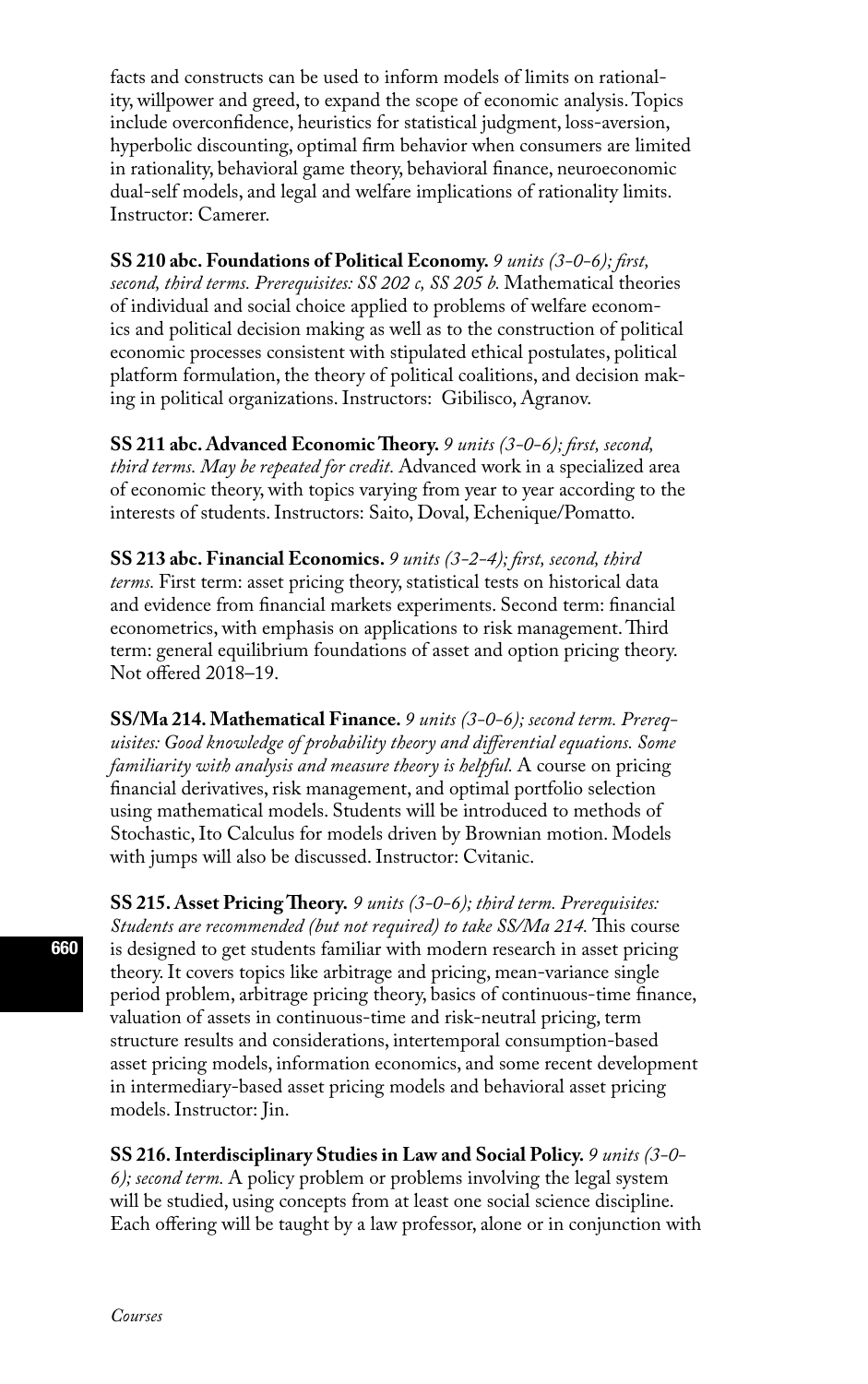facts and constructs can be used to inform models of limits on rationality, willpower and greed, to expand the scope of economic analysis. Topics include overconfidence, heuristics for statistical judgment, loss-aversion, hyperbolic discounting, optimal firm behavior when consumers are limited in rationality, behavioral game theory, behavioral finance, neuroeconomic dual-self models, and legal and welfare implications of rationality limits. Instructor: Camerer.

**SS 210 abc. Foundations of Political Economy.** *9 units (3-0-6); first, second, third terms. Prerequisites: SS 202 c, SS 205 b.* Mathematical theories of individual and social choice applied to problems of welfare economics and political decision making as well as to the construction of political economic processes consistent with stipulated ethical postulates, political platform formulation, the theory of political coalitions, and decision making in political organizations. Instructors: Gibilisco, Agranov.

**SS 211 abc. Advanced Economic Theory.** *9 units (3-0-6); first, second, third terms. May be repeated for credit.* Advanced work in a specialized area of economic theory, with topics varying from year to year according to the interests of students. Instructors: Saito, Doval, Echenique/Pomatto.

**SS 213 abc. Financial Economics.** *9 units (3-2-4); first, second, third terms.* First term: asset pricing theory, statistical tests on historical data and evidence from financial markets experiments. Second term: financial econometrics, with emphasis on applications to risk management. Third term: general equilibrium foundations of asset and option pricing theory. Not offered 2018–19.

**SS/Ma 214. Mathematical Finance.** *9 units (3-0-6); second term. Prerequisites: Good knowledge of probability theory and differential equations. Some familiarity with analysis and measure theory is helpful.* A course on pricing financial derivatives, risk management, and optimal portfolio selection using mathematical models. Students will be introduced to methods of Stochastic, Ito Calculus for models driven by Brownian motion. Models with jumps will also be discussed. Instructor: Cvitanic.

**SS 215. Asset Pricing Theory.** *9 units (3-0-6); third term. Prerequisites: Students are recommended (but not required) to take SS/Ma 214.* This course is designed to get students familiar with modern research in asset pricing theory. It covers topics like arbitrage and pricing, mean-variance single period problem, arbitrage pricing theory, basics of continuous-time finance, valuation of assets in continuous-time and risk-neutral pricing, term structure results and considerations, intertemporal consumption-based asset pricing models, information economics, and some recent development in intermediary-based asset pricing models and behavioral asset pricing models. Instructor: Jin.

**SS 216. Interdisciplinary Studies in Law and Social Policy.** *9 units (3-0-6); second term.* A policy problem or problems involving the legal system will be studied, using concepts from at least one social science discipline. Each offering will be taught by a law professor, alone or in conjunction with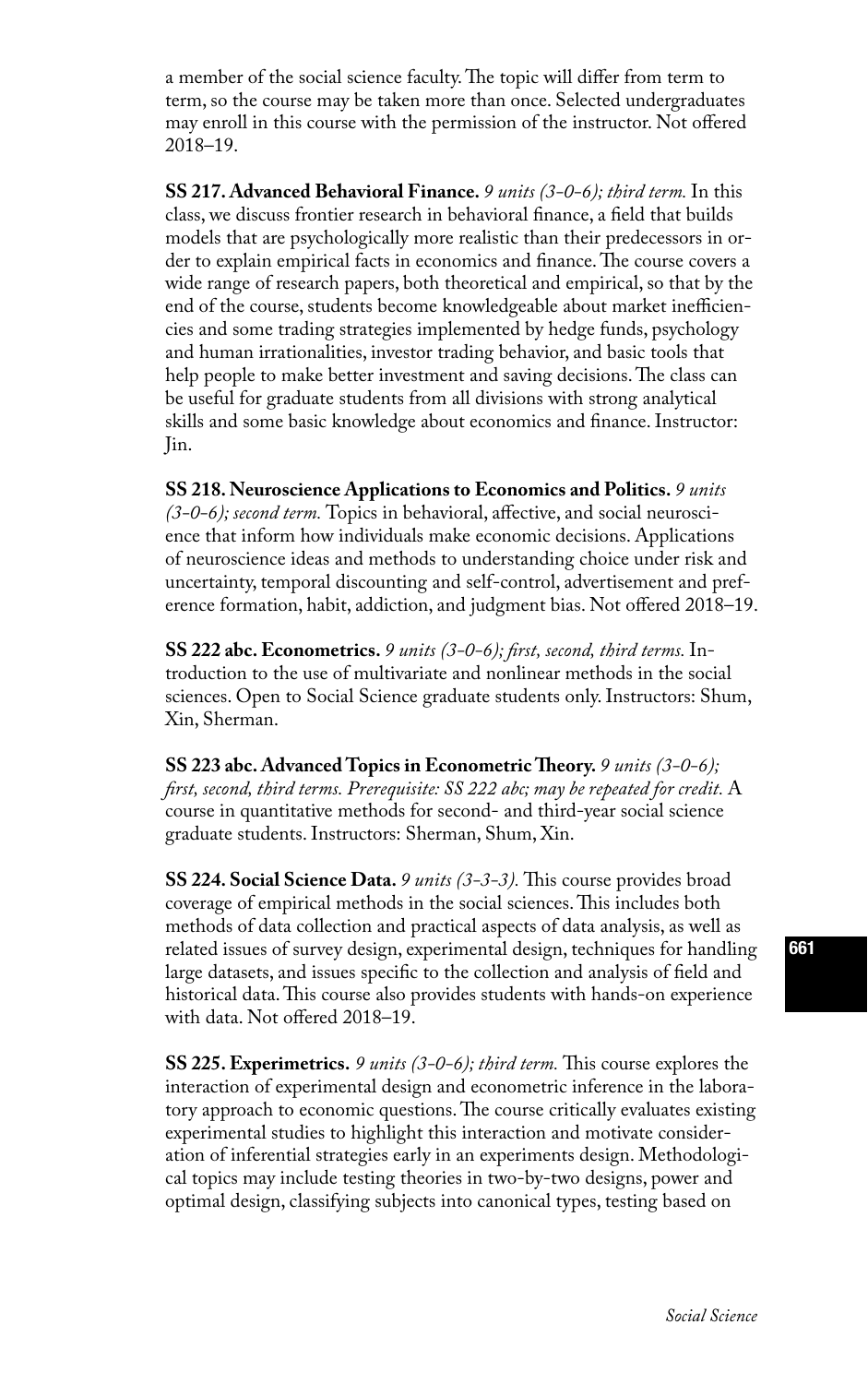a member of the social science faculty. The topic will differ from term to term, so the course may be taken more than once. Selected undergraduates may enroll in this course with the permission of the instructor. Not offered 2018–19.

**SS 217. Advanced Behavioral Finance.** *9 units (3-0-6); third term.* In this class, we discuss frontier research in behavioral finance, a field that builds models that are psychologically more realistic than their predecessors in order to explain empirical facts in economics and finance. The course covers a wide range of research papers, both theoretical and empirical, so that by the end of the course, students become knowledgeable about market inefficiencies and some trading strategies implemented by hedge funds, psychology and human irrationalities, investor trading behavior, and basic tools that help people to make better investment and saving decisions. The class can be useful for graduate students from all divisions with strong analytical skills and some basic knowledge about economics and finance. Instructor: Jin.

**SS 218. Neuroscience Applications to Economics and Politics.** *9 units (3-0-6); second term.* Topics in behavioral, affective, and social neuroscience that inform how individuals make economic decisions. Applications of neuroscience ideas and methods to understanding choice under risk and uncertainty, temporal discounting and self-control, advertisement and preference formation, habit, addiction, and judgment bias. Not offered 2018–19.

**SS 222 abc. Econometrics.** *9 units (3-0-6); first, second, third terms.* Introduction to the use of multivariate and nonlinear methods in the social sciences. Open to Social Science graduate students only. Instructors: Shum, Xin, Sherman.

**SS 223 abc. Advanced Topics in Econometric Theory.** *9 units (3-0-6); first, second, third terms. Prerequisite: SS 222 abc; may be repeated for credit.* A course in quantitative methods for second- and third-year social science graduate students. Instructors: Sherman, Shum, Xin.

**SS 224. Social Science Data.** *9 units (3-3-3).* This course provides broad coverage of empirical methods in the social sciences. This includes both methods of data collection and practical aspects of data analysis, as well as related issues of survey design, experimental design, techniques for handling large datasets, and issues specific to the collection and analysis of field and historical data. This course also provides students with hands-on experience with data. Not offered 2018–19.

**SS 225. Experimetrics.** *9 units (3-0-6); third term.* This course explores the interaction of experimental design and econometric inference in the laboratory approach to economic questions. The course critically evaluates existing experimental studies to highlight this interaction and motivate consideration of inferential strategies early in an experiments design. Methodological topics may include testing theories in two-by-two designs, power and optimal design, classifying subjects into canonical types, testing based on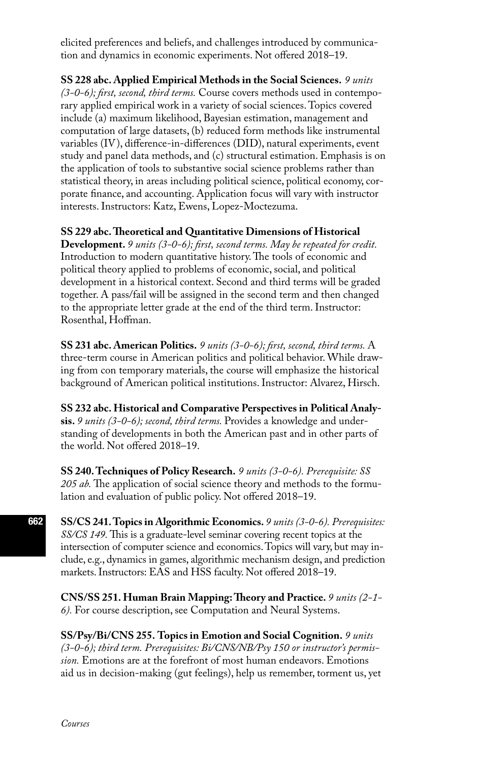elicited preferences and beliefs, and challenges introduced by communication and dynamics in economic experiments. Not offered 2018–19.

**SS 228 abc. Applied Empirical Methods in the Social Sciences.** *9 units (3-0-6); first, second, third terms.* Course covers methods used in contemporary applied empirical work in a variety of social sciences. Topics covered include (a) maximum likelihood, Bayesian estimation, management and computation of large datasets, (b) reduced form methods like instrumental variables (IV), difference-in-differences (DID), natural experiments, event study and panel data methods, and (c) structural estimation. Emphasis is on the application of tools to substantive social science problems rather than statistical theory, in areas including political science, political economy, corporate finance, and accounting. Application focus will vary with instructor interests. Instructors: Katz, Ewens, Lopez-Moctezuma.

**SS 229 abc. Theoretical and Quantitative Dimensions of Historical Development.** *9 units (3-0-6); first, second terms. May be repeated for credit.* Introduction to modern quantitative history. The tools of economic and political theory applied to problems of economic, social, and political development in a historical context. Second and third terms will be graded together. A pass/fail will be assigned in the second term and then changed to the appropriate letter grade at the end of the third term. Instructor: Rosenthal, Hoffman.

**SS 231 abc. American Politics.** *9 units (3-0-6); first, second, third terms.* A three-term course in American politics and political behavior. While drawing from con temporary materials, the course will emphasize the historical background of American political institutions. Instructor: Alvarez, Hirsch.

**SS 232 abc. Historical and Comparative Perspectives in Political Analysis.** *9 units (3-0-6); second, third terms.* Provides a knowledge and understanding of developments in both the American past and in other parts of the world. Not offered 2018–19.

**SS 240. Techniques of Policy Research.** *9 units (3-0-6). Prerequisite: SS 205 ab.* The application of social science theory and methods to the formulation and evaluation of public policy. Not offered 2018–19.

**SS/CS 241. Topics in Algorithmic Economics.** *9 units (3-0-6). Prerequisites: SS/CS 149.* This is a graduate-level seminar covering recent topics at the intersection of computer science and economics. Topics will vary, but may include, e.g., dynamics in games, algorithmic mechanism design, and prediction markets. Instructors: EAS and HSS faculty. Not offered 2018–19.

**CNS/SS 251. Human Brain Mapping: Theory and Practice.** *9 units (2-1-6).* For course description, see Computation and Neural Systems.

**SS/Psy/Bi/CNS 255. Topics in Emotion and Social Cognition.** *9 units (3-0-6); third term. Prerequisites: Bi/CNS/NB/Psy 150 or instructor's permission.* Emotions are at the forefront of most human endeavors. Emotions aid us in decision-making (gut feelings), help us remember, torment us, yet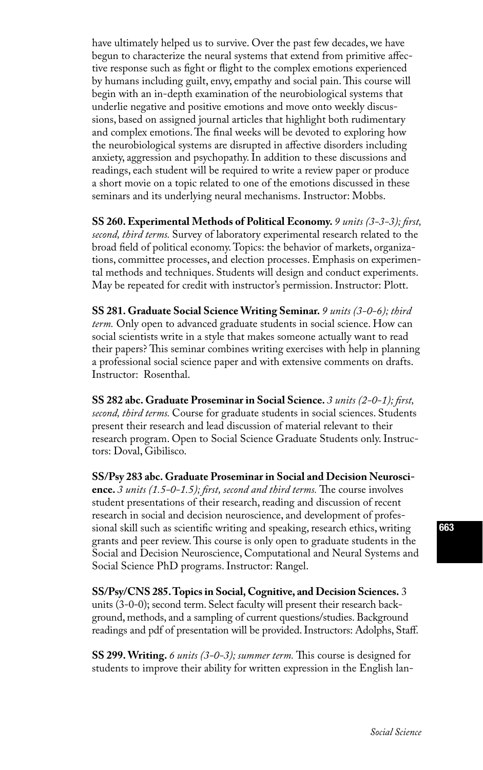have ultimately helped us to survive. Over the past few decades, we have begun to characterize the neural systems that extend from primitive affective response such as fight or flight to the complex emotions experienced by humans including guilt, envy, empathy and social pain. This course will begin with an in-depth examination of the neurobiological systems that underlie negative and positive emotions and move onto weekly discussions, based on assigned journal articles that highlight both rudimentary and complex emotions. The final weeks will be devoted to exploring how the neurobiological systems are disrupted in affective disorders including anxiety, aggression and psychopathy. In addition to these discussions and readings, each student will be required to write a review paper or produce a short movie on a topic related to one of the emotions discussed in these seminars and its underlying neural mechanisms. Instructor: Mobbs.

**SS 260. Experimental Methods of Political Economy.** *9 units (3-3-3); first, second, third terms.* Survey of laboratory experimental research related to the broad field of political economy. Topics: the behavior of markets, organizations, committee processes, and election processes. Emphasis on experimental methods and techniques. Students will design and conduct experiments. May be repeated for credit with instructor's permission. Instructor: Plott.

**SS 281. Graduate Social Science Writing Seminar.** *9 units (3-0-6); third term.* Only open to advanced graduate students in social science. How can social scientists write in a style that makes someone actually want to read their papers? This seminar combines writing exercises with help in planning a professional social science paper and with extensive comments on drafts. Instructor: Rosenthal.

**SS 282 abc. Graduate Proseminar in Social Science.** *3 units (2-0-1); first, second, third terms.* Course for graduate students in social sciences. Students present their research and lead discussion of material relevant to their research program. Open to Social Science Graduate Students only. Instructors: Doval, Gibilisco.

**SS/Psy 283 abc. Graduate Proseminar in Social and Decision Neuroscience.** *3 units (1.5-0-1.5); first, second and third terms.* The course involves student presentations of their research, reading and discussion of recent research in social and decision neuroscience, and development of professional skill such as scientific writing and speaking, research ethics, writing grants and peer review. This course is only open to graduate students in the Social and Decision Neuroscience, Computational and Neural Systems and Social Science PhD programs. Instructor: Rangel.

**SS/Psy/CNS 285. Topics in Social, Cognitive, and Decision Sciences.** 3 units (3-0-0); second term. Select faculty will present their research background, methods, and a sampling of current questions/studies. Background readings and pdf of presentation will be provided. Instructors: Adolphs, Staff.

**SS 299. Writing.** *6 units (3-0-3); summer term.* This course is designed for students to improve their ability for written expression in the English lan-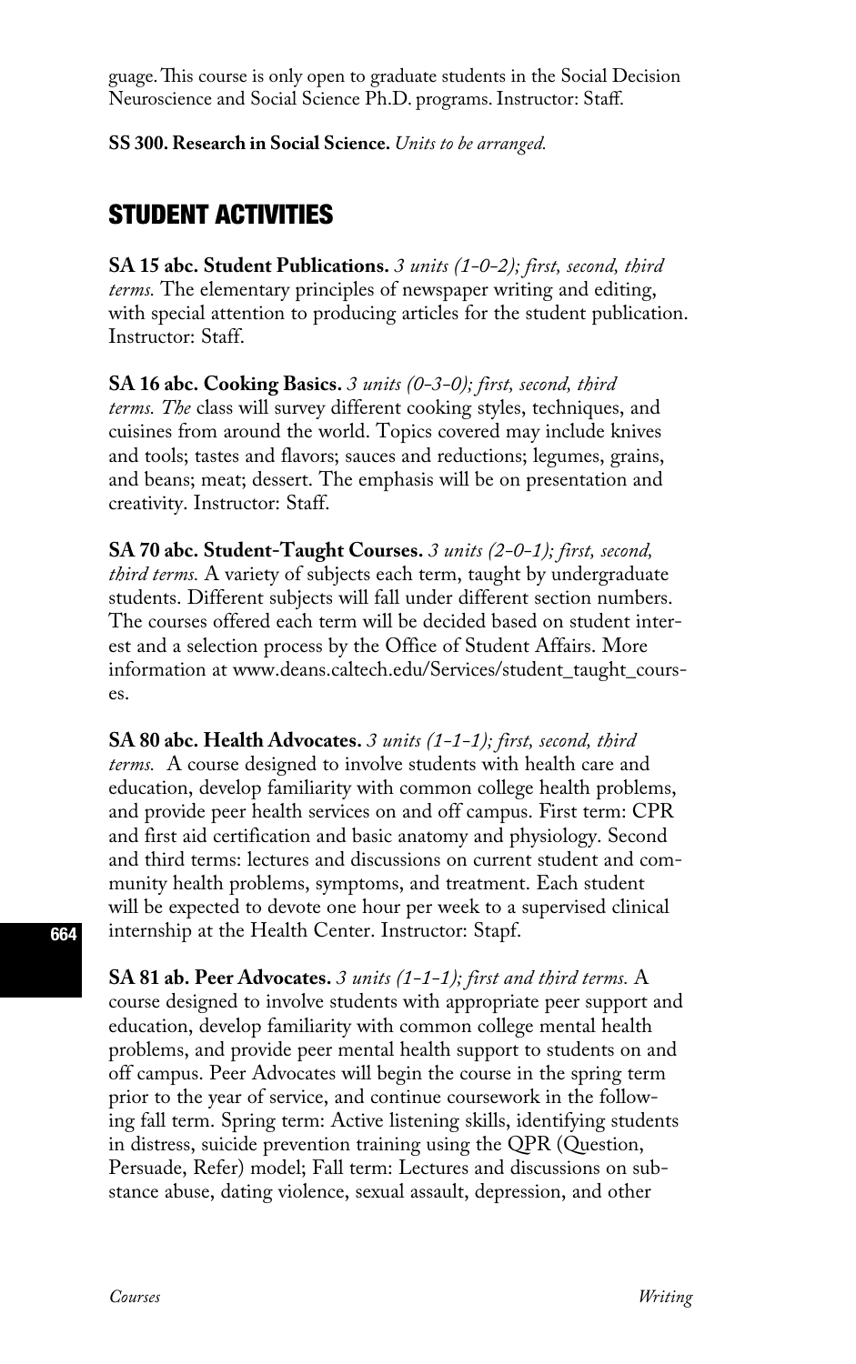guage. This course is only open to graduate students in the Social Decision Neuroscience and Social Science Ph.D. programs. Instructor: Staff.

**SS 300. Research in Social Science.** *Units to be arranged.*

## STUDENT ACTIVITIES

**SA 15 abc. Student Publications.** *3 units (1-0-2); first, second, third terms.* The elementary principles of newspaper writing and editing, with special attention to producing articles for the student publication. Instructor: Staff.

**SA 16 abc. Cooking Basics.** *3 units (0-3-0); first, second, third terms. The* class will survey different cooking styles, techniques, and cuisines from around the world. Topics covered may include knives and tools; tastes and flavors; sauces and reductions; legumes, grains, and beans; meat; dessert. The emphasis will be on presentation and creativity. Instructor: Staff.

**SA 70 abc. Student-Taught Courses.** *3 units (2-0-1); first, second, third terms.* A variety of subjects each term, taught by undergraduate students. Different subjects will fall under different section numbers. The courses offered each term will be decided based on student interest and a selection process by the Office of Student Affairs. More information at www.deans.caltech.edu/Services/student_taught_courses.

**SA 80 abc. Health Advocates.** *3 units (1-1-1); first, second, third terms.* A course designed to involve students with health care and education, develop familiarity with common college health problems, and provide peer health services on and off campus. First term: CPR and first aid certification and basic anatomy and physiology. Second and third terms: lectures and discussions on current student and community health problems, symptoms, and treatment. Each student will be expected to devote one hour per week to a supervised clinical internship at the Health Center. Instructor: Stapf.

**SA 81 ab. Peer Advocates.** *3 units (1-1-1); first and third terms.* A course designed to involve students with appropriate peer support and education, develop familiarity with common college mental health problems, and provide peer mental health support to students on and off campus. Peer Advocates will begin the course in the spring term prior to the year of service, and continue coursework in the following fall term. Spring term: Active listening skills, identifying students in distress, suicide prevention training using the QPR (Question, Persuade, Refer) model; Fall term: Lectures and discussions on substance abuse, dating violence, sexual assault, depression, and other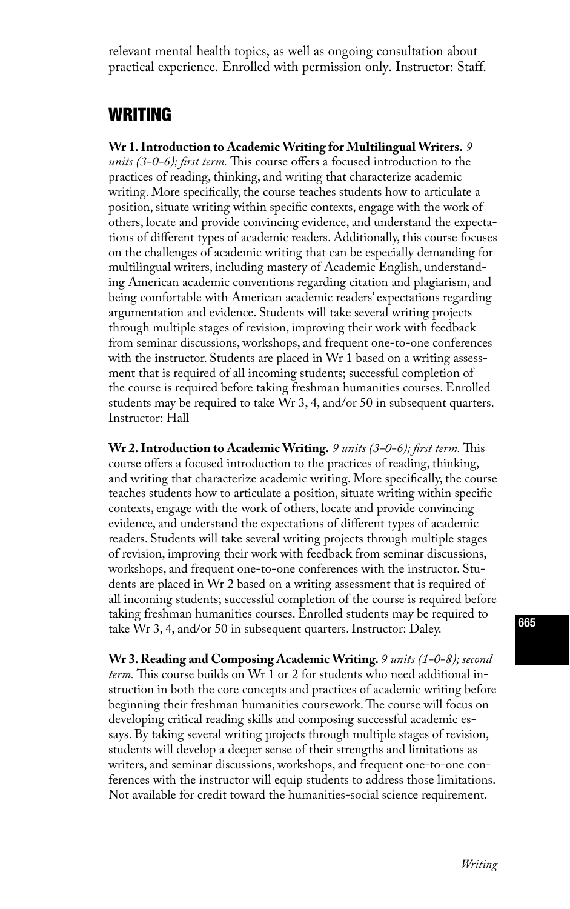relevant mental health topics, as well as ongoing consultation about practical experience. Enrolled with permission only. Instructor: Staff.

## WRITING

**Wr 1. Introduction to Academic Writing for Multilingual Writers.** *9 units (3-0-6); first term.* This course offers a focused introduction to the practices of reading, thinking, and writing that characterize academic writing. More specifically, the course teaches students how to articulate a position, situate writing within specific contexts, engage with the work of others, locate and provide convincing evidence, and understand the expectations of different types of academic readers. Additionally, this course focuses on the challenges of academic writing that can be especially demanding for multilingual writers, including mastery of Academic English, understanding American academic conventions regarding citation and plagiarism, and being comfortable with American academic readers' expectations regarding argumentation and evidence. Students will take several writing projects through multiple stages of revision, improving their work with feedback from seminar discussions, workshops, and frequent one-to-one conferences with the instructor. Students are placed in Wr 1 based on a writing assessment that is required of all incoming students; successful completion of the course is required before taking freshman humanities courses. Enrolled students may be required to take Wr 3, 4, and/or 50 in subsequent quarters. Instructor: Hall

**Wr 2. Introduction to Academic Writing.** *9 units (3-0-6); first term.* This course offers a focused introduction to the practices of reading, thinking, and writing that characterize academic writing. More specifically, the course teaches students how to articulate a position, situate writing within specific contexts, engage with the work of others, locate and provide convincing evidence, and understand the expectations of different types of academic readers. Students will take several writing projects through multiple stages of revision, improving their work with feedback from seminar discussions, workshops, and frequent one-to-one conferences with the instructor. Students are placed in Wr 2 based on a writing assessment that is required of all incoming students; successful completion of the course is required before taking freshman humanities courses. Enrolled students may be required to take Wr 3, 4, and/or 50 in subsequent quarters. Instructor: Daley.

**Wr 3. Reading and Composing Academic Writing.** *9 units (1-0-8); second term.* This course builds on Wr 1 or 2 for students who need additional instruction in both the core concepts and practices of academic writing before beginning their freshman humanities coursework. The course will focus on developing critical reading skills and composing successful academic essays. By taking several writing projects through multiple stages of revision, students will develop a deeper sense of their strengths and limitations as writers, and seminar discussions, workshops, and frequent one-to-one conferences with the instructor will equip students to address those limitations. Not available for credit toward the humanities-social science requirement.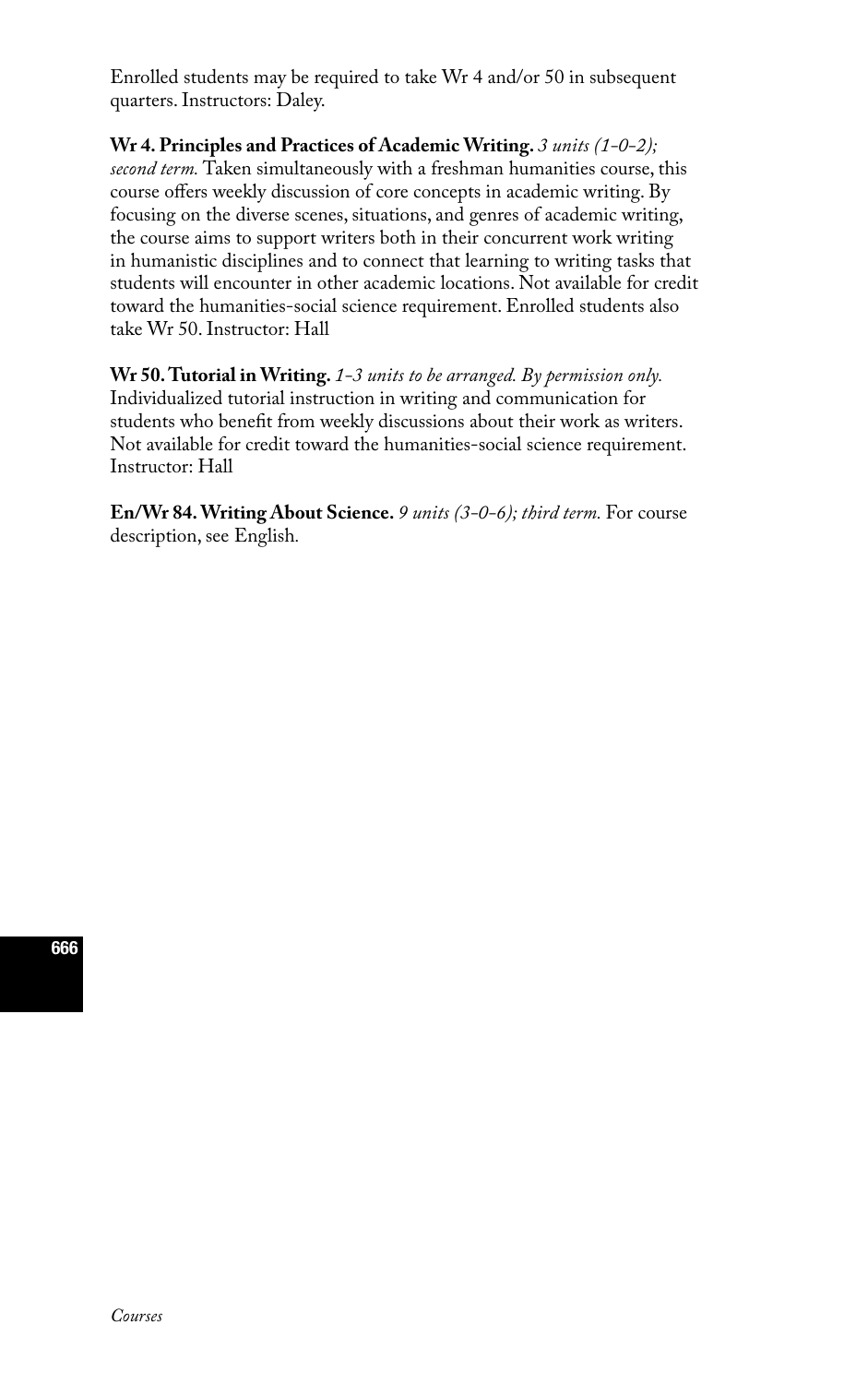Enrolled students may be required to take Wr 4 and/or 50 in subsequent quarters. Instructors: Daley.

**Wr 4. Principles and Practices of Academic Writing.** *3 units (1-0-2); second term.* Taken simultaneously with a freshman humanities course, this course offers weekly discussion of core concepts in academic writing. By focusing on the diverse scenes, situations, and genres of academic writing, the course aims to support writers both in their concurrent work writing in humanistic disciplines and to connect that learning to writing tasks that students will encounter in other academic locations. Not available for credit toward the humanities-social science requirement. Enrolled students also take Wr 50. Instructor: Hall

**Wr 50. Tutorial in Writing.** *1-3 units to be arranged. By permission only.* Individualized tutorial instruction in writing and communication for students who benefit from weekly discussions about their work as writers. Not available for credit toward the humanities-social science requirement. Instructor: Hall

**En/Wr 84. Writing About Science.** *9 units (3-0-6); third term.* For course description, see English.